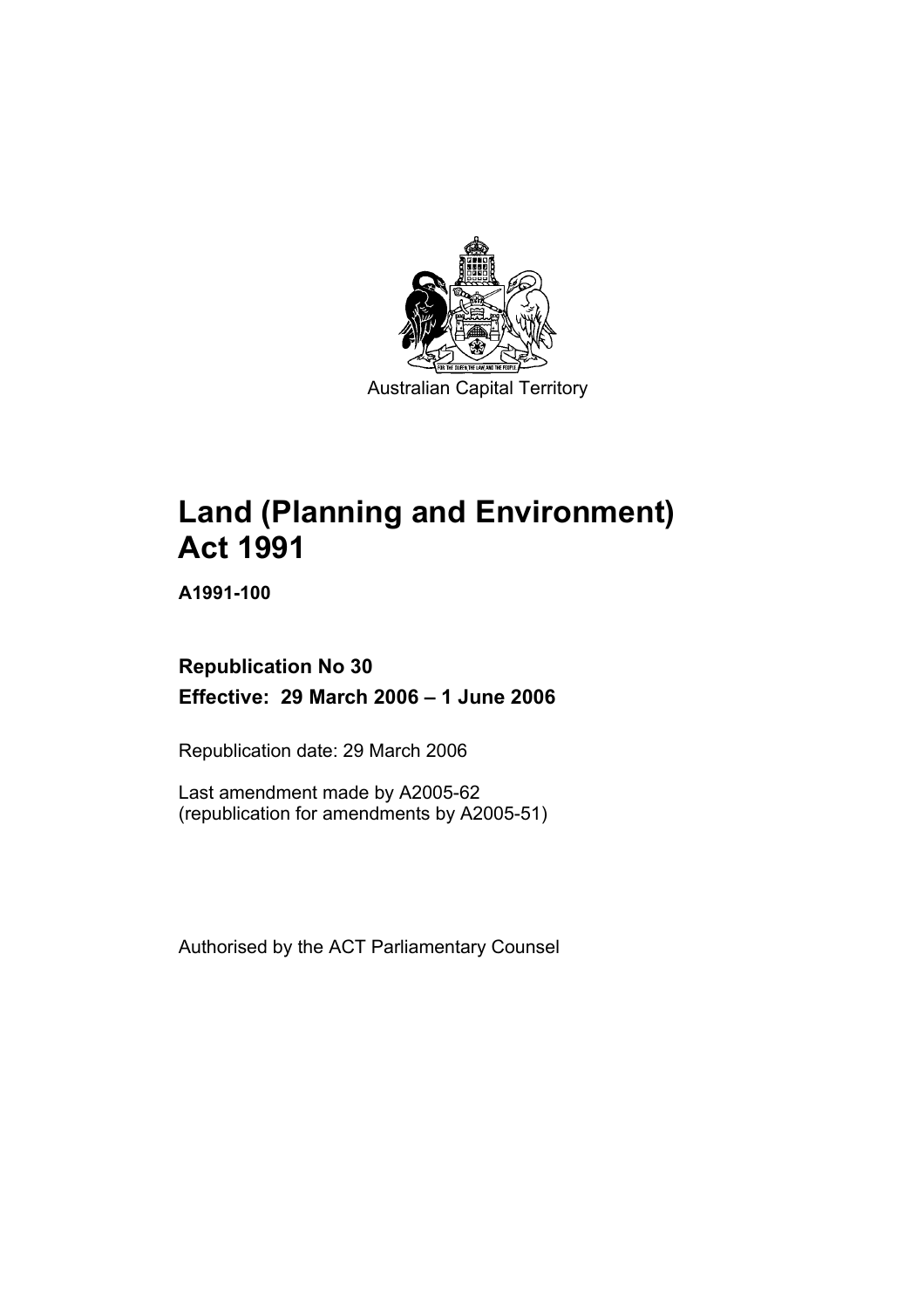Australian Capital Territory

# Land (Planning and Environment) Act 1991

**A1991-100**

**Republication No 30**

**Effective: 29 March 2006 – 1 June 2006**

Republication date: 29 March 2006

Last amendment made by A2005-62
(republication for amendments by A2005-51)

Authorised by the ACT Parliamentary Counsel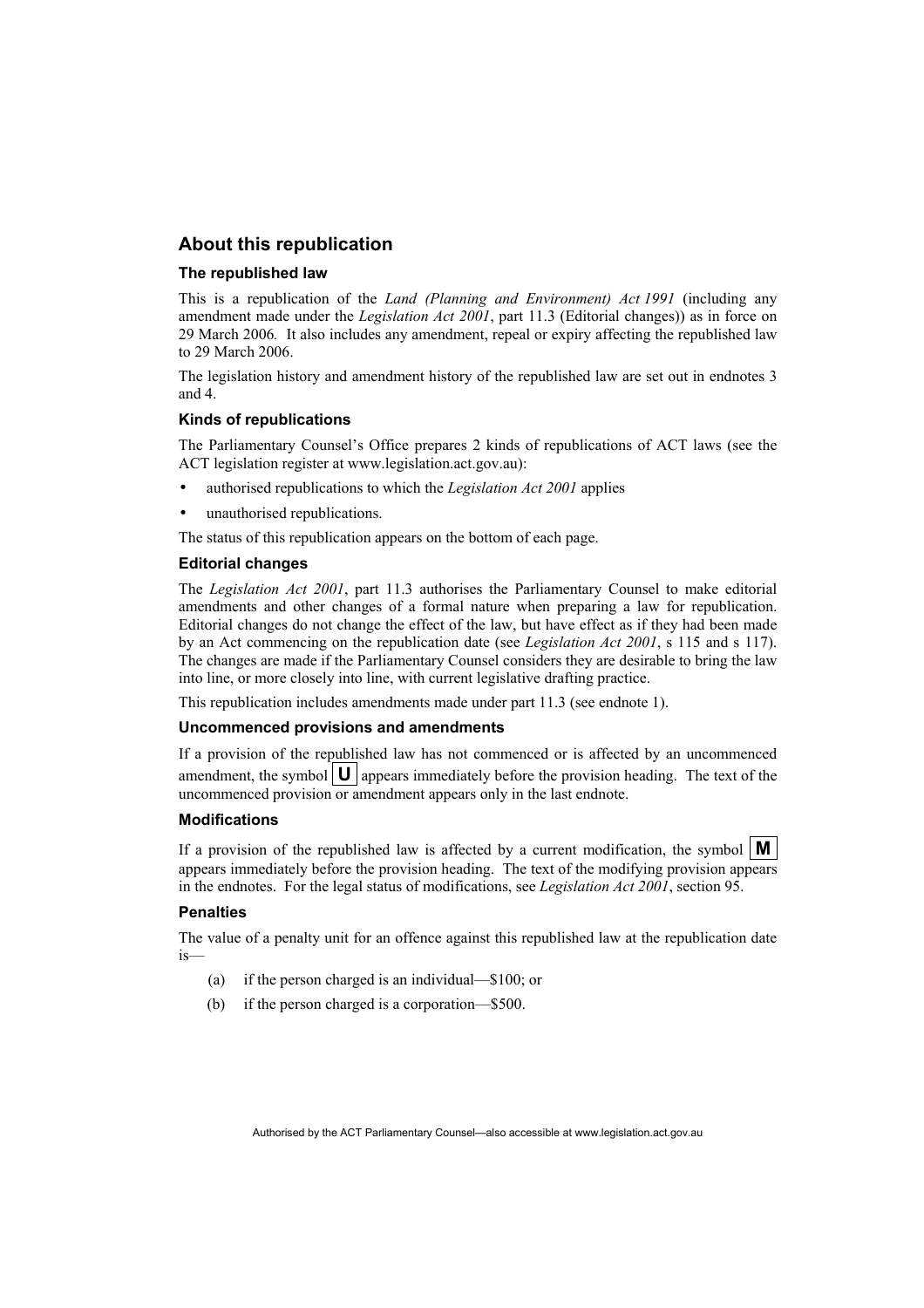## About this republication

### The republished law

This is a republication of the *Land (Planning and Environment) Act 1991* (including any amendment made under the *Legislation Act 2001*, part 11.3 (Editorial changes)) as in force on 29 March 2006*.* It also includes any amendment, repeal or expiry affecting the republished law to 29 March 2006.

The legislation history and amendment history of the republished law are set out in endnotes 3 and 4.

### Kinds of republications

The Parliamentary Counsel's Office prepares 2 kinds of republications of ACT laws (see the ACT legislation register at www.legislation.act.gov.au):

- authorised republications to which the *Legislation Act 2001* applies
- unauthorised republications.

The status of this republication appears on the bottom of each page.

### Editorial changes

The *Legislation Act 2001*, part 11.3 authorises the Parliamentary Counsel to make editorial amendments and other changes of a formal nature when preparing a law for republication. Editorial changes do not change the effect of the law, but have effect as if they had been made by an Act commencing on the republication date (see *Legislation Act 2001*, s 115 and s 117). The changes are made if the Parliamentary Counsel considers they are desirable to bring the law into line, or more closely into line, with current legislative drafting practice.

This republication includes amendments made under part 11.3 (see endnote 1).

### Uncommenced provisions and amendments

If a provision of the republished law has not commenced or is affected by an uncommenced amendment, the symbol **U** appears immediately before the provision heading. The text of the uncommenced provision or amendment appears only in the last endnote.

### Modifications

If a provision of the republished law is affected by a current modification, the symbol **M** appears immediately before the provision heading. The text of the modifying provision appears in the endnotes. For the legal status of modifications, see *Legislation Act 2001*, section 95.

### Penalties

The value of a penalty unit for an offence against this republished law at the republication date is—

(a) if the person charged is an individual—$100; or

(b) if the person charged is a corporation—$500.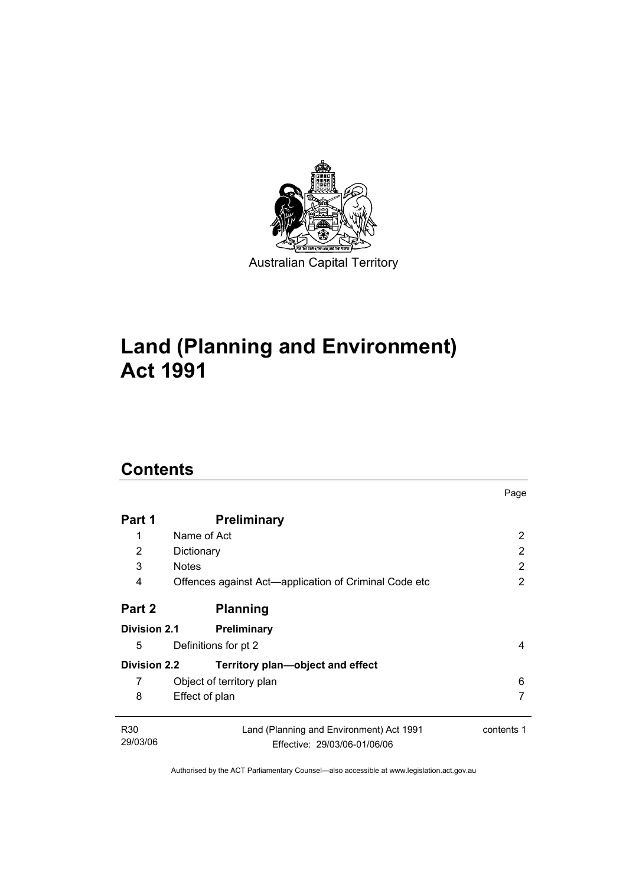Australian Capital Territory

# Land (Planning and Environment) Act 1991

## Contents

| | | Page |
|---|---|---|
| **Part 1** | **Preliminary** | |
| 1 | Name of Act | 2 |
| 2 | Dictionary | 2 |
| 3 | Notes | 2 |
| 4 | Offences against Act—application of Criminal Code etc | 2 |
| **Part 2** | **Planning** | |
| **Division 2.1** | **Preliminary** | |
| 5 | Definitions for pt 2 | 4 |
| **Division 2.2** | **Territory plan—object and effect** | |
| 7 | Object of territory plan | 6 |
| 8 | Effect of plan | 7 |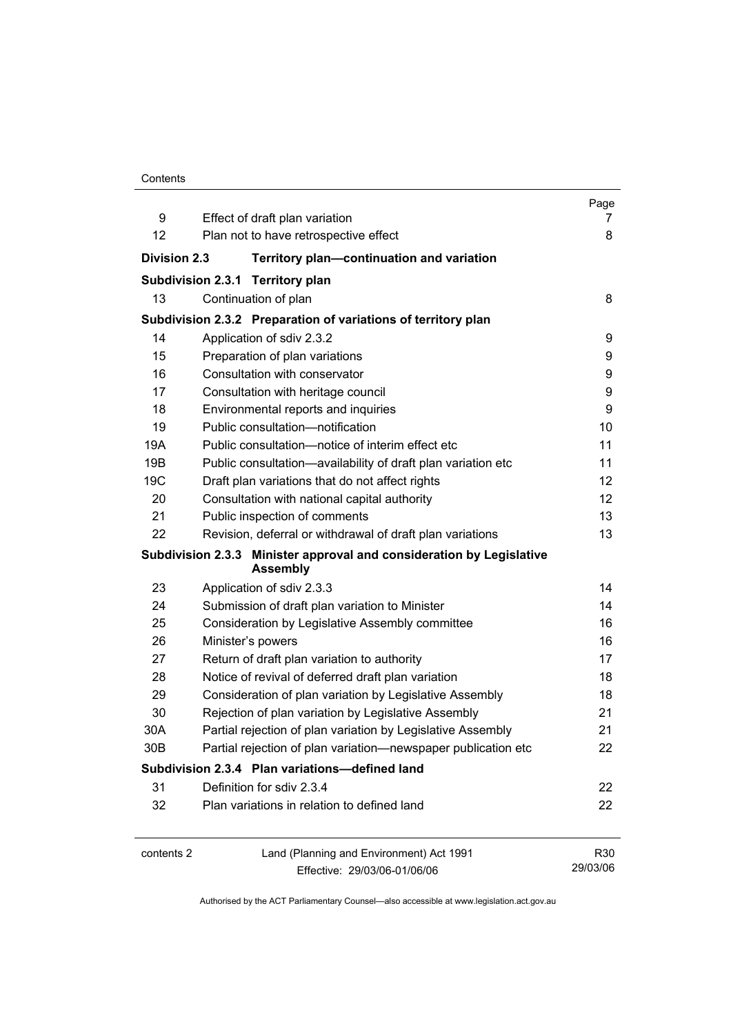| | | Page |
|---|---|---|
| 9 | Effect of draft plan variation | 7 |
| 12 | Plan not to have retrospective effect | 8 |
| **Division 2.3** | **Territory plan—continuation and variation** | |
| **Subdivision 2.3.1** | **Territory plan** | |
| 13 | Continuation of plan | 8 |
| **Subdivision 2.3.2** | **Preparation of variations of territory plan** | |
| 14 | Application of sdiv 2.3.2 | 9 |
| 15 | Preparation of plan variations | 9 |
| 16 | Consultation with conservator | 9 |
| 17 | Consultation with heritage council | 9 |
| 18 | Environmental reports and inquiries | 9 |
| 19 | Public consultation—notification | 10 |
| 19A | Public consultation—notice of interim effect etc | 11 |
| 19B | Public consultation—availability of draft plan variation etc | 11 |
| 19C | Draft plan variations that do not affect rights | 12 |
| 20 | Consultation with national capital authority | 12 |
| 21 | Public inspection of comments | 13 |
| 22 | Revision, deferral or withdrawal of draft plan variations | 13 |
| **Subdivision 2.3.3** | **Minister approval and consideration by Legislative Assembly** | |
| 23 | Application of sdiv 2.3.3 | 14 |
| 24 | Submission of draft plan variation to Minister | 14 |
| 25 | Consideration by Legislative Assembly committee | 16 |
| 26 | Minister's powers | 16 |
| 27 | Return of draft plan variation to authority | 17 |
| 28 | Notice of revival of deferred draft plan variation | 18 |
| 29 | Consideration of plan variation by Legislative Assembly | 18 |
| 30 | Rejection of plan variation by Legislative Assembly | 21 |
| 30A | Partial rejection of plan variation by Legislative Assembly | 21 |
| 30B | Partial rejection of plan variation—newspaper publication etc | 22 |
| **Subdivision 2.3.4** | **Plan variations—defined land** | |
| 31 | Definition for sdiv 2.3.4 | 22 |
| 32 | Plan variations in relation to defined land | 22 |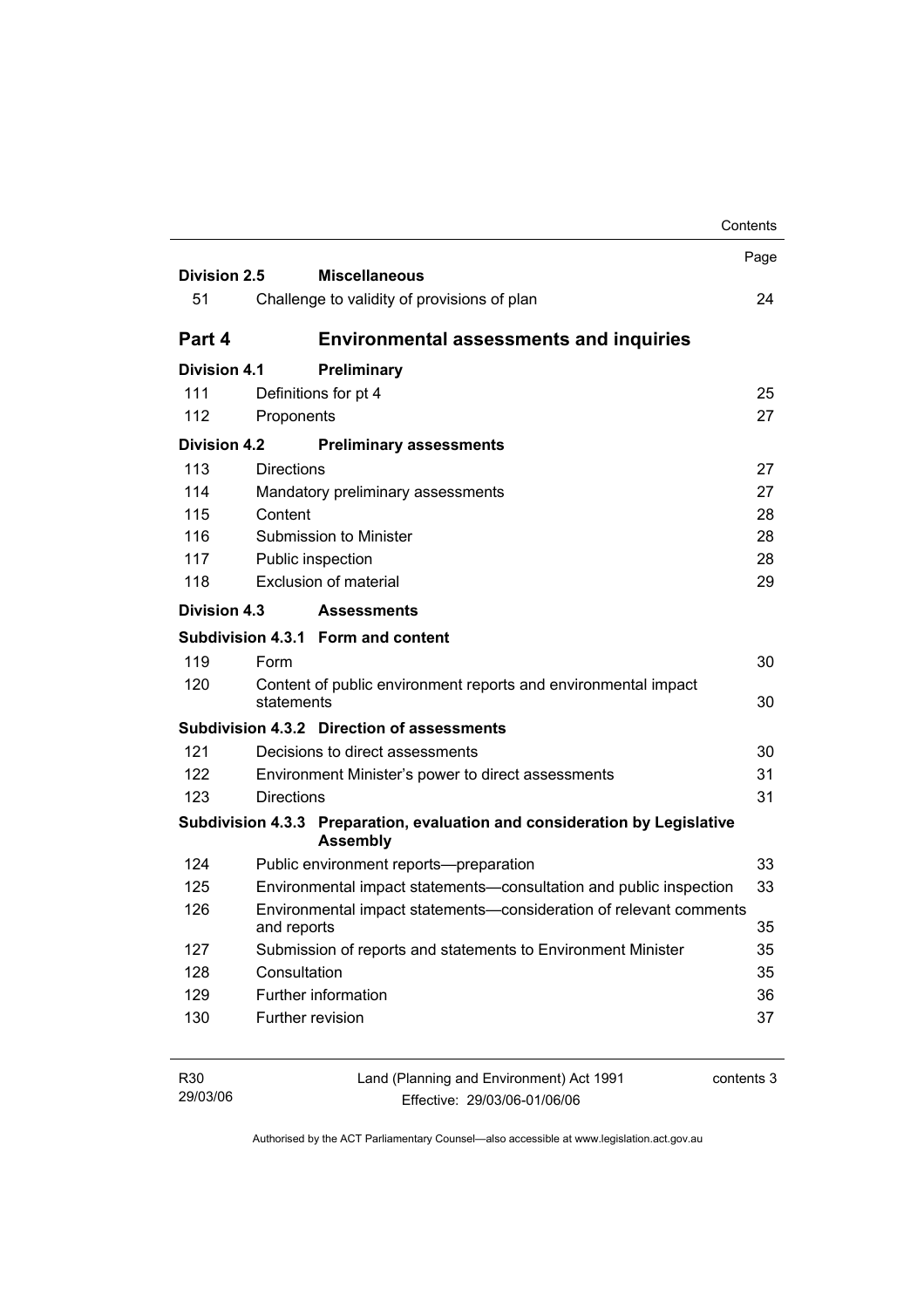| | | Page |
|---|---|---|
| **Division 2.5** | **Miscellaneous** | |
| 51 | Challenge to validity of provisions of plan | 24 |
| **Part 4** | **Environmental assessments and inquiries** | |
| **Division 4.1** | **Preliminary** | |
| 111 | Definitions for pt 4 | 25 |
| 112 | Proponents | 27 |
| **Division 4.2** | **Preliminary assessments** | |
| 113 | Directions | 27 |
| 114 | Mandatory preliminary assessments | 27 |
| 115 | Content | 28 |
| 116 | Submission to Minister | 28 |
| 117 | Public inspection | 28 |
| 118 | Exclusion of material | 29 |
| **Division 4.3** | **Assessments** | |
| **Subdivision 4.3.1** | **Form and content** | |
| 119 | Form | 30 |
| 120 | Content of public environment reports and environmental impact statements | 30 |
| **Subdivision 4.3.2** | **Direction of assessments** | |
| 121 | Decisions to direct assessments | 30 |
| 122 | Environment Minister's power to direct assessments | 31 |
| 123 | Directions | 31 |
| **Subdivision 4.3.3** | **Preparation, evaluation and consideration by Legislative Assembly** | |
| 124 | Public environment reports—preparation | 33 |
| 125 | Environmental impact statements—consultation and public inspection | 33 |
| 126 | Environmental impact statements—consideration of relevant comments and reports | 35 |
| 127 | Submission of reports and statements to Environment Minister | 35 |
| 128 | Consultation | 35 |
| 129 | Further information | 36 |
| 130 | Further revision | 37 |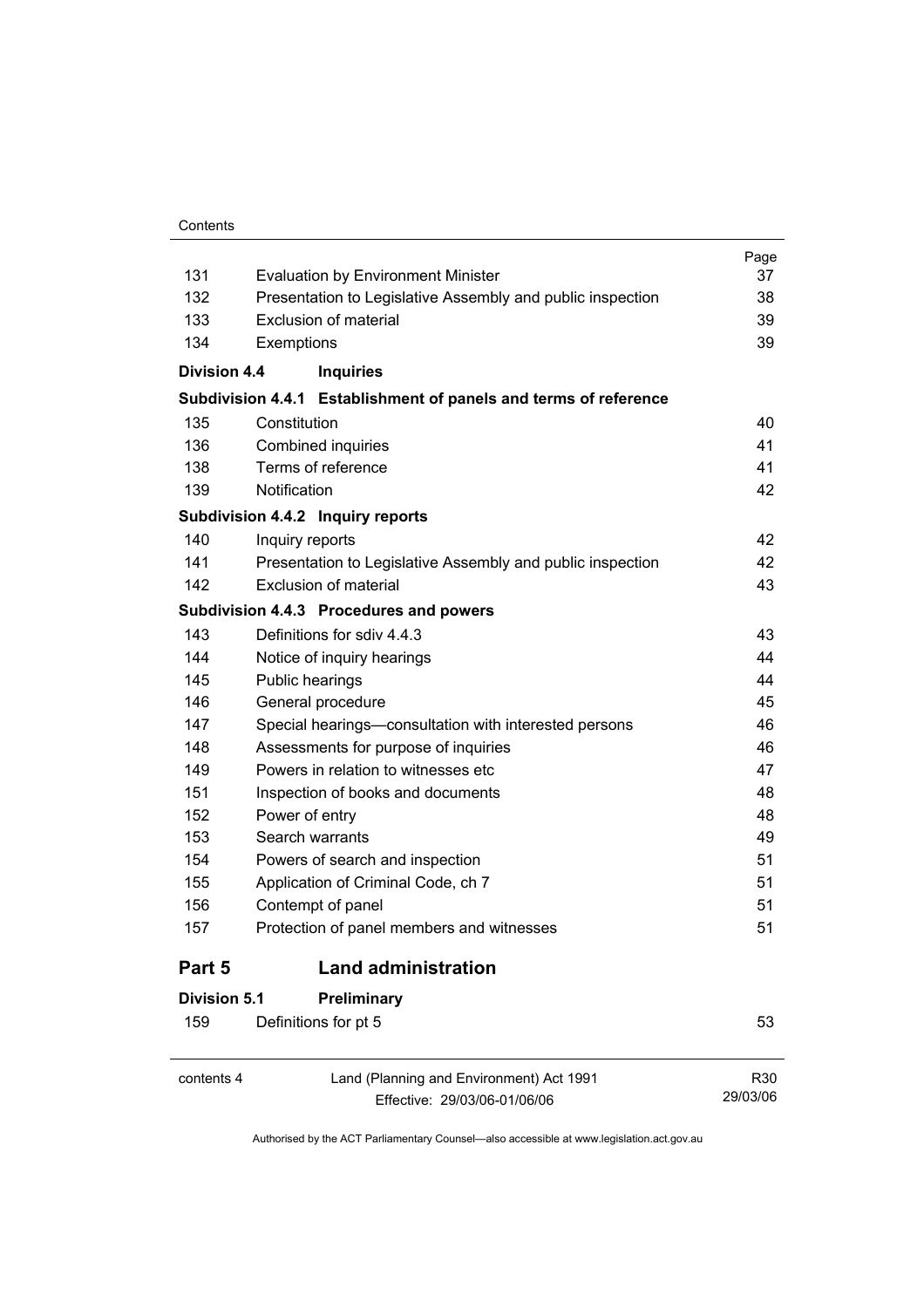| | | Page |
|---|---|---|
| 131 | Evaluation by Environment Minister | 37 |
| 132 | Presentation to Legislative Assembly and public inspection | 38 |
| 133 | Exclusion of material | 39 |
| 134 | Exemptions | 39 |
| **Division 4.4** | **Inquiries** | |
| **Subdivision 4.4.1** | **Establishment of panels and terms of reference** | |
| 135 | Constitution | 40 |
| 136 | Combined inquiries | 41 |
| 138 | Terms of reference | 41 |
| 139 | Notification | 42 |
| **Subdivision 4.4.2** | **Inquiry reports** | |
| 140 | Inquiry reports | 42 |
| 141 | Presentation to Legislative Assembly and public inspection | 42 |
| 142 | Exclusion of material | 43 |
| **Subdivision 4.4.3** | **Procedures and powers** | |
| 143 | Definitions for sdiv 4.4.3 | 43 |
| 144 | Notice of inquiry hearings | 44 |
| 145 | Public hearings | 44 |
| 146 | General procedure | 45 |
| 147 | Special hearings—consultation with interested persons | 46 |
| 148 | Assessments for purpose of inquiries | 46 |
| 149 | Powers in relation to witnesses etc | 47 |
| 151 | Inspection of books and documents | 48 |
| 152 | Power of entry | 48 |
| 153 | Search warrants | 49 |
| 154 | Powers of search and inspection | 51 |
| 155 | Application of Criminal Code, ch 7 | 51 |
| 156 | Contempt of panel | 51 |
| 157 | Protection of panel members and witnesses | 51 |

## Part 5 Land administration

| | | |
|---|---|---|
| **Division 5.1** | **Preliminary** | |
| 159 | Definitions for pt 5 | 53 |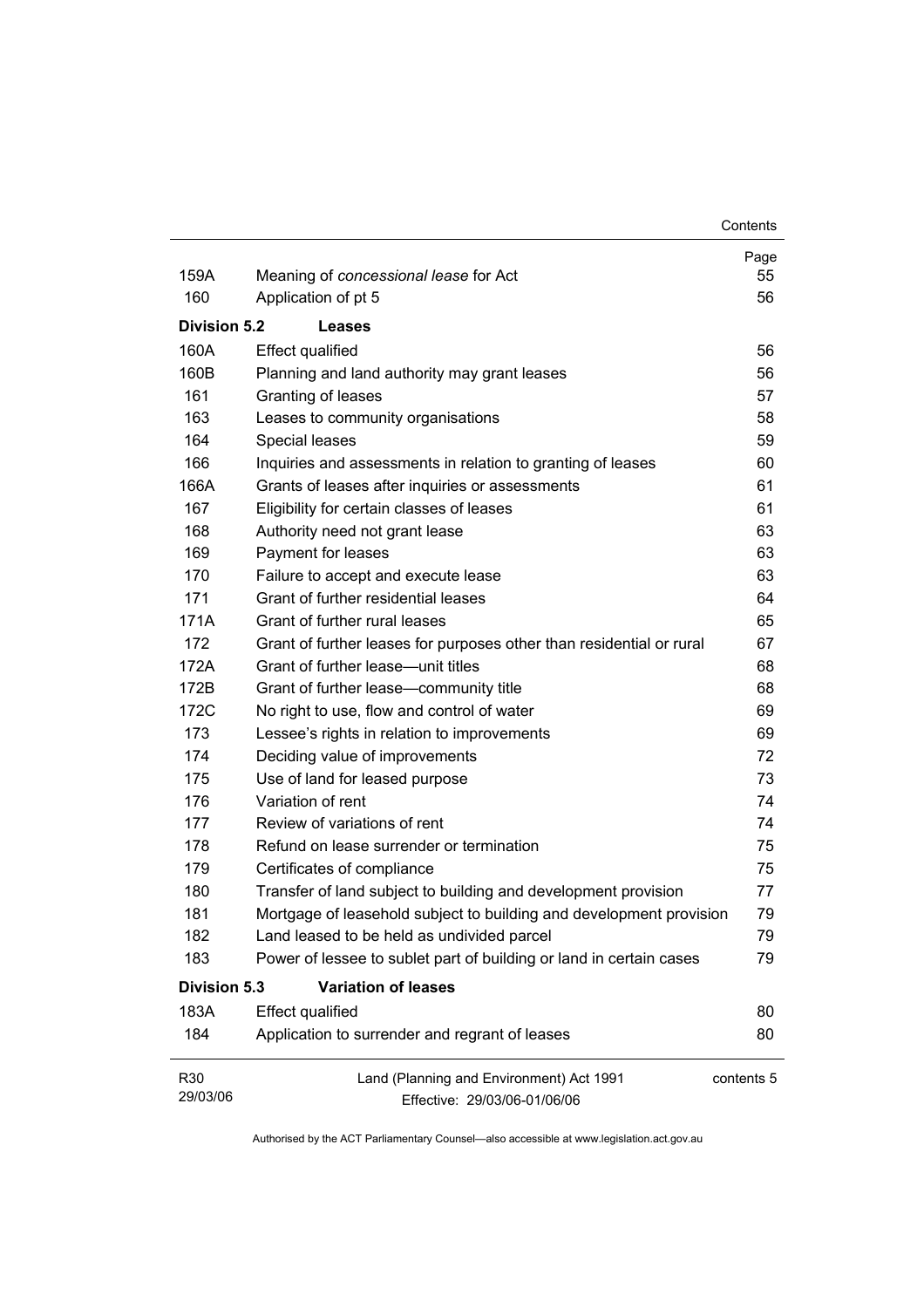| | | Page |
|---|---|---|
| 159A | Meaning of *concessional lease* for Act | 55 |
| 160 | Application of pt 5 | 56 |
| **Division 5.2** | **Leases** | |
| 160A | Effect qualified | 56 |
| 160B | Planning and land authority may grant leases | 56 |
| 161 | Granting of leases | 57 |
| 163 | Leases to community organisations | 58 |
| 164 | Special leases | 59 |
| 166 | Inquiries and assessments in relation to granting of leases | 60 |
| 166A | Grants of leases after inquiries or assessments | 61 |
| 167 | Eligibility for certain classes of leases | 61 |
| 168 | Authority need not grant lease | 63 |
| 169 | Payment for leases | 63 |
| 170 | Failure to accept and execute lease | 63 |
| 171 | Grant of further residential leases | 64 |
| 171A | Grant of further rural leases | 65 |
| 172 | Grant of further leases for purposes other than residential or rural | 67 |
| 172A | Grant of further lease—unit titles | 68 |
| 172B | Grant of further lease—community title | 68 |
| 172C | No right to use, flow and control of water | 69 |
| 173 | Lessee's rights in relation to improvements | 69 |
| 174 | Deciding value of improvements | 72 |
| 175 | Use of land for leased purpose | 73 |
| 176 | Variation of rent | 74 |
| 177 | Review of variations of rent | 74 |
| 178 | Refund on lease surrender or termination | 75 |
| 179 | Certificates of compliance | 75 |
| 180 | Transfer of land subject to building and development provision | 77 |
| 181 | Mortgage of leasehold subject to building and development provision | 79 |
| 182 | Land leased to be held as undivided parcel | 79 |
| 183 | Power of lessee to sublet part of building or land in certain cases | 79 |
| **Division 5.3** | **Variation of leases** | |
| 183A | Effect qualified | 80 |
| 184 | Application to surrender and regrant of leases | 80 |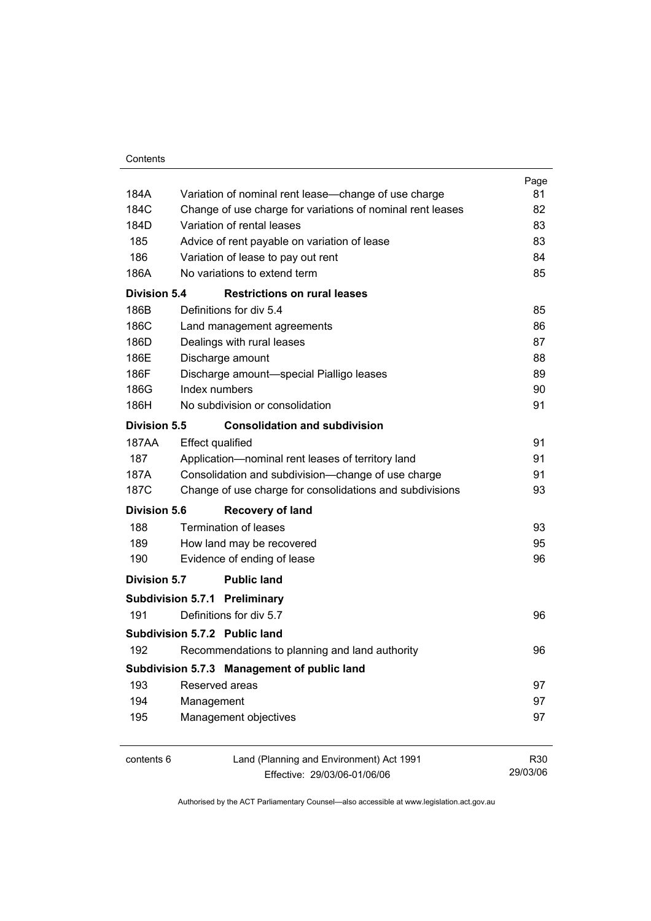| | | Page |
|---|---|---|
| 184A | Variation of nominal rent lease—change of use charge | 81 |
| 184C | Change of use charge for variations of nominal rent leases | 82 |
| 184D | Variation of rental leases | 83 |
| 185 | Advice of rent payable on variation of lease | 83 |
| 186 | Variation of lease to pay out rent | 84 |
| 186A | No variations to extend term | 85 |
| **Division 5.4** | **Restrictions on rural leases** | |
| 186B | Definitions for div 5.4 | 85 |
| 186C | Land management agreements | 86 |
| 186D | Dealings with rural leases | 87 |
| 186E | Discharge amount | 88 |
| 186F | Discharge amount—special Pialligo leases | 89 |
| 186G | Index numbers | 90 |
| 186H | No subdivision or consolidation | 91 |
| **Division 5.5** | **Consolidation and subdivision** | |
| 187AA | Effect qualified | 91 |
| 187 | Application—nominal rent leases of territory land | 91 |
| 187A | Consolidation and subdivision—change of use charge | 91 |
| 187C | Change of use charge for consolidations and subdivisions | 93 |
| **Division 5.6** | **Recovery of land** | |
| 188 | Termination of leases | 93 |
| 189 | How land may be recovered | 95 |
| 190 | Evidence of ending of lease | 96 |
| **Division 5.7** | **Public land** | |
| **Subdivision 5.7.1** | **Preliminary** | |
| 191 | Definitions for div 5.7 | 96 |
| **Subdivision 5.7.2** | **Public land** | |
| 192 | Recommendations to planning and land authority | 96 |
| **Subdivision 5.7.3** | **Management of public land** | |
| 193 | Reserved areas | 97 |
| 194 | Management | 97 |
| 195 | Management objectives | 97 |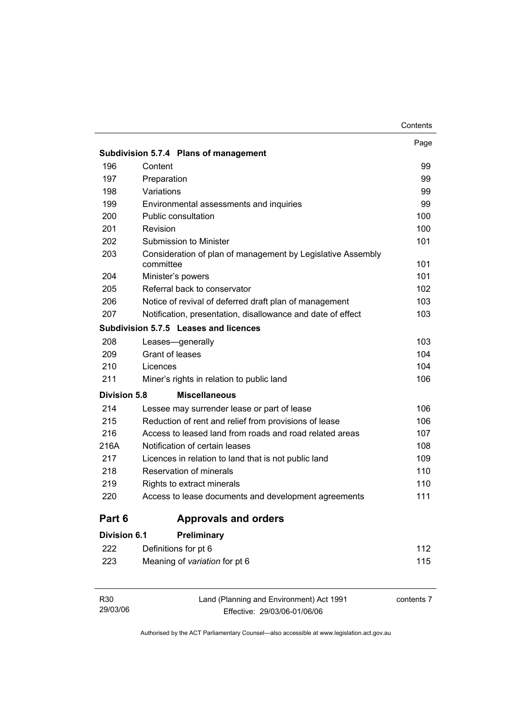| | | Page |
|---|---|---|
| **Subdivision 5.7.4** | **Plans of management** | |
| 196 | Content | 99 |
| 197 | Preparation | 99 |
| 198 | Variations | 99 |
| 199 | Environmental assessments and inquiries | 99 |
| 200 | Public consultation | 100 |
| 201 | Revision | 100 |
| 202 | Submission to Minister | 101 |
| 203 | Consideration of plan of management by Legislative Assembly committee | 101 |
| 204 | Minister's powers | 101 |
| 205 | Referral back to conservator | 102 |
| 206 | Notice of revival of deferred draft plan of management | 103 |
| 207 | Notification, presentation, disallowance and date of effect | 103 |
| **Subdivision 5.7.5** | **Leases and licences** | |
| 208 | Leases—generally | 103 |
| 209 | Grant of leases | 104 |
| 210 | Licences | 104 |
| 211 | Miner's rights in relation to public land | 106 |
| **Division 5.8** | **Miscellaneous** | |
| 214 | Lessee may surrender lease or part of lease | 106 |
| 215 | Reduction of rent and relief from provisions of lease | 106 |
| 216 | Access to leased land from roads and road related areas | 107 |
| 216A | Notification of certain leases | 108 |
| 217 | Licences in relation to land that is not public land | 109 |
| 218 | Reservation of minerals | 110 |
| 219 | Rights to extract minerals | 110 |
| 220 | Access to lease documents and development agreements | 111 |
| **Part 6** | **Approvals and orders** | |
| **Division 6.1** | **Preliminary** | |
| 222 | Definitions for pt 6 | 112 |
| 223 | Meaning of *variation* for pt 6 | 115 |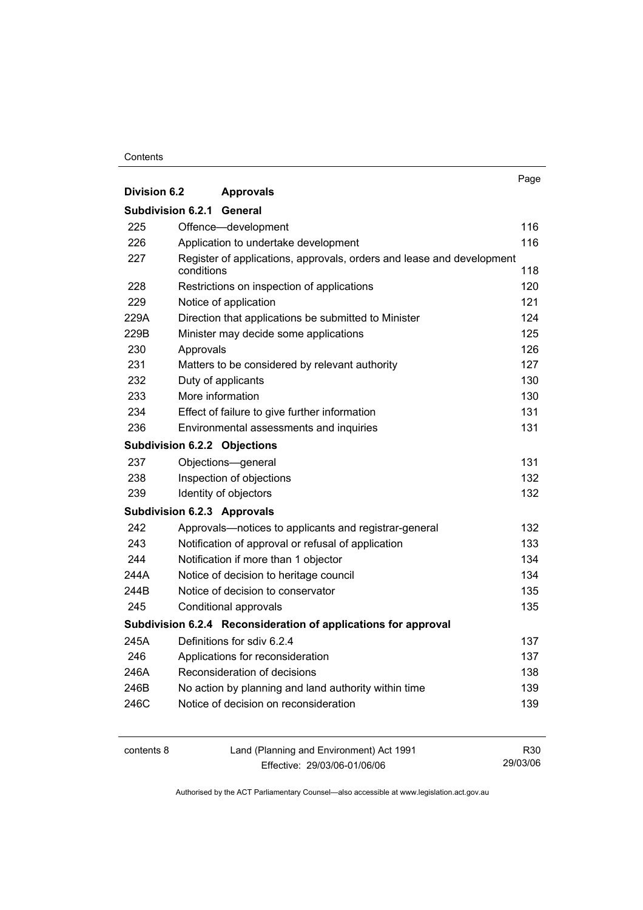| | | Page |
|---|---|---|
| **Division 6.2** | **Approvals** | |
| **Subdivision 6.2.1** | **General** | |
| 225 | Offence—development | 116 |
| 226 | Application to undertake development | 116 |
| 227 | Register of applications, approvals, orders and lease and development conditions | 118 |
| 228 | Restrictions on inspection of applications | 120 |
| 229 | Notice of application | 121 |
| 229A | Direction that applications be submitted to Minister | 124 |
| 229B | Minister may decide some applications | 125 |
| 230 | Approvals | 126 |
| 231 | Matters to be considered by relevant authority | 127 |
| 232 | Duty of applicants | 130 |
| 233 | More information | 130 |
| 234 | Effect of failure to give further information | 131 |
| 236 | Environmental assessments and inquiries | 131 |
| **Subdivision 6.2.2** | **Objections** | |
| 237 | Objections—general | 131 |
| 238 | Inspection of objections | 132 |
| 239 | Identity of objectors | 132 |
| **Subdivision 6.2.3** | **Approvals** | |
| 242 | Approvals—notices to applicants and registrar-general | 132 |
| 243 | Notification of approval or refusal of application | 133 |
| 244 | Notification if more than 1 objector | 134 |
| 244A | Notice of decision to heritage council | 134 |
| 244B | Notice of decision to conservator | 135 |
| 245 | Conditional approvals | 135 |
| **Subdivision 6.2.4** | **Reconsideration of applications for approval** | |
| 245A | Definitions for sdiv 6.2.4 | 137 |
| 246 | Applications for reconsideration | 137 |
| 246A | Reconsideration of decisions | 138 |
| 246B | No action by planning and land authority within time | 139 |
| 246C | Notice of decision on reconsideration | 139 |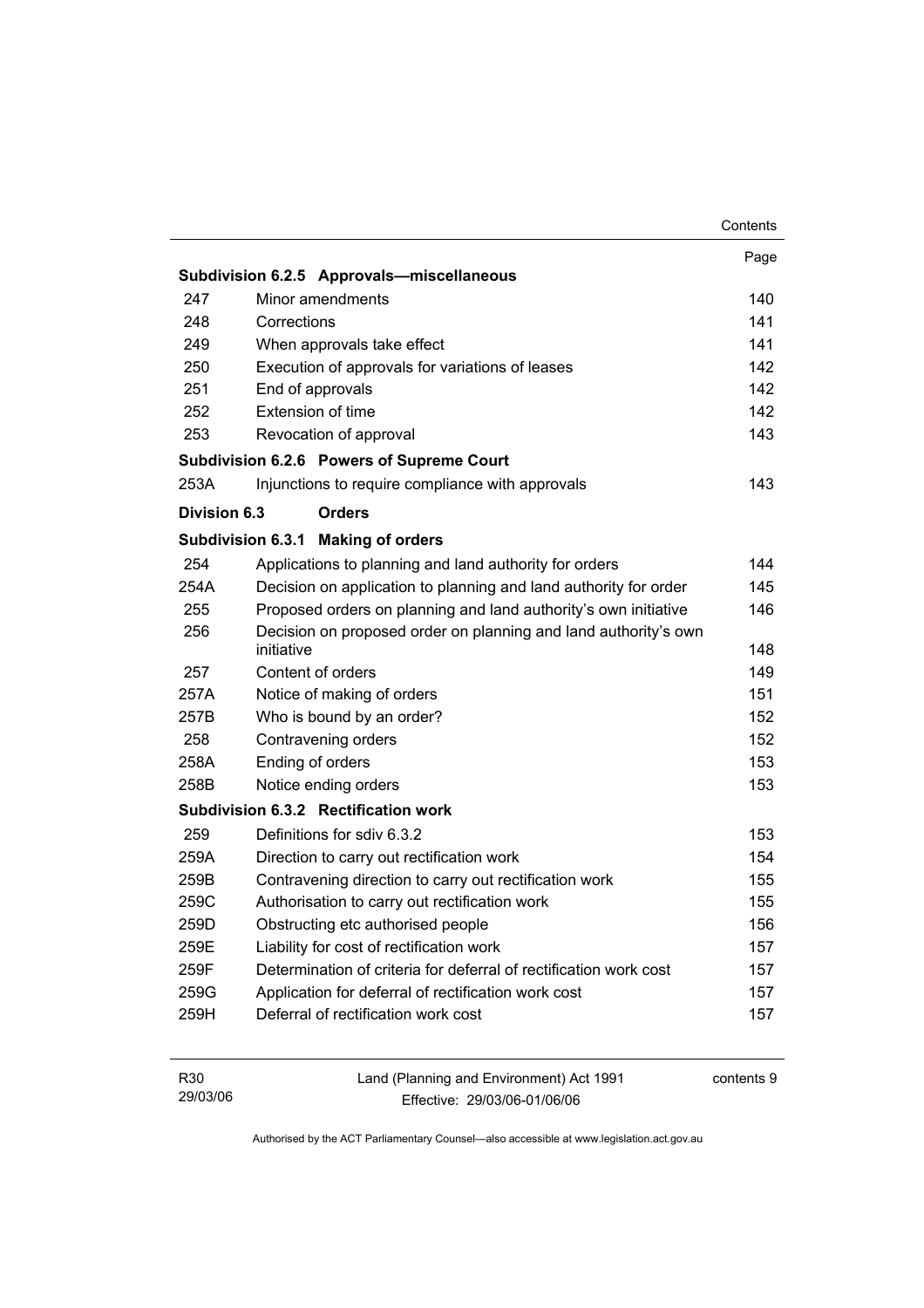| | | Page |
|---|---|---|
| **Subdivision 6.2.5** | **Approvals—miscellaneous** | |
| 247 | Minor amendments | 140 |
| 248 | Corrections | 141 |
| 249 | When approvals take effect | 141 |
| 250 | Execution of approvals for variations of leases | 142 |
| 251 | End of approvals | 142 |
| 252 | Extension of time | 142 |
| 253 | Revocation of approval | 143 |
| **Subdivision 6.2.6** | **Powers of Supreme Court** | |
| 253A | Injunctions to require compliance with approvals | 143 |
| **Division 6.3** | **Orders** | |
| **Subdivision 6.3.1** | **Making of orders** | |
| 254 | Applications to planning and land authority for orders | 144 |
| 254A | Decision on application to planning and land authority for order | 145 |
| 255 | Proposed orders on planning and land authority's own initiative | 146 |
| 256 | Decision on proposed order on planning and land authority's own initiative | 148 |
| 257 | Content of orders | 149 |
| 257A | Notice of making of orders | 151 |
| 257B | Who is bound by an order? | 152 |
| 258 | Contravening orders | 152 |
| 258A | Ending of orders | 153 |
| 258B | Notice ending orders | 153 |
| **Subdivision 6.3.2** | **Rectification work** | |
| 259 | Definitions for sdiv 6.3.2 | 153 |
| 259A | Direction to carry out rectification work | 154 |
| 259B | Contravening direction to carry out rectification work | 155 |
| 259C | Authorisation to carry out rectification work | 155 |
| 259D | Obstructing etc authorised people | 156 |
| 259E | Liability for cost of rectification work | 157 |
| 259F | Determination of criteria for deferral of rectification work cost | 157 |
| 259G | Application for deferral of rectification work cost | 157 |
| 259H | Deferral of rectification work cost | 157 |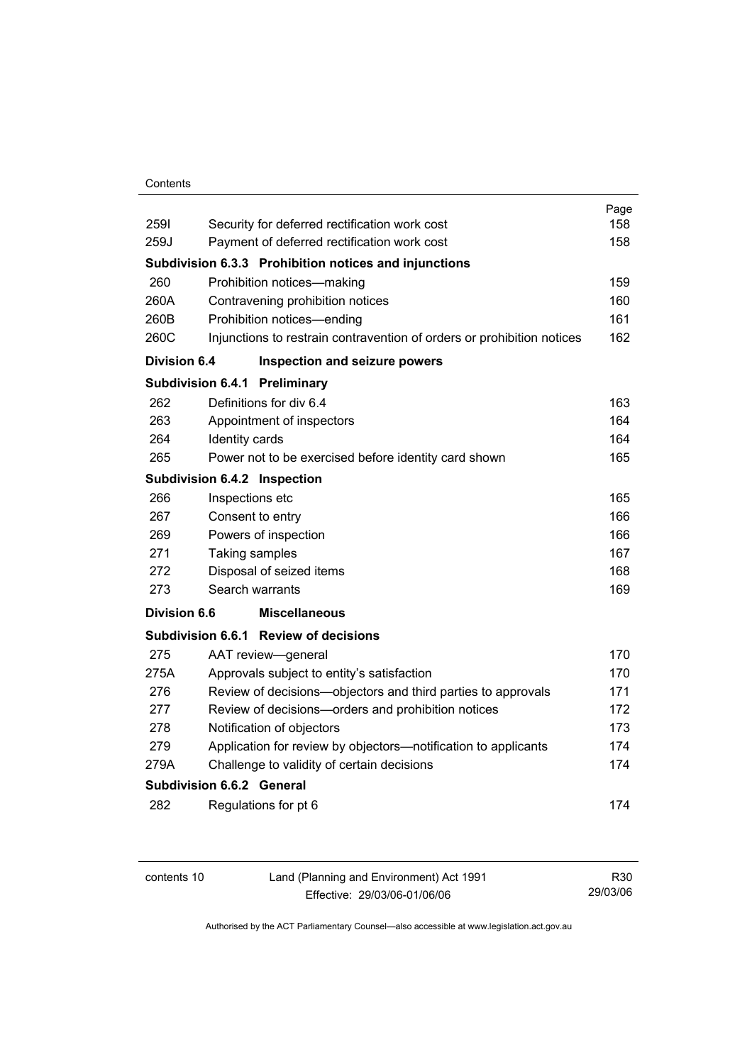| | | Page |
|---|---|---|
| 259I | Security for deferred rectification work cost | 158 |
| 259J | Payment of deferred rectification work cost | 158 |
| **Subdivision 6.3.3** | **Prohibition notices and injunctions** | |
| 260 | Prohibition notices—making | 159 |
| 260A | Contravening prohibition notices | 160 |
| 260B | Prohibition notices—ending | 161 |
| 260C | Injunctions to restrain contravention of orders or prohibition notices | 162 |
| **Division 6.4** | **Inspection and seizure powers** | |
| **Subdivision 6.4.1** | **Preliminary** | |
| 262 | Definitions for div 6.4 | 163 |
| 263 | Appointment of inspectors | 164 |
| 264 | Identity cards | 164 |
| 265 | Power not to be exercised before identity card shown | 165 |
| **Subdivision 6.4.2** | **Inspection** | |
| 266 | Inspections etc | 165 |
| 267 | Consent to entry | 166 |
| 269 | Powers of inspection | 166 |
| 271 | Taking samples | 167 |
| 272 | Disposal of seized items | 168 |
| 273 | Search warrants | 169 |
| **Division 6.6** | **Miscellaneous** | |
| **Subdivision 6.6.1** | **Review of decisions** | |
| 275 | AAT review—general | 170 |
| 275A | Approvals subject to entity's satisfaction | 170 |
| 276 | Review of decisions—objectors and third parties to approvals | 171 |
| 277 | Review of decisions—orders and prohibition notices | 172 |
| 278 | Notification of objectors | 173 |
| 279 | Application for review by objectors—notification to applicants | 174 |
| 279A | Challenge to validity of certain decisions | 174 |
| **Subdivision 6.6.2** | **General** | |
| 282 | Regulations for pt 6 | 174 |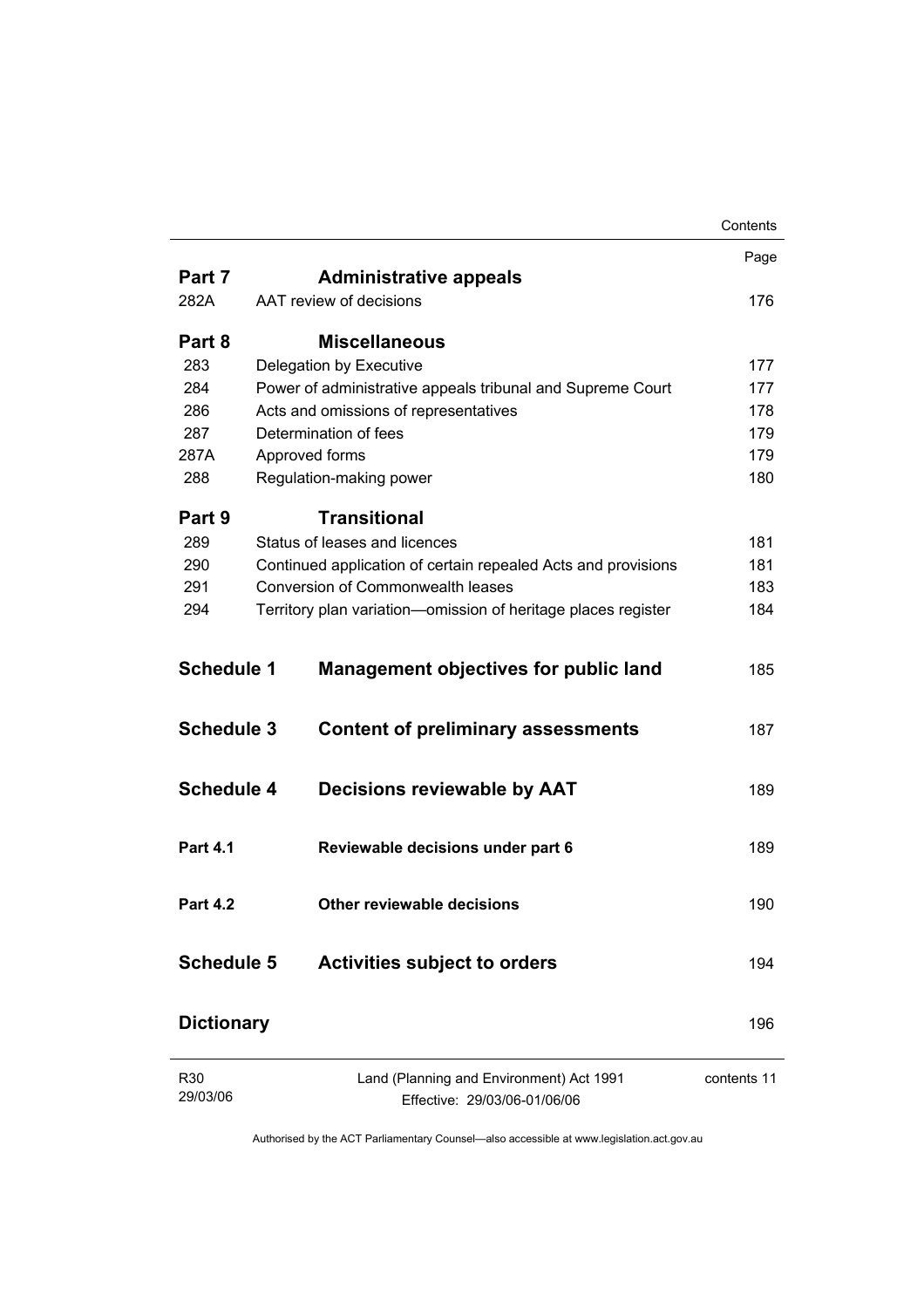| | | Page |
|---|---|---|
| **Part 7** | **Administrative appeals** | |
| 282A | AAT review of decisions | 176 |
| **Part 8** | **Miscellaneous** | |
| 283 | Delegation by Executive | 177 |
| 284 | Power of administrative appeals tribunal and Supreme Court | 177 |
| 286 | Acts and omissions of representatives | 178 |
| 287 | Determination of fees | 179 |
| 287A | Approved forms | 179 |
| 288 | Regulation-making power | 180 |
| **Part 9** | **Transitional** | |
| 289 | Status of leases and licences | 181 |
| 290 | Continued application of certain repealed Acts and provisions | 181 |
| 291 | Conversion of Commonwealth leases | 183 |
| 294 | Territory plan variation—omission of heritage places register | 184 |
| **Schedule 1** | **Management objectives for public land** | 185 |
| **Schedule 3** | **Content of preliminary assessments** | 187 |
| **Schedule 4** | **Decisions reviewable by AAT** | 189 |
| **Part 4.1** | **Reviewable decisions under part 6** | 189 |
| **Part 4.2** | **Other reviewable decisions** | 190 |
| **Schedule 5** | **Activities subject to orders** | 194 |
| **Dictionary** | | 196 |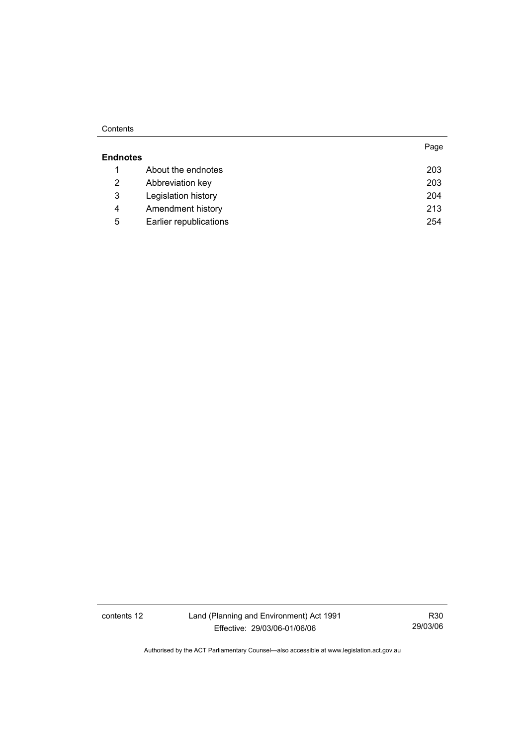|  |  | Page |
|---|---|---|
| **Endnotes** |  |  |
| 1 | About the endnotes | 203 |
| 2 | Abbreviation key | 203 |
| 3 | Legislation history | 204 |
| 4 | Amendment history | 213 |
| 5 | Earlier republications | 254 |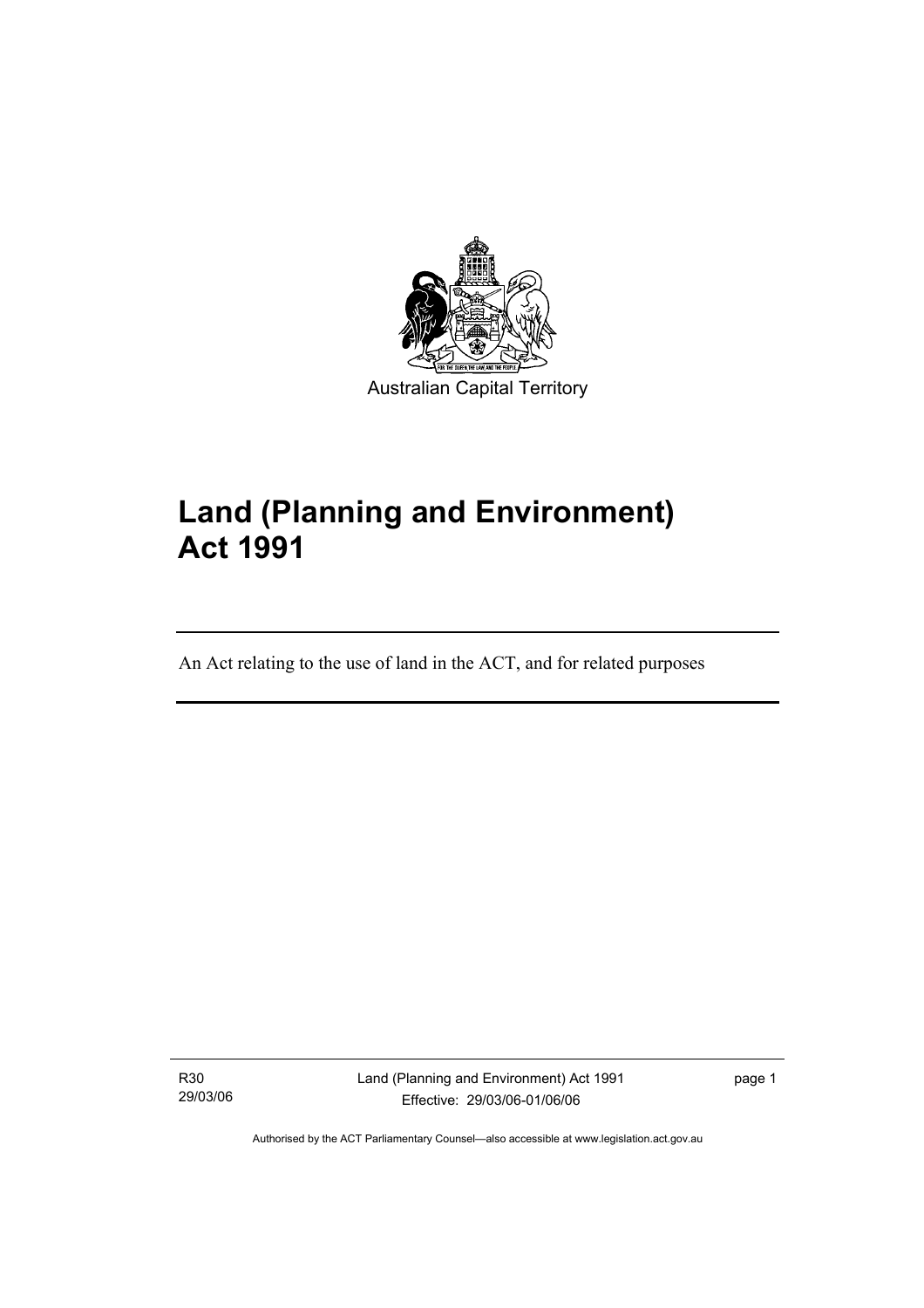Australian Capital Territory

# Land (Planning and Environment) Act 1991

An Act relating to the use of land in the ACT, and for related purposes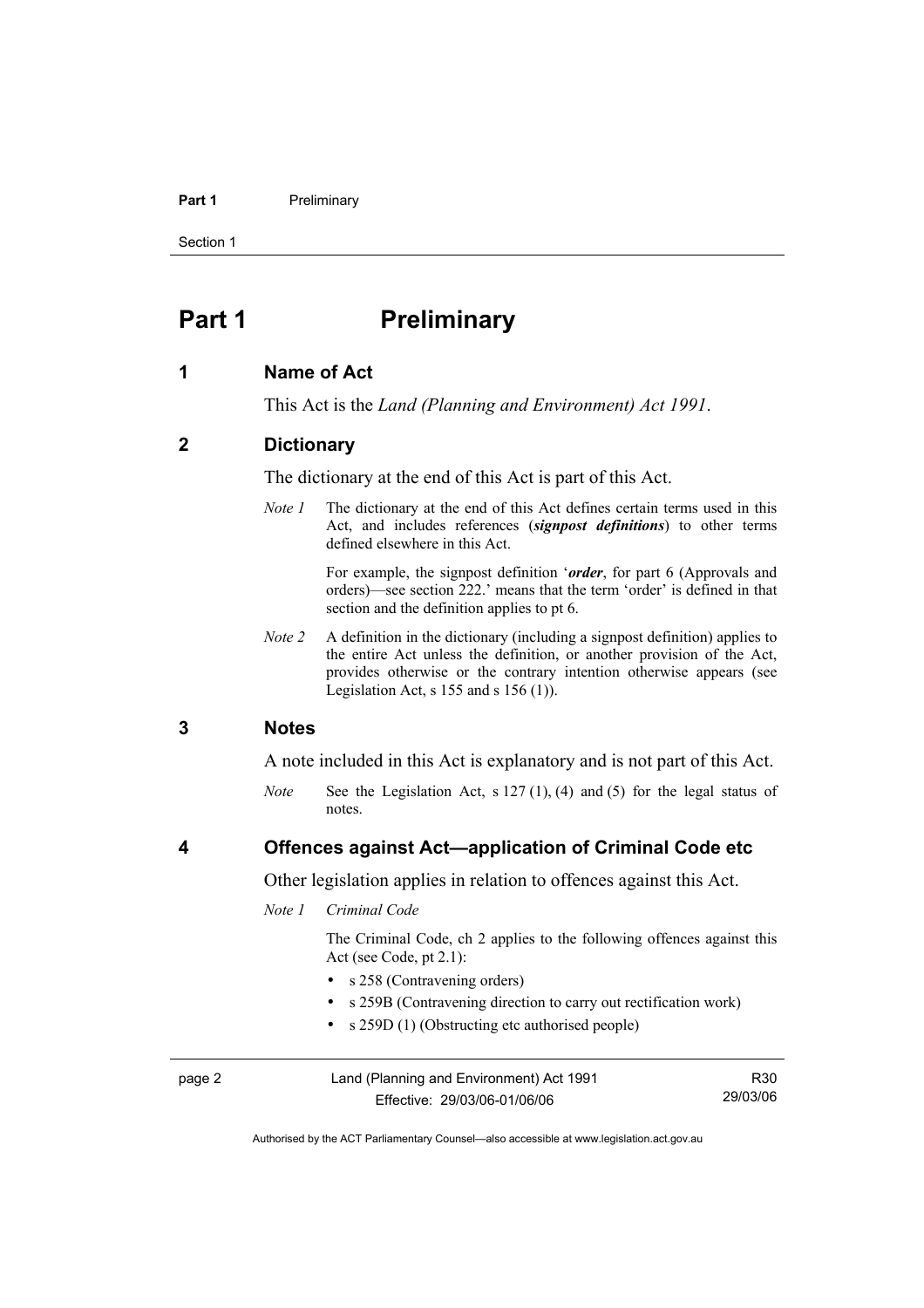# Part 1 Preliminary

## 1 Name of Act

This Act is the *Land (Planning and Environment) Act 1991*.

## 2 Dictionary

The dictionary at the end of this Act is part of this Act.

*Note 1* The dictionary at the end of this Act defines certain terms used in this Act, and includes references (***signpost definitions***) to other terms defined elsewhere in this Act.

For example, the signpost definition '***order***, for part 6 (Approvals and orders)—see section 222.' means that the term 'order' is defined in that section and the definition applies to pt 6.

*Note 2* A definition in the dictionary (including a signpost definition) applies to the entire Act unless the definition, or another provision of the Act, provides otherwise or the contrary intention otherwise appears (see Legislation Act, s 155 and s 156 (1)).

## 3 Notes

A note included in this Act is explanatory and is not part of this Act.

*Note* See the Legislation Act, s 127 (1), (4) and (5) for the legal status of notes.

## 4 Offences against Act—application of Criminal Code etc

Other legislation applies in relation to offences against this Act.

*Note 1* *Criminal Code*

The Criminal Code, ch 2 applies to the following offences against this Act (see Code, pt 2.1):

- s 258 (Contravening orders)
- s 259B (Contravening direction to carry out rectification work)
- s 259D (1) (Obstructing etc authorised people)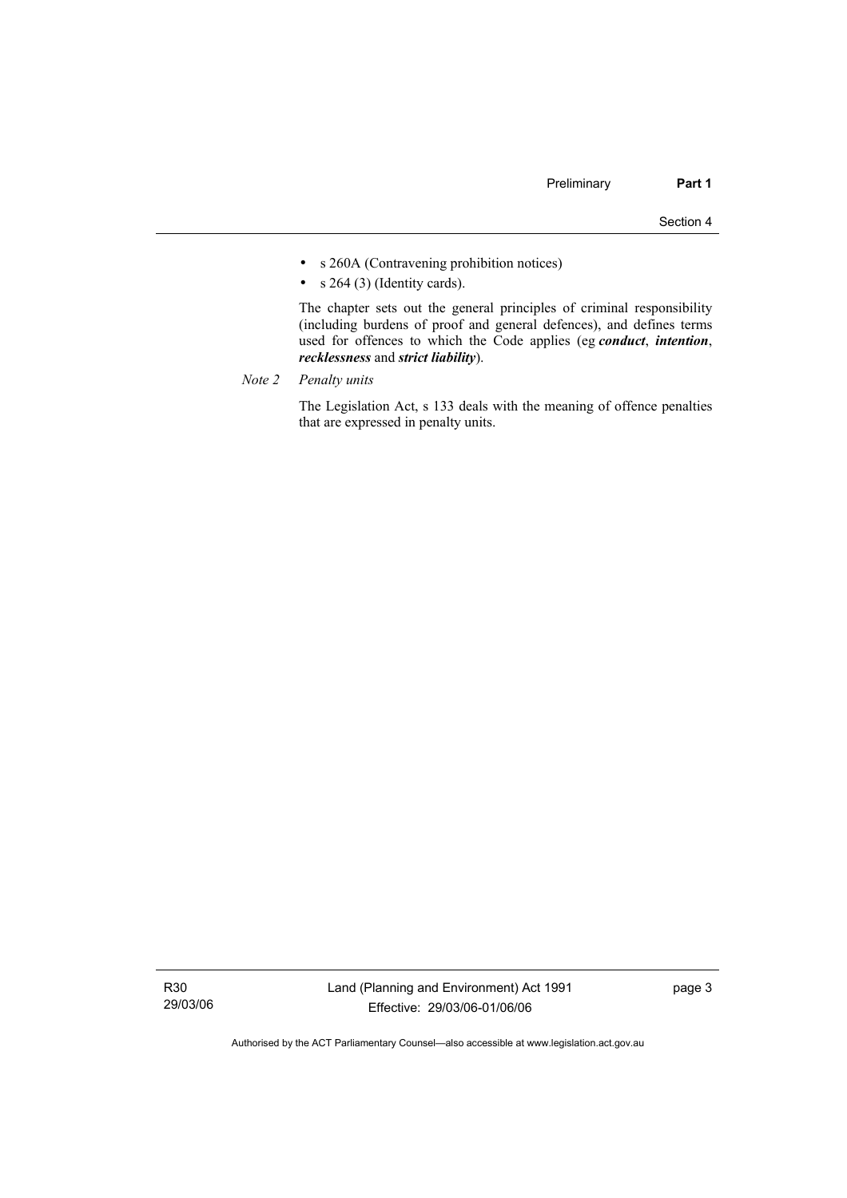- s 260A (Contravening prohibition notices)
- s 264 (3) (Identity cards).

The chapter sets out the general principles of criminal responsibility (including burdens of proof and general defences), and defines terms used for offences to which the Code applies (eg ***conduct***, ***intention***, ***recklessness*** and ***strict liability***).

*Note 2* *Penalty units*

The Legislation Act, s 133 deals with the meaning of offence penalties that are expressed in penalty units.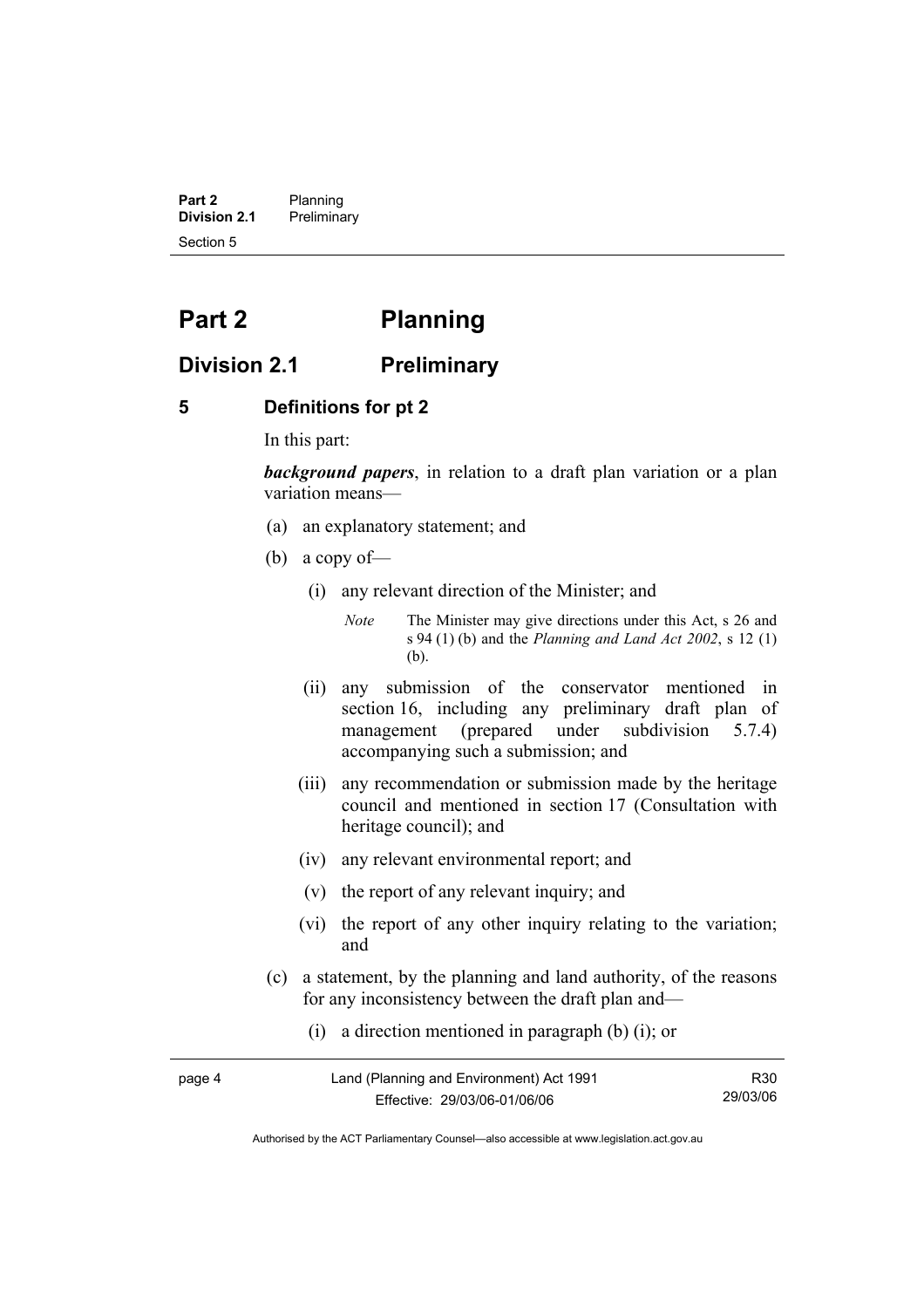# Part 2 Planning

## Division 2.1 Preliminary

### 5 Definitions for pt 2

In this part:

***background papers***, in relation to a draft plan variation or a plan variation means—

(a) an explanatory statement; and

(b) a copy of—

(i) any relevant direction of the Minister; and

*Note* The Minister may give directions under this Act, s 26 and s 94 (1) (b) and the *Planning and Land Act 2002*, s 12 (1) (b).

(ii) any submission of the conservator mentioned in section 16, including any preliminary draft plan of management (prepared under subdivision 5.7.4) accompanying such a submission; and

(iii) any recommendation or submission made by the heritage council and mentioned in section 17 (Consultation with heritage council); and

(iv) any relevant environmental report; and

(v) the report of any relevant inquiry; and

(vi) the report of any other inquiry relating to the variation; and

(c) a statement, by the planning and land authority, of the reasons for any inconsistency between the draft plan and—

(i) a direction mentioned in paragraph (b) (i); or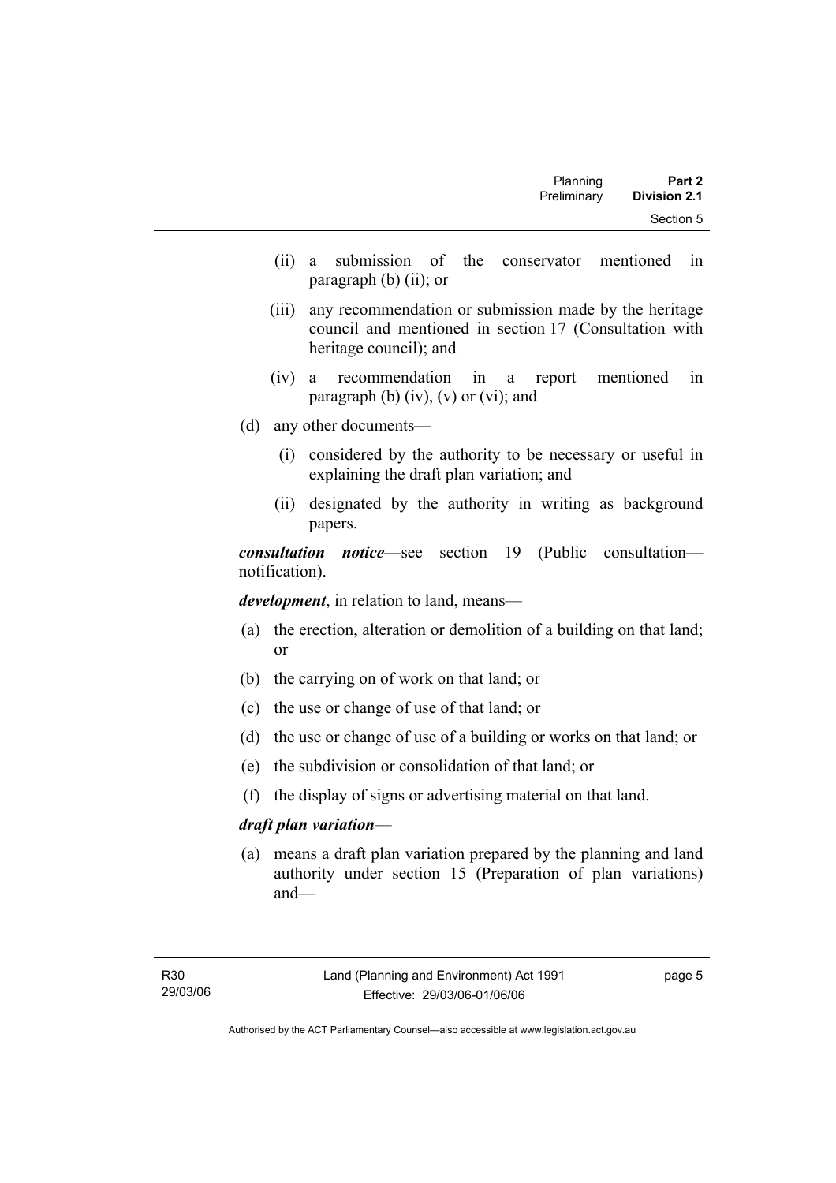(ii) a submission of the conservator mentioned in paragraph (b) (ii); or

(iii) any recommendation or submission made by the heritage council and mentioned in section 17 (Consultation with heritage council); and

(iv) a recommendation in a report mentioned in paragraph (b) (iv), (v) or (vi); and

(d) any other documents—

(i) considered by the authority to be necessary or useful in explaining the draft plan variation; and

(ii) designated by the authority in writing as background papers.

***consultation notice***—see section 19 (Public consultation—notification).

***development***, in relation to land, means—

(a) the erection, alteration or demolition of a building on that land; or

(b) the carrying on of work on that land; or

(c) the use or change of use of that land; or

(d) the use or change of use of a building or works on that land; or

(e) the subdivision or consolidation of that land; or

(f) the display of signs or advertising material on that land.

***draft plan variation***—

(a) means a draft plan variation prepared by the planning and land authority under section 15 (Preparation of plan variations) and—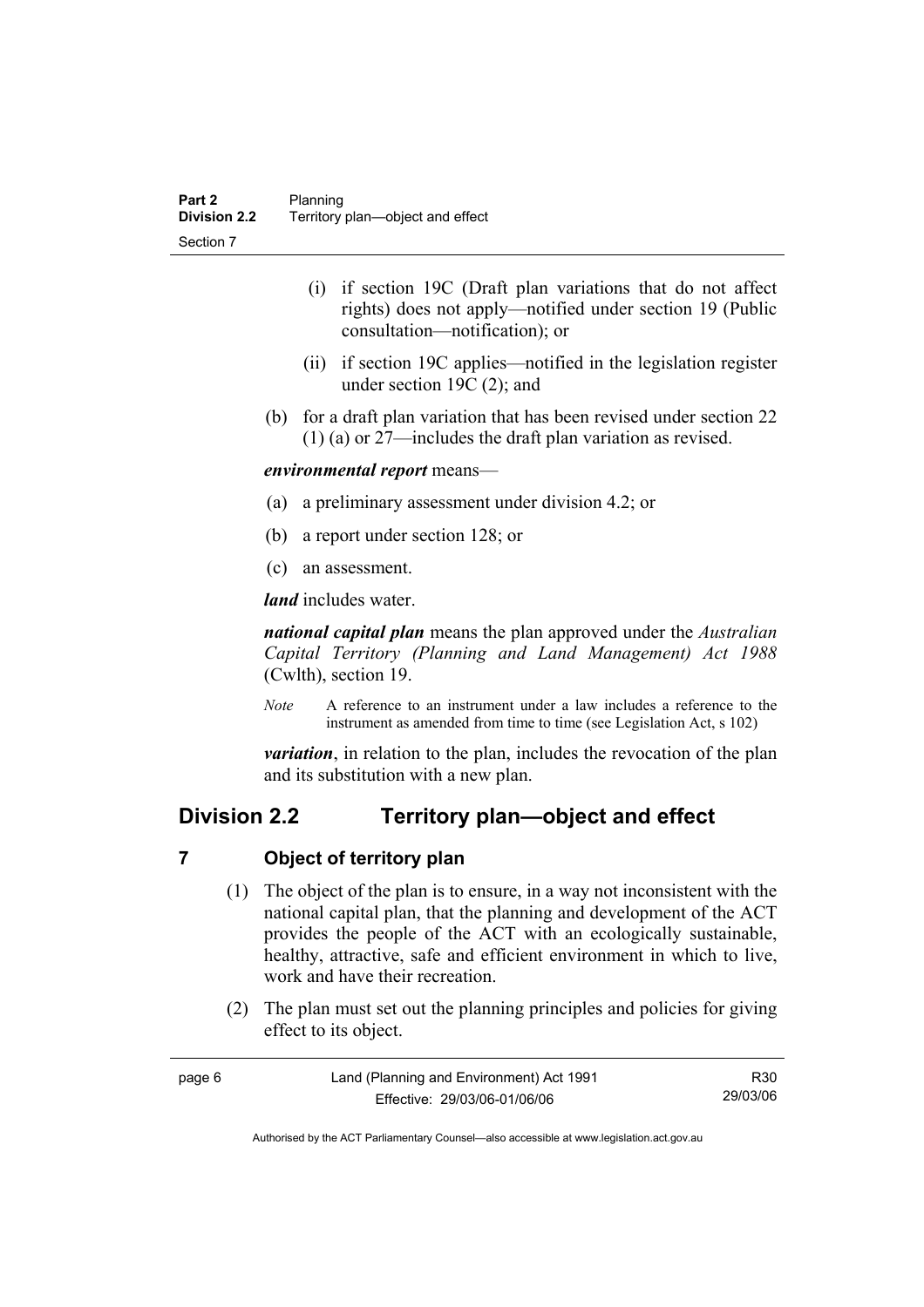(i) if section 19C (Draft plan variations that do not affect rights) does not apply—notified under section 19 (Public consultation—notification); or

(ii) if section 19C applies—notified in the legislation register under section 19C (2); and

(b) for a draft plan variation that has been revised under section 22 (1) (a) or 27—includes the draft plan variation as revised.

***environmental report*** means—

(a) a preliminary assessment under division 4.2; or

(b) a report under section 128; or

(c) an assessment.

***land*** includes water.

***national capital plan*** means the plan approved under the *Australian Capital Territory (Planning and Land Management) Act 1988* (Cwlth), section 19.

*Note* A reference to an instrument under a law includes a reference to the instrument as amended from time to time (see Legislation Act, s 102)

***variation***, in relation to the plan, includes the revocation of the plan and its substitution with a new plan.

## Division 2.2 Territory plan—object and effect

### 7 Object of territory plan

(1) The object of the plan is to ensure, in a way not inconsistent with the national capital plan, that the planning and development of the ACT provides the people of the ACT with an ecologically sustainable, healthy, attractive, safe and efficient environment in which to live, work and have their recreation.

(2) The plan must set out the planning principles and policies for giving effect to its object.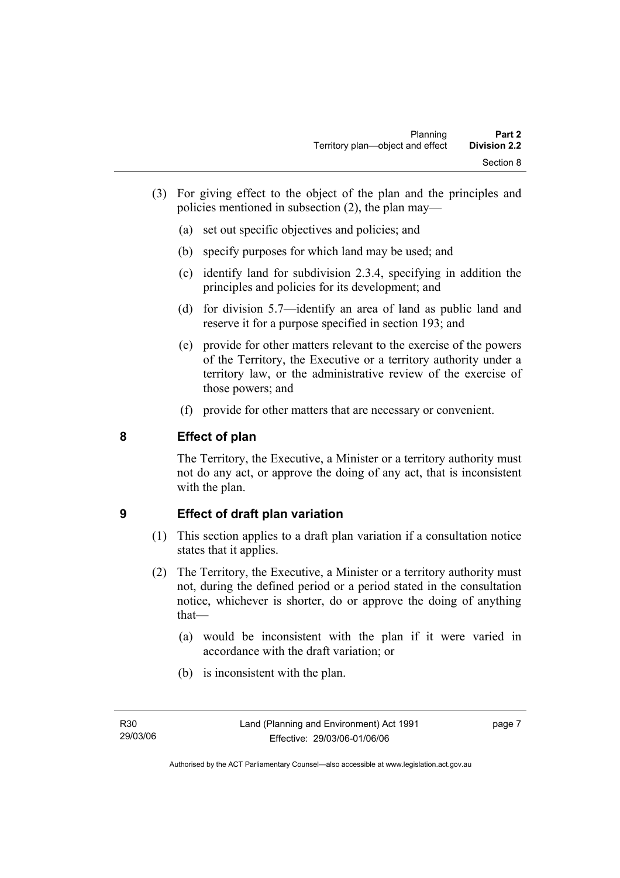(3) For giving effect to the object of the plan and the principles and policies mentioned in subsection (2), the plan may—

(a) set out specific objectives and policies; and

(b) specify purposes for which land may be used; and

(c) identify land for subdivision 2.3.4, specifying in addition the principles and policies for its development; and

(d) for division 5.7—identify an area of land as public land and reserve it for a purpose specified in section 193; and

(e) provide for other matters relevant to the exercise of the powers of the Territory, the Executive or a territory authority under a territory law, or the administrative review of the exercise of those powers; and

(f) provide for other matters that are necessary or convenient.

## 8 Effect of plan

The Territory, the Executive, a Minister or a territory authority must not do any act, or approve the doing of any act, that is inconsistent with the plan.

## 9 Effect of draft plan variation

(1) This section applies to a draft plan variation if a consultation notice states that it applies.

(2) The Territory, the Executive, a Minister or a territory authority must not, during the defined period or a period stated in the consultation notice, whichever is shorter, do or approve the doing of anything that—

(a) would be inconsistent with the plan if it were varied in accordance with the draft variation; or

(b) is inconsistent with the plan.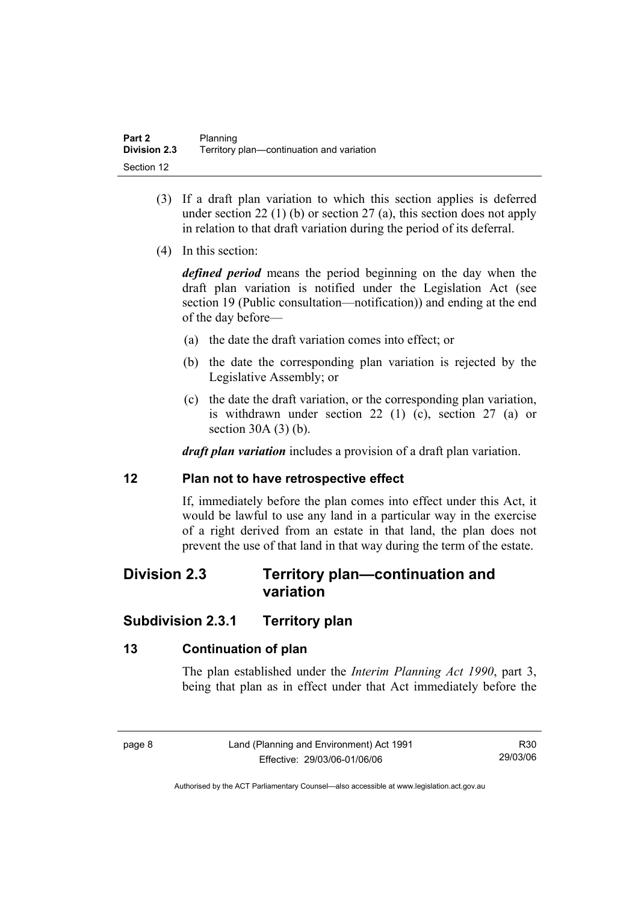(3) If a draft plan variation to which this section applies is deferred under section 22 (1) (b) or section 27 (a), this section does not apply in relation to that draft variation during the period of its deferral.

(4) In this section:

***defined period*** means the period beginning on the day when the draft plan variation is notified under the Legislation Act (see section 19 (Public consultation—notification)) and ending at the end of the day before—

(a) the date the draft variation comes into effect; or

(b) the date the corresponding plan variation is rejected by the Legislative Assembly; or

(c) the date the draft variation, or the corresponding plan variation, is withdrawn under section 22 (1) (c), section 27 (a) or section 30A (3) (b).

***draft plan variation*** includes a provision of a draft plan variation.

### 12 Plan not to have retrospective effect

If, immediately before the plan comes into effect under this Act, it would be lawful to use any land in a particular way in the exercise of a right derived from an estate in that land, the plan does not prevent the use of that land in that way during the term of the estate.

## Division 2.3 Territory plan—continuation and variation

### Subdivision 2.3.1 Territory plan

### 13 Continuation of plan

The plan established under the *Interim Planning Act 1990*, part 3, being that plan as in effect under that Act immediately before the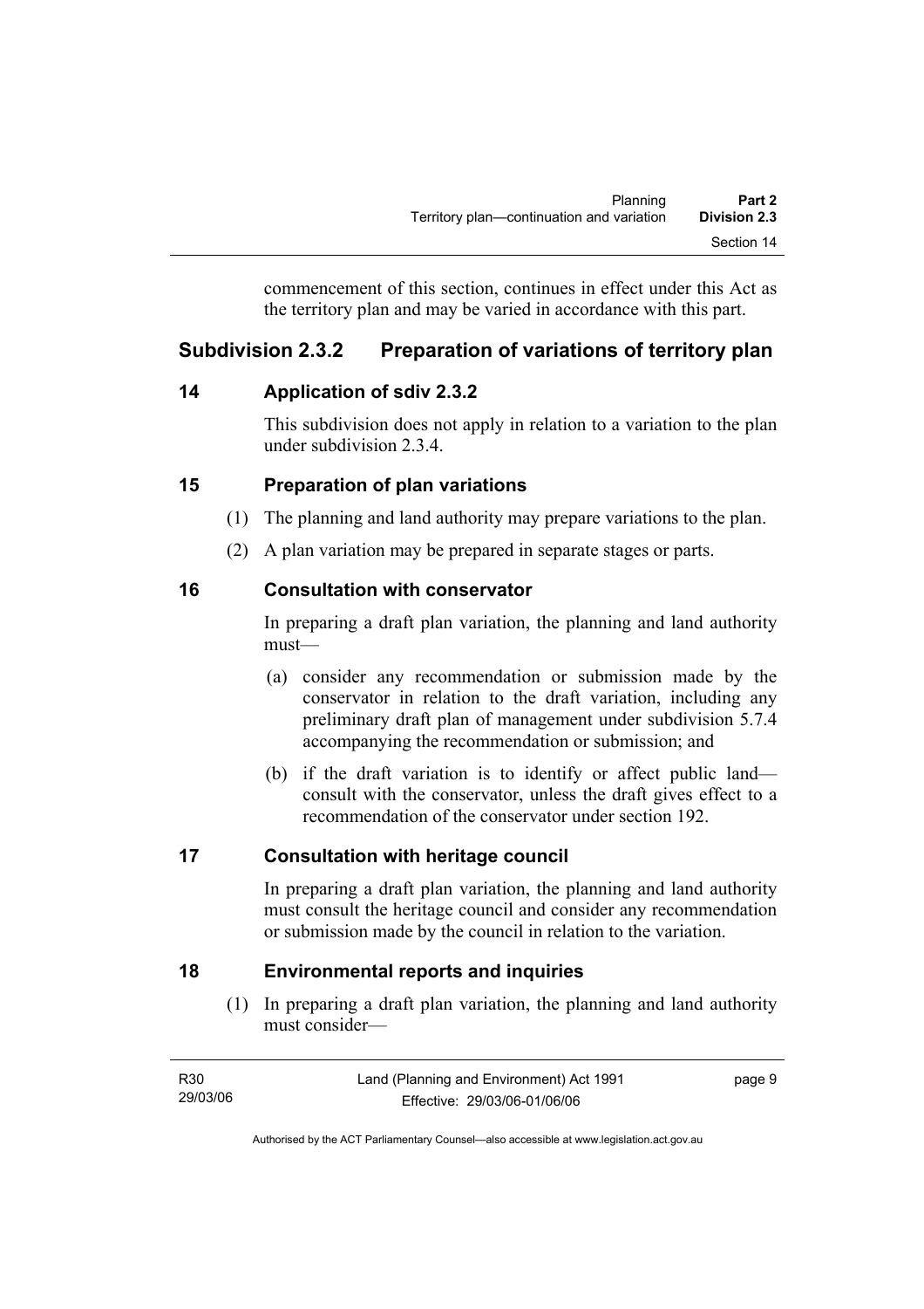commencement of this section, continues in effect under this Act as the territory plan and may be varied in accordance with this part.

## Subdivision 2.3.2 Preparation of variations of territory plan

### 14 Application of sdiv 2.3.2

This subdivision does not apply in relation to a variation to the plan under subdivision 2.3.4.

### 15 Preparation of plan variations

(1) The planning and land authority may prepare variations to the plan.

(2) A plan variation may be prepared in separate stages or parts.

### 16 Consultation with conservator

In preparing a draft plan variation, the planning and land authority must—

(a) consider any recommendation or submission made by the conservator in relation to the draft variation, including any preliminary draft plan of management under subdivision 5.7.4 accompanying the recommendation or submission; and

(b) if the draft variation is to identify or affect public land—consult with the conservator, unless the draft gives effect to a recommendation of the conservator under section 192.

### 17 Consultation with heritage council

In preparing a draft plan variation, the planning and land authority must consult the heritage council and consider any recommendation or submission made by the council in relation to the variation.

### 18 Environmental reports and inquiries

(1) In preparing a draft plan variation, the planning and land authority must consider—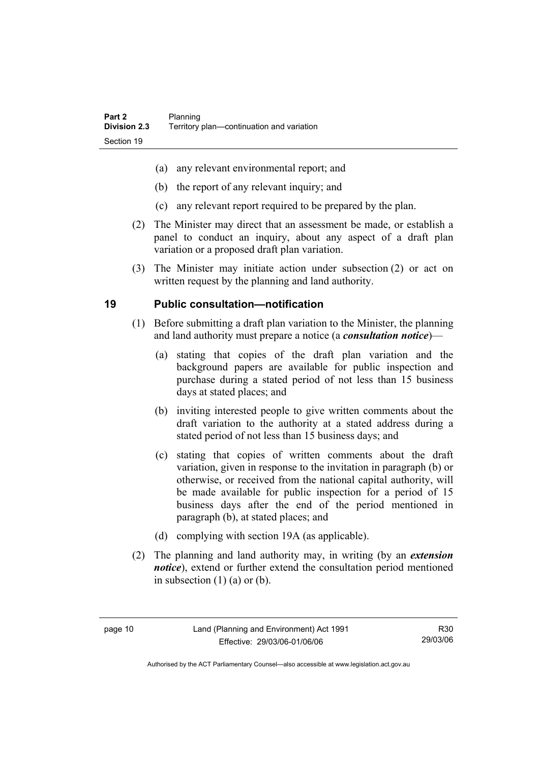(a) any relevant environmental report; and

(b) the report of any relevant inquiry; and

(c) any relevant report required to be prepared by the plan.

(2) The Minister may direct that an assessment be made, or establish a panel to conduct an inquiry, about any aspect of a draft plan variation or a proposed draft plan variation.

(3) The Minister may initiate action under subsection (2) or act on written request by the planning and land authority.

## 19 Public consultation—notification

(1) Before submitting a draft plan variation to the Minister, the planning and land authority must prepare a notice (a ***consultation notice***)—

(a) stating that copies of the draft plan variation and the background papers are available for public inspection and purchase during a stated period of not less than 15 business days at stated places; and

(b) inviting interested people to give written comments about the draft variation to the authority at a stated address during a stated period of not less than 15 business days; and

(c) stating that copies of written comments about the draft variation, given in response to the invitation in paragraph (b) or otherwise, or received from the national capital authority, will be made available for public inspection for a period of 15 business days after the end of the period mentioned in paragraph (b), at stated places; and

(d) complying with section 19A (as applicable).

(2) The planning and land authority may, in writing (by an ***extension notice***), extend or further extend the consultation period mentioned in subsection (1) (a) or (b).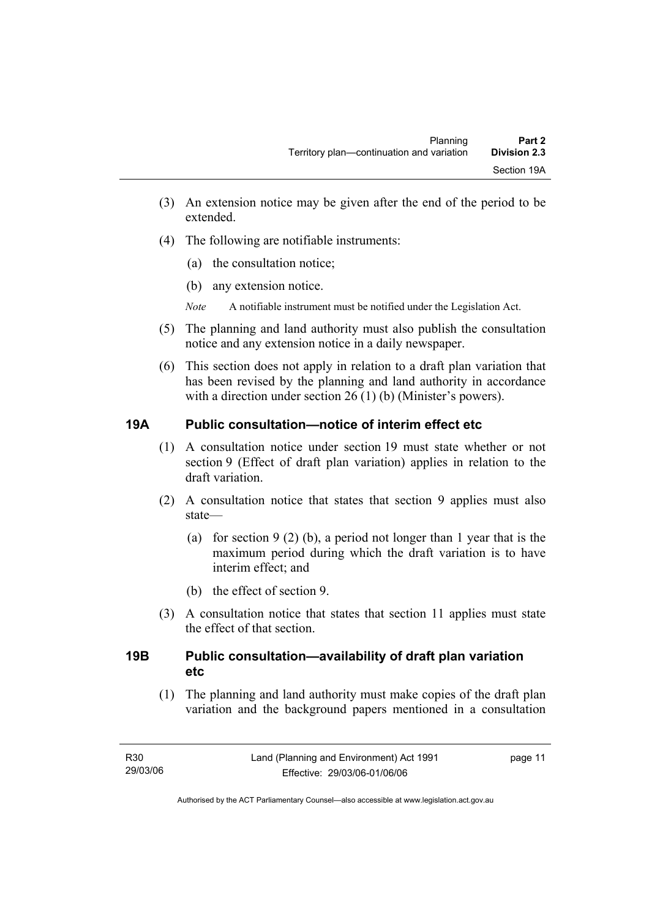(3) An extension notice may be given after the end of the period to be extended.

(4) The following are notifiable instruments:

(a) the consultation notice;

(b) any extension notice.

*Note* A notifiable instrument must be notified under the Legislation Act.

(5) The planning and land authority must also publish the consultation notice and any extension notice in a daily newspaper.

(6) This section does not apply in relation to a draft plan variation that has been revised by the planning and land authority in accordance with a direction under section 26 (1) (b) (Minister's powers).

## 19A Public consultation—notice of interim effect etc

(1) A consultation notice under section 19 must state whether or not section 9 (Effect of draft plan variation) applies in relation to the draft variation.

(2) A consultation notice that states that section 9 applies must also state—

(a) for section 9 (2) (b), a period not longer than 1 year that is the maximum period during which the draft variation is to have interim effect; and

(b) the effect of section 9.

(3) A consultation notice that states that section 11 applies must state the effect of that section.

## 19B Public consultation—availability of draft plan variation etc

(1) The planning and land authority must make copies of the draft plan variation and the background papers mentioned in a consultation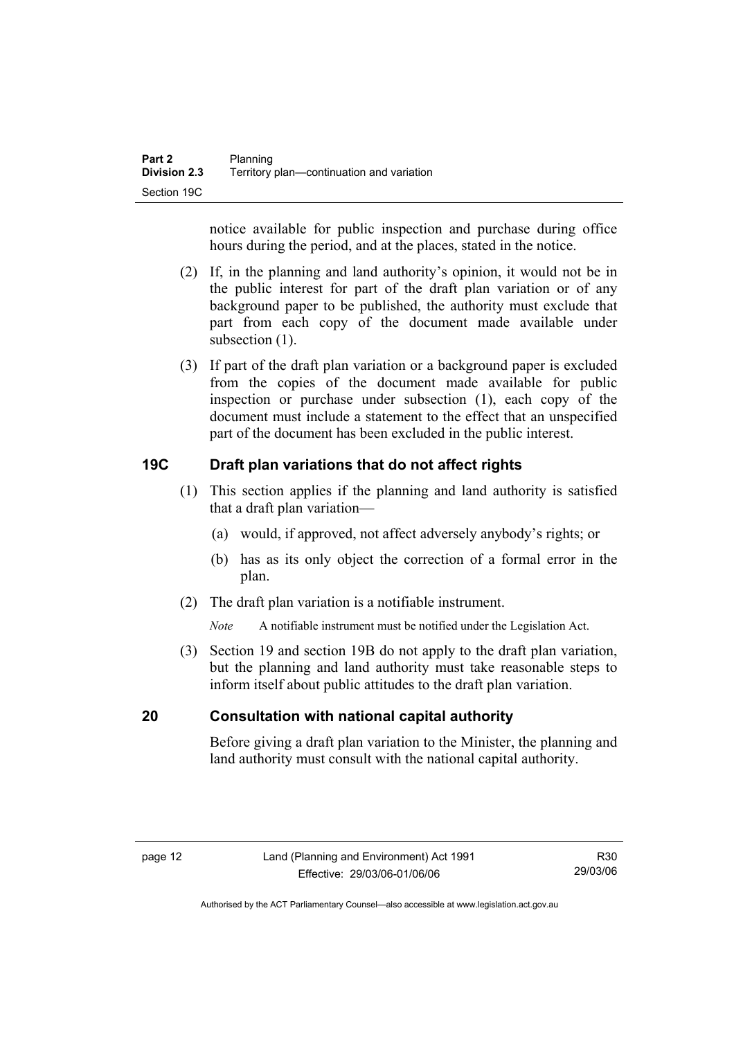notice available for public inspection and purchase during office hours during the period, and at the places, stated in the notice.

(2) If, in the planning and land authority's opinion, it would not be in the public interest for part of the draft plan variation or of any background paper to be published, the authority must exclude that part from each copy of the document made available under subsection (1).

(3) If part of the draft plan variation or a background paper is excluded from the copies of the document made available for public inspection or purchase under subsection (1), each copy of the document must include a statement to the effect that an unspecified part of the document has been excluded in the public interest.

## 19C Draft plan variations that do not affect rights

(1) This section applies if the planning and land authority is satisfied that a draft plan variation—

(a) would, if approved, not affect adversely anybody's rights; or

(b) has as its only object the correction of a formal error in the plan.

(2) The draft plan variation is a notifiable instrument.

*Note* A notifiable instrument must be notified under the Legislation Act.

(3) Section 19 and section 19B do not apply to the draft plan variation, but the planning and land authority must take reasonable steps to inform itself about public attitudes to the draft plan variation.

## 20 Consultation with national capital authority

Before giving a draft plan variation to the Minister, the planning and land authority must consult with the national capital authority.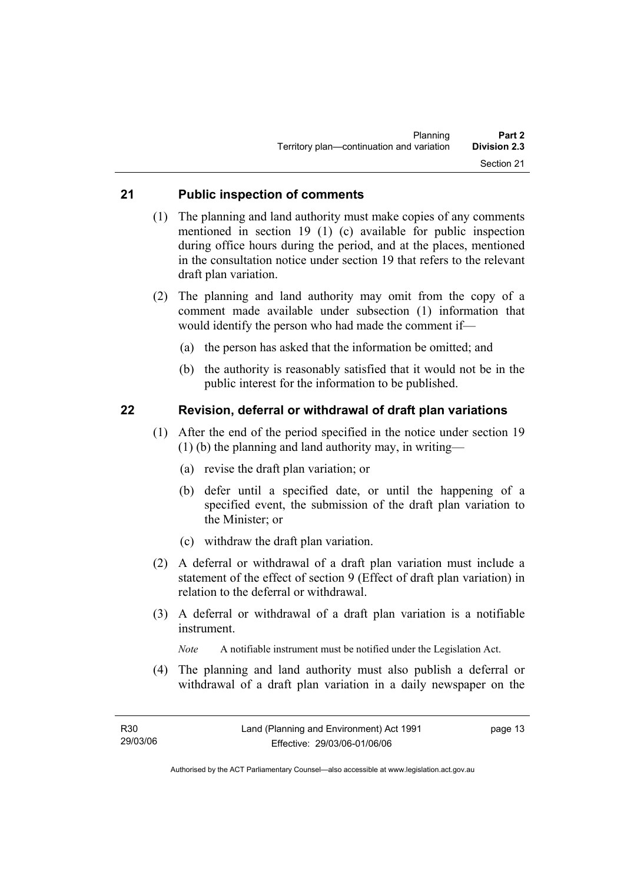## 21 Public inspection of comments

(1) The planning and land authority must make copies of any comments mentioned in section 19 (1) (c) available for public inspection during office hours during the period, and at the places, mentioned in the consultation notice under section 19 that refers to the relevant draft plan variation.

(2) The planning and land authority may omit from the copy of a comment made available under subsection (1) information that would identify the person who had made the comment if—

(a) the person has asked that the information be omitted; and

(b) the authority is reasonably satisfied that it would not be in the public interest for the information to be published.

## 22 Revision, deferral or withdrawal of draft plan variations

(1) After the end of the period specified in the notice under section 19 (1) (b) the planning and land authority may, in writing—

(a) revise the draft plan variation; or

(b) defer until a specified date, or until the happening of a specified event, the submission of the draft plan variation to the Minister; or

(c) withdraw the draft plan variation.

(2) A deferral or withdrawal of a draft plan variation must include a statement of the effect of section 9 (Effect of draft plan variation) in relation to the deferral or withdrawal.

(3) A deferral or withdrawal of a draft plan variation is a notifiable instrument.

*Note* A notifiable instrument must be notified under the Legislation Act.

(4) The planning and land authority must also publish a deferral or withdrawal of a draft plan variation in a daily newspaper on the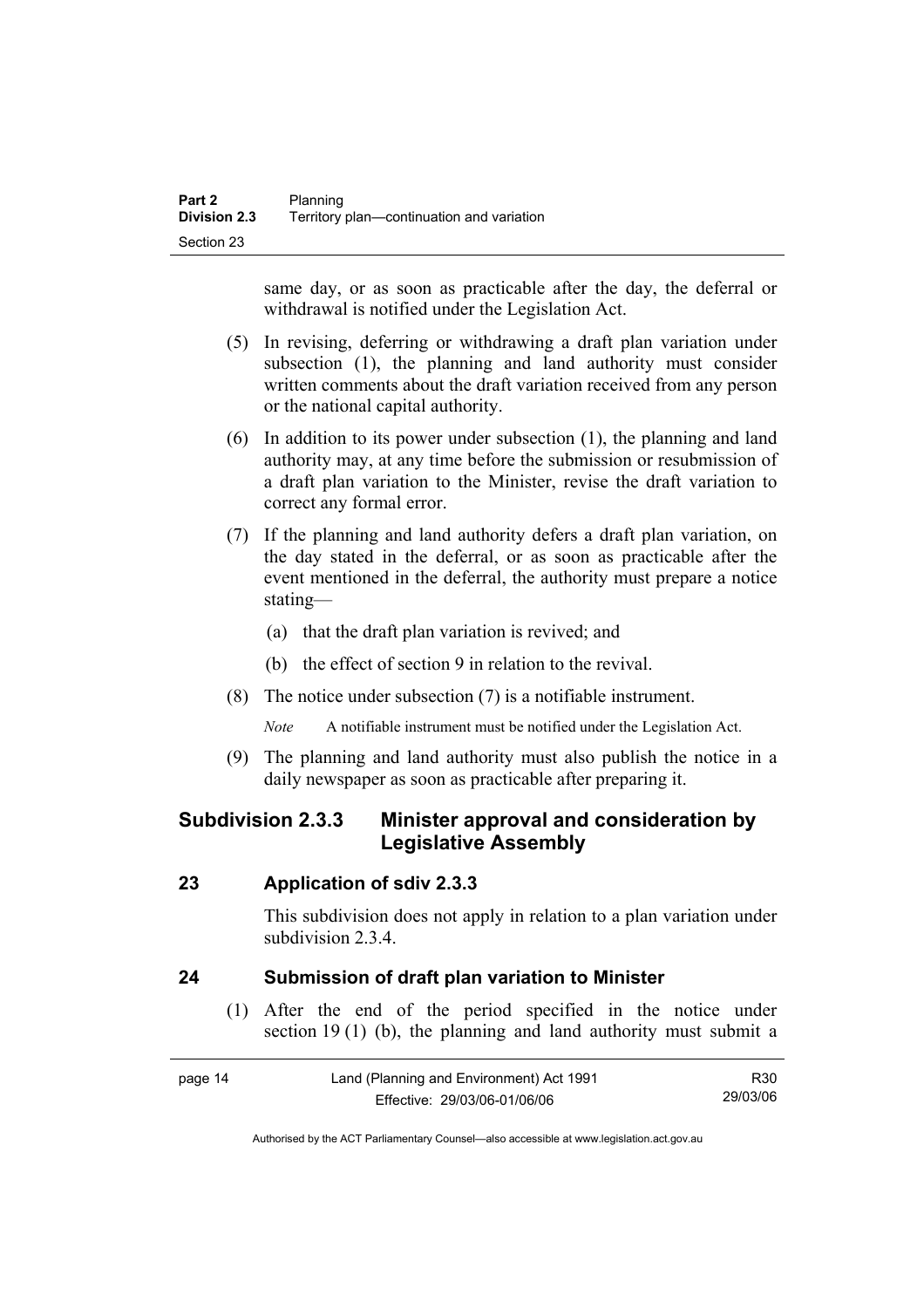same day, or as soon as practicable after the day, the deferral or withdrawal is notified under the Legislation Act.

(5) In revising, deferring or withdrawing a draft plan variation under subsection (1), the planning and land authority must consider written comments about the draft variation received from any person or the national capital authority.

(6) In addition to its power under subsection (1), the planning and land authority may, at any time before the submission or resubmission of a draft plan variation to the Minister, revise the draft variation to correct any formal error.

(7) If the planning and land authority defers a draft plan variation, on the day stated in the deferral, or as soon as practicable after the event mentioned in the deferral, the authority must prepare a notice stating—

(a) that the draft plan variation is revived; and

(b) the effect of section 9 in relation to the revival.

(8) The notice under subsection (7) is a notifiable instrument.

*Note* A notifiable instrument must be notified under the Legislation Act.

(9) The planning and land authority must also publish the notice in a daily newspaper as soon as practicable after preparing it.

## Subdivision 2.3.3 Minister approval and consideration by Legislative Assembly

### 23 Application of sdiv 2.3.3

This subdivision does not apply in relation to a plan variation under subdivision 2.3.4.

### 24 Submission of draft plan variation to Minister

(1) After the end of the period specified in the notice under section 19 (1) (b), the planning and land authority must submit a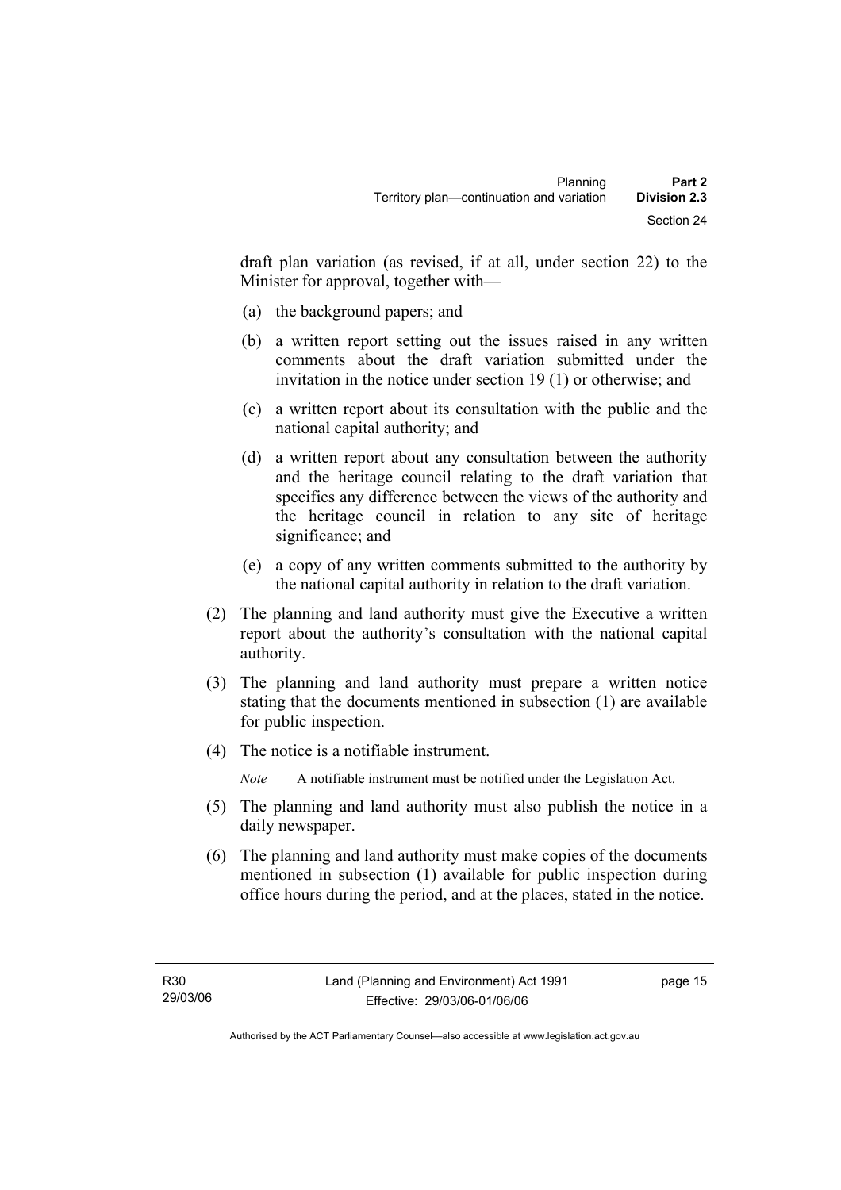draft plan variation (as revised, if at all, under section 22) to the Minister for approval, together with—

(a) the background papers; and

(b) a written report setting out the issues raised in any written comments about the draft variation submitted under the invitation in the notice under section 19 (1) or otherwise; and

(c) a written report about its consultation with the public and the national capital authority; and

(d) a written report about any consultation between the authority and the heritage council relating to the draft variation that specifies any difference between the views of the authority and the heritage council in relation to any site of heritage significance; and

(e) a copy of any written comments submitted to the authority by the national capital authority in relation to the draft variation.

(2) The planning and land authority must give the Executive a written report about the authority's consultation with the national capital authority.

(3) The planning and land authority must prepare a written notice stating that the documents mentioned in subsection (1) are available for public inspection.

(4) The notice is a notifiable instrument.

*Note* A notifiable instrument must be notified under the Legislation Act.

(5) The planning and land authority must also publish the notice in a daily newspaper.

(6) The planning and land authority must make copies of the documents mentioned in subsection (1) available for public inspection during office hours during the period, and at the places, stated in the notice.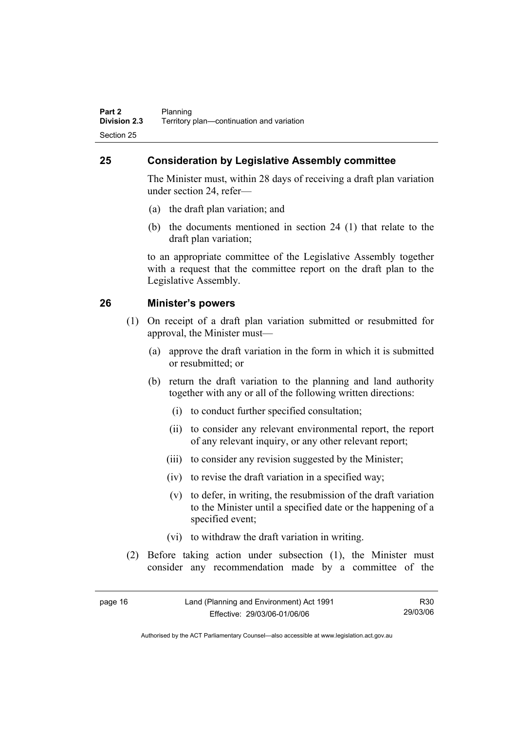## 25 Consideration by Legislative Assembly committee

The Minister must, within 28 days of receiving a draft plan variation under section 24, refer—

(a) the draft plan variation; and

(b) the documents mentioned in section 24 (1) that relate to the draft plan variation;

to an appropriate committee of the Legislative Assembly together with a request that the committee report on the draft plan to the Legislative Assembly.

## 26 Minister's powers

(1) On receipt of a draft plan variation submitted or resubmitted for approval, the Minister must—

(a) approve the draft variation in the form in which it is submitted or resubmitted; or

(b) return the draft variation to the planning and land authority together with any or all of the following written directions:

(i) to conduct further specified consultation;

(ii) to consider any relevant environmental report, the report of any relevant inquiry, or any other relevant report;

(iii) to consider any revision suggested by the Minister;

(iv) to revise the draft variation in a specified way;

(v) to defer, in writing, the resubmission of the draft variation to the Minister until a specified date or the happening of a specified event;

(vi) to withdraw the draft variation in writing.

(2) Before taking action under subsection (1), the Minister must consider any recommendation made by a committee of the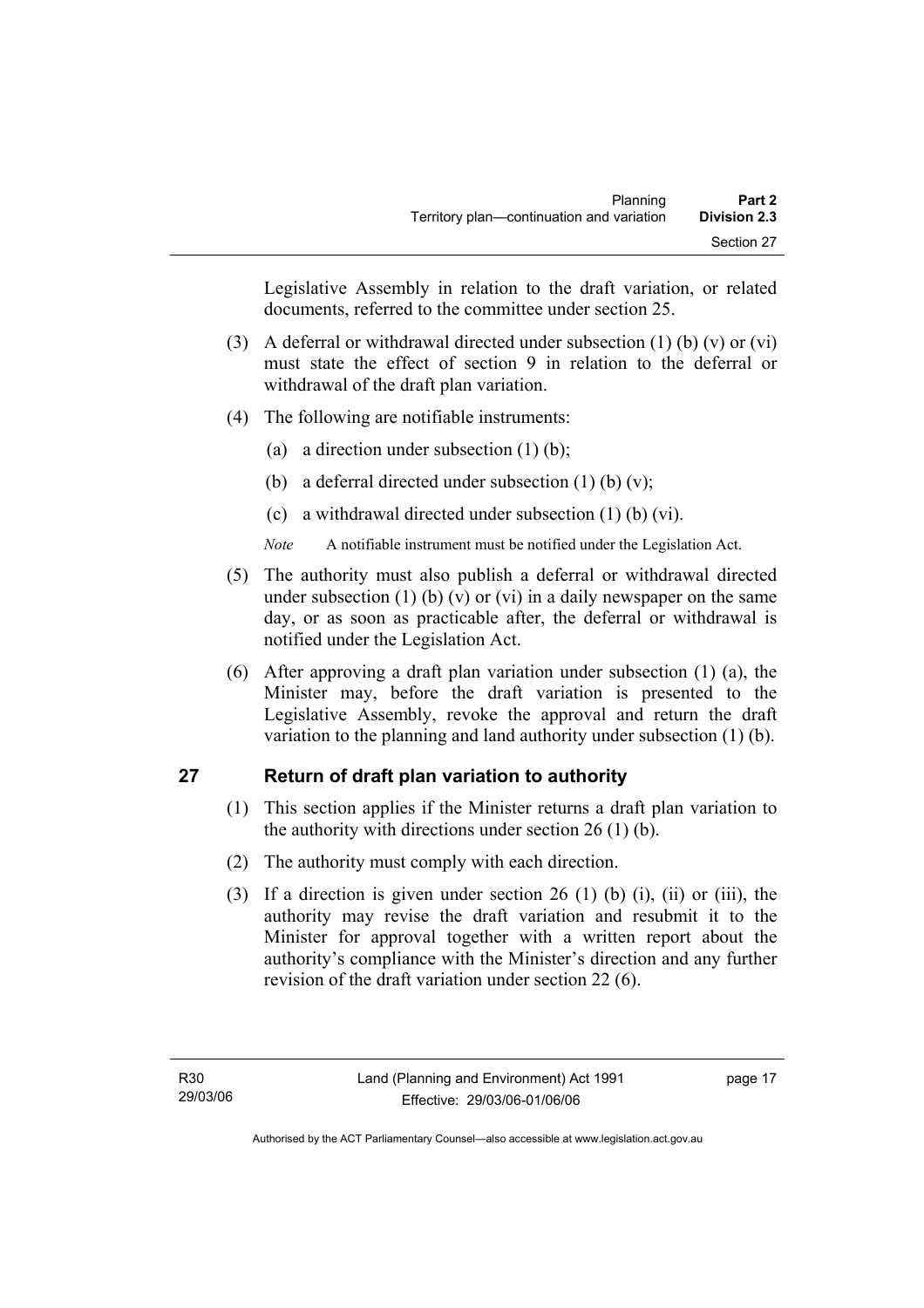Legislative Assembly in relation to the draft variation, or related documents, referred to the committee under section 25.

(3) A deferral or withdrawal directed under subsection (1) (b) (v) or (vi) must state the effect of section 9 in relation to the deferral or withdrawal of the draft plan variation.

(4) The following are notifiable instruments:

(a) a direction under subsection (1) (b);

(b) a deferral directed under subsection (1) (b) (v);

(c) a withdrawal directed under subsection (1) (b) (vi).

*Note* A notifiable instrument must be notified under the Legislation Act.

(5) The authority must also publish a deferral or withdrawal directed under subsection (1) (b) (v) or (vi) in a daily newspaper on the same day, or as soon as practicable after, the deferral or withdrawal is notified under the Legislation Act.

(6) After approving a draft plan variation under subsection (1) (a), the Minister may, before the draft variation is presented to the Legislative Assembly, revoke the approval and return the draft variation to the planning and land authority under subsection (1) (b).

## 27 Return of draft plan variation to authority

(1) This section applies if the Minister returns a draft plan variation to the authority with directions under section 26 (1) (b).

(2) The authority must comply with each direction.

(3) If a direction is given under section 26 (1) (b) (i), (ii) or (iii), the authority may revise the draft variation and resubmit it to the Minister for approval together with a written report about the authority's compliance with the Minister's direction and any further revision of the draft variation under section 22 (6).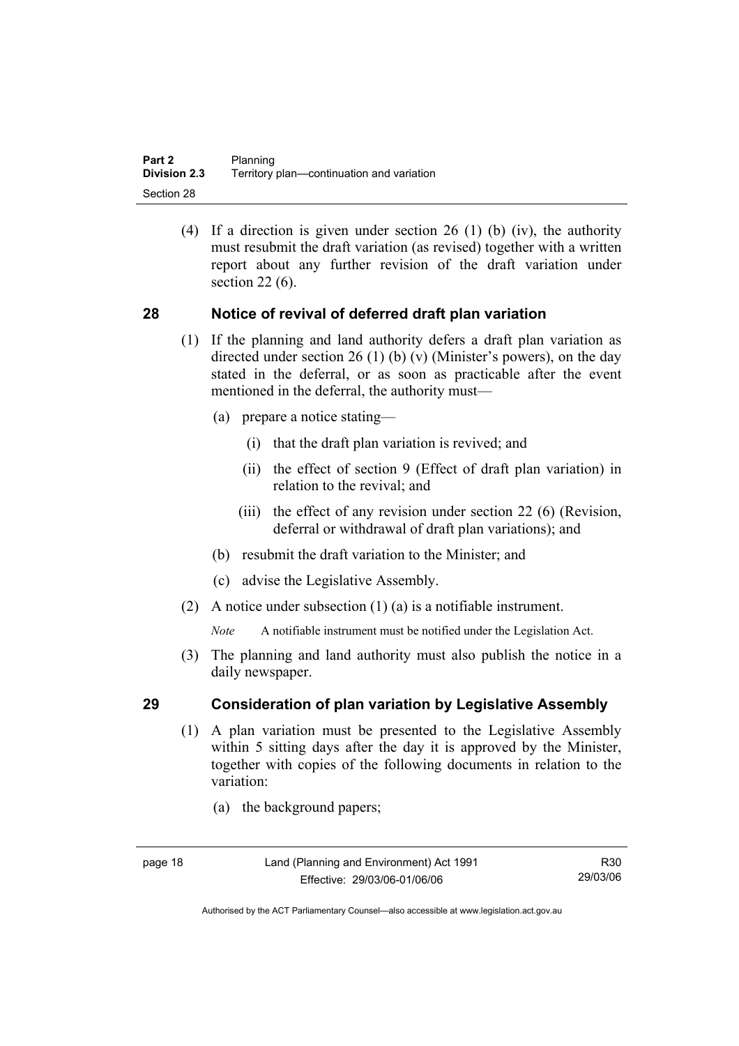(4) If a direction is given under section 26 (1) (b) (iv), the authority must resubmit the draft variation (as revised) together with a written report about any further revision of the draft variation under section 22 (6).

## 28 Notice of revival of deferred draft plan variation

(1) If the planning and land authority defers a draft plan variation as directed under section 26 (1) (b) (v) (Minister's powers), on the day stated in the deferral, or as soon as practicable after the event mentioned in the deferral, the authority must—

(a) prepare a notice stating—

(i) that the draft plan variation is revived; and

(ii) the effect of section 9 (Effect of draft plan variation) in relation to the revival; and

(iii) the effect of any revision under section 22 (6) (Revision, deferral or withdrawal of draft plan variations); and

(b) resubmit the draft variation to the Minister; and

(c) advise the Legislative Assembly.

(2) A notice under subsection (1) (a) is a notifiable instrument.

*Note* A notifiable instrument must be notified under the Legislation Act.

(3) The planning and land authority must also publish the notice in a daily newspaper.

## 29 Consideration of plan variation by Legislative Assembly

(1) A plan variation must be presented to the Legislative Assembly within 5 sitting days after the day it is approved by the Minister, together with copies of the following documents in relation to the variation:

(a) the background papers;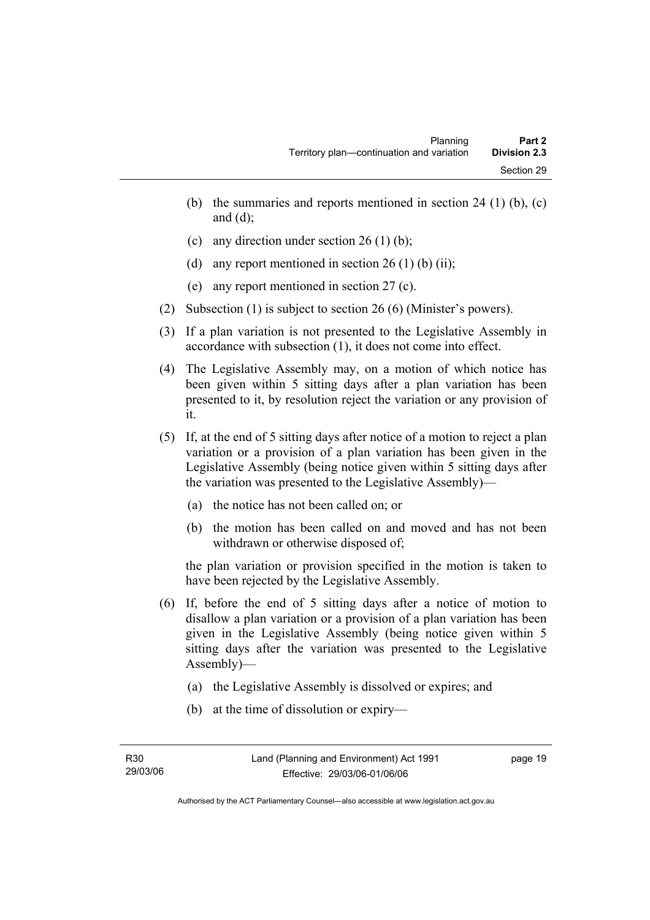(b) the summaries and reports mentioned in section 24 (1) (b), (c) and (d);

(c) any direction under section 26 (1) (b);

(d) any report mentioned in section 26 (1) (b) (ii);

(e) any report mentioned in section 27 (c).

(2) Subsection (1) is subject to section 26 (6) (Minister's powers).

(3) If a plan variation is not presented to the Legislative Assembly in accordance with subsection (1), it does not come into effect.

(4) The Legislative Assembly may, on a motion of which notice has been given within 5 sitting days after a plan variation has been presented to it, by resolution reject the variation or any provision of it.

(5) If, at the end of 5 sitting days after notice of a motion to reject a plan variation or a provision of a plan variation has been given in the Legislative Assembly (being notice given within 5 sitting days after the variation was presented to the Legislative Assembly)—

(a) the notice has not been called on; or

(b) the motion has been called on and moved and has not been withdrawn or otherwise disposed of;

the plan variation or provision specified in the motion is taken to have been rejected by the Legislative Assembly.

(6) If, before the end of 5 sitting days after a notice of motion to disallow a plan variation or a provision of a plan variation has been given in the Legislative Assembly (being notice given within 5 sitting days after the variation was presented to the Legislative Assembly)—

(a) the Legislative Assembly is dissolved or expires; and

(b) at the time of dissolution or expiry—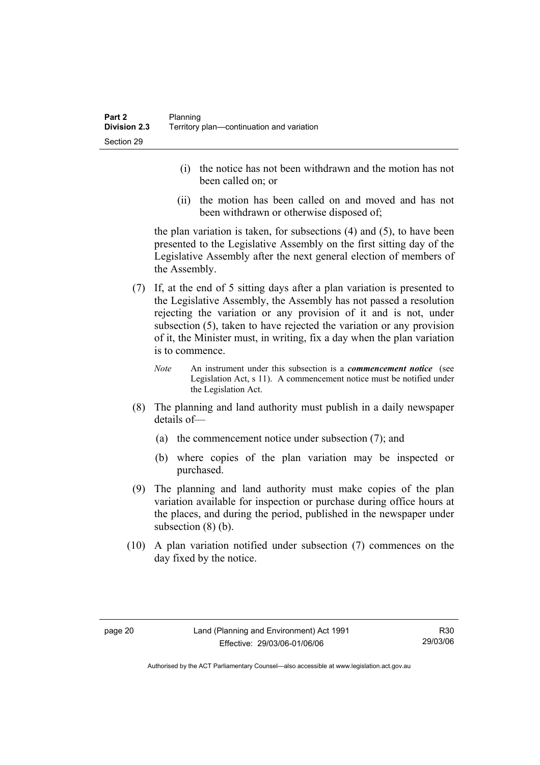(i) the notice has not been withdrawn and the motion has not been called on; or

(ii) the motion has been called on and moved and has not been withdrawn or otherwise disposed of;

the plan variation is taken, for subsections (4) and (5), to have been presented to the Legislative Assembly on the first sitting day of the Legislative Assembly after the next general election of members of the Assembly.

(7) If, at the end of 5 sitting days after a plan variation is presented to the Legislative Assembly, the Assembly has not passed a resolution rejecting the variation or any provision of it and is not, under subsection (5), taken to have rejected the variation or any provision of it, the Minister must, in writing, fix a day when the plan variation is to commence.

*Note* An instrument under this subsection is a ***commencement notice*** (see Legislation Act, s 11). A commencement notice must be notified under the Legislation Act.

(8) The planning and land authority must publish in a daily newspaper details of—

(a) the commencement notice under subsection (7); and

(b) where copies of the plan variation may be inspected or purchased.

(9) The planning and land authority must make copies of the plan variation available for inspection or purchase during office hours at the places, and during the period, published in the newspaper under subsection (8) (b).

(10) A plan variation notified under subsection (7) commences on the day fixed by the notice.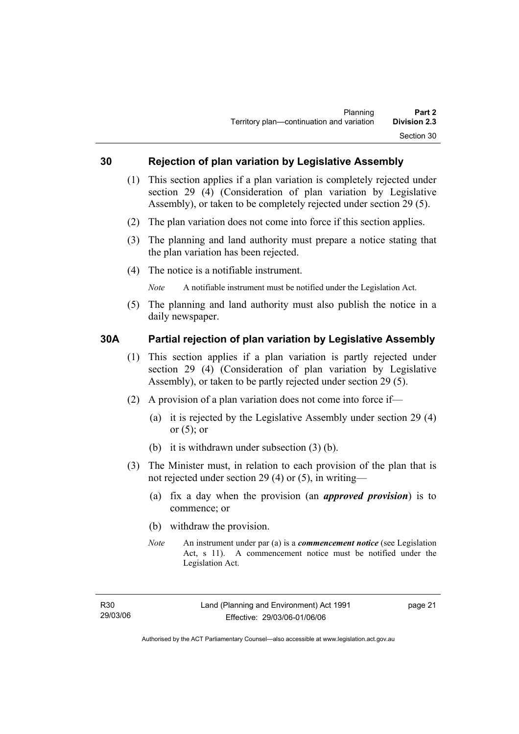## 30 Rejection of plan variation by Legislative Assembly

(1) This section applies if a plan variation is completely rejected under section 29 (4) (Consideration of plan variation by Legislative Assembly), or taken to be completely rejected under section 29 (5).

(2) The plan variation does not come into force if this section applies.

(3) The planning and land authority must prepare a notice stating that the plan variation has been rejected.

(4) The notice is a notifiable instrument.

*Note* A notifiable instrument must be notified under the Legislation Act.

(5) The planning and land authority must also publish the notice in a daily newspaper.

## 30A Partial rejection of plan variation by Legislative Assembly

(1) This section applies if a plan variation is partly rejected under section 29 (4) (Consideration of plan variation by Legislative Assembly), or taken to be partly rejected under section 29 (5).

(2) A provision of a plan variation does not come into force if—

(a) it is rejected by the Legislative Assembly under section 29 (4) or (5); or

(b) it is withdrawn under subsection (3) (b).

(3) The Minister must, in relation to each provision of the plan that is not rejected under section 29 (4) or (5), in writing—

(a) fix a day when the provision (an ***approved provision***) is to commence; or

(b) withdraw the provision.

*Note* An instrument under par (a) is a ***commencement notice*** (see Legislation Act, s 11). A commencement notice must be notified under the Legislation Act.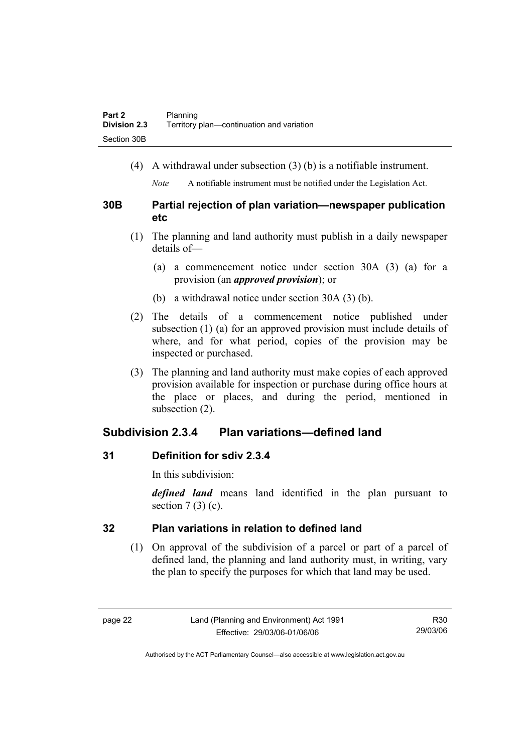(4) A withdrawal under subsection (3) (b) is a notifiable instrument.

*Note* A notifiable instrument must be notified under the Legislation Act.

### 30B Partial rejection of plan variation—newspaper publication etc

(1) The planning and land authority must publish in a daily newspaper details of—

(a) a commencement notice under section 30A (3) (a) for a provision (an ***approved provision***); or

(b) a withdrawal notice under section 30A (3) (b).

(2) The details of a commencement notice published under subsection (1) (a) for an approved provision must include details of where, and for what period, copies of the provision may be inspected or purchased.

(3) The planning and land authority must make copies of each approved provision available for inspection or purchase during office hours at the place or places, and during the period, mentioned in subsection (2).

## Subdivision 2.3.4 Plan variations—defined land

### 31 Definition for sdiv 2.3.4

In this subdivision:

***defined land*** means land identified in the plan pursuant to section 7 (3) (c).

### 32 Plan variations in relation to defined land

(1) On approval of the subdivision of a parcel or part of a parcel of defined land, the planning and land authority must, in writing, vary the plan to specify the purposes for which that land may be used.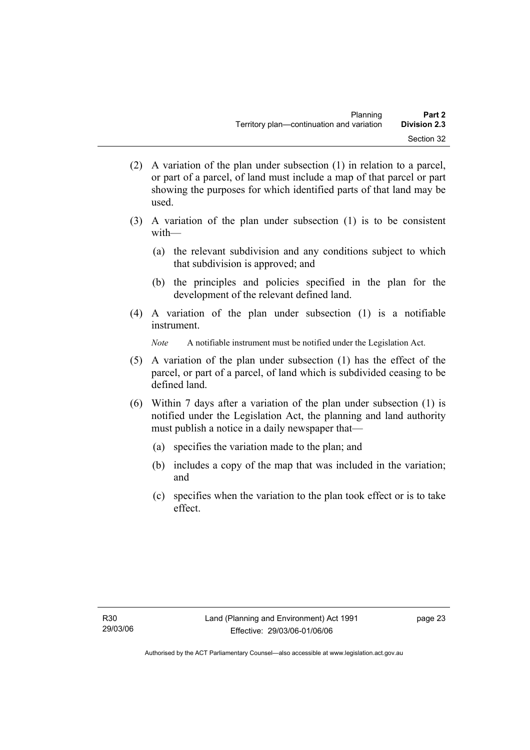(2) A variation of the plan under subsection (1) in relation to a parcel, or part of a parcel, of land must include a map of that parcel or part showing the purposes for which identified parts of that land may be used.

(3) A variation of the plan under subsection (1) is to be consistent with—

   (a) the relevant subdivision and any conditions subject to which that subdivision is approved; and

   (b) the principles and policies specified in the plan for the development of the relevant defined land.

(4) A variation of the plan under subsection (1) is a notifiable instrument.

   *Note* A notifiable instrument must be notified under the Legislation Act.

(5) A variation of the plan under subsection (1) has the effect of the parcel, or part of a parcel, of land which is subdivided ceasing to be defined land.

(6) Within 7 days after a variation of the plan under subsection (1) is notified under the Legislation Act, the planning and land authority must publish a notice in a daily newspaper that—

   (a) specifies the variation made to the plan; and

   (b) includes a copy of the map that was included in the variation; and

   (c) specifies when the variation to the plan took effect or is to take effect.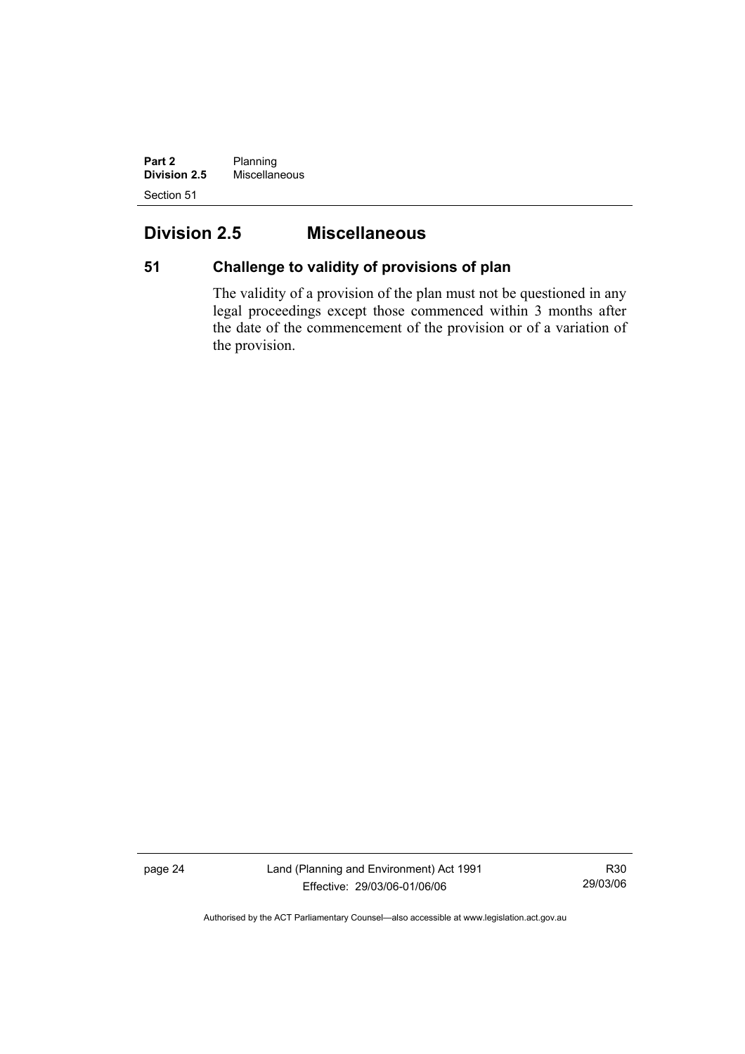## Division 2.5 Miscellaneous

### 51 Challenge to validity of provisions of plan

The validity of a provision of the plan must not be questioned in any legal proceedings except those commenced within 3 months after the date of the commencement of the provision or of a variation of the provision.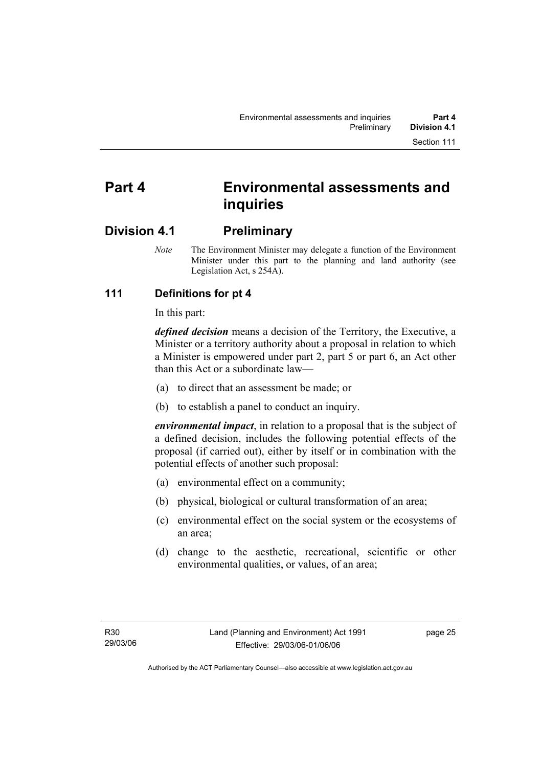# Part 4 Environmental assessments and inquiries

## Division 4.1 Preliminary

*Note* The Environment Minister may delegate a function of the Environment Minister under this part to the planning and land authority (see Legislation Act, s 254A).

### 111 Definitions for pt 4

In this part:

***defined decision*** means a decision of the Territory, the Executive, a Minister or a territory authority about a proposal in relation to which a Minister is empowered under part 2, part 5 or part 6, an Act other than this Act or a subordinate law—

(a) to direct that an assessment be made; or

(b) to establish a panel to conduct an inquiry.

***environmental impact***, in relation to a proposal that is the subject of a defined decision, includes the following potential effects of the proposal (if carried out), either by itself or in combination with the potential effects of another such proposal:

(a) environmental effect on a community;

(b) physical, biological or cultural transformation of an area;

(c) environmental effect on the social system or the ecosystems of an area;

(d) change to the aesthetic, recreational, scientific or other environmental qualities, or values, of an area;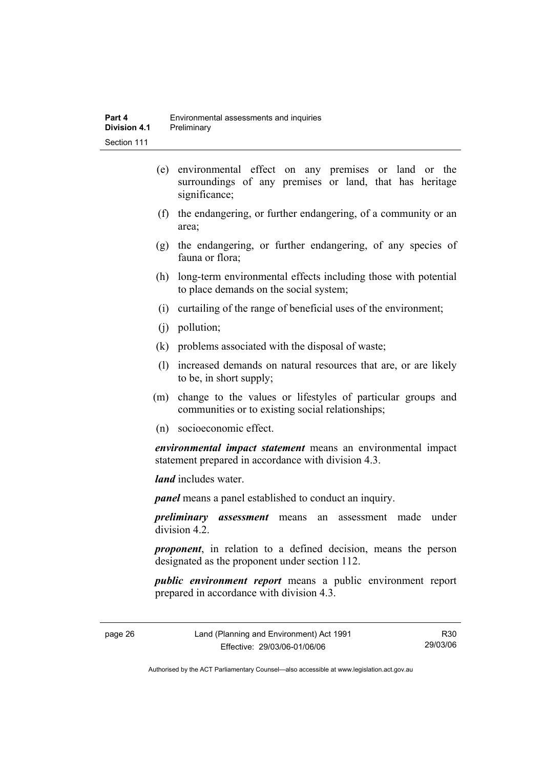(e) environmental effect on any premises or land or the surroundings of any premises or land, that has heritage significance;

(f) the endangering, or further endangering, of a community or an area;

(g) the endangering, or further endangering, of any species of fauna or flora;

(h) long-term environmental effects including those with potential to place demands on the social system;

(i) curtailing of the range of beneficial uses of the environment;

(j) pollution;

(k) problems associated with the disposal of waste;

(l) increased demands on natural resources that are, or are likely to be, in short supply;

(m) change to the values or lifestyles of particular groups and communities or to existing social relationships;

(n) socioeconomic effect.

***environmental impact statement*** means an environmental impact statement prepared in accordance with division 4.3.

***land*** includes water.

***panel*** means a panel established to conduct an inquiry.

***preliminary assessment*** means an assessment made under division 4.2.

***proponent***, in relation to a defined decision, means the person designated as the proponent under section 112.

***public environment report*** means a public environment report prepared in accordance with division 4.3.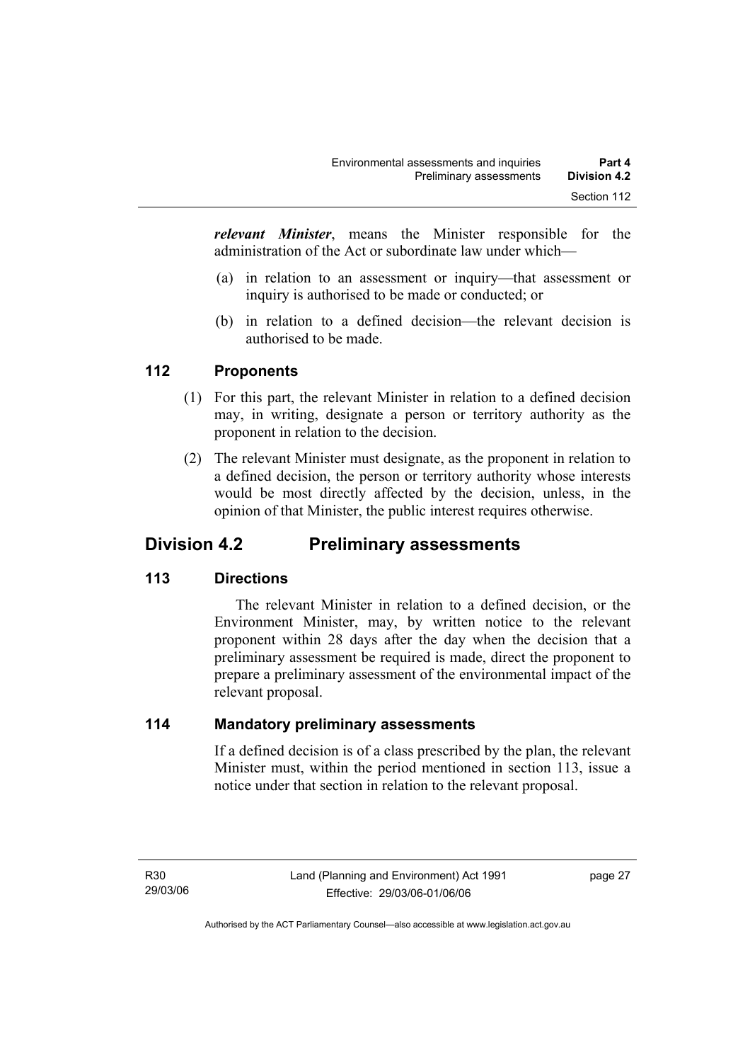***relevant Minister***, means the Minister responsible for the administration of the Act or subordinate law under which—

(a) in relation to an assessment or inquiry—that assessment or inquiry is authorised to be made or conducted; or

(b) in relation to a defined decision—the relevant decision is authorised to be made.

### 112 Proponents

(1) For this part, the relevant Minister in relation to a defined decision may, in writing, designate a person or territory authority as the proponent in relation to the decision.

(2) The relevant Minister must designate, as the proponent in relation to a defined decision, the person or territory authority whose interests would be most directly affected by the decision, unless, in the opinion of that Minister, the public interest requires otherwise.

## Division 4.2 Preliminary assessments

### 113 Directions

The relevant Minister in relation to a defined decision, or the Environment Minister, may, by written notice to the relevant proponent within 28 days after the day when the decision that a preliminary assessment be required is made, direct the proponent to prepare a preliminary assessment of the environmental impact of the relevant proposal.

### 114 Mandatory preliminary assessments

If a defined decision is of a class prescribed by the plan, the relevant Minister must, within the period mentioned in section 113, issue a notice under that section in relation to the relevant proposal.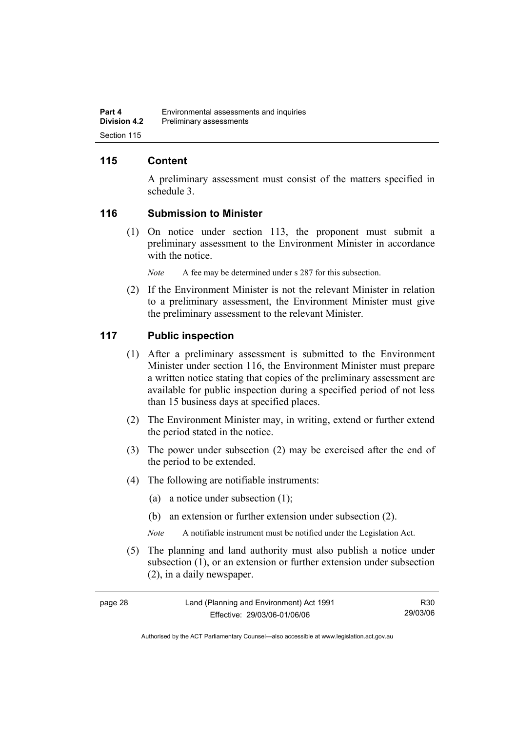## 115 Content

A preliminary assessment must consist of the matters specified in schedule 3.

## 116 Submission to Minister

(1) On notice under section 113, the proponent must submit a preliminary assessment to the Environment Minister in accordance with the notice.

*Note* A fee may be determined under s 287 for this subsection.

(2) If the Environment Minister is not the relevant Minister in relation to a preliminary assessment, the Environment Minister must give the preliminary assessment to the relevant Minister.

## 117 Public inspection

(1) After a preliminary assessment is submitted to the Environment Minister under section 116, the Environment Minister must prepare a written notice stating that copies of the preliminary assessment are available for public inspection during a specified period of not less than 15 business days at specified places.

(2) The Environment Minister may, in writing, extend or further extend the period stated in the notice.

(3) The power under subsection (2) may be exercised after the end of the period to be extended.

(4) The following are notifiable instruments:

- (a) a notice under subsection (1);
- (b) an extension or further extension under subsection (2).

*Note* A notifiable instrument must be notified under the Legislation Act.

(5) The planning and land authority must also publish a notice under subsection (1), or an extension or further extension under subsection (2), in a daily newspaper.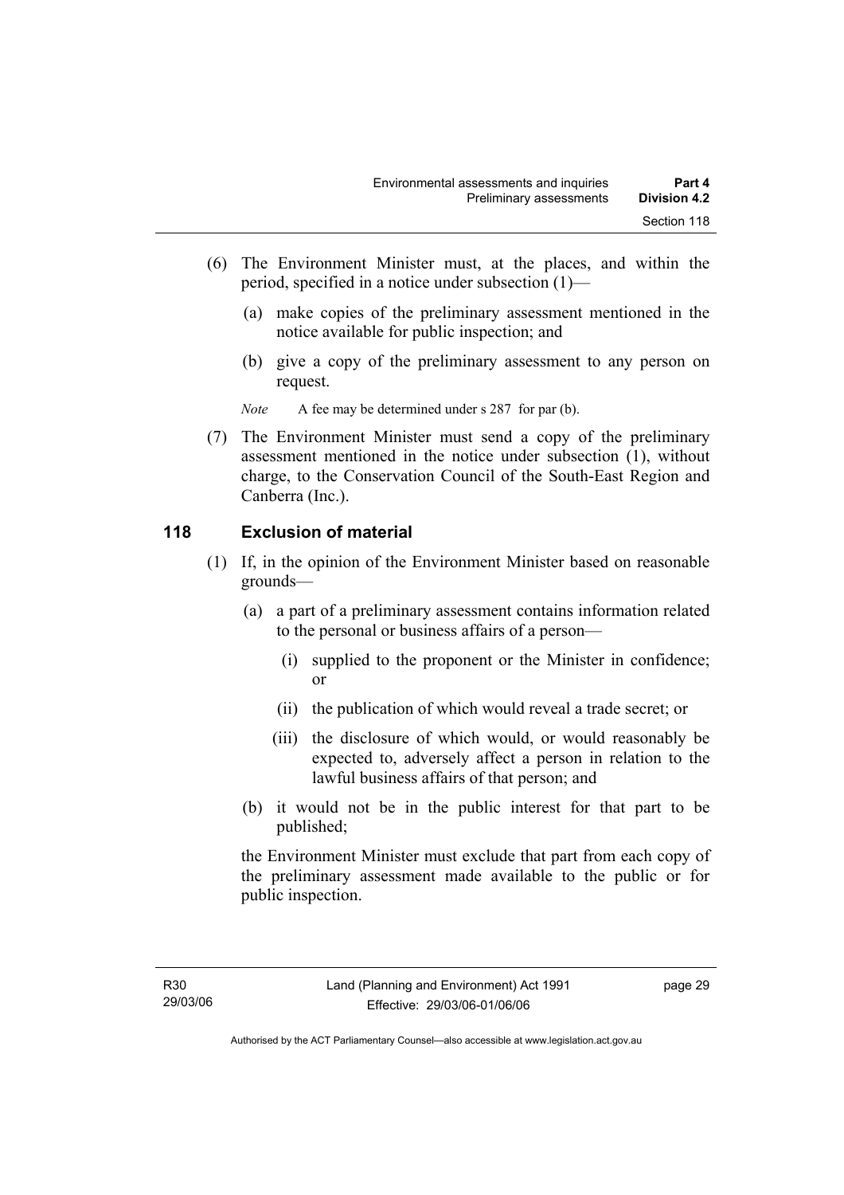(6) The Environment Minister must, at the places, and within the period, specified in a notice under subsection (1)—

(a) make copies of the preliminary assessment mentioned in the notice available for public inspection; and

(b) give a copy of the preliminary assessment to any person on request.

*Note* A fee may be determined under s 287 for par (b).

(7) The Environment Minister must send a copy of the preliminary assessment mentioned in the notice under subsection (1), without charge, to the Conservation Council of the South-East Region and Canberra (Inc.).

## 118 Exclusion of material

(1) If, in the opinion of the Environment Minister based on reasonable grounds—

(a) a part of a preliminary assessment contains information related to the personal or business affairs of a person—

(i) supplied to the proponent or the Minister in confidence; or

(ii) the publication of which would reveal a trade secret; or

(iii) the disclosure of which would, or would reasonably be expected to, adversely affect a person in relation to the lawful business affairs of that person; and

(b) it would not be in the public interest for that part to be published;

the Environment Minister must exclude that part from each copy of the preliminary assessment made available to the public or for public inspection.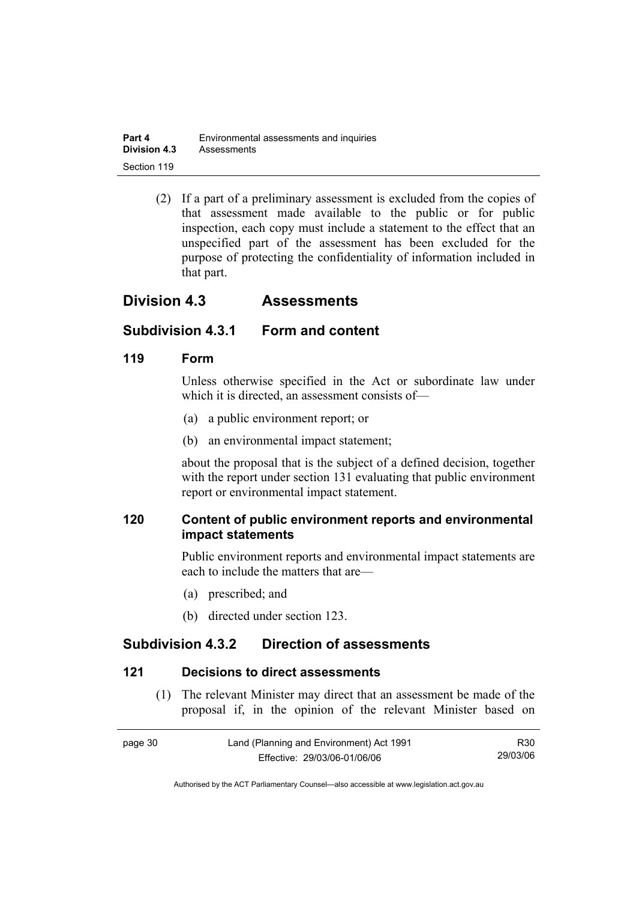(2) If a part of a preliminary assessment is excluded from the copies of that assessment made available to the public or for public inspection, each copy must include a statement to the effect that an unspecified part of the assessment has been excluded for the purpose of protecting the confidentiality of information included in that part.

## Division 4.3 Assessments

### Subdivision 4.3.1 Form and content

#### 119 Form

Unless otherwise specified in the Act or subordinate law under which it is directed, an assessment consists of—

(a) a public environment report; or

(b) an environmental impact statement;

about the proposal that is the subject of a defined decision, together with the report under section 131 evaluating that public environment report or environmental impact statement.

#### 120 Content of public environment reports and environmental impact statements

Public environment reports and environmental impact statements are each to include the matters that are—

(a) prescribed; and

(b) directed under section 123.

### Subdivision 4.3.2 Direction of assessments

#### 121 Decisions to direct assessments

(1) The relevant Minister may direct that an assessment be made of the proposal if, in the opinion of the relevant Minister based on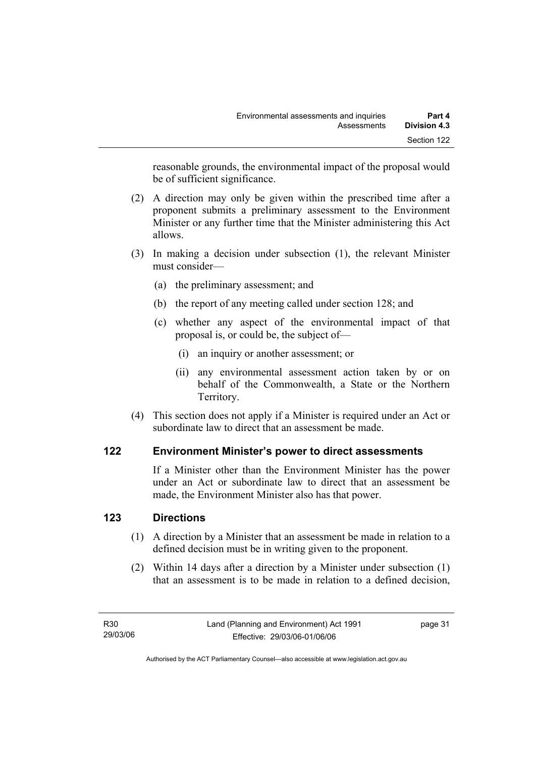reasonable grounds, the environmental impact of the proposal would be of sufficient significance.

(2) A direction may only be given within the prescribed time after a proponent submits a preliminary assessment to the Environment Minister or any further time that the Minister administering this Act allows.

(3) In making a decision under subsection (1), the relevant Minister must consider—

(a) the preliminary assessment; and

(b) the report of any meeting called under section 128; and

(c) whether any aspect of the environmental impact of that proposal is, or could be, the subject of—

(i) an inquiry or another assessment; or

(ii) any environmental assessment action taken by or on behalf of the Commonwealth, a State or the Northern Territory.

(4) This section does not apply if a Minister is required under an Act or subordinate law to direct that an assessment be made.

## 122 Environment Minister's power to direct assessments

If a Minister other than the Environment Minister has the power under an Act or subordinate law to direct that an assessment be made, the Environment Minister also has that power.

## 123 Directions

(1) A direction by a Minister that an assessment be made in relation to a defined decision must be in writing given to the proponent.

(2) Within 14 days after a direction by a Minister under subsection (1) that an assessment is to be made in relation to a defined decision,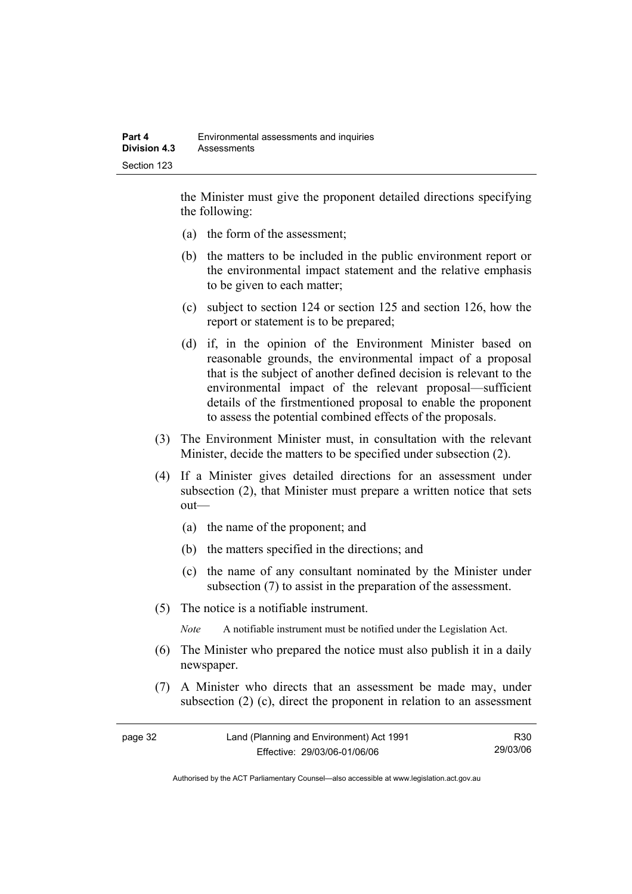the Minister must give the proponent detailed directions specifying the following:

(a) the form of the assessment;

(b) the matters to be included in the public environment report or the environmental impact statement and the relative emphasis to be given to each matter;

(c) subject to section 124 or section 125 and section 126, how the report or statement is to be prepared;

(d) if, in the opinion of the Environment Minister based on reasonable grounds, the environmental impact of a proposal that is the subject of another defined decision is relevant to the environmental impact of the relevant proposal—sufficient details of the firstmentioned proposal to enable the proponent to assess the potential combined effects of the proposals.

(3) The Environment Minister must, in consultation with the relevant Minister, decide the matters to be specified under subsection (2).

(4) If a Minister gives detailed directions for an assessment under subsection (2), that Minister must prepare a written notice that sets out—

(a) the name of the proponent; and

(b) the matters specified in the directions; and

(c) the name of any consultant nominated by the Minister under subsection (7) to assist in the preparation of the assessment.

(5) The notice is a notifiable instrument.

*Note* A notifiable instrument must be notified under the Legislation Act.

(6) The Minister who prepared the notice must also publish it in a daily newspaper.

(7) A Minister who directs that an assessment be made may, under subsection (2) (c), direct the proponent in relation to an assessment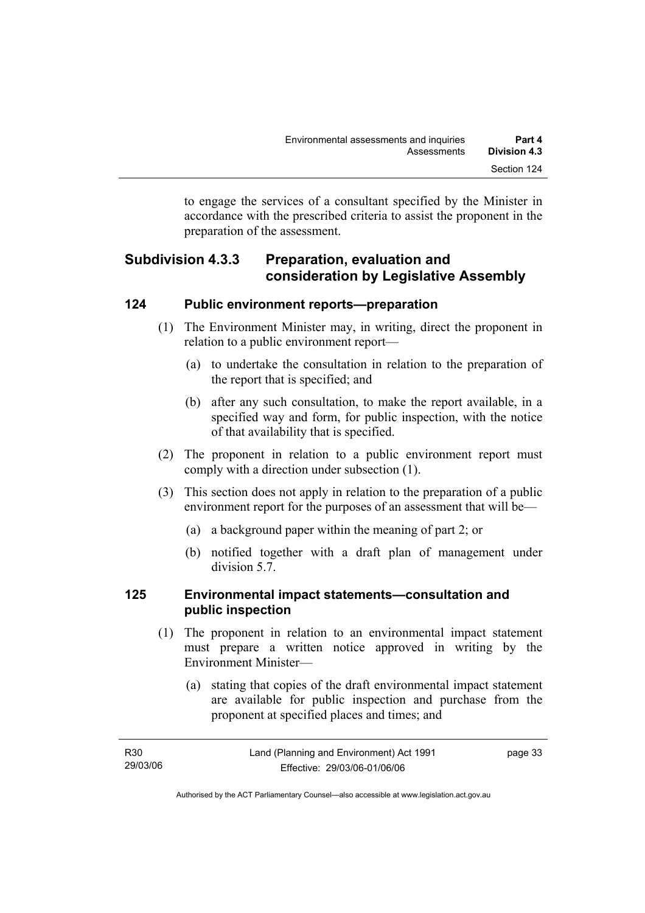to engage the services of a consultant specified by the Minister in accordance with the prescribed criteria to assist the proponent in the preparation of the assessment.

## Subdivision 4.3.3 Preparation, evaluation and consideration by Legislative Assembly

### 124 Public environment reports—preparation

(1) The Environment Minister may, in writing, direct the proponent in relation to a public environment report—

(a) to undertake the consultation in relation to the preparation of the report that is specified; and

(b) after any such consultation, to make the report available, in a specified way and form, for public inspection, with the notice of that availability that is specified.

(2) The proponent in relation to a public environment report must comply with a direction under subsection (1).

(3) This section does not apply in relation to the preparation of a public environment report for the purposes of an assessment that will be—

(a) a background paper within the meaning of part 2; or

(b) notified together with a draft plan of management under division 5.7.

### 125 Environmental impact statements—consultation and public inspection

(1) The proponent in relation to an environmental impact statement must prepare a written notice approved in writing by the Environment Minister—

(a) stating that copies of the draft environmental impact statement are available for public inspection and purchase from the proponent at specified places and times; and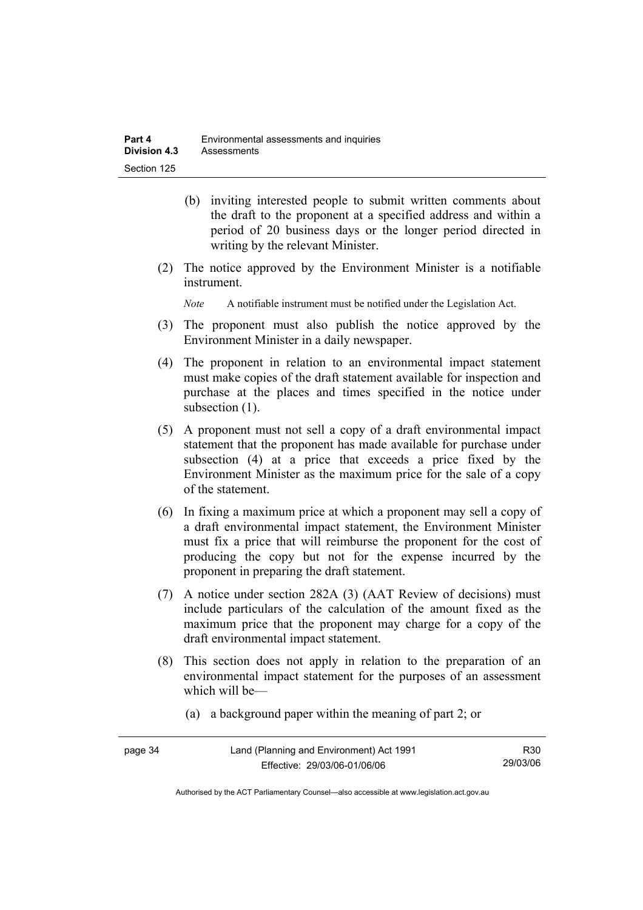(b) inviting interested people to submit written comments about the draft to the proponent at a specified address and within a period of 20 business days or the longer period directed in writing by the relevant Minister.

(2) The notice approved by the Environment Minister is a notifiable instrument.

*Note* A notifiable instrument must be notified under the Legislation Act.

(3) The proponent must also publish the notice approved by the Environment Minister in a daily newspaper.

(4) The proponent in relation to an environmental impact statement must make copies of the draft statement available for inspection and purchase at the places and times specified in the notice under subsection (1).

(5) A proponent must not sell a copy of a draft environmental impact statement that the proponent has made available for purchase under subsection (4) at a price that exceeds a price fixed by the Environment Minister as the maximum price for the sale of a copy of the statement.

(6) In fixing a maximum price at which a proponent may sell a copy of a draft environmental impact statement, the Environment Minister must fix a price that will reimburse the proponent for the cost of producing the copy but not for the expense incurred by the proponent in preparing the draft statement.

(7) A notice under section 282A (3) (AAT Review of decisions) must include particulars of the calculation of the amount fixed as the maximum price that the proponent may charge for a copy of the draft environmental impact statement.

(8) This section does not apply in relation to the preparation of an environmental impact statement for the purposes of an assessment which will be—

(a) a background paper within the meaning of part 2; or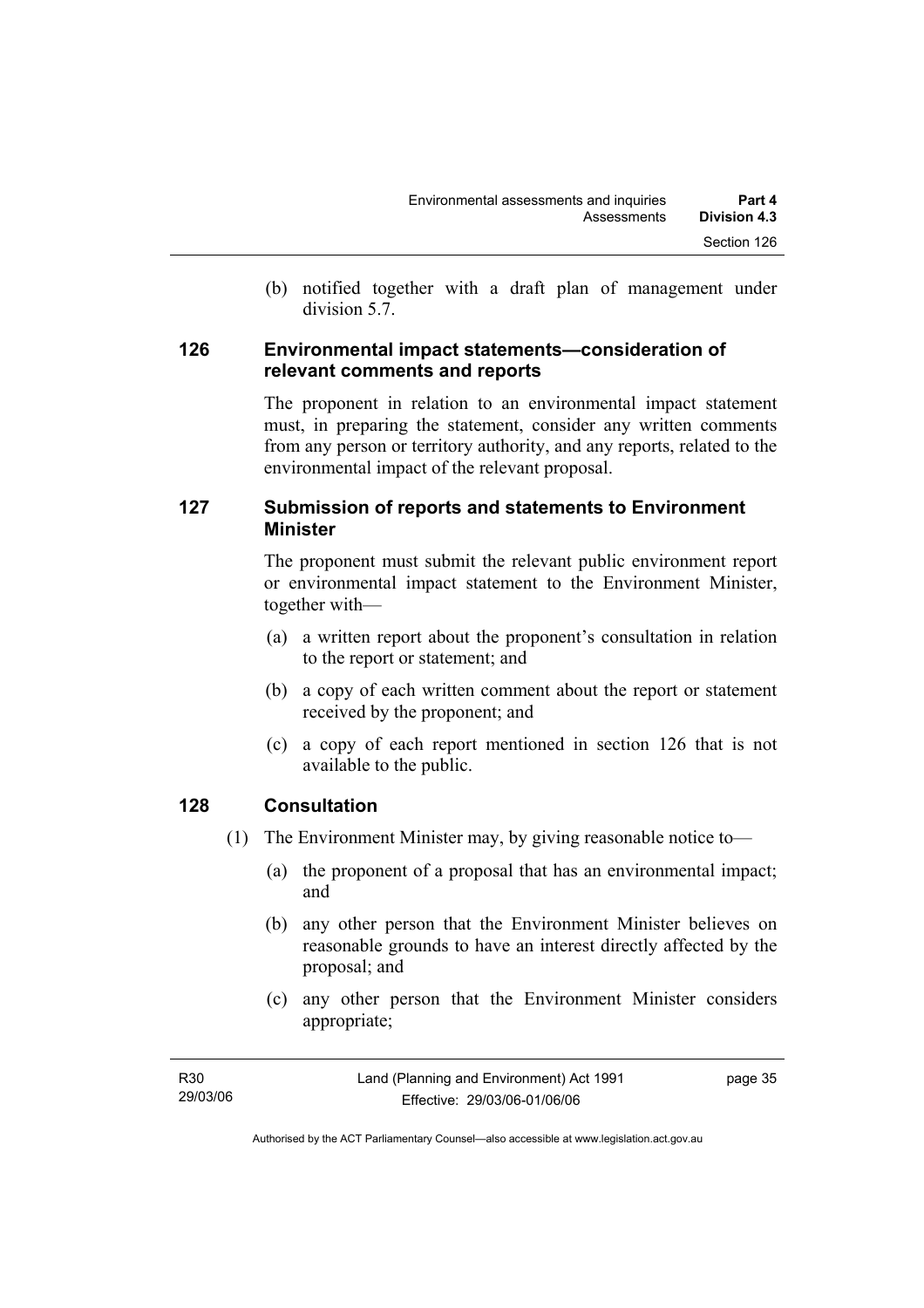(b) notified together with a draft plan of management under division 5.7.

## 126 Environmental impact statements—consideration of relevant comments and reports

The proponent in relation to an environmental impact statement must, in preparing the statement, consider any written comments from any person or territory authority, and any reports, related to the environmental impact of the relevant proposal.

## 127 Submission of reports and statements to Environment Minister

The proponent must submit the relevant public environment report or environmental impact statement to the Environment Minister, together with—

(a) a written report about the proponent's consultation in relation to the report or statement; and

(b) a copy of each written comment about the report or statement received by the proponent; and

(c) a copy of each report mentioned in section 126 that is not available to the public.

## 128 Consultation

(1) The Environment Minister may, by giving reasonable notice to—

(a) the proponent of a proposal that has an environmental impact; and

(b) any other person that the Environment Minister believes on reasonable grounds to have an interest directly affected by the proposal; and

(c) any other person that the Environment Minister considers appropriate;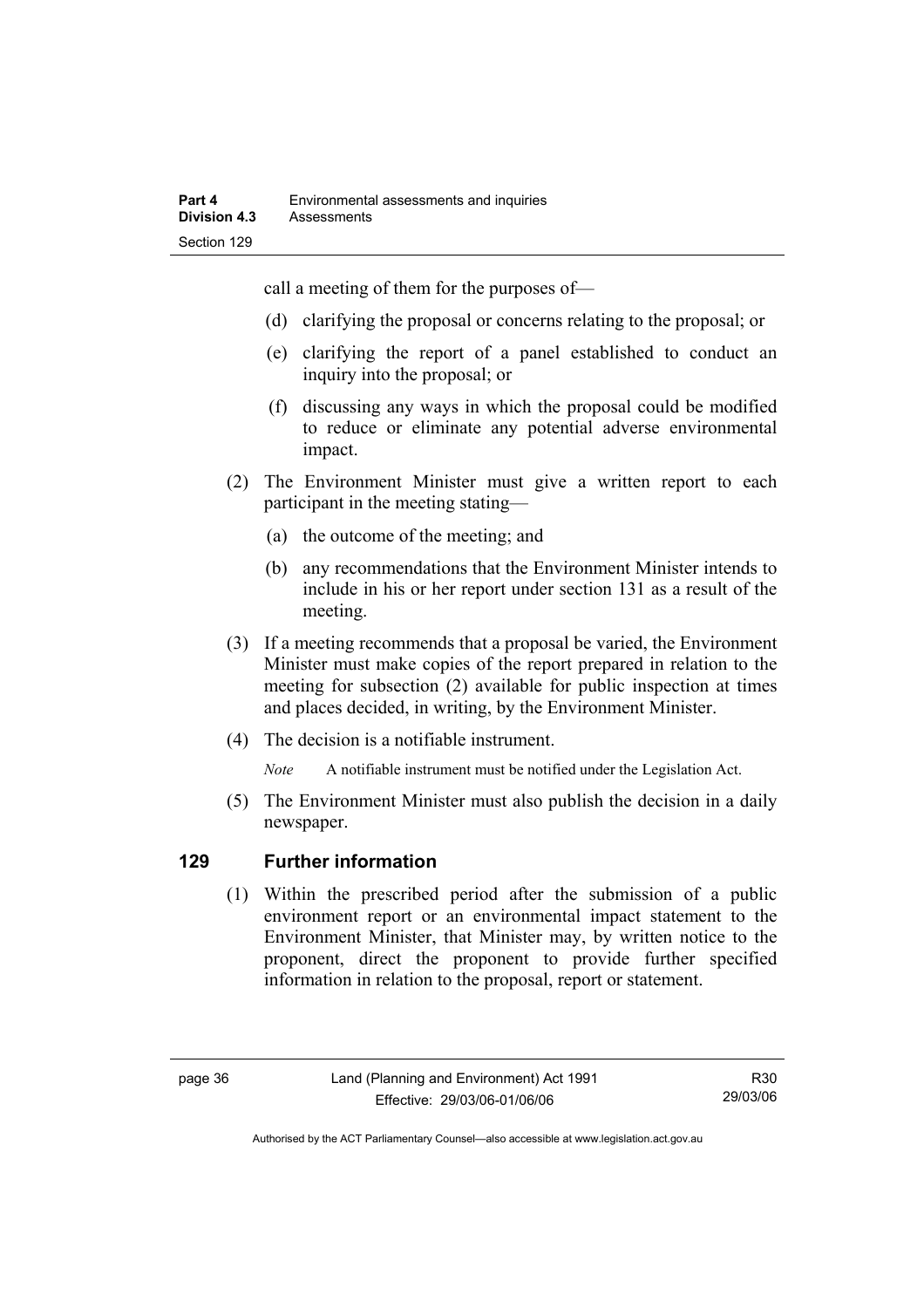call a meeting of them for the purposes of—

(d) clarifying the proposal or concerns relating to the proposal; or

(e) clarifying the report of a panel established to conduct an inquiry into the proposal; or

(f) discussing any ways in which the proposal could be modified to reduce or eliminate any potential adverse environmental impact.

(2) The Environment Minister must give a written report to each participant in the meeting stating—

(a) the outcome of the meeting; and

(b) any recommendations that the Environment Minister intends to include in his or her report under section 131 as a result of the meeting.

(3) If a meeting recommends that a proposal be varied, the Environment Minister must make copies of the report prepared in relation to the meeting for subsection (2) available for public inspection at times and places decided, in writing, by the Environment Minister.

(4) The decision is a notifiable instrument.

*Note* A notifiable instrument must be notified under the Legislation Act.

(5) The Environment Minister must also publish the decision in a daily newspaper.

## 129 Further information

(1) Within the prescribed period after the submission of a public environment report or an environmental impact statement to the Environment Minister, that Minister may, by written notice to the proponent, direct the proponent to provide further specified information in relation to the proposal, report or statement.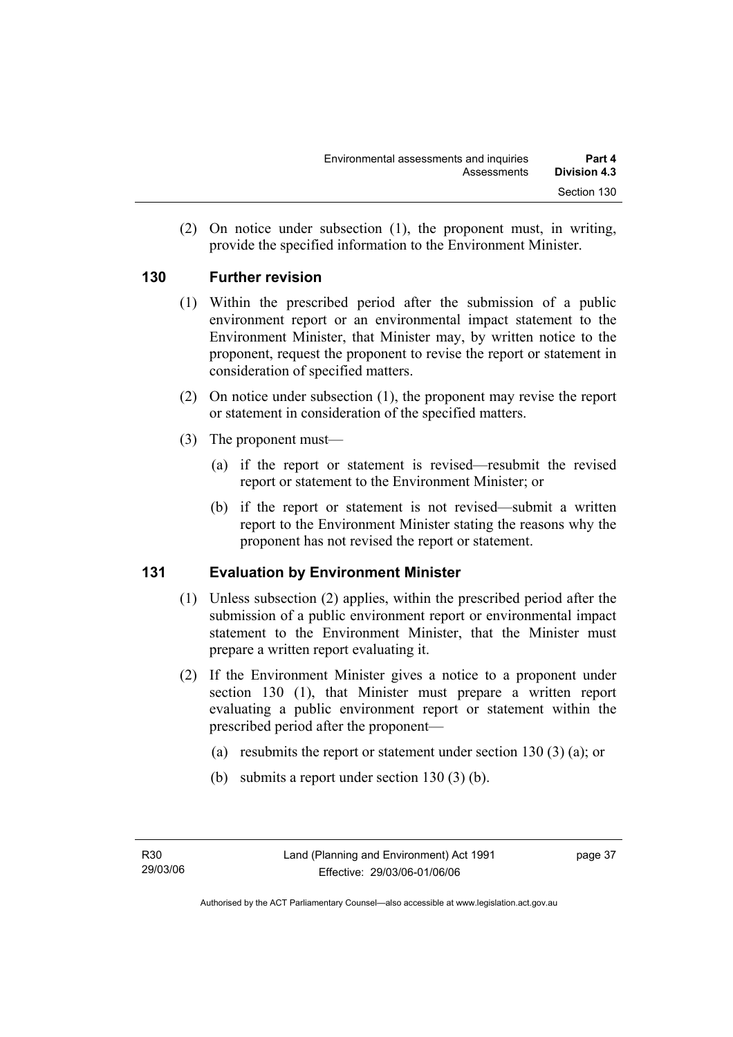(2) On notice under subsection (1), the proponent must, in writing, provide the specified information to the Environment Minister.

### 130 Further revision

(1) Within the prescribed period after the submission of a public environment report or an environmental impact statement to the Environment Minister, that Minister may, by written notice to the proponent, request the proponent to revise the report or statement in consideration of specified matters.

(2) On notice under subsection (1), the proponent may revise the report or statement in consideration of the specified matters.

(3) The proponent must—

(a) if the report or statement is revised—resubmit the revised report or statement to the Environment Minister; or

(b) if the report or statement is not revised—submit a written report to the Environment Minister stating the reasons why the proponent has not revised the report or statement.

### 131 Evaluation by Environment Minister

(1) Unless subsection (2) applies, within the prescribed period after the submission of a public environment report or environmental impact statement to the Environment Minister, that the Minister must prepare a written report evaluating it.

(2) If the Environment Minister gives a notice to a proponent under section 130 (1), that Minister must prepare a written report evaluating a public environment report or statement within the prescribed period after the proponent—

(a) resubmits the report or statement under section 130 (3) (a); or

(b) submits a report under section 130 (3) (b).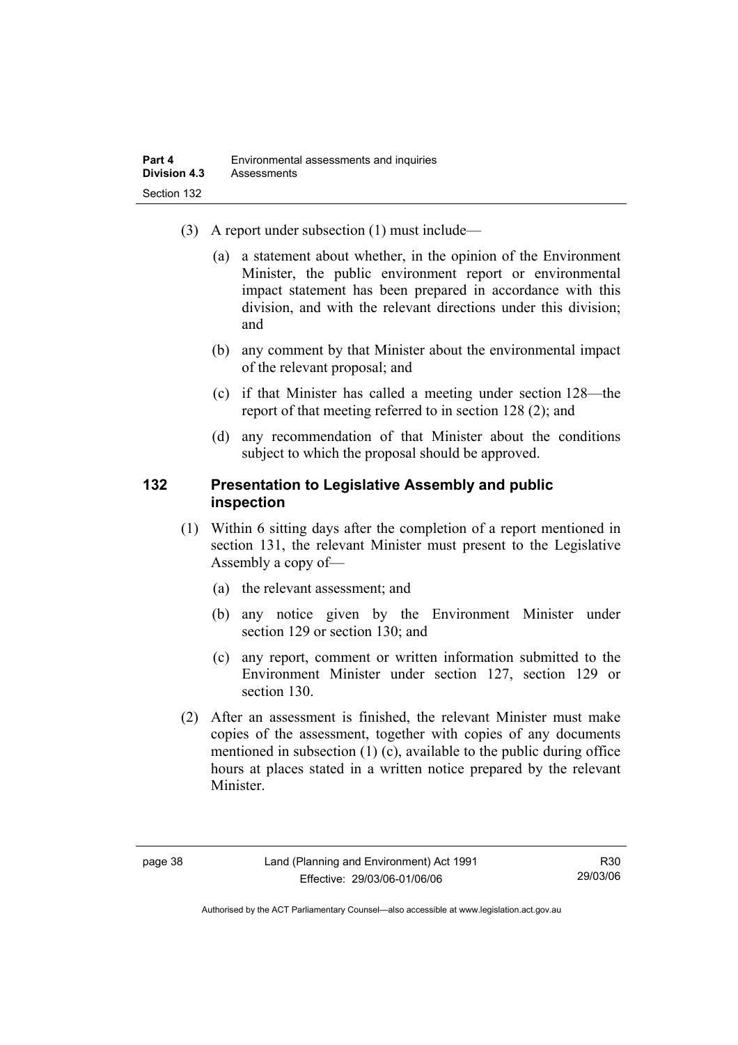(3) A report under subsection (1) must include—

(a) a statement about whether, in the opinion of the Environment Minister, the public environment report or environmental impact statement has been prepared in accordance with this division, and with the relevant directions under this division; and

(b) any comment by that Minister about the environmental impact of the relevant proposal; and

(c) if that Minister has called a meeting under section 128—the report of that meeting referred to in section 128 (2); and

(d) any recommendation of that Minister about the conditions subject to which the proposal should be approved.

## 132 Presentation to Legislative Assembly and public inspection

(1) Within 6 sitting days after the completion of a report mentioned in section 131, the relevant Minister must present to the Legislative Assembly a copy of—

(a) the relevant assessment; and

(b) any notice given by the Environment Minister under section 129 or section 130; and

(c) any report, comment or written information submitted to the Environment Minister under section 127, section 129 or section 130.

(2) After an assessment is finished, the relevant Minister must make copies of the assessment, together with copies of any documents mentioned in subsection (1) (c), available to the public during office hours at places stated in a written notice prepared by the relevant Minister.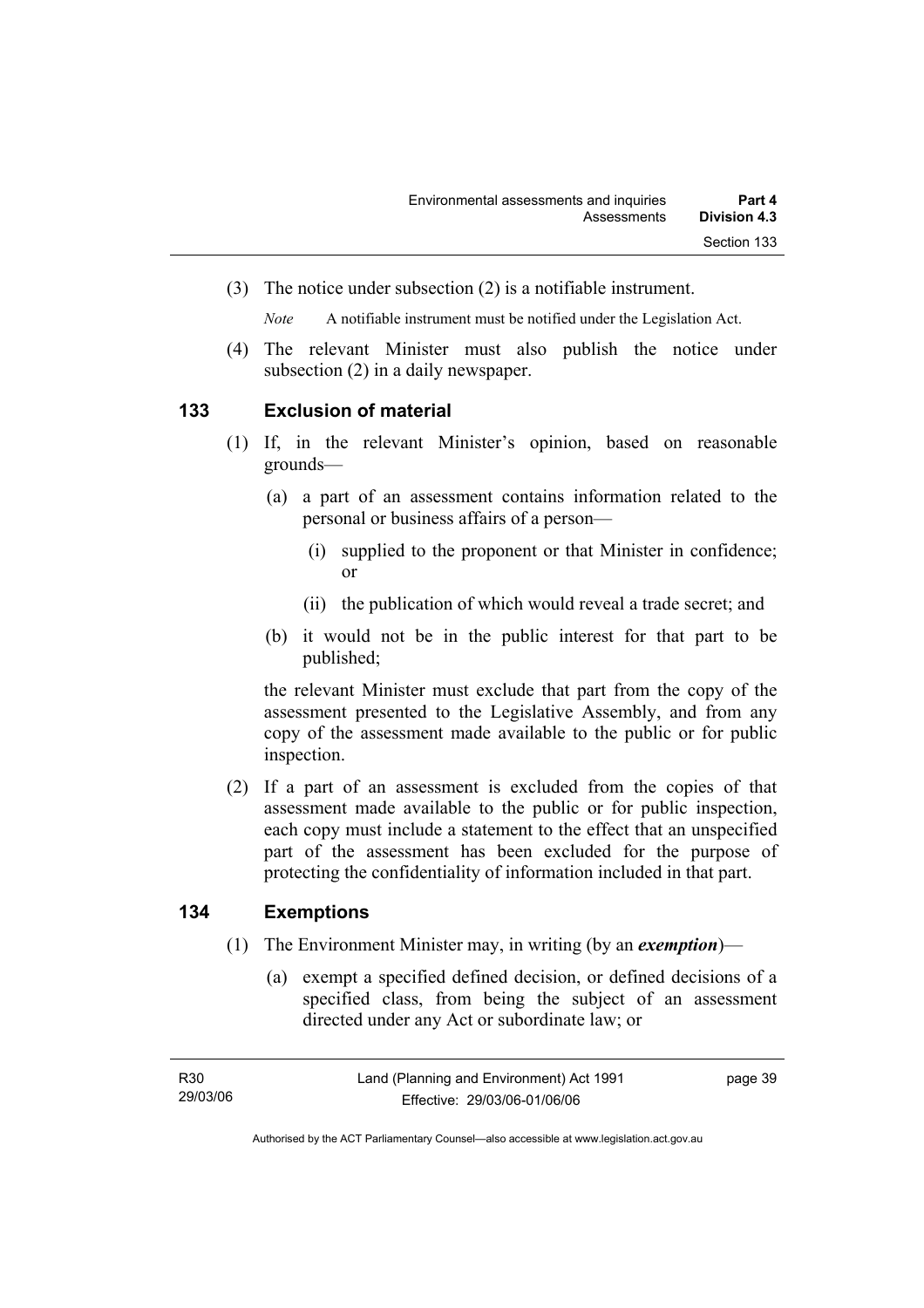(3) The notice under subsection (2) is a notifiable instrument.

*Note* A notifiable instrument must be notified under the Legislation Act.

(4) The relevant Minister must also publish the notice under subsection (2) in a daily newspaper.

## 133 Exclusion of material

(1) If, in the relevant Minister's opinion, based on reasonable grounds—

(a) a part of an assessment contains information related to the personal or business affairs of a person—

(i) supplied to the proponent or that Minister in confidence; or

(ii) the publication of which would reveal a trade secret; and

(b) it would not be in the public interest for that part to be published;

the relevant Minister must exclude that part from the copy of the assessment presented to the Legislative Assembly, and from any copy of the assessment made available to the public or for public inspection.

(2) If a part of an assessment is excluded from the copies of that assessment made available to the public or for public inspection, each copy must include a statement to the effect that an unspecified part of the assessment has been excluded for the purpose of protecting the confidentiality of information included in that part.

## 134 Exemptions

(1) The Environment Minister may, in writing (by an ***exemption***)—

(a) exempt a specified defined decision, or defined decisions of a specified class, from being the subject of an assessment directed under any Act or subordinate law; or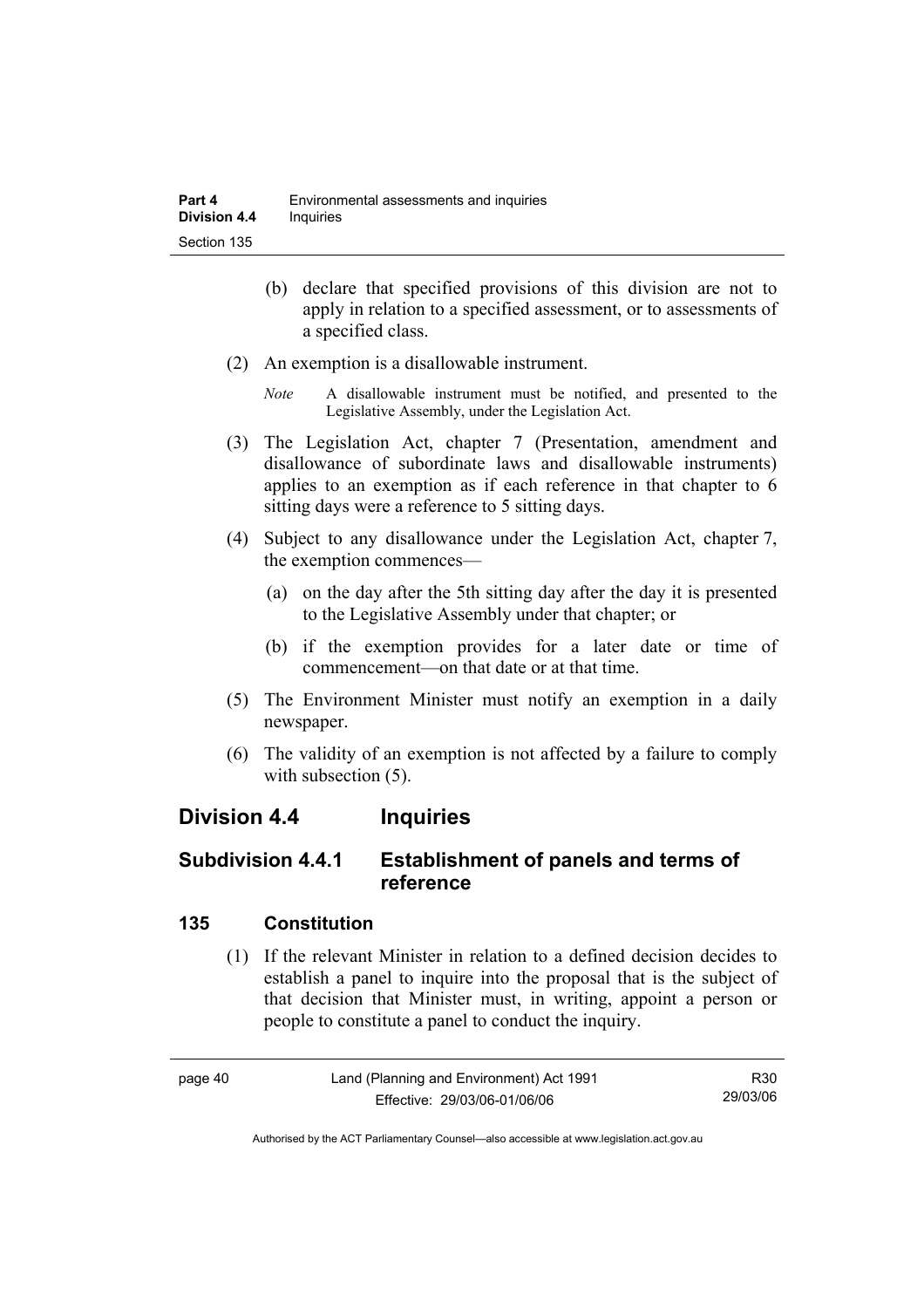(b) declare that specified provisions of this division are not to apply in relation to a specified assessment, or to assessments of a specified class.

(2) An exemption is a disallowable instrument.

*Note* A disallowable instrument must be notified, and presented to the Legislative Assembly, under the Legislation Act.

(3) The Legislation Act, chapter 7 (Presentation, amendment and disallowance of subordinate laws and disallowable instruments) applies to an exemption as if each reference in that chapter to 6 sitting days were a reference to 5 sitting days.

(4) Subject to any disallowance under the Legislation Act, chapter 7, the exemption commences—

(a) on the day after the 5th sitting day after the day it is presented to the Legislative Assembly under that chapter; or

(b) if the exemption provides for a later date or time of commencement—on that date or at that time.

(5) The Environment Minister must notify an exemption in a daily newspaper.

(6) The validity of an exemption is not affected by a failure to comply with subsection (5).

## Division 4.4 Inquiries

### Subdivision 4.4.1 Establishment of panels and terms of reference

#### 135 Constitution

(1) If the relevant Minister in relation to a defined decision decides to establish a panel to inquire into the proposal that is the subject of that decision that Minister must, in writing, appoint a person or people to constitute a panel to conduct the inquiry.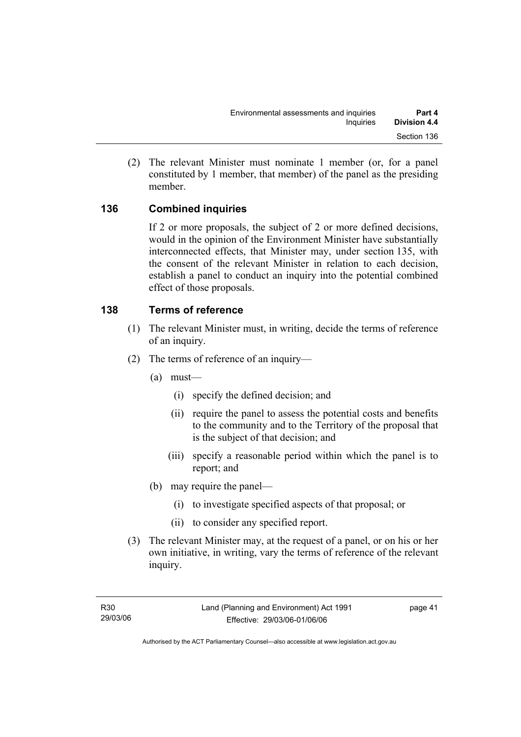(2) The relevant Minister must nominate 1 member (or, for a panel constituted by 1 member, that member) of the panel as the presiding member.

### 136 Combined inquiries

If 2 or more proposals, the subject of 2 or more defined decisions, would in the opinion of the Environment Minister have substantially interconnected effects, that Minister may, under section 135, with the consent of the relevant Minister in relation to each decision, establish a panel to conduct an inquiry into the potential combined effect of those proposals.

### 138 Terms of reference

(1) The relevant Minister must, in writing, decide the terms of reference of an inquiry.

(2) The terms of reference of an inquiry—

(a) must—

(i) specify the defined decision; and

(ii) require the panel to assess the potential costs and benefits to the community and to the Territory of the proposal that is the subject of that decision; and

(iii) specify a reasonable period within which the panel is to report; and

(b) may require the panel—

(i) to investigate specified aspects of that proposal; or

(ii) to consider any specified report.

(3) The relevant Minister may, at the request of a panel, or on his or her own initiative, in writing, vary the terms of reference of the relevant inquiry.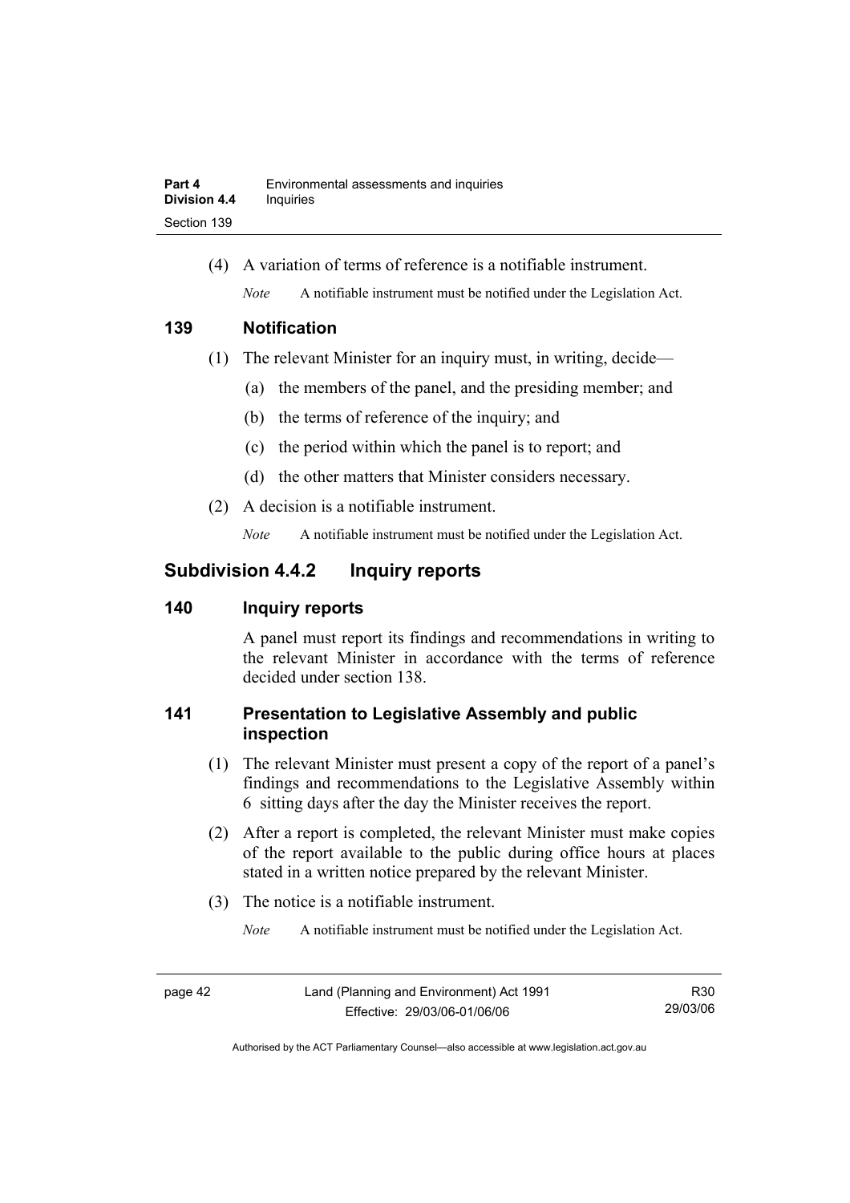(4) A variation of terms of reference is a notifiable instrument.

*Note* A notifiable instrument must be notified under the Legislation Act.

### 139 Notification

(1) The relevant Minister for an inquiry must, in writing, decide—

(a) the members of the panel, and the presiding member; and

(b) the terms of reference of the inquiry; and

(c) the period within which the panel is to report; and

(d) the other matters that Minister considers necessary.

(2) A decision is a notifiable instrument.

*Note* A notifiable instrument must be notified under the Legislation Act.

## Subdivision 4.4.2 Inquiry reports

### 140 Inquiry reports

A panel must report its findings and recommendations in writing to the relevant Minister in accordance with the terms of reference decided under section 138.

### 141 Presentation to Legislative Assembly and public inspection

(1) The relevant Minister must present a copy of the report of a panel's findings and recommendations to the Legislative Assembly within 6 sitting days after the day the Minister receives the report.

(2) After a report is completed, the relevant Minister must make copies of the report available to the public during office hours at places stated in a written notice prepared by the relevant Minister.

(3) The notice is a notifiable instrument.

*Note* A notifiable instrument must be notified under the Legislation Act.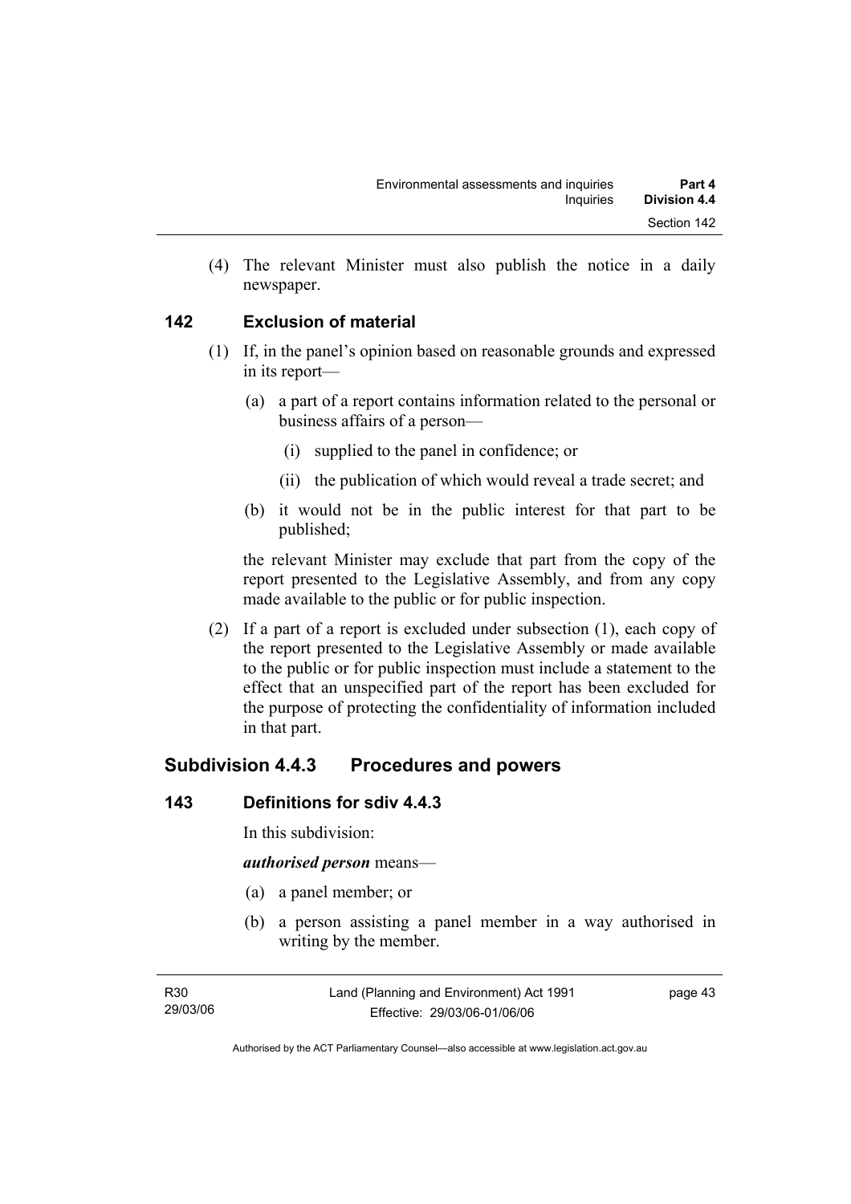(4) The relevant Minister must also publish the notice in a daily newspaper.

### 142 Exclusion of material

(1) If, in the panel's opinion based on reasonable grounds and expressed in its report—

(a) a part of a report contains information related to the personal or business affairs of a person—

(i) supplied to the panel in confidence; or

(ii) the publication of which would reveal a trade secret; and

(b) it would not be in the public interest for that part to be published;

the relevant Minister may exclude that part from the copy of the report presented to the Legislative Assembly, and from any copy made available to the public or for public inspection.

(2) If a part of a report is excluded under subsection (1), each copy of the report presented to the Legislative Assembly or made available to the public or for public inspection must include a statement to the effect that an unspecified part of the report has been excluded for the purpose of protecting the confidentiality of information included in that part.

## Subdivision 4.4.3 Procedures and powers

### 143 Definitions for sdiv 4.4.3

In this subdivision:

***authorised person*** means—

(a) a panel member; or

(b) a person assisting a panel member in a way authorised in writing by the member.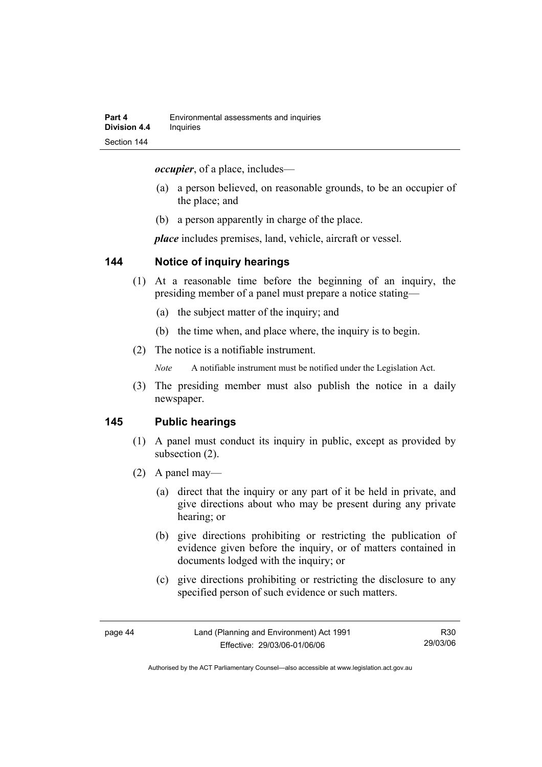***occupier***, of a place, includes—

(a) a person believed, on reasonable grounds, to be an occupier of the place; and

(b) a person apparently in charge of the place.

***place*** includes premises, land, vehicle, aircraft or vessel.

## 144 Notice of inquiry hearings

(1) At a reasonable time before the beginning of an inquiry, the presiding member of a panel must prepare a notice stating—

(a) the subject matter of the inquiry; and

(b) the time when, and place where, the inquiry is to begin.

(2) The notice is a notifiable instrument.

*Note* A notifiable instrument must be notified under the Legislation Act.

(3) The presiding member must also publish the notice in a daily newspaper.

## 145 Public hearings

(1) A panel must conduct its inquiry in public, except as provided by subsection (2).

(2) A panel may—

(a) direct that the inquiry or any part of it be held in private, and give directions about who may be present during any private hearing; or

(b) give directions prohibiting or restricting the publication of evidence given before the inquiry, or of matters contained in documents lodged with the inquiry; or

(c) give directions prohibiting or restricting the disclosure to any specified person of such evidence or such matters.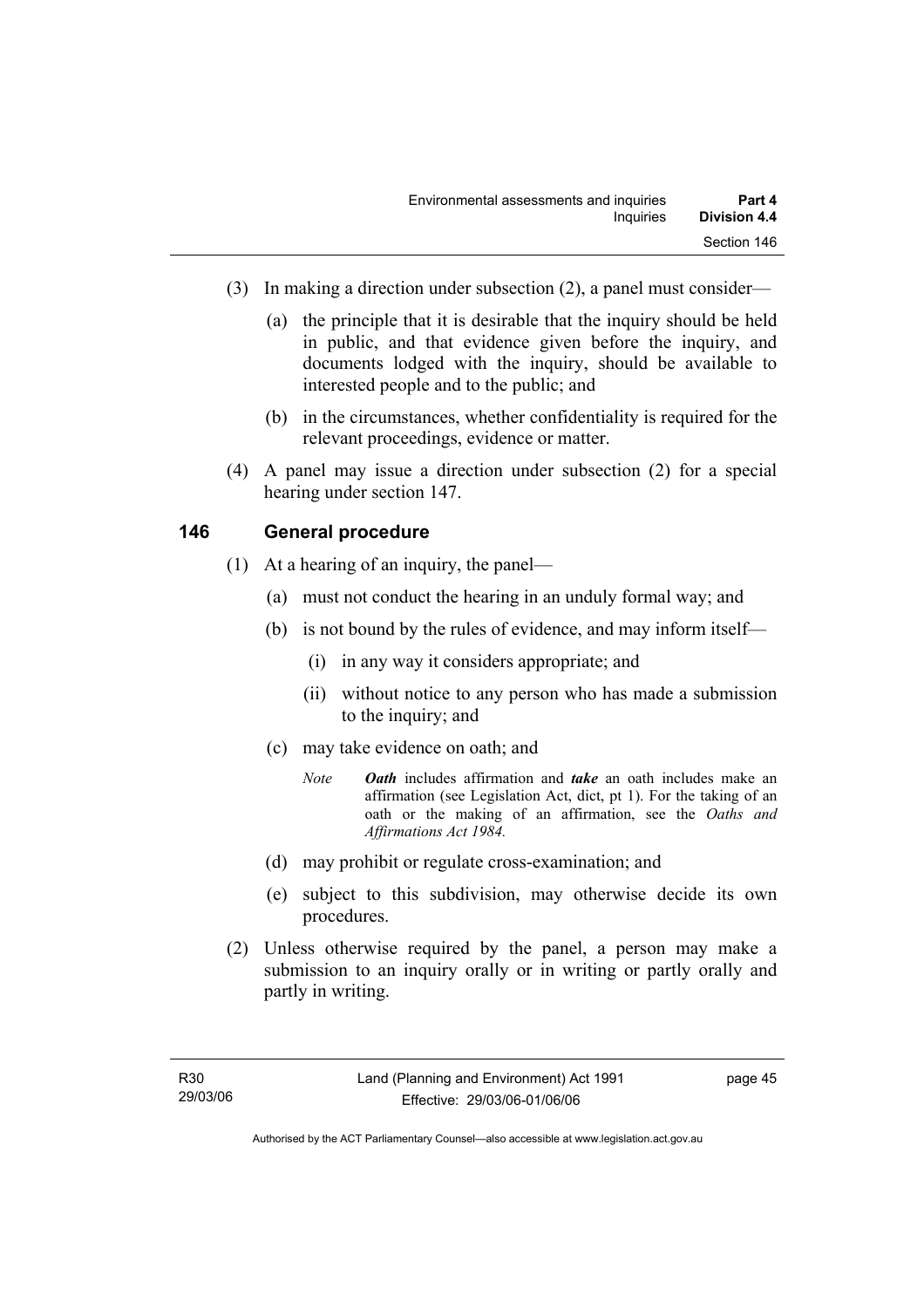(3) In making a direction under subsection (2), a panel must consider—

(a) the principle that it is desirable that the inquiry should be held in public, and that evidence given before the inquiry, and documents lodged with the inquiry, should be available to interested people and to the public; and

(b) in the circumstances, whether confidentiality is required for the relevant proceedings, evidence or matter.

(4) A panel may issue a direction under subsection (2) for a special hearing under section 147.

## 146 General procedure

(1) At a hearing of an inquiry, the panel—

(a) must not conduct the hearing in an unduly formal way; and

(b) is not bound by the rules of evidence, and may inform itself—

(i) in any way it considers appropriate; and

(ii) without notice to any person who has made a submission to the inquiry; and

(c) may take evidence on oath; and

*Note* ***Oath*** includes affirmation and ***take*** an oath includes make an affirmation (see Legislation Act, dict, pt 1). For the taking of an oath or the making of an affirmation, see the *Oaths and Affirmations Act 1984.*

(d) may prohibit or regulate cross-examination; and

(e) subject to this subdivision, may otherwise decide its own procedures.

(2) Unless otherwise required by the panel, a person may make a submission to an inquiry orally or in writing or partly orally and partly in writing.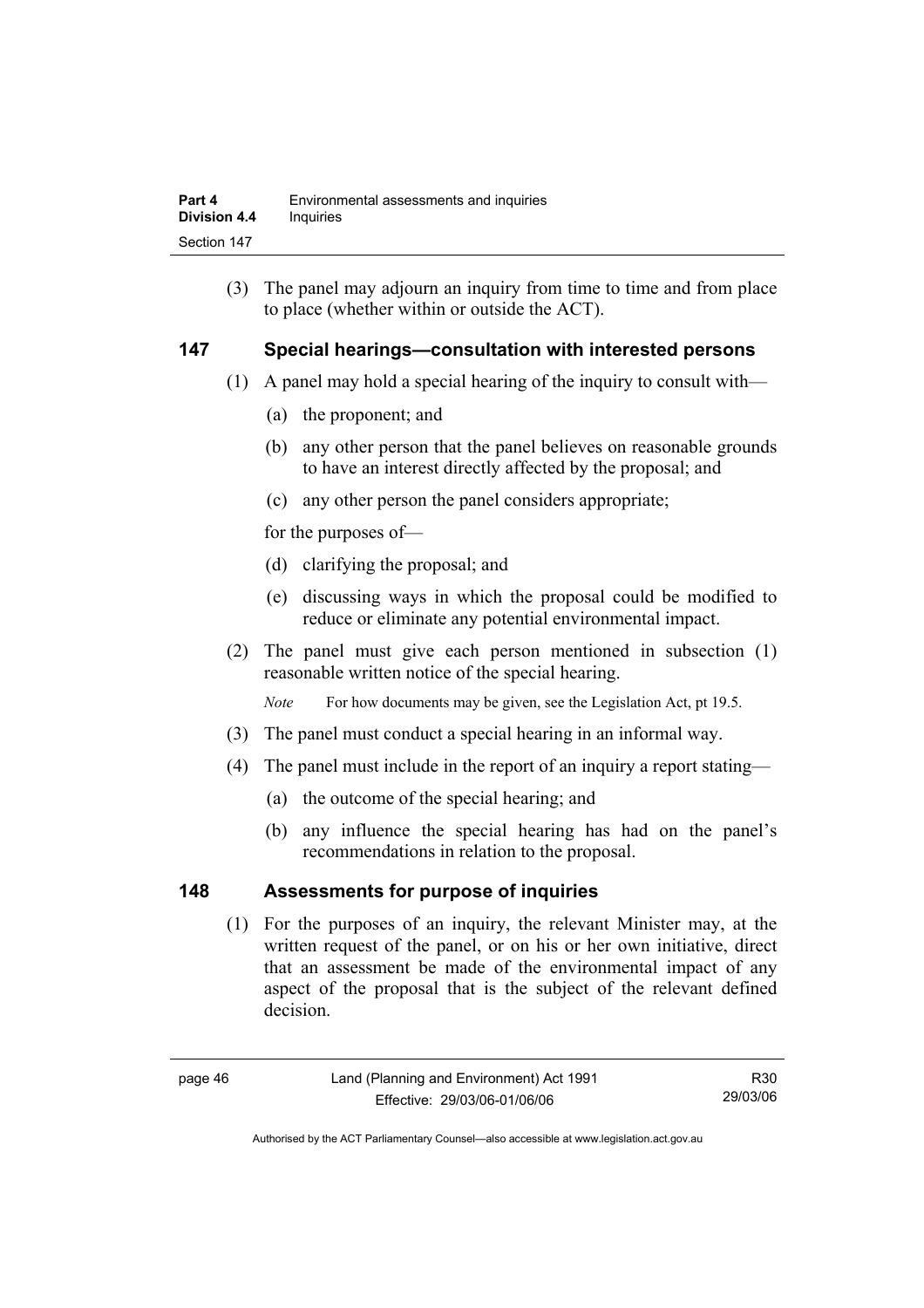(3) The panel may adjourn an inquiry from time to time and from place to place (whether within or outside the ACT).

## 147 Special hearings—consultation with interested persons

(1) A panel may hold a special hearing of the inquiry to consult with—

(a) the proponent; and

(b) any other person that the panel believes on reasonable grounds to have an interest directly affected by the proposal; and

(c) any other person the panel considers appropriate;

for the purposes of—

(d) clarifying the proposal; and

(e) discussing ways in which the proposal could be modified to reduce or eliminate any potential environmental impact.

(2) The panel must give each person mentioned in subsection (1) reasonable written notice of the special hearing.

*Note* For how documents may be given, see the Legislation Act, pt 19.5.

(3) The panel must conduct a special hearing in an informal way.

(4) The panel must include in the report of an inquiry a report stating—

(a) the outcome of the special hearing; and

(b) any influence the special hearing has had on the panel's recommendations in relation to the proposal.

## 148 Assessments for purpose of inquiries

(1) For the purposes of an inquiry, the relevant Minister may, at the written request of the panel, or on his or her own initiative, direct that an assessment be made of the environmental impact of any aspect of the proposal that is the subject of the relevant defined decision.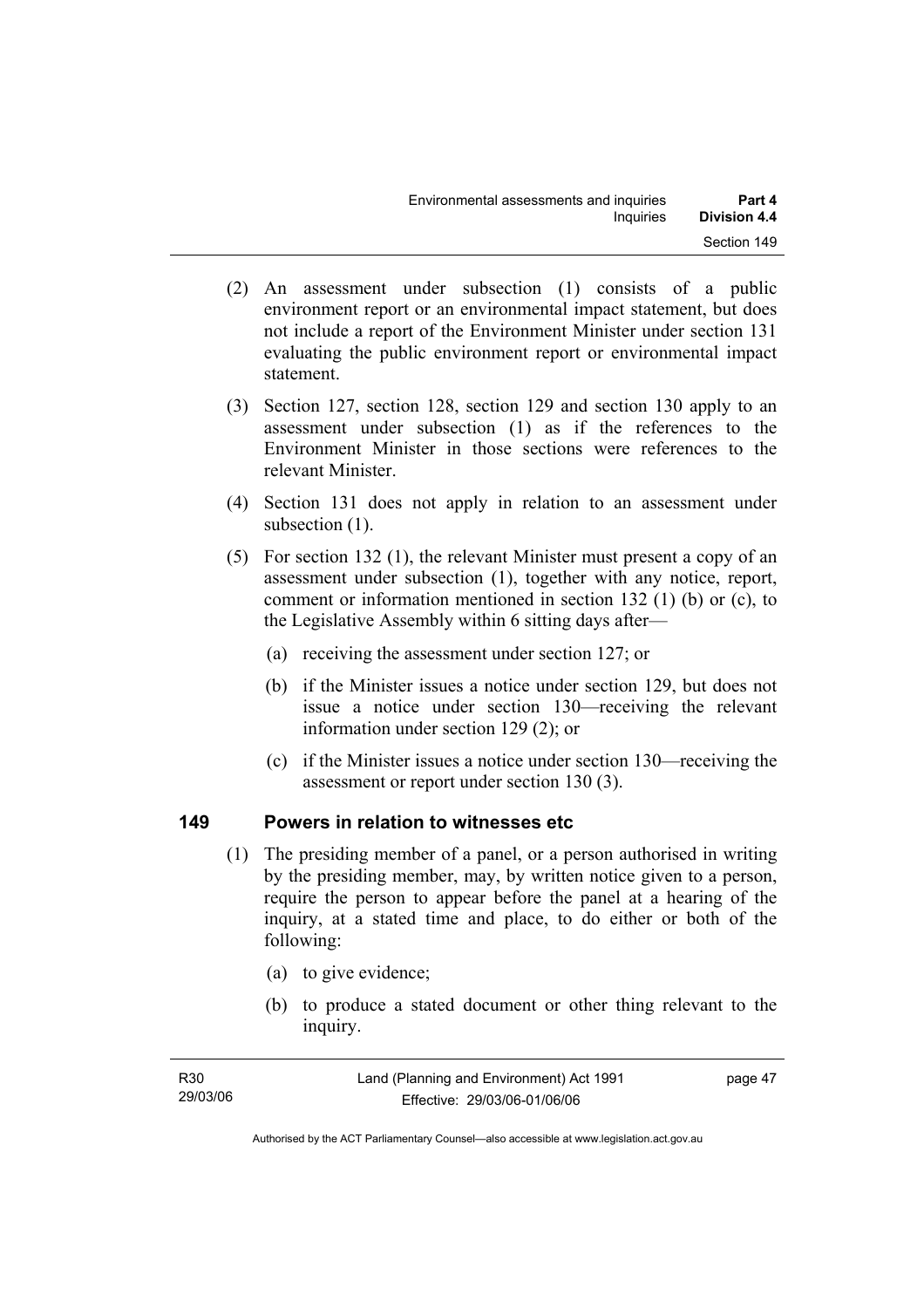(2) An assessment under subsection (1) consists of a public environment report or an environmental impact statement, but does not include a report of the Environment Minister under section 131 evaluating the public environment report or environmental impact statement.

(3) Section 127, section 128, section 129 and section 130 apply to an assessment under subsection (1) as if the references to the Environment Minister in those sections were references to the relevant Minister.

(4) Section 131 does not apply in relation to an assessment under subsection (1).

(5) For section 132 (1), the relevant Minister must present a copy of an assessment under subsection (1), together with any notice, report, comment or information mentioned in section 132 (1) (b) or (c), to the Legislative Assembly within 6 sitting days after—

(a) receiving the assessment under section 127; or

(b) if the Minister issues a notice under section 129, but does not issue a notice under section 130—receiving the relevant information under section 129 (2); or

(c) if the Minister issues a notice under section 130—receiving the assessment or report under section 130 (3).

## 149 Powers in relation to witnesses etc

(1) The presiding member of a panel, or a person authorised in writing by the presiding member, may, by written notice given to a person, require the person to appear before the panel at a hearing of the inquiry, at a stated time and place, to do either or both of the following:

(a) to give evidence;

(b) to produce a stated document or other thing relevant to the inquiry.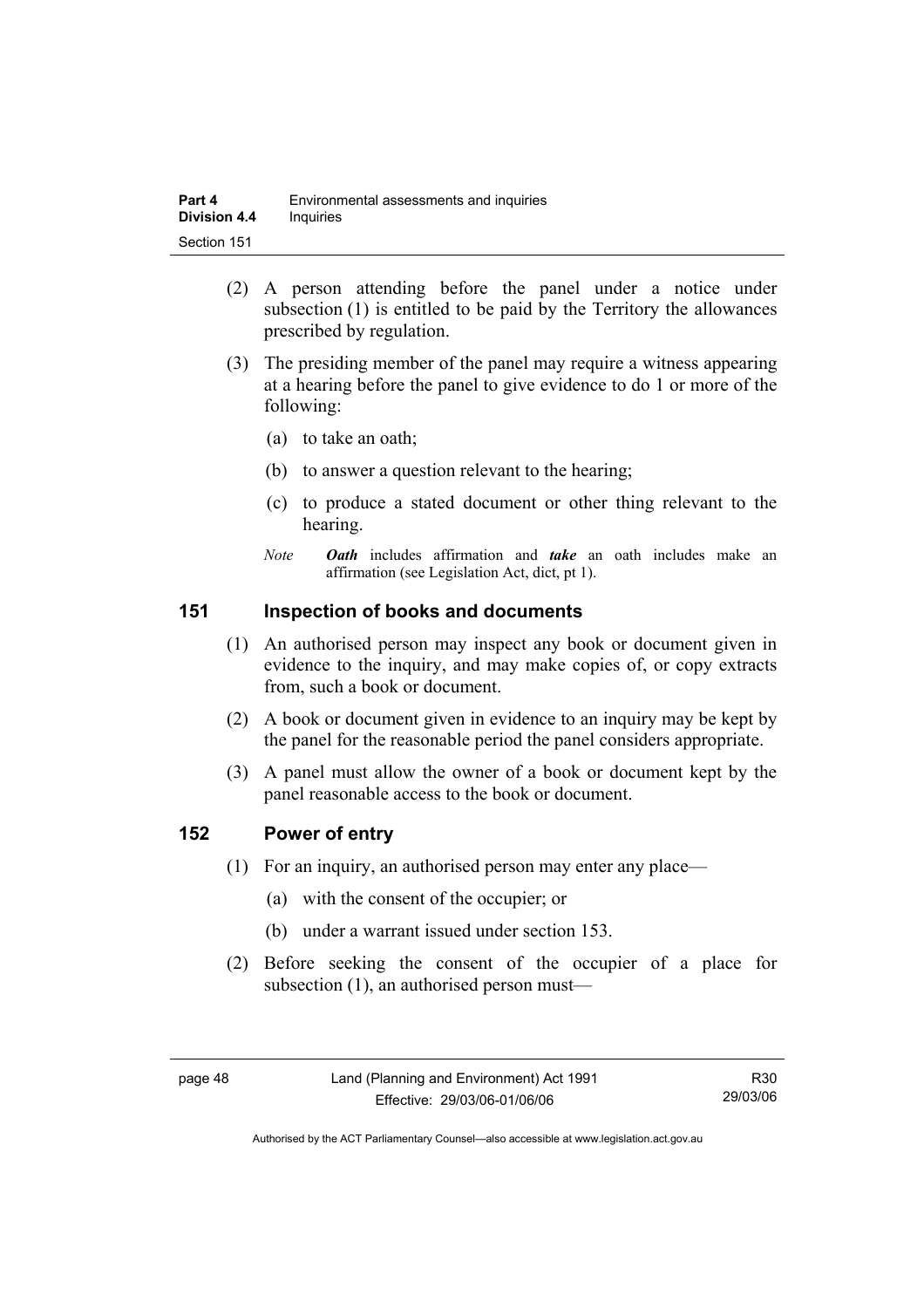(2) A person attending before the panel under a notice under subsection (1) is entitled to be paid by the Territory the allowances prescribed by regulation.

(3) The presiding member of the panel may require a witness appearing at a hearing before the panel to give evidence to do 1 or more of the following:

(a) to take an oath;

(b) to answer a question relevant to the hearing;

(c) to produce a stated document or other thing relevant to the hearing.

*Note* ***Oath*** includes affirmation and ***take*** an oath includes make an affirmation (see Legislation Act, dict, pt 1).

## 151 Inspection of books and documents

(1) An authorised person may inspect any book or document given in evidence to the inquiry, and may make copies of, or copy extracts from, such a book or document.

(2) A book or document given in evidence to an inquiry may be kept by the panel for the reasonable period the panel considers appropriate.

(3) A panel must allow the owner of a book or document kept by the panel reasonable access to the book or document.

## 152 Power of entry

(1) For an inquiry, an authorised person may enter any place—

(a) with the consent of the occupier; or

(b) under a warrant issued under section 153.

(2) Before seeking the consent of the occupier of a place for subsection (1), an authorised person must—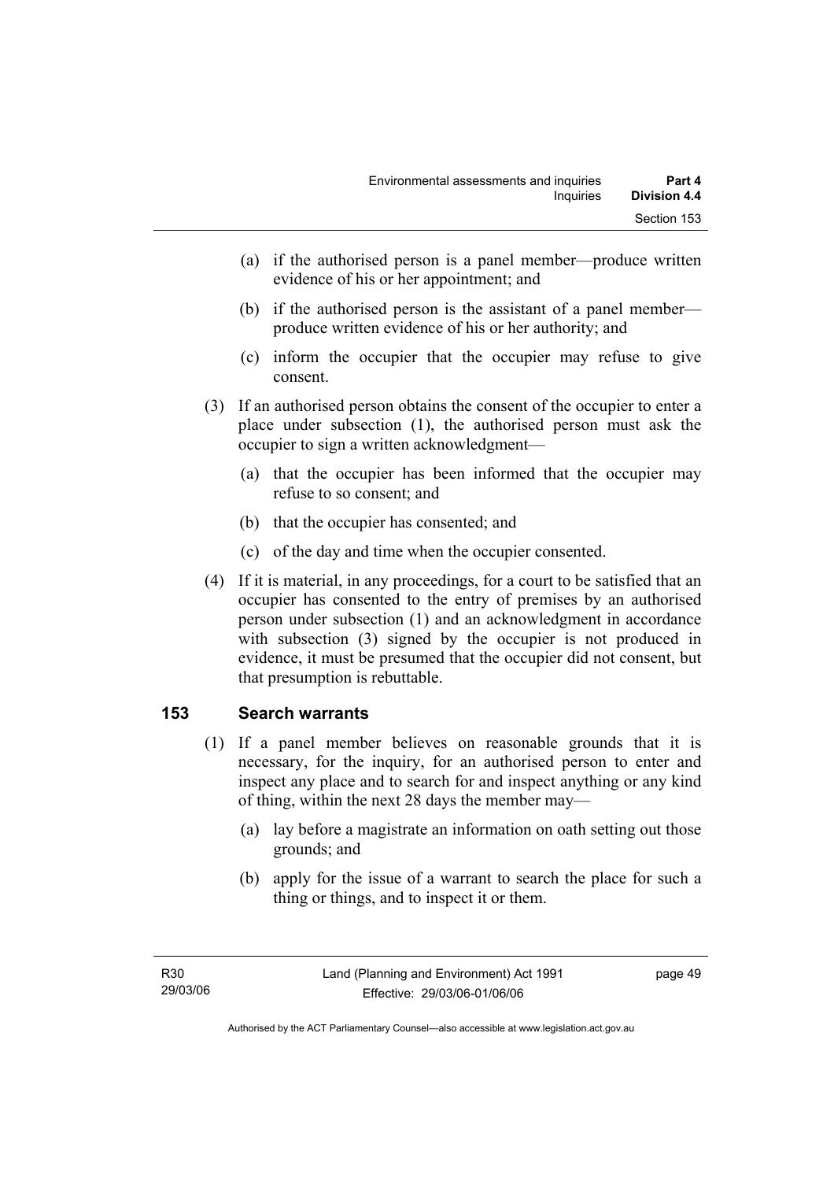(a) if the authorised person is a panel member—produce written evidence of his or her appointment; and

(b) if the authorised person is the assistant of a panel member—produce written evidence of his or her authority; and

(c) inform the occupier that the occupier may refuse to give consent.

(3) If an authorised person obtains the consent of the occupier to enter a place under subsection (1), the authorised person must ask the occupier to sign a written acknowledgment—

(a) that the occupier has been informed that the occupier may refuse to so consent; and

(b) that the occupier has consented; and

(c) of the day and time when the occupier consented.

(4) If it is material, in any proceedings, for a court to be satisfied that an occupier has consented to the entry of premises by an authorised person under subsection (1) and an acknowledgment in accordance with subsection (3) signed by the occupier is not produced in evidence, it must be presumed that the occupier did not consent, but that presumption is rebuttable.

## 153 Search warrants

(1) If a panel member believes on reasonable grounds that it is necessary, for the inquiry, for an authorised person to enter and inspect any place and to search for and inspect anything or any kind of thing, within the next 28 days the member may—

(a) lay before a magistrate an information on oath setting out those grounds; and

(b) apply for the issue of a warrant to search the place for such a thing or things, and to inspect it or them.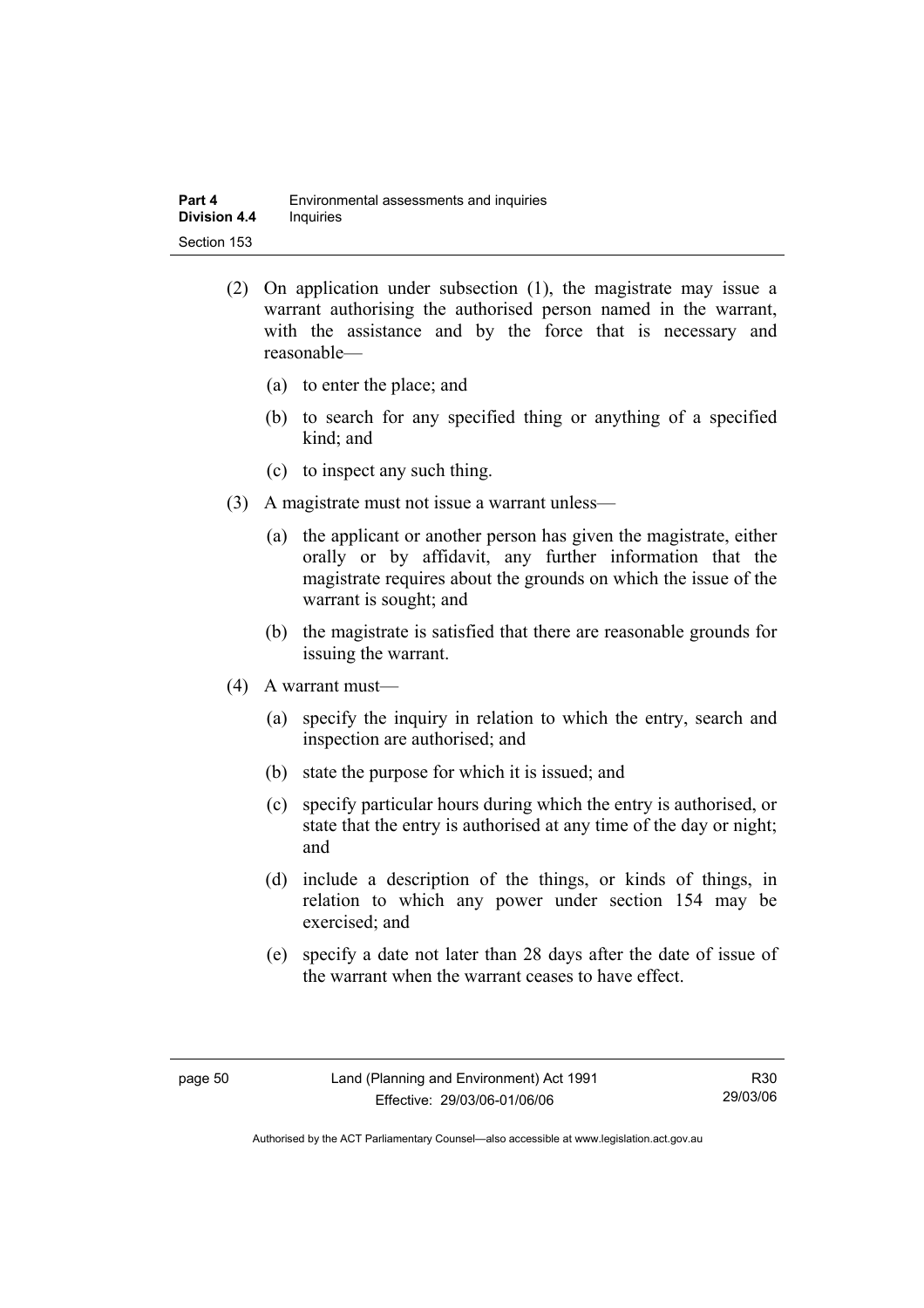(2) On application under subsection (1), the magistrate may issue a warrant authorising the authorised person named in the warrant, with the assistance and by the force that is necessary and reasonable—

(a) to enter the place; and

(b) to search for any specified thing or anything of a specified kind; and

(c) to inspect any such thing.

(3) A magistrate must not issue a warrant unless—

(a) the applicant or another person has given the magistrate, either orally or by affidavit, any further information that the magistrate requires about the grounds on which the issue of the warrant is sought; and

(b) the magistrate is satisfied that there are reasonable grounds for issuing the warrant.

(4) A warrant must—

(a) specify the inquiry in relation to which the entry, search and inspection are authorised; and

(b) state the purpose for which it is issued; and

(c) specify particular hours during which the entry is authorised, or state that the entry is authorised at any time of the day or night; and

(d) include a description of the things, or kinds of things, in relation to which any power under section 154 may be exercised; and

(e) specify a date not later than 28 days after the date of issue of the warrant when the warrant ceases to have effect.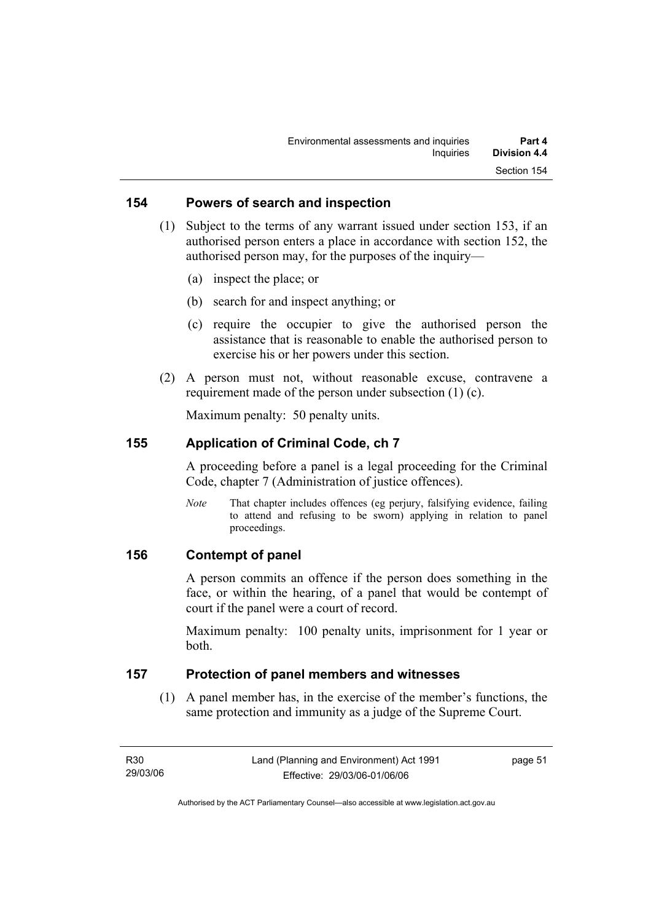## 154 Powers of search and inspection

(1) Subject to the terms of any warrant issued under section 153, if an authorised person enters a place in accordance with section 152, the authorised person may, for the purposes of the inquiry—

(a) inspect the place; or

(b) search for and inspect anything; or

(c) require the occupier to give the authorised person the assistance that is reasonable to enable the authorised person to exercise his or her powers under this section.

(2) A person must not, without reasonable excuse, contravene a requirement made of the person under subsection (1) (c).

Maximum penalty: 50 penalty units.

## 155 Application of Criminal Code, ch 7

A proceeding before a panel is a legal proceeding for the Criminal Code, chapter 7 (Administration of justice offences).

*Note* That chapter includes offences (eg perjury, falsifying evidence, failing to attend and refusing to be sworn) applying in relation to panel proceedings.

## 156 Contempt of panel

A person commits an offence if the person does something in the face, or within the hearing, of a panel that would be contempt of court if the panel were a court of record.

Maximum penalty: 100 penalty units, imprisonment for 1 year or both.

## 157 Protection of panel members and witnesses

(1) A panel member has, in the exercise of the member's functions, the same protection and immunity as a judge of the Supreme Court.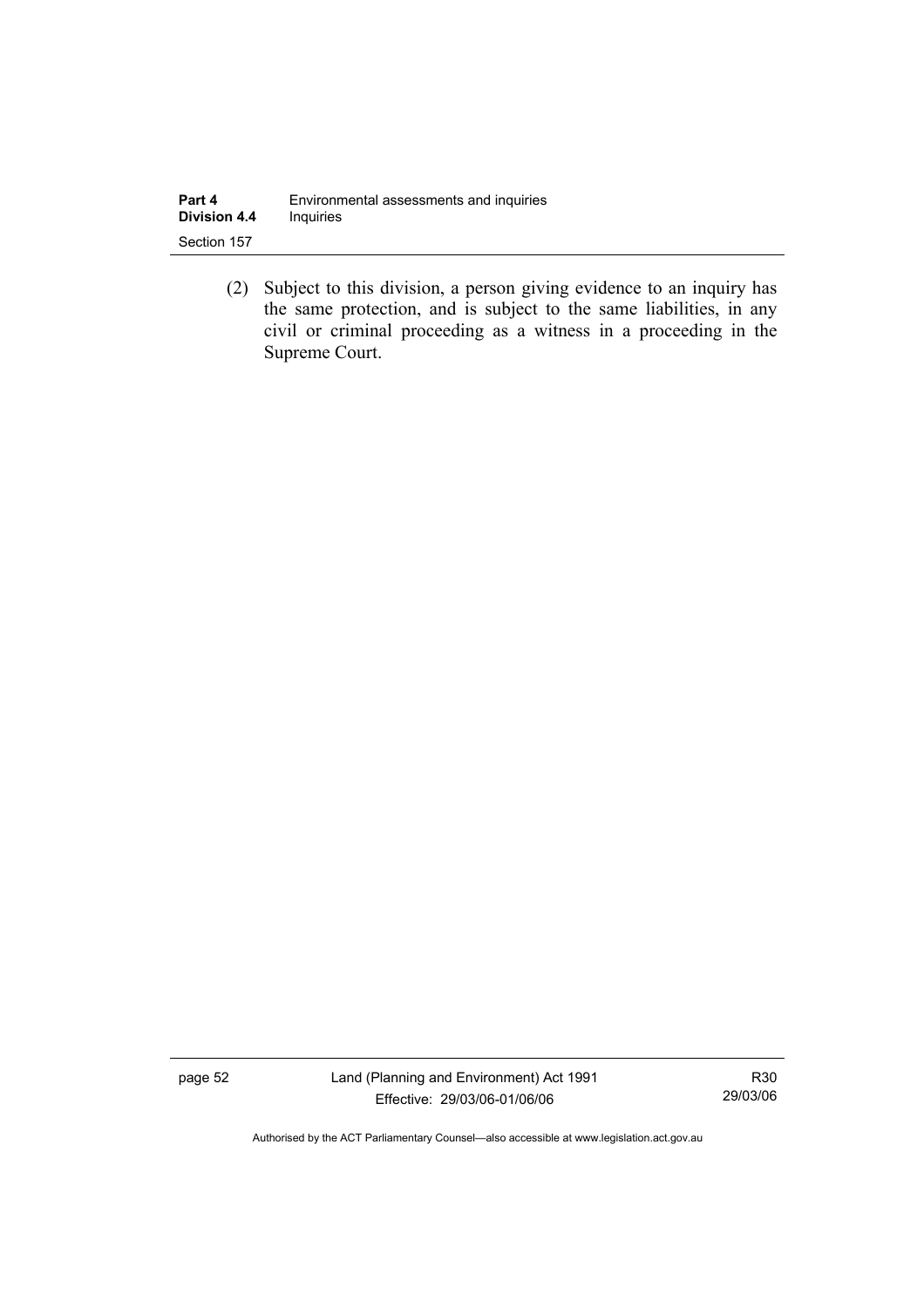(2) Subject to this division, a person giving evidence to an inquiry has the same protection, and is subject to the same liabilities, in any civil or criminal proceeding as a witness in a proceeding in the Supreme Court.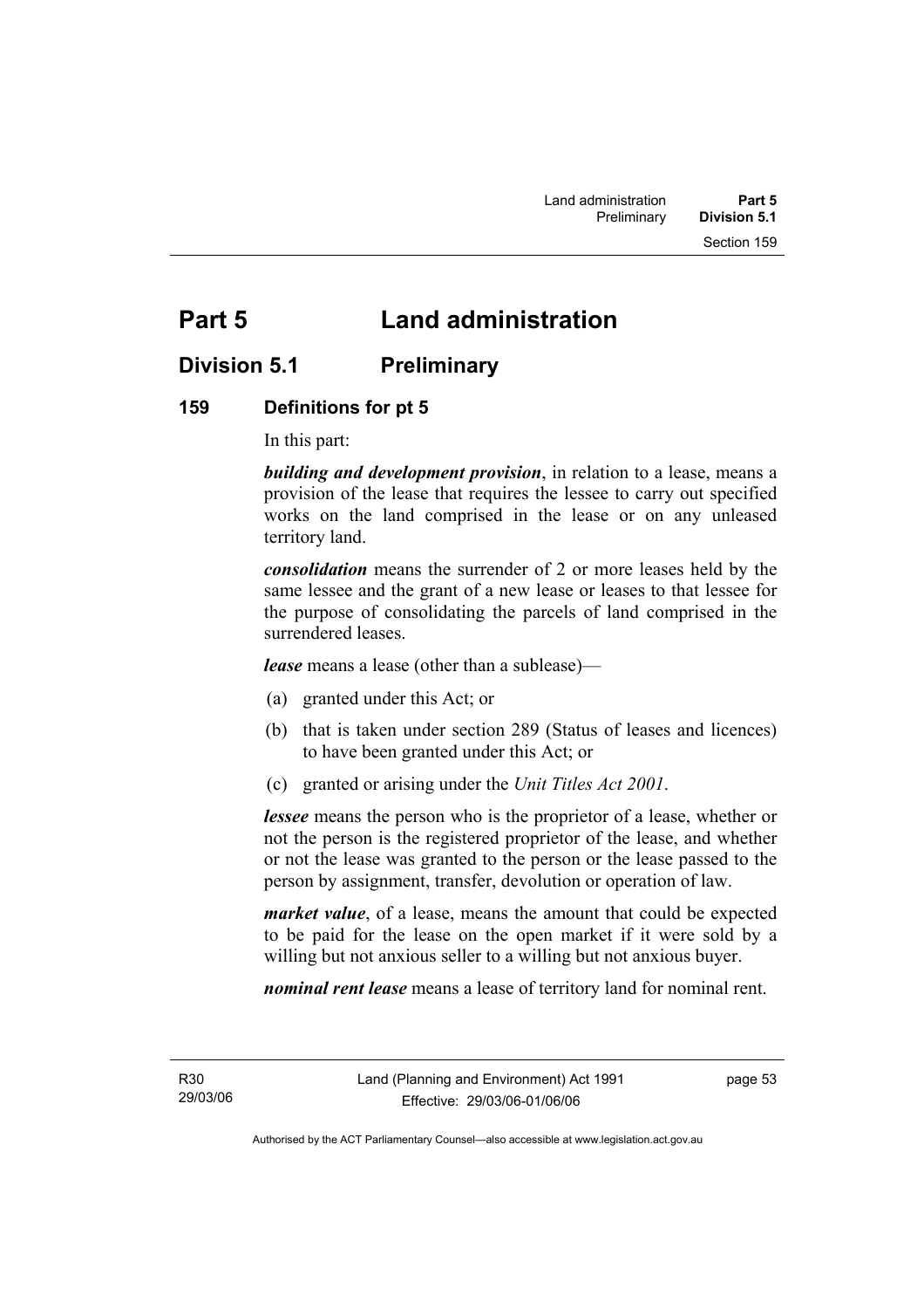# Part 5 Land administration

## Division 5.1 Preliminary

### 159 Definitions for pt 5

In this part:

***building and development provision***, in relation to a lease, means a provision of the lease that requires the lessee to carry out specified works on the land comprised in the lease or on any unleased territory land.

***consolidation*** means the surrender of 2 or more leases held by the same lessee and the grant of a new lease or leases to that lessee for the purpose of consolidating the parcels of land comprised in the surrendered leases.

***lease*** means a lease (other than a sublease)—

(a) granted under this Act; or

(b) that is taken under section 289 (Status of leases and licences) to have been granted under this Act; or

(c) granted or arising under the *Unit Titles Act 2001*.

***lessee*** means the person who is the proprietor of a lease, whether or not the person is the registered proprietor of the lease, and whether or not the lease was granted to the person or the lease passed to the person by assignment, transfer, devolution or operation of law.

***market value***, of a lease, means the amount that could be expected to be paid for the lease on the open market if it were sold by a willing but not anxious seller to a willing but not anxious buyer.

***nominal rent lease*** means a lease of territory land for nominal rent.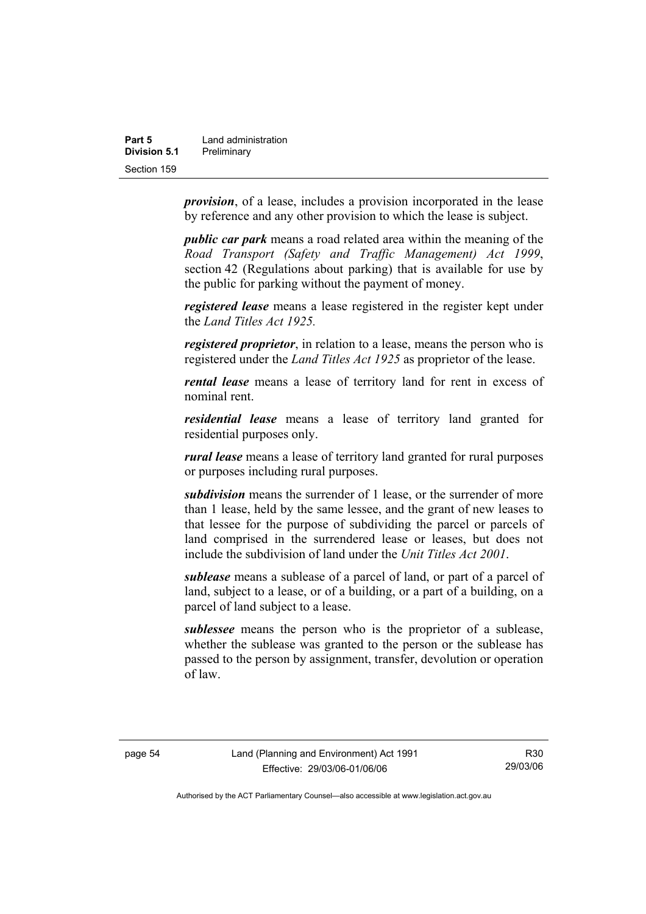***provision***, of a lease, includes a provision incorporated in the lease by reference and any other provision to which the lease is subject.

***public car park*** means a road related area within the meaning of the *Road Transport (Safety and Traffic Management) Act 1999*, section 42 (Regulations about parking) that is available for use by the public for parking without the payment of money.

***registered lease*** means a lease registered in the register kept under the *Land Titles Act 1925.*

***registered proprietor***, in relation to a lease, means the person who is registered under the *Land Titles Act 1925* as proprietor of the lease.

***rental lease*** means a lease of territory land for rent in excess of nominal rent.

***residential lease*** means a lease of territory land granted for residential purposes only.

***rural lease*** means a lease of territory land granted for rural purposes or purposes including rural purposes.

***subdivision*** means the surrender of 1 lease, or the surrender of more than 1 lease, held by the same lessee, and the grant of new leases to that lessee for the purpose of subdividing the parcel or parcels of land comprised in the surrendered lease or leases, but does not include the subdivision of land under the *Unit Titles Act 2001*.

***sublease*** means a sublease of a parcel of land, or part of a parcel of land, subject to a lease, or of a building, or a part of a building, on a parcel of land subject to a lease.

***sublessee*** means the person who is the proprietor of a sublease, whether the sublease was granted to the person or the sublease has passed to the person by assignment, transfer, devolution or operation of law.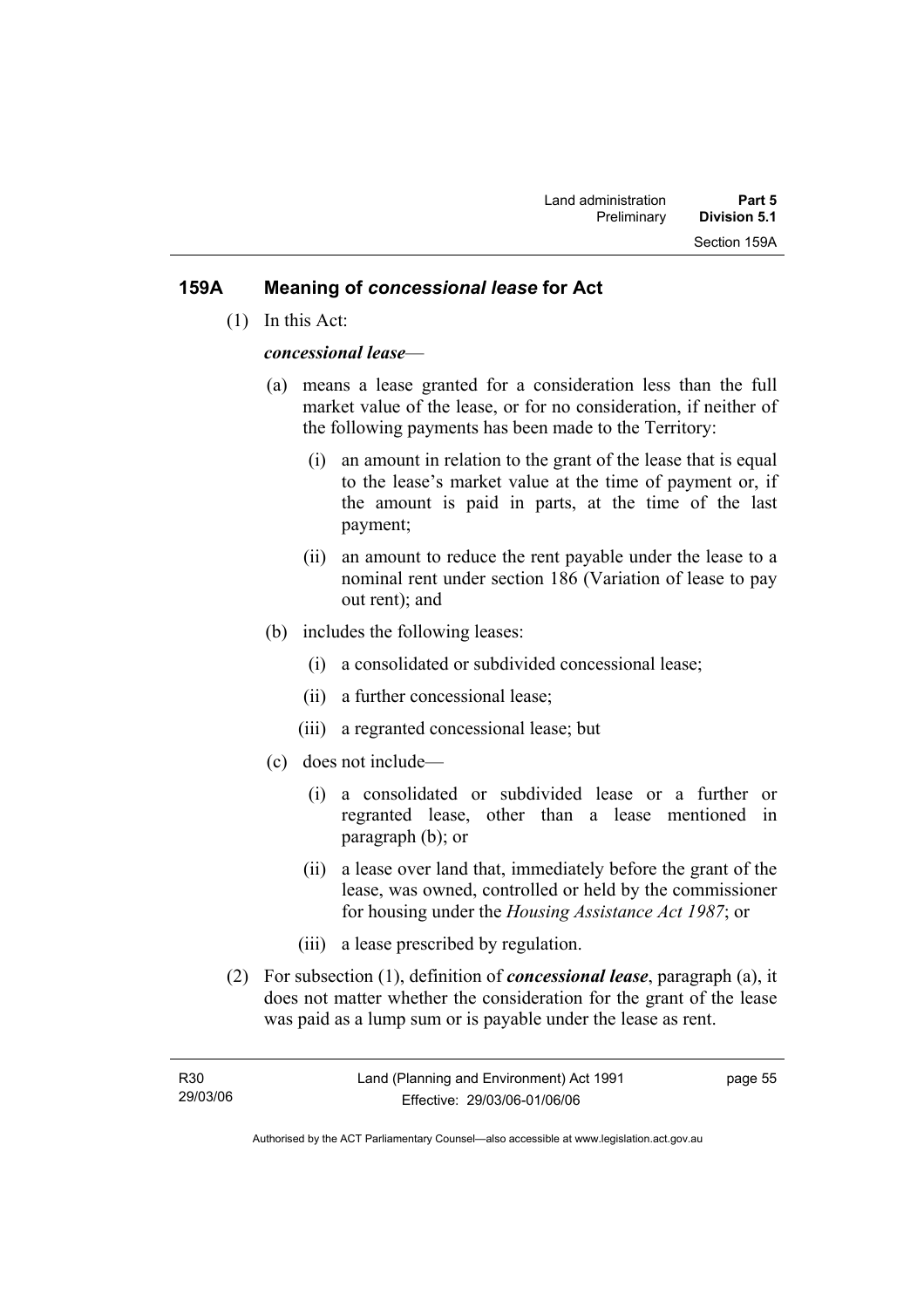## 159A Meaning of *concessional lease* for Act

(1) In this Act:

***concessional lease***—

(a) means a lease granted for a consideration less than the full market value of the lease, or for no consideration, if neither of the following payments has been made to the Territory:

(i) an amount in relation to the grant of the lease that is equal to the lease's market value at the time of payment or, if the amount is paid in parts, at the time of the last payment;

(ii) an amount to reduce the rent payable under the lease to a nominal rent under section 186 (Variation of lease to pay out rent); and

(b) includes the following leases:

(i) a consolidated or subdivided concessional lease;

(ii) a further concessional lease;

(iii) a regranted concessional lease; but

(c) does not include—

(i) a consolidated or subdivided lease or a further or regranted lease, other than a lease mentioned in paragraph (b); or

(ii) a lease over land that, immediately before the grant of the lease, was owned, controlled or held by the commissioner for housing under the *Housing Assistance Act 1987*; or

(iii) a lease prescribed by regulation.

(2) For subsection (1), definition of ***concessional lease***, paragraph (a), it does not matter whether the consideration for the grant of the lease was paid as a lump sum or is payable under the lease as rent.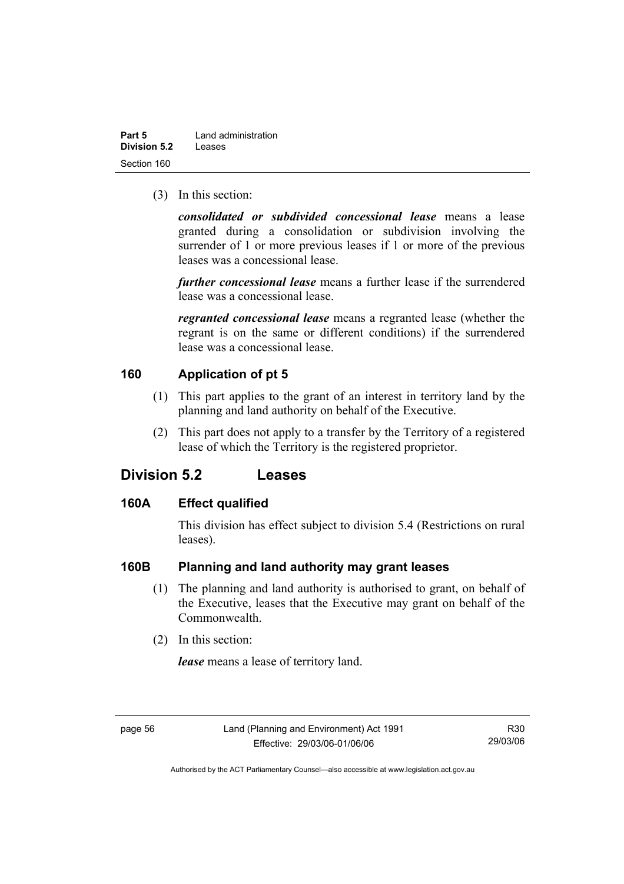(3) In this section:

***consolidated or subdivided concessional lease*** means a lease granted during a consolidation or subdivision involving the surrender of 1 or more previous leases if 1 or more of the previous leases was a concessional lease.

***further concessional lease*** means a further lease if the surrendered lease was a concessional lease.

***regranted concessional lease*** means a regranted lease (whether the regrant is on the same or different conditions) if the surrendered lease was a concessional lease.

### 160 Application of pt 5

(1) This part applies to the grant of an interest in territory land by the planning and land authority on behalf of the Executive.

(2) This part does not apply to a transfer by the Territory of a registered lease of which the Territory is the registered proprietor.

## Division 5.2 Leases

### 160A Effect qualified

This division has effect subject to division 5.4 (Restrictions on rural leases).

### 160B Planning and land authority may grant leases

(1) The planning and land authority is authorised to grant, on behalf of the Executive, leases that the Executive may grant on behalf of the Commonwealth.

(2) In this section:

***lease*** means a lease of territory land.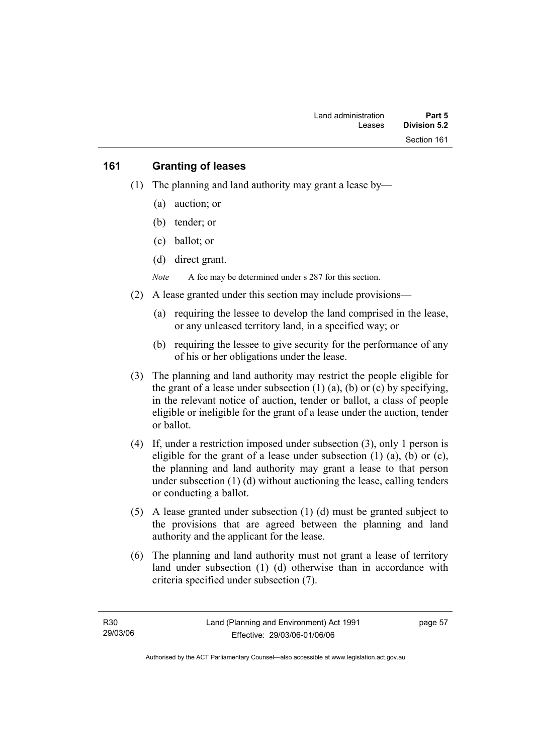## 161 Granting of leases

(1) The planning and land authority may grant a lease by—

(a) auction; or

(b) tender; or

(c) ballot; or

(d) direct grant.

*Note* A fee may be determined under s 287 for this section.

(2) A lease granted under this section may include provisions—

(a) requiring the lessee to develop the land comprised in the lease, or any unleased territory land, in a specified way; or

(b) requiring the lessee to give security for the performance of any of his or her obligations under the lease.

(3) The planning and land authority may restrict the people eligible for the grant of a lease under subsection (1) (a), (b) or (c) by specifying, in the relevant notice of auction, tender or ballot, a class of people eligible or ineligible for the grant of a lease under the auction, tender or ballot.

(4) If, under a restriction imposed under subsection (3), only 1 person is eligible for the grant of a lease under subsection (1) (a), (b) or (c), the planning and land authority may grant a lease to that person under subsection (1) (d) without auctioning the lease, calling tenders or conducting a ballot.

(5) A lease granted under subsection (1) (d) must be granted subject to the provisions that are agreed between the planning and land authority and the applicant for the lease.

(6) The planning and land authority must not grant a lease of territory land under subsection (1) (d) otherwise than in accordance with criteria specified under subsection (7).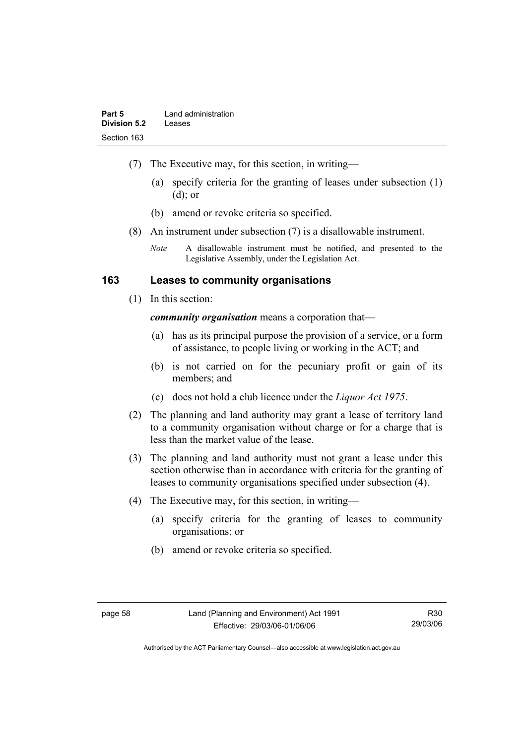(7) The Executive may, for this section, in writing—

(a) specify criteria for the granting of leases under subsection (1) (d); or

(b) amend or revoke criteria so specified.

(8) An instrument under subsection (7) is a disallowable instrument.

*Note* A disallowable instrument must be notified, and presented to the Legislative Assembly, under the Legislation Act.

## 163 Leases to community organisations

(1) In this section:

***community organisation*** means a corporation that—

(a) has as its principal purpose the provision of a service, or a form of assistance, to people living or working in the ACT; and

(b) is not carried on for the pecuniary profit or gain of its members; and

(c) does not hold a club licence under the *Liquor Act 1975*.

(2) The planning and land authority may grant a lease of territory land to a community organisation without charge or for a charge that is less than the market value of the lease.

(3) The planning and land authority must not grant a lease under this section otherwise than in accordance with criteria for the granting of leases to community organisations specified under subsection (4).

(4) The Executive may, for this section, in writing—

(a) specify criteria for the granting of leases to community organisations; or

(b) amend or revoke criteria so specified.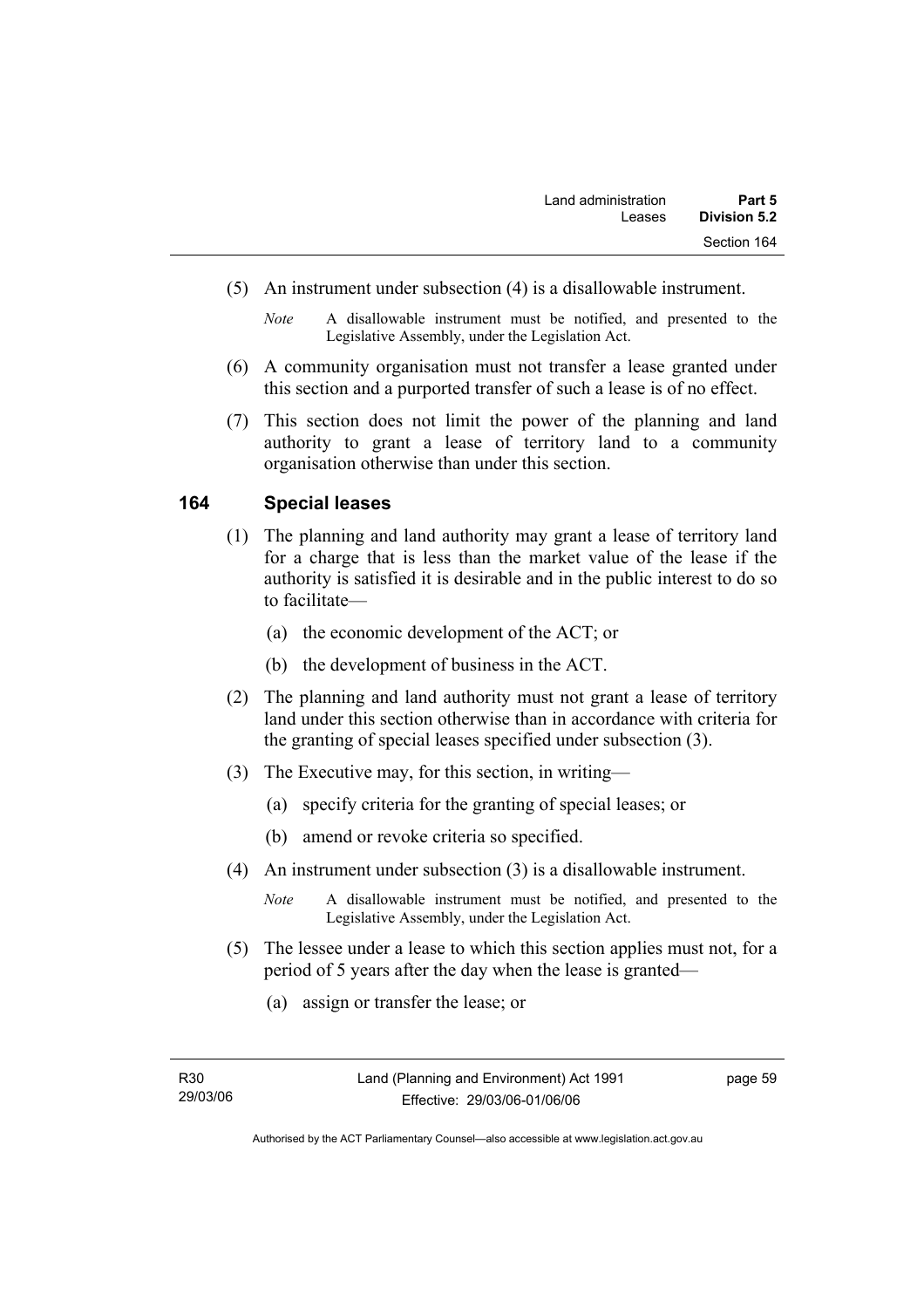(5) An instrument under subsection (4) is a disallowable instrument.

*Note* A disallowable instrument must be notified, and presented to the Legislative Assembly, under the Legislation Act.

(6) A community organisation must not transfer a lease granted under this section and a purported transfer of such a lease is of no effect.

(7) This section does not limit the power of the planning and land authority to grant a lease of territory land to a community organisation otherwise than under this section.

## 164 Special leases

(1) The planning and land authority may grant a lease of territory land for a charge that is less than the market value of the lease if the authority is satisfied it is desirable and in the public interest to do so to facilitate—

(a) the economic development of the ACT; or

(b) the development of business in the ACT.

(2) The planning and land authority must not grant a lease of territory land under this section otherwise than in accordance with criteria for the granting of special leases specified under subsection (3).

(3) The Executive may, for this section, in writing—

(a) specify criteria for the granting of special leases; or

(b) amend or revoke criteria so specified.

(4) An instrument under subsection (3) is a disallowable instrument.

*Note* A disallowable instrument must be notified, and presented to the Legislative Assembly, under the Legislation Act.

(5) The lessee under a lease to which this section applies must not, for a period of 5 years after the day when the lease is granted—

(a) assign or transfer the lease; or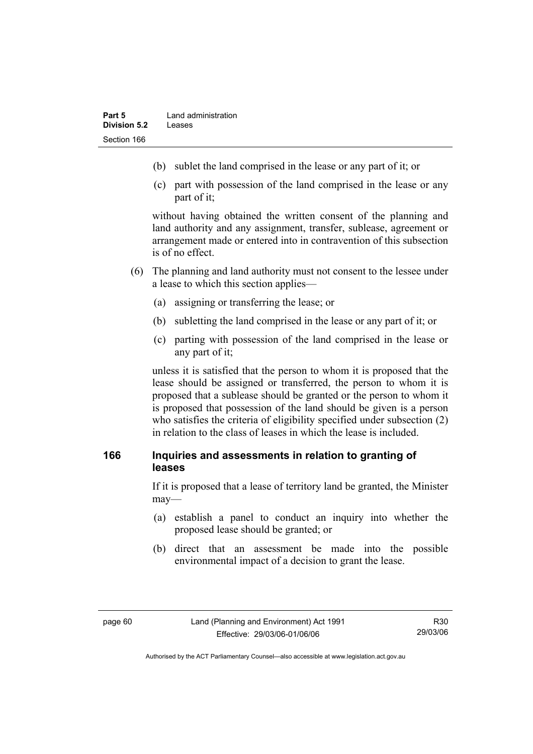(b) sublet the land comprised in the lease or any part of it; or

(c) part with possession of the land comprised in the lease or any part of it;

without having obtained the written consent of the planning and land authority and any assignment, transfer, sublease, agreement or arrangement made or entered into in contravention of this subsection is of no effect.

(6) The planning and land authority must not consent to the lessee under a lease to which this section applies—

(a) assigning or transferring the lease; or

(b) subletting the land comprised in the lease or any part of it; or

(c) parting with possession of the land comprised in the lease or any part of it;

unless it is satisfied that the person to whom it is proposed that the lease should be assigned or transferred, the person to whom it is proposed that a sublease should be granted or the person to whom it is proposed that possession of the land should be given is a person who satisfies the criteria of eligibility specified under subsection (2) in relation to the class of leases in which the lease is included.

## 166 Inquiries and assessments in relation to granting of leases

If it is proposed that a lease of territory land be granted, the Minister may—

(a) establish a panel to conduct an inquiry into whether the proposed lease should be granted; or

(b) direct that an assessment be made into the possible environmental impact of a decision to grant the lease.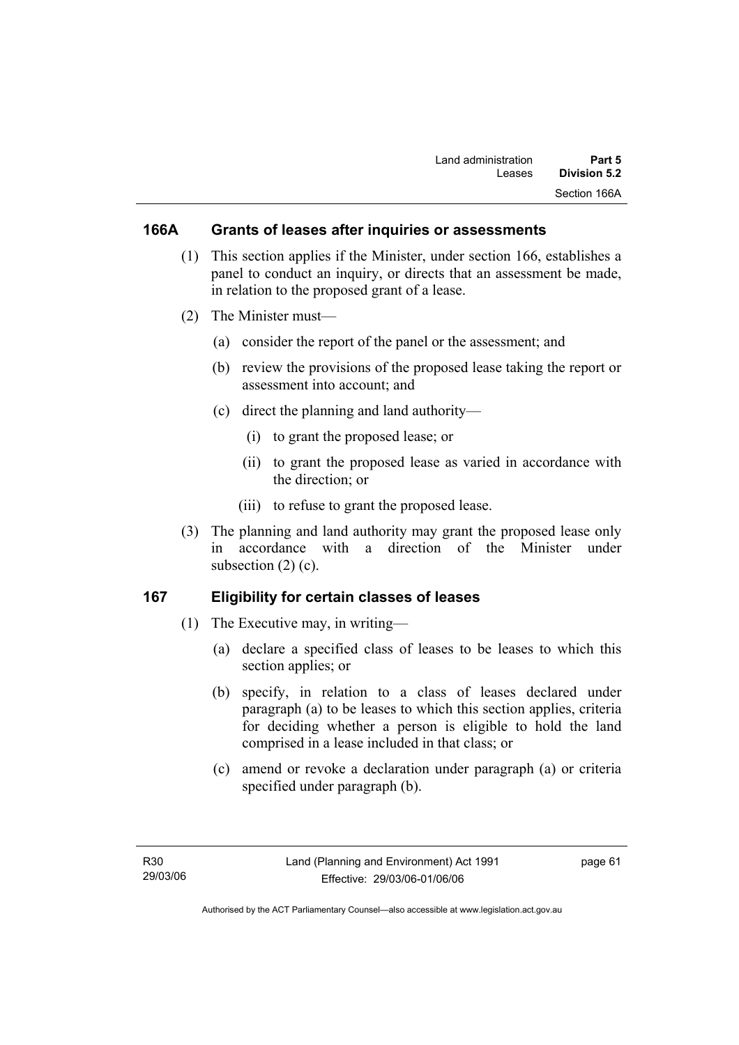## 166A Grants of leases after inquiries or assessments

(1) This section applies if the Minister, under section 166, establishes a panel to conduct an inquiry, or directs that an assessment be made, in relation to the proposed grant of a lease.

(2) The Minister must—

(a) consider the report of the panel or the assessment; and

(b) review the provisions of the proposed lease taking the report or assessment into account; and

(c) direct the planning and land authority—

(i) to grant the proposed lease; or

(ii) to grant the proposed lease as varied in accordance with the direction; or

(iii) to refuse to grant the proposed lease.

(3) The planning and land authority may grant the proposed lease only in accordance with a direction of the Minister under subsection (2) (c).

## 167 Eligibility for certain classes of leases

(1) The Executive may, in writing—

(a) declare a specified class of leases to be leases to which this section applies; or

(b) specify, in relation to a class of leases declared under paragraph (a) to be leases to which this section applies, criteria for deciding whether a person is eligible to hold the land comprised in a lease included in that class; or

(c) amend or revoke a declaration under paragraph (a) or criteria specified under paragraph (b).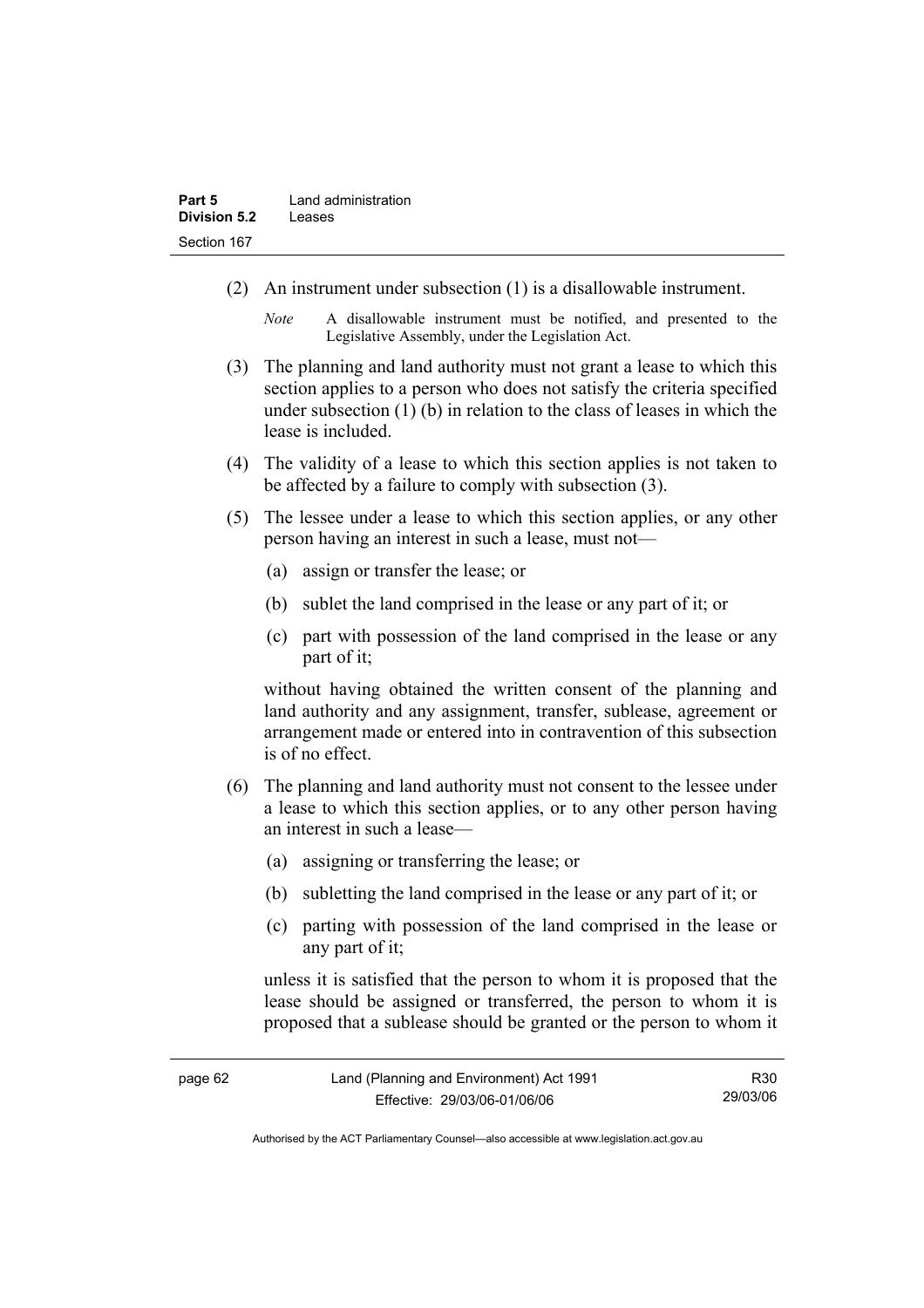(2) An instrument under subsection (1) is a disallowable instrument.

*Note* A disallowable instrument must be notified, and presented to the Legislative Assembly, under the Legislation Act.

(3) The planning and land authority must not grant a lease to which this section applies to a person who does not satisfy the criteria specified under subsection (1) (b) in relation to the class of leases in which the lease is included.

(4) The validity of a lease to which this section applies is not taken to be affected by a failure to comply with subsection (3).

(5) The lessee under a lease to which this section applies, or any other person having an interest in such a lease, must not—

(a) assign or transfer the lease; or

(b) sublet the land comprised in the lease or any part of it; or

(c) part with possession of the land comprised in the lease or any part of it;

without having obtained the written consent of the planning and land authority and any assignment, transfer, sublease, agreement or arrangement made or entered into in contravention of this subsection is of no effect.

(6) The planning and land authority must not consent to the lessee under a lease to which this section applies, or to any other person having an interest in such a lease—

(a) assigning or transferring the lease; or

(b) subletting the land comprised in the lease or any part of it; or

(c) parting with possession of the land comprised in the lease or any part of it;

unless it is satisfied that the person to whom it is proposed that the lease should be assigned or transferred, the person to whom it is proposed that a sublease should be granted or the person to whom it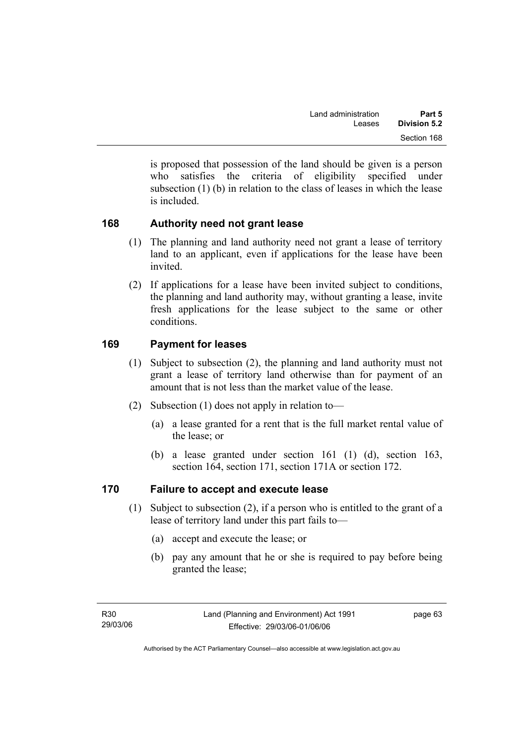is proposed that possession of the land should be given is a person who satisfies the criteria of eligibility specified under subsection (1) (b) in relation to the class of leases in which the lease is included.

## 168 Authority need not grant lease

(1) The planning and land authority need not grant a lease of territory land to an applicant, even if applications for the lease have been invited.

(2) If applications for a lease have been invited subject to conditions, the planning and land authority may, without granting a lease, invite fresh applications for the lease subject to the same or other conditions.

## 169 Payment for leases

(1) Subject to subsection (2), the planning and land authority must not grant a lease of territory land otherwise than for payment of an amount that is not less than the market value of the lease.

(2) Subsection (1) does not apply in relation to—

(a) a lease granted for a rent that is the full market rental value of the lease; or

(b) a lease granted under section 161 (1) (d), section 163, section 164, section 171, section 171A or section 172.

## 170 Failure to accept and execute lease

(1) Subject to subsection (2), if a person who is entitled to the grant of a lease of territory land under this part fails to—

(a) accept and execute the lease; or

(b) pay any amount that he or she is required to pay before being granted the lease;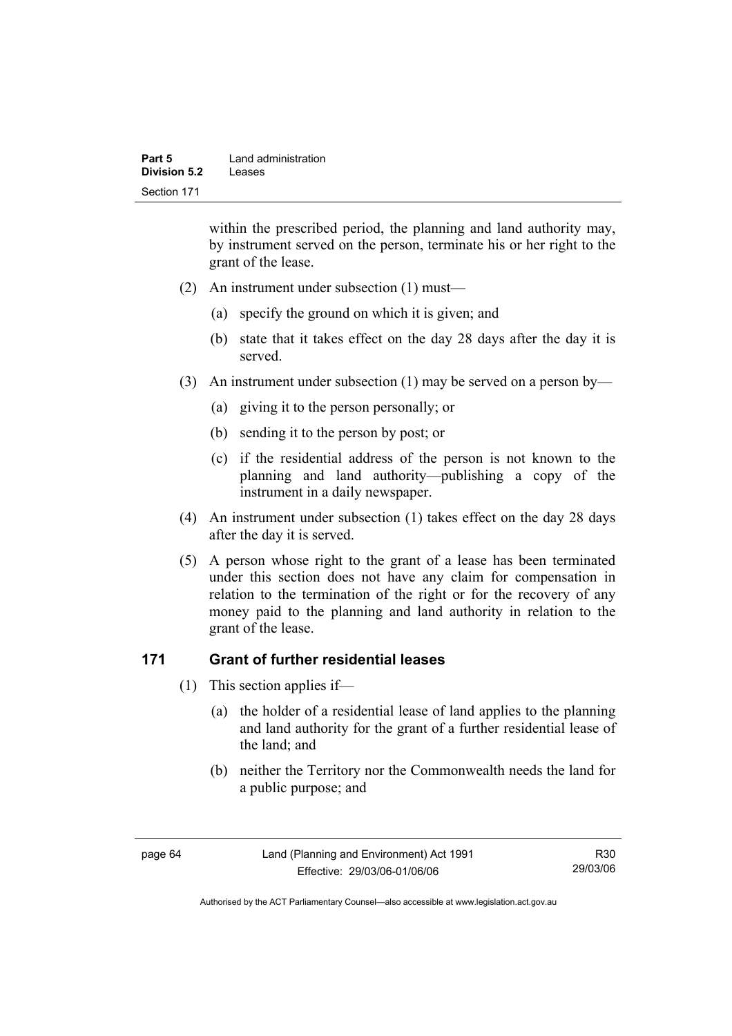within the prescribed period, the planning and land authority may, by instrument served on the person, terminate his or her right to the grant of the lease.

(2) An instrument under subsection (1) must—

(a) specify the ground on which it is given; and

(b) state that it takes effect on the day 28 days after the day it is served.

(3) An instrument under subsection (1) may be served on a person by—

(a) giving it to the person personally; or

(b) sending it to the person by post; or

(c) if the residential address of the person is not known to the planning and land authority—publishing a copy of the instrument in a daily newspaper.

(4) An instrument under subsection (1) takes effect on the day 28 days after the day it is served.

(5) A person whose right to the grant of a lease has been terminated under this section does not have any claim for compensation in relation to the termination of the right or for the recovery of any money paid to the planning and land authority in relation to the grant of the lease.

## 171 Grant of further residential leases

(1) This section applies if—

(a) the holder of a residential lease of land applies to the planning and land authority for the grant of a further residential lease of the land; and

(b) neither the Territory nor the Commonwealth needs the land for a public purpose; and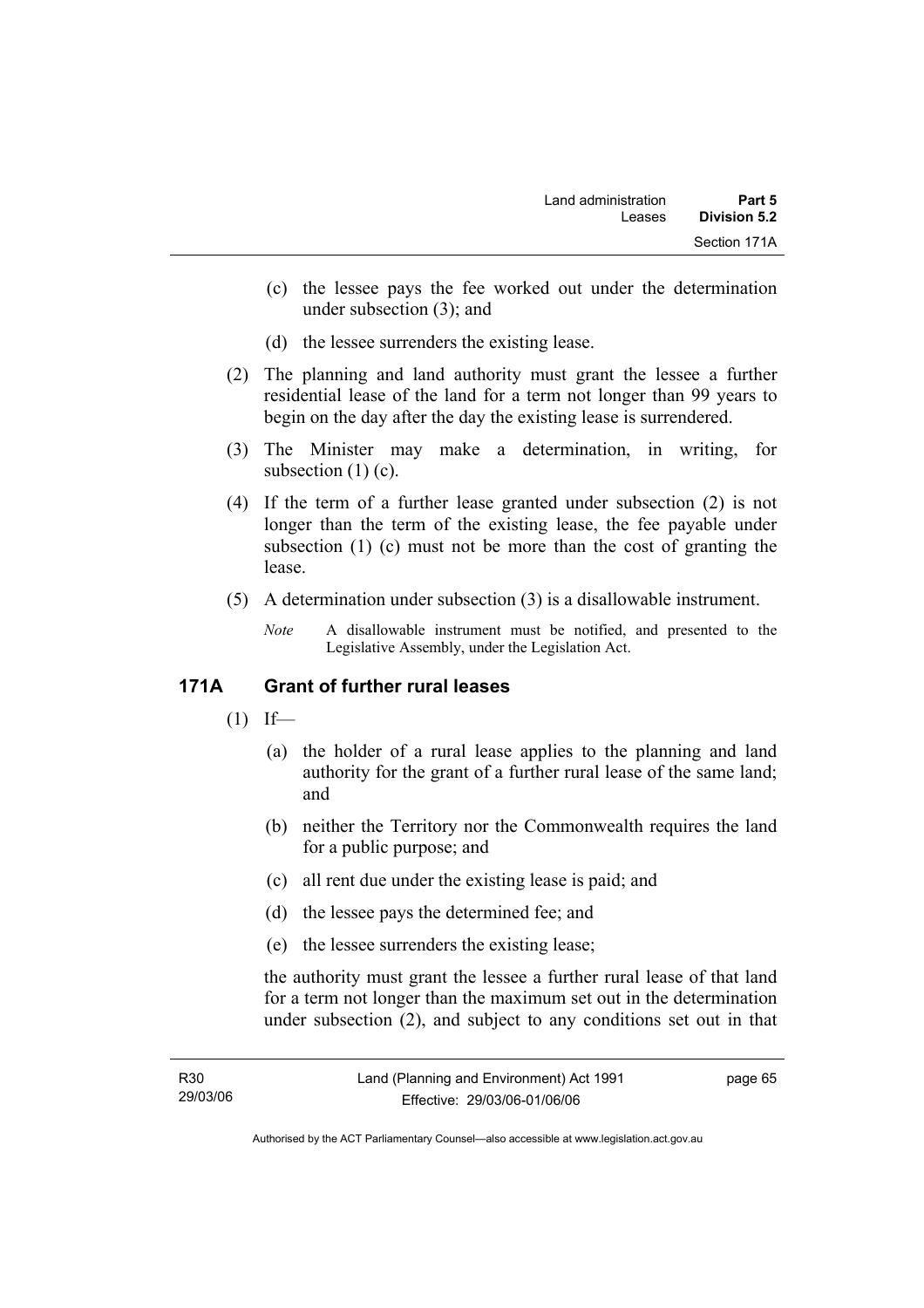(c) the lessee pays the fee worked out under the determination under subsection (3); and

(d) the lessee surrenders the existing lease.

(2) The planning and land authority must grant the lessee a further residential lease of the land for a term not longer than 99 years to begin on the day after the day the existing lease is surrendered.

(3) The Minister may make a determination, in writing, for subsection (1) (c).

(4) If the term of a further lease granted under subsection (2) is not longer than the term of the existing lease, the fee payable under subsection (1) (c) must not be more than the cost of granting the lease.

(5) A determination under subsection (3) is a disallowable instrument.

*Note* A disallowable instrument must be notified, and presented to the Legislative Assembly, under the Legislation Act.

## 171A Grant of further rural leases

(1) If—

(a) the holder of a rural lease applies to the planning and land authority for the grant of a further rural lease of the same land; and

(b) neither the Territory nor the Commonwealth requires the land for a public purpose; and

(c) all rent due under the existing lease is paid; and

(d) the lessee pays the determined fee; and

(e) the lessee surrenders the existing lease;

the authority must grant the lessee a further rural lease of that land for a term not longer than the maximum set out in the determination under subsection (2), and subject to any conditions set out in that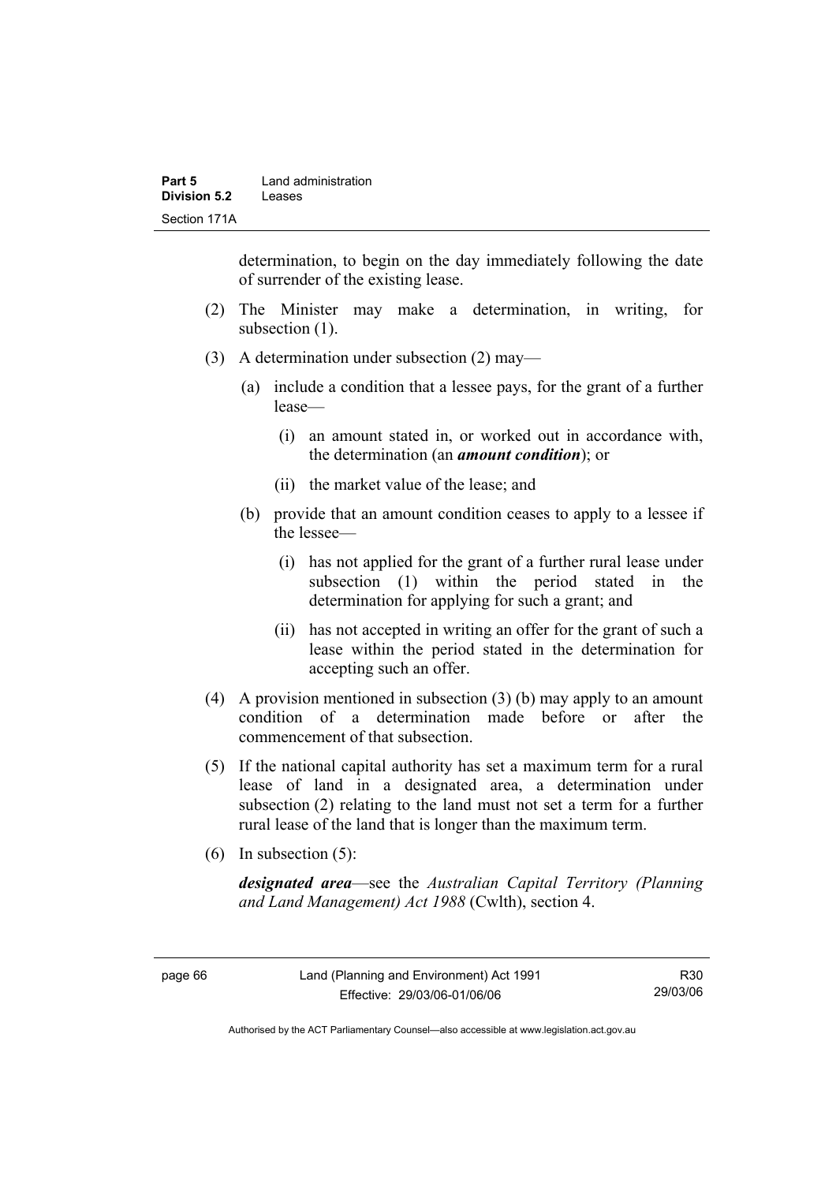determination, to begin on the day immediately following the date of surrender of the existing lease.

(2) The Minister may make a determination, in writing, for subsection (1).

(3) A determination under subsection (2) may—

  (a) include a condition that a lessee pays, for the grant of a further lease—

    (i) an amount stated in, or worked out in accordance with, the determination (an ***amount condition***); or

    (ii) the market value of the lease; and

  (b) provide that an amount condition ceases to apply to a lessee if the lessee—

    (i) has not applied for the grant of a further rural lease under subsection (1) within the period stated in the determination for applying for such a grant; and

    (ii) has not accepted in writing an offer for the grant of such a lease within the period stated in the determination for accepting such an offer.

(4) A provision mentioned in subsection (3) (b) may apply to an amount condition of a determination made before or after the commencement of that subsection.

(5) If the national capital authority has set a maximum term for a rural lease of land in a designated area, a determination under subsection (2) relating to the land must not set a term for a further rural lease of the land that is longer than the maximum term.

(6) In subsection (5):

***designated area***—see the *Australian Capital Territory (Planning and Land Management) Act 1988* (Cwlth), section 4.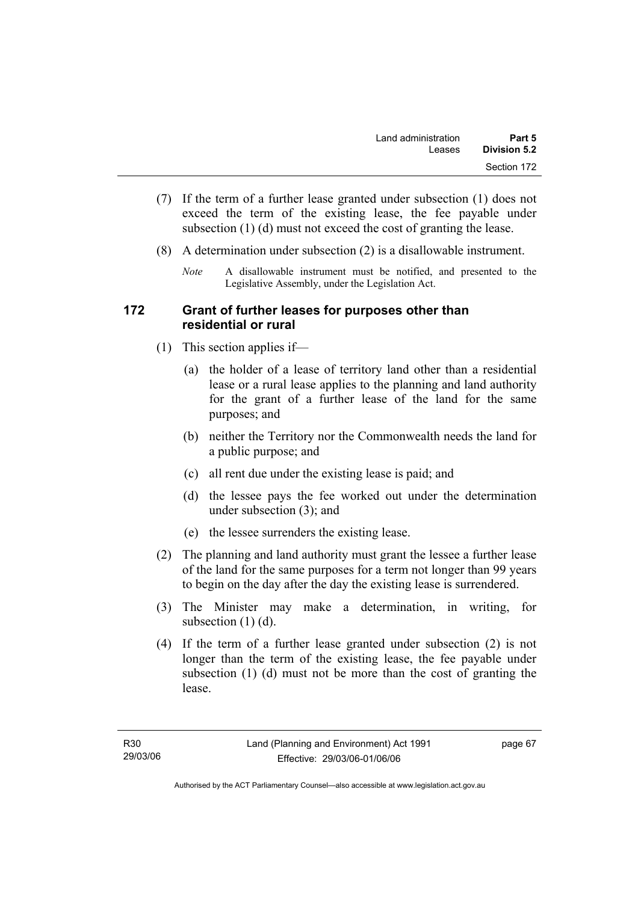(7) If the term of a further lease granted under subsection (1) does not exceed the term of the existing lease, the fee payable under subsection (1) (d) must not exceed the cost of granting the lease.

(8) A determination under subsection (2) is a disallowable instrument.

*Note* A disallowable instrument must be notified, and presented to the Legislative Assembly, under the Legislation Act.

## 172 Grant of further leases for purposes other than residential or rural

(1) This section applies if—

(a) the holder of a lease of territory land other than a residential lease or a rural lease applies to the planning and land authority for the grant of a further lease of the land for the same purposes; and

(b) neither the Territory nor the Commonwealth needs the land for a public purpose; and

(c) all rent due under the existing lease is paid; and

(d) the lessee pays the fee worked out under the determination under subsection (3); and

(e) the lessee surrenders the existing lease.

(2) The planning and land authority must grant the lessee a further lease of the land for the same purposes for a term not longer than 99 years to begin on the day after the day the existing lease is surrendered.

(3) The Minister may make a determination, in writing, for subsection (1) (d).

(4) If the term of a further lease granted under subsection (2) is not longer than the term of the existing lease, the fee payable under subsection (1) (d) must not be more than the cost of granting the lease.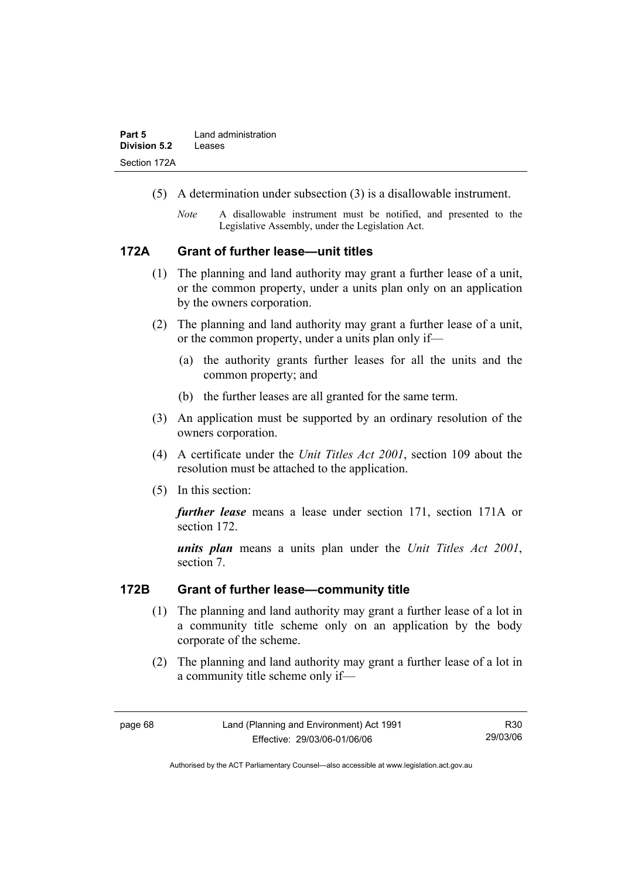(5) A determination under subsection (3) is a disallowable instrument.

*Note* A disallowable instrument must be notified, and presented to the Legislative Assembly, under the Legislation Act.

### 172A Grant of further lease—unit titles

(1) The planning and land authority may grant a further lease of a unit, or the common property, under a units plan only on an application by the owners corporation.

(2) The planning and land authority may grant a further lease of a unit, or the common property, under a units plan only if—

(a) the authority grants further leases for all the units and the common property; and

(b) the further leases are all granted for the same term.

(3) An application must be supported by an ordinary resolution of the owners corporation.

(4) A certificate under the *Unit Titles Act 2001*, section 109 about the resolution must be attached to the application.

(5) In this section:

***further lease*** means a lease under section 171, section 171A or section 172.

***units plan*** means a units plan under the *Unit Titles Act 2001*, section 7.

### 172B Grant of further lease—community title

(1) The planning and land authority may grant a further lease of a lot in a community title scheme only on an application by the body corporate of the scheme.

(2) The planning and land authority may grant a further lease of a lot in a community title scheme only if—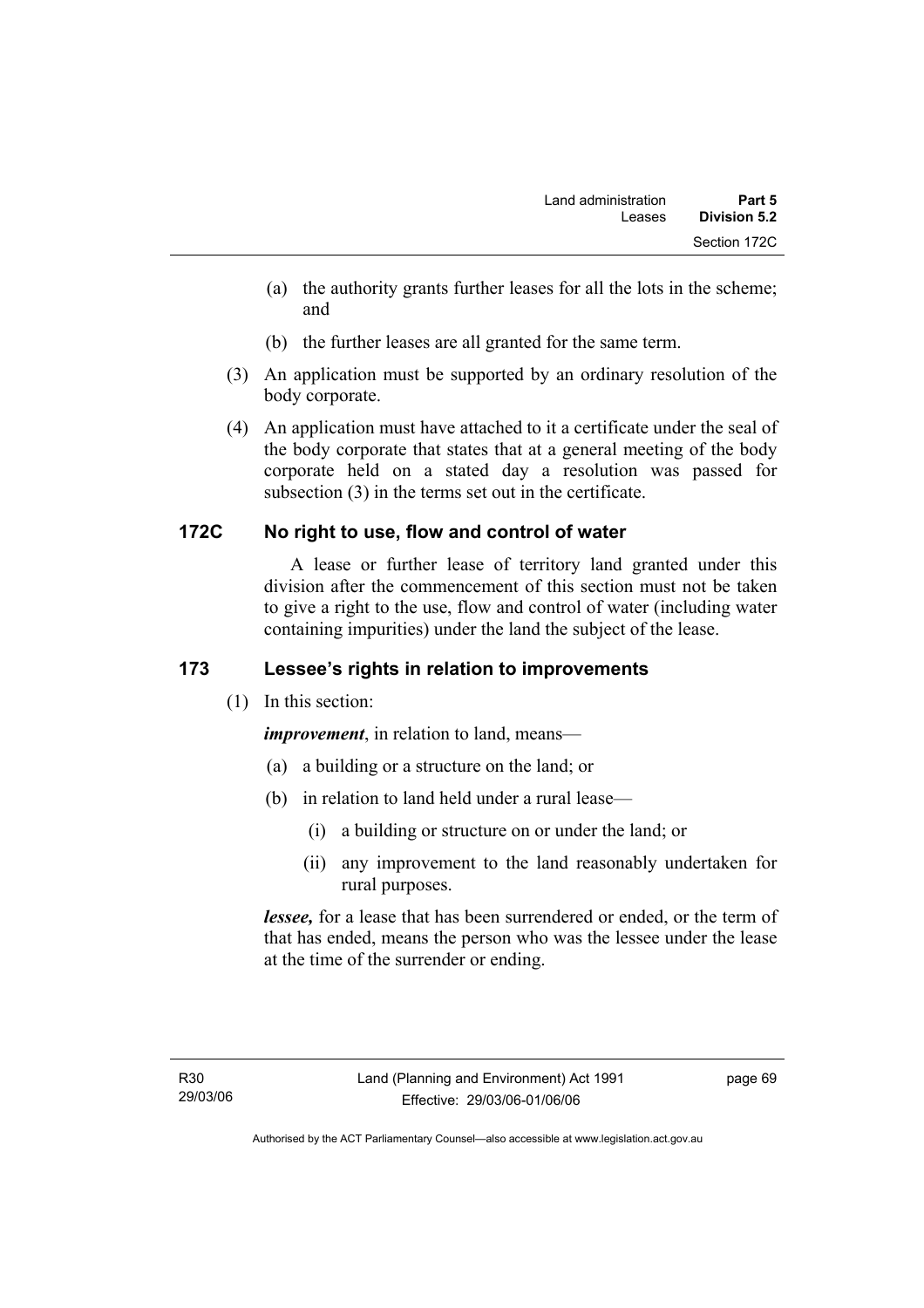(a) the authority grants further leases for all the lots in the scheme; and

(b) the further leases are all granted for the same term.

(3) An application must be supported by an ordinary resolution of the body corporate.

(4) An application must have attached to it a certificate under the seal of the body corporate that states that at a general meeting of the body corporate held on a stated day a resolution was passed for subsection (3) in the terms set out in the certificate.

## 172C No right to use, flow and control of water

A lease or further lease of territory land granted under this division after the commencement of this section must not be taken to give a right to the use, flow and control of water (including water containing impurities) under the land the subject of the lease.

## 173 Lessee's rights in relation to improvements

(1) In this section:

***improvement***, in relation to land, means—

(a) a building or a structure on the land; or

(b) in relation to land held under a rural lease—

(i) a building or structure on or under the land; or

(ii) any improvement to the land reasonably undertaken for rural purposes.

***lessee,*** for a lease that has been surrendered or ended, or the term of that has ended, means the person who was the lessee under the lease at the time of the surrender or ending.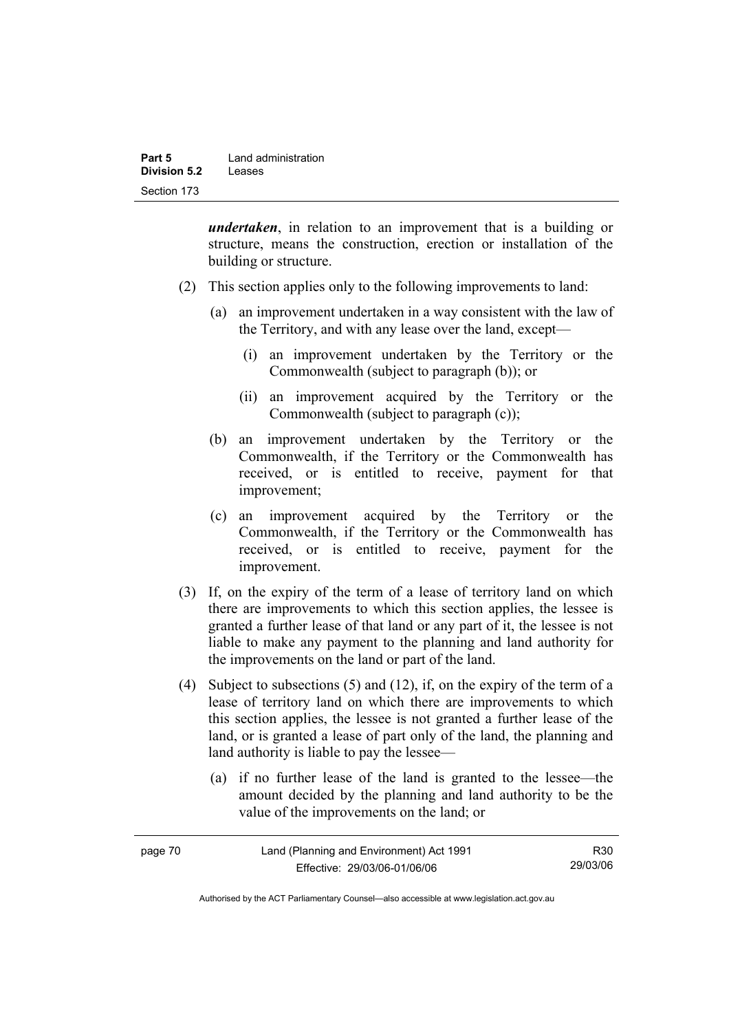***undertaken***, in relation to an improvement that is a building or structure, means the construction, erection or installation of the building or structure.

(2) This section applies only to the following improvements to land:

(a) an improvement undertaken in a way consistent with the law of the Territory, and with any lease over the land, except—

(i) an improvement undertaken by the Territory or the Commonwealth (subject to paragraph (b)); or

(ii) an improvement acquired by the Territory or the Commonwealth (subject to paragraph (c));

(b) an improvement undertaken by the Territory or the Commonwealth, if the Territory or the Commonwealth has received, or is entitled to receive, payment for that improvement;

(c) an improvement acquired by the Territory or the Commonwealth, if the Territory or the Commonwealth has received, or is entitled to receive, payment for the improvement.

(3) If, on the expiry of the term of a lease of territory land on which there are improvements to which this section applies, the lessee is granted a further lease of that land or any part of it, the lessee is not liable to make any payment to the planning and land authority for the improvements on the land or part of the land.

(4) Subject to subsections (5) and (12), if, on the expiry of the term of a lease of territory land on which there are improvements to which this section applies, the lessee is not granted a further lease of the land, or is granted a lease of part only of the land, the planning and land authority is liable to pay the lessee—

(a) if no further lease of the land is granted to the lessee—the amount decided by the planning and land authority to be the value of the improvements on the land; or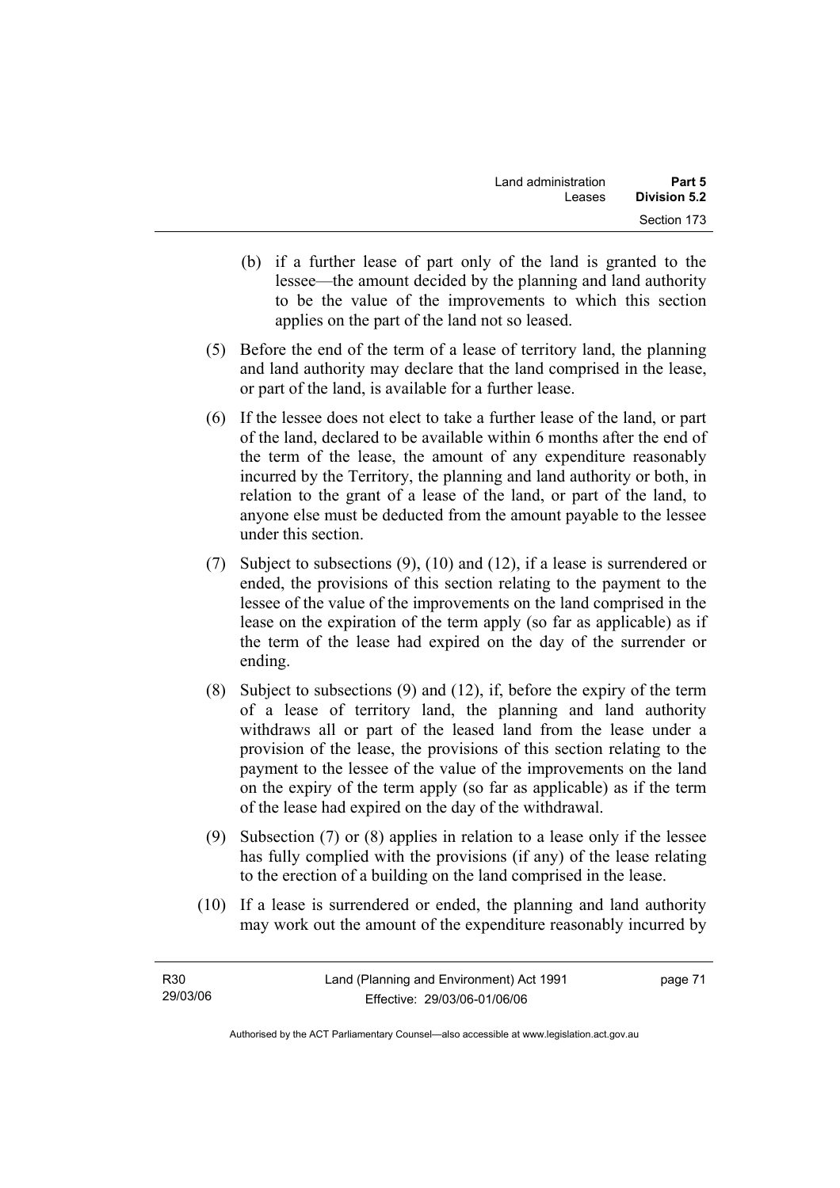(b) if a further lease of part only of the land is granted to the lessee—the amount decided by the planning and land authority to be the value of the improvements to which this section applies on the part of the land not so leased.

(5) Before the end of the term of a lease of territory land, the planning and land authority may declare that the land comprised in the lease, or part of the land, is available for a further lease.

(6) If the lessee does not elect to take a further lease of the land, or part of the land, declared to be available within 6 months after the end of the term of the lease, the amount of any expenditure reasonably incurred by the Territory, the planning and land authority or both, in relation to the grant of a lease of the land, or part of the land, to anyone else must be deducted from the amount payable to the lessee under this section.

(7) Subject to subsections (9), (10) and (12), if a lease is surrendered or ended, the provisions of this section relating to the payment to the lessee of the value of the improvements on the land comprised in the lease on the expiration of the term apply (so far as applicable) as if the term of the lease had expired on the day of the surrender or ending.

(8) Subject to subsections (9) and (12), if, before the expiry of the term of a lease of territory land, the planning and land authority withdraws all or part of the leased land from the lease under a provision of the lease, the provisions of this section relating to the payment to the lessee of the value of the improvements on the land on the expiry of the term apply (so far as applicable) as if the term of the lease had expired on the day of the withdrawal.

(9) Subsection (7) or (8) applies in relation to a lease only if the lessee has fully complied with the provisions (if any) of the lease relating to the erection of a building on the land comprised in the lease.

(10) If a lease is surrendered or ended, the planning and land authority may work out the amount of the expenditure reasonably incurred by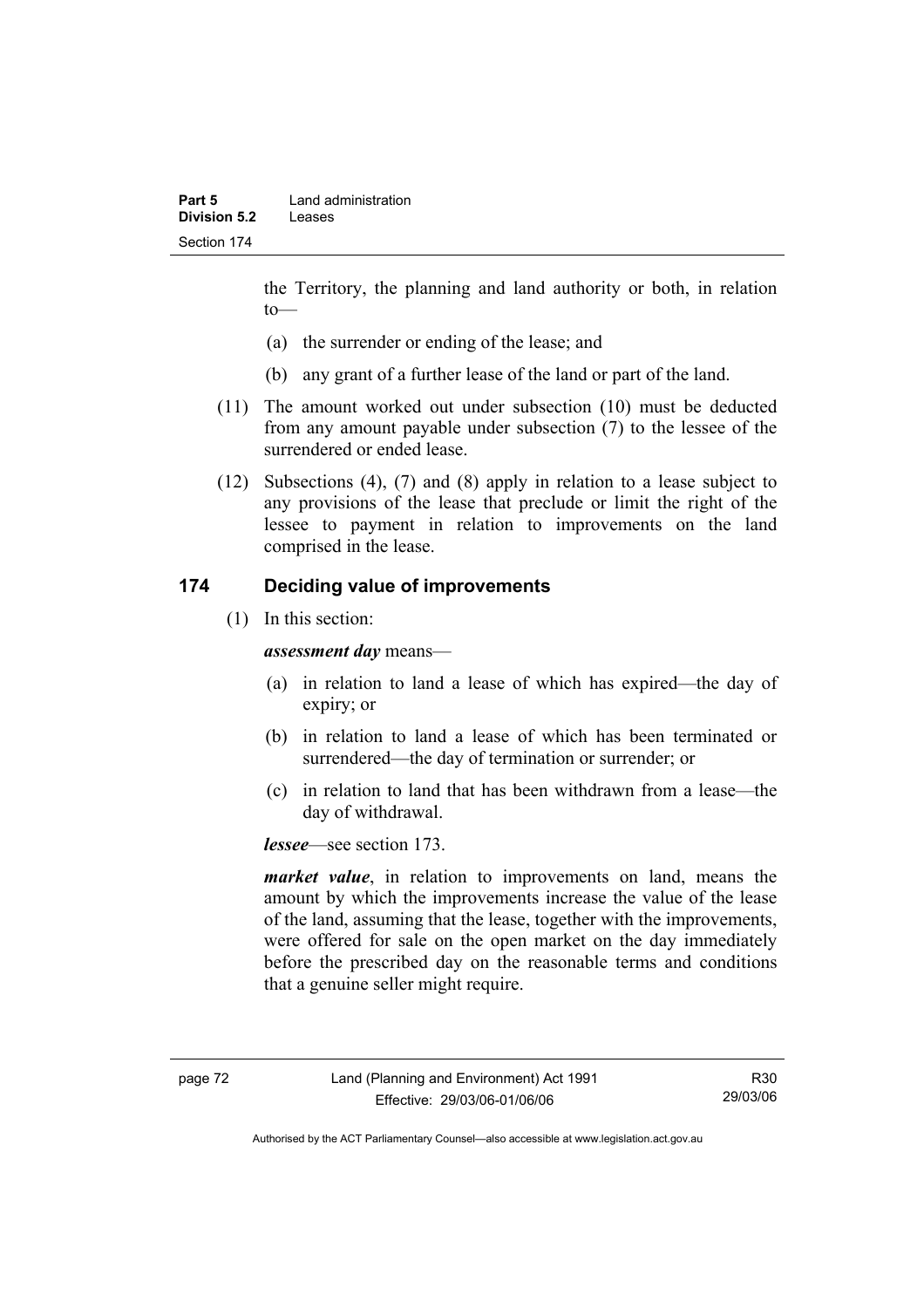the Territory, the planning and land authority or both, in relation to—

(a) the surrender or ending of the lease; and

(b) any grant of a further lease of the land or part of the land.

(11) The amount worked out under subsection (10) must be deducted from any amount payable under subsection (7) to the lessee of the surrendered or ended lease.

(12) Subsections (4), (7) and (8) apply in relation to a lease subject to any provisions of the lease that preclude or limit the right of the lessee to payment in relation to improvements on the land comprised in the lease.

## 174 Deciding value of improvements

(1) In this section:

***assessment day*** means—

(a) in relation to land a lease of which has expired—the day of expiry; or

(b) in relation to land a lease of which has been terminated or surrendered—the day of termination or surrender; or

(c) in relation to land that has been withdrawn from a lease—the day of withdrawal.

***lessee***—see section 173.

***market value***, in relation to improvements on land, means the amount by which the improvements increase the value of the lease of the land, assuming that the lease, together with the improvements, were offered for sale on the open market on the day immediately before the prescribed day on the reasonable terms and conditions that a genuine seller might require.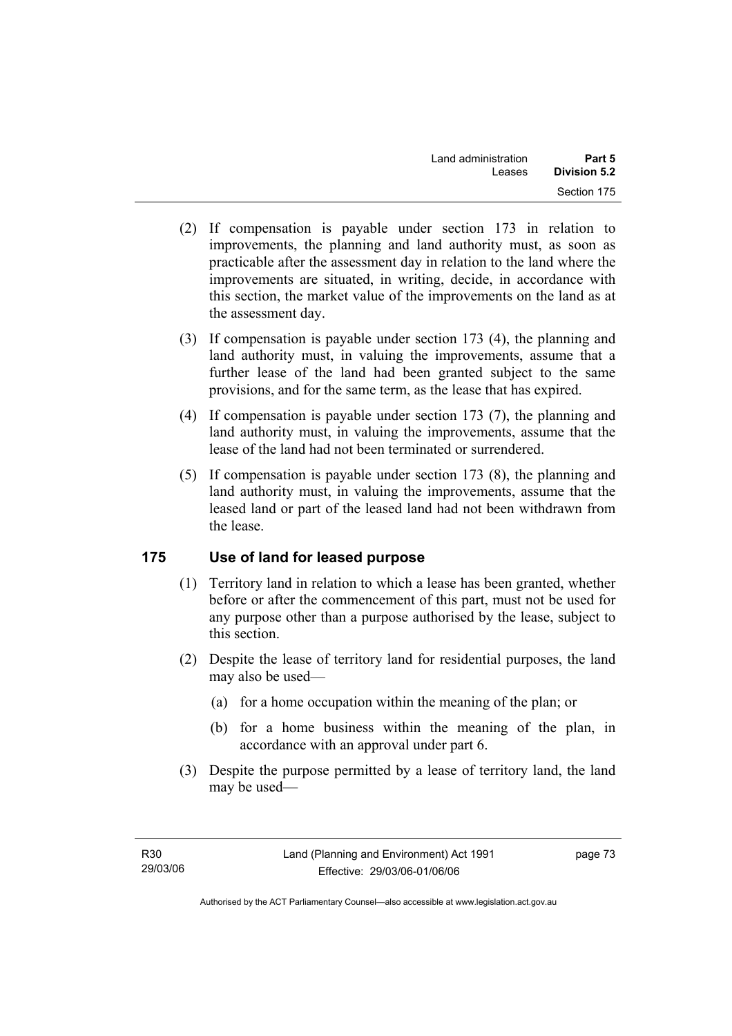(2) If compensation is payable under section 173 in relation to improvements, the planning and land authority must, as soon as practicable after the assessment day in relation to the land where the improvements are situated, in writing, decide, in accordance with this section, the market value of the improvements on the land as at the assessment day.

(3) If compensation is payable under section 173 (4), the planning and land authority must, in valuing the improvements, assume that a further lease of the land had been granted subject to the same provisions, and for the same term, as the lease that has expired.

(4) If compensation is payable under section 173 (7), the planning and land authority must, in valuing the improvements, assume that the lease of the land had not been terminated or surrendered.

(5) If compensation is payable under section 173 (8), the planning and land authority must, in valuing the improvements, assume that the leased land or part of the leased land had not been withdrawn from the lease.

## 175 Use of land for leased purpose

(1) Territory land in relation to which a lease has been granted, whether before or after the commencement of this part, must not be used for any purpose other than a purpose authorised by the lease, subject to this section.

(2) Despite the lease of territory land for residential purposes, the land may also be used—

(a) for a home occupation within the meaning of the plan; or

(b) for a home business within the meaning of the plan, in accordance with an approval under part 6.

(3) Despite the purpose permitted by a lease of territory land, the land may be used—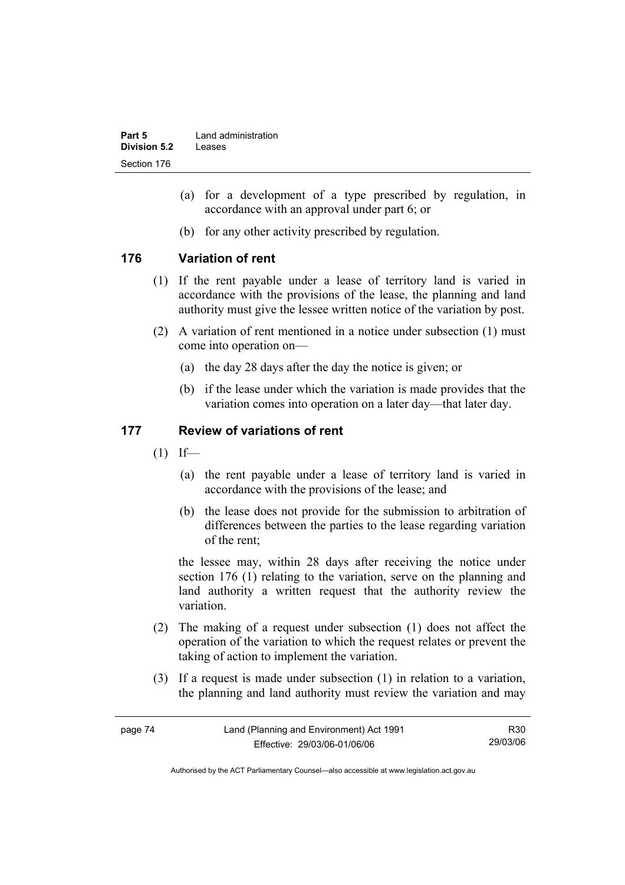(a) for a development of a type prescribed by regulation, in accordance with an approval under part 6; or

(b) for any other activity prescribed by regulation.

### 176 Variation of rent

(1) If the rent payable under a lease of territory land is varied in accordance with the provisions of the lease, the planning and land authority must give the lessee written notice of the variation by post.

(2) A variation of rent mentioned in a notice under subsection (1) must come into operation on—

(a) the day 28 days after the day the notice is given; or

(b) if the lease under which the variation is made provides that the variation comes into operation on a later day—that later day.

### 177 Review of variations of rent

(1) If—

(a) the rent payable under a lease of territory land is varied in accordance with the provisions of the lease; and

(b) the lease does not provide for the submission to arbitration of differences between the parties to the lease regarding variation of the rent;

the lessee may, within 28 days after receiving the notice under section 176 (1) relating to the variation, serve on the planning and land authority a written request that the authority review the variation.

(2) The making of a request under subsection (1) does not affect the operation of the variation to which the request relates or prevent the taking of action to implement the variation.

(3) If a request is made under subsection (1) in relation to a variation, the planning and land authority must review the variation and may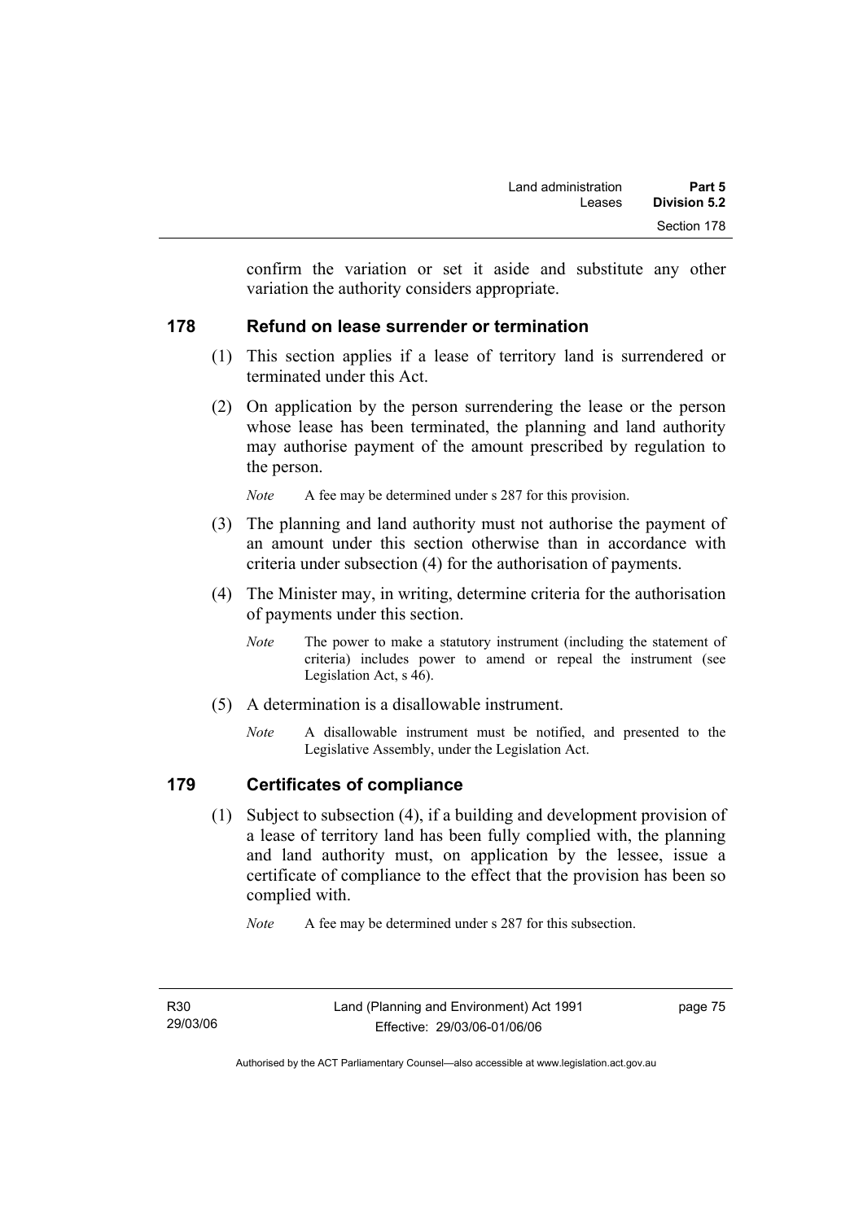confirm the variation or set it aside and substitute any other variation the authority considers appropriate.

## 178 Refund on lease surrender or termination

(1) This section applies if a lease of territory land is surrendered or terminated under this Act.

(2) On application by the person surrendering the lease or the person whose lease has been terminated, the planning and land authority may authorise payment of the amount prescribed by regulation to the person.

*Note* A fee may be determined under s 287 for this provision.

(3) The planning and land authority must not authorise the payment of an amount under this section otherwise than in accordance with criteria under subsection (4) for the authorisation of payments.

(4) The Minister may, in writing, determine criteria for the authorisation of payments under this section.

*Note* The power to make a statutory instrument (including the statement of criteria) includes power to amend or repeal the instrument (see Legislation Act, s 46).

(5) A determination is a disallowable instrument.

*Note* A disallowable instrument must be notified, and presented to the Legislative Assembly, under the Legislation Act.

## 179 Certificates of compliance

(1) Subject to subsection (4), if a building and development provision of a lease of territory land has been fully complied with, the planning and land authority must, on application by the lessee, issue a certificate of compliance to the effect that the provision has been so complied with.

*Note* A fee may be determined under s 287 for this subsection.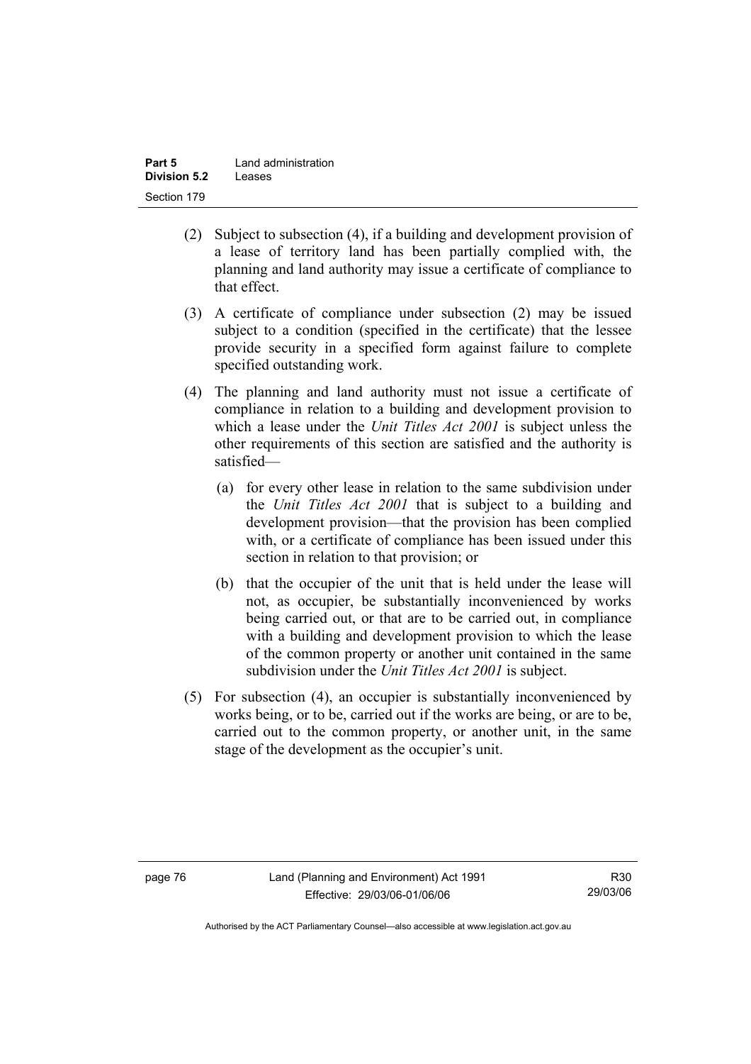(2) Subject to subsection (4), if a building and development provision of a lease of territory land has been partially complied with, the planning and land authority may issue a certificate of compliance to that effect.

(3) A certificate of compliance under subsection (2) may be issued subject to a condition (specified in the certificate) that the lessee provide security in a specified form against failure to complete specified outstanding work.

(4) The planning and land authority must not issue a certificate of compliance in relation to a building and development provision to which a lease under the *Unit Titles Act 2001* is subject unless the other requirements of this section are satisfied and the authority is satisfied—

(a) for every other lease in relation to the same subdivision under the *Unit Titles Act 2001* that is subject to a building and development provision—that the provision has been complied with, or a certificate of compliance has been issued under this section in relation to that provision; or

(b) that the occupier of the unit that is held under the lease will not, as occupier, be substantially inconvenienced by works being carried out, or that are to be carried out, in compliance with a building and development provision to which the lease of the common property or another unit contained in the same subdivision under the *Unit Titles Act 2001* is subject.

(5) For subsection (4), an occupier is substantially inconvenienced by works being, or to be, carried out if the works are being, or are to be, carried out to the common property, or another unit, in the same stage of the development as the occupier's unit.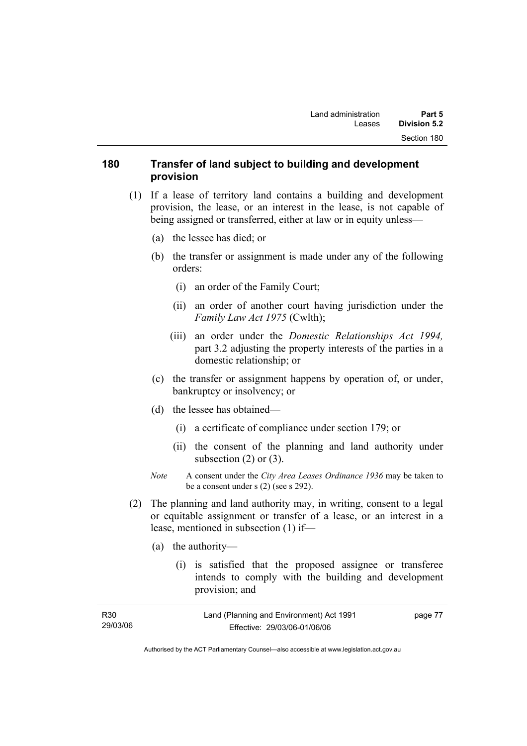## 180 Transfer of land subject to building and development provision

(1) If a lease of territory land contains a building and development provision, the lease, or an interest in the lease, is not capable of being assigned or transferred, either at law or in equity unless—

(a) the lessee has died; or

(b) the transfer or assignment is made under any of the following orders:

(i) an order of the Family Court;

(ii) an order of another court having jurisdiction under the *Family Law Act 1975* (Cwlth);

(iii) an order under the *Domestic Relationships Act 1994,* part 3.2 adjusting the property interests of the parties in a domestic relationship; or

(c) the transfer or assignment happens by operation of, or under, bankruptcy or insolvency; or

(d) the lessee has obtained—

(i) a certificate of compliance under section 179; or

(ii) the consent of the planning and land authority under subsection (2) or (3).

*Note* A consent under the *City Area Leases Ordinance 1936* may be taken to be a consent under s (2) (see s 292).

(2) The planning and land authority may, in writing, consent to a legal or equitable assignment or transfer of a lease, or an interest in a lease, mentioned in subsection (1) if—

(a) the authority—

(i) is satisfied that the proposed assignee or transferee intends to comply with the building and development provision; and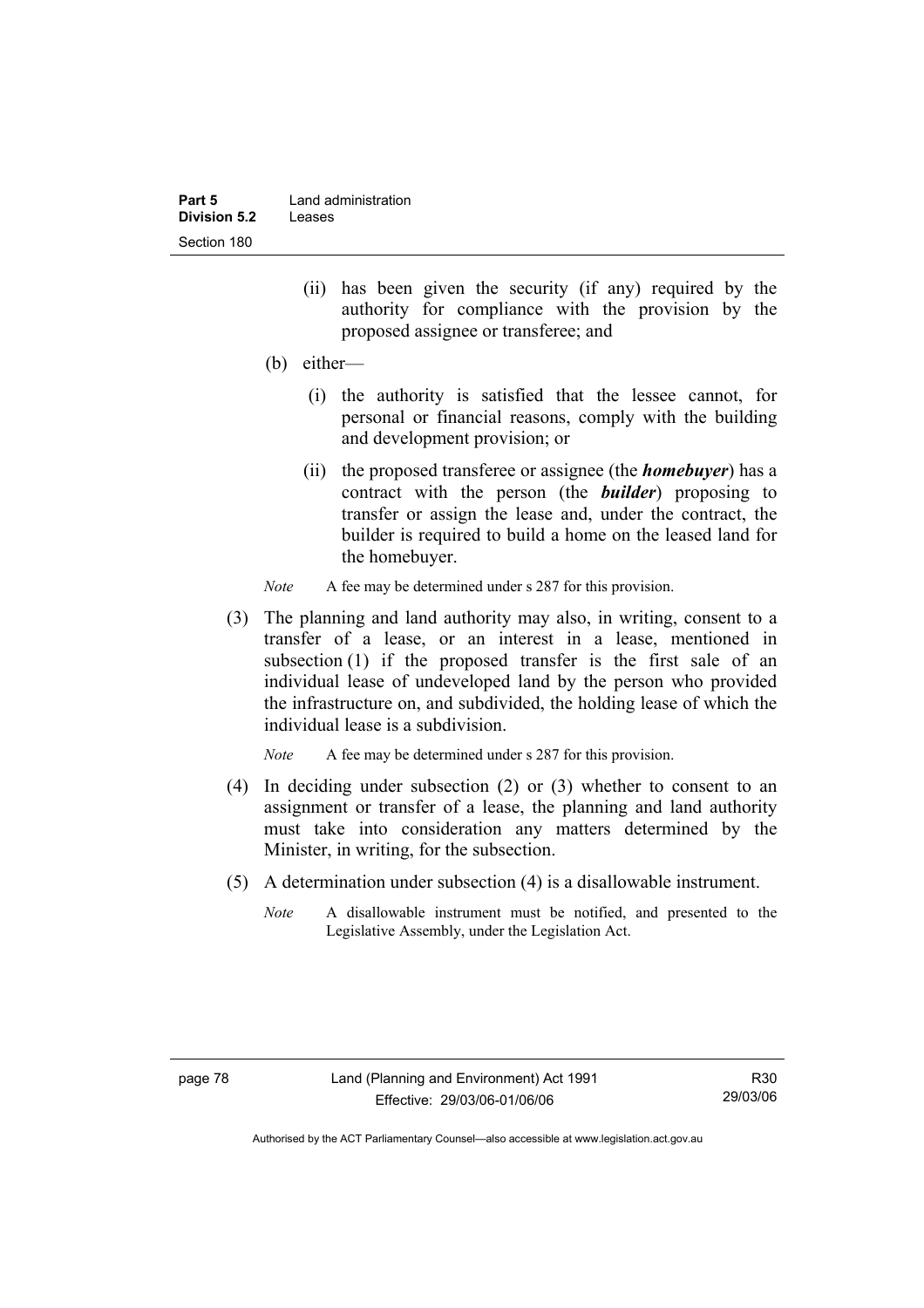(ii) has been given the security (if any) required by the authority for compliance with the provision by the proposed assignee or transferee; and

(b) either—

(i) the authority is satisfied that the lessee cannot, for personal or financial reasons, comply with the building and development provision; or

(ii) the proposed transferee or assignee (the ***homebuyer***) has a contract with the person (the ***builder***) proposing to transfer or assign the lease and, under the contract, the builder is required to build a home on the leased land for the homebuyer.

*Note* A fee may be determined under s 287 for this provision.

(3) The planning and land authority may also, in writing, consent to a transfer of a lease, or an interest in a lease, mentioned in subsection (1) if the proposed transfer is the first sale of an individual lease of undeveloped land by the person who provided the infrastructure on, and subdivided, the holding lease of which the individual lease is a subdivision.

*Note* A fee may be determined under s 287 for this provision.

(4) In deciding under subsection (2) or (3) whether to consent to an assignment or transfer of a lease, the planning and land authority must take into consideration any matters determined by the Minister, in writing, for the subsection.

(5) A determination under subsection (4) is a disallowable instrument.

*Note* A disallowable instrument must be notified, and presented to the Legislative Assembly, under the Legislation Act.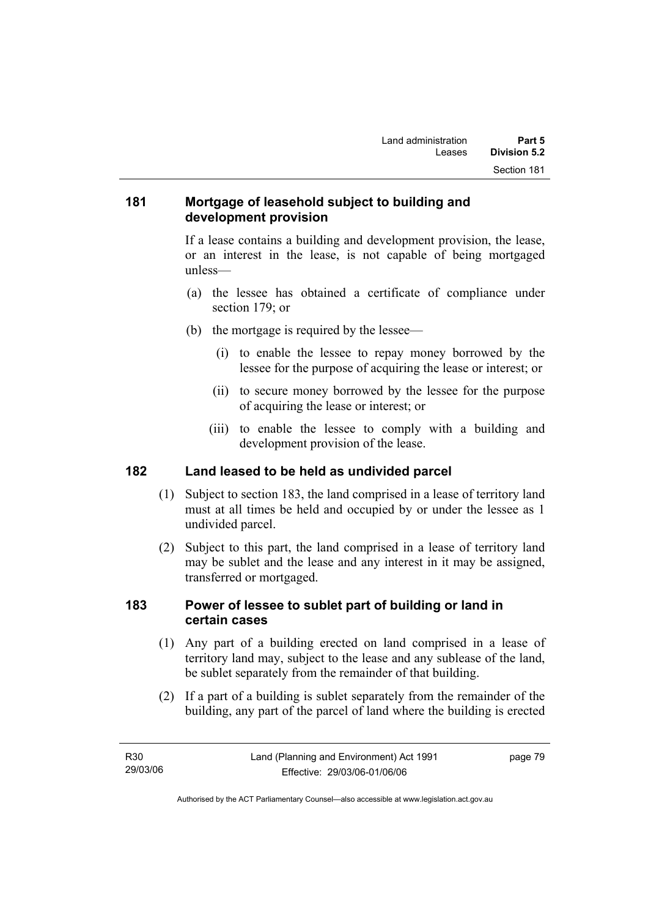### 181 Mortgage of leasehold subject to building and development provision

If a lease contains a building and development provision, the lease, or an interest in the lease, is not capable of being mortgaged unless—

(a) the lessee has obtained a certificate of compliance under section 179; or

(b) the mortgage is required by the lessee—

(i) to enable the lessee to repay money borrowed by the lessee for the purpose of acquiring the lease or interest; or

(ii) to secure money borrowed by the lessee for the purpose of acquiring the lease or interest; or

(iii) to enable the lessee to comply with a building and development provision of the lease.

### 182 Land leased to be held as undivided parcel

(1) Subject to section 183, the land comprised in a lease of territory land must at all times be held and occupied by or under the lessee as 1 undivided parcel.

(2) Subject to this part, the land comprised in a lease of territory land may be sublet and the lease and any interest in it may be assigned, transferred or mortgaged.

### 183 Power of lessee to sublet part of building or land in certain cases

(1) Any part of a building erected on land comprised in a lease of territory land may, subject to the lease and any sublease of the land, be sublet separately from the remainder of that building.

(2) If a part of a building is sublet separately from the remainder of the building, any part of the parcel of land where the building is erected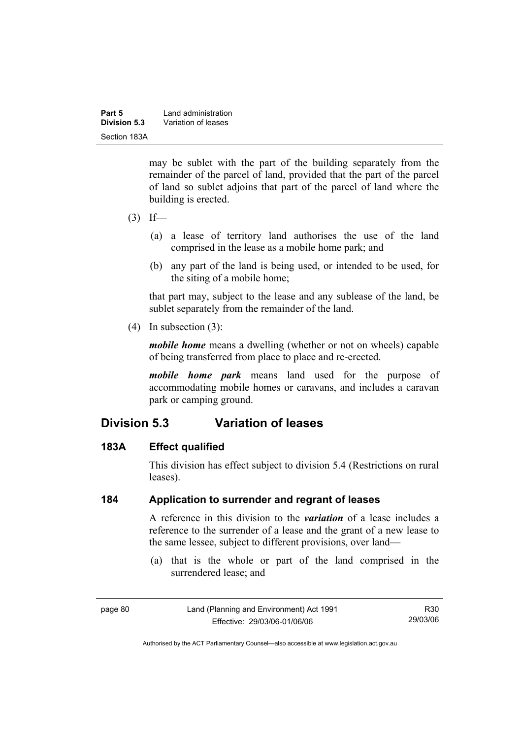may be sublet with the part of the building separately from the remainder of the parcel of land, provided that the part of the parcel of land so sublet adjoins that part of the parcel of land where the building is erected.

(3) If—

(a) a lease of territory land authorises the use of the land comprised in the lease as a mobile home park; and

(b) any part of the land is being used, or intended to be used, for the siting of a mobile home;

that part may, subject to the lease and any sublease of the land, be sublet separately from the remainder of the land.

(4) In subsection (3):

***mobile home*** means a dwelling (whether or not on wheels) capable of being transferred from place to place and re-erected.

***mobile home park*** means land used for the purpose of accommodating mobile homes or caravans, and includes a caravan park or camping ground.

## Division 5.3 Variation of leases

### 183A Effect qualified

This division has effect subject to division 5.4 (Restrictions on rural leases).

### 184 Application to surrender and regrant of leases

A reference in this division to the ***variation*** of a lease includes a reference to the surrender of a lease and the grant of a new lease to the same lessee, subject to different provisions, over land—

(a) that is the whole or part of the land comprised in the surrendered lease; and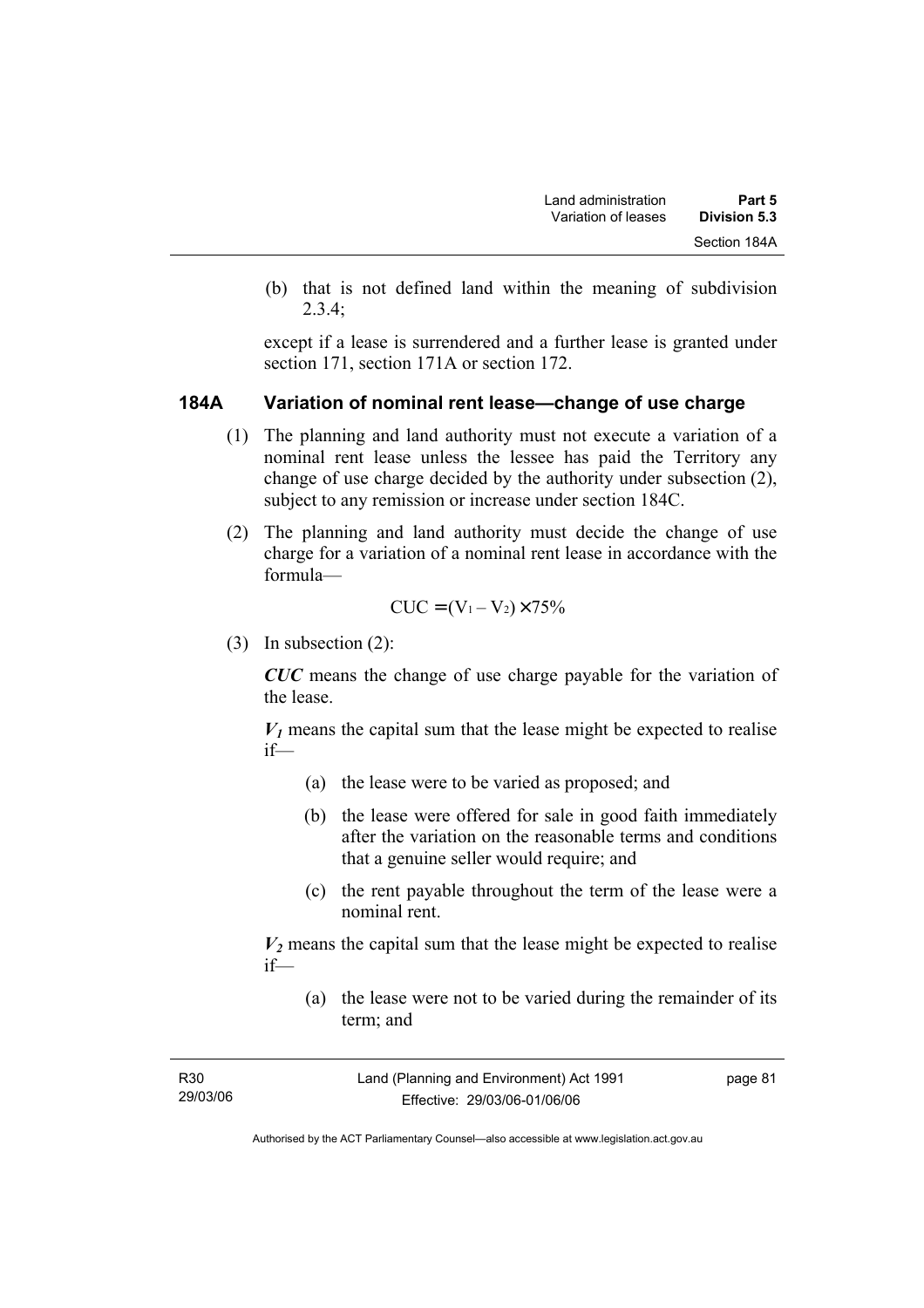(b) that is not defined land within the meaning of subdivision 2.3.4;

except if a lease is surrendered and a further lease is granted under section 171, section 171A or section 172.

### 184A Variation of nominal rent lease—change of use charge

(1) The planning and land authority must not execute a variation of a nominal rent lease unless the lessee has paid the Territory any change of use charge decided by the authority under subsection (2), subject to any remission or increase under section 184C.

(2) The planning and land authority must decide the change of use charge for a variation of a nominal rent lease in accordance with the formula—

$$CUC = (V_1 - V_2) \times 75\%$$

(3) In subsection (2):

***CUC*** means the change of use charge payable for the variation of the lease.

***$V_1$*** means the capital sum that the lease might be expected to realise if—

(a) the lease were to be varied as proposed; and

(b) the lease were offered for sale in good faith immediately after the variation on the reasonable terms and conditions that a genuine seller would require; and

(c) the rent payable throughout the term of the lease were a nominal rent.

***$V_2$*** means the capital sum that the lease might be expected to realise if—

(a) the lease were not to be varied during the remainder of its term; and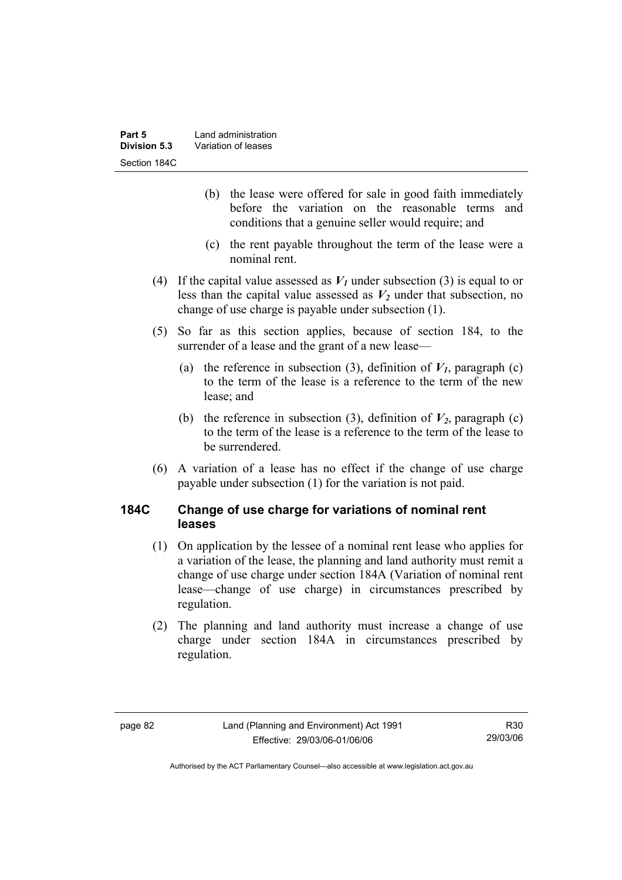(b) the lease were offered for sale in good faith immediately before the variation on the reasonable terms and conditions that a genuine seller would require; and

(c) the rent payable throughout the term of the lease were a nominal rent.

(4) If the capital value assessed as $V_1$ under subsection (3) is equal to or less than the capital value assessed as $V_2$ under that subsection, no change of use charge is payable under subsection (1).

(5) So far as this section applies, because of section 184, to the surrender of a lease and the grant of a new lease—

(a) the reference in subsection (3), definition of $V_1$, paragraph (c) to the term of the lease is a reference to the term of the new lease; and

(b) the reference in subsection (3), definition of $V_2$, paragraph (c) to the term of the lease is a reference to the term of the lease to be surrendered.

(6) A variation of a lease has no effect if the change of use charge payable under subsection (1) for the variation is not paid.

### 184C Change of use charge for variations of nominal rent leases

(1) On application by the lessee of a nominal rent lease who applies for a variation of the lease, the planning and land authority must remit a change of use charge under section 184A (Variation of nominal rent lease—change of use charge) in circumstances prescribed by regulation.

(2) The planning and land authority must increase a change of use charge under section 184A in circumstances prescribed by regulation.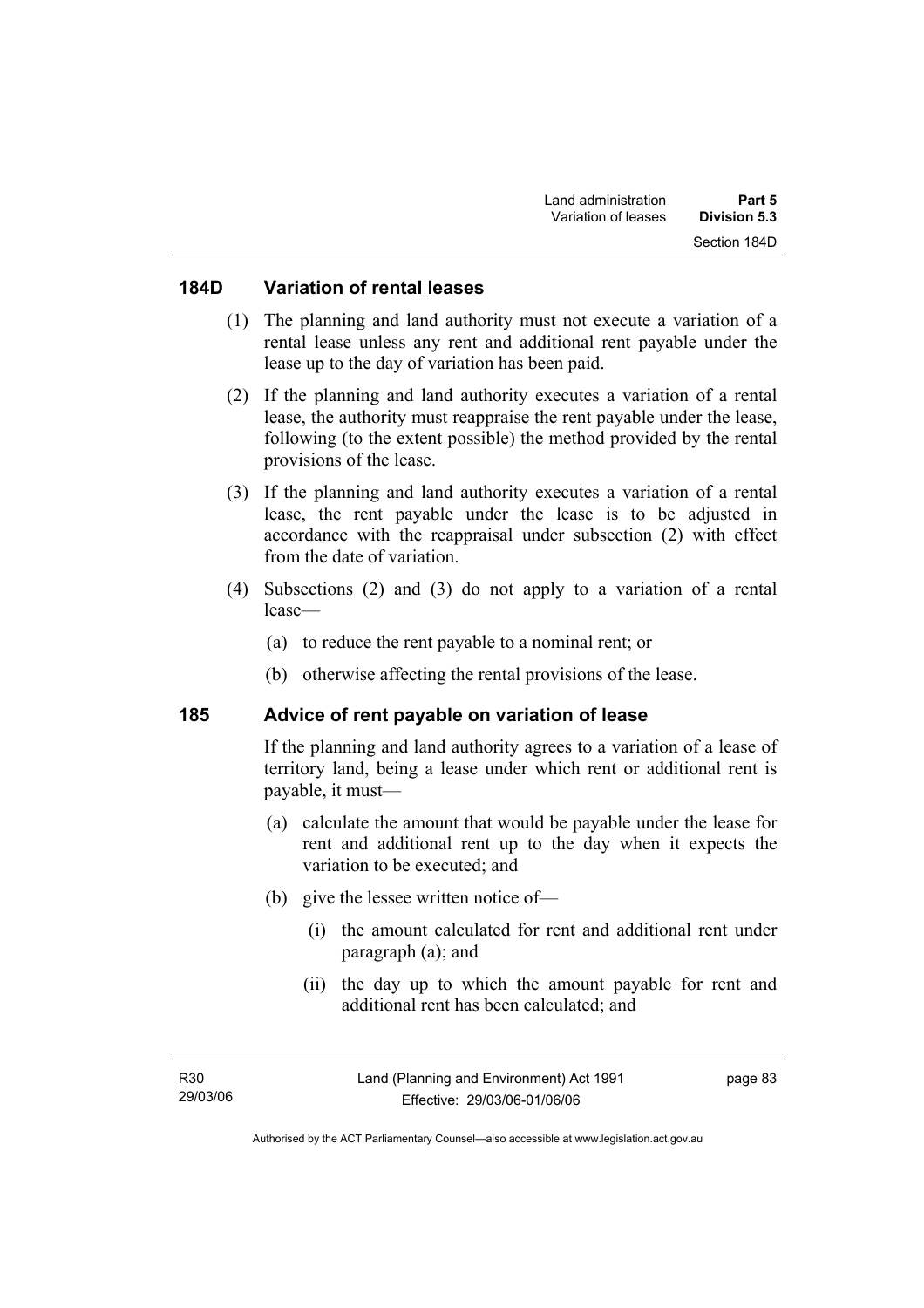## 184D Variation of rental leases

(1) The planning and land authority must not execute a variation of a rental lease unless any rent and additional rent payable under the lease up to the day of variation has been paid.

(2) If the planning and land authority executes a variation of a rental lease, the authority must reappraise the rent payable under the lease, following (to the extent possible) the method provided by the rental provisions of the lease.

(3) If the planning and land authority executes a variation of a rental lease, the rent payable under the lease is to be adjusted in accordance with the reappraisal under subsection (2) with effect from the date of variation.

(4) Subsections (2) and (3) do not apply to a variation of a rental lease—

(a) to reduce the rent payable to a nominal rent; or

(b) otherwise affecting the rental provisions of the lease.

## 185 Advice of rent payable on variation of lease

If the planning and land authority agrees to a variation of a lease of territory land, being a lease under which rent or additional rent is payable, it must—

(a) calculate the amount that would be payable under the lease for rent and additional rent up to the day when it expects the variation to be executed; and

(b) give the lessee written notice of—

(i) the amount calculated for rent and additional rent under paragraph (a); and

(ii) the day up to which the amount payable for rent and additional rent has been calculated; and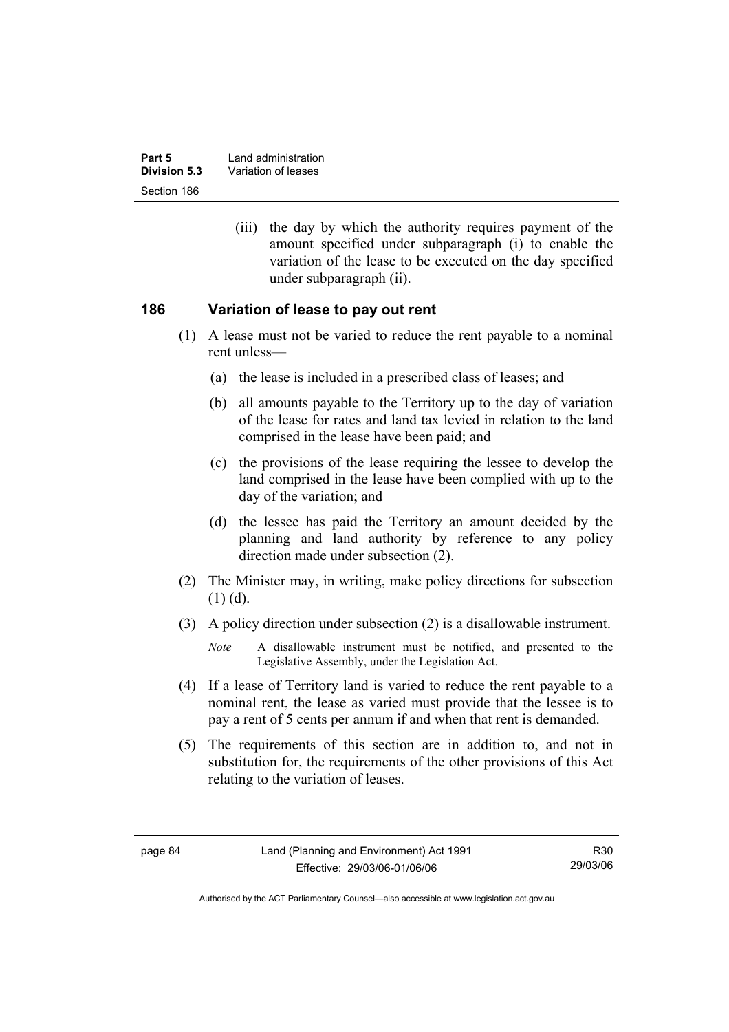(iii) the day by which the authority requires payment of the amount specified under subparagraph (i) to enable the variation of the lease to be executed on the day specified under subparagraph (ii).

## 186 Variation of lease to pay out rent

(1) A lease must not be varied to reduce the rent payable to a nominal rent unless—

(a) the lease is included in a prescribed class of leases; and

(b) all amounts payable to the Territory up to the day of variation of the lease for rates and land tax levied in relation to the land comprised in the lease have been paid; and

(c) the provisions of the lease requiring the lessee to develop the land comprised in the lease have been complied with up to the day of the variation; and

(d) the lessee has paid the Territory an amount decided by the planning and land authority by reference to any policy direction made under subsection (2).

(2) The Minister may, in writing, make policy directions for subsection (1) (d).

(3) A policy direction under subsection (2) is a disallowable instrument.

*Note* A disallowable instrument must be notified, and presented to the Legislative Assembly, under the Legislation Act.

(4) If a lease of Territory land is varied to reduce the rent payable to a nominal rent, the lease as varied must provide that the lessee is to pay a rent of 5 cents per annum if and when that rent is demanded.

(5) The requirements of this section are in addition to, and not in substitution for, the requirements of the other provisions of this Act relating to the variation of leases.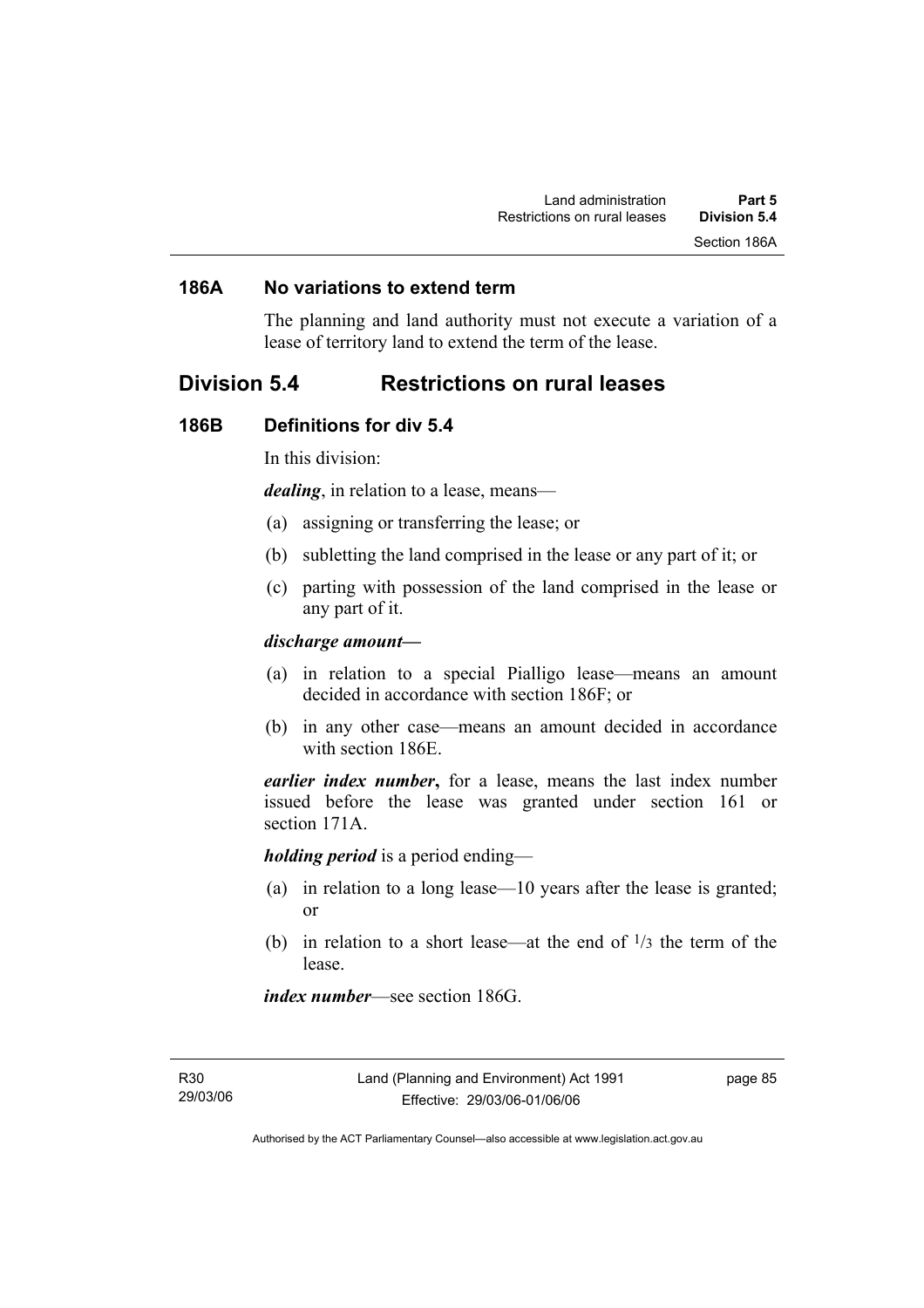### 186A No variations to extend term

The planning and land authority must not execute a variation of a lease of territory land to extend the term of the lease.

## Division 5.4 Restrictions on rural leases

### 186B Definitions for div 5.4

In this division:

***dealing***, in relation to a lease, means—

(a) assigning or transferring the lease; or

(b) subletting the land comprised in the lease or any part of it; or

(c) parting with possession of the land comprised in the lease or any part of it.

***discharge amount—***

(a) in relation to a special Pialligo lease—means an amount decided in accordance with section 186F; or

(b) in any other case—means an amount decided in accordance with section 186E.

***earlier index number*****,** for a lease, means the last index number issued before the lease was granted under section 161 or section 171A.

***holding period*** is a period ending—

(a) in relation to a long lease—10 years after the lease is granted; or

(b) in relation to a short lease—at the end of $^1/_3$ the term of the lease.

***index number***—see section 186G.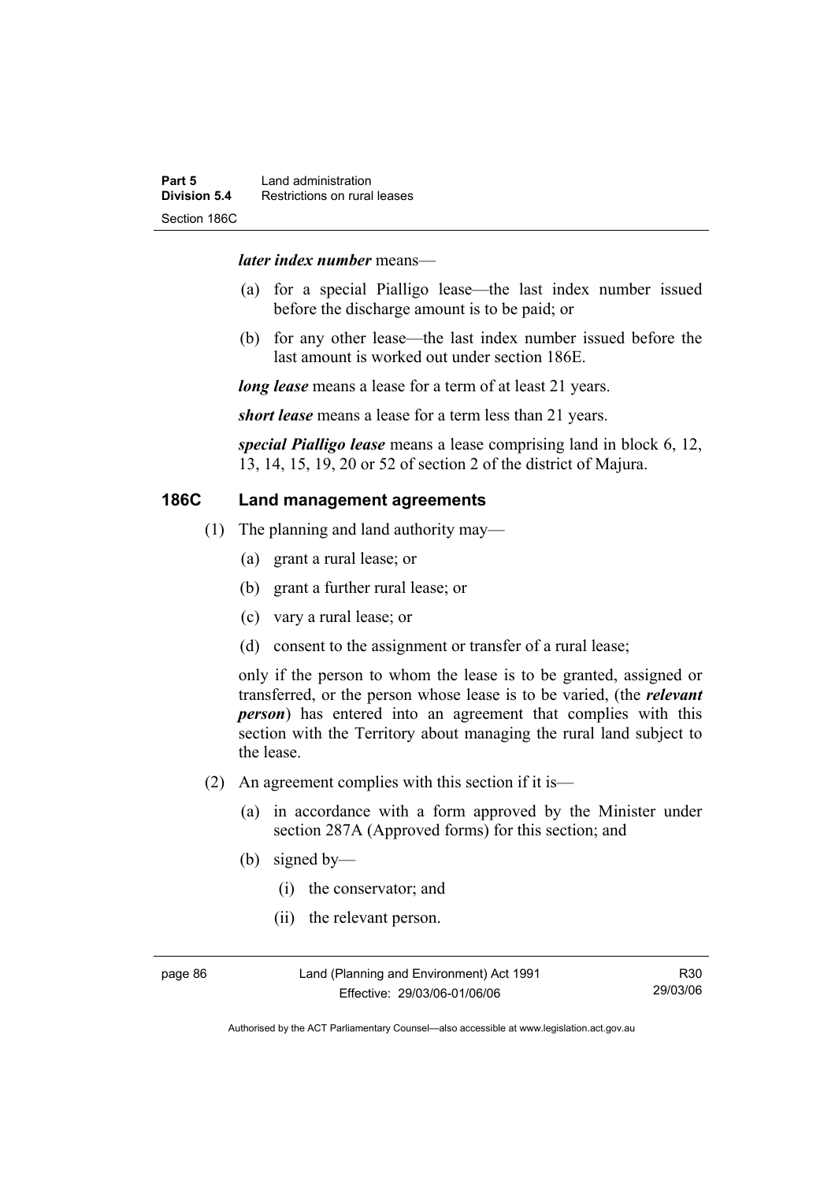***later index number*** means—

(a) for a special Pialligo lease—the last index number issued before the discharge amount is to be paid; or

(b) for any other lease—the last index number issued before the last amount is worked out under section 186E.

***long lease*** means a lease for a term of at least 21 years.

***short lease*** means a lease for a term less than 21 years.

***special Pialligo lease*** means a lease comprising land in block 6, 12, 13, 14, 15, 19, 20 or 52 of section 2 of the district of Majura.

## 186C Land management agreements

(1) The planning and land authority may—

(a) grant a rural lease; or

(b) grant a further rural lease; or

(c) vary a rural lease; or

(d) consent to the assignment or transfer of a rural lease;

only if the person to whom the lease is to be granted, assigned or transferred, or the person whose lease is to be varied, (the ***relevant person***) has entered into an agreement that complies with this section with the Territory about managing the rural land subject to the lease.

(2) An agreement complies with this section if it is—

(a) in accordance with a form approved by the Minister under section 287A (Approved forms) for this section; and

(b) signed by—

(i) the conservator; and

(ii) the relevant person.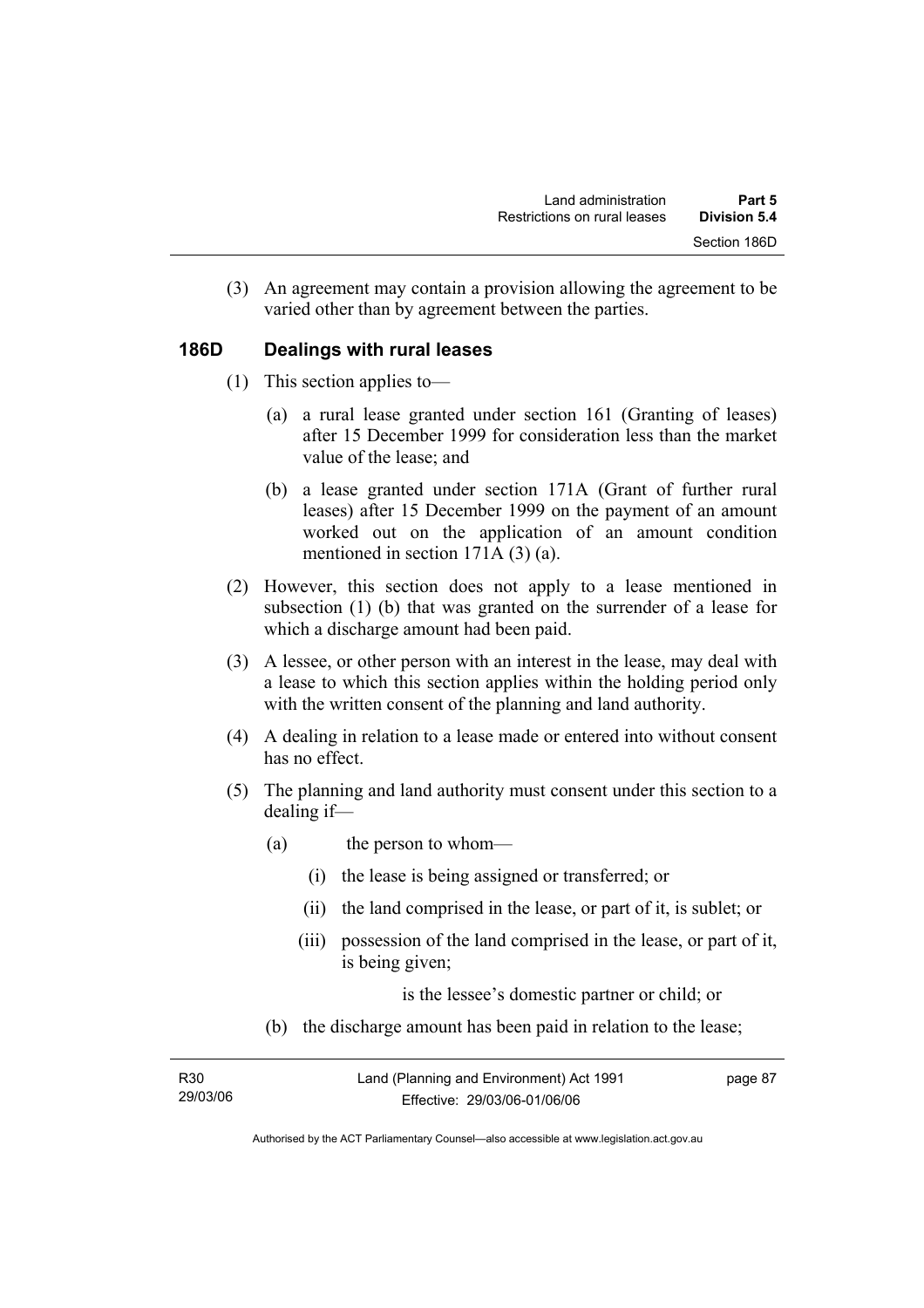(3) An agreement may contain a provision allowing the agreement to be varied other than by agreement between the parties.

## 186D Dealings with rural leases

(1) This section applies to—

(a) a rural lease granted under section 161 (Granting of leases) after 15 December 1999 for consideration less than the market value of the lease; and

(b) a lease granted under section 171A (Grant of further rural leases) after 15 December 1999 on the payment of an amount worked out on the application of an amount condition mentioned in section 171A (3) (a).

(2) However, this section does not apply to a lease mentioned in subsection (1) (b) that was granted on the surrender of a lease for which a discharge amount had been paid.

(3) A lessee, or other person with an interest in the lease, may deal with a lease to which this section applies within the holding period only with the written consent of the planning and land authority.

(4) A dealing in relation to a lease made or entered into without consent has no effect.

(5) The planning and land authority must consent under this section to a dealing if—

(a) the person to whom—

(i) the lease is being assigned or transferred; or

(ii) the land comprised in the lease, or part of it, is sublet; or

(iii) possession of the land comprised in the lease, or part of it, is being given;

is the lessee's domestic partner or child; or

(b) the discharge amount has been paid in relation to the lease;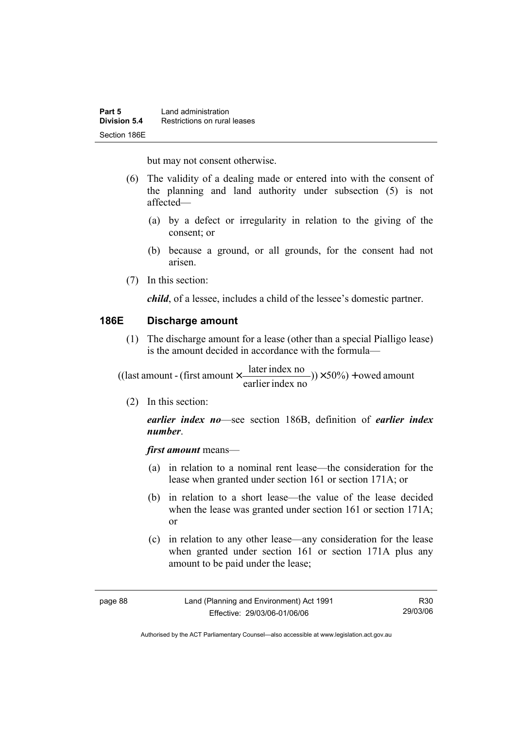but may not consent otherwise.

(6) The validity of a dealing made or entered into with the consent of the planning and land authority under subsection (5) is not affected—

(a) by a defect or irregularity in relation to the giving of the consent; or

(b) because a ground, or all grounds, for the consent had not arisen.

(7) In this section:

***child***, of a lessee, includes a child of the lessee's domestic partner.

## 186E Discharge amount

(1) The discharge amount for a lease (other than a special Pialligo lease) is the amount decided in accordance with the formula—

$$((\text{last amount - (first amount} \times \frac{\text{later index no}}{\text{earlier index no}})) \times 50\%) + \text{owed amount}$$

(2) In this section:

***earlier index no***—see section 186B, definition of ***earlier index number***.

***first amount*** means—

(a) in relation to a nominal rent lease—the consideration for the lease when granted under section 161 or section 171A; or

(b) in relation to a short lease—the value of the lease decided when the lease was granted under section 161 or section 171A; or

(c) in relation to any other lease—any consideration for the lease when granted under section 161 or section 171A plus any amount to be paid under the lease;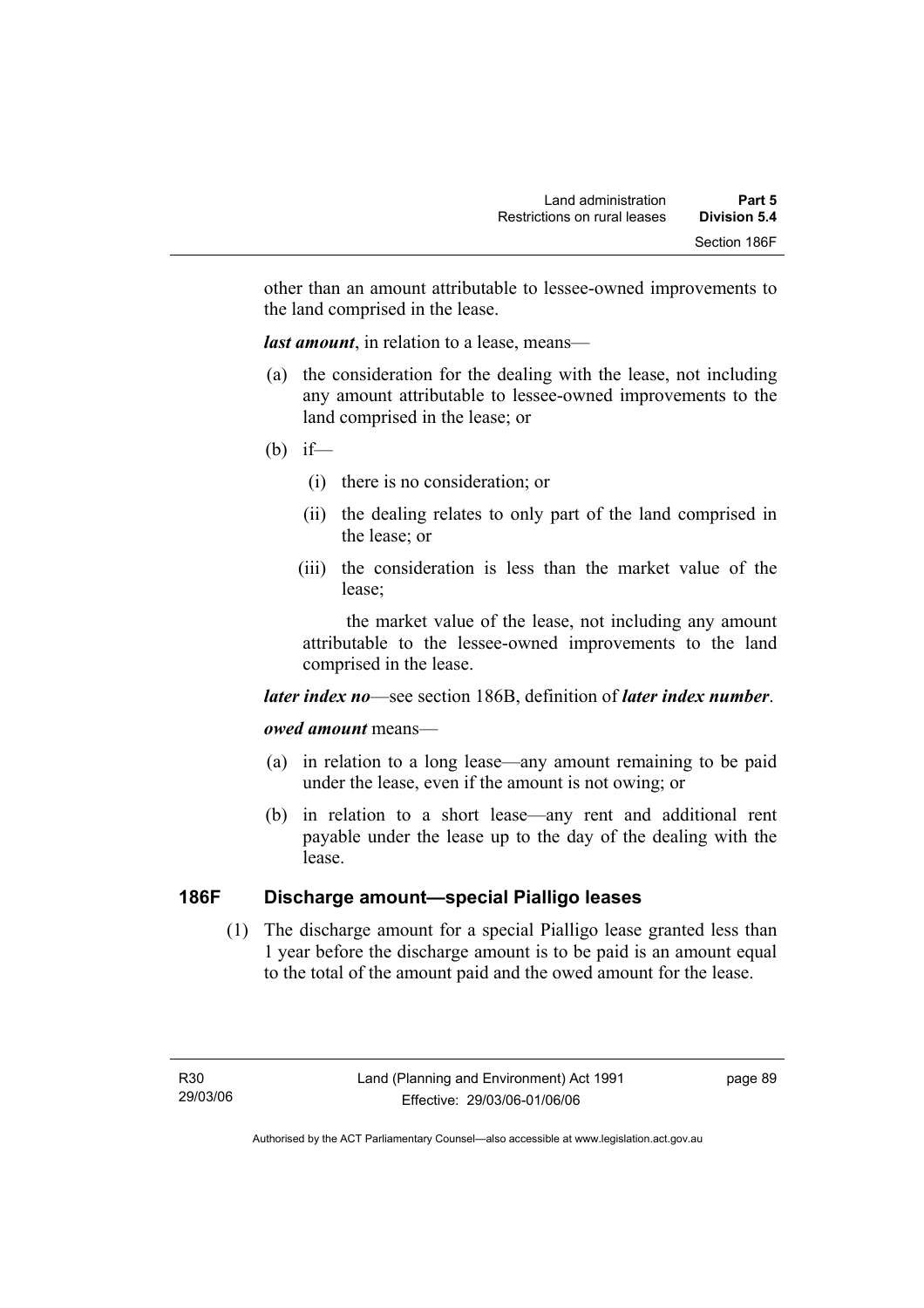other than an amount attributable to lessee-owned improvements to the land comprised in the lease.

***last amount***, in relation to a lease, means—

(a) the consideration for the dealing with the lease, not including any amount attributable to lessee-owned improvements to the land comprised in the lease; or

(b) if—

   (i) there is no consideration; or

   (ii) the dealing relates to only part of the land comprised in the lease; or

   (iii) the consideration is less than the market value of the lease;

   the market value of the lease, not including any amount attributable to the lessee-owned improvements to the land comprised in the lease.

***later index no***—see section 186B, definition of ***later index number***.

***owed amount*** means—

(a) in relation to a long lease—any amount remaining to be paid under the lease, even if the amount is not owing; or

(b) in relation to a short lease—any rent and additional rent payable under the lease up to the day of the dealing with the lease.

## 186F Discharge amount—special Pialligo leases

(1) The discharge amount for a special Pialligo lease granted less than 1 year before the discharge amount is to be paid is an amount equal to the total of the amount paid and the owed amount for the lease.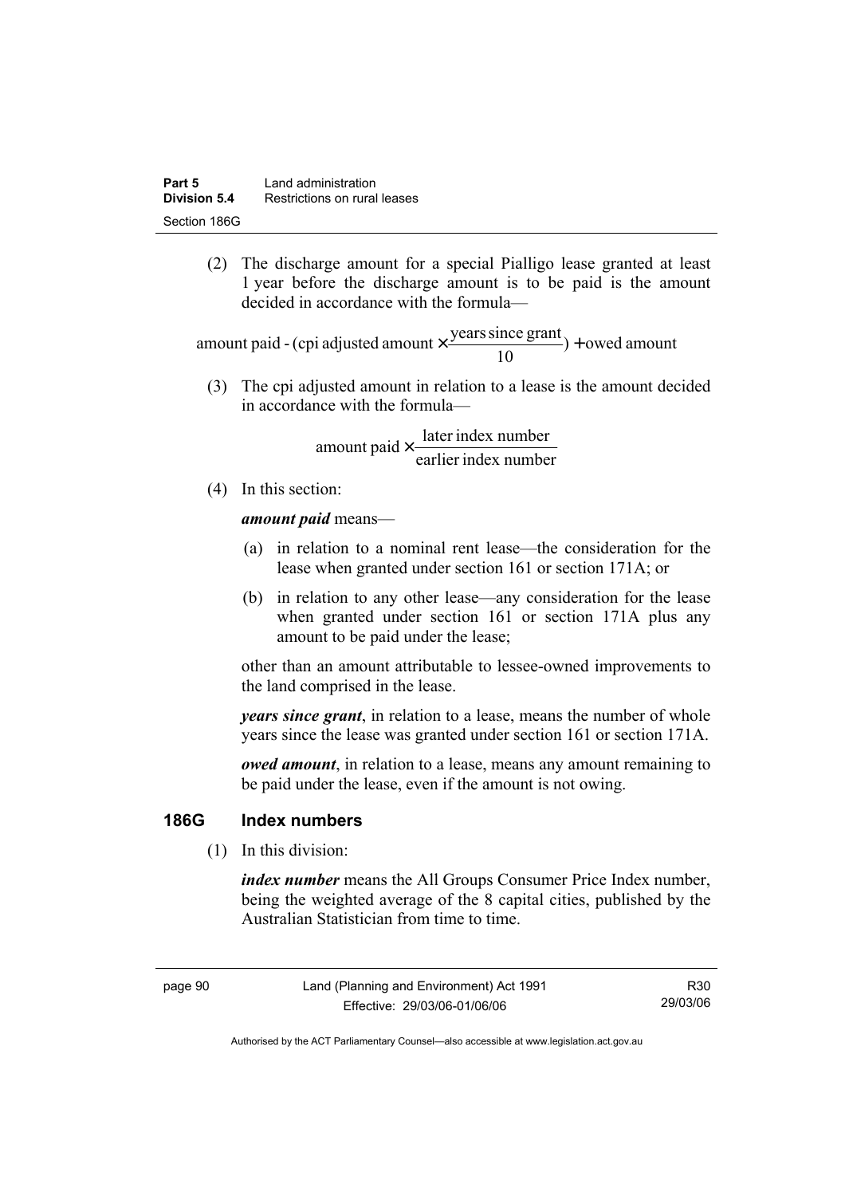(2) The discharge amount for a special Pialligo lease granted at least 1 year before the discharge amount is to be paid is the amount decided in accordance with the formula—

$$\text{amount paid} - (\text{cpi adjusted amount} \times \frac{\text{years since grant}}{10}) + \text{owed amount}$$

(3) The cpi adjusted amount in relation to a lease is the amount decided in accordance with the formula—

$$\text{amount paid} \times \frac{\text{later index number}}{\text{earlier index number}}$$

(4) In this section:

***amount paid*** means—

(a) in relation to a nominal rent lease—the consideration for the lease when granted under section 161 or section 171A; or

(b) in relation to any other lease—any consideration for the lease when granted under section 161 or section 171A plus any amount to be paid under the lease;

other than an amount attributable to lessee-owned improvements to the land comprised in the lease.

***years since grant***, in relation to a lease, means the number of whole years since the lease was granted under section 161 or section 171A.

***owed amount***, in relation to a lease, means any amount remaining to be paid under the lease, even if the amount is not owing.

## 186G Index numbers

(1) In this division:

***index number*** means the All Groups Consumer Price Index number, being the weighted average of the 8 capital cities, published by the Australian Statistician from time to time.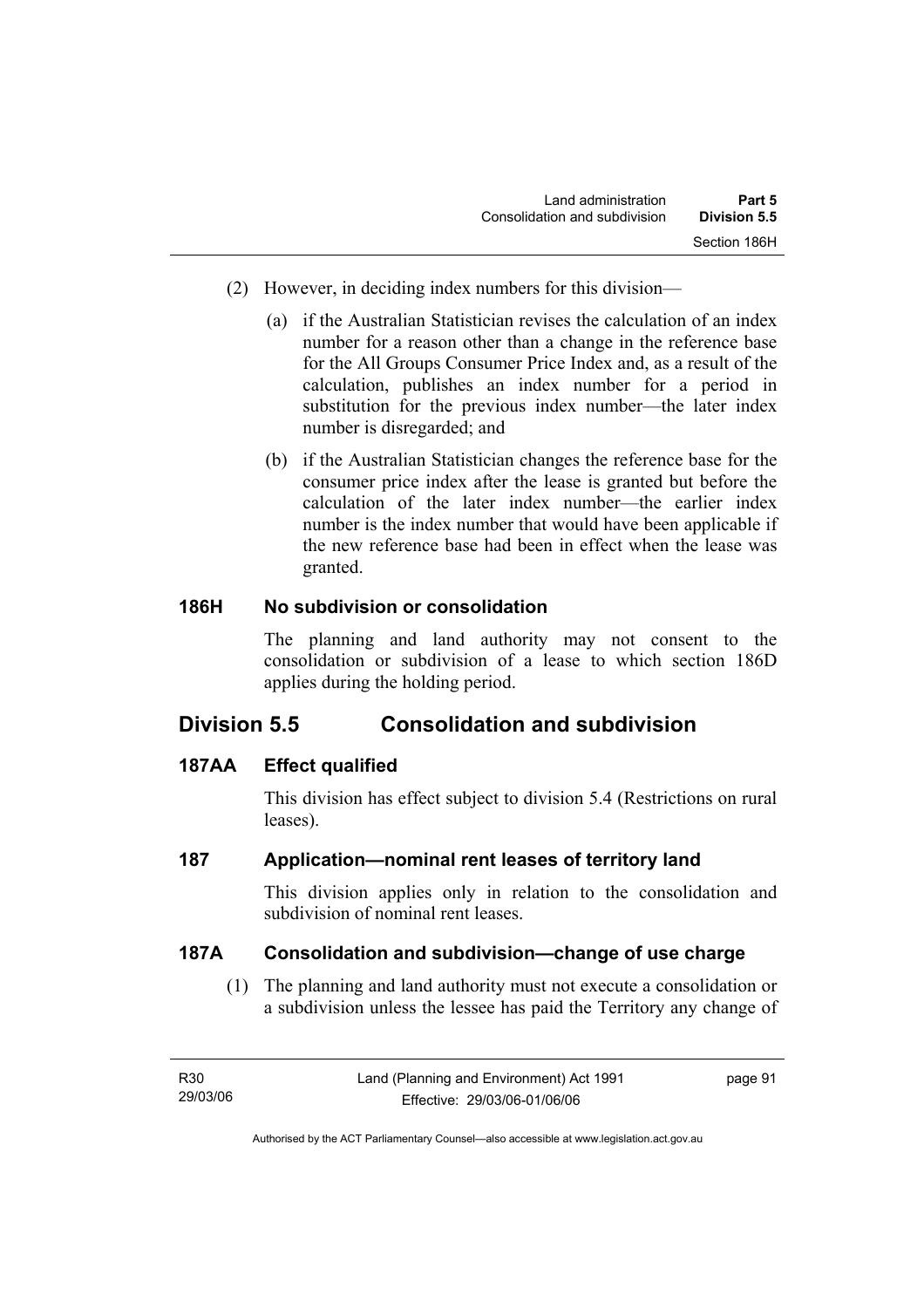(2) However, in deciding index numbers for this division—

(a) if the Australian Statistician revises the calculation of an index number for a reason other than a change in the reference base for the All Groups Consumer Price Index and, as a result of the calculation, publishes an index number for a period in substitution for the previous index number—the later index number is disregarded; and

(b) if the Australian Statistician changes the reference base for the consumer price index after the lease is granted but before the calculation of the later index number—the earlier index number is the index number that would have been applicable if the new reference base had been in effect when the lease was granted.

### 186H No subdivision or consolidation

The planning and land authority may not consent to the consolidation or subdivision of a lease to which section 186D applies during the holding period.

## Division 5.5 Consolidation and subdivision

### 187AA Effect qualified

This division has effect subject to division 5.4 (Restrictions on rural leases).

### 187 Application—nominal rent leases of territory land

This division applies only in relation to the consolidation and subdivision of nominal rent leases.

### 187A Consolidation and subdivision—change of use charge

(1) The planning and land authority must not execute a consolidation or a subdivision unless the lessee has paid the Territory any change of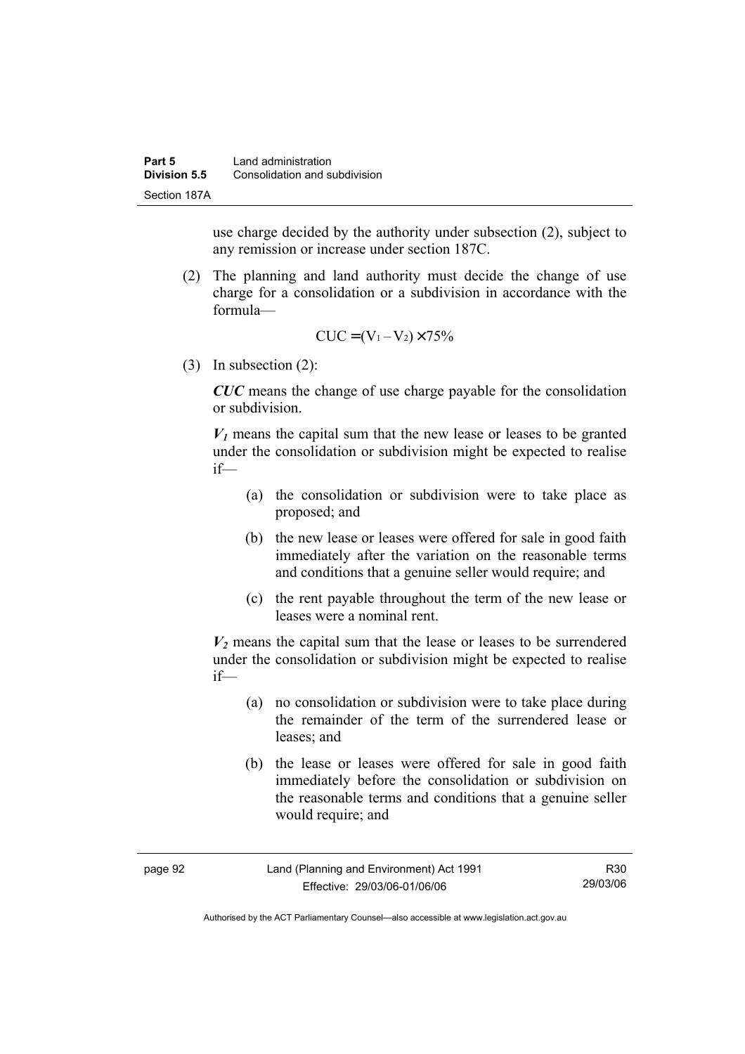use charge decided by the authority under subsection (2), subject to any remission or increase under section 187C.

(2) The planning and land authority must decide the change of use charge for a consolidation or a subdivision in accordance with the formula—

$$CUC = (V_1 - V_2) \times 75\%$$

(3) In subsection (2):

***CUC*** means the change of use charge payable for the consolidation or subdivision.

***$V_1$*** means the capital sum that the new lease or leases to be granted under the consolidation or subdivision might be expected to realise if—

(a) the consolidation or subdivision were to take place as proposed; and

(b) the new lease or leases were offered for sale in good faith immediately after the variation on the reasonable terms and conditions that a genuine seller would require; and

(c) the rent payable throughout the term of the new lease or leases were a nominal rent.

***$V_2$*** means the capital sum that the lease or leases to be surrendered under the consolidation or subdivision might be expected to realise if—

(a) no consolidation or subdivision were to take place during the remainder of the term of the surrendered lease or leases; and

(b) the lease or leases were offered for sale in good faith immediately before the consolidation or subdivision on the reasonable terms and conditions that a genuine seller would require; and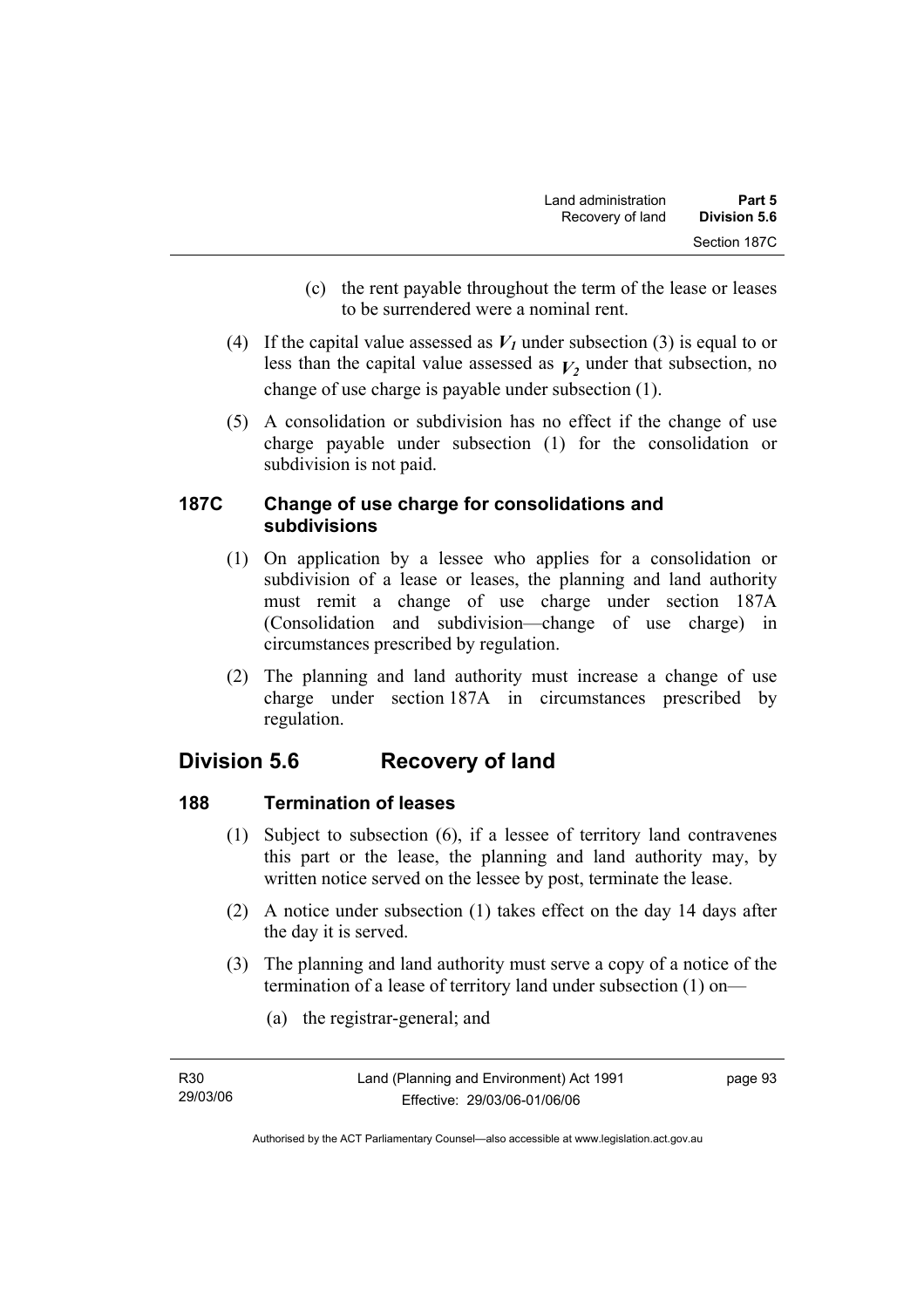(c) the rent payable throughout the term of the lease or leases to be surrendered were a nominal rent.

(4) If the capital value assessed as $V_1$ under subsection (3) is equal to or less than the capital value assessed as $V_2$ under that subsection, no change of use charge is payable under subsection (1).

(5) A consolidation or subdivision has no effect if the change of use charge payable under subsection (1) for the consolidation or subdivision is not paid.

### 187C Change of use charge for consolidations and subdivisions

(1) On application by a lessee who applies for a consolidation or subdivision of a lease or leases, the planning and land authority must remit a change of use charge under section 187A (Consolidation and subdivision—change of use charge) in circumstances prescribed by regulation.

(2) The planning and land authority must increase a change of use charge under section 187A in circumstances prescribed by regulation.

## Division 5.6 Recovery of land

### 188 Termination of leases

(1) Subject to subsection (6), if a lessee of territory land contravenes this part or the lease, the planning and land authority may, by written notice served on the lessee by post, terminate the lease.

(2) A notice under subsection (1) takes effect on the day 14 days after the day it is served.

(3) The planning and land authority must serve a copy of a notice of the termination of a lease of territory land under subsection (1) on—

(a) the registrar-general; and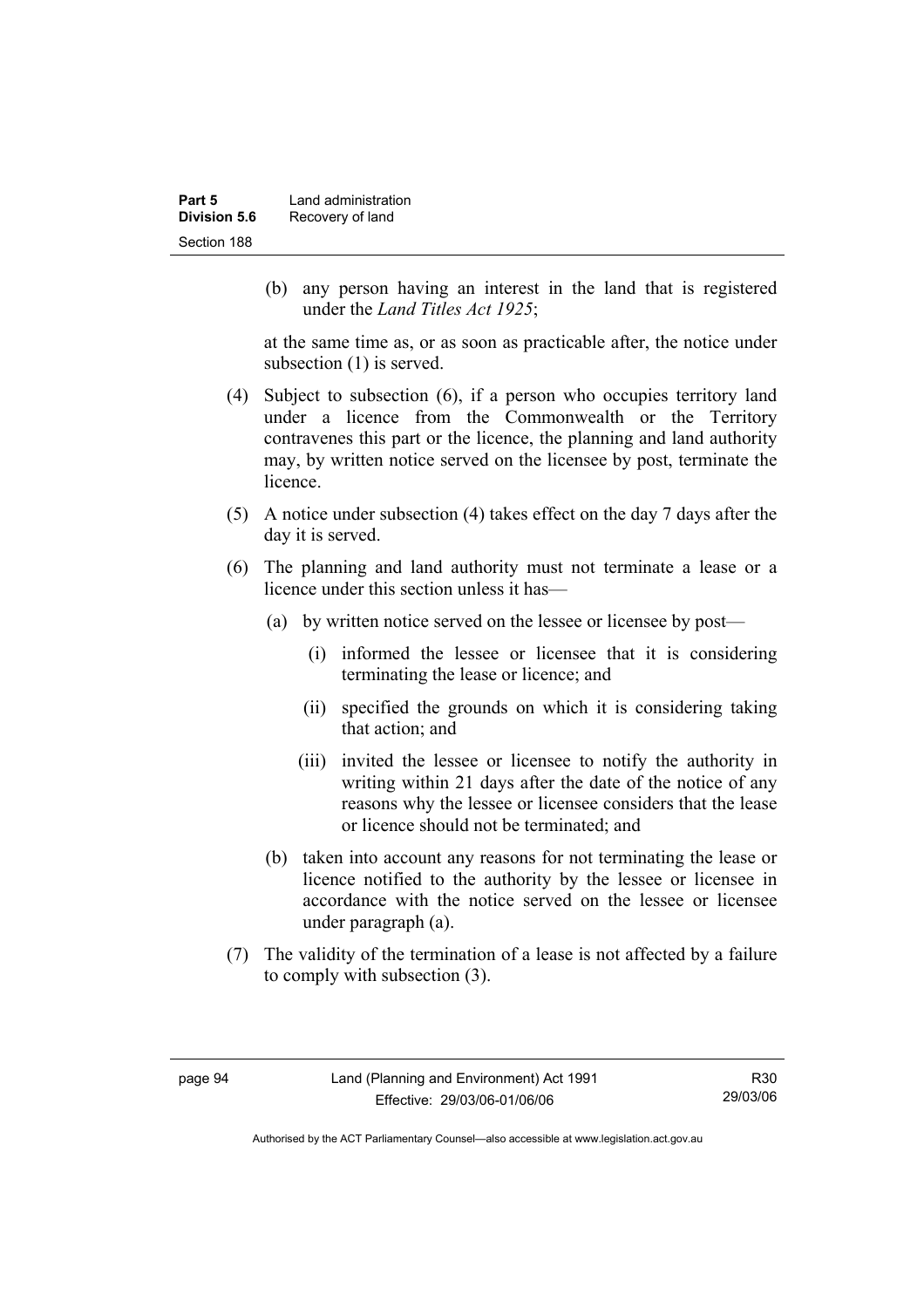(b) any person having an interest in the land that is registered under the *Land Titles Act 1925*;

at the same time as, or as soon as practicable after, the notice under subsection (1) is served.

(4) Subject to subsection (6), if a person who occupies territory land under a licence from the Commonwealth or the Territory contravenes this part or the licence, the planning and land authority may, by written notice served on the licensee by post, terminate the licence.

(5) A notice under subsection (4) takes effect on the day 7 days after the day it is served.

(6) The planning and land authority must not terminate a lease or a licence under this section unless it has—

(a) by written notice served on the lessee or licensee by post—

(i) informed the lessee or licensee that it is considering terminating the lease or licence; and

(ii) specified the grounds on which it is considering taking that action; and

(iii) invited the lessee or licensee to notify the authority in writing within 21 days after the date of the notice of any reasons why the lessee or licensee considers that the lease or licence should not be terminated; and

(b) taken into account any reasons for not terminating the lease or licence notified to the authority by the lessee or licensee in accordance with the notice served on the lessee or licensee under paragraph (a).

(7) The validity of the termination of a lease is not affected by a failure to comply with subsection (3).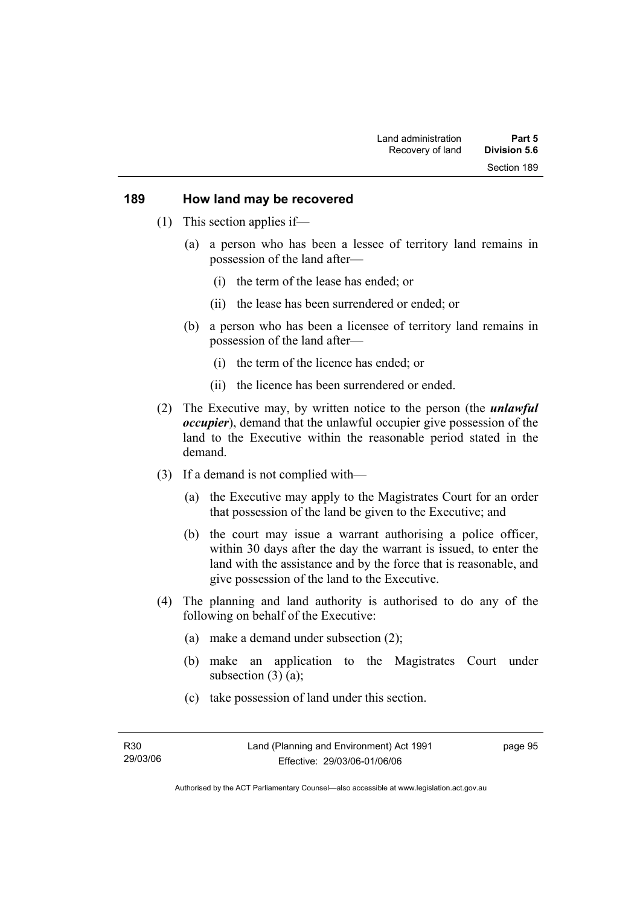## 189 How land may be recovered

(1) This section applies if—

(a) a person who has been a lessee of territory land remains in possession of the land after—

(i) the term of the lease has ended; or

(ii) the lease has been surrendered or ended; or

(b) a person who has been a licensee of territory land remains in possession of the land after—

(i) the term of the licence has ended; or

(ii) the licence has been surrendered or ended.

(2) The Executive may, by written notice to the person (the ***unlawful occupier***), demand that the unlawful occupier give possession of the land to the Executive within the reasonable period stated in the demand.

(3) If a demand is not complied with—

(a) the Executive may apply to the Magistrates Court for an order that possession of the land be given to the Executive; and

(b) the court may issue a warrant authorising a police officer, within 30 days after the day the warrant is issued, to enter the land with the assistance and by the force that is reasonable, and give possession of the land to the Executive.

(4) The planning and land authority is authorised to do any of the following on behalf of the Executive:

(a) make a demand under subsection (2);

(b) make an application to the Magistrates Court under subsection (3) (a);

(c) take possession of land under this section.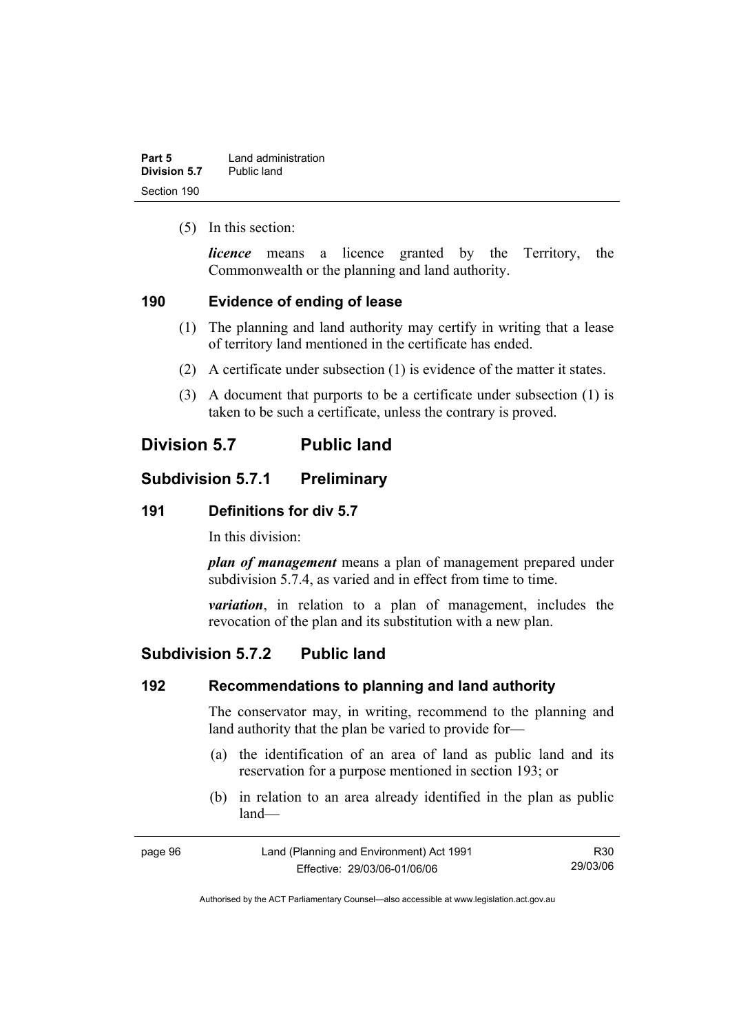(5) In this section:

***licence*** means a licence granted by the Territory, the Commonwealth or the planning and land authority.

### 190 Evidence of ending of lease

(1) The planning and land authority may certify in writing that a lease of territory land mentioned in the certificate has ended.

(2) A certificate under subsection (1) is evidence of the matter it states.

(3) A document that purports to be a certificate under subsection (1) is taken to be such a certificate, unless the contrary is proved.

## Division 5.7 Public land

## Subdivision 5.7.1 Preliminary

### 191 Definitions for div 5.7

In this division:

***plan of management*** means a plan of management prepared under subdivision 5.7.4, as varied and in effect from time to time.

***variation***, in relation to a plan of management, includes the revocation of the plan and its substitution with a new plan.

## Subdivision 5.7.2 Public land

### 192 Recommendations to planning and land authority

The conservator may, in writing, recommend to the planning and land authority that the plan be varied to provide for—

(a) the identification of an area of land as public land and its reservation for a purpose mentioned in section 193; or

(b) in relation to an area already identified in the plan as public land—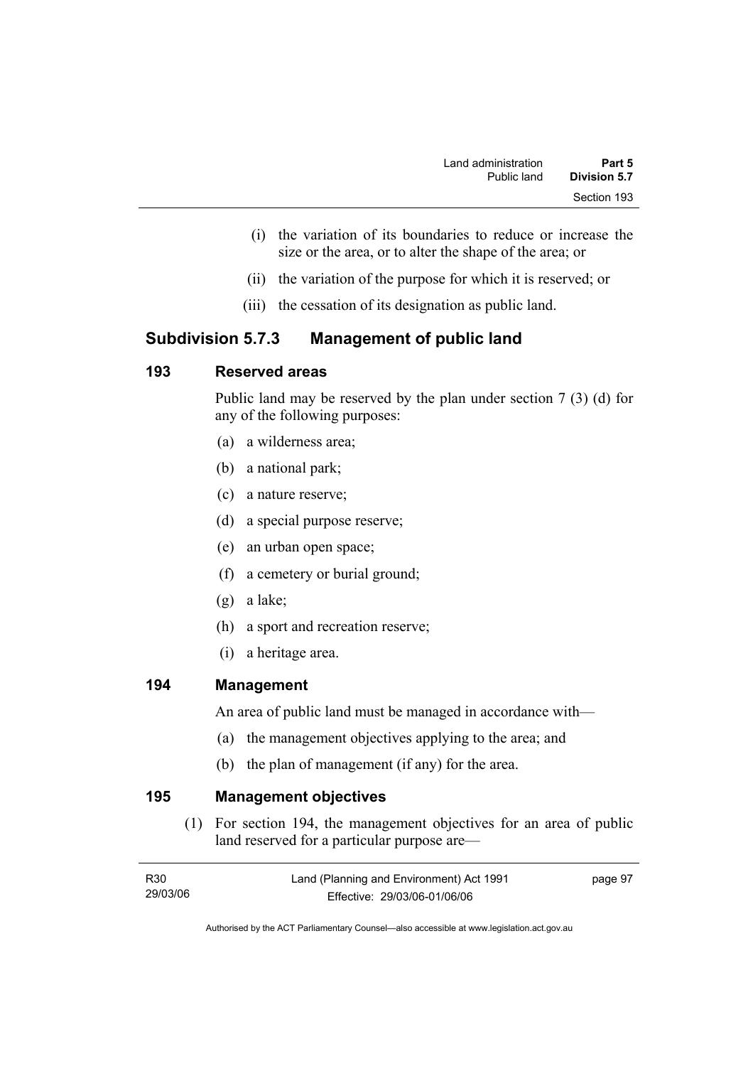(i) the variation of its boundaries to reduce or increase the size or the area, or to alter the shape of the area; or

(ii) the variation of the purpose for which it is reserved; or

(iii) the cessation of its designation as public land.

## Subdivision 5.7.3 Management of public land

### 193 Reserved areas

Public land may be reserved by the plan under section 7 (3) (d) for any of the following purposes:

(a) a wilderness area;

(b) a national park;

(c) a nature reserve;

(d) a special purpose reserve;

(e) an urban open space;

(f) a cemetery or burial ground;

(g) a lake;

(h) a sport and recreation reserve;

(i) a heritage area.

### 194 Management

An area of public land must be managed in accordance with—

(a) the management objectives applying to the area; and

(b) the plan of management (if any) for the area.

### 195 Management objectives

(1) For section 194, the management objectives for an area of public land reserved for a particular purpose are—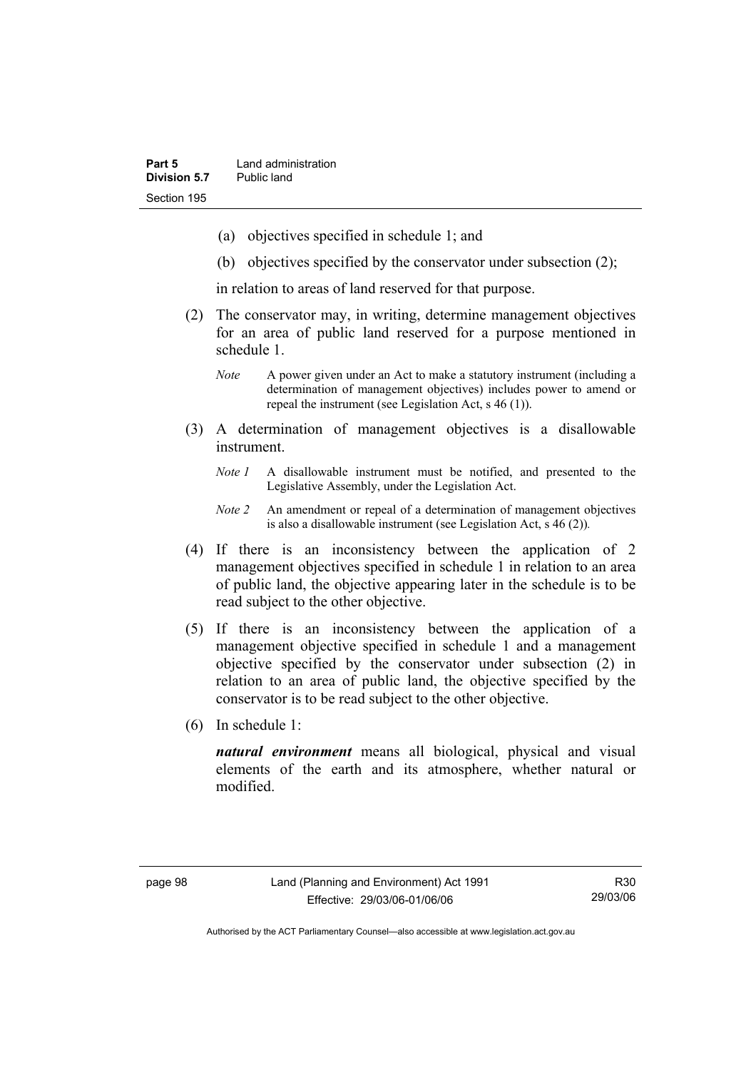(a) objectives specified in schedule 1; and

(b) objectives specified by the conservator under subsection (2);

in relation to areas of land reserved for that purpose.

(2) The conservator may, in writing, determine management objectives for an area of public land reserved for a purpose mentioned in schedule 1.

*Note* A power given under an Act to make a statutory instrument (including a determination of management objectives) includes power to amend or repeal the instrument (see Legislation Act, s 46 (1)).

(3) A determination of management objectives is a disallowable instrument.

*Note 1* A disallowable instrument must be notified, and presented to the Legislative Assembly, under the Legislation Act.

*Note 2* An amendment or repeal of a determination of management objectives is also a disallowable instrument (see Legislation Act, s 46 (2)).

(4) If there is an inconsistency between the application of 2 management objectives specified in schedule 1 in relation to an area of public land, the objective appearing later in the schedule is to be read subject to the other objective.

(5) If there is an inconsistency between the application of a management objective specified in schedule 1 and a management objective specified by the conservator under subsection (2) in relation to an area of public land, the objective specified by the conservator is to be read subject to the other objective.

(6) In schedule 1:

***natural environment*** means all biological, physical and visual elements of the earth and its atmosphere, whether natural or modified.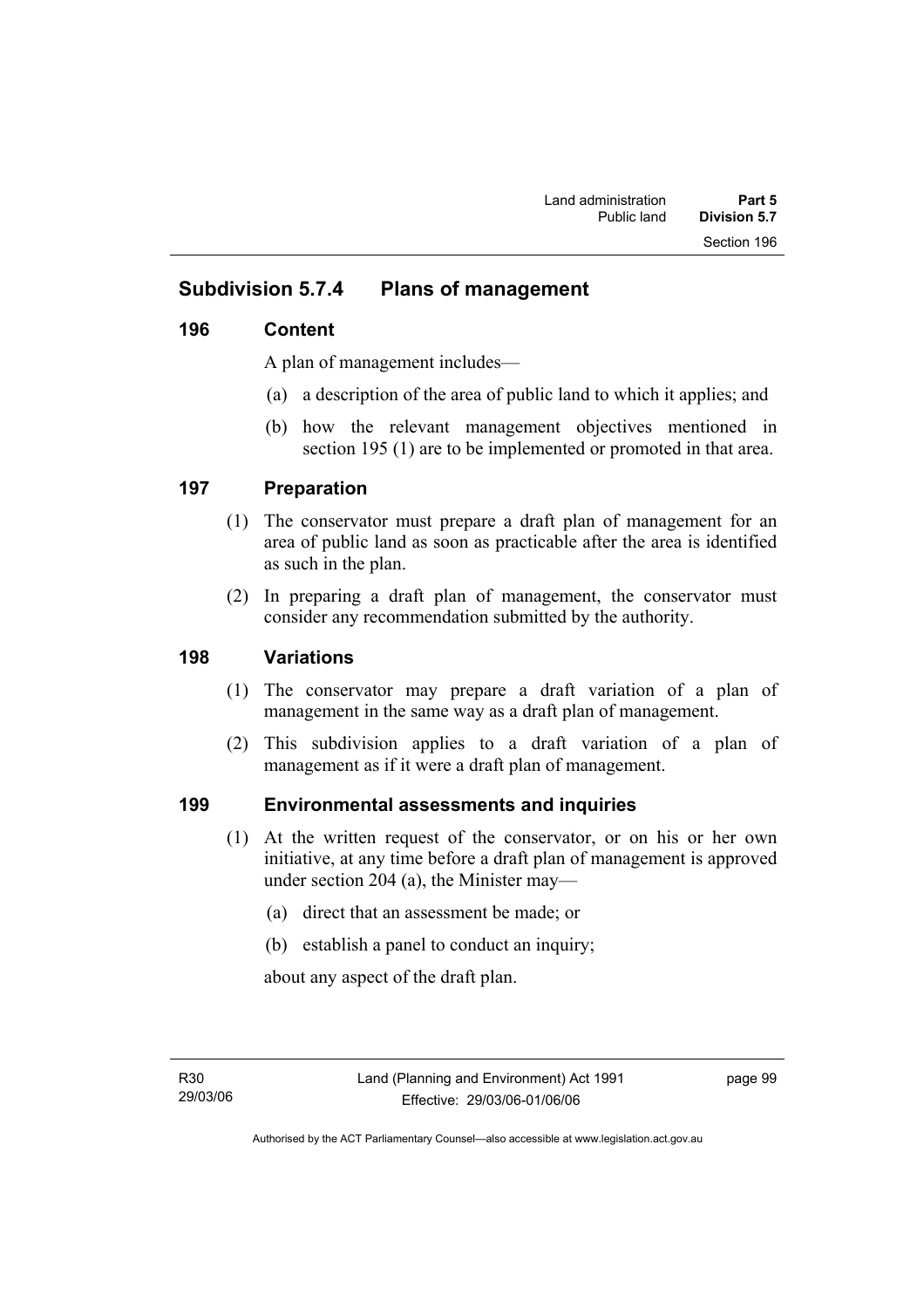## Subdivision 5.7.4 Plans of management

### 196 Content

A plan of management includes—

(a) a description of the area of public land to which it applies; and

(b) how the relevant management objectives mentioned in section 195 (1) are to be implemented or promoted in that area.

### 197 Preparation

(1) The conservator must prepare a draft plan of management for an area of public land as soon as practicable after the area is identified as such in the plan.

(2) In preparing a draft plan of management, the conservator must consider any recommendation submitted by the authority.

### 198 Variations

(1) The conservator may prepare a draft variation of a plan of management in the same way as a draft plan of management.

(2) This subdivision applies to a draft variation of a plan of management as if it were a draft plan of management.

### 199 Environmental assessments and inquiries

(1) At the written request of the conservator, or on his or her own initiative, at any time before a draft plan of management is approved under section 204 (a), the Minister may—

(a) direct that an assessment be made; or

(b) establish a panel to conduct an inquiry;

about any aspect of the draft plan.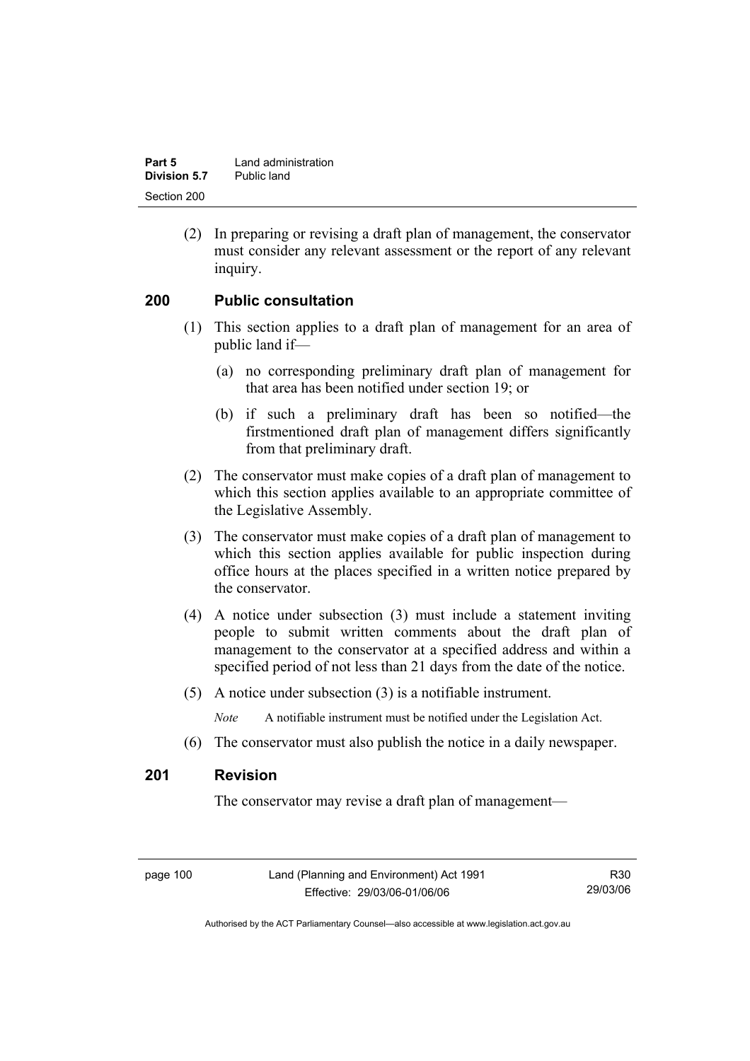(2) In preparing or revising a draft plan of management, the conservator must consider any relevant assessment or the report of any relevant inquiry.

## 200 Public consultation

(1) This section applies to a draft plan of management for an area of public land if—

(a) no corresponding preliminary draft plan of management for that area has been notified under section 19; or

(b) if such a preliminary draft has been so notified—the firstmentioned draft plan of management differs significantly from that preliminary draft.

(2) The conservator must make copies of a draft plan of management to which this section applies available to an appropriate committee of the Legislative Assembly.

(3) The conservator must make copies of a draft plan of management to which this section applies available for public inspection during office hours at the places specified in a written notice prepared by the conservator.

(4) A notice under subsection (3) must include a statement inviting people to submit written comments about the draft plan of management to the conservator at a specified address and within a specified period of not less than 21 days from the date of the notice.

(5) A notice under subsection (3) is a notifiable instrument.

*Note* A notifiable instrument must be notified under the Legislation Act.

(6) The conservator must also publish the notice in a daily newspaper.

## 201 Revision

The conservator may revise a draft plan of management—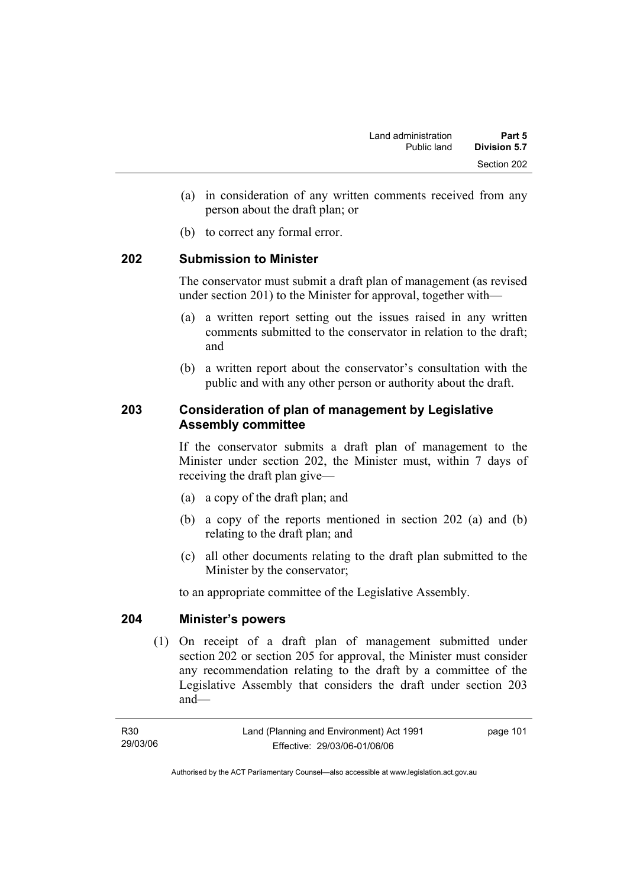(a) in consideration of any written comments received from any person about the draft plan; or

(b) to correct any formal error.

## 202 Submission to Minister

The conservator must submit a draft plan of management (as revised under section 201) to the Minister for approval, together with—

(a) a written report setting out the issues raised in any written comments submitted to the conservator in relation to the draft; and

(b) a written report about the conservator's consultation with the public and with any other person or authority about the draft.

## 203 Consideration of plan of management by Legislative Assembly committee

If the conservator submits a draft plan of management to the Minister under section 202, the Minister must, within 7 days of receiving the draft plan give—

(a) a copy of the draft plan; and

(b) a copy of the reports mentioned in section 202 (a) and (b) relating to the draft plan; and

(c) all other documents relating to the draft plan submitted to the Minister by the conservator;

to an appropriate committee of the Legislative Assembly.

## 204 Minister's powers

(1) On receipt of a draft plan of management submitted under section 202 or section 205 for approval, the Minister must consider any recommendation relating to the draft by a committee of the Legislative Assembly that considers the draft under section 203 and—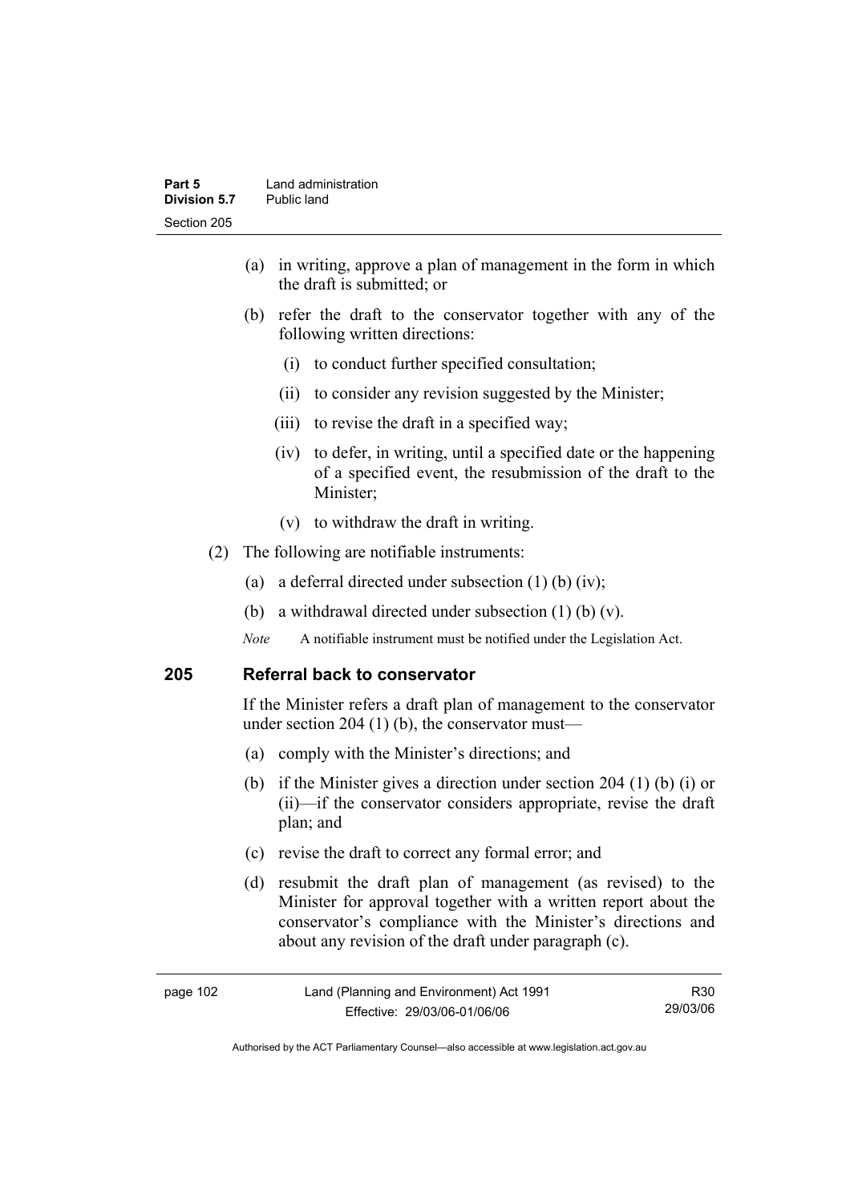(a) in writing, approve a plan of management in the form in which the draft is submitted; or

(b) refer the draft to the conservator together with any of the following written directions:

  (i) to conduct further specified consultation;

  (ii) to consider any revision suggested by the Minister;

  (iii) to revise the draft in a specified way;

  (iv) to defer, in writing, until a specified date or the happening of a specified event, the resubmission of the draft to the Minister;

  (v) to withdraw the draft in writing.

(2) The following are notifiable instruments:

  (a) a deferral directed under subsection (1) (b) (iv);

  (b) a withdrawal directed under subsection (1) (b) (v).

*Note* A notifiable instrument must be notified under the Legislation Act.

## 205 Referral back to conservator

If the Minister refers a draft plan of management to the conservator under section 204 (1) (b), the conservator must—

(a) comply with the Minister's directions; and

(b) if the Minister gives a direction under section 204 (1) (b) (i) or (ii)—if the conservator considers appropriate, revise the draft plan; and

(c) revise the draft to correct any formal error; and

(d) resubmit the draft plan of management (as revised) to the Minister for approval together with a written report about the conservator's compliance with the Minister's directions and about any revision of the draft under paragraph (c).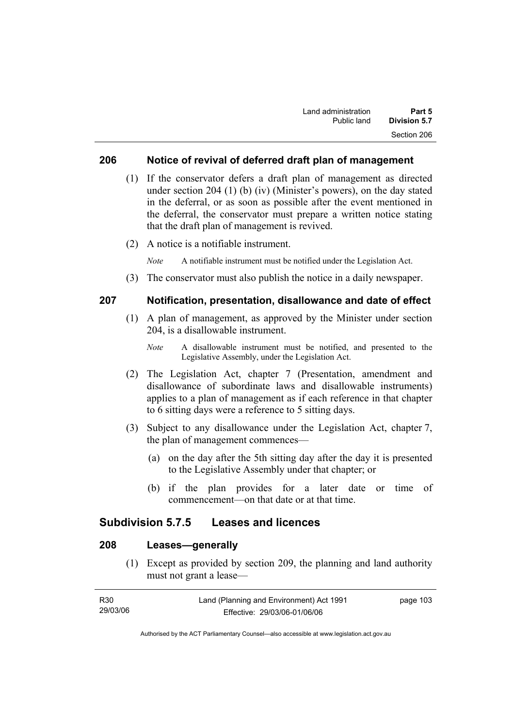### 206 Notice of revival of deferred draft plan of management

(1) If the conservator defers a draft plan of management as directed under section 204 (1) (b) (iv) (Minister's powers), on the day stated in the deferral, or as soon as possible after the event mentioned in the deferral, the conservator must prepare a written notice stating that the draft plan of management is revived.

(2) A notice is a notifiable instrument.

*Note* A notifiable instrument must be notified under the Legislation Act.

(3) The conservator must also publish the notice in a daily newspaper.

### 207 Notification, presentation, disallowance and date of effect

(1) A plan of management, as approved by the Minister under section 204, is a disallowable instrument.

*Note* A disallowable instrument must be notified, and presented to the Legislative Assembly, under the Legislation Act.

(2) The Legislation Act, chapter 7 (Presentation, amendment and disallowance of subordinate laws and disallowable instruments) applies to a plan of management as if each reference in that chapter to 6 sitting days were a reference to 5 sitting days.

(3) Subject to any disallowance under the Legislation Act, chapter 7, the plan of management commences—

(a) on the day after the 5th sitting day after the day it is presented to the Legislative Assembly under that chapter; or

(b) if the plan provides for a later date or time of commencement—on that date or at that time.

## Subdivision 5.7.5 Leases and licences

### 208 Leases—generally

(1) Except as provided by section 209, the planning and land authority must not grant a lease—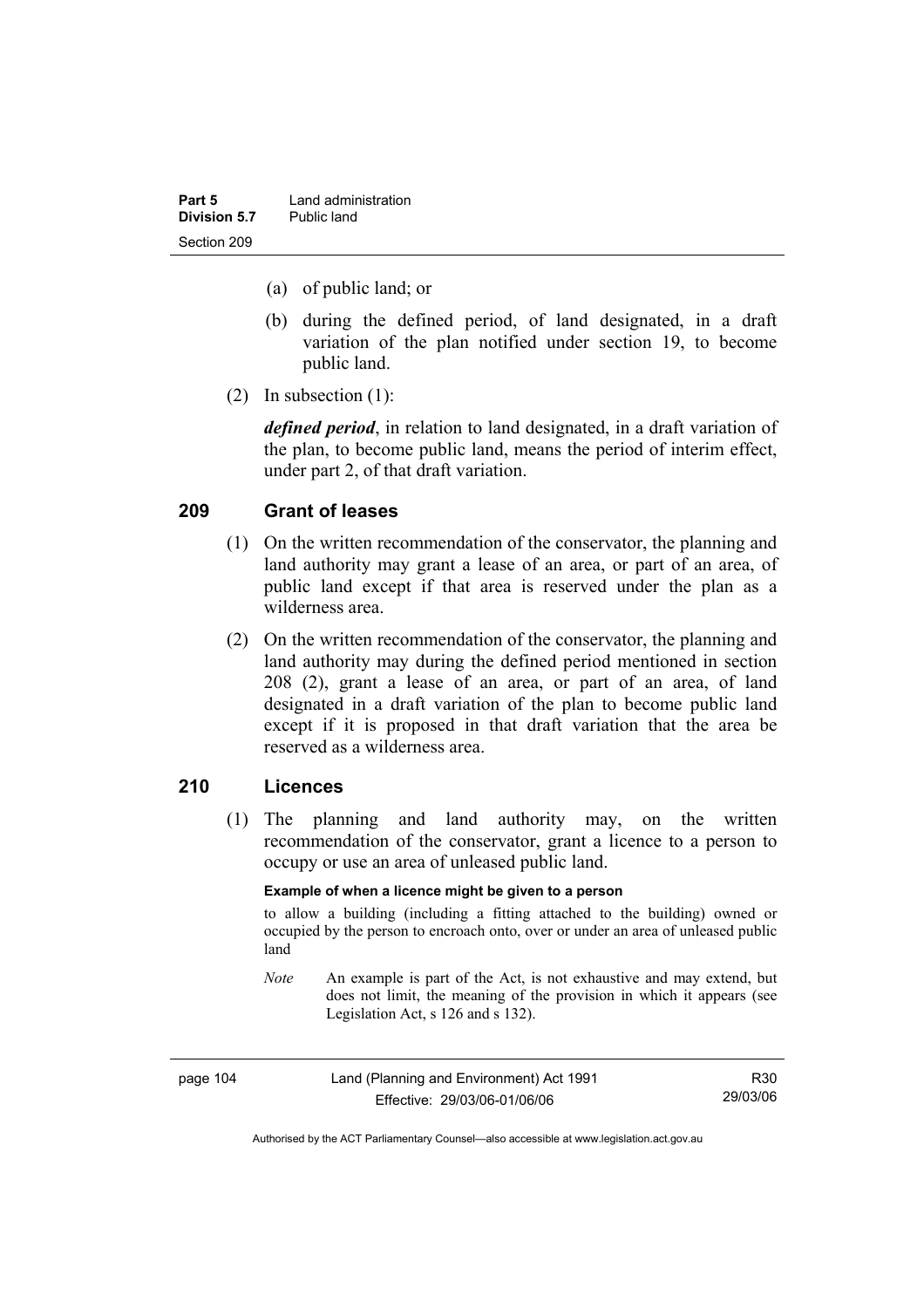- (a) of public land; or
- (b) during the defined period, of land designated, in a draft variation of the plan notified under section 19, to become public land.

(2) In subsection (1):

***defined period***, in relation to land designated, in a draft variation of the plan, to become public land, means the period of interim effect, under part 2, of that draft variation.

## 209 Grant of leases

(1) On the written recommendation of the conservator, the planning and land authority may grant a lease of an area, or part of an area, of public land except if that area is reserved under the plan as a wilderness area.

(2) On the written recommendation of the conservator, the planning and land authority may during the defined period mentioned in section 208 (2), grant a lease of an area, or part of an area, of land designated in a draft variation of the plan to become public land except if it is proposed in that draft variation that the area be reserved as a wilderness area.

## 210 Licences

(1) The planning and land authority may, on the written recommendation of the conservator, grant a licence to a person to occupy or use an area of unleased public land.

**Example of when a licence might be given to a person**

to allow a building (including a fitting attached to the building) owned or occupied by the person to encroach onto, over or under an area of unleased public land

*Note* An example is part of the Act, is not exhaustive and may extend, but does not limit, the meaning of the provision in which it appears (see Legislation Act, s 126 and s 132).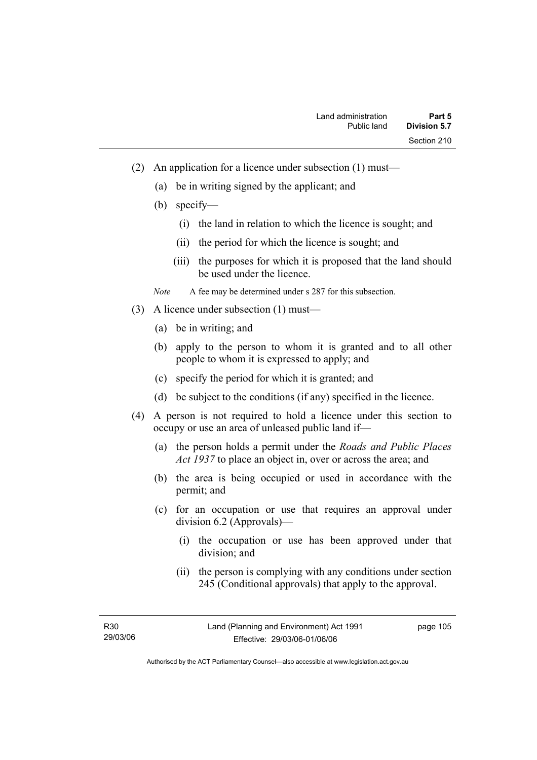(2) An application for a licence under subsection (1) must—

  (a) be in writing signed by the applicant; and

  (b) specify—

    (i) the land in relation to which the licence is sought; and

    (ii) the period for which the licence is sought; and

    (iii) the purposes for which it is proposed that the land should be used under the licence.

*Note* A fee may be determined under s 287 for this subsection.

(3) A licence under subsection (1) must—

  (a) be in writing; and

  (b) apply to the person to whom it is granted and to all other people to whom it is expressed to apply; and

  (c) specify the period for which it is granted; and

  (d) be subject to the conditions (if any) specified in the licence.

(4) A person is not required to hold a licence under this section to occupy or use an area of unleased public land if—

  (a) the person holds a permit under the *Roads and Public Places Act 1937* to place an object in, over or across the area; and

  (b) the area is being occupied or used in accordance with the permit; and

  (c) for an occupation or use that requires an approval under division 6.2 (Approvals)—

    (i) the occupation or use has been approved under that division; and

    (ii) the person is complying with any conditions under section 245 (Conditional approvals) that apply to the approval.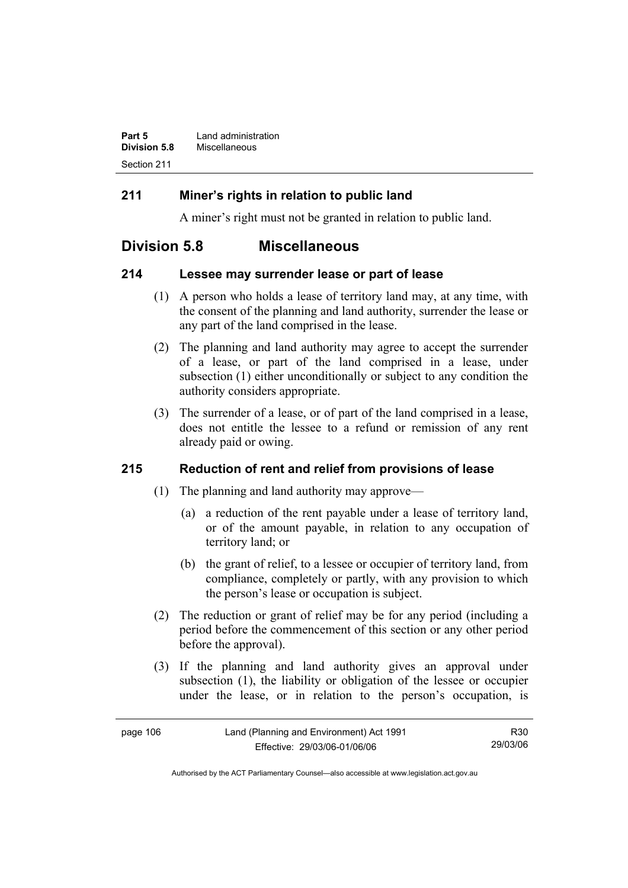## 211 Miner's rights in relation to public land

A miner's right must not be granted in relation to public land.

# Division 5.8 Miscellaneous

## 214 Lessee may surrender lease or part of lease

(1) A person who holds a lease of territory land may, at any time, with the consent of the planning and land authority, surrender the lease or any part of the land comprised in the lease.

(2) The planning and land authority may agree to accept the surrender of a lease, or part of the land comprised in a lease, under subsection (1) either unconditionally or subject to any condition the authority considers appropriate.

(3) The surrender of a lease, or of part of the land comprised in a lease, does not entitle the lessee to a refund or remission of any rent already paid or owing.

## 215 Reduction of rent and relief from provisions of lease

(1) The planning and land authority may approve—

(a) a reduction of the rent payable under a lease of territory land, or of the amount payable, in relation to any occupation of territory land; or

(b) the grant of relief, to a lessee or occupier of territory land, from compliance, completely or partly, with any provision to which the person's lease or occupation is subject.

(2) The reduction or grant of relief may be for any period (including a period before the commencement of this section or any other period before the approval).

(3) If the planning and land authority gives an approval under subsection (1), the liability or obligation of the lessee or occupier under the lease, or in relation to the person's occupation, is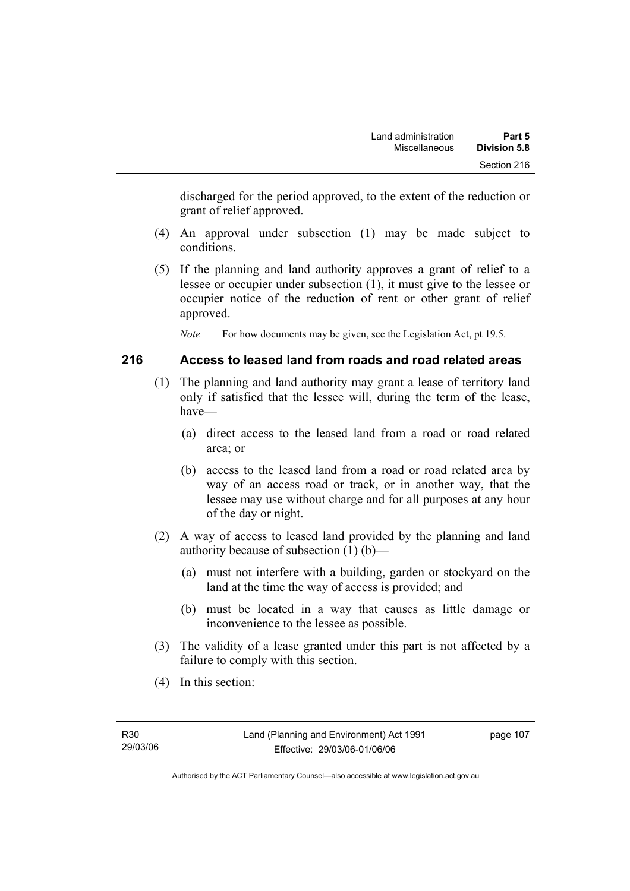discharged for the period approved, to the extent of the reduction or grant of relief approved.

(4) An approval under subsection (1) may be made subject to conditions.

(5) If the planning and land authority approves a grant of relief to a lessee or occupier under subsection (1), it must give to the lessee or occupier notice of the reduction of rent or other grant of relief approved.

*Note* For how documents may be given, see the Legislation Act, pt 19.5.

## 216 Access to leased land from roads and road related areas

(1) The planning and land authority may grant a lease of territory land only if satisfied that the lessee will, during the term of the lease, have—

(a) direct access to the leased land from a road or road related area; or

(b) access to the leased land from a road or road related area by way of an access road or track, or in another way, that the lessee may use without charge and for all purposes at any hour of the day or night.

(2) A way of access to leased land provided by the planning and land authority because of subsection (1) (b)—

(a) must not interfere with a building, garden or stockyard on the land at the time the way of access is provided; and

(b) must be located in a way that causes as little damage or inconvenience to the lessee as possible.

(3) The validity of a lease granted under this part is not affected by a failure to comply with this section.

(4) In this section: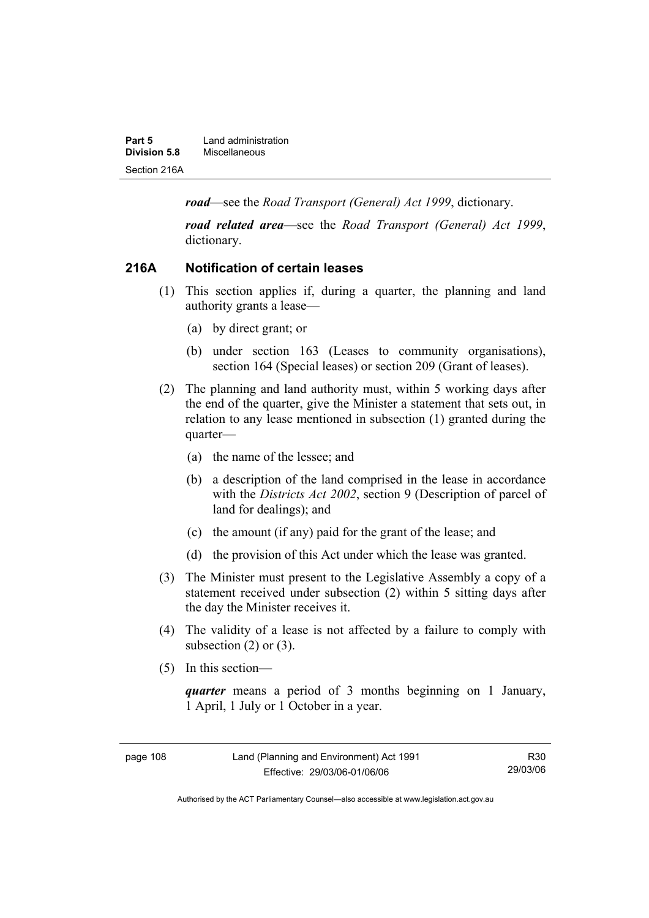***road***—see the *Road Transport (General) Act 1999*, dictionary.

***road related area***—see the *Road Transport (General) Act 1999*, dictionary.

## 216A Notification of certain leases

(1) This section applies if, during a quarter, the planning and land authority grants a lease—

(a) by direct grant; or

(b) under section 163 (Leases to community organisations), section 164 (Special leases) or section 209 (Grant of leases).

(2) The planning and land authority must, within 5 working days after the end of the quarter, give the Minister a statement that sets out, in relation to any lease mentioned in subsection (1) granted during the quarter—

(a) the name of the lessee; and

(b) a description of the land comprised in the lease in accordance with the *Districts Act 2002*, section 9 (Description of parcel of land for dealings); and

(c) the amount (if any) paid for the grant of the lease; and

(d) the provision of this Act under which the lease was granted.

(3) The Minister must present to the Legislative Assembly a copy of a statement received under subsection (2) within 5 sitting days after the day the Minister receives it.

(4) The validity of a lease is not affected by a failure to comply with subsection (2) or (3).

(5) In this section—

***quarter*** means a period of 3 months beginning on 1 January, 1 April, 1 July or 1 October in a year.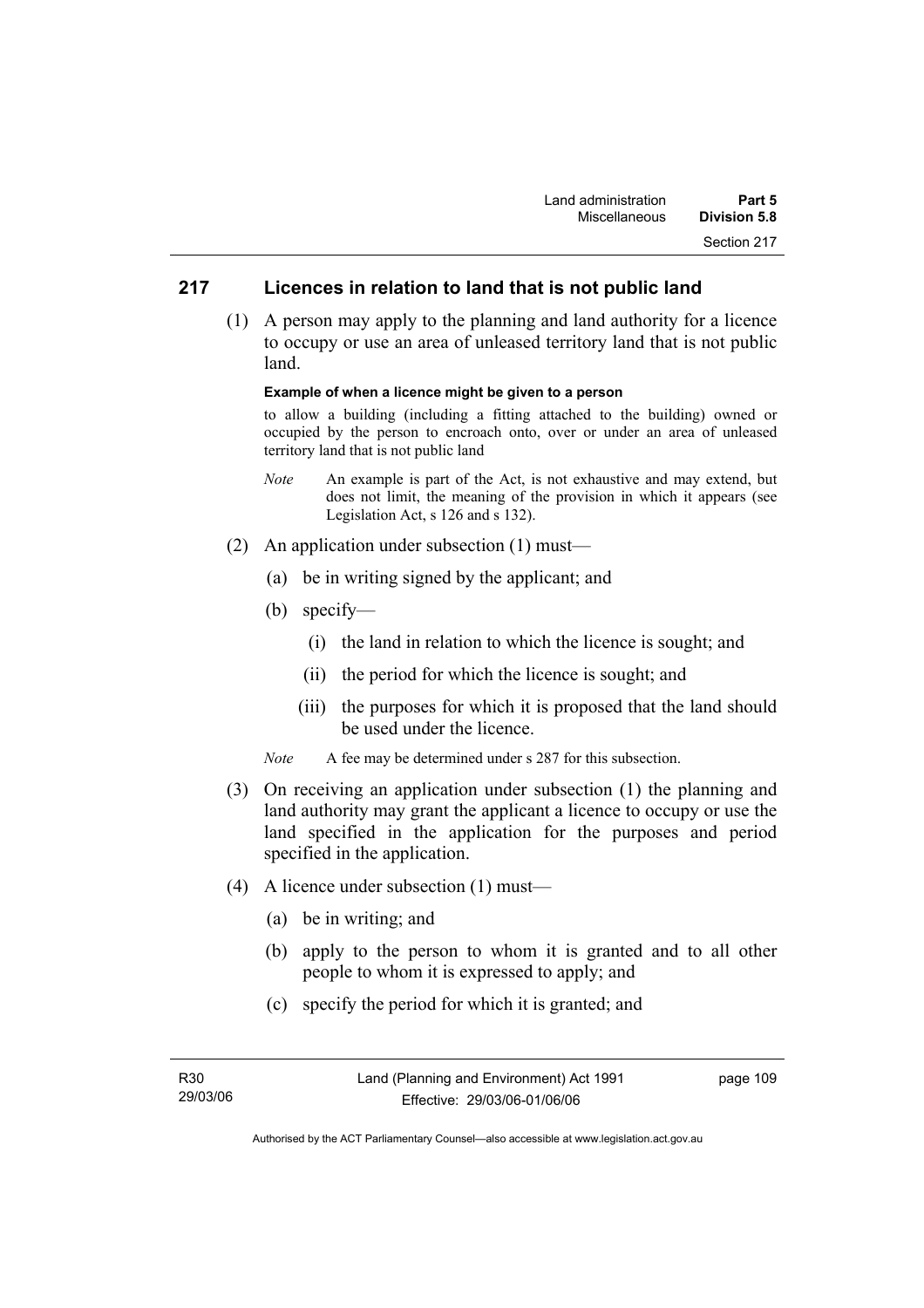## 217 Licences in relation to land that is not public land

(1) A person may apply to the planning and land authority for a licence to occupy or use an area of unleased territory land that is not public land.

**Example of when a licence might be given to a person**

to allow a building (including a fitting attached to the building) owned or occupied by the person to encroach onto, over or under an area of unleased territory land that is not public land

*Note* An example is part of the Act, is not exhaustive and may extend, but does not limit, the meaning of the provision in which it appears (see Legislation Act, s 126 and s 132).

(2) An application under subsection (1) must—

(a) be in writing signed by the applicant; and

(b) specify—

(i) the land in relation to which the licence is sought; and

(ii) the period for which the licence is sought; and

(iii) the purposes for which it is proposed that the land should be used under the licence.

*Note* A fee may be determined under s 287 for this subsection.

(3) On receiving an application under subsection (1) the planning and land authority may grant the applicant a licence to occupy or use the land specified in the application for the purposes and period specified in the application.

(4) A licence under subsection (1) must—

(a) be in writing; and

(b) apply to the person to whom it is granted and to all other people to whom it is expressed to apply; and

(c) specify the period for which it is granted; and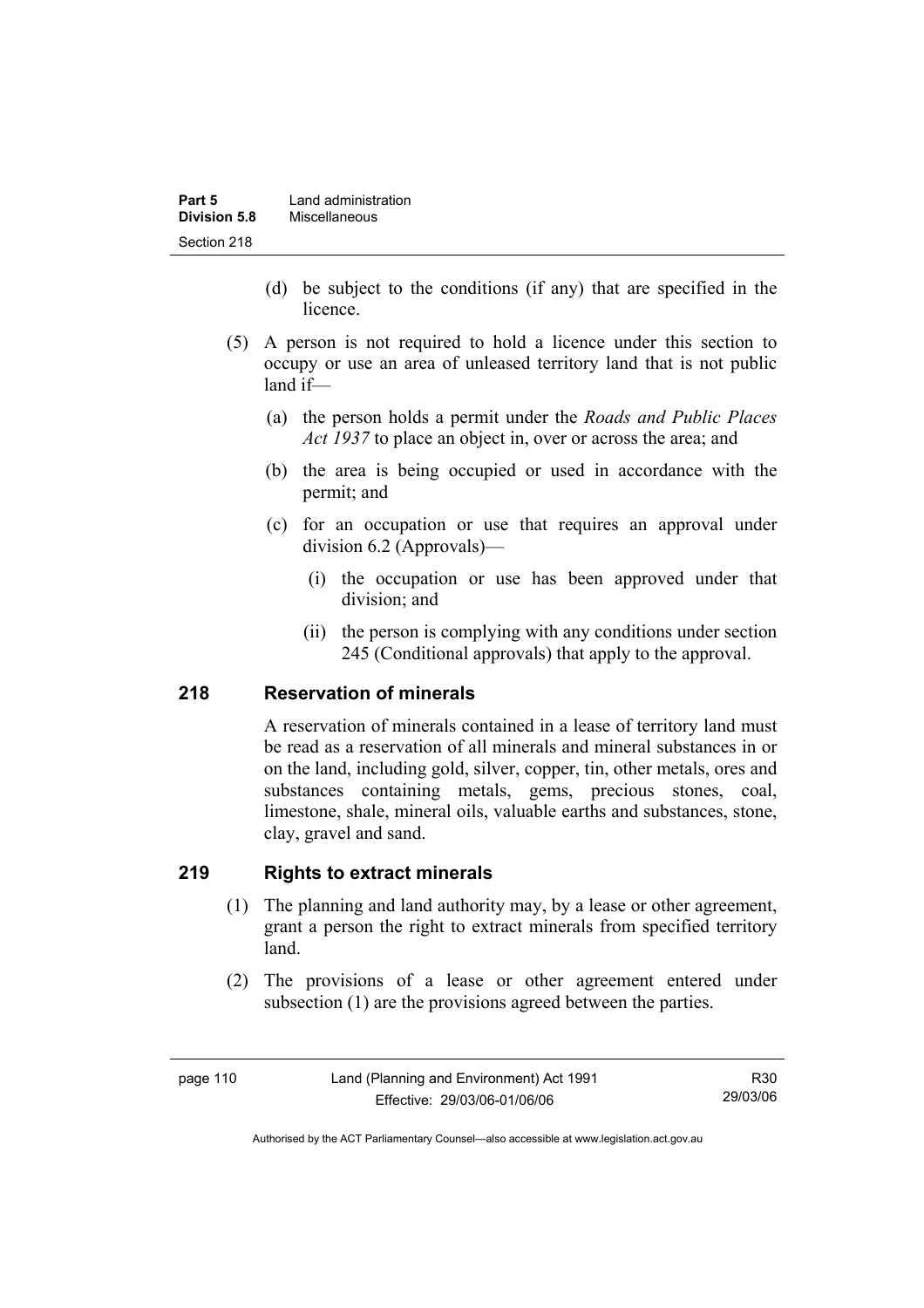(d) be subject to the conditions (if any) that are specified in the licence.

(5) A person is not required to hold a licence under this section to occupy or use an area of unleased territory land that is not public land if—

(a) the person holds a permit under the *Roads and Public Places Act 1937* to place an object in, over or across the area; and

(b) the area is being occupied or used in accordance with the permit; and

(c) for an occupation or use that requires an approval under division 6.2 (Approvals)—

(i) the occupation or use has been approved under that division; and

(ii) the person is complying with any conditions under section 245 (Conditional approvals) that apply to the approval.

## 218 Reservation of minerals

A reservation of minerals contained in a lease of territory land must be read as a reservation of all minerals and mineral substances in or on the land, including gold, silver, copper, tin, other metals, ores and substances containing metals, gems, precious stones, coal, limestone, shale, mineral oils, valuable earths and substances, stone, clay, gravel and sand.

## 219 Rights to extract minerals

(1) The planning and land authority may, by a lease or other agreement, grant a person the right to extract minerals from specified territory land.

(2) The provisions of a lease or other agreement entered under subsection (1) are the provisions agreed between the parties.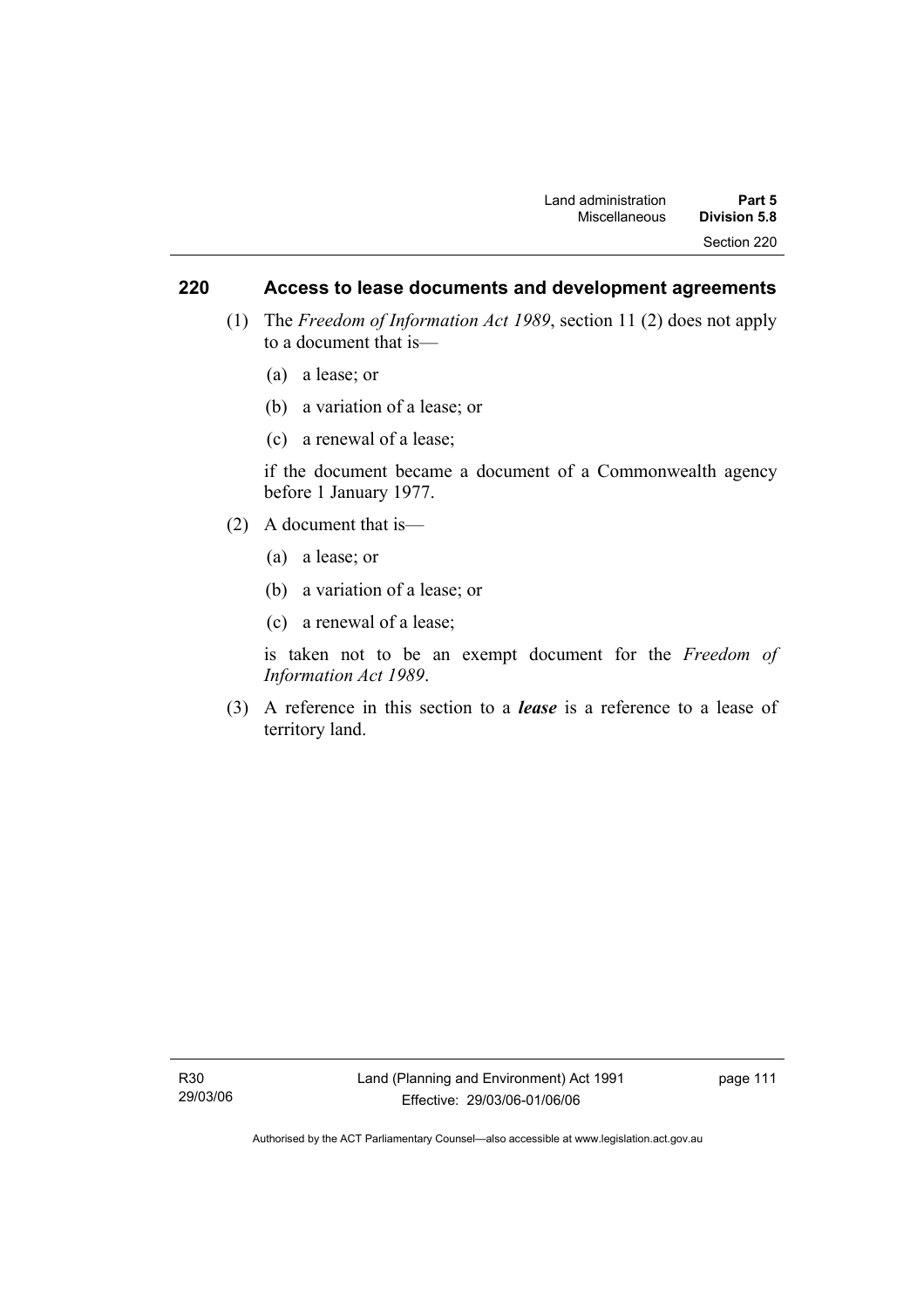## 220 Access to lease documents and development agreements

(1) The *Freedom of Information Act 1989*, section 11 (2) does not apply to a document that is—

(a) a lease; or

(b) a variation of a lease; or

(c) a renewal of a lease;

if the document became a document of a Commonwealth agency before 1 January 1977.

(2) A document that is—

(a) a lease; or

(b) a variation of a lease; or

(c) a renewal of a lease;

is taken not to be an exempt document for the *Freedom of Information Act 1989*.

(3) A reference in this section to a ***lease*** is a reference to a lease of territory land.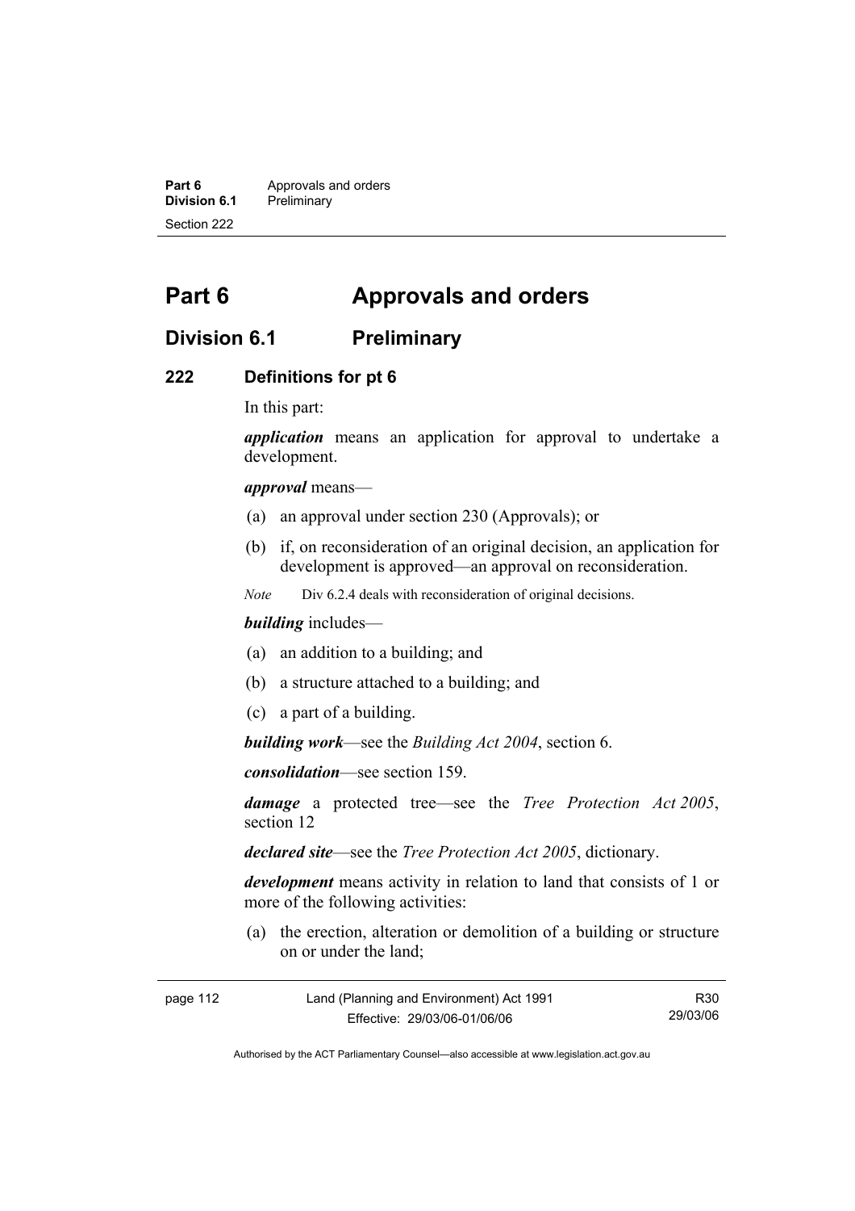# Part 6 Approvals and orders

## Division 6.1 Preliminary

### 222 Definitions for pt 6

In this part:

***application*** means an application for approval to undertake a development.

***approval*** means—

(a) an approval under section 230 (Approvals); or

(b) if, on reconsideration of an original decision, an application for development is approved—an approval on reconsideration.

*Note* Div 6.2.4 deals with reconsideration of original decisions.

***building*** includes—

(a) an addition to a building; and

(b) a structure attached to a building; and

(c) a part of a building.

***building work***—see the *Building Act 2004*, section 6.

***consolidation***—see section 159.

***damage*** a protected tree—see the *Tree Protection Act 2005*, section 12

***declared site***—see the *Tree Protection Act 2005*, dictionary.

***development*** means activity in relation to land that consists of 1 or more of the following activities:

(a) the erection, alteration or demolition of a building or structure on or under the land;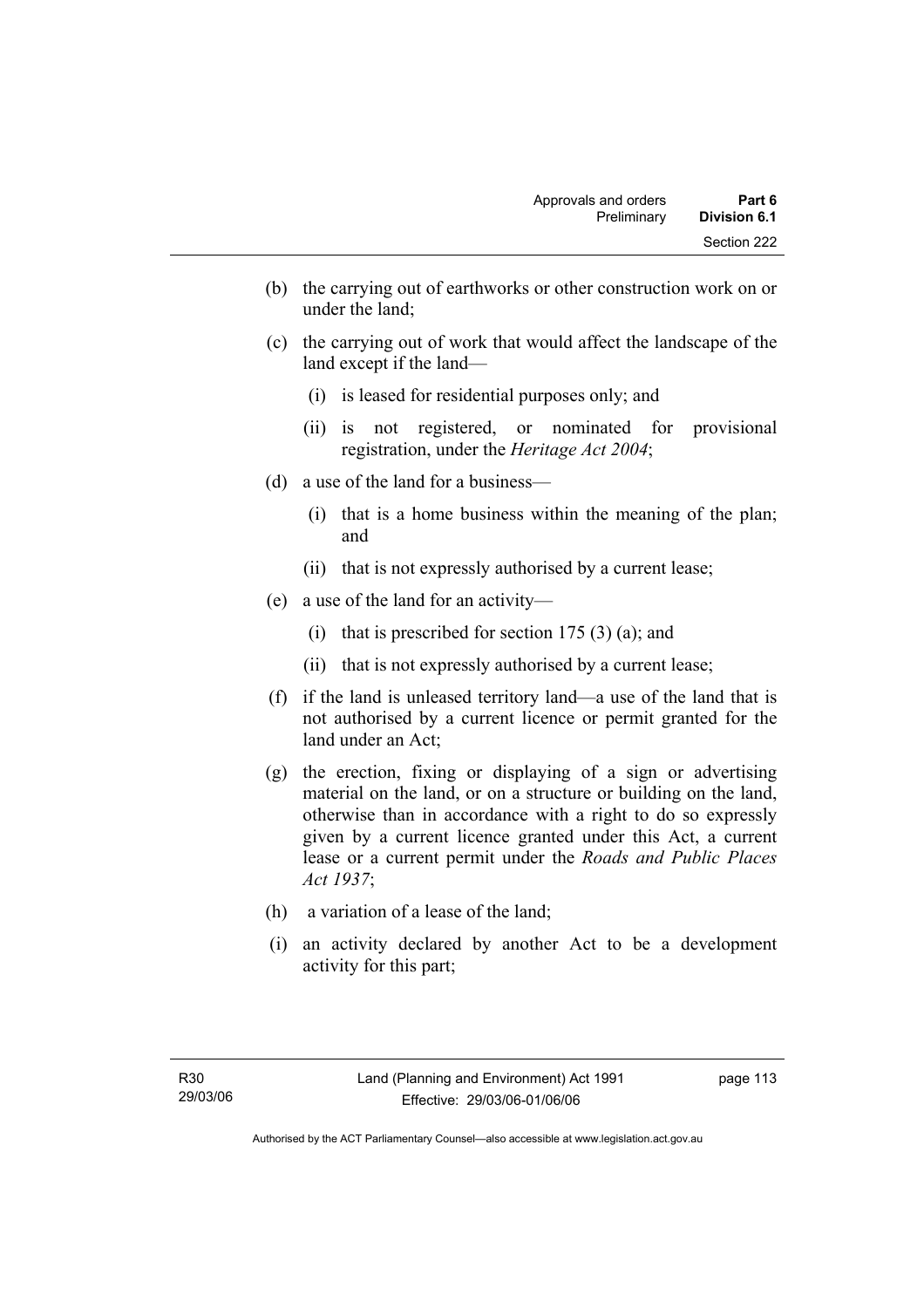(b) the carrying out of earthworks or other construction work on or under the land;

(c) the carrying out of work that would affect the landscape of the land except if the land—

  (i) is leased for residential purposes only; and

  (ii) is not registered, or nominated for provisional registration, under the *Heritage Act 2004*;

(d) a use of the land for a business—

  (i) that is a home business within the meaning of the plan; and

  (ii) that is not expressly authorised by a current lease;

(e) a use of the land for an activity—

  (i) that is prescribed for section 175 (3) (a); and

  (ii) that is not expressly authorised by a current lease;

(f) if the land is unleased territory land—a use of the land that is not authorised by a current licence or permit granted for the land under an Act;

(g) the erection, fixing or displaying of a sign or advertising material on the land, or on a structure or building on the land, otherwise than in accordance with a right to do so expressly given by a current licence granted under this Act, a current lease or a current permit under the *Roads and Public Places Act 1937*;

(h) a variation of a lease of the land;

(i) an activity declared by another Act to be a development activity for this part;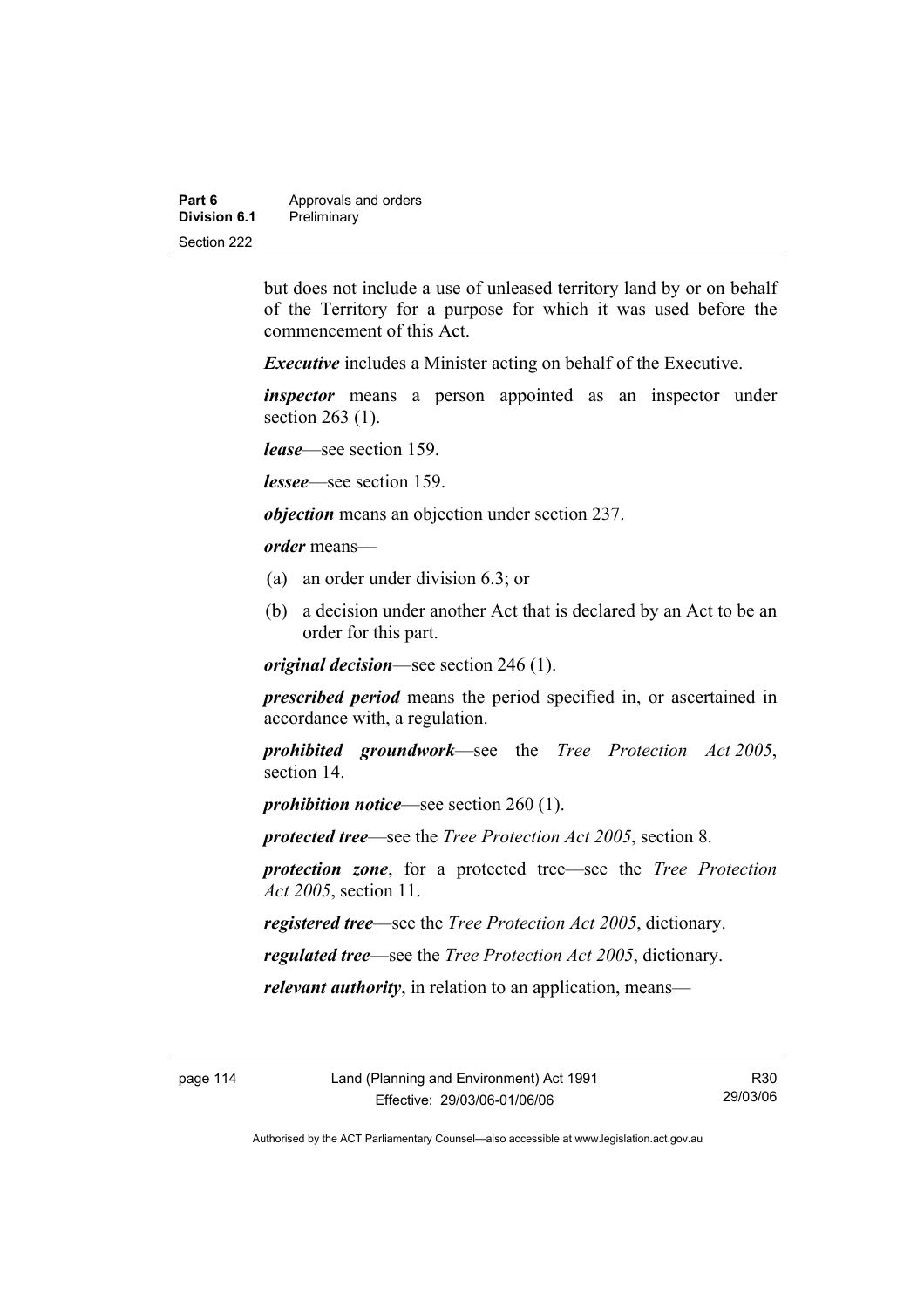but does not include a use of unleased territory land by or on behalf of the Territory for a purpose for which it was used before the commencement of this Act.

***Executive*** includes a Minister acting on behalf of the Executive.

***inspector*** means a person appointed as an inspector under section 263 (1).

***lease***—see section 159.

***lessee***—see section 159.

***objection*** means an objection under section 237.

***order*** means—

(a) an order under division 6.3; or

(b) a decision under another Act that is declared by an Act to be an order for this part.

***original decision***—see section 246 (1).

***prescribed period*** means the period specified in, or ascertained in accordance with, a regulation.

***prohibited groundwork***—see the *Tree Protection Act 2005*, section 14.

***prohibition notice***—see section 260 (1).

***protected tree***—see the *Tree Protection Act 2005*, section 8.

***protection zone***, for a protected tree—see the *Tree Protection Act 2005*, section 11.

***registered tree***—see the *Tree Protection Act 2005*, dictionary.

***regulated tree***—see the *Tree Protection Act 2005*, dictionary.

***relevant authority***, in relation to an application, means—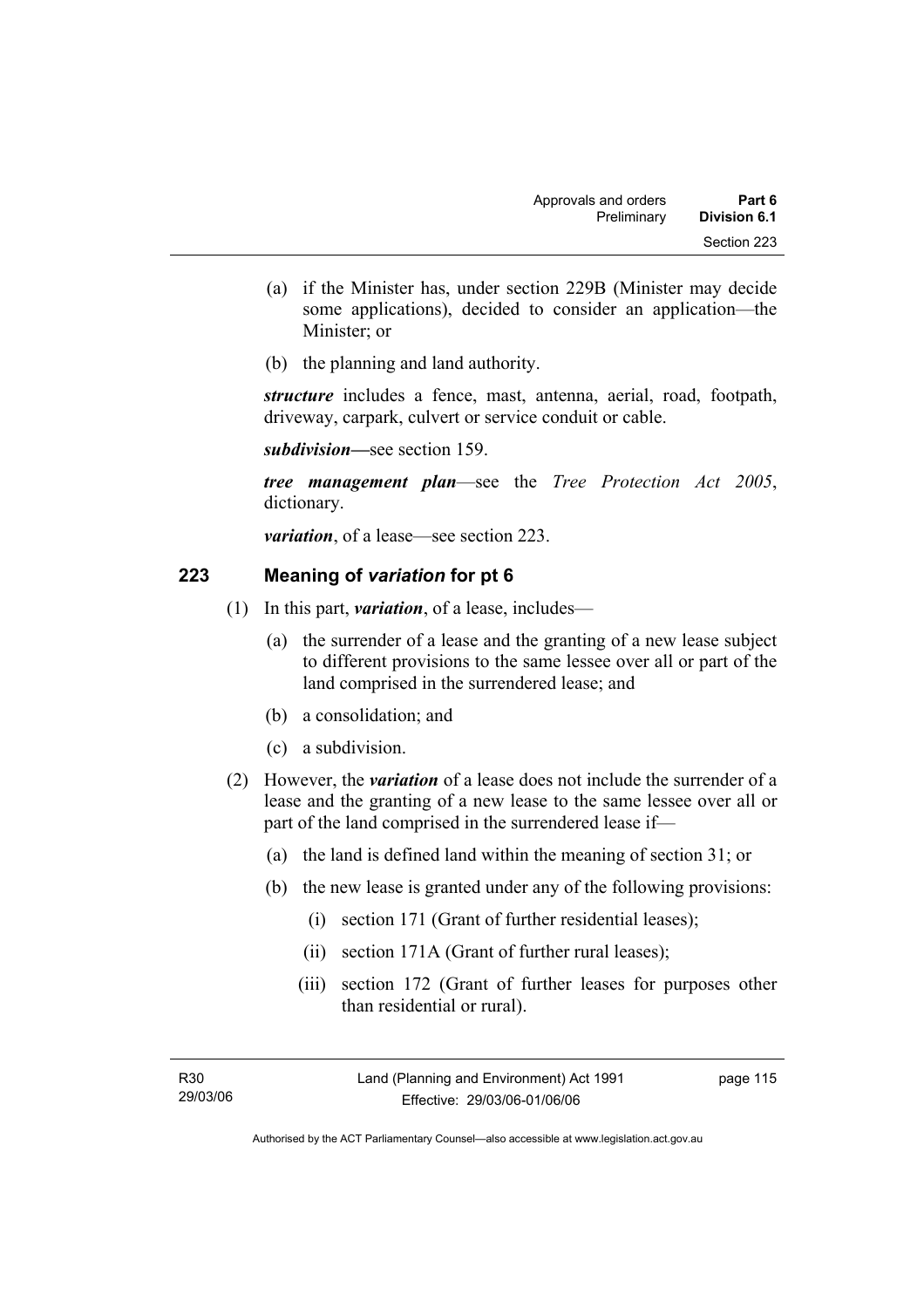(a) if the Minister has, under section 229B (Minister may decide some applications), decided to consider an application—the Minister; or

(b) the planning and land authority.

***structure*** includes a fence, mast, antenna, aerial, road, footpath, driveway, carpark, culvert or service conduit or cable.

***subdivision***—see section 159.

***tree management plan***—see the *Tree Protection Act 2005*, dictionary.

***variation***, of a lease—see section 223.

## 223 Meaning of *variation* for pt 6

(1) In this part, ***variation***, of a lease, includes—

(a) the surrender of a lease and the granting of a new lease subject to different provisions to the same lessee over all or part of the land comprised in the surrendered lease; and

(b) a consolidation; and

(c) a subdivision.

(2) However, the ***variation*** of a lease does not include the surrender of a lease and the granting of a new lease to the same lessee over all or part of the land comprised in the surrendered lease if—

(a) the land is defined land within the meaning of section 31; or

(b) the new lease is granted under any of the following provisions:

(i) section 171 (Grant of further residential leases);

(ii) section 171A (Grant of further rural leases);

(iii) section 172 (Grant of further leases for purposes other than residential or rural).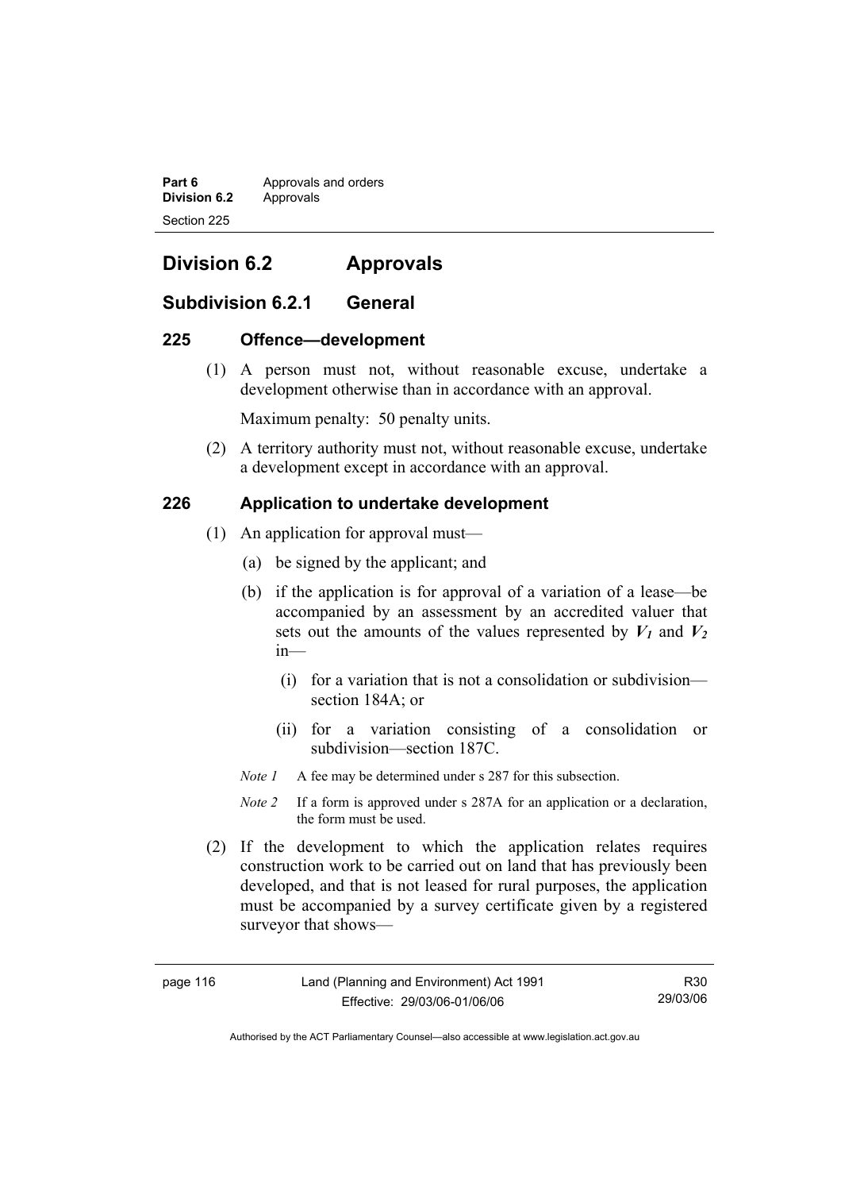# Division 6.2 Approvals

## Subdivision 6.2.1 General

### 225 Offence—development

(1) A person must not, without reasonable excuse, undertake a development otherwise than in accordance with an approval.

Maximum penalty: 50 penalty units.

(2) A territory authority must not, without reasonable excuse, undertake a development except in accordance with an approval.

### 226 Application to undertake development

(1) An application for approval must—

(a) be signed by the applicant; and

(b) if the application is for approval of a variation of a lease—be accompanied by an assessment by an accredited valuer that sets out the amounts of the values represented by $V_1$ and $V_2$ in—

(i) for a variation that is not a consolidation or subdivision—section 184A; or

(ii) for a variation consisting of a consolidation or subdivision—section 187C.

*Note 1* A fee may be determined under s 287 for this subsection.

*Note 2* If a form is approved under s 287A for an application or a declaration, the form must be used.

(2) If the development to which the application relates requires construction work to be carried out on land that has previously been developed, and that is not leased for rural purposes, the application must be accompanied by a survey certificate given by a registered surveyor that shows—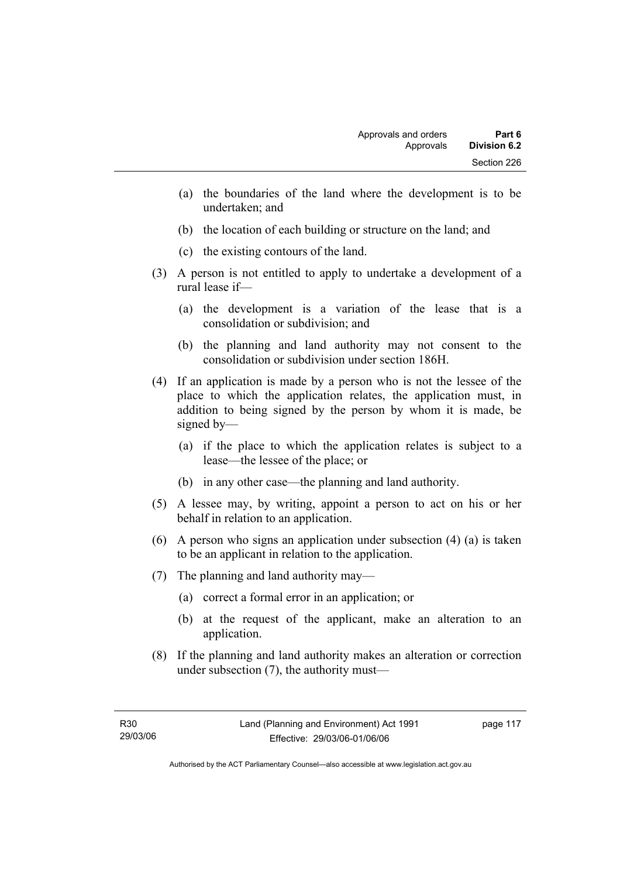(a) the boundaries of the land where the development is to be undertaken; and

(b) the location of each building or structure on the land; and

(c) the existing contours of the land.

(3) A person is not entitled to apply to undertake a development of a rural lease if—

(a) the development is a variation of the lease that is a consolidation or subdivision; and

(b) the planning and land authority may not consent to the consolidation or subdivision under section 186H.

(4) If an application is made by a person who is not the lessee of the place to which the application relates, the application must, in addition to being signed by the person by whom it is made, be signed by—

(a) if the place to which the application relates is subject to a lease—the lessee of the place; or

(b) in any other case—the planning and land authority.

(5) A lessee may, by writing, appoint a person to act on his or her behalf in relation to an application.

(6) A person who signs an application under subsection (4) (a) is taken to be an applicant in relation to the application.

(7) The planning and land authority may—

(a) correct a formal error in an application; or

(b) at the request of the applicant, make an alteration to an application.

(8) If the planning and land authority makes an alteration or correction under subsection (7), the authority must—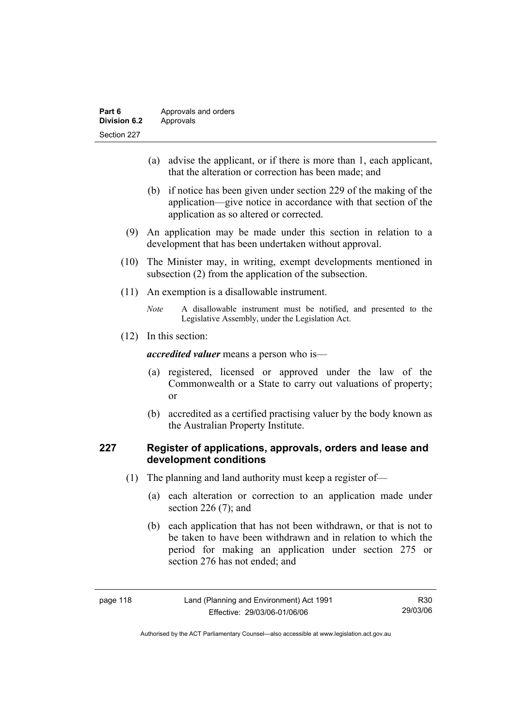(a) advise the applicant, or if there is more than 1, each applicant, that the alteration or correction has been made; and

(b) if notice has been given under section 229 of the making of the application—give notice in accordance with that section of the application as so altered or corrected.

(9) An application may be made under this section in relation to a development that has been undertaken without approval.

(10) The Minister may, in writing, exempt developments mentioned in subsection (2) from the application of the subsection.

(11) An exemption is a disallowable instrument.

*Note* A disallowable instrument must be notified, and presented to the Legislative Assembly, under the Legislation Act.

(12) In this section:

***accredited valuer*** means a person who is—

(a) registered, licensed or approved under the law of the Commonwealth or a State to carry out valuations of property; or

(b) accredited as a certified practising valuer by the body known as the Australian Property Institute.

## 227 Register of applications, approvals, orders and lease and development conditions

(1) The planning and land authority must keep a register of—

(a) each alteration or correction to an application made under section 226 (7); and

(b) each application that has not been withdrawn, or that is not to be taken to have been withdrawn and in relation to which the period for making an application under section 275 or section 276 has not ended; and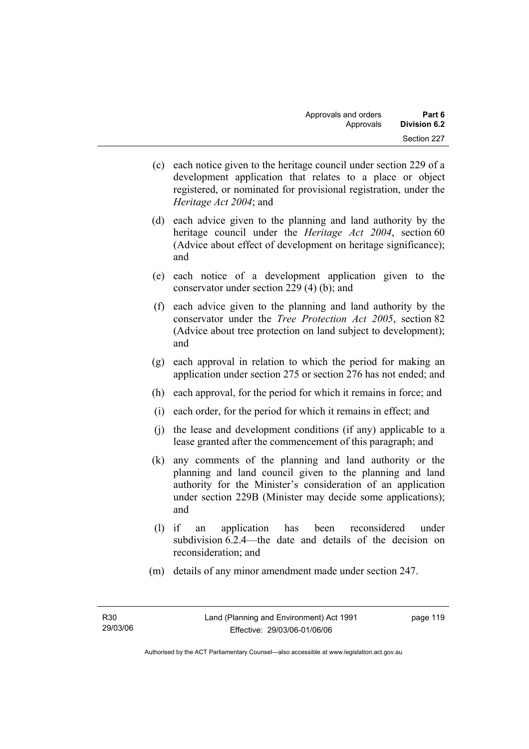(c) each notice given to the heritage council under section 229 of a development application that relates to a place or object registered, or nominated for provisional registration, under the *Heritage Act 2004*; and

(d) each advice given to the planning and land authority by the heritage council under the *Heritage Act 2004*, section 60 (Advice about effect of development on heritage significance); and

(e) each notice of a development application given to the conservator under section 229 (4) (b); and

(f) each advice given to the planning and land authority by the conservator under the *Tree Protection Act 2005*, section 82 (Advice about tree protection on land subject to development); and

(g) each approval in relation to which the period for making an application under section 275 or section 276 has not ended; and

(h) each approval, for the period for which it remains in force; and

(i) each order, for the period for which it remains in effect; and

(j) the lease and development conditions (if any) applicable to a lease granted after the commencement of this paragraph; and

(k) any comments of the planning and land authority or the planning and land council given to the planning and land authority for the Minister's consideration of an application under section 229B (Minister may decide some applications); and

(l) if an application has been reconsidered under subdivision 6.2.4—the date and details of the decision on reconsideration; and

(m) details of any minor amendment made under section 247.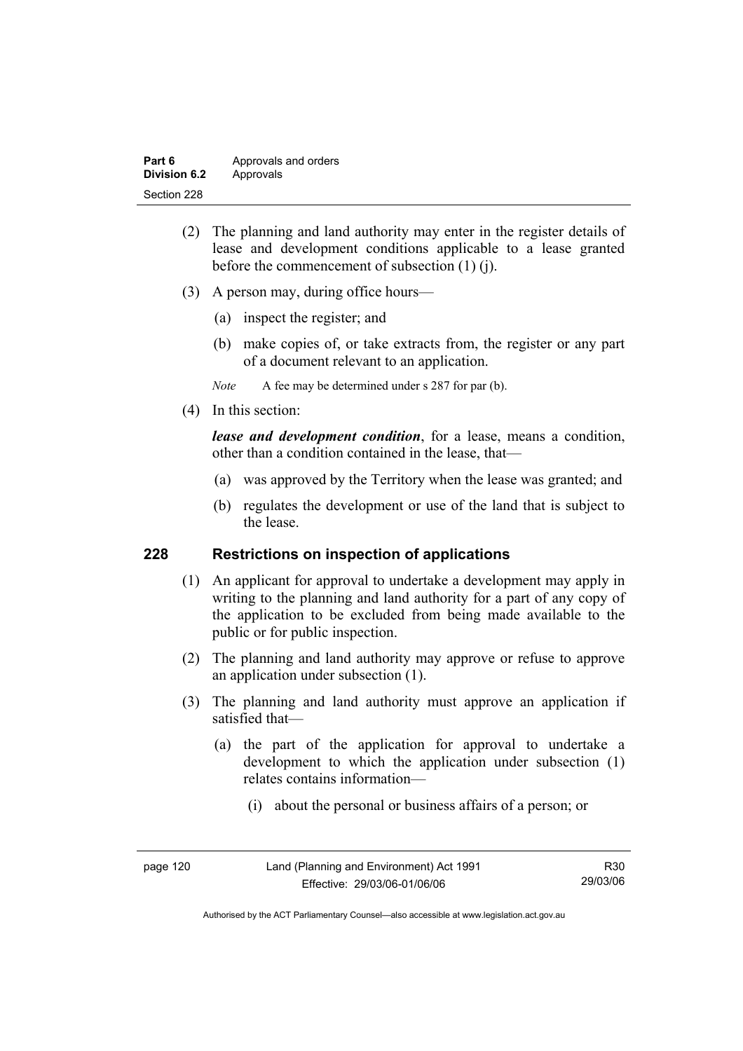(2) The planning and land authority may enter in the register details of lease and development conditions applicable to a lease granted before the commencement of subsection (1) (j).

(3) A person may, during office hours—

(a) inspect the register; and

(b) make copies of, or take extracts from, the register or any part of a document relevant to an application.

*Note* A fee may be determined under s 287 for par (b).

(4) In this section:

***lease and development condition***, for a lease, means a condition, other than a condition contained in the lease, that—

(a) was approved by the Territory when the lease was granted; and

(b) regulates the development or use of the land that is subject to the lease.

## 228 Restrictions on inspection of applications

(1) An applicant for approval to undertake a development may apply in writing to the planning and land authority for a part of any copy of the application to be excluded from being made available to the public or for public inspection.

(2) The planning and land authority may approve or refuse to approve an application under subsection (1).

(3) The planning and land authority must approve an application if satisfied that—

(a) the part of the application for approval to undertake a development to which the application under subsection (1) relates contains information—

(i) about the personal or business affairs of a person; or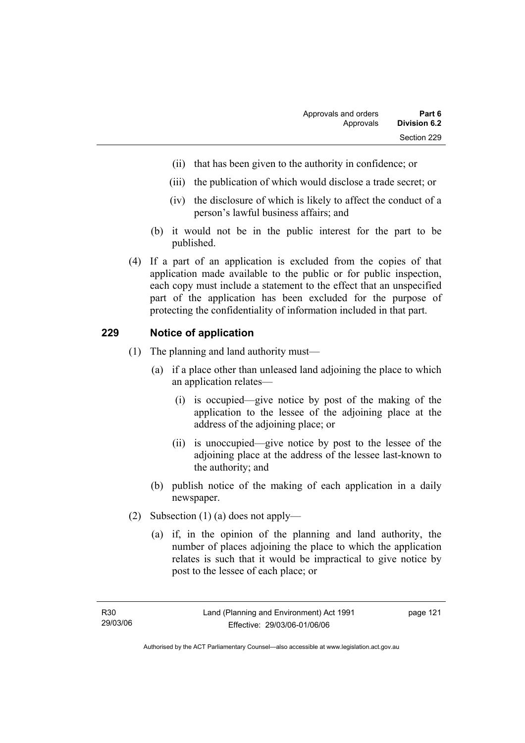(ii) that has been given to the authority in confidence; or

(iii) the publication of which would disclose a trade secret; or

(iv) the disclosure of which is likely to affect the conduct of a person's lawful business affairs; and

(b) it would not be in the public interest for the part to be published.

(4) If a part of an application is excluded from the copies of that application made available to the public or for public inspection, each copy must include a statement to the effect that an unspecified part of the application has been excluded for the purpose of protecting the confidentiality of information included in that part.

## 229 Notice of application

(1) The planning and land authority must—

(a) if a place other than unleased land adjoining the place to which an application relates—

(i) is occupied—give notice by post of the making of the application to the lessee of the adjoining place at the address of the adjoining place; or

(ii) is unoccupied—give notice by post to the lessee of the adjoining place at the address of the lessee last-known to the authority; and

(b) publish notice of the making of each application in a daily newspaper.

(2) Subsection (1) (a) does not apply—

(a) if, in the opinion of the planning and land authority, the number of places adjoining the place to which the application relates is such that it would be impractical to give notice by post to the lessee of each place; or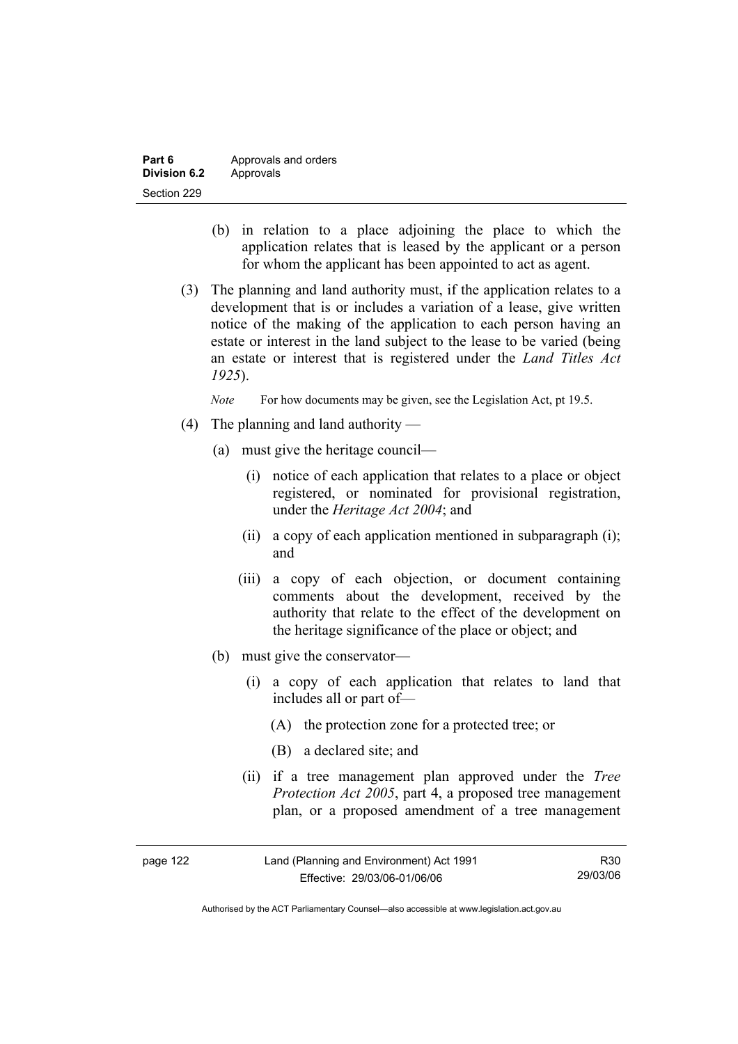(b) in relation to a place adjoining the place to which the application relates that is leased by the applicant or a person for whom the applicant has been appointed to act as agent.

(3) The planning and land authority must, if the application relates to a development that is or includes a variation of a lease, give written notice of the making of the application to each person having an estate or interest in the land subject to the lease to be varied (being an estate or interest that is registered under the *Land Titles Act 1925*).

*Note* For how documents may be given, see the Legislation Act, pt 19.5.

(4) The planning and land authority —

(a) must give the heritage council—

(i) notice of each application that relates to a place or object registered, or nominated for provisional registration, under the *Heritage Act 2004*; and

(ii) a copy of each application mentioned in subparagraph (i); and

(iii) a copy of each objection, or document containing comments about the development, received by the authority that relate to the effect of the development on the heritage significance of the place or object; and

(b) must give the conservator—

(i) a copy of each application that relates to land that includes all or part of—

(A) the protection zone for a protected tree; or

(B) a declared site; and

(ii) if a tree management plan approved under the *Tree Protection Act 2005*, part 4, a proposed tree management plan, or a proposed amendment of a tree management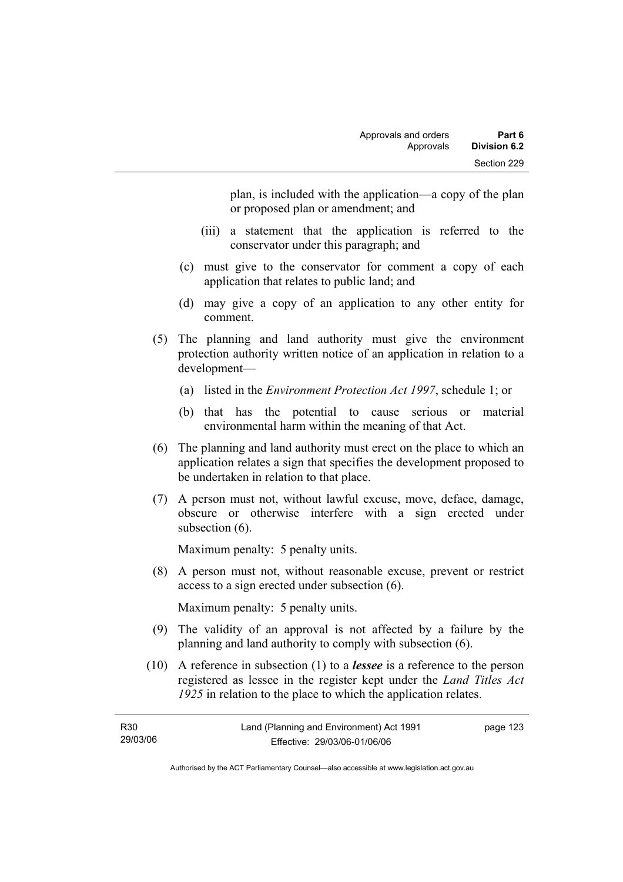plan, is included with the application—a copy of the plan or proposed plan or amendment; and

(iii) a statement that the application is referred to the conservator under this paragraph; and

(c) must give to the conservator for comment a copy of each application that relates to public land; and

(d) may give a copy of an application to any other entity for comment.

(5) The planning and land authority must give the environment protection authority written notice of an application in relation to a development—

(a) listed in the *Environment Protection Act 1997*, schedule 1; or

(b) that has the potential to cause serious or material environmental harm within the meaning of that Act.

(6) The planning and land authority must erect on the place to which an application relates a sign that specifies the development proposed to be undertaken in relation to that place.

(7) A person must not, without lawful excuse, move, deface, damage, obscure or otherwise interfere with a sign erected under subsection (6).

Maximum penalty: 5 penalty units.

(8) A person must not, without reasonable excuse, prevent or restrict access to a sign erected under subsection (6).

Maximum penalty: 5 penalty units.

(9) The validity of an approval is not affected by a failure by the planning and land authority to comply with subsection (6).

(10) A reference in subsection (1) to a ***lessee*** is a reference to the person registered as lessee in the register kept under the *Land Titles Act 1925* in relation to the place to which the application relates.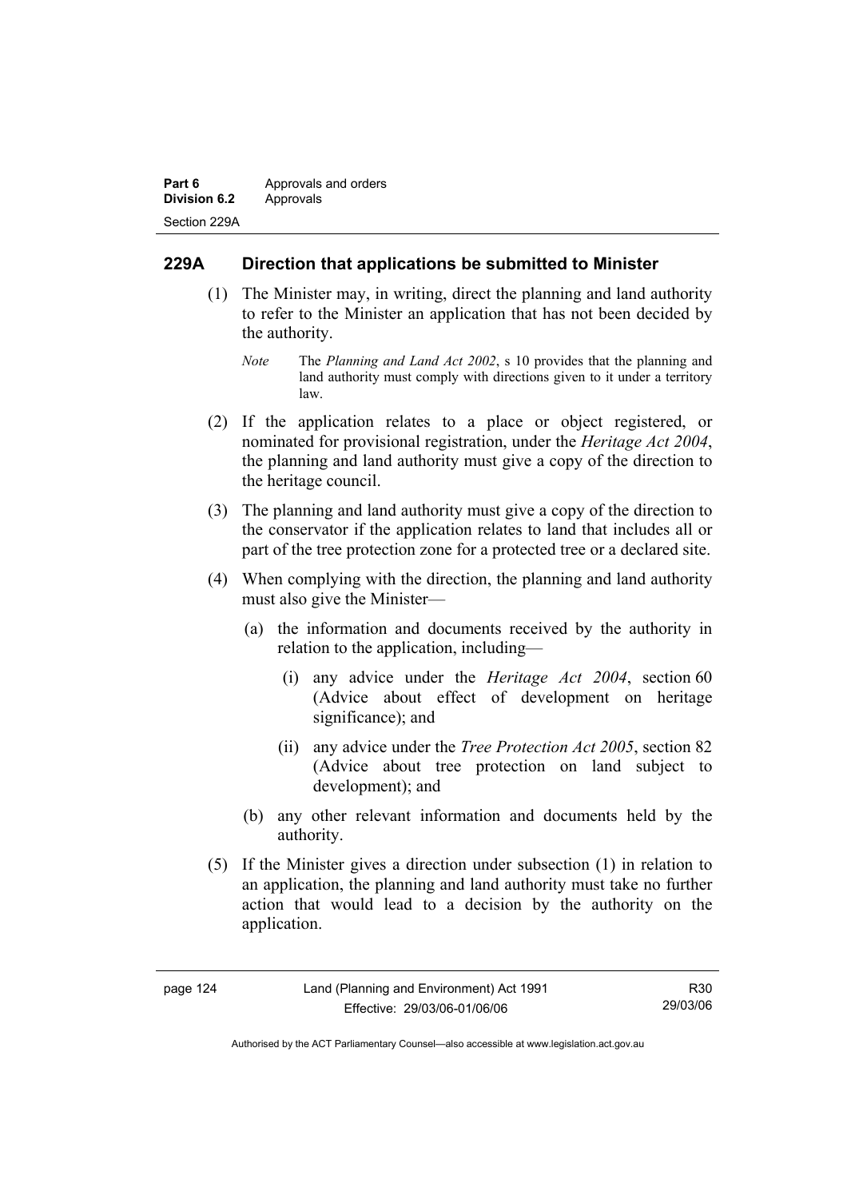## 229A Direction that applications be submitted to Minister

(1) The Minister may, in writing, direct the planning and land authority to refer to the Minister an application that has not been decided by the authority.

*Note* The *Planning and Land Act 2002*, s 10 provides that the planning and land authority must comply with directions given to it under a territory law.

(2) If the application relates to a place or object registered, or nominated for provisional registration, under the *Heritage Act 2004*, the planning and land authority must give a copy of the direction to the heritage council.

(3) The planning and land authority must give a copy of the direction to the conservator if the application relates to land that includes all or part of the tree protection zone for a protected tree or a declared site.

(4) When complying with the direction, the planning and land authority must also give the Minister—

(a) the information and documents received by the authority in relation to the application, including—

(i) any advice under the *Heritage Act 2004*, section 60 (Advice about effect of development on heritage significance); and

(ii) any advice under the *Tree Protection Act 2005*, section 82 (Advice about tree protection on land subject to development); and

(b) any other relevant information and documents held by the authority.

(5) If the Minister gives a direction under subsection (1) in relation to an application, the planning and land authority must take no further action that would lead to a decision by the authority on the application.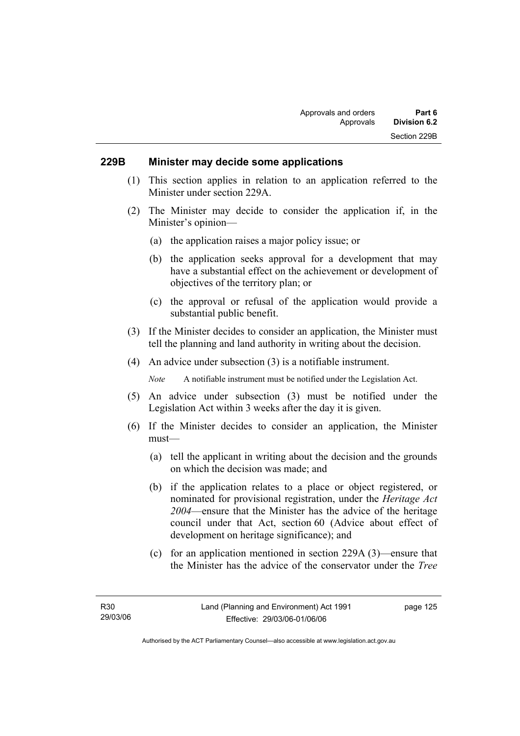## 229B Minister may decide some applications

(1) This section applies in relation to an application referred to the Minister under section 229A.

(2) The Minister may decide to consider the application if, in the Minister's opinion—

(a) the application raises a major policy issue; or

(b) the application seeks approval for a development that may have a substantial effect on the achievement or development of objectives of the territory plan; or

(c) the approval or refusal of the application would provide a substantial public benefit.

(3) If the Minister decides to consider an application, the Minister must tell the planning and land authority in writing about the decision.

(4) An advice under subsection (3) is a notifiable instrument.

*Note* A notifiable instrument must be notified under the Legislation Act.

(5) An advice under subsection (3) must be notified under the Legislation Act within 3 weeks after the day it is given.

(6) If the Minister decides to consider an application, the Minister must—

(a) tell the applicant in writing about the decision and the grounds on which the decision was made; and

(b) if the application relates to a place or object registered, or nominated for provisional registration, under the *Heritage Act 2004*—ensure that the Minister has the advice of the heritage council under that Act, section 60 (Advice about effect of development on heritage significance); and

(c) for an application mentioned in section 229A (3)—ensure that the Minister has the advice of the conservator under the *Tree*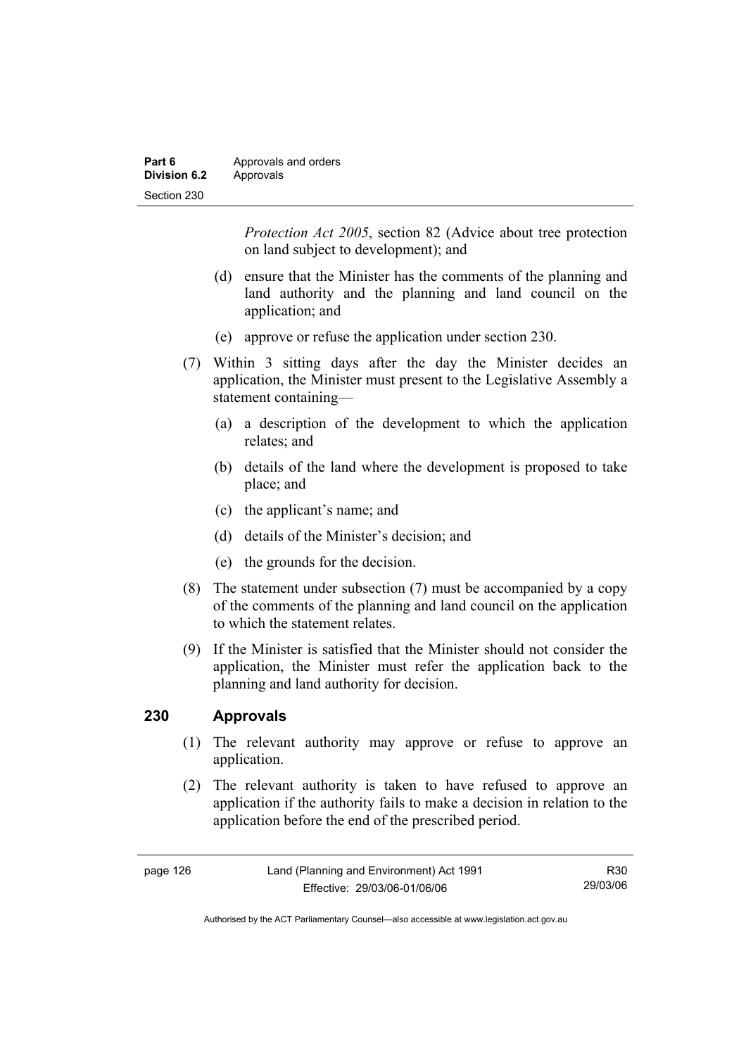*Protection Act 2005*, section 82 (Advice about tree protection on land subject to development); and

(d) ensure that the Minister has the comments of the planning and land authority and the planning and land council on the application; and

(e) approve or refuse the application under section 230.

(7) Within 3 sitting days after the day the Minister decides an application, the Minister must present to the Legislative Assembly a statement containing—

(a) a description of the development to which the application relates; and

(b) details of the land where the development is proposed to take place; and

(c) the applicant's name; and

(d) details of the Minister's decision; and

(e) the grounds for the decision.

(8) The statement under subsection (7) must be accompanied by a copy of the comments of the planning and land council on the application to which the statement relates.

(9) If the Minister is satisfied that the Minister should not consider the application, the Minister must refer the application back to the planning and land authority for decision.

## 230 Approvals

(1) The relevant authority may approve or refuse to approve an application.

(2) The relevant authority is taken to have refused to approve an application if the authority fails to make a decision in relation to the application before the end of the prescribed period.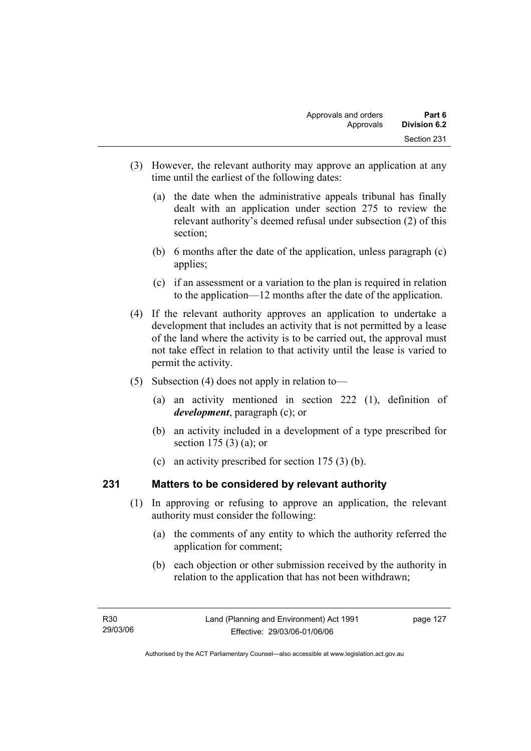(3) However, the relevant authority may approve an application at any time until the earliest of the following dates:

(a) the date when the administrative appeals tribunal has finally dealt with an application under section 275 to review the relevant authority's deemed refusal under subsection (2) of this section;

(b) 6 months after the date of the application, unless paragraph (c) applies;

(c) if an assessment or a variation to the plan is required in relation to the application—12 months after the date of the application.

(4) If the relevant authority approves an application to undertake a development that includes an activity that is not permitted by a lease of the land where the activity is to be carried out, the approval must not take effect in relation to that activity until the lease is varied to permit the activity.

(5) Subsection (4) does not apply in relation to—

(a) an activity mentioned in section 222 (1), definition of ***development***, paragraph (c); or

(b) an activity included in a development of a type prescribed for section 175 (3) (a); or

(c) an activity prescribed for section 175 (3) (b).

## 231 Matters to be considered by relevant authority

(1) In approving or refusing to approve an application, the relevant authority must consider the following:

(a) the comments of any entity to which the authority referred the application for comment;

(b) each objection or other submission received by the authority in relation to the application that has not been withdrawn;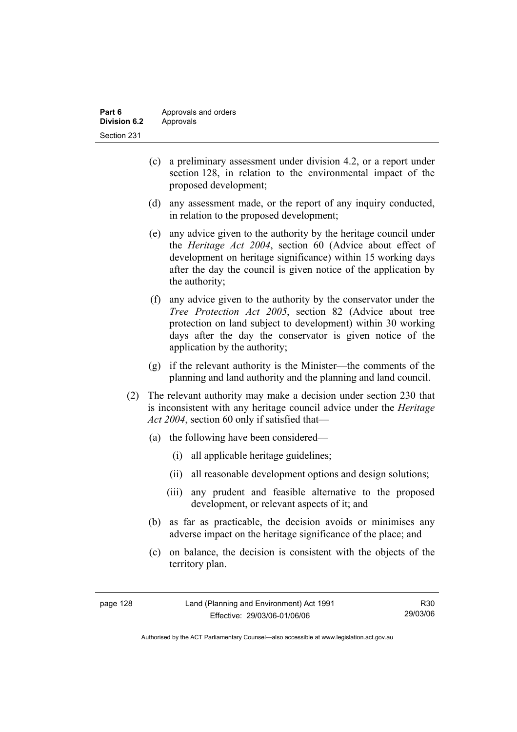(c) a preliminary assessment under division 4.2, or a report under section 128, in relation to the environmental impact of the proposed development;

(d) any assessment made, or the report of any inquiry conducted, in relation to the proposed development;

(e) any advice given to the authority by the heritage council under the *Heritage Act 2004*, section 60 (Advice about effect of development on heritage significance) within 15 working days after the day the council is given notice of the application by the authority;

(f) any advice given to the authority by the conservator under the *Tree Protection Act 2005*, section 82 (Advice about tree protection on land subject to development) within 30 working days after the day the conservator is given notice of the application by the authority;

(g) if the relevant authority is the Minister—the comments of the planning and land authority and the planning and land council.

(2) The relevant authority may make a decision under section 230 that is inconsistent with any heritage council advice under the *Heritage Act 2004*, section 60 only if satisfied that—

(a) the following have been considered—

(i) all applicable heritage guidelines;

(ii) all reasonable development options and design solutions;

(iii) any prudent and feasible alternative to the proposed development, or relevant aspects of it; and

(b) as far as practicable, the decision avoids or minimises any adverse impact on the heritage significance of the place; and

(c) on balance, the decision is consistent with the objects of the territory plan.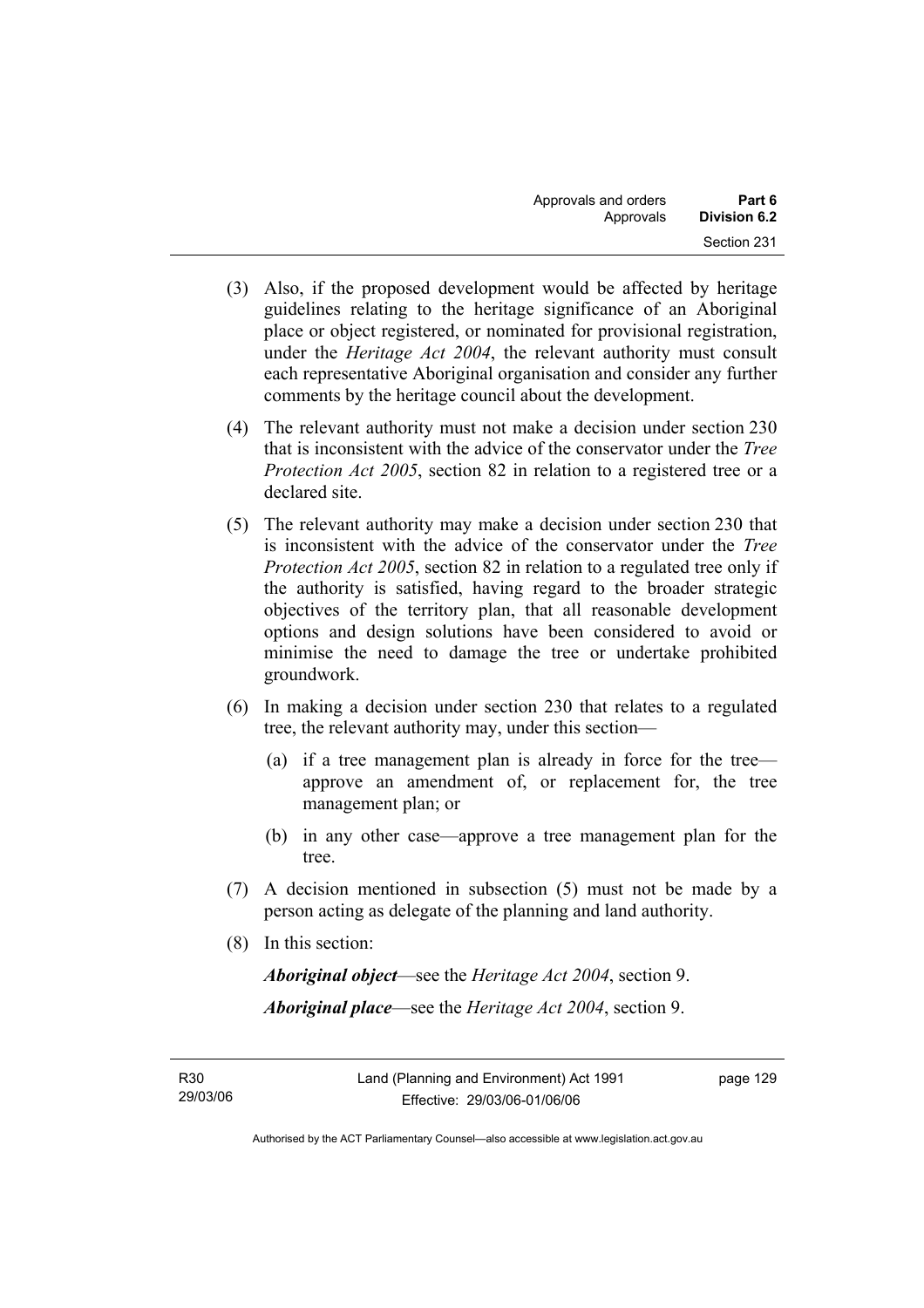(3) Also, if the proposed development would be affected by heritage guidelines relating to the heritage significance of an Aboriginal place or object registered, or nominated for provisional registration, under the *Heritage Act 2004*, the relevant authority must consult each representative Aboriginal organisation and consider any further comments by the heritage council about the development.

(4) The relevant authority must not make a decision under section 230 that is inconsistent with the advice of the conservator under the *Tree Protection Act 2005*, section 82 in relation to a registered tree or a declared site.

(5) The relevant authority may make a decision under section 230 that is inconsistent with the advice of the conservator under the *Tree Protection Act 2005*, section 82 in relation to a regulated tree only if the authority is satisfied, having regard to the broader strategic objectives of the territory plan, that all reasonable development options and design solutions have been considered to avoid or minimise the need to damage the tree or undertake prohibited groundwork.

(6) In making a decision under section 230 that relates to a regulated tree, the relevant authority may, under this section—

(a) if a tree management plan is already in force for the tree—approve an amendment of, or replacement for, the tree management plan; or

(b) in any other case—approve a tree management plan for the tree.

(7) A decision mentioned in subsection (5) must not be made by a person acting as delegate of the planning and land authority.

(8) In this section:

***Aboriginal object***—see the *Heritage Act 2004*, section 9.

***Aboriginal place***—see the *Heritage Act 2004*, section 9.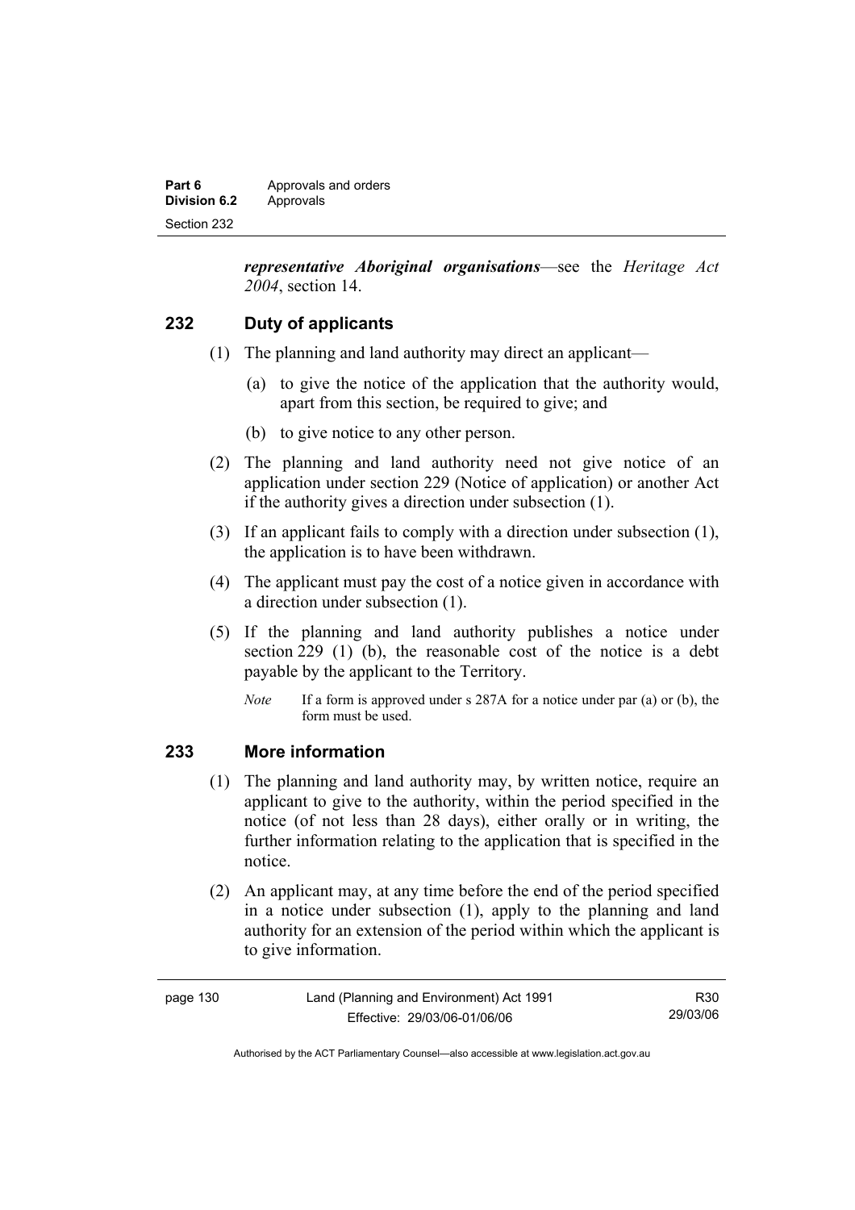***representative Aboriginal organisations***—see the *Heritage Act 2004*, section 14.

## 232 Duty of applicants

(1) The planning and land authority may direct an applicant—

(a) to give the notice of the application that the authority would, apart from this section, be required to give; and

(b) to give notice to any other person.

(2) The planning and land authority need not give notice of an application under section 229 (Notice of application) or another Act if the authority gives a direction under subsection (1).

(3) If an applicant fails to comply with a direction under subsection (1), the application is to have been withdrawn.

(4) The applicant must pay the cost of a notice given in accordance with a direction under subsection (1).

(5) If the planning and land authority publishes a notice under section 229 (1) (b), the reasonable cost of the notice is a debt payable by the applicant to the Territory.

*Note* If a form is approved under s 287A for a notice under par (a) or (b), the form must be used.

## 233 More information

(1) The planning and land authority may, by written notice, require an applicant to give to the authority, within the period specified in the notice (of not less than 28 days), either orally or in writing, the further information relating to the application that is specified in the notice.

(2) An applicant may, at any time before the end of the period specified in a notice under subsection (1), apply to the planning and land authority for an extension of the period within which the applicant is to give information.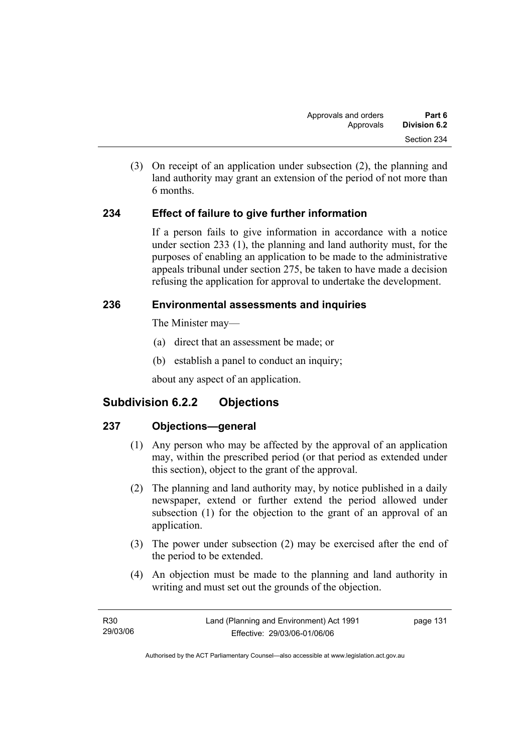(3) On receipt of an application under subsection (2), the planning and land authority may grant an extension of the period of not more than 6 months.

### 234 Effect of failure to give further information

If a person fails to give information in accordance with a notice under section 233 (1), the planning and land authority must, for the purposes of enabling an application to be made to the administrative appeals tribunal under section 275, be taken to have made a decision refusing the application for approval to undertake the development.

### 236 Environmental assessments and inquiries

The Minister may—

(a) direct that an assessment be made; or

(b) establish a panel to conduct an inquiry;

about any aspect of an application.

## Subdivision 6.2.2 Objections

### 237 Objections—general

(1) Any person who may be affected by the approval of an application may, within the prescribed period (or that period as extended under this section), object to the grant of the approval.

(2) The planning and land authority may, by notice published in a daily newspaper, extend or further extend the period allowed under subsection (1) for the objection to the grant of an approval of an application.

(3) The power under subsection (2) may be exercised after the end of the period to be extended.

(4) An objection must be made to the planning and land authority in writing and must set out the grounds of the objection.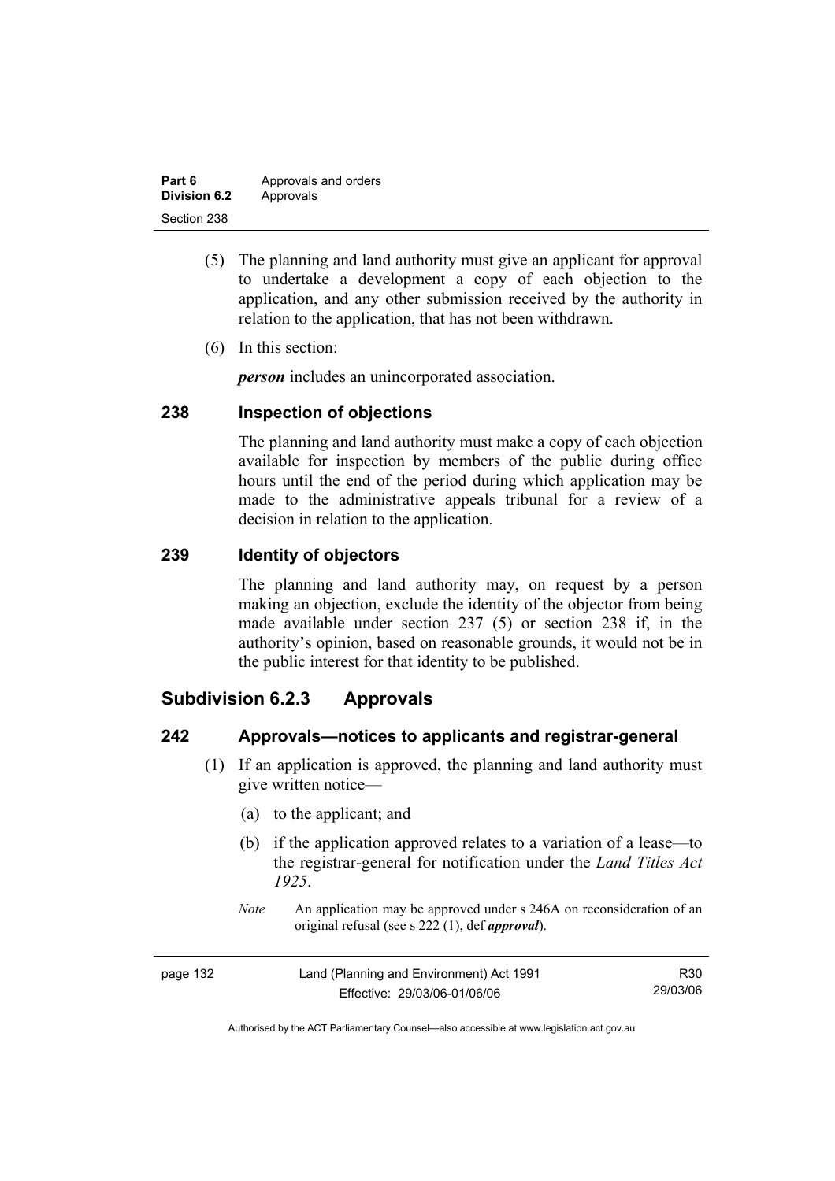(5) The planning and land authority must give an applicant for approval to undertake a development a copy of each objection to the application, and any other submission received by the authority in relation to the application, that has not been withdrawn.

(6) In this section:

***person*** includes an unincorporated association.

### 238 Inspection of objections

The planning and land authority must make a copy of each objection available for inspection by members of the public during office hours until the end of the period during which application may be made to the administrative appeals tribunal for a review of a decision in relation to the application.

### 239 Identity of objectors

The planning and land authority may, on request by a person making an objection, exclude the identity of the objector from being made available under section 237 (5) or section 238 if, in the authority's opinion, based on reasonable grounds, it would not be in the public interest for that identity to be published.

## Subdivision 6.2.3 Approvals

### 242 Approvals—notices to applicants and registrar-general

(1) If an application is approved, the planning and land authority must give written notice—

(a) to the applicant; and

(b) if the application approved relates to a variation of a lease—to the registrar-general for notification under the *Land Titles Act 1925*.

*Note* An application may be approved under s 246A on reconsideration of an original refusal (see s 222 (1), def ***approval***).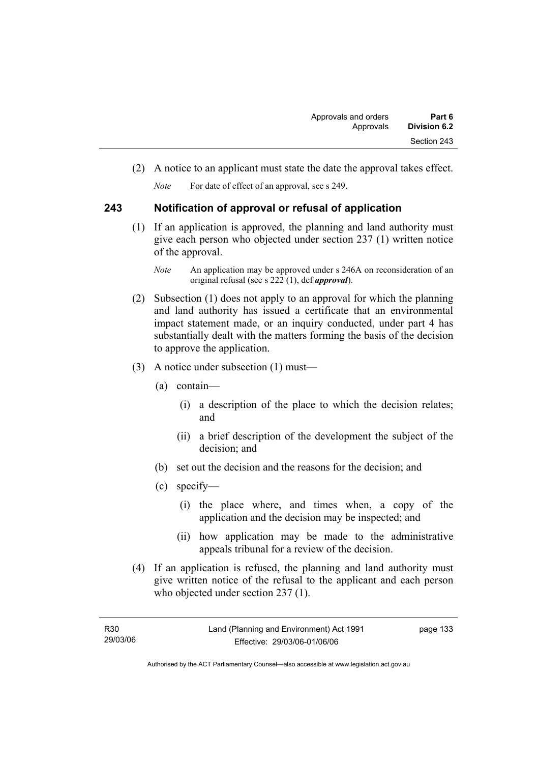(2) A notice to an applicant must state the date the approval takes effect.

*Note* For date of effect of an approval, see s 249.

## 243 Notification of approval or refusal of application

(1) If an application is approved, the planning and land authority must give each person who objected under section 237 (1) written notice of the approval.

*Note* An application may be approved under s 246A on reconsideration of an original refusal (see s 222 (1), def ***approval***).

(2) Subsection (1) does not apply to an approval for which the planning and land authority has issued a certificate that an environmental impact statement made, or an inquiry conducted, under part 4 has substantially dealt with the matters forming the basis of the decision to approve the application.

(3) A notice under subsection (1) must—

(a) contain—

(i) a description of the place to which the decision relates; and

(ii) a brief description of the development the subject of the decision; and

(b) set out the decision and the reasons for the decision; and

(c) specify—

(i) the place where, and times when, a copy of the application and the decision may be inspected; and

(ii) how application may be made to the administrative appeals tribunal for a review of the decision.

(4) If an application is refused, the planning and land authority must give written notice of the refusal to the applicant and each person who objected under section 237 (1).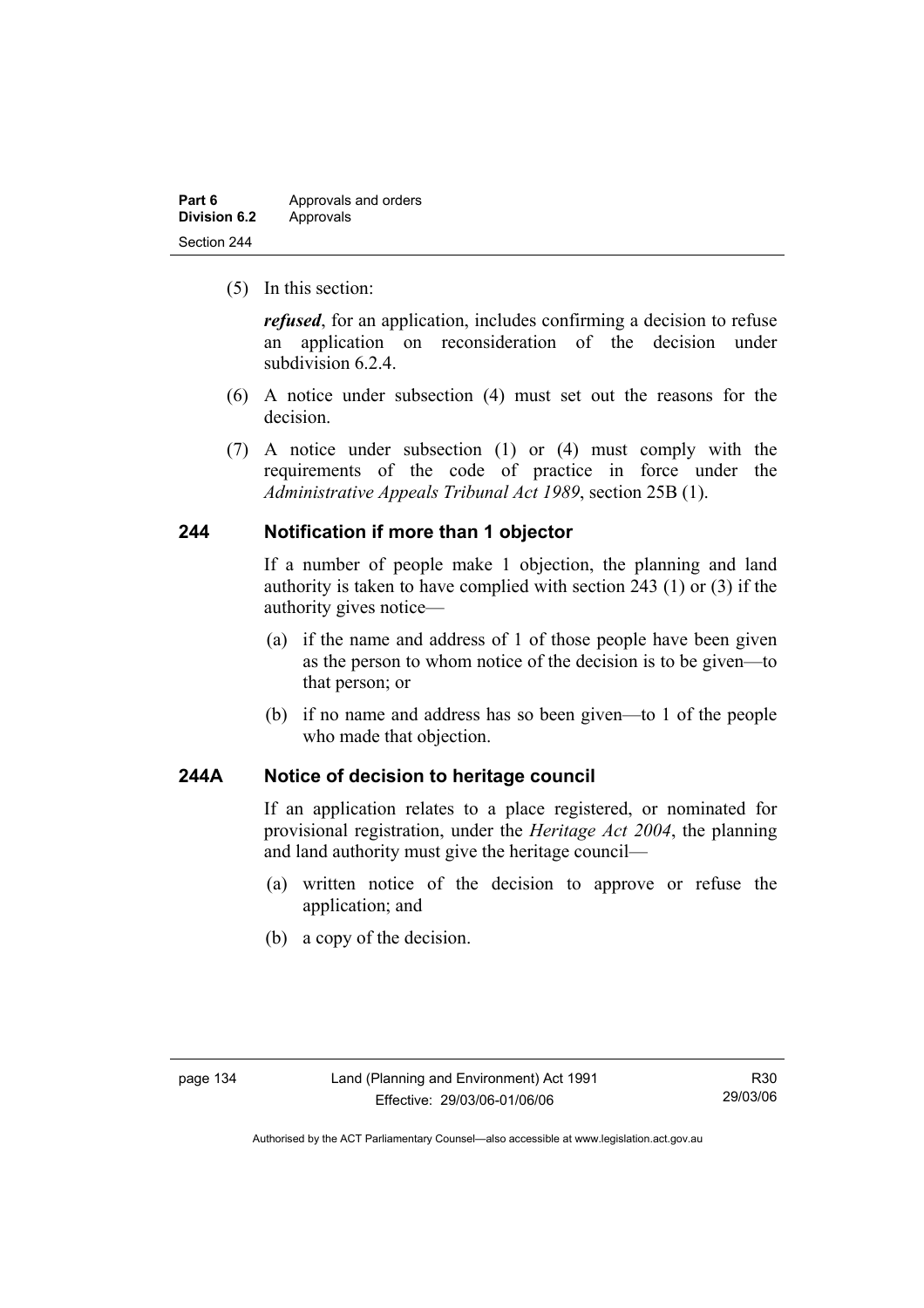(5) In this section:

***refused***, for an application, includes confirming a decision to refuse an application on reconsideration of the decision under subdivision 6.2.4.

(6) A notice under subsection (4) must set out the reasons for the decision.

(7) A notice under subsection (1) or (4) must comply with the requirements of the code of practice in force under the *Administrative Appeals Tribunal Act 1989*, section 25B (1).

## 244 Notification if more than 1 objector

If a number of people make 1 objection, the planning and land authority is taken to have complied with section 243 (1) or (3) if the authority gives notice—

(a) if the name and address of 1 of those people have been given as the person to whom notice of the decision is to be given—to that person; or

(b) if no name and address has so been given—to 1 of the people who made that objection.

## 244A Notice of decision to heritage council

If an application relates to a place registered, or nominated for provisional registration, under the *Heritage Act 2004*, the planning and land authority must give the heritage council—

(a) written notice of the decision to approve or refuse the application; and

(b) a copy of the decision.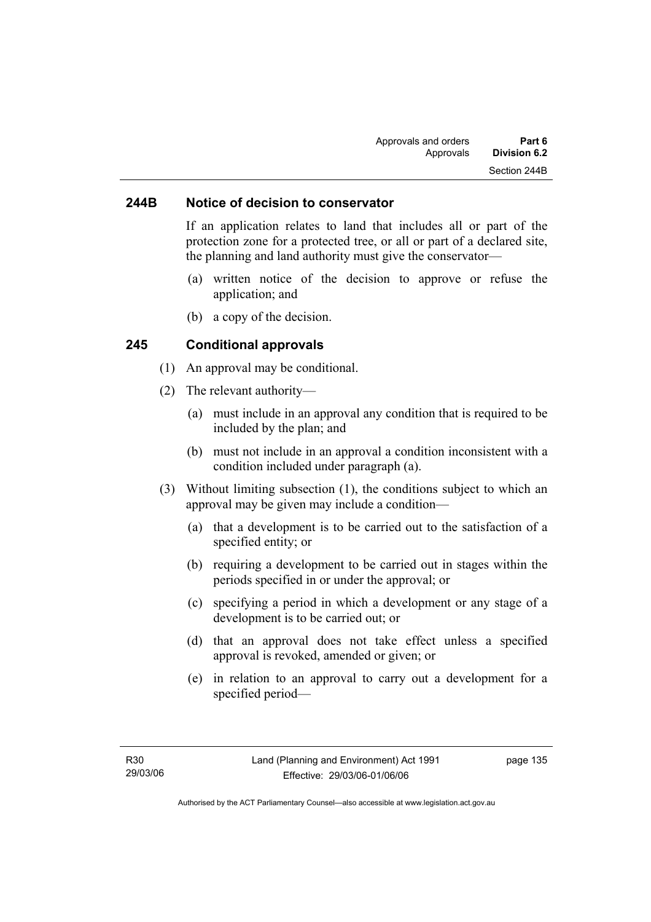### 244B Notice of decision to conservator

If an application relates to land that includes all or part of the protection zone for a protected tree, or all or part of a declared site, the planning and land authority must give the conservator—

(a) written notice of the decision to approve or refuse the application; and

(b) a copy of the decision.

### 245 Conditional approvals

(1) An approval may be conditional.

(2) The relevant authority—

(a) must include in an approval any condition that is required to be included by the plan; and

(b) must not include in an approval a condition inconsistent with a condition included under paragraph (a).

(3) Without limiting subsection (1), the conditions subject to which an approval may be given may include a condition—

(a) that a development is to be carried out to the satisfaction of a specified entity; or

(b) requiring a development to be carried out in stages within the periods specified in or under the approval; or

(c) specifying a period in which a development or any stage of a development is to be carried out; or

(d) that an approval does not take effect unless a specified approval is revoked, amended or given; or

(e) in relation to an approval to carry out a development for a specified period—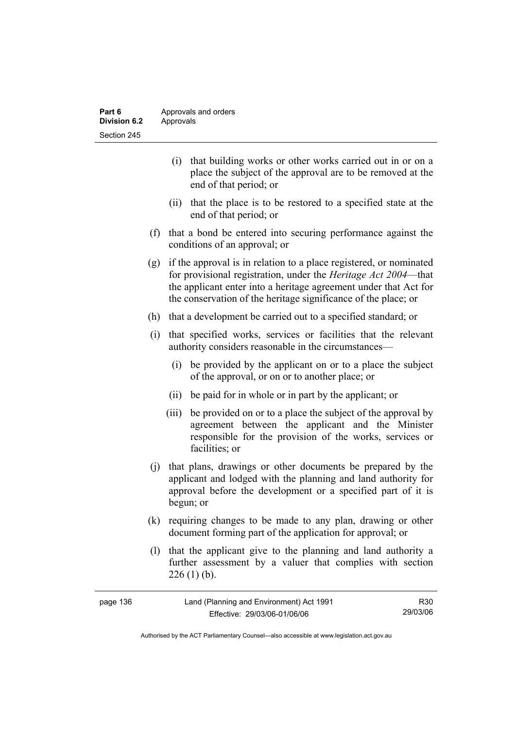(i) that building works or other works carried out in or on a place the subject of the approval are to be removed at the end of that period; or

(ii) that the place is to be restored to a specified state at the end of that period; or

(f) that a bond be entered into securing performance against the conditions of an approval; or

(g) if the approval is in relation to a place registered, or nominated for provisional registration, under the *Heritage Act 2004*—that the applicant enter into a heritage agreement under that Act for the conservation of the heritage significance of the place; or

(h) that a development be carried out to a specified standard; or

(i) that specified works, services or facilities that the relevant authority considers reasonable in the circumstances—

(i) be provided by the applicant on or to a place the subject of the approval, or on or to another place; or

(ii) be paid for in whole or in part by the applicant; or

(iii) be provided on or to a place the subject of the approval by agreement between the applicant and the Minister responsible for the provision of the works, services or facilities; or

(j) that plans, drawings or other documents be prepared by the applicant and lodged with the planning and land authority for approval before the development or a specified part of it is begun; or

(k) requiring changes to be made to any plan, drawing or other document forming part of the application for approval; or

(l) that the applicant give to the planning and land authority a further assessment by a valuer that complies with section 226 (1) (b).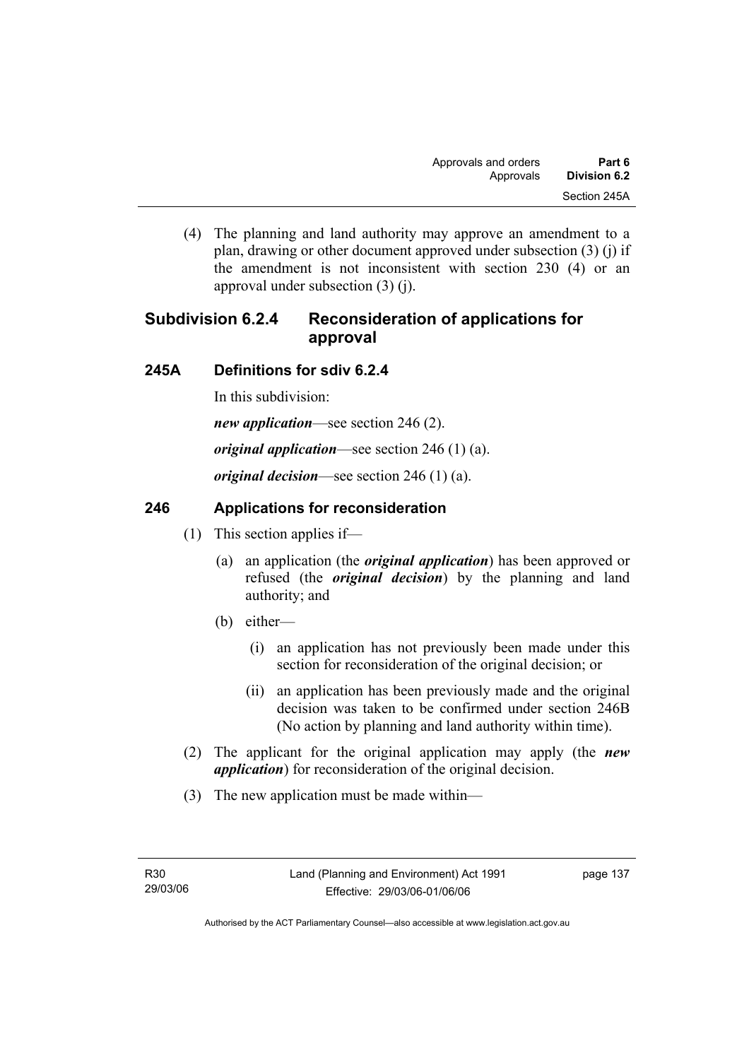(4) The planning and land authority may approve an amendment to a plan, drawing or other document approved under subsection (3) (j) if the amendment is not inconsistent with section 230 (4) or an approval under subsection (3) (j).

## Subdivision 6.2.4 Reconsideration of applications for approval

### 245A Definitions for sdiv 6.2.4

In this subdivision:

***new application***—see section 246 (2).

***original application***—see section 246 (1) (a).

***original decision***—see section 246 (1) (a).

### 246 Applications for reconsideration

(1) This section applies if—

(a) an application (the ***original application***) has been approved or refused (the ***original decision***) by the planning and land authority; and

(b) either—

(i) an application has not previously been made under this section for reconsideration of the original decision; or

(ii) an application has been previously made and the original decision was taken to be confirmed under section 246B (No action by planning and land authority within time).

(2) The applicant for the original application may apply (the ***new application***) for reconsideration of the original decision.

(3) The new application must be made within—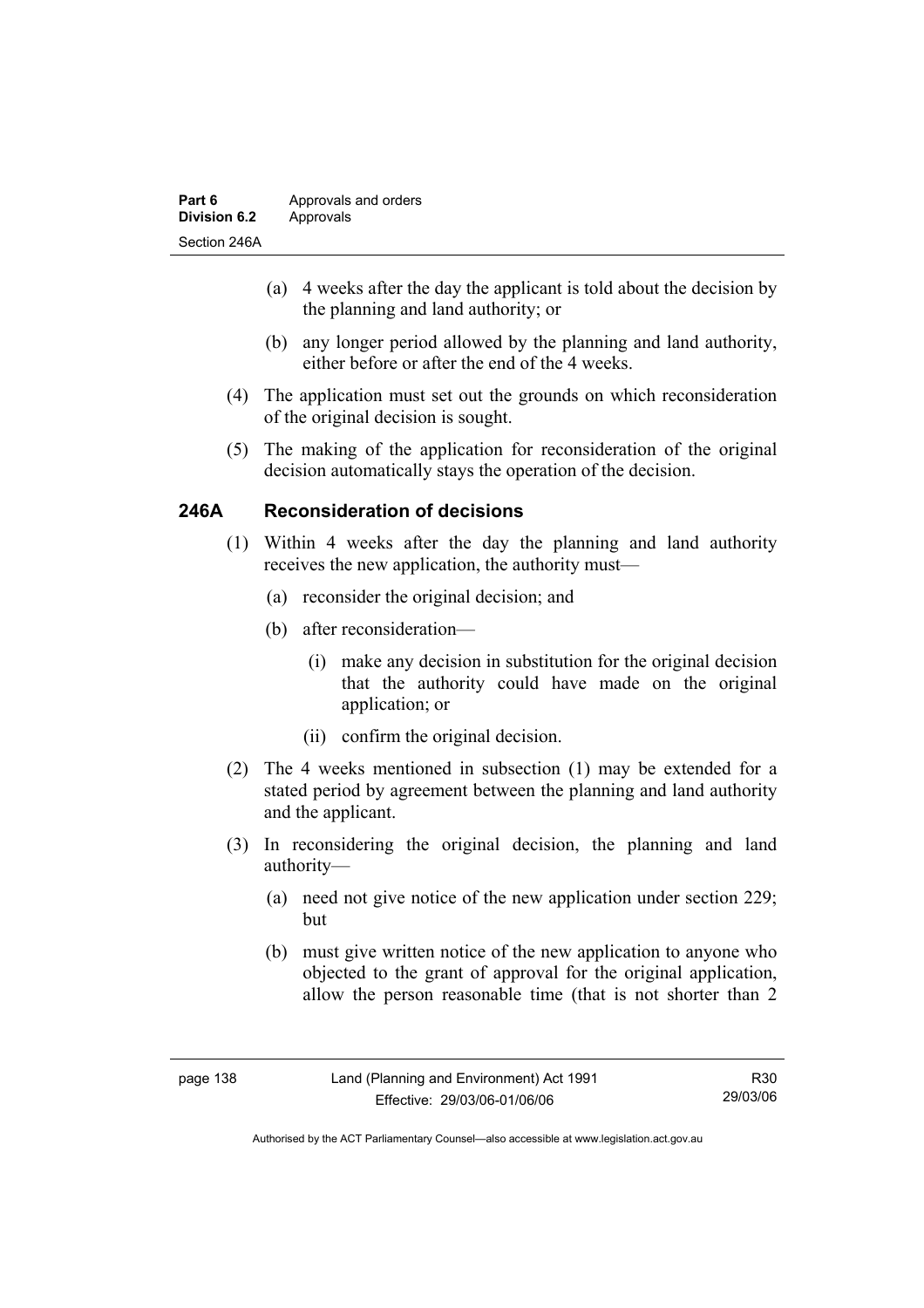(a) 4 weeks after the day the applicant is told about the decision by the planning and land authority; or

(b) any longer period allowed by the planning and land authority, either before or after the end of the 4 weeks.

(4) The application must set out the grounds on which reconsideration of the original decision is sought.

(5) The making of the application for reconsideration of the original decision automatically stays the operation of the decision.

## 246A Reconsideration of decisions

(1) Within 4 weeks after the day the planning and land authority receives the new application, the authority must—

(a) reconsider the original decision; and

(b) after reconsideration—

(i) make any decision in substitution for the original decision that the authority could have made on the original application; or

(ii) confirm the original decision.

(2) The 4 weeks mentioned in subsection (1) may be extended for a stated period by agreement between the planning and land authority and the applicant.

(3) In reconsidering the original decision, the planning and land authority—

(a) need not give notice of the new application under section 229; but

(b) must give written notice of the new application to anyone who objected to the grant of approval for the original application, allow the person reasonable time (that is not shorter than 2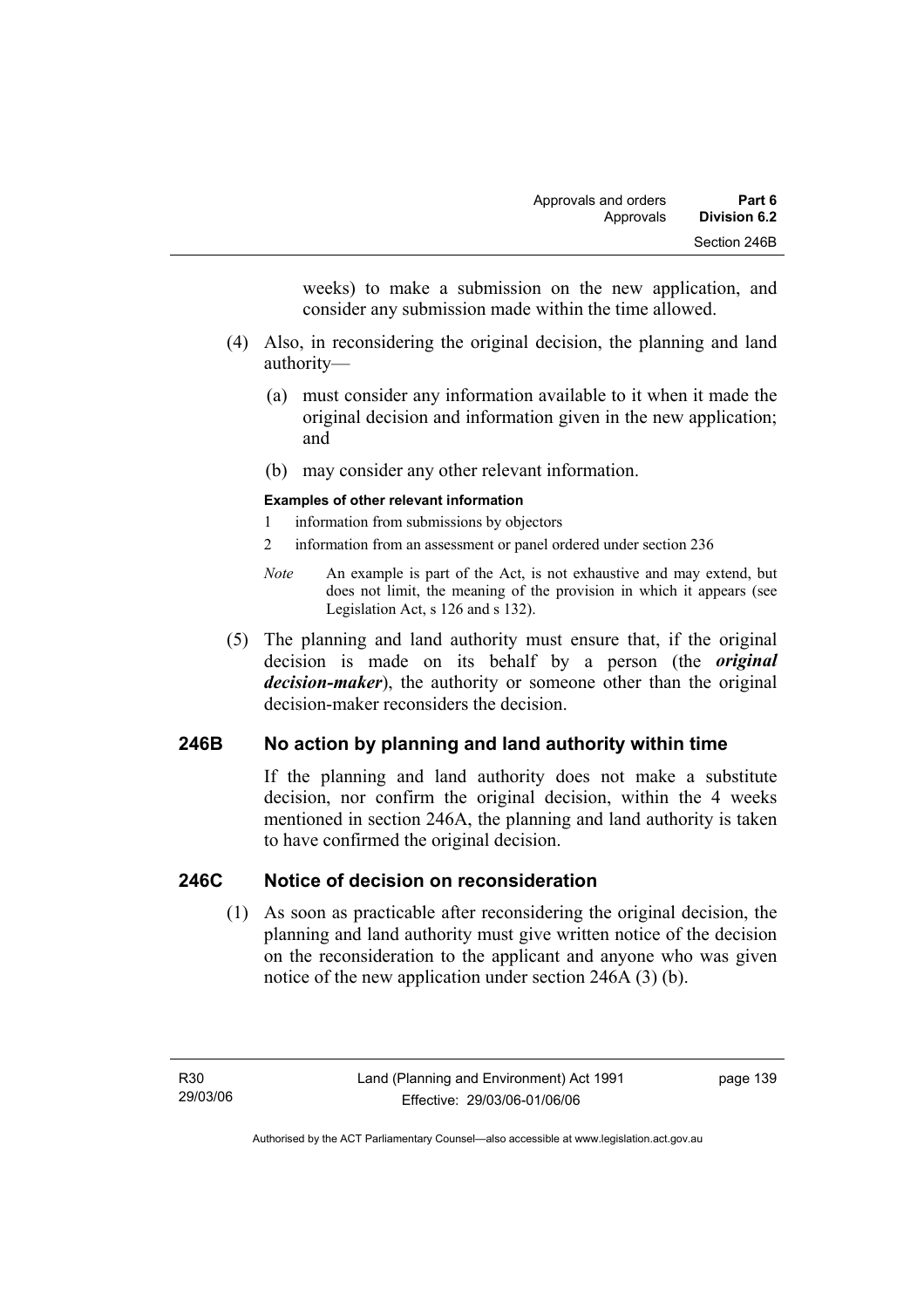weeks) to make a submission on the new application, and consider any submission made within the time allowed.

(4) Also, in reconsidering the original decision, the planning and land authority—

(a) must consider any information available to it when it made the original decision and information given in the new application; and

(b) may consider any other relevant information.

**Examples of other relevant information**

1 information from submissions by objectors

2 information from an assessment or panel ordered under section 236

*Note* An example is part of the Act, is not exhaustive and may extend, but does not limit, the meaning of the provision in which it appears (see Legislation Act, s 126 and s 132).

(5) The planning and land authority must ensure that, if the original decision is made on its behalf by a person (the ***original decision-maker***), the authority or someone other than the original decision-maker reconsiders the decision.

## 246B No action by planning and land authority within time

If the planning and land authority does not make a substitute decision, nor confirm the original decision, within the 4 weeks mentioned in section 246A, the planning and land authority is taken to have confirmed the original decision.

## 246C Notice of decision on reconsideration

(1) As soon as practicable after reconsidering the original decision, the planning and land authority must give written notice of the decision on the reconsideration to the applicant and anyone who was given notice of the new application under section 246A (3) (b).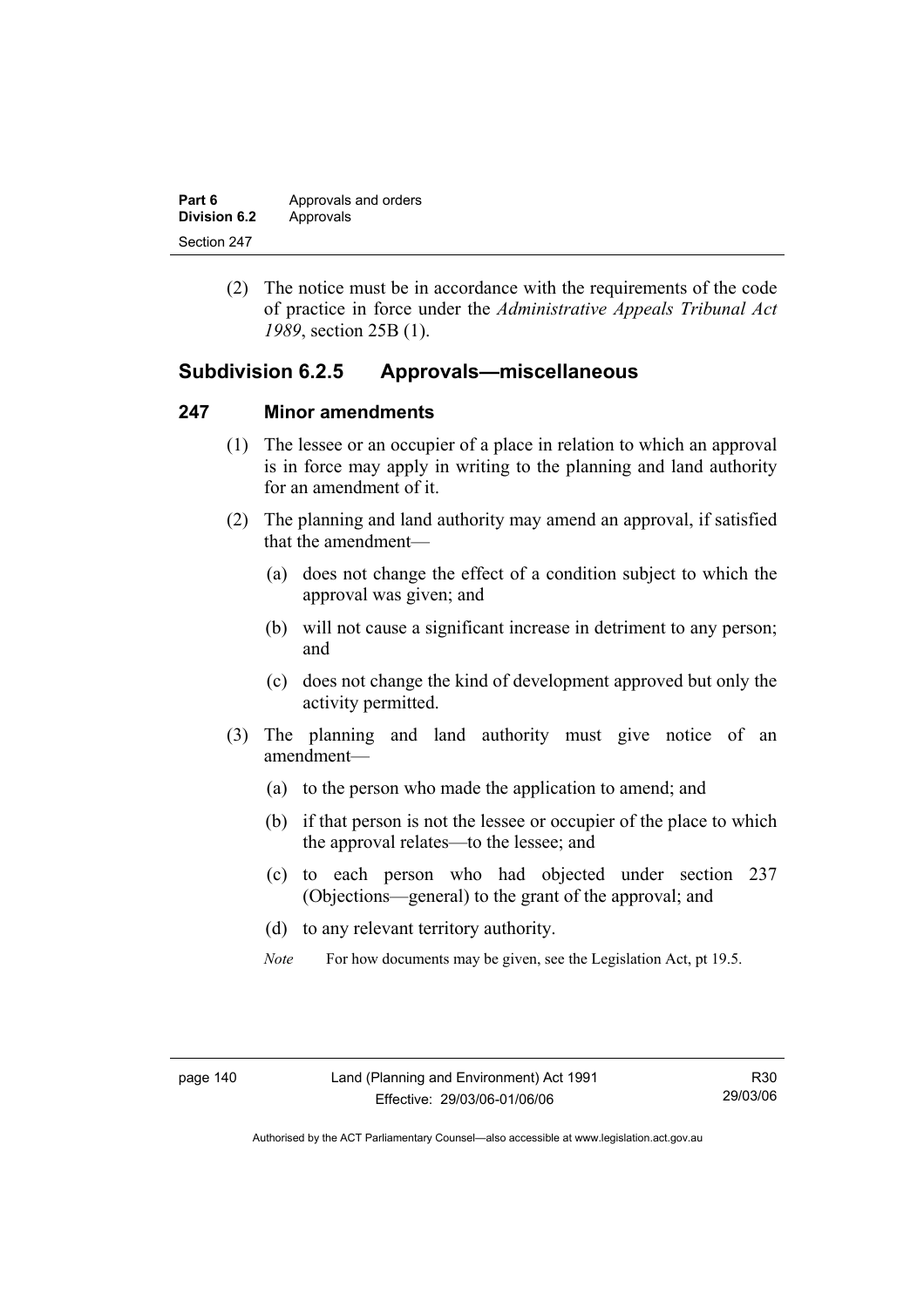(2) The notice must be in accordance with the requirements of the code of practice in force under the *Administrative Appeals Tribunal Act 1989*, section 25B (1).

## Subdivision 6.2.5 Approvals—miscellaneous

### 247 Minor amendments

(1) The lessee or an occupier of a place in relation to which an approval is in force may apply in writing to the planning and land authority for an amendment of it.

(2) The planning and land authority may amend an approval, if satisfied that the amendment—

(a) does not change the effect of a condition subject to which the approval was given; and

(b) will not cause a significant increase in detriment to any person; and

(c) does not change the kind of development approved but only the activity permitted.

(3) The planning and land authority must give notice of an amendment—

(a) to the person who made the application to amend; and

(b) if that person is not the lessee or occupier of the place to which the approval relates—to the lessee; and

(c) to each person who had objected under section 237 (Objections—general) to the grant of the approval; and

(d) to any relevant territory authority.

*Note* For how documents may be given, see the Legislation Act, pt 19.5.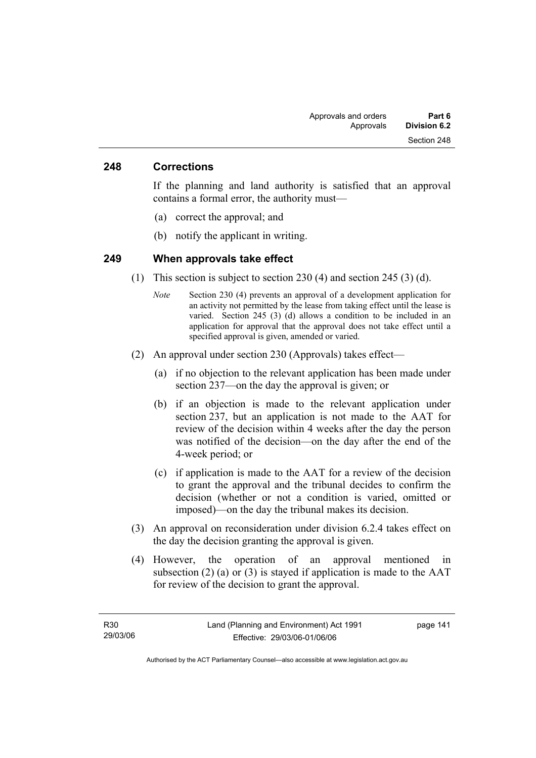## 248 Corrections

If the planning and land authority is satisfied that an approval contains a formal error, the authority must—

(a) correct the approval; and

(b) notify the applicant in writing.

## 249 When approvals take effect

(1) This section is subject to section 230 (4) and section 245 (3) (d).

*Note* Section 230 (4) prevents an approval of a development application for an activity not permitted by the lease from taking effect until the lease is varied. Section 245 (3) (d) allows a condition to be included in an application for approval that the approval does not take effect until a specified approval is given, amended or varied.

(2) An approval under section 230 (Approvals) takes effect—

(a) if no objection to the relevant application has been made under section 237—on the day the approval is given; or

(b) if an objection is made to the relevant application under section 237, but an application is not made to the AAT for review of the decision within 4 weeks after the day the person was notified of the decision—on the day after the end of the 4-week period; or

(c) if application is made to the AAT for a review of the decision to grant the approval and the tribunal decides to confirm the decision (whether or not a condition is varied, omitted or imposed)—on the day the tribunal makes its decision.

(3) An approval on reconsideration under division 6.2.4 takes effect on the day the decision granting the approval is given.

(4) However, the operation of an approval mentioned in subsection (2) (a) or (3) is stayed if application is made to the AAT for review of the decision to grant the approval.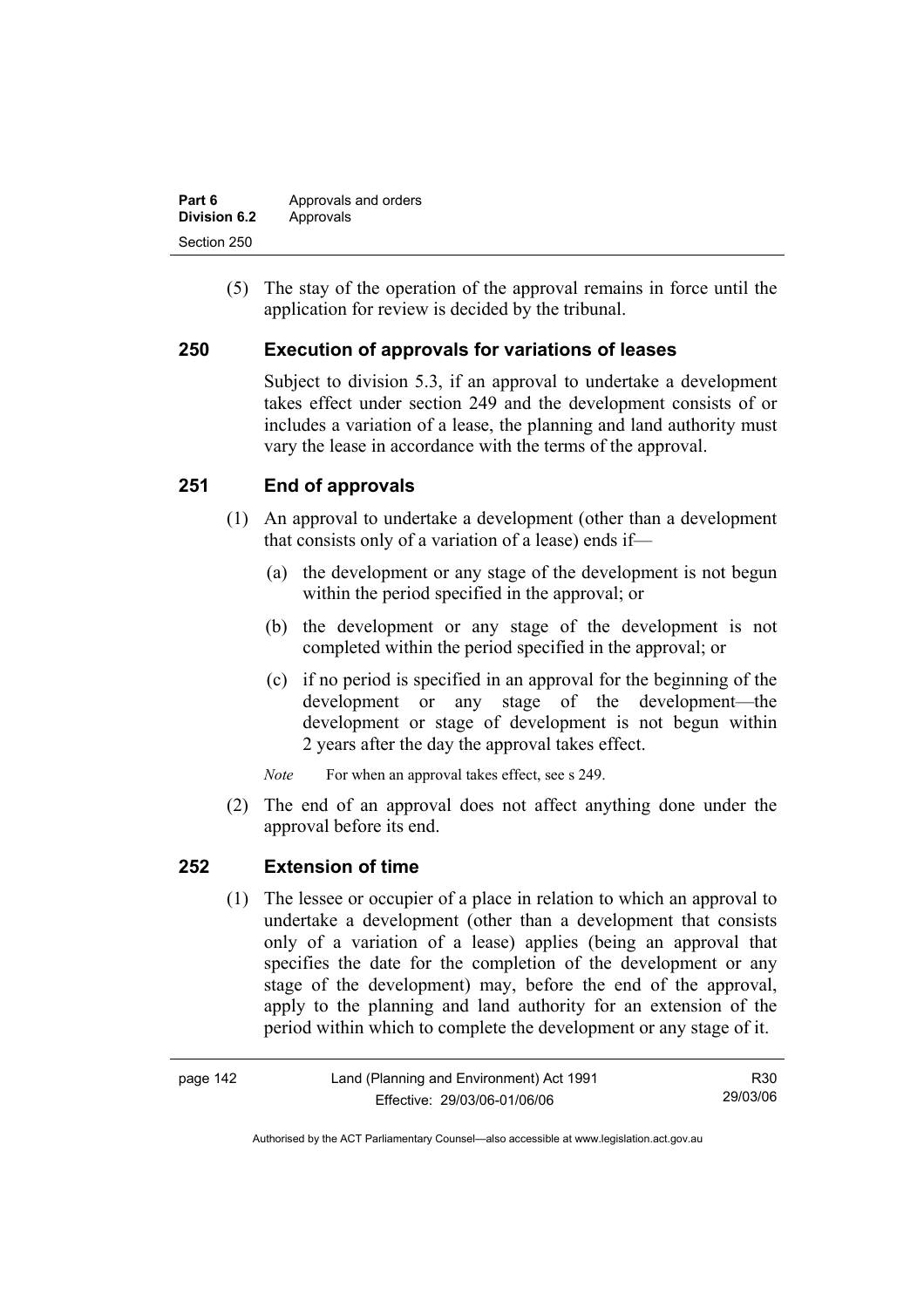(5) The stay of the operation of the approval remains in force until the application for review is decided by the tribunal.

## 250 Execution of approvals for variations of leases

Subject to division 5.3, if an approval to undertake a development takes effect under section 249 and the development consists of or includes a variation of a lease, the planning and land authority must vary the lease in accordance with the terms of the approval.

## 251 End of approvals

(1) An approval to undertake a development (other than a development that consists only of a variation of a lease) ends if—

(a) the development or any stage of the development is not begun within the period specified in the approval; or

(b) the development or any stage of the development is not completed within the period specified in the approval; or

(c) if no period is specified in an approval for the beginning of the development or any stage of the development—the development or stage of development is not begun within 2 years after the day the approval takes effect.

*Note* For when an approval takes effect, see s 249.

(2) The end of an approval does not affect anything done under the approval before its end.

## 252 Extension of time

(1) The lessee or occupier of a place in relation to which an approval to undertake a development (other than a development that consists only of a variation of a lease) applies (being an approval that specifies the date for the completion of the development or any stage of the development) may, before the end of the approval, apply to the planning and land authority for an extension of the period within which to complete the development or any stage of it.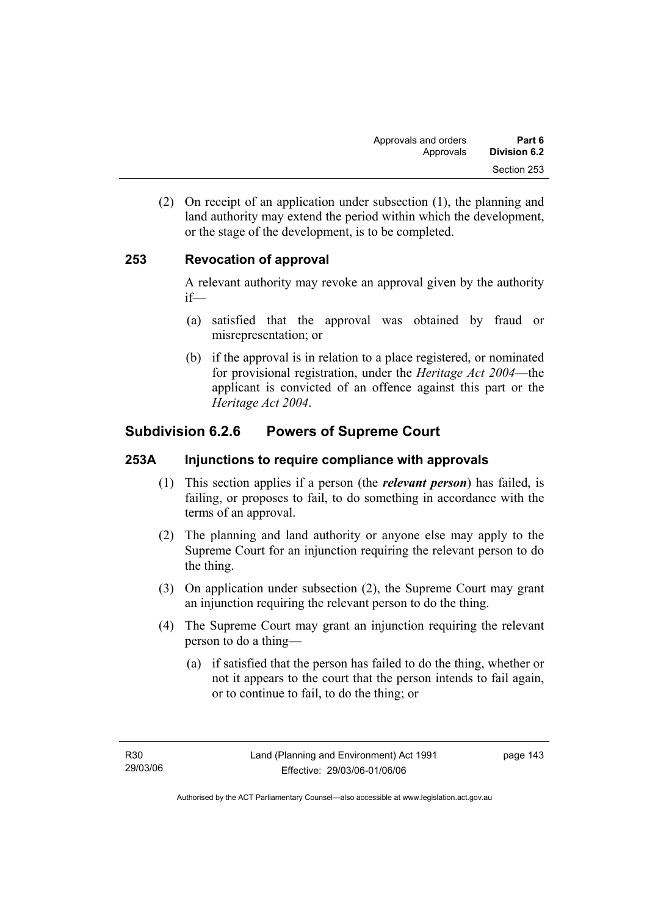(2) On receipt of an application under subsection (1), the planning and land authority may extend the period within which the development, or the stage of the development, is to be completed.

## 253 Revocation of approval

A relevant authority may revoke an approval given by the authority if—

(a) satisfied that the approval was obtained by fraud or misrepresentation; or

(b) if the approval is in relation to a place registered, or nominated for provisional registration, under the *Heritage Act 2004*—the applicant is convicted of an offence against this part or the *Heritage Act 2004*.

# Subdivision 6.2.6 Powers of Supreme Court

## 253A Injunctions to require compliance with approvals

(1) This section applies if a person (the ***relevant person***) has failed, is failing, or proposes to fail, to do something in accordance with the terms of an approval.

(2) The planning and land authority or anyone else may apply to the Supreme Court for an injunction requiring the relevant person to do the thing.

(3) On application under subsection (2), the Supreme Court may grant an injunction requiring the relevant person to do the thing.

(4) The Supreme Court may grant an injunction requiring the relevant person to do a thing—

(a) if satisfied that the person has failed to do the thing, whether or not it appears to the court that the person intends to fail again, or to continue to fail, to do the thing; or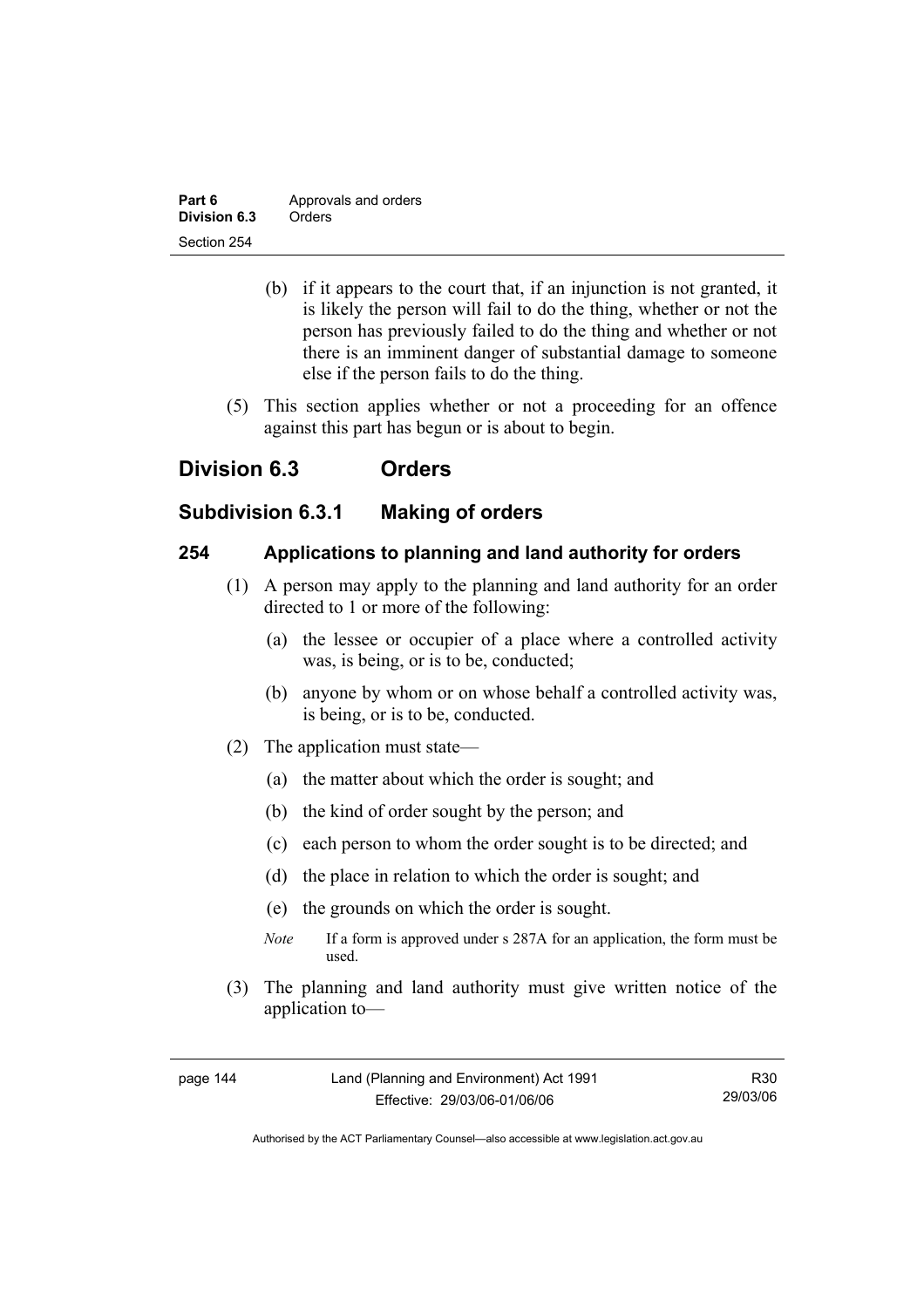(b) if it appears to the court that, if an injunction is not granted, it is likely the person will fail to do the thing, whether or not the person has previously failed to do the thing and whether or not there is an imminent danger of substantial damage to someone else if the person fails to do the thing.

(5) This section applies whether or not a proceeding for an offence against this part has begun or is about to begin.

# Division 6.3 Orders

## Subdivision 6.3.1 Making of orders

### 254 Applications to planning and land authority for orders

(1) A person may apply to the planning and land authority for an order directed to 1 or more of the following:

(a) the lessee or occupier of a place where a controlled activity was, is being, or is to be, conducted;

(b) anyone by whom or on whose behalf a controlled activity was, is being, or is to be, conducted.

(2) The application must state—

(a) the matter about which the order is sought; and

(b) the kind of order sought by the person; and

(c) each person to whom the order sought is to be directed; and

(d) the place in relation to which the order is sought; and

(e) the grounds on which the order is sought.

*Note* If a form is approved under s 287A for an application, the form must be used.

(3) The planning and land authority must give written notice of the application to—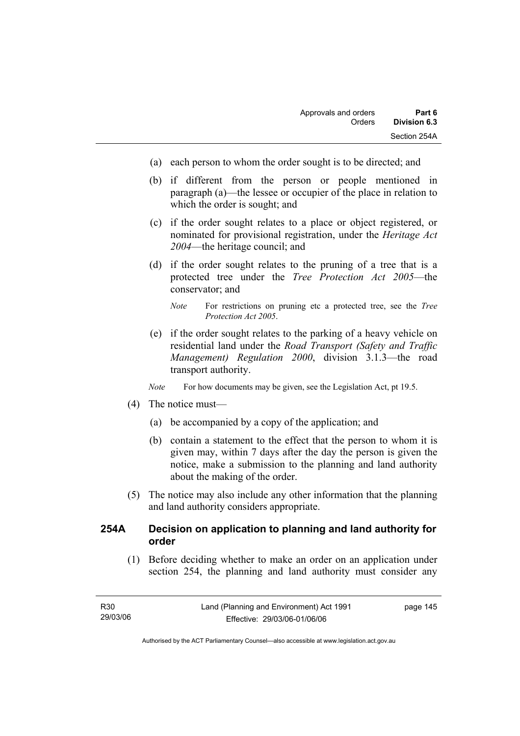(a) each person to whom the order sought is to be directed; and

(b) if different from the person or people mentioned in paragraph (a)—the lessee or occupier of the place in relation to which the order is sought; and

(c) if the order sought relates to a place or object registered, or nominated for provisional registration, under the *Heritage Act 2004*—the heritage council; and

(d) if the order sought relates to the pruning of a tree that is a protected tree under the *Tree Protection Act 2005*—the conservator; and

*Note* For restrictions on pruning etc a protected tree, see the *Tree Protection Act 2005*.

(e) if the order sought relates to the parking of a heavy vehicle on residential land under the *Road Transport (Safety and Traffic Management) Regulation 2000*, division 3.1.3—the road transport authority.

*Note* For how documents may be given, see the Legislation Act, pt 19.5.

(4) The notice must—

(a) be accompanied by a copy of the application; and

(b) contain a statement to the effect that the person to whom it is given may, within 7 days after the day the person is given the notice, make a submission to the planning and land authority about the making of the order.

(5) The notice may also include any other information that the planning and land authority considers appropriate.

### 254A Decision on application to planning and land authority for order

(1) Before deciding whether to make an order on an application under section 254, the planning and land authority must consider any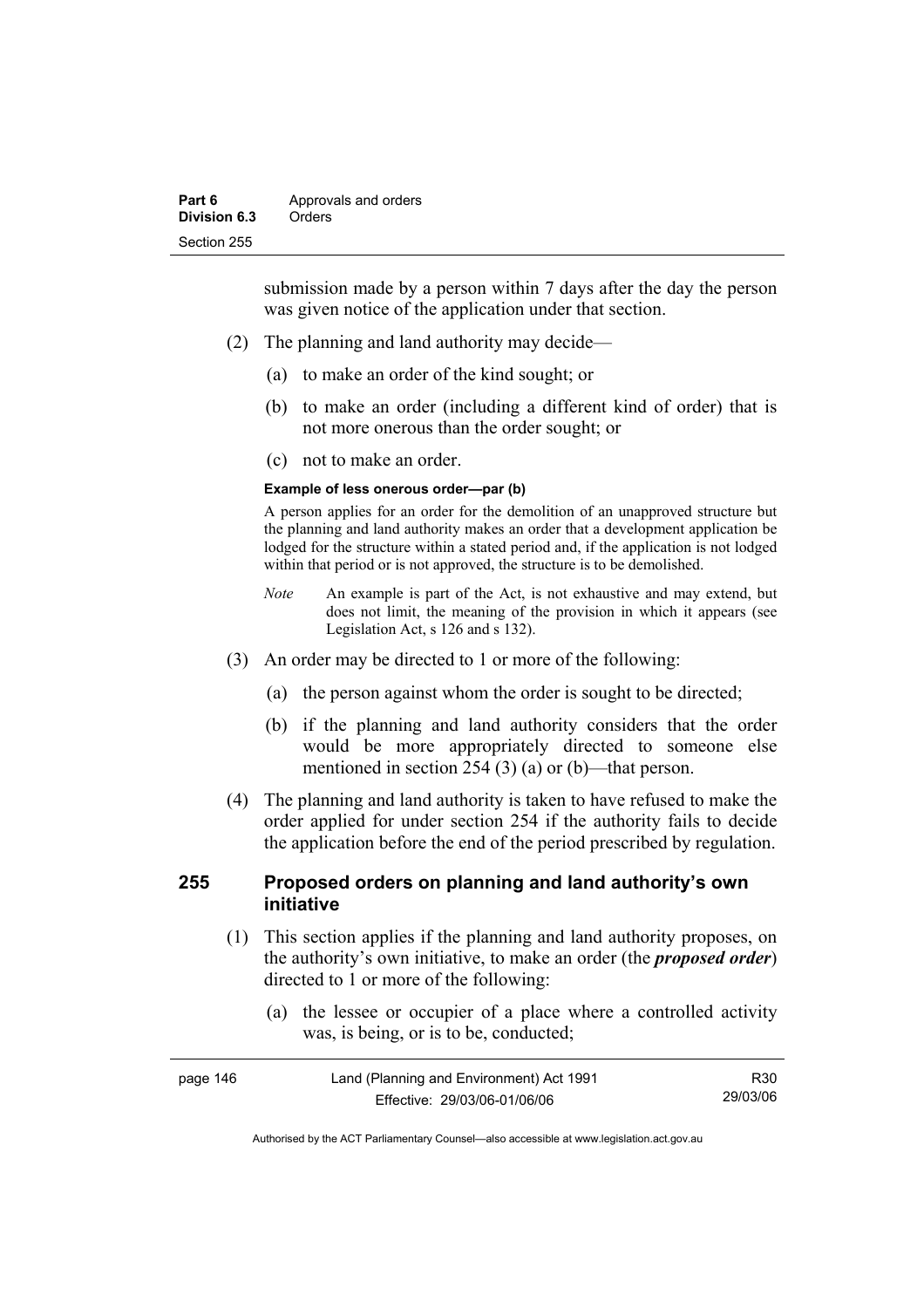submission made by a person within 7 days after the day the person was given notice of the application under that section.

(2) The planning and land authority may decide—

(a) to make an order of the kind sought; or

(b) to make an order (including a different kind of order) that is not more onerous than the order sought; or

(c) not to make an order.

**Example of less onerous order—par (b)**

A person applies for an order for the demolition of an unapproved structure but the planning and land authority makes an order that a development application be lodged for the structure within a stated period and, if the application is not lodged within that period or is not approved, the structure is to be demolished.

*Note* An example is part of the Act, is not exhaustive and may extend, but does not limit, the meaning of the provision in which it appears (see Legislation Act, s 126 and s 132).

(3) An order may be directed to 1 or more of the following:

(a) the person against whom the order is sought to be directed;

(b) if the planning and land authority considers that the order would be more appropriately directed to someone else mentioned in section 254 (3) (a) or (b)—that person.

(4) The planning and land authority is taken to have refused to make the order applied for under section 254 if the authority fails to decide the application before the end of the period prescribed by regulation.

## 255 Proposed orders on planning and land authority's own initiative

(1) This section applies if the planning and land authority proposes, on the authority's own initiative, to make an order (the ***proposed order***) directed to 1 or more of the following:

(a) the lessee or occupier of a place where a controlled activity was, is being, or is to be, conducted;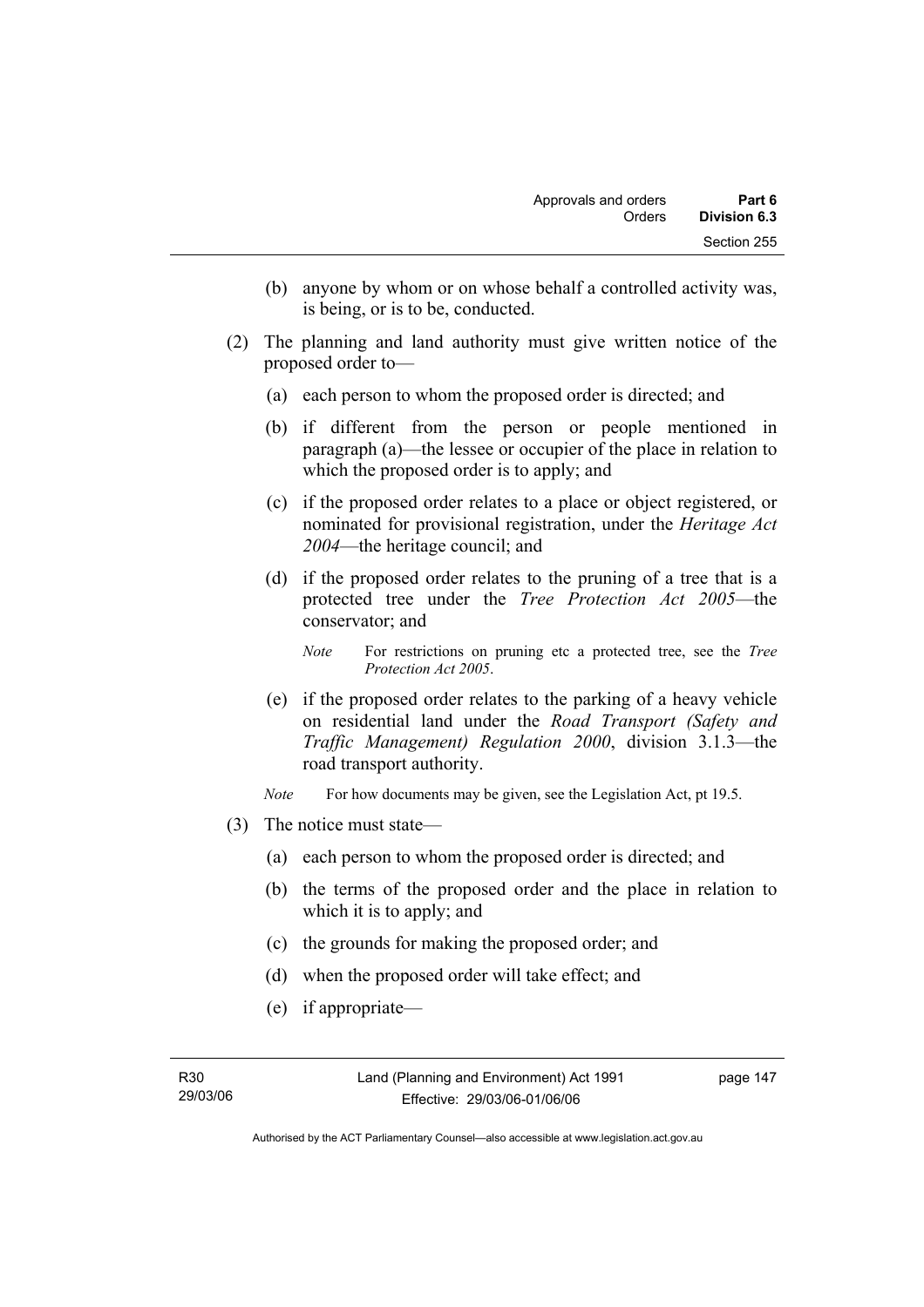(b) anyone by whom or on whose behalf a controlled activity was, is being, or is to be, conducted.

(2) The planning and land authority must give written notice of the proposed order to—

(a) each person to whom the proposed order is directed; and

(b) if different from the person or people mentioned in paragraph (a)—the lessee or occupier of the place in relation to which the proposed order is to apply; and

(c) if the proposed order relates to a place or object registered, or nominated for provisional registration, under the *Heritage Act 2004*—the heritage council; and

(d) if the proposed order relates to the pruning of a tree that is a protected tree under the *Tree Protection Act 2005*—the conservator; and

*Note* For restrictions on pruning etc a protected tree, see the *Tree Protection Act 2005*.

(e) if the proposed order relates to the parking of a heavy vehicle on residential land under the *Road Transport (Safety and Traffic Management) Regulation 2000*, division 3.1.3—the road transport authority.

*Note* For how documents may be given, see the Legislation Act, pt 19.5.

(3) The notice must state—

(a) each person to whom the proposed order is directed; and

(b) the terms of the proposed order and the place in relation to which it is to apply; and

(c) the grounds for making the proposed order; and

(d) when the proposed order will take effect; and

(e) if appropriate—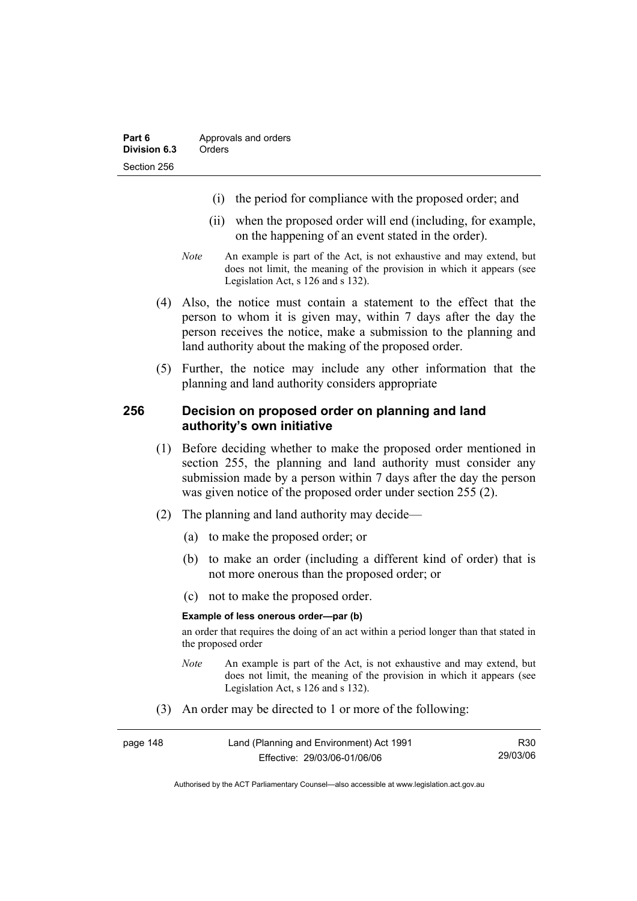(i) the period for compliance with the proposed order; and

(ii) when the proposed order will end (including, for example, on the happening of an event stated in the order).

*Note* An example is part of the Act, is not exhaustive and may extend, but does not limit, the meaning of the provision in which it appears (see Legislation Act, s 126 and s 132).

(4) Also, the notice must contain a statement to the effect that the person to whom it is given may, within 7 days after the day the person receives the notice, make a submission to the planning and land authority about the making of the proposed order.

(5) Further, the notice may include any other information that the planning and land authority considers appropriate

## 256 Decision on proposed order on planning and land authority's own initiative

(1) Before deciding whether to make the proposed order mentioned in section 255, the planning and land authority must consider any submission made by a person within 7 days after the day the person was given notice of the proposed order under section 255 (2).

(2) The planning and land authority may decide—

(a) to make the proposed order; or

(b) to make an order (including a different kind of order) that is not more onerous than the proposed order; or

(c) not to make the proposed order.

**Example of less onerous order—par (b)**

an order that requires the doing of an act within a period longer than that stated in the proposed order

*Note* An example is part of the Act, is not exhaustive and may extend, but does not limit, the meaning of the provision in which it appears (see Legislation Act, s 126 and s 132).

(3) An order may be directed to 1 or more of the following: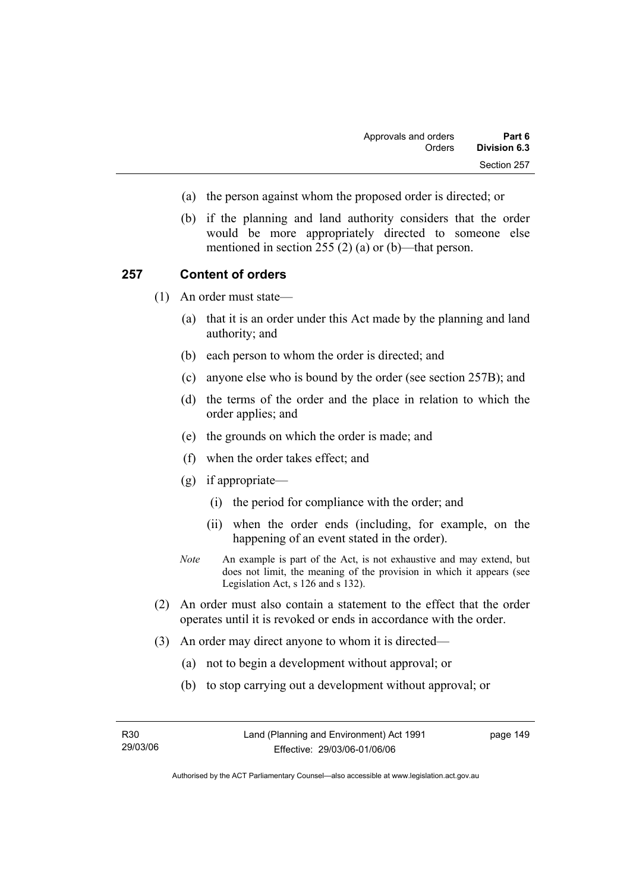(a) the person against whom the proposed order is directed; or

(b) if the planning and land authority considers that the order would be more appropriately directed to someone else mentioned in section 255 (2) (a) or (b)—that person.

## 257 Content of orders

(1) An order must state—

(a) that it is an order under this Act made by the planning and land authority; and

(b) each person to whom the order is directed; and

(c) anyone else who is bound by the order (see section 257B); and

(d) the terms of the order and the place in relation to which the order applies; and

(e) the grounds on which the order is made; and

(f) when the order takes effect; and

(g) if appropriate—

(i) the period for compliance with the order; and

(ii) when the order ends (including, for example, on the happening of an event stated in the order).

*Note* An example is part of the Act, is not exhaustive and may extend, but does not limit, the meaning of the provision in which it appears (see Legislation Act, s 126 and s 132).

(2) An order must also contain a statement to the effect that the order operates until it is revoked or ends in accordance with the order.

(3) An order may direct anyone to whom it is directed—

(a) not to begin a development without approval; or

(b) to stop carrying out a development without approval; or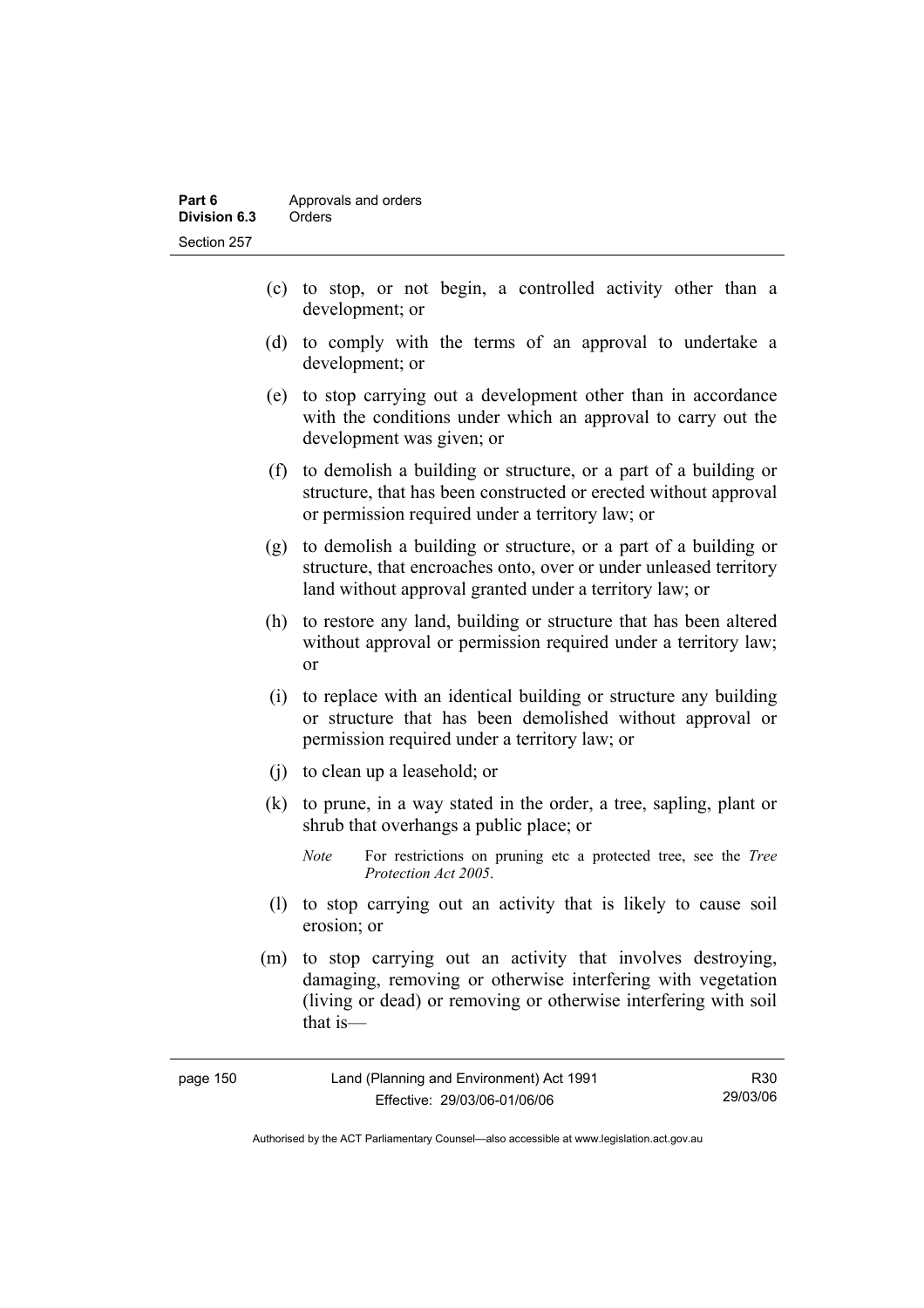(c) to stop, or not begin, a controlled activity other than a development; or

(d) to comply with the terms of an approval to undertake a development; or

(e) to stop carrying out a development other than in accordance with the conditions under which an approval to carry out the development was given; or

(f) to demolish a building or structure, or a part of a building or structure, that has been constructed or erected without approval or permission required under a territory law; or

(g) to demolish a building or structure, or a part of a building or structure, that encroaches onto, over or under unleased territory land without approval granted under a territory law; or

(h) to restore any land, building or structure that has been altered without approval or permission required under a territory law; or

(i) to replace with an identical building or structure any building or structure that has been demolished without approval or permission required under a territory law; or

(j) to clean up a leasehold; or

(k) to prune, in a way stated in the order, a tree, sapling, plant or shrub that overhangs a public place; or

*Note* For restrictions on pruning etc a protected tree, see the *Tree Protection Act 2005*.

(l) to stop carrying out an activity that is likely to cause soil erosion; or

(m) to stop carrying out an activity that involves destroying, damaging, removing or otherwise interfering with vegetation (living or dead) or removing or otherwise interfering with soil that is—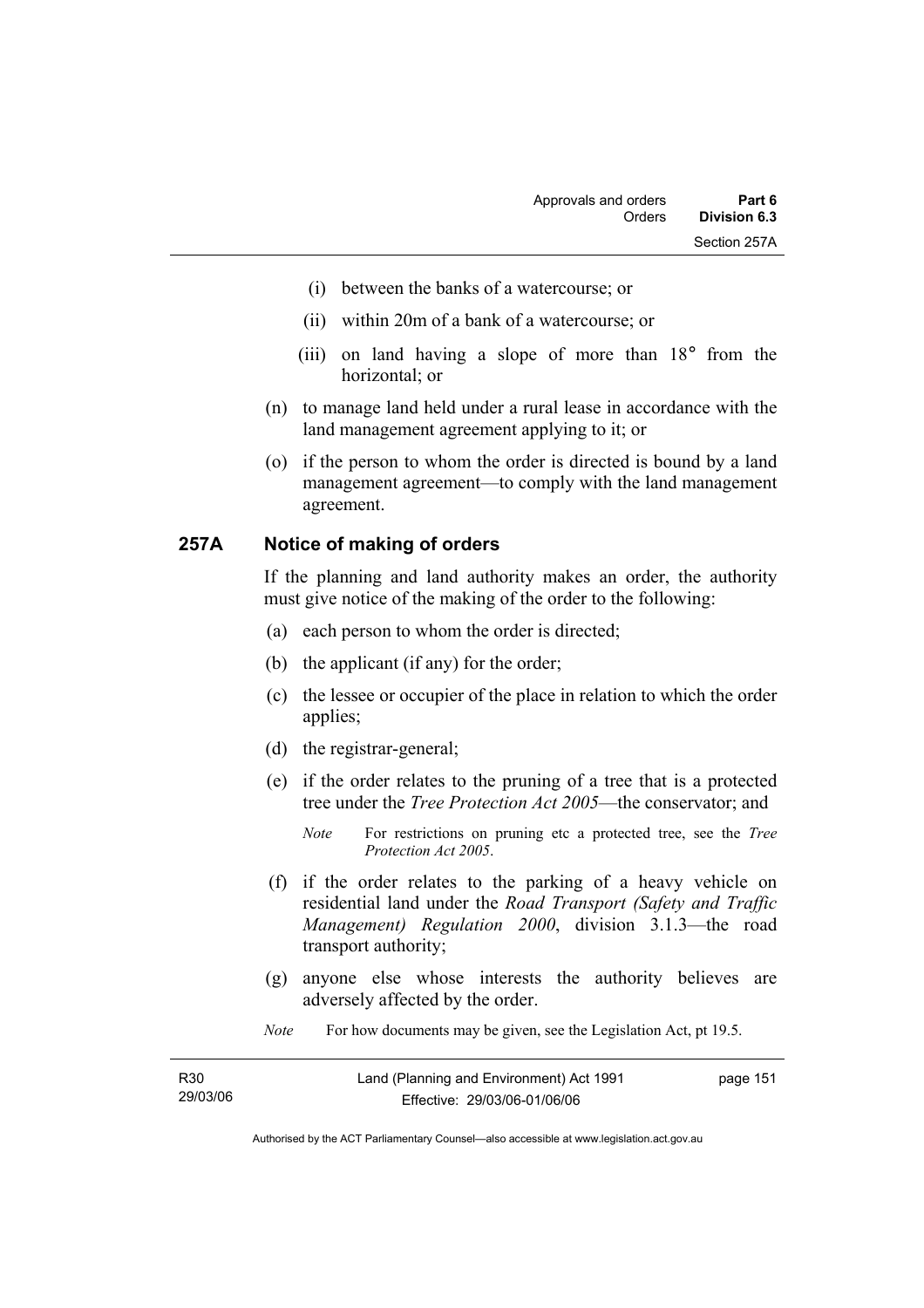(i) between the banks of a watercourse; or

(ii) within 20m of a bank of a watercourse; or

(iii) on land having a slope of more than 18° from the horizontal; or

(n) to manage land held under a rural lease in accordance with the land management agreement applying to it; or

(o) if the person to whom the order is directed is bound by a land management agreement—to comply with the land management agreement.

### 257A Notice of making of orders

If the planning and land authority makes an order, the authority must give notice of the making of the order to the following:

(a) each person to whom the order is directed;

(b) the applicant (if any) for the order;

(c) the lessee or occupier of the place in relation to which the order applies;

(d) the registrar-general;

(e) if the order relates to the pruning of a tree that is a protected tree under the *Tree Protection Act 2005*—the conservator; and

*Note* For restrictions on pruning etc a protected tree, see the *Tree Protection Act 2005*.

(f) if the order relates to the parking of a heavy vehicle on residential land under the *Road Transport (Safety and Traffic Management) Regulation 2000*, division 3.1.3—the road transport authority;

(g) anyone else whose interests the authority believes are adversely affected by the order.

*Note* For how documents may be given, see the Legislation Act, pt 19.5.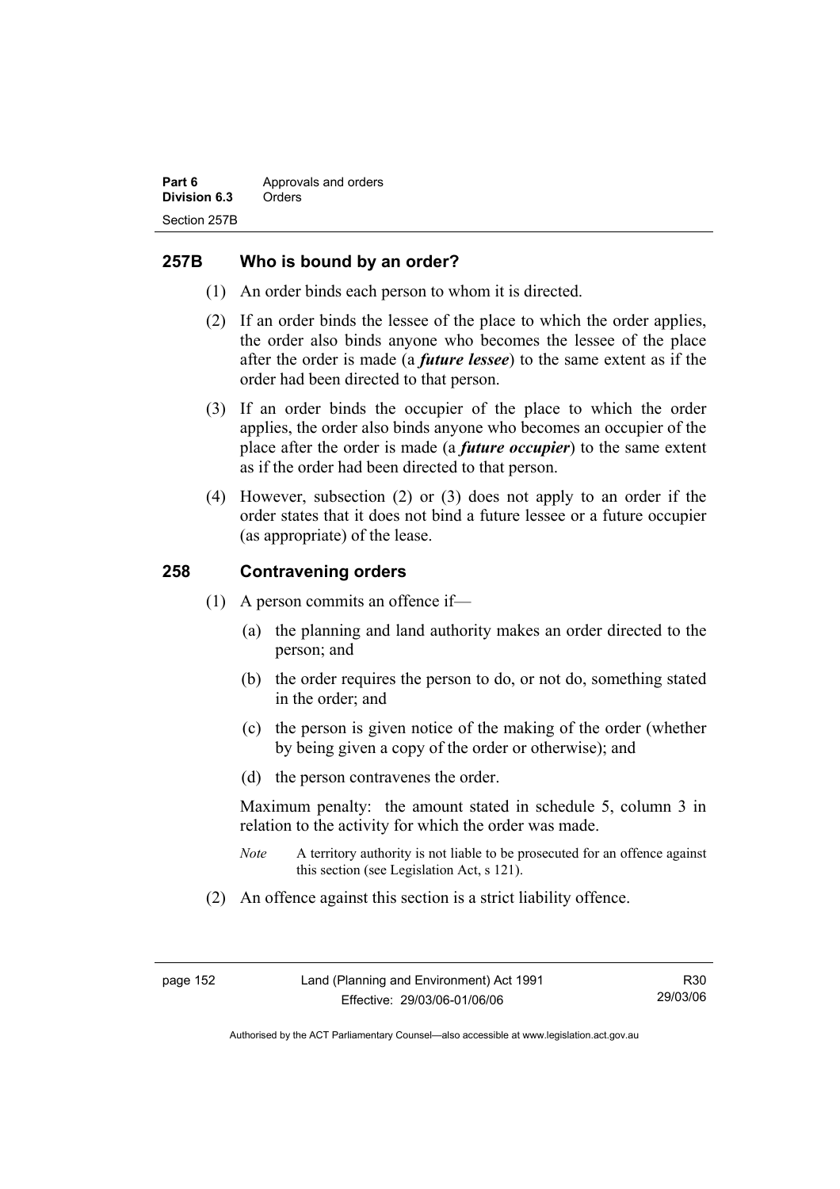## 257B Who is bound by an order?

(1) An order binds each person to whom it is directed.

(2) If an order binds the lessee of the place to which the order applies, the order also binds anyone who becomes the lessee of the place after the order is made (a ***future lessee***) to the same extent as if the order had been directed to that person.

(3) If an order binds the occupier of the place to which the order applies, the order also binds anyone who becomes an occupier of the place after the order is made (a ***future occupier***) to the same extent as if the order had been directed to that person.

(4) However, subsection (2) or (3) does not apply to an order if the order states that it does not bind a future lessee or a future occupier (as appropriate) of the lease.

## 258 Contravening orders

(1) A person commits an offence if—

(a) the planning and land authority makes an order directed to the person; and

(b) the order requires the person to do, or not do, something stated in the order; and

(c) the person is given notice of the making of the order (whether by being given a copy of the order or otherwise); and

(d) the person contravenes the order.

Maximum penalty: the amount stated in schedule 5, column 3 in relation to the activity for which the order was made.

*Note* A territory authority is not liable to be prosecuted for an offence against this section (see Legislation Act, s 121).

(2) An offence against this section is a strict liability offence.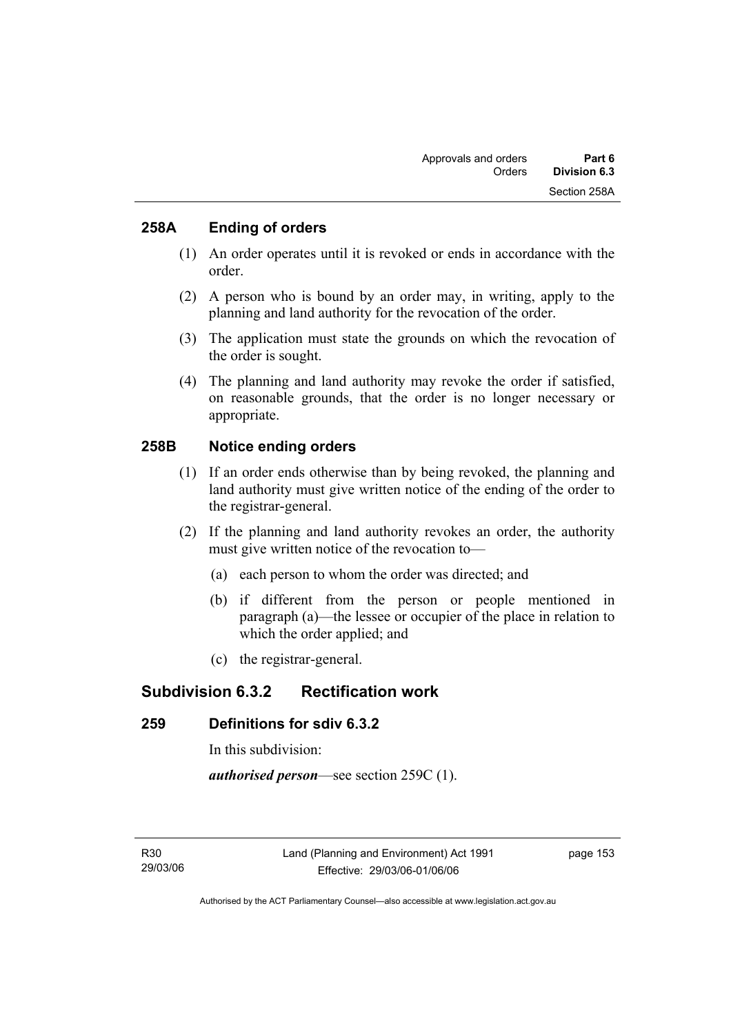### 258A Ending of orders

(1) An order operates until it is revoked or ends in accordance with the order.

(2) A person who is bound by an order may, in writing, apply to the planning and land authority for the revocation of the order.

(3) The application must state the grounds on which the revocation of the order is sought.

(4) The planning and land authority may revoke the order if satisfied, on reasonable grounds, that the order is no longer necessary or appropriate.

### 258B Notice ending orders

(1) If an order ends otherwise than by being revoked, the planning and land authority must give written notice of the ending of the order to the registrar-general.

(2) If the planning and land authority revokes an order, the authority must give written notice of the revocation to—

(a) each person to whom the order was directed; and

(b) if different from the person or people mentioned in paragraph (a)—the lessee or occupier of the place in relation to which the order applied; and

(c) the registrar-general.

## Subdivision 6.3.2 Rectification work

### 259 Definitions for sdiv 6.3.2

In this subdivision:

***authorised person***—see section 259C (1).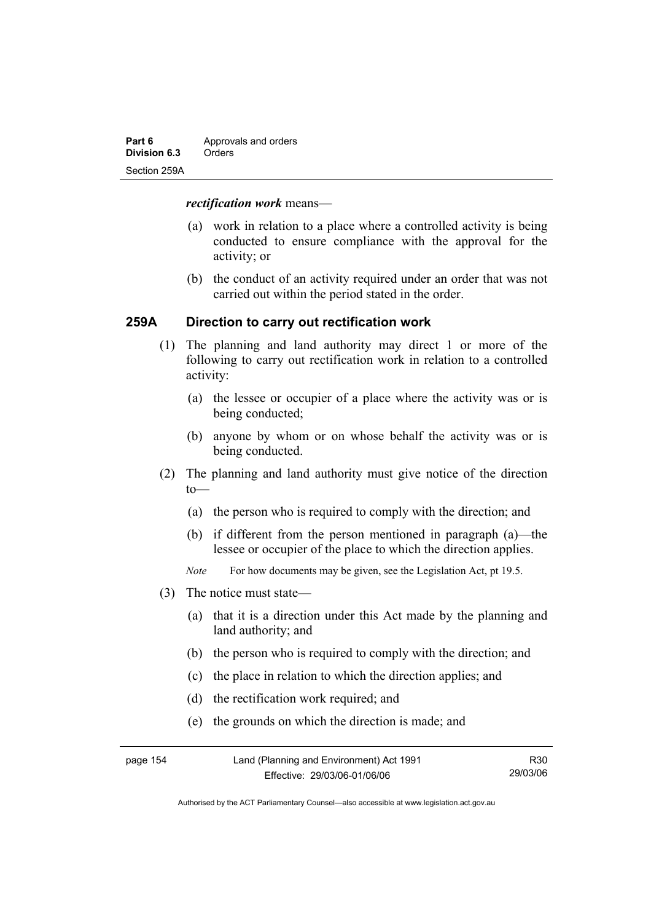***rectification work*** means—

(a) work in relation to a place where a controlled activity is being conducted to ensure compliance with the approval for the activity; or

(b) the conduct of an activity required under an order that was not carried out within the period stated in the order.

### 259A Direction to carry out rectification work

(1) The planning and land authority may direct 1 or more of the following to carry out rectification work in relation to a controlled activity:

(a) the lessee or occupier of a place where the activity was or is being conducted;

(b) anyone by whom or on whose behalf the activity was or is being conducted.

(2) The planning and land authority must give notice of the direction to—

(a) the person who is required to comply with the direction; and

(b) if different from the person mentioned in paragraph (a)—the lessee or occupier of the place to which the direction applies.

*Note* For how documents may be given, see the Legislation Act, pt 19.5.

(3) The notice must state—

(a) that it is a direction under this Act made by the planning and land authority; and

(b) the person who is required to comply with the direction; and

(c) the place in relation to which the direction applies; and

(d) the rectification work required; and

(e) the grounds on which the direction is made; and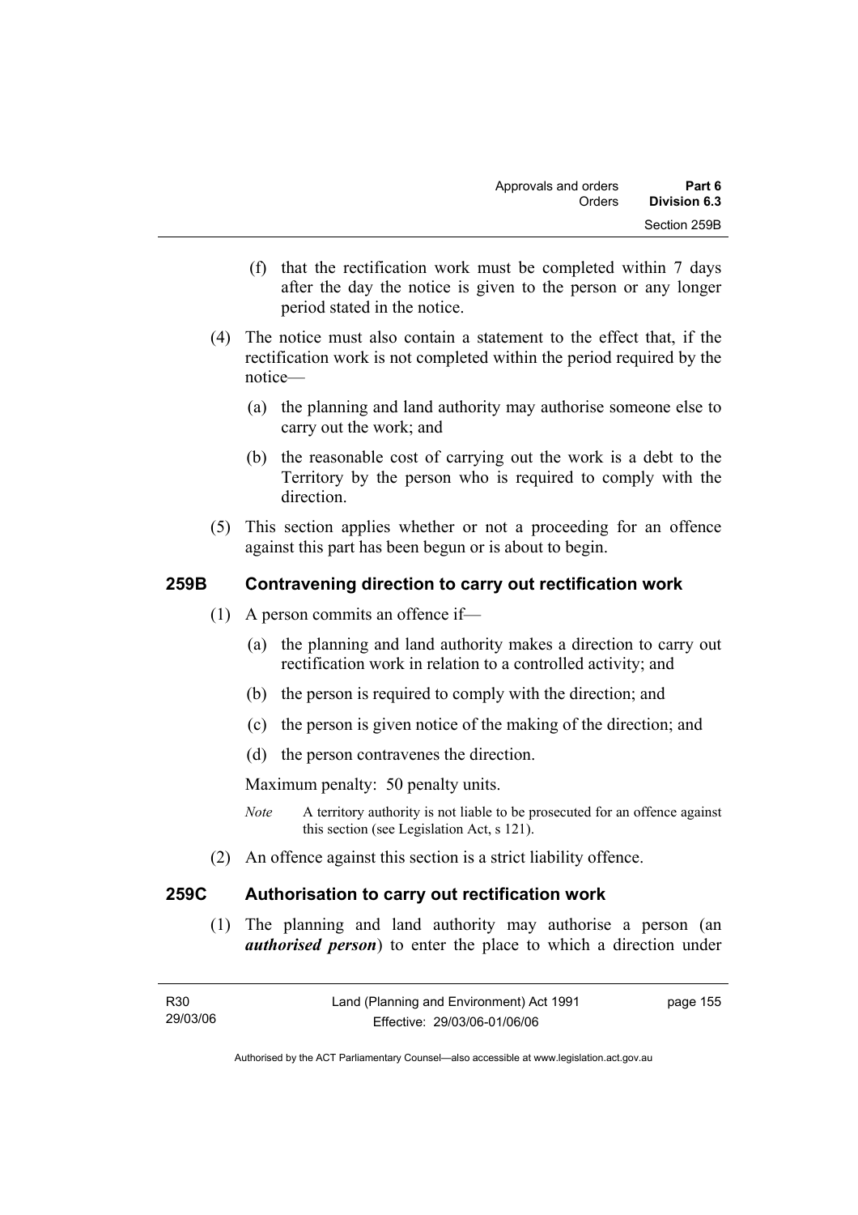(f) that the rectification work must be completed within 7 days after the day the notice is given to the person or any longer period stated in the notice.

(4) The notice must also contain a statement to the effect that, if the rectification work is not completed within the period required by the notice—

(a) the planning and land authority may authorise someone else to carry out the work; and

(b) the reasonable cost of carrying out the work is a debt to the Territory by the person who is required to comply with the direction.

(5) This section applies whether or not a proceeding for an offence against this part has been begun or is about to begin.

## 259B Contravening direction to carry out rectification work

(1) A person commits an offence if—

(a) the planning and land authority makes a direction to carry out rectification work in relation to a controlled activity; and

(b) the person is required to comply with the direction; and

(c) the person is given notice of the making of the direction; and

(d) the person contravenes the direction.

Maximum penalty: 50 penalty units.

*Note* A territory authority is not liable to be prosecuted for an offence against this section (see Legislation Act, s 121).

(2) An offence against this section is a strict liability offence.

## 259C Authorisation to carry out rectification work

(1) The planning and land authority may authorise a person (an ***authorised person***) to enter the place to which a direction under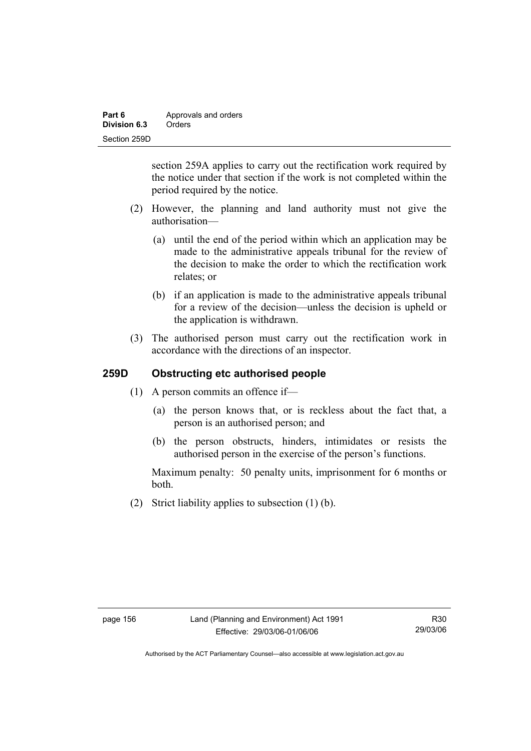section 259A applies to carry out the rectification work required by the notice under that section if the work is not completed within the period required by the notice.

(2) However, the planning and land authority must not give the authorisation—

(a) until the end of the period within which an application may be made to the administrative appeals tribunal for the review of the decision to make the order to which the rectification work relates; or

(b) if an application is made to the administrative appeals tribunal for a review of the decision—unless the decision is upheld or the application is withdrawn.

(3) The authorised person must carry out the rectification work in accordance with the directions of an inspector.

## 259D Obstructing etc authorised people

(1) A person commits an offence if—

(a) the person knows that, or is reckless about the fact that, a person is an authorised person; and

(b) the person obstructs, hinders, intimidates or resists the authorised person in the exercise of the person's functions.

Maximum penalty: 50 penalty units, imprisonment for 6 months or both.

(2) Strict liability applies to subsection (1) (b).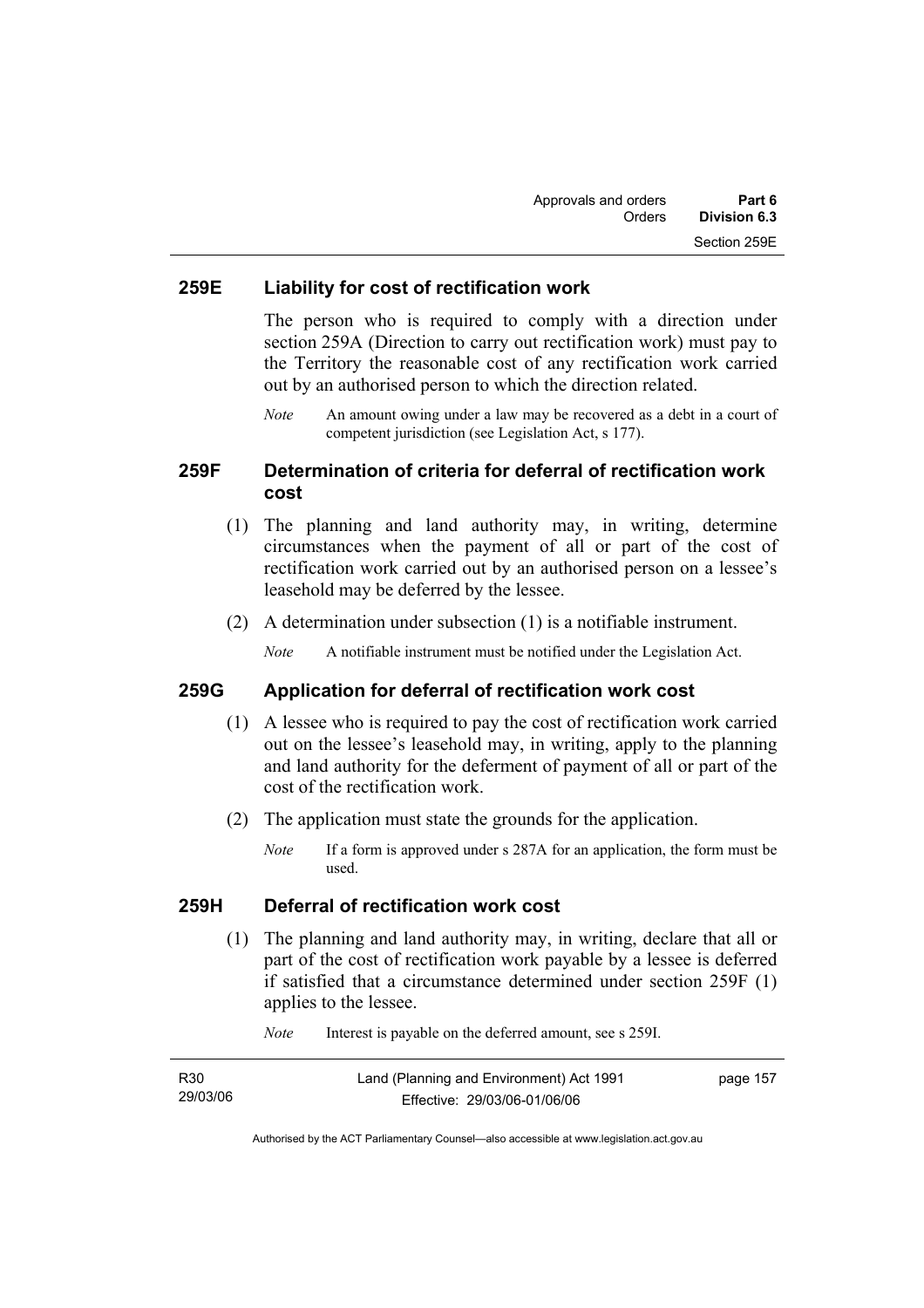## 259E Liability for cost of rectification work

The person who is required to comply with a direction under section 259A (Direction to carry out rectification work) must pay to the Territory the reasonable cost of any rectification work carried out by an authorised person to which the direction related.

*Note* An amount owing under a law may be recovered as a debt in a court of competent jurisdiction (see Legislation Act, s 177).

## 259F Determination of criteria for deferral of rectification work cost

(1) The planning and land authority may, in writing, determine circumstances when the payment of all or part of the cost of rectification work carried out by an authorised person on a lessee's leasehold may be deferred by the lessee.

(2) A determination under subsection (1) is a notifiable instrument.

*Note* A notifiable instrument must be notified under the Legislation Act.

## 259G Application for deferral of rectification work cost

(1) A lessee who is required to pay the cost of rectification work carried out on the lessee's leasehold may, in writing, apply to the planning and land authority for the deferment of payment of all or part of the cost of the rectification work.

(2) The application must state the grounds for the application.

*Note* If a form is approved under s 287A for an application, the form must be used.

## 259H Deferral of rectification work cost

(1) The planning and land authority may, in writing, declare that all or part of the cost of rectification work payable by a lessee is deferred if satisfied that a circumstance determined under section 259F (1) applies to the lessee.

*Note* Interest is payable on the deferred amount, see s 259I.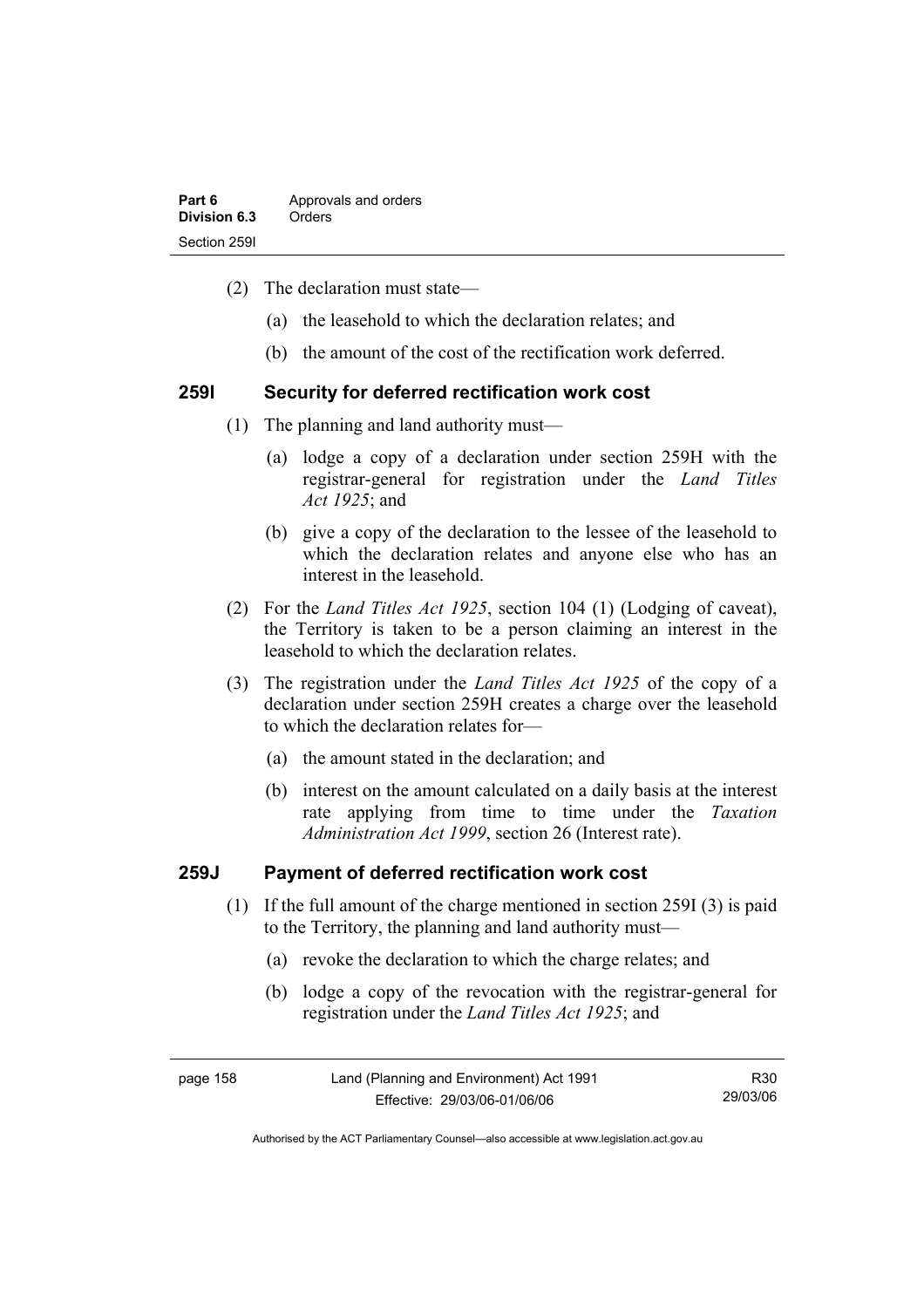(2) The declaration must state—

(a) the leasehold to which the declaration relates; and

(b) the amount of the cost of the rectification work deferred.

### 259I Security for deferred rectification work cost

(1) The planning and land authority must—

(a) lodge a copy of a declaration under section 259H with the registrar-general for registration under the *Land Titles Act 1925*; and

(b) give a copy of the declaration to the lessee of the leasehold to which the declaration relates and anyone else who has an interest in the leasehold.

(2) For the *Land Titles Act 1925*, section 104 (1) (Lodging of caveat), the Territory is taken to be a person claiming an interest in the leasehold to which the declaration relates.

(3) The registration under the *Land Titles Act 1925* of the copy of a declaration under section 259H creates a charge over the leasehold to which the declaration relates for—

(a) the amount stated in the declaration; and

(b) interest on the amount calculated on a daily basis at the interest rate applying from time to time under the *Taxation Administration Act 1999*, section 26 (Interest rate).

### 259J Payment of deferred rectification work cost

(1) If the full amount of the charge mentioned in section 259I (3) is paid to the Territory, the planning and land authority must—

(a) revoke the declaration to which the charge relates; and

(b) lodge a copy of the revocation with the registrar-general for registration under the *Land Titles Act 1925*; and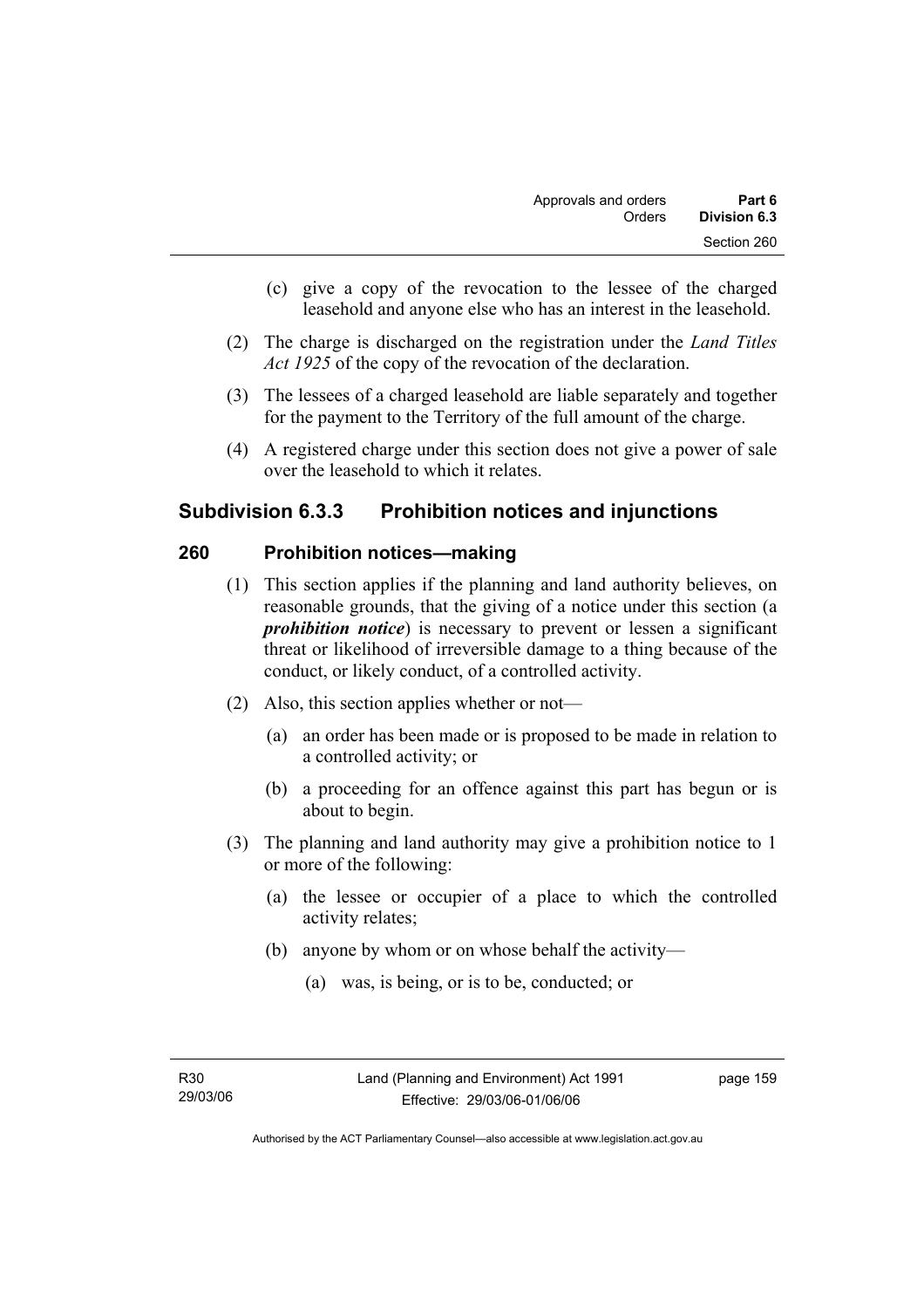(c) give a copy of the revocation to the lessee of the charged leasehold and anyone else who has an interest in the leasehold.

(2) The charge is discharged on the registration under the *Land Titles Act 1925* of the copy of the revocation of the declaration.

(3) The lessees of a charged leasehold are liable separately and together for the payment to the Territory of the full amount of the charge.

(4) A registered charge under this section does not give a power of sale over the leasehold to which it relates.

## Subdivision 6.3.3 Prohibition notices and injunctions

### 260 Prohibition notices—making

(1) This section applies if the planning and land authority believes, on reasonable grounds, that the giving of a notice under this section (a ***prohibition notice***) is necessary to prevent or lessen a significant threat or likelihood of irreversible damage to a thing because of the conduct, or likely conduct, of a controlled activity.

(2) Also, this section applies whether or not—

(a) an order has been made or is proposed to be made in relation to a controlled activity; or

(b) a proceeding for an offence against this part has begun or is about to begin.

(3) The planning and land authority may give a prohibition notice to 1 or more of the following:

(a) the lessee or occupier of a place to which the controlled activity relates;

(b) anyone by whom or on whose behalf the activity—

(a) was, is being, or is to be, conducted; or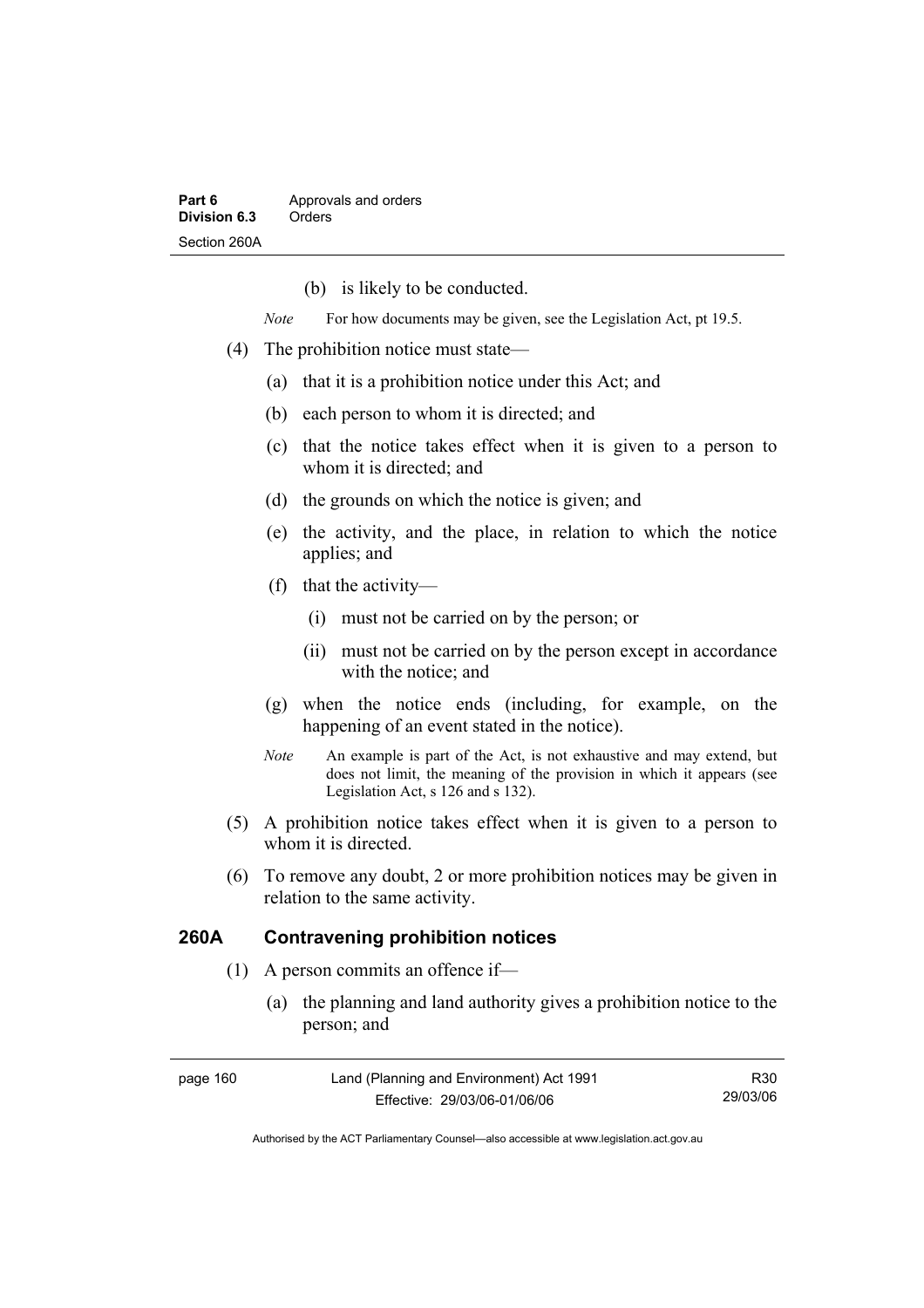(b) is likely to be conducted.

*Note* For how documents may be given, see the Legislation Act, pt 19.5.

(4) The prohibition notice must state—

(a) that it is a prohibition notice under this Act; and

(b) each person to whom it is directed; and

(c) that the notice takes effect when it is given to a person to whom it is directed; and

(d) the grounds on which the notice is given; and

(e) the activity, and the place, in relation to which the notice applies; and

(f) that the activity—

(i) must not be carried on by the person; or

(ii) must not be carried on by the person except in accordance with the notice; and

(g) when the notice ends (including, for example, on the happening of an event stated in the notice).

*Note* An example is part of the Act, is not exhaustive and may extend, but does not limit, the meaning of the provision in which it appears (see Legislation Act, s 126 and s 132).

(5) A prohibition notice takes effect when it is given to a person to whom it is directed.

(6) To remove any doubt, 2 or more prohibition notices may be given in relation to the same activity.

## 260A Contravening prohibition notices

(1) A person commits an offence if—

(a) the planning and land authority gives a prohibition notice to the person; and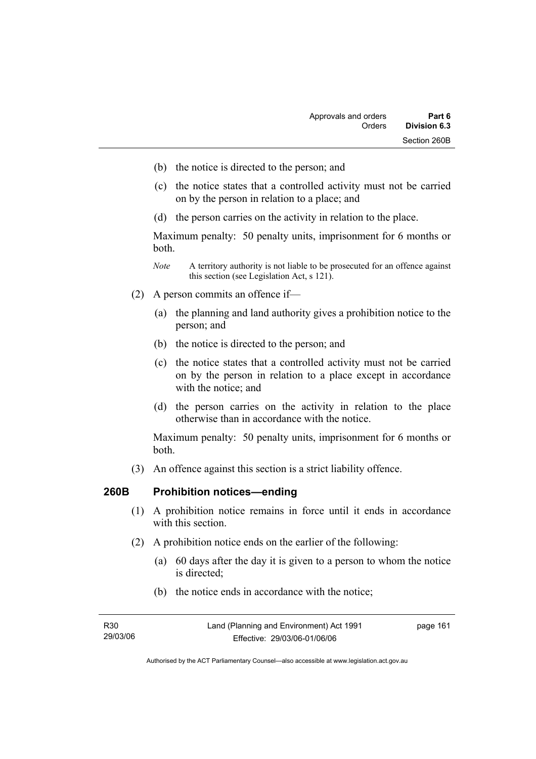(b) the notice is directed to the person; and

(c) the notice states that a controlled activity must not be carried on by the person in relation to a place; and

(d) the person carries on the activity in relation to the place.

Maximum penalty: 50 penalty units, imprisonment for 6 months or both.

*Note* A territory authority is not liable to be prosecuted for an offence against this section (see Legislation Act, s 121).

(2) A person commits an offence if—

(a) the planning and land authority gives a prohibition notice to the person; and

(b) the notice is directed to the person; and

(c) the notice states that a controlled activity must not be carried on by the person in relation to a place except in accordance with the notice; and

(d) the person carries on the activity in relation to the place otherwise than in accordance with the notice.

Maximum penalty: 50 penalty units, imprisonment for 6 months or both.

(3) An offence against this section is a strict liability offence.

## 260B Prohibition notices—ending

(1) A prohibition notice remains in force until it ends in accordance with this section.

(2) A prohibition notice ends on the earlier of the following:

(a) 60 days after the day it is given to a person to whom the notice is directed;

(b) the notice ends in accordance with the notice;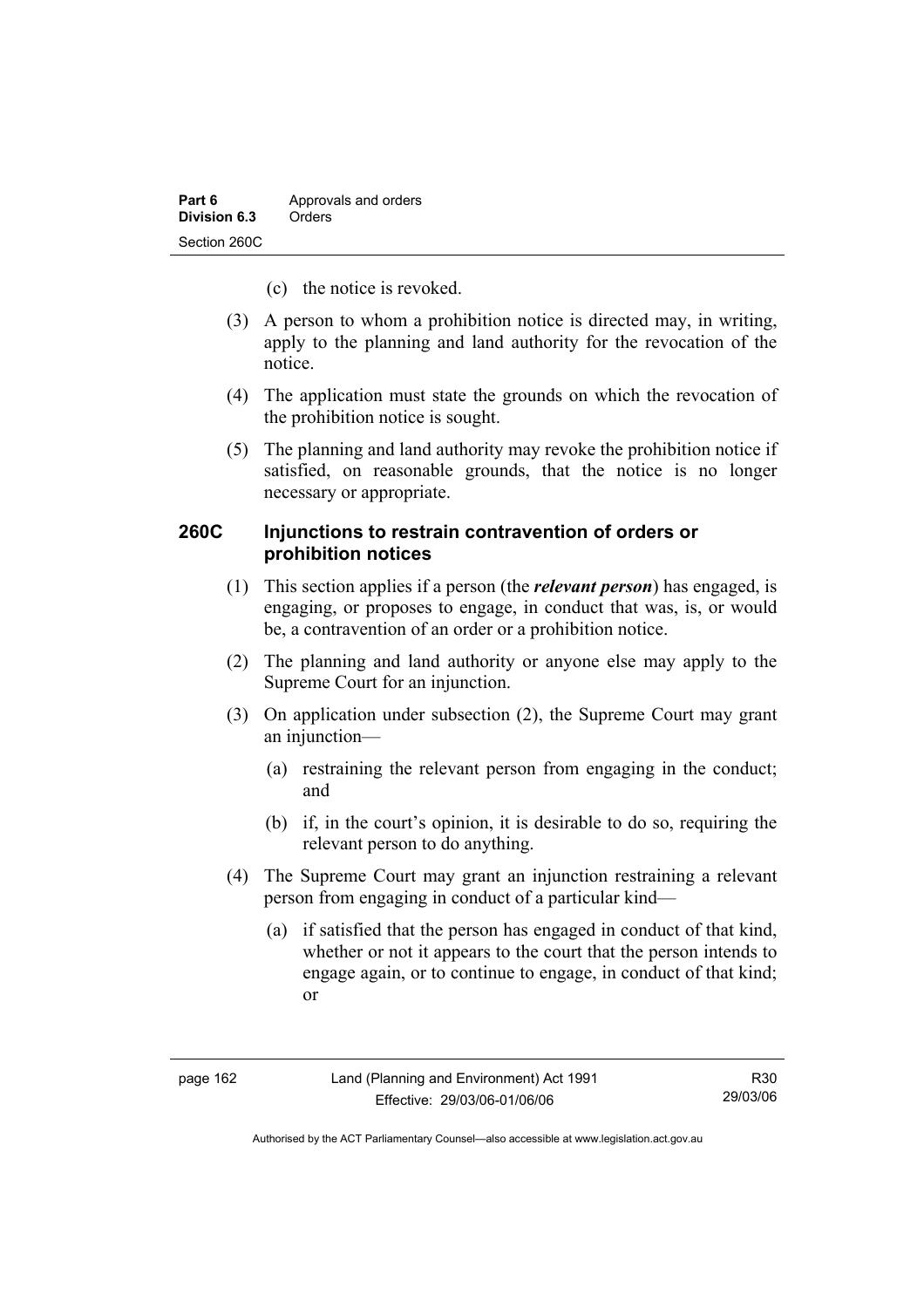(c) the notice is revoked.

(3) A person to whom a prohibition notice is directed may, in writing, apply to the planning and land authority for the revocation of the notice.

(4) The application must state the grounds on which the revocation of the prohibition notice is sought.

(5) The planning and land authority may revoke the prohibition notice if satisfied, on reasonable grounds, that the notice is no longer necessary or appropriate.

### 260C Injunctions to restrain contravention of orders or prohibition notices

(1) This section applies if a person (the ***relevant person***) has engaged, is engaging, or proposes to engage, in conduct that was, is, or would be, a contravention of an order or a prohibition notice.

(2) The planning and land authority or anyone else may apply to the Supreme Court for an injunction.

(3) On application under subsection (2), the Supreme Court may grant an injunction—

(a) restraining the relevant person from engaging in the conduct; and

(b) if, in the court's opinion, it is desirable to do so, requiring the relevant person to do anything.

(4) The Supreme Court may grant an injunction restraining a relevant person from engaging in conduct of a particular kind—

(a) if satisfied that the person has engaged in conduct of that kind, whether or not it appears to the court that the person intends to engage again, or to continue to engage, in conduct of that kind; or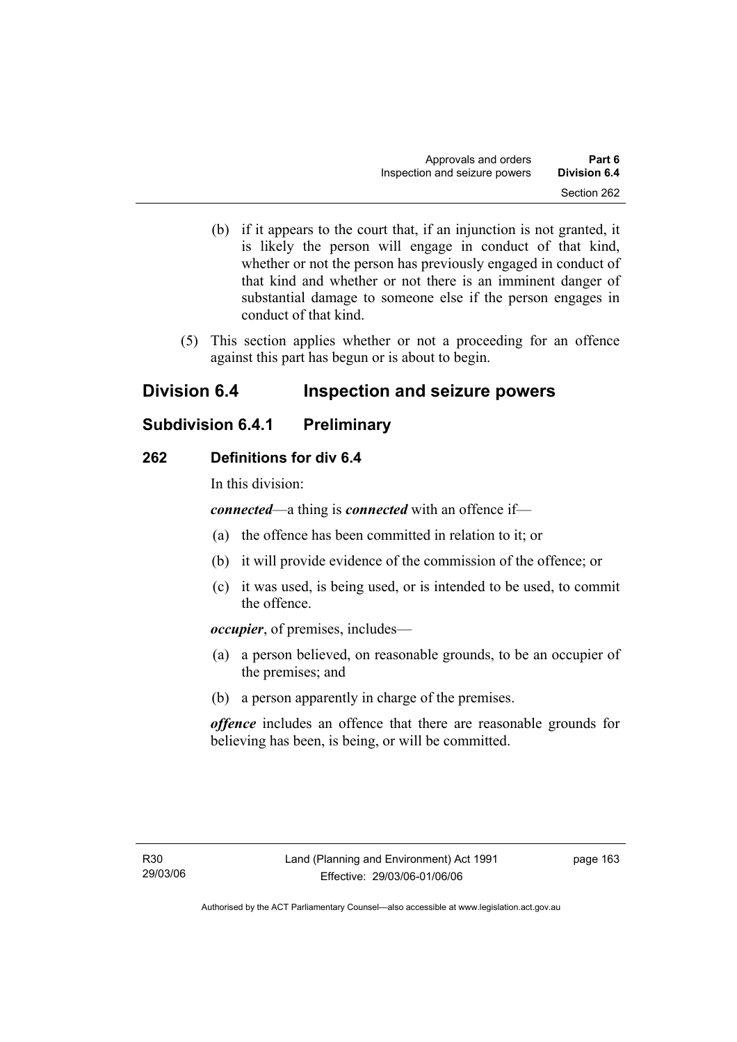(b) if it appears to the court that, if an injunction is not granted, it is likely the person will engage in conduct of that kind, whether or not the person has previously engaged in conduct of that kind and whether or not there is an imminent danger of substantial damage to someone else if the person engages in conduct of that kind.

(5) This section applies whether or not a proceeding for an offence against this part has begun or is about to begin.

## Division 6.4 Inspection and seizure powers

### Subdivision 6.4.1 Preliminary

#### 262 Definitions for div 6.4

In this division:

***connected***—a thing is ***connected*** with an offence if—

(a) the offence has been committed in relation to it; or

(b) it will provide evidence of the commission of the offence; or

(c) it was used, is being used, or is intended to be used, to commit the offence.

***occupier***, of premises, includes—

(a) a person believed, on reasonable grounds, to be an occupier of the premises; and

(b) a person apparently in charge of the premises.

***offence*** includes an offence that there are reasonable grounds for believing has been, is being, or will be committed.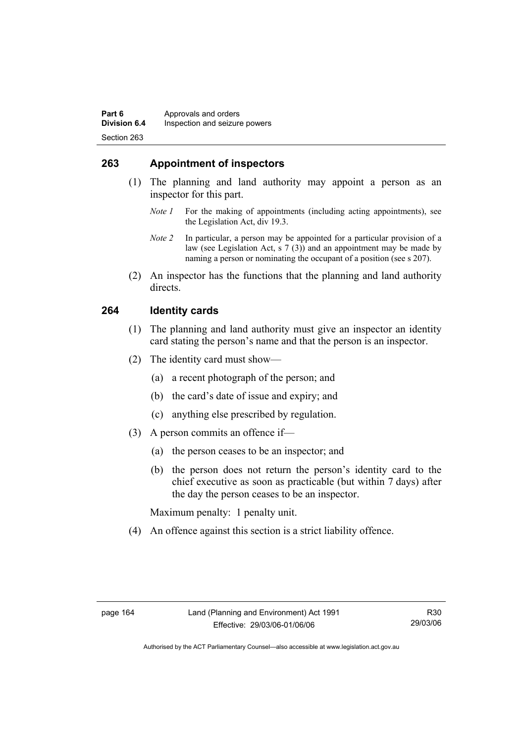## 263 Appointment of inspectors

(1) The planning and land authority may appoint a person as an inspector for this part.

*Note 1* For the making of appointments (including acting appointments), see the Legislation Act, div 19.3.

*Note 2* In particular, a person may be appointed for a particular provision of a law (see Legislation Act, s 7 (3)) and an appointment may be made by naming a person or nominating the occupant of a position (see s 207).

(2) An inspector has the functions that the planning and land authority directs.

## 264 Identity cards

(1) The planning and land authority must give an inspector an identity card stating the person's name and that the person is an inspector.

(2) The identity card must show—

(a) a recent photograph of the person; and

(b) the card's date of issue and expiry; and

(c) anything else prescribed by regulation.

(3) A person commits an offence if—

(a) the person ceases to be an inspector; and

(b) the person does not return the person's identity card to the chief executive as soon as practicable (but within 7 days) after the day the person ceases to be an inspector.

Maximum penalty: 1 penalty unit.

(4) An offence against this section is a strict liability offence.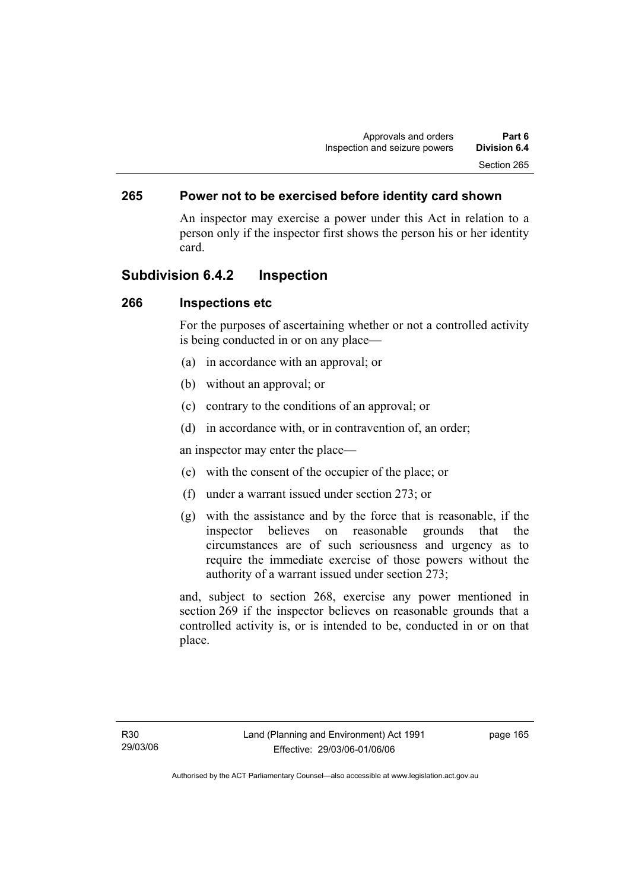## 265 Power not to be exercised before identity card shown

An inspector may exercise a power under this Act in relation to a person only if the inspector first shows the person his or her identity card.

## Subdivision 6.4.2 Inspection

### 266 Inspections etc

For the purposes of ascertaining whether or not a controlled activity is being conducted in or on any place—

(a) in accordance with an approval; or

(b) without an approval; or

(c) contrary to the conditions of an approval; or

(d) in accordance with, or in contravention of, an order;

an inspector may enter the place—

(e) with the consent of the occupier of the place; or

(f) under a warrant issued under section 273; or

(g) with the assistance and by the force that is reasonable, if the inspector believes on reasonable grounds that the circumstances are of such seriousness and urgency as to require the immediate exercise of those powers without the authority of a warrant issued under section 273;

and, subject to section 268, exercise any power mentioned in section 269 if the inspector believes on reasonable grounds that a controlled activity is, or is intended to be, conducted in or on that place.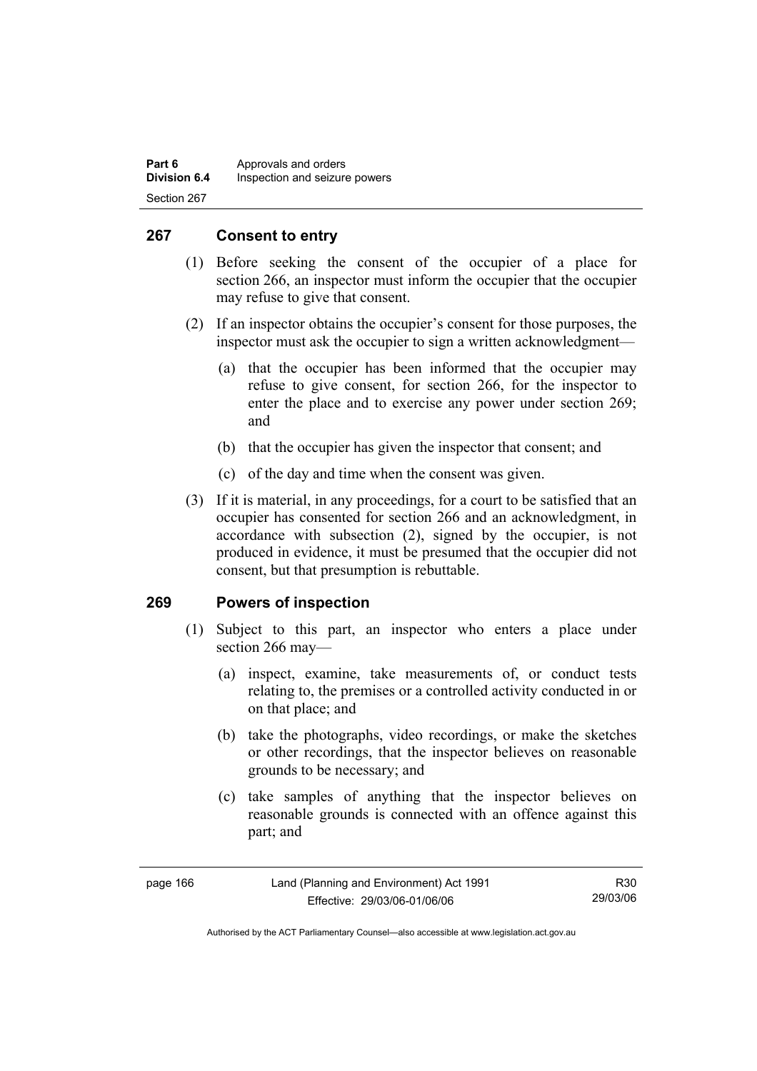## 267 Consent to entry

(1) Before seeking the consent of the occupier of a place for section 266, an inspector must inform the occupier that the occupier may refuse to give that consent.

(2) If an inspector obtains the occupier's consent for those purposes, the inspector must ask the occupier to sign a written acknowledgment—

(a) that the occupier has been informed that the occupier may refuse to give consent, for section 266, for the inspector to enter the place and to exercise any power under section 269; and

(b) that the occupier has given the inspector that consent; and

(c) of the day and time when the consent was given.

(3) If it is material, in any proceedings, for a court to be satisfied that an occupier has consented for section 266 and an acknowledgment, in accordance with subsection (2), signed by the occupier, is not produced in evidence, it must be presumed that the occupier did not consent, but that presumption is rebuttable.

## 269 Powers of inspection

(1) Subject to this part, an inspector who enters a place under section 266 may—

(a) inspect, examine, take measurements of, or conduct tests relating to, the premises or a controlled activity conducted in or on that place; and

(b) take the photographs, video recordings, or make the sketches or other recordings, that the inspector believes on reasonable grounds to be necessary; and

(c) take samples of anything that the inspector believes on reasonable grounds is connected with an offence against this part; and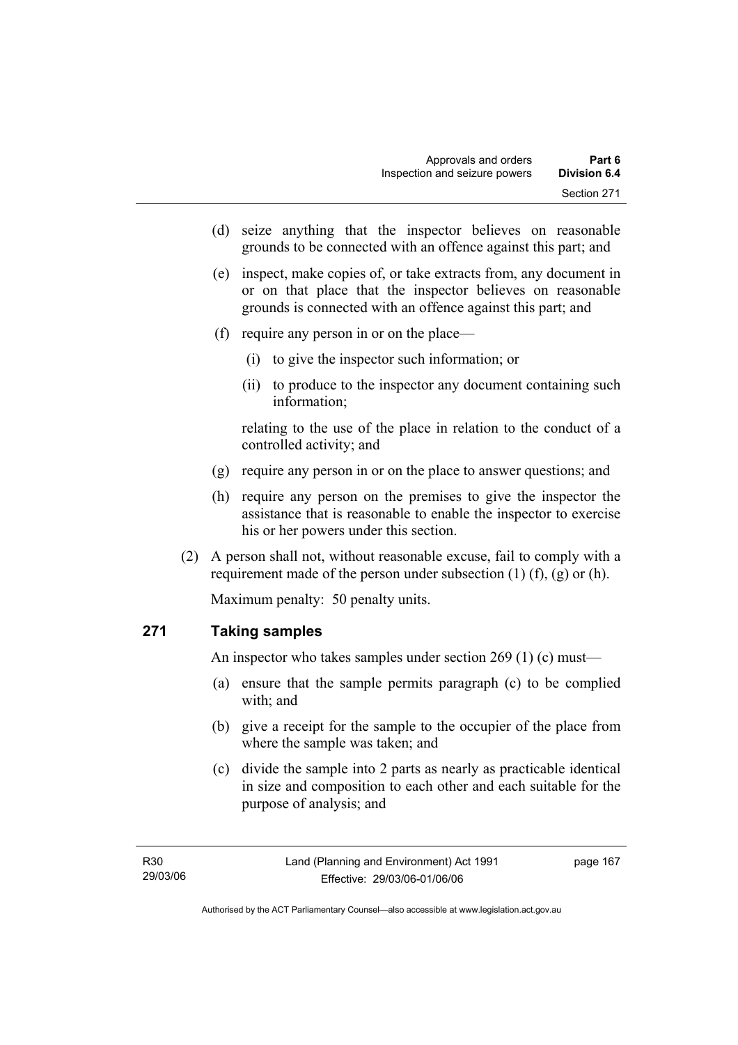(d) seize anything that the inspector believes on reasonable grounds to be connected with an offence against this part; and

(e) inspect, make copies of, or take extracts from, any document in or on that place that the inspector believes on reasonable grounds is connected with an offence against this part; and

(f) require any person in or on the place—

  (i) to give the inspector such information; or

  (ii) to produce to the inspector any document containing such information;

  relating to the use of the place in relation to the conduct of a controlled activity; and

(g) require any person in or on the place to answer questions; and

(h) require any person on the premises to give the inspector the assistance that is reasonable to enable the inspector to exercise his or her powers under this section.

(2) A person shall not, without reasonable excuse, fail to comply with a requirement made of the person under subsection (1) (f), (g) or (h).

Maximum penalty: 50 penalty units.

## 271 Taking samples

An inspector who takes samples under section 269 (1) (c) must—

(a) ensure that the sample permits paragraph (c) to be complied with; and

(b) give a receipt for the sample to the occupier of the place from where the sample was taken; and

(c) divide the sample into 2 parts as nearly as practicable identical in size and composition to each other and each suitable for the purpose of analysis; and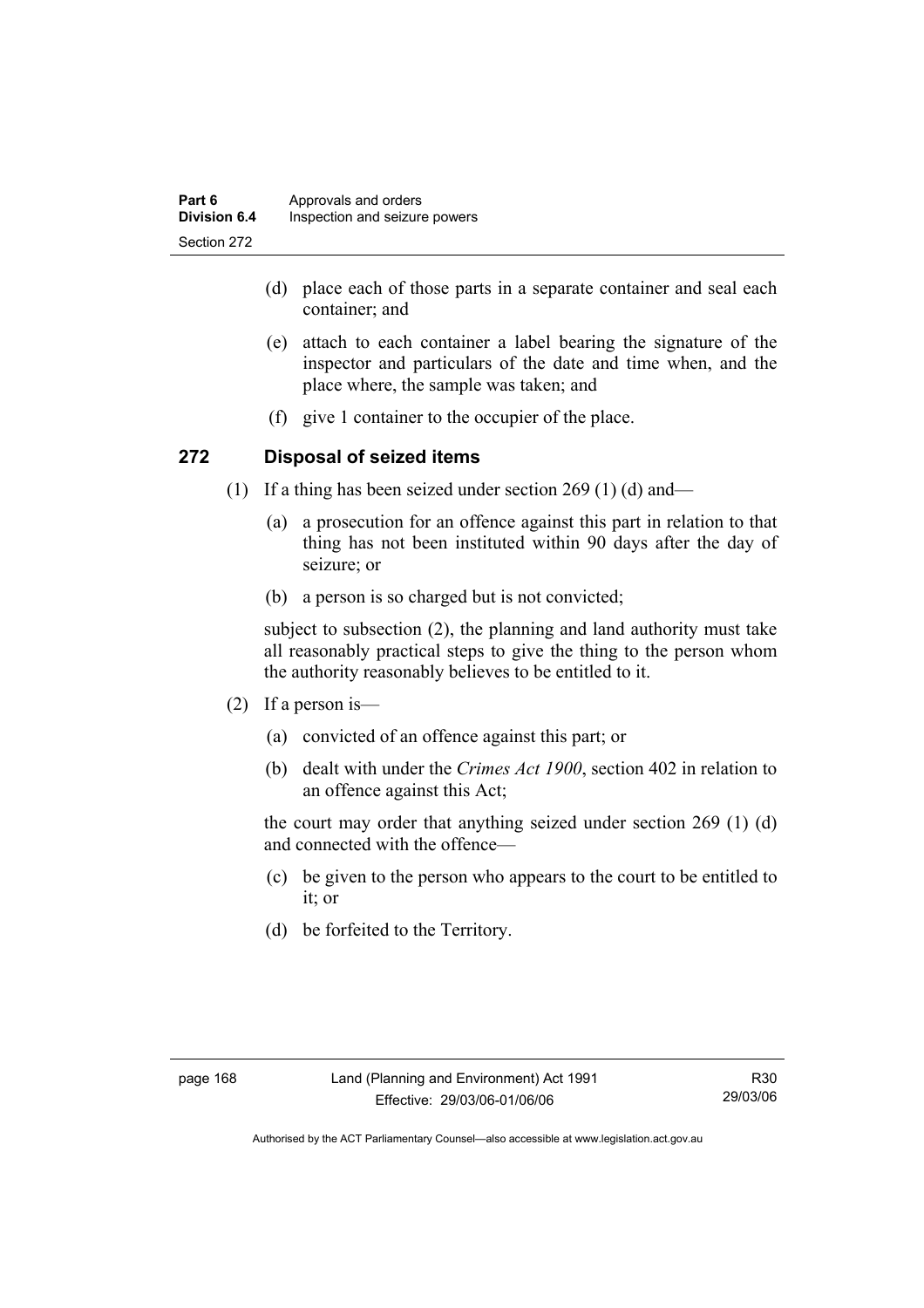(d) place each of those parts in a separate container and seal each container; and

(e) attach to each container a label bearing the signature of the inspector and particulars of the date and time when, and the place where, the sample was taken; and

(f) give 1 container to the occupier of the place.

### 272 Disposal of seized items

(1) If a thing has been seized under section 269 (1) (d) and—

(a) a prosecution for an offence against this part in relation to that thing has not been instituted within 90 days after the day of seizure; or

(b) a person is so charged but is not convicted;

subject to subsection (2), the planning and land authority must take all reasonably practical steps to give the thing to the person whom the authority reasonably believes to be entitled to it.

(2) If a person is—

(a) convicted of an offence against this part; or

(b) dealt with under the *Crimes Act 1900*, section 402 in relation to an offence against this Act;

the court may order that anything seized under section 269 (1) (d) and connected with the offence—

(c) be given to the person who appears to the court to be entitled to it; or

(d) be forfeited to the Territory.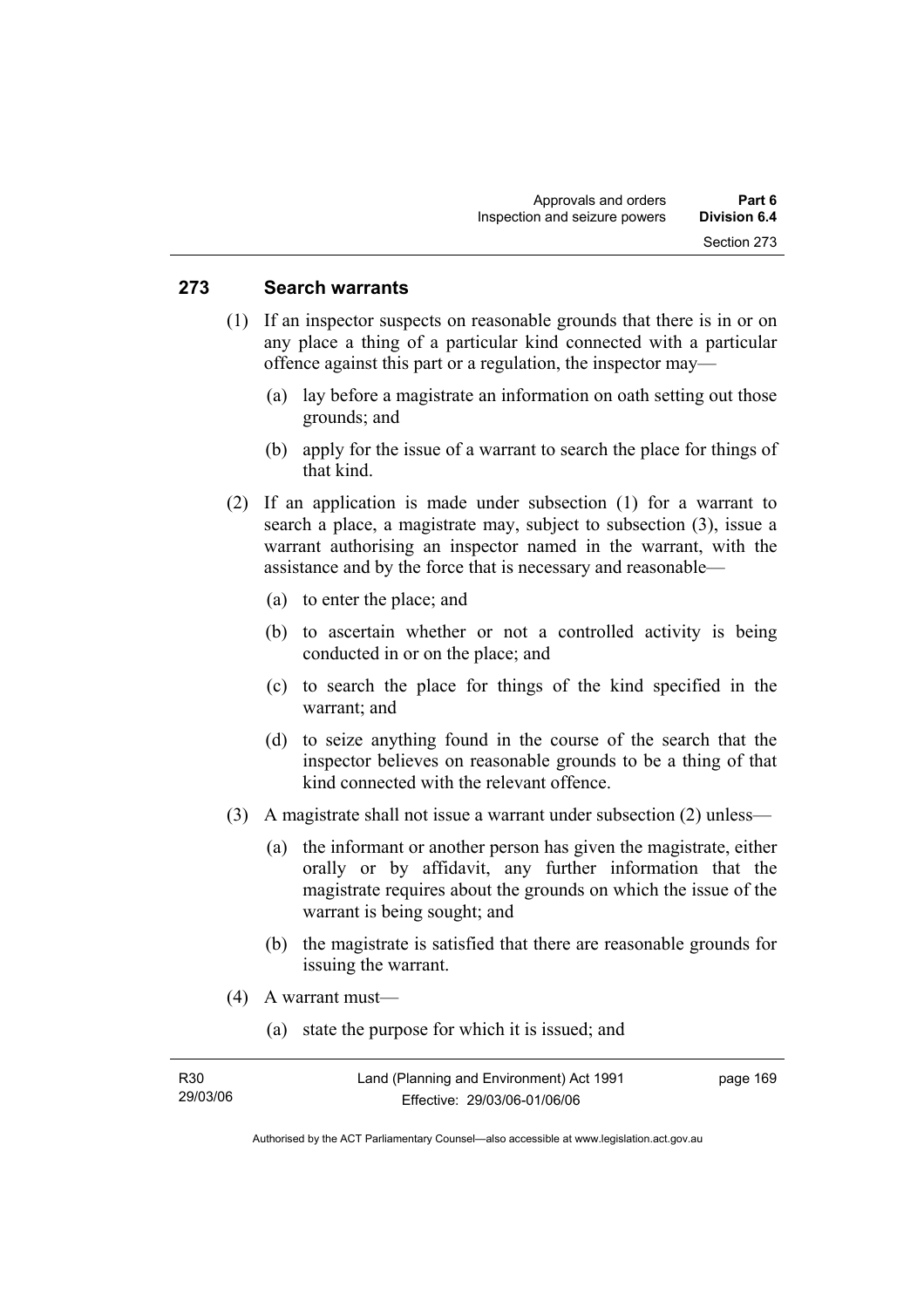## 273 Search warrants

(1) If an inspector suspects on reasonable grounds that there is in or on any place a thing of a particular kind connected with a particular offence against this part or a regulation, the inspector may—

(a) lay before a magistrate an information on oath setting out those grounds; and

(b) apply for the issue of a warrant to search the place for things of that kind.

(2) If an application is made under subsection (1) for a warrant to search a place, a magistrate may, subject to subsection (3), issue a warrant authorising an inspector named in the warrant, with the assistance and by the force that is necessary and reasonable—

(a) to enter the place; and

(b) to ascertain whether or not a controlled activity is being conducted in or on the place; and

(c) to search the place for things of the kind specified in the warrant; and

(d) to seize anything found in the course of the search that the inspector believes on reasonable grounds to be a thing of that kind connected with the relevant offence.

(3) A magistrate shall not issue a warrant under subsection (2) unless—

(a) the informant or another person has given the magistrate, either orally or by affidavit, any further information that the magistrate requires about the grounds on which the issue of the warrant is being sought; and

(b) the magistrate is satisfied that there are reasonable grounds for issuing the warrant.

(4) A warrant must—

(a) state the purpose for which it is issued; and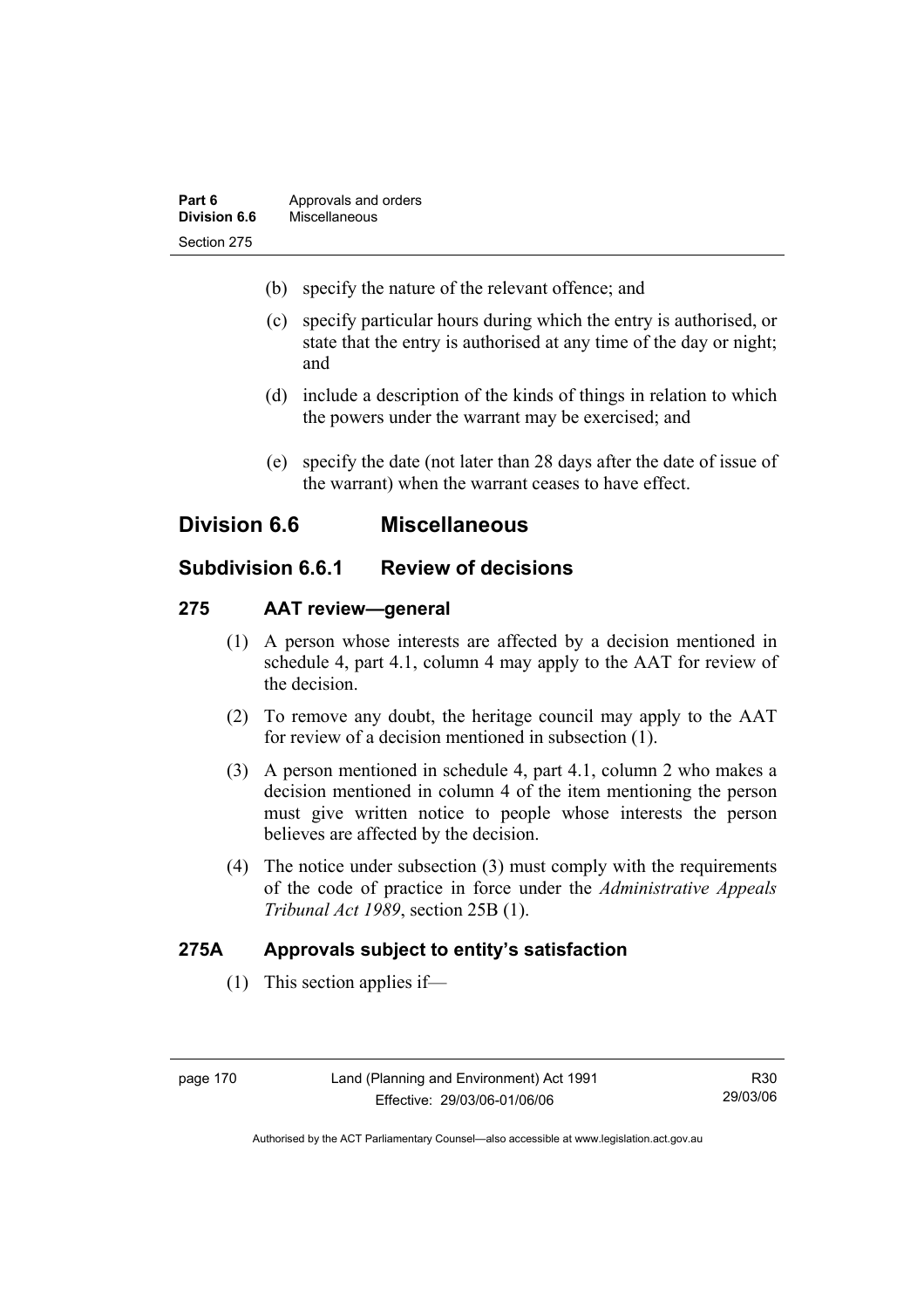(b) specify the nature of the relevant offence; and

(c) specify particular hours during which the entry is authorised, or state that the entry is authorised at any time of the day or night; and

(d) include a description of the kinds of things in relation to which the powers under the warrant may be exercised; and

(e) specify the date (not later than 28 days after the date of issue of the warrant) when the warrant ceases to have effect.

## Division 6.6 Miscellaneous

### Subdivision 6.6.1 Review of decisions

#### 275 AAT review—general

(1) A person whose interests are affected by a decision mentioned in schedule 4, part 4.1, column 4 may apply to the AAT for review of the decision.

(2) To remove any doubt, the heritage council may apply to the AAT for review of a decision mentioned in subsection (1).

(3) A person mentioned in schedule 4, part 4.1, column 2 who makes a decision mentioned in column 4 of the item mentioning the person must give written notice to people whose interests the person believes are affected by the decision.

(4) The notice under subsection (3) must comply with the requirements of the code of practice in force under the *Administrative Appeals Tribunal Act 1989*, section 25B (1).

#### 275A Approvals subject to entity's satisfaction

(1) This section applies if—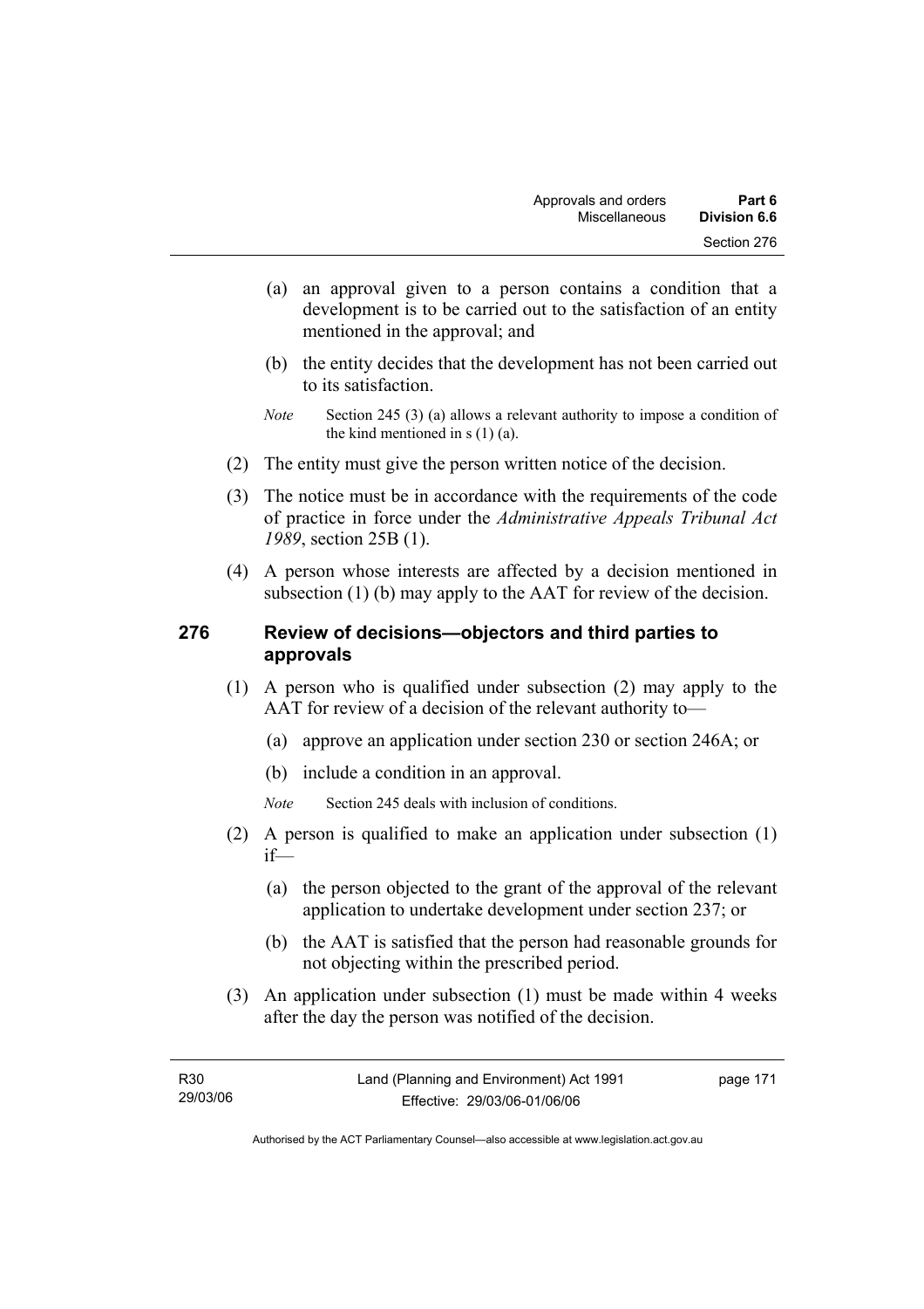(a) an approval given to a person contains a condition that a development is to be carried out to the satisfaction of an entity mentioned in the approval; and

(b) the entity decides that the development has not been carried out to its satisfaction.

*Note* Section 245 (3) (a) allows a relevant authority to impose a condition of the kind mentioned in s (1) (a).

(2) The entity must give the person written notice of the decision.

(3) The notice must be in accordance with the requirements of the code of practice in force under the *Administrative Appeals Tribunal Act 1989*, section 25B (1).

(4) A person whose interests are affected by a decision mentioned in subsection (1) (b) may apply to the AAT for review of the decision.

## 276 Review of decisions—objectors and third parties to approvals

(1) A person who is qualified under subsection (2) may apply to the AAT for review of a decision of the relevant authority to—

(a) approve an application under section 230 or section 246A; or

(b) include a condition in an approval.

*Note* Section 245 deals with inclusion of conditions.

(2) A person is qualified to make an application under subsection (1) if—

(a) the person objected to the grant of the approval of the relevant application to undertake development under section 237; or

(b) the AAT is satisfied that the person had reasonable grounds for not objecting within the prescribed period.

(3) An application under subsection (1) must be made within 4 weeks after the day the person was notified of the decision.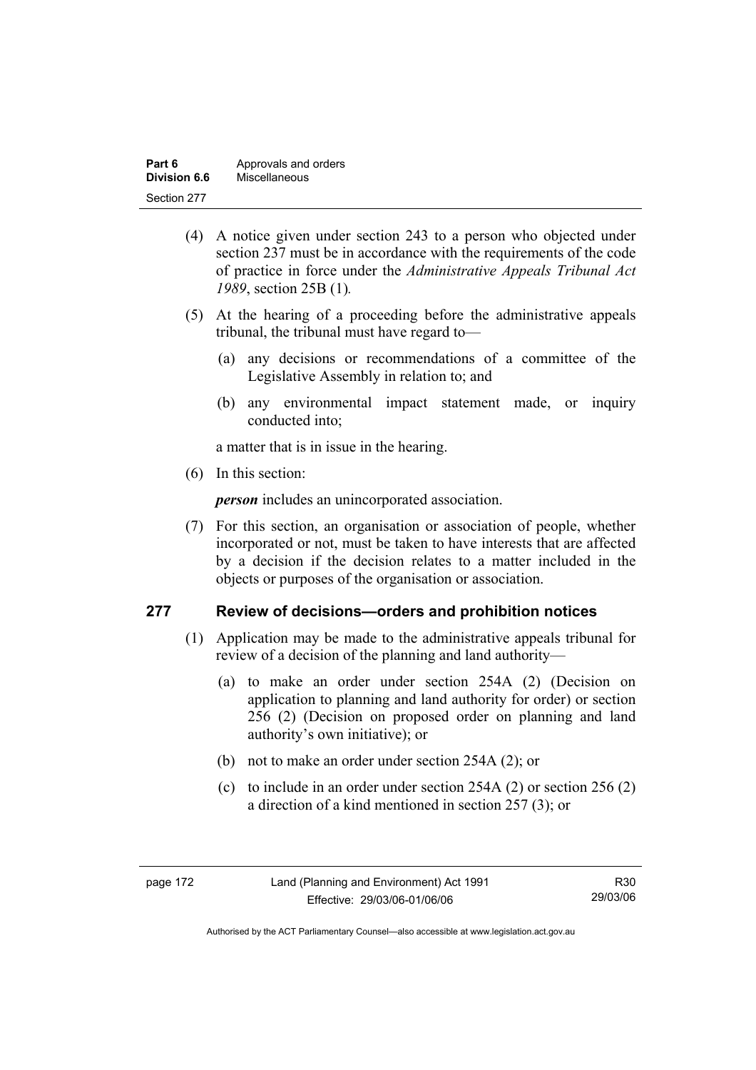(4) A notice given under section 243 to a person who objected under section 237 must be in accordance with the requirements of the code of practice in force under the *Administrative Appeals Tribunal Act 1989*, section 25B (1)*.*

(5) At the hearing of a proceeding before the administrative appeals tribunal, the tribunal must have regard to—

(a) any decisions or recommendations of a committee of the Legislative Assembly in relation to; and

(b) any environmental impact statement made, or inquiry conducted into;

a matter that is in issue in the hearing.

(6) In this section:

***person*** includes an unincorporated association.

(7) For this section, an organisation or association of people, whether incorporated or not, must be taken to have interests that are affected by a decision if the decision relates to a matter included in the objects or purposes of the organisation or association.

## 277 Review of decisions—orders and prohibition notices

(1) Application may be made to the administrative appeals tribunal for review of a decision of the planning and land authority—

(a) to make an order under section 254A (2) (Decision on application to planning and land authority for order) or section 256 (2) (Decision on proposed order on planning and land authority's own initiative); or

(b) not to make an order under section 254A (2); or

(c) to include in an order under section 254A (2) or section 256 (2) a direction of a kind mentioned in section 257 (3); or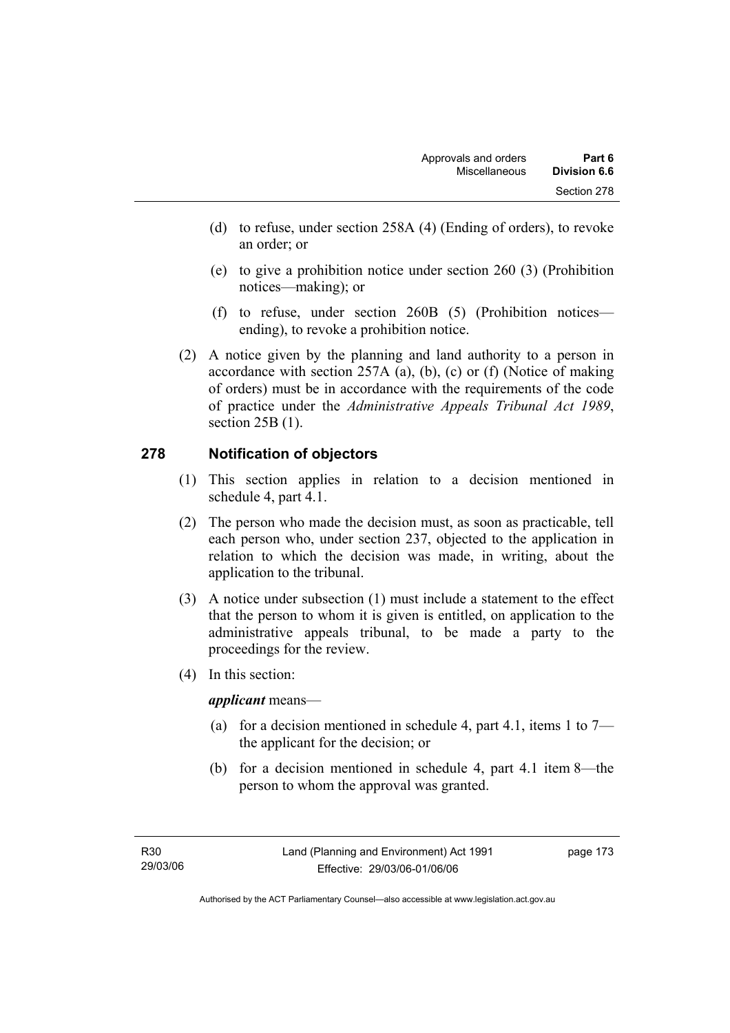(d) to refuse, under section 258A (4) (Ending of orders), to revoke an order; or

(e) to give a prohibition notice under section 260 (3) (Prohibition notices—making); or

(f) to refuse, under section 260B (5) (Prohibition notices—ending), to revoke a prohibition notice.

(2) A notice given by the planning and land authority to a person in accordance with section 257A (a), (b), (c) or (f) (Notice of making of orders) must be in accordance with the requirements of the code of practice under the *Administrative Appeals Tribunal Act 1989*, section 25B (1).

## 278 Notification of objectors

(1) This section applies in relation to a decision mentioned in schedule 4, part 4.1.

(2) The person who made the decision must, as soon as practicable, tell each person who, under section 237, objected to the application in relation to which the decision was made, in writing, about the application to the tribunal.

(3) A notice under subsection (1) must include a statement to the effect that the person to whom it is given is entitled, on application to the administrative appeals tribunal, to be made a party to the proceedings for the review.

(4) In this section:

***applicant*** means—

(a) for a decision mentioned in schedule 4, part 4.1, items 1 to 7—the applicant for the decision; or

(b) for a decision mentioned in schedule 4, part 4.1 item 8—the person to whom the approval was granted.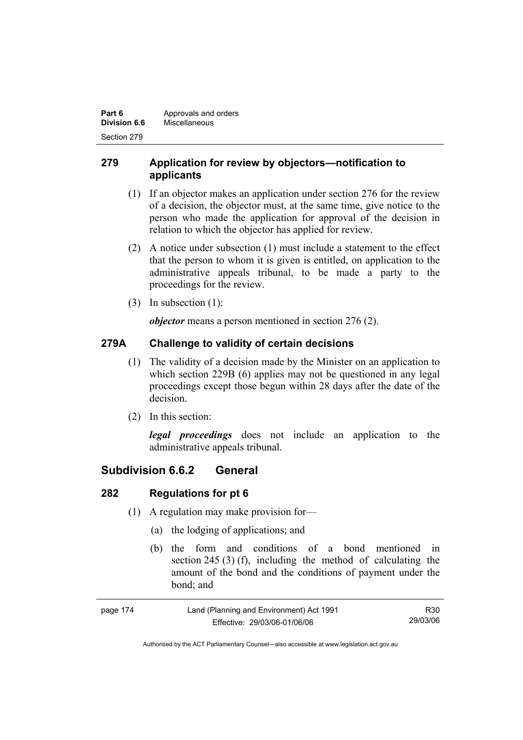## 279 Application for review by objectors—notification to applicants

(1) If an objector makes an application under section 276 for the review of a decision, the objector must, at the same time, give notice to the person who made the application for approval of the decision in relation to which the objector has applied for review.

(2) A notice under subsection (1) must include a statement to the effect that the person to whom it is given is entitled, on application to the administrative appeals tribunal, to be made a party to the proceedings for the review.

(3) In subsection (1):

***objector*** means a person mentioned in section 276 (2).

## 279A Challenge to validity of certain decisions

(1) The validity of a decision made by the Minister on an application to which section 229B (6) applies may not be questioned in any legal proceedings except those begun within 28 days after the date of the decision.

(2) In this section:

***legal proceedings*** does not include an application to the administrative appeals tribunal.

# Subdivision 6.6.2 General

## 282 Regulations for pt 6

(1) A regulation may make provision for—

(a) the lodging of applications; and

(b) the form and conditions of a bond mentioned in section 245 (3) (f), including the method of calculating the amount of the bond and the conditions of payment under the bond; and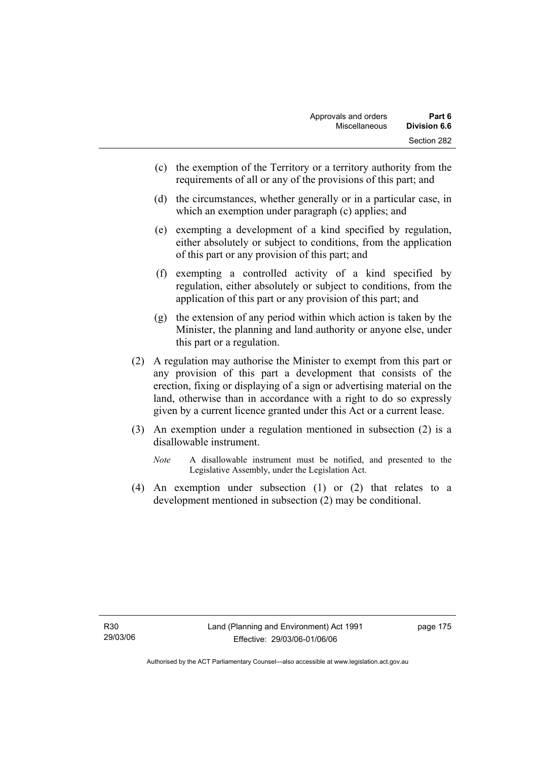(c) the exemption of the Territory or a territory authority from the requirements of all or any of the provisions of this part; and

(d) the circumstances, whether generally or in a particular case, in which an exemption under paragraph (c) applies; and

(e) exempting a development of a kind specified by regulation, either absolutely or subject to conditions, from the application of this part or any provision of this part; and

(f) exempting a controlled activity of a kind specified by regulation, either absolutely or subject to conditions, from the application of this part or any provision of this part; and

(g) the extension of any period within which action is taken by the Minister, the planning and land authority or anyone else, under this part or a regulation.

(2) A regulation may authorise the Minister to exempt from this part or any provision of this part a development that consists of the erection, fixing or displaying of a sign or advertising material on the land, otherwise than in accordance with a right to do so expressly given by a current licence granted under this Act or a current lease.

(3) An exemption under a regulation mentioned in subsection (2) is a disallowable instrument.

*Note* A disallowable instrument must be notified, and presented to the Legislative Assembly, under the Legislation Act.

(4) An exemption under subsection (1) or (2) that relates to a development mentioned in subsection (2) may be conditional.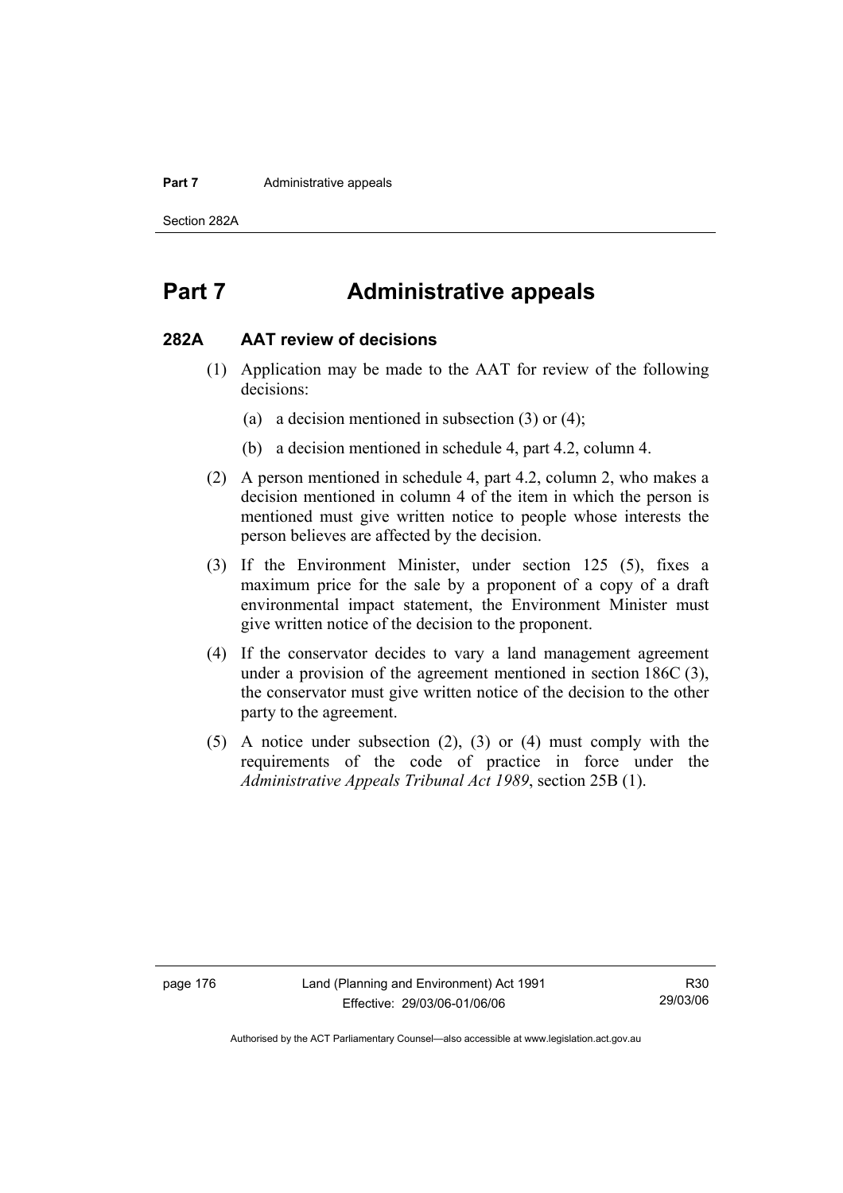# Part 7 Administrative appeals

## 282A AAT review of decisions

(1) Application may be made to the AAT for review of the following decisions:

(a) a decision mentioned in subsection (3) or (4);

(b) a decision mentioned in schedule 4, part 4.2, column 4.

(2) A person mentioned in schedule 4, part 4.2, column 2, who makes a decision mentioned in column 4 of the item in which the person is mentioned must give written notice to people whose interests the person believes are affected by the decision.

(3) If the Environment Minister, under section 125 (5), fixes a maximum price for the sale by a proponent of a copy of a draft environmental impact statement, the Environment Minister must give written notice of the decision to the proponent.

(4) If the conservator decides to vary a land management agreement under a provision of the agreement mentioned in section 186C (3), the conservator must give written notice of the decision to the other party to the agreement.

(5) A notice under subsection (2), (3) or (4) must comply with the requirements of the code of practice in force under the *Administrative Appeals Tribunal Act 1989*, section 25B (1).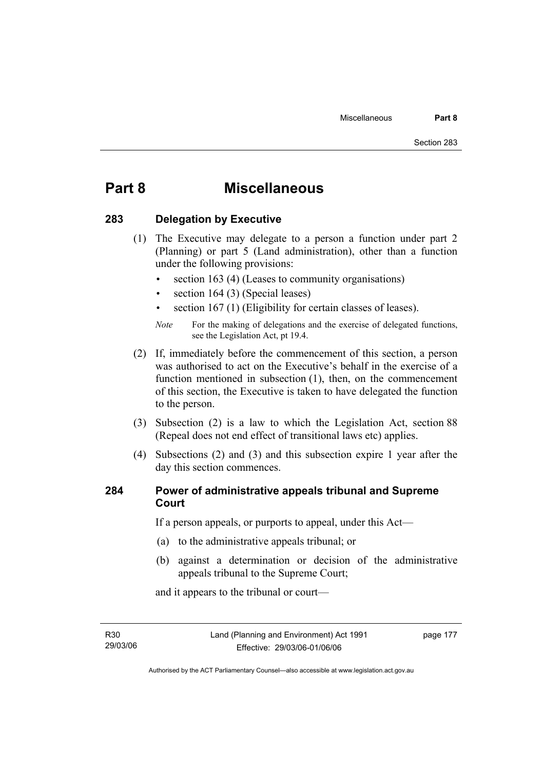# Part 8 Miscellaneous

## 283 Delegation by Executive

(1) The Executive may delegate to a person a function under part 2 (Planning) or part 5 (Land administration), other than a function under the following provisions:

- section 163 (4) (Leases to community organisations)
- section 164 (3) (Special leases)
- section 167 (1) (Eligibility for certain classes of leases).

*Note* For the making of delegations and the exercise of delegated functions, see the Legislation Act, pt 19.4.

(2) If, immediately before the commencement of this section, a person was authorised to act on the Executive's behalf in the exercise of a function mentioned in subsection (1), then, on the commencement of this section, the Executive is taken to have delegated the function to the person.

(3) Subsection (2) is a law to which the Legislation Act, section 88 (Repeal does not end effect of transitional laws etc) applies.

(4) Subsections (2) and (3) and this subsection expire 1 year after the day this section commences.

## 284 Power of administrative appeals tribunal and Supreme Court

If a person appeals, or purports to appeal, under this Act—

(a) to the administrative appeals tribunal; or

(b) against a determination or decision of the administrative appeals tribunal to the Supreme Court;

and it appears to the tribunal or court—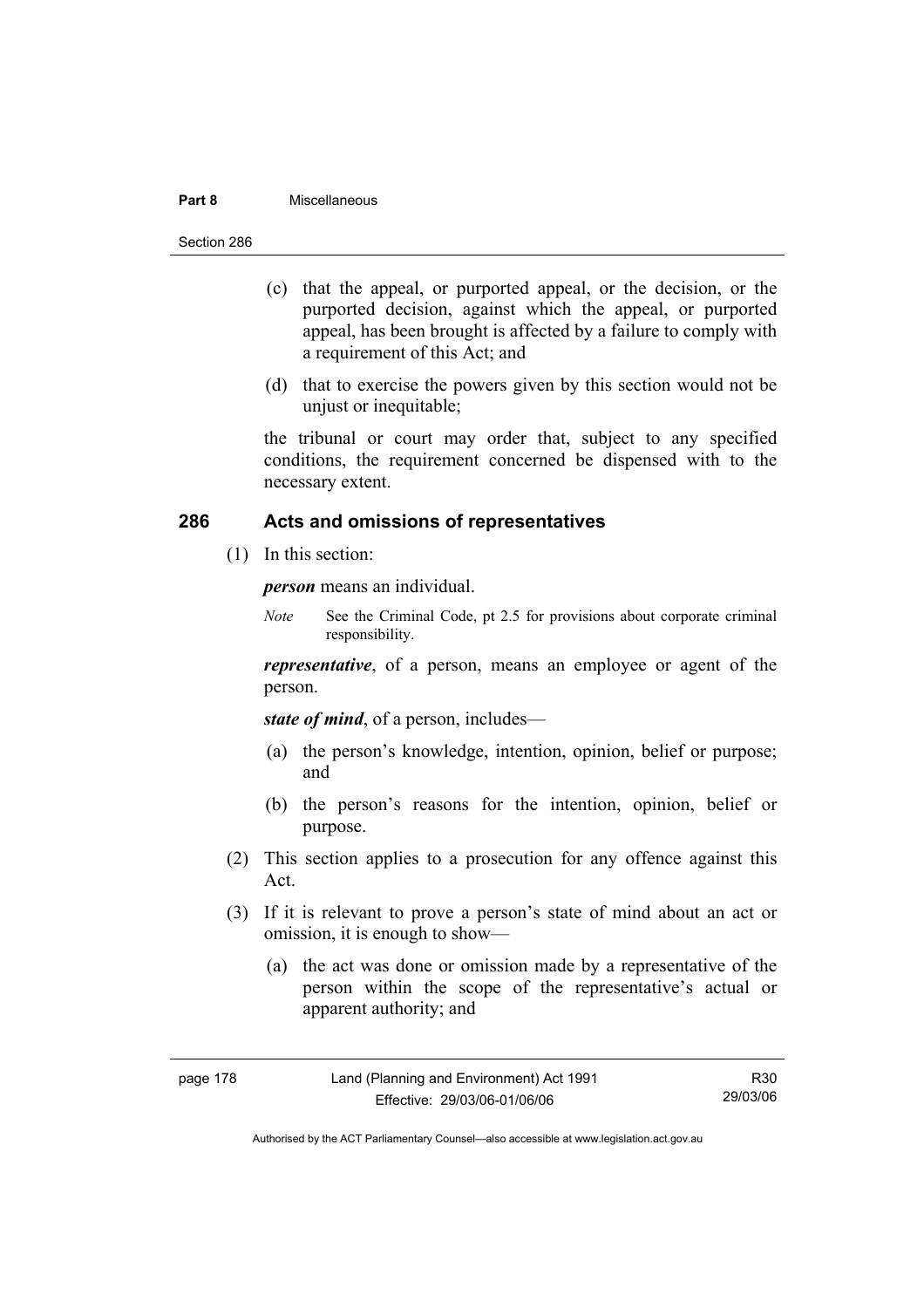(c) that the appeal, or purported appeal, or the decision, or the purported decision, against which the appeal, or purported appeal, has been brought is affected by a failure to comply with a requirement of this Act; and

(d) that to exercise the powers given by this section would not be unjust or inequitable;

the tribunal or court may order that, subject to any specified conditions, the requirement concerned be dispensed with to the necessary extent.

## 286 Acts and omissions of representatives

(1) In this section:

***person*** means an individual.

*Note* See the Criminal Code, pt 2.5 for provisions about corporate criminal responsibility.

***representative***, of a person, means an employee or agent of the person.

***state of mind***, of a person, includes—

(a) the person's knowledge, intention, opinion, belief or purpose; and

(b) the person's reasons for the intention, opinion, belief or purpose.

(2) This section applies to a prosecution for any offence against this Act.

(3) If it is relevant to prove a person's state of mind about an act or omission, it is enough to show—

(a) the act was done or omission made by a representative of the person within the scope of the representative's actual or apparent authority; and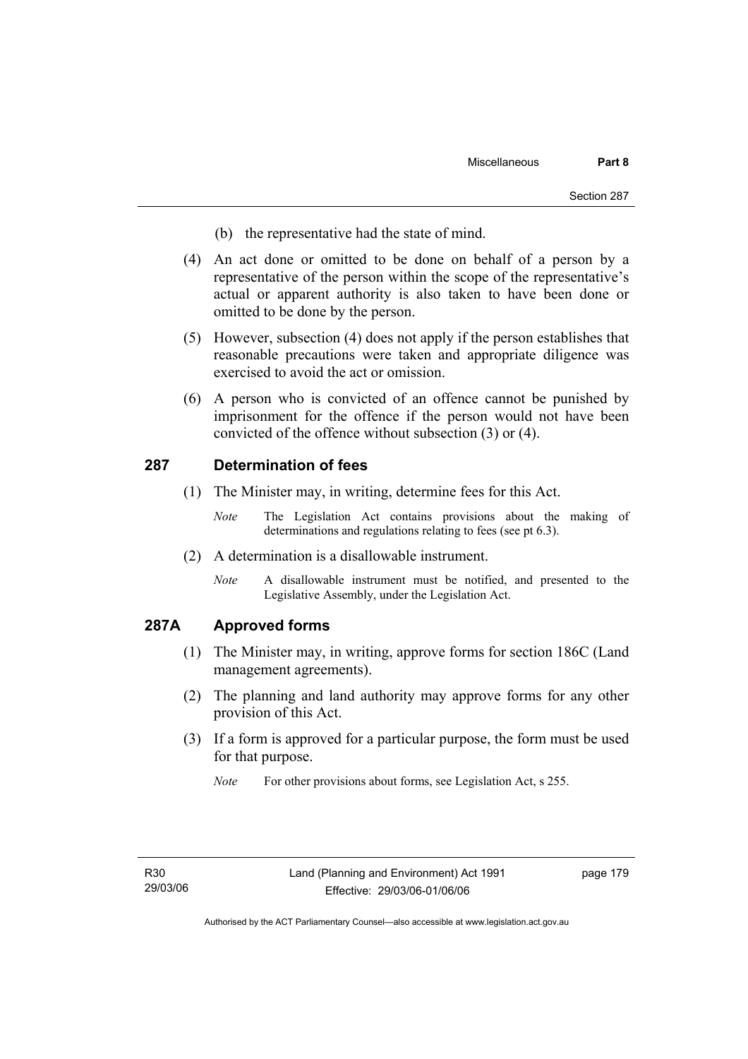(b) the representative had the state of mind.

(4) An act done or omitted to be done on behalf of a person by a representative of the person within the scope of the representative's actual or apparent authority is also taken to have been done or omitted to be done by the person.

(5) However, subsection (4) does not apply if the person establishes that reasonable precautions were taken and appropriate diligence was exercised to avoid the act or omission.

(6) A person who is convicted of an offence cannot be punished by imprisonment for the offence if the person would not have been convicted of the offence without subsection (3) or (4).

## 287 Determination of fees

(1) The Minister may, in writing, determine fees for this Act.

*Note* The Legislation Act contains provisions about the making of determinations and regulations relating to fees (see pt 6.3).

(2) A determination is a disallowable instrument.

*Note* A disallowable instrument must be notified, and presented to the Legislative Assembly, under the Legislation Act.

## 287A Approved forms

(1) The Minister may, in writing, approve forms for section 186C (Land management agreements).

(2) The planning and land authority may approve forms for any other provision of this Act.

(3) If a form is approved for a particular purpose, the form must be used for that purpose.

*Note* For other provisions about forms, see Legislation Act, s 255.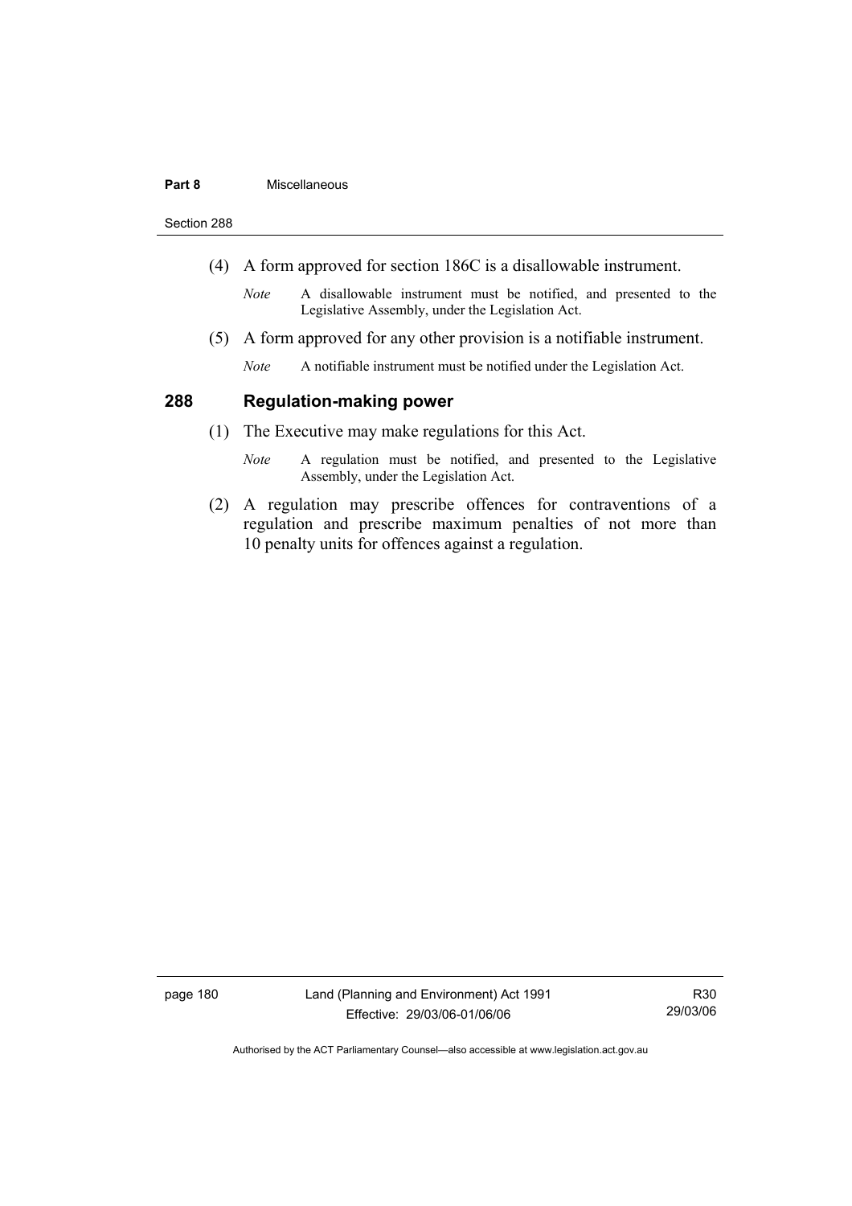(4) A form approved for section 186C is a disallowable instrument.

*Note* A disallowable instrument must be notified, and presented to the Legislative Assembly, under the Legislation Act.

(5) A form approved for any other provision is a notifiable instrument.

*Note* A notifiable instrument must be notified under the Legislation Act.

## 288 Regulation-making power

(1) The Executive may make regulations for this Act.

*Note* A regulation must be notified, and presented to the Legislative Assembly, under the Legislation Act.

(2) A regulation may prescribe offences for contraventions of a regulation and prescribe maximum penalties of not more than 10 penalty units for offences against a regulation.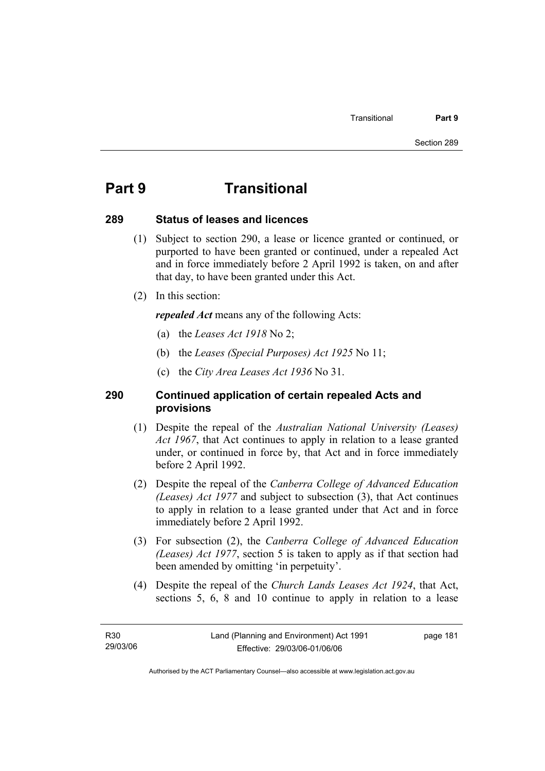# Part 9 Transitional

## 289 Status of leases and licences

(1) Subject to section 290, a lease or licence granted or continued, or purported to have been granted or continued, under a repealed Act and in force immediately before 2 April 1992 is taken, on and after that day, to have been granted under this Act.

(2) In this section:

***repealed Act*** means any of the following Acts:

(a) the *Leases Act 1918* No 2;

(b) the *Leases (Special Purposes) Act 1925* No 11;

(c) the *City Area Leases Act 1936* No 31.

## 290 Continued application of certain repealed Acts and provisions

(1) Despite the repeal of the *Australian National University (Leases) Act 1967*, that Act continues to apply in relation to a lease granted under, or continued in force by, that Act and in force immediately before 2 April 1992.

(2) Despite the repeal of the *Canberra College of Advanced Education (Leases) Act 1977* and subject to subsection (3), that Act continues to apply in relation to a lease granted under that Act and in force immediately before 2 April 1992.

(3) For subsection (2), the *Canberra College of Advanced Education (Leases) Act 1977*, section 5 is taken to apply as if that section had been amended by omitting 'in perpetuity'.

(4) Despite the repeal of the *Church Lands Leases Act 1924*, that Act, sections 5, 6, 8 and 10 continue to apply in relation to a lease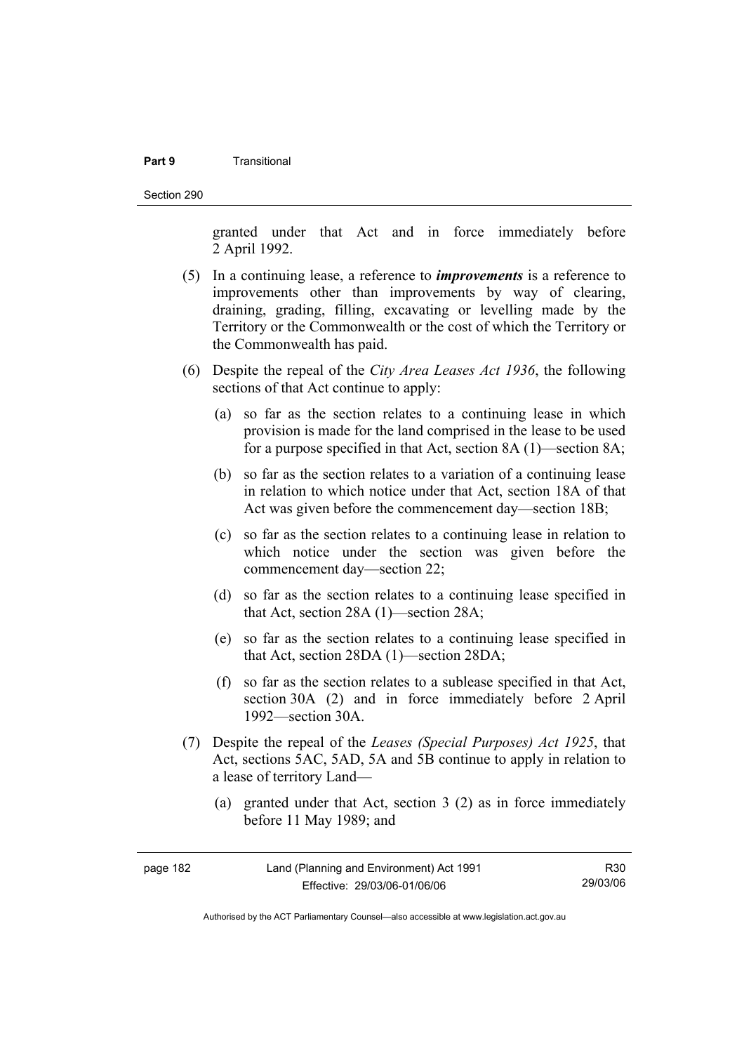granted under that Act and in force immediately before 2 April 1992.

(5) In a continuing lease, a reference to ***improvements*** is a reference to improvements other than improvements by way of clearing, draining, grading, filling, excavating or levelling made by the Territory or the Commonwealth or the cost of which the Territory or the Commonwealth has paid.

(6) Despite the repeal of the *City Area Leases Act 1936*, the following sections of that Act continue to apply:

(a) so far as the section relates to a continuing lease in which provision is made for the land comprised in the lease to be used for a purpose specified in that Act, section 8A (1)—section 8A;

(b) so far as the section relates to a variation of a continuing lease in relation to which notice under that Act, section 18A of that Act was given before the commencement day—section 18B;

(c) so far as the section relates to a continuing lease in relation to which notice under the section was given before the commencement day—section 22;

(d) so far as the section relates to a continuing lease specified in that Act, section 28A (1)—section 28A;

(e) so far as the section relates to a continuing lease specified in that Act, section 28DA (1)—section 28DA;

(f) so far as the section relates to a sublease specified in that Act, section 30A (2) and in force immediately before 2 April 1992—section 30A.

(7) Despite the repeal of the *Leases (Special Purposes) Act 1925*, that Act, sections 5AC, 5AD, 5A and 5B continue to apply in relation to a lease of territory Land—

(a) granted under that Act, section 3 (2) as in force immediately before 11 May 1989; and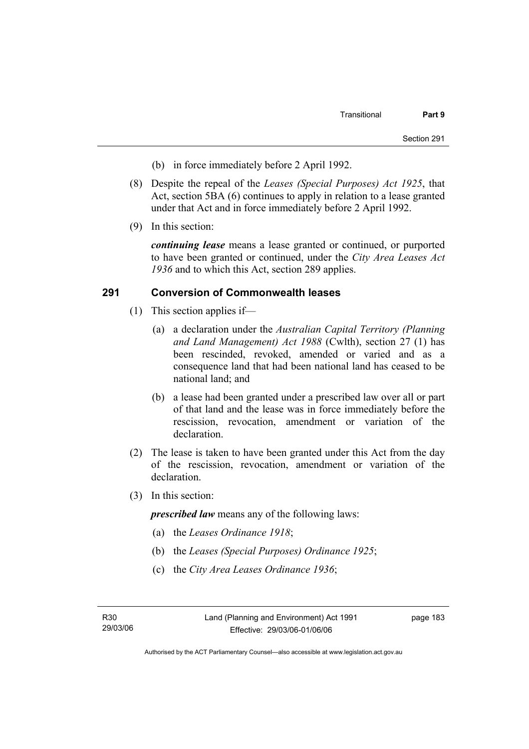(b) in force immediately before 2 April 1992.

(8) Despite the repeal of the *Leases (Special Purposes) Act 1925*, that Act, section 5BA (6) continues to apply in relation to a lease granted under that Act and in force immediately before 2 April 1992.

(9) In this section:

***continuing lease*** means a lease granted or continued, or purported to have been granted or continued, under the *City Area Leases Act 1936* and to which this Act, section 289 applies.

## 291 Conversion of Commonwealth leases

(1) This section applies if—

(a) a declaration under the *Australian Capital Territory (Planning and Land Management) Act 1988* (Cwlth), section 27 (1) has been rescinded, revoked, amended or varied and as a consequence land that had been national land has ceased to be national land; and

(b) a lease had been granted under a prescribed law over all or part of that land and the lease was in force immediately before the rescission, revocation, amendment or variation of the declaration.

(2) The lease is taken to have been granted under this Act from the day of the rescission, revocation, amendment or variation of the declaration.

(3) In this section:

***prescribed law*** means any of the following laws:

(a) the *Leases Ordinance 1918*;

(b) the *Leases (Special Purposes) Ordinance 1925*;

(c) the *City Area Leases Ordinance 1936*;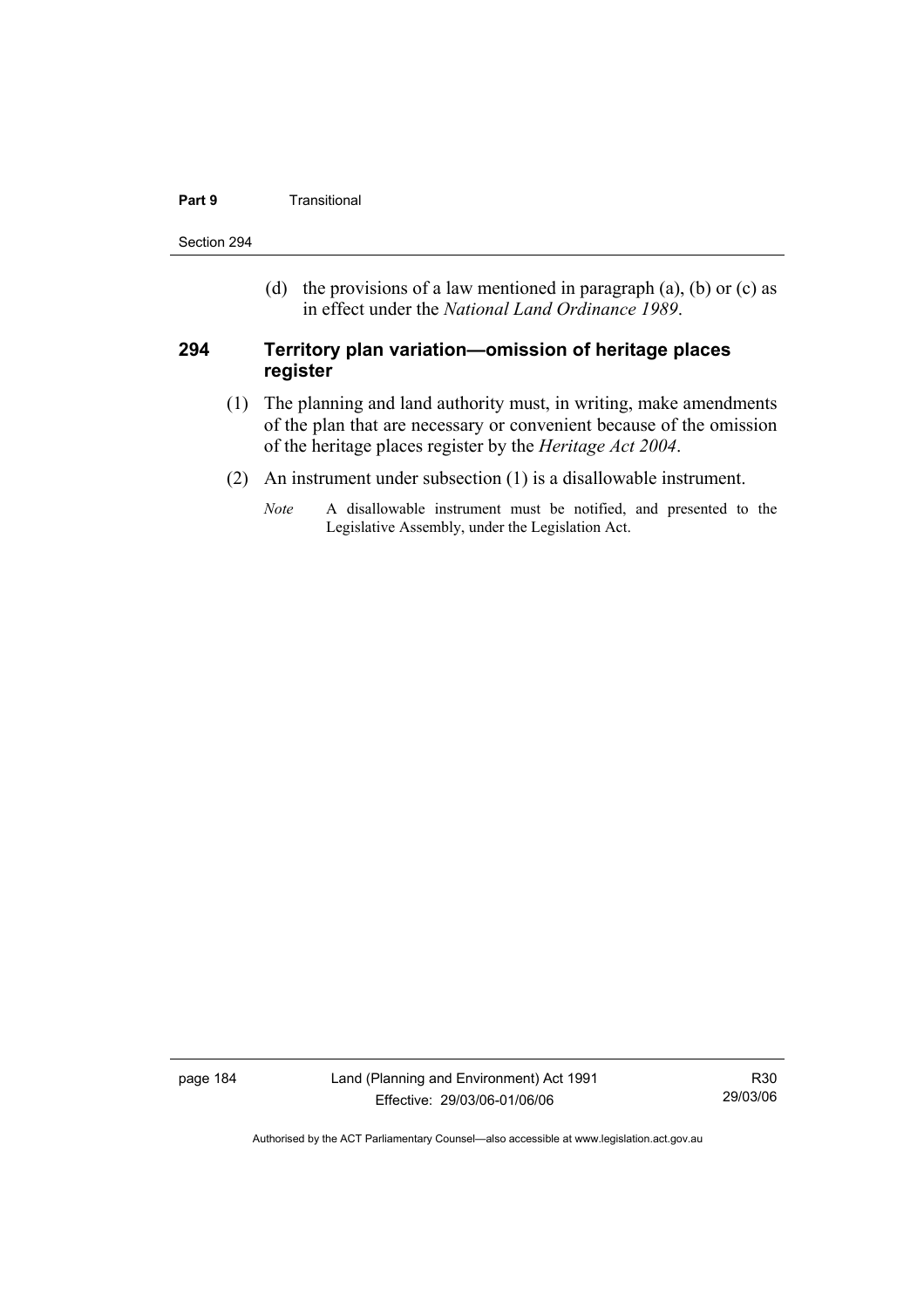(d) the provisions of a law mentioned in paragraph (a), (b) or (c) as in effect under the *National Land Ordinance 1989*.

### 294 Territory plan variation—omission of heritage places register

(1) The planning and land authority must, in writing, make amendments of the plan that are necessary or convenient because of the omission of the heritage places register by the *Heritage Act 2004*.

(2) An instrument under subsection (1) is a disallowable instrument.

*Note* A disallowable instrument must be notified, and presented to the Legislative Assembly, under the Legislation Act.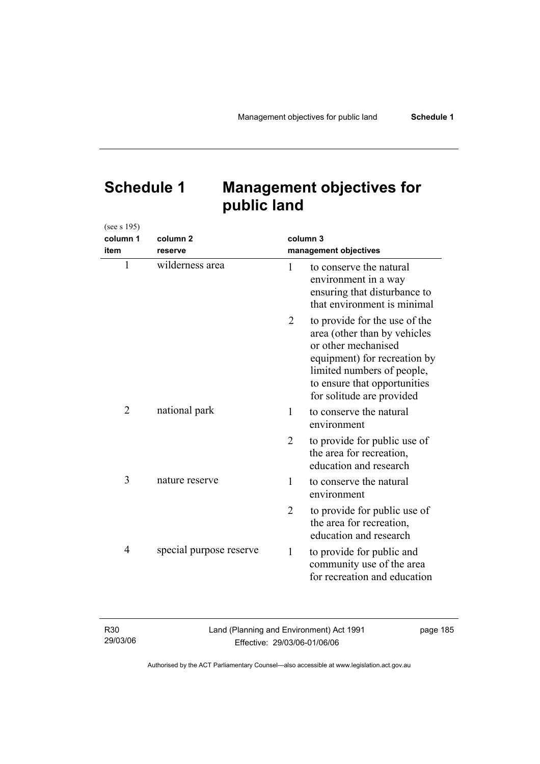# Schedule 1 Management objectives for public land

(see s 195)

| column 1<br>item | column 2<br>reserve | column 3<br>management objectives |
|---|---|---|
| 1 | wilderness area | 1 to conserve the natural environment in a way ensuring that disturbance to that environment is minimal |
| | | 2 to provide for the use of the area (other than by vehicles or other mechanised equipment) for recreation by limited numbers of people, to ensure that opportunities for solitude are provided |
| 2 | national park | 1 to conserve the natural environment |
| | | 2 to provide for public use of the area for recreation, education and research |
| 3 | nature reserve | 1 to conserve the natural environment |
| | | 2 to provide for public use of the area for recreation, education and research |
| 4 | special purpose reserve | 1 to provide for public and community use of the area for recreation and education |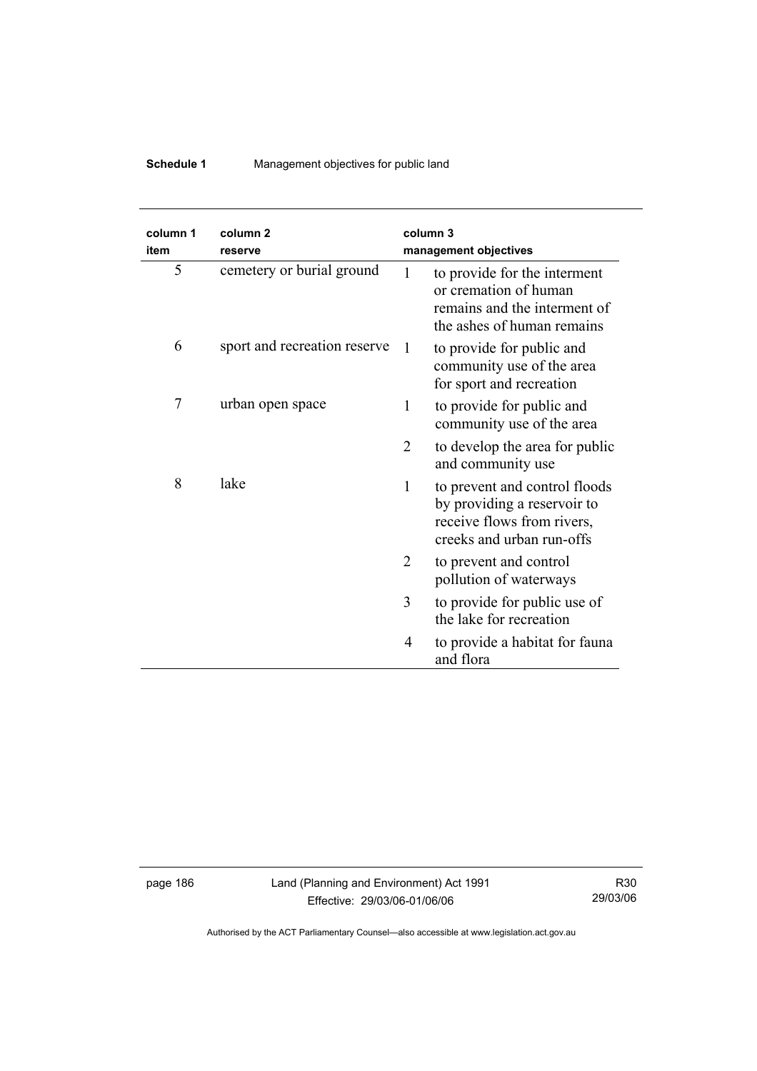| column 1<br>item | column 2<br>reserve | column 3<br>management objectives | |
|---|---|---|---|
| 5 | cemetery or burial ground | 1 | to provide for the interment or cremation of human remains and the interment of the ashes of human remains |
| 6 | sport and recreation reserve | 1 | to provide for public and community use of the area for sport and recreation |
| 7 | urban open space | 1 | to provide for public and community use of the area |
| | | 2 | to develop the area for public and community use |
| 8 | lake | 1 | to prevent and control floods by providing a reservoir to receive flows from rivers, creeks and urban run-offs |
| | | 2 | to prevent and control pollution of waterways |
| | | 3 | to provide for public use of the lake for recreation |
| | | 4 | to provide a habitat for fauna and flora |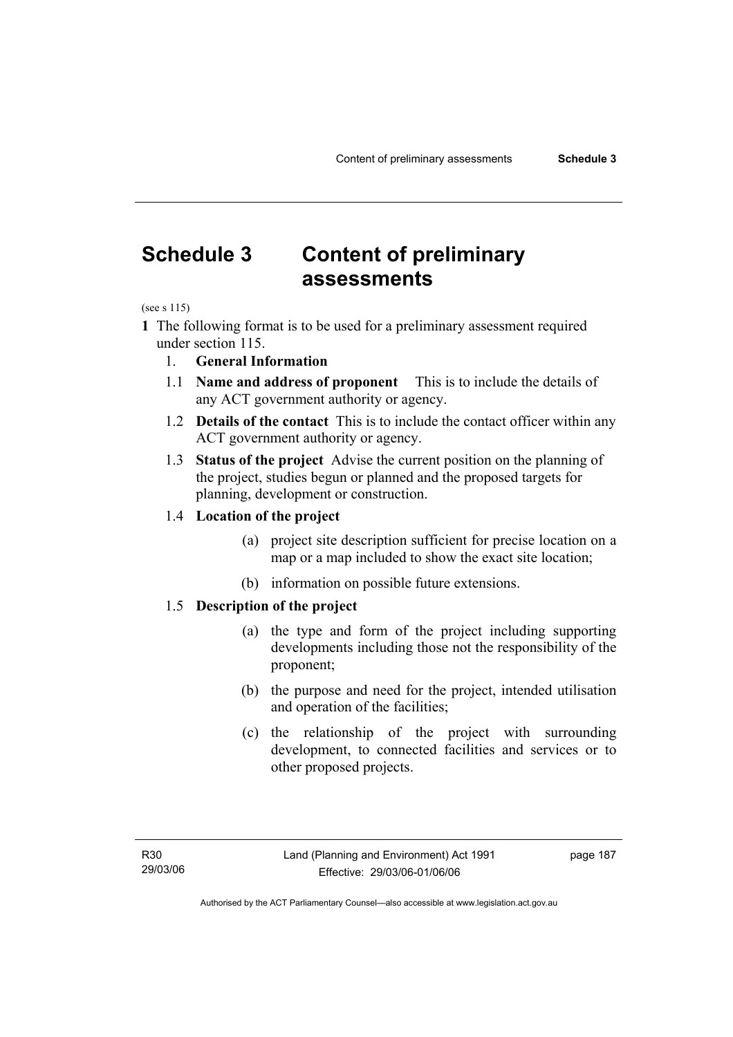# Schedule 3 Content of preliminary assessments

(see s 115)

**1** The following format is to be used for a preliminary assessment required under section 115.

1. **General Information**

1.1 **Name and address of proponent** This is to include the details of any ACT government authority or agency.

1.2 **Details of the contact** This is to include the contact officer within any ACT government authority or agency.

1.3 **Status of the project** Advise the current position on the planning of the project, studies begun or planned and the proposed targets for planning, development or construction.

1.4 **Location of the project**

(a) project site description sufficient for precise location on a map or a map included to show the exact site location;

(b) information on possible future extensions.

1.5 **Description of the project**

(a) the type and form of the project including supporting developments including those not the responsibility of the proponent;

(b) the purpose and need for the project, intended utilisation and operation of the facilities;

(c) the relationship of the project with surrounding development, to connected facilities and services or to other proposed projects.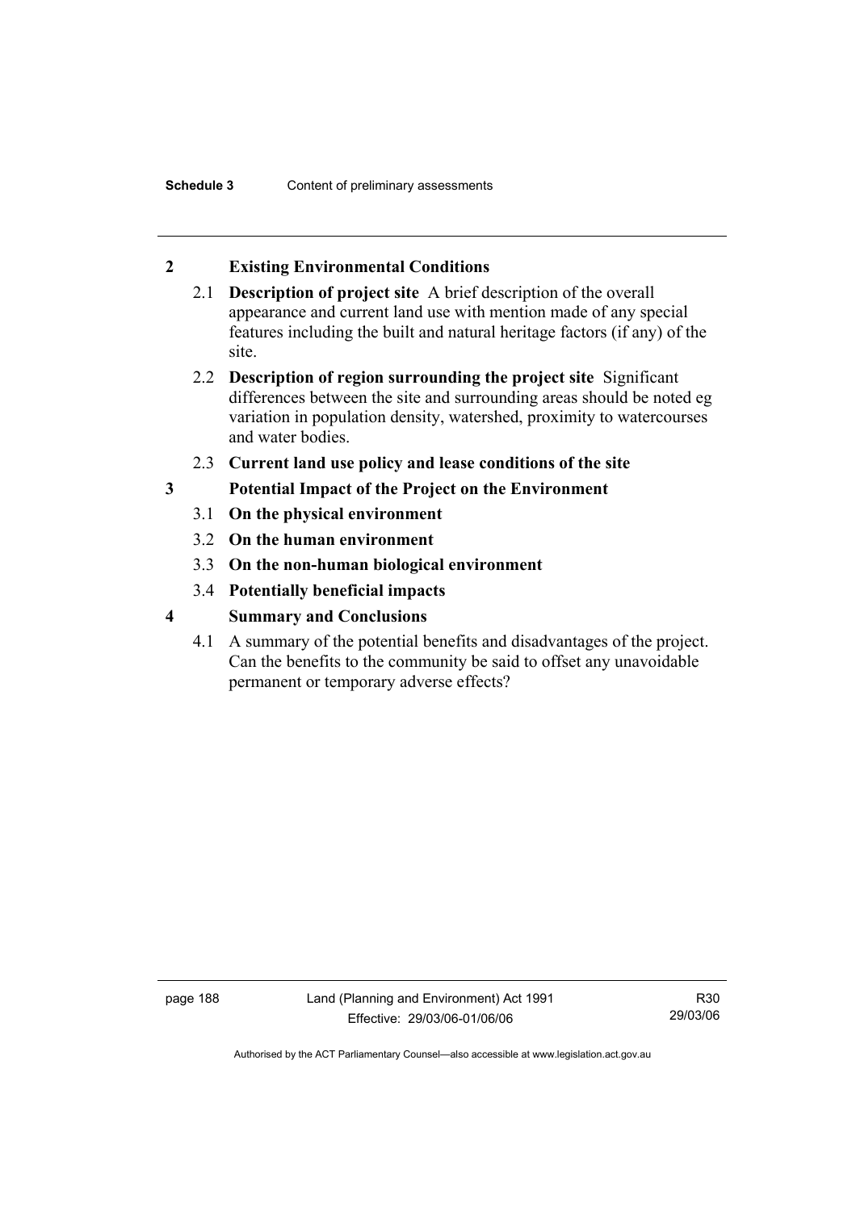## 2 Existing Environmental Conditions

2.1 **Description of project site** A brief description of the overall appearance and current land use with mention made of any special features including the built and natural heritage factors (if any) of the site.

2.2 **Description of region surrounding the project site** Significant differences between the site and surrounding areas should be noted eg variation in population density, watershed, proximity to watercourses and water bodies.

2.3 **Current land use policy and lease conditions of the site**

## 3 Potential Impact of the Project on the Environment

3.1 **On the physical environment**

3.2 **On the human environment**

3.3 **On the non-human biological environment**

3.4 **Potentially beneficial impacts**

## 4 Summary and Conclusions

4.1 A summary of the potential benefits and disadvantages of the project. Can the benefits to the community be said to offset any unavoidable permanent or temporary adverse effects?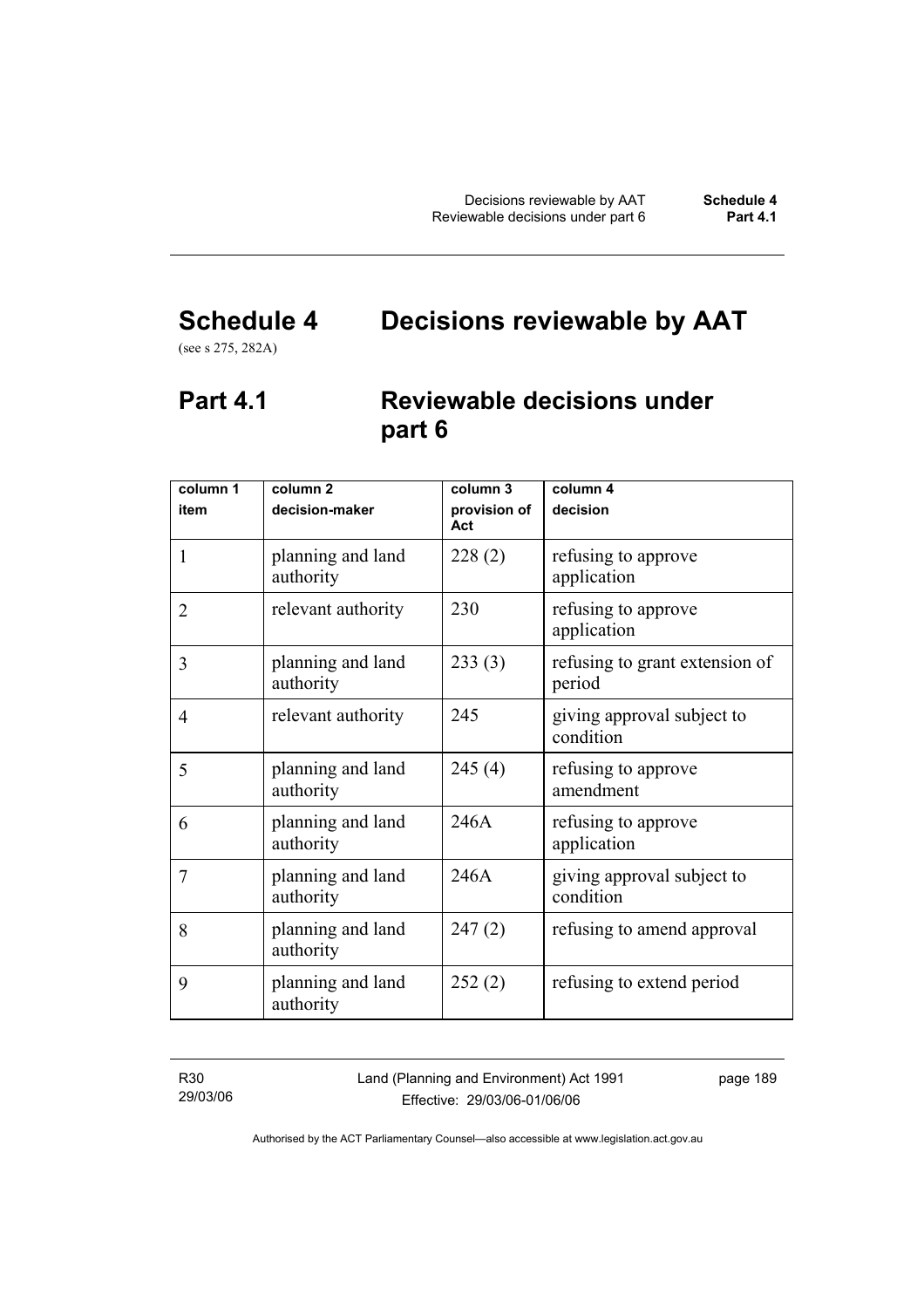# Schedule 4 Decisions reviewable by AAT

(see s 275, 282A)

## Part 4.1 Reviewable decisions under part 6

| column 1<br>item | column 2<br>decision-maker | column 3<br>provision of Act | column 4<br>decision |
|---|---|---|---|
| 1 | planning and land authority | 228 (2) | refusing to approve application |
| 2 | relevant authority | 230 | refusing to approve application |
| 3 | planning and land authority | 233 (3) | refusing to grant extension of period |
| 4 | relevant authority | 245 | giving approval subject to condition |
| 5 | planning and land authority | 245 (4) | refusing to approve amendment |
| 6 | planning and land authority | 246A | refusing to approve application |
| 7 | planning and land authority | 246A | giving approval subject to condition |
| 8 | planning and land authority | 247 (2) | refusing to amend approval |
| 9 | planning and land authority | 252 (2) | refusing to extend period |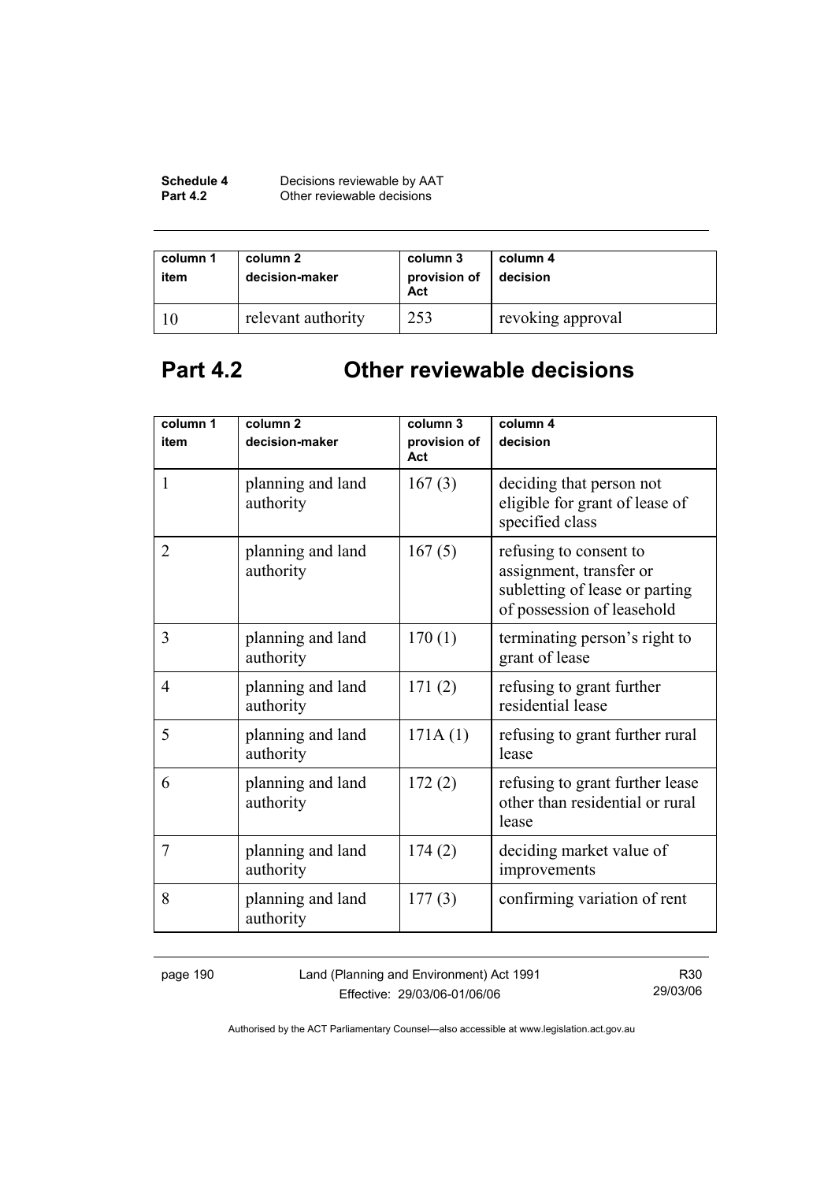| column 1 item | column 2 decision-maker | column 3 provision of Act | column 4 decision |
|---|---|---|---|
| 10 | relevant authority | 253 | revoking approval |

## Part 4.2 Other reviewable decisions

| column 1 item | column 2 decision-maker | column 3 provision of Act | column 4 decision |
|---|---|---|---|
| 1 | planning and land authority | 167 (3) | deciding that person not eligible for grant of lease of specified class |
| 2 | planning and land authority | 167 (5) | refusing to consent to assignment, transfer or subletting of lease or parting of possession of leasehold |
| 3 | planning and land authority | 170 (1) | terminating person's right to grant of lease |
| 4 | planning and land authority | 171 (2) | refusing to grant further residential lease |
| 5 | planning and land authority | 171A (1) | refusing to grant further rural lease |
| 6 | planning and land authority | 172 (2) | refusing to grant further lease other than residential or rural lease |
| 7 | planning and land authority | 174 (2) | deciding market value of improvements |
| 8 | planning and land authority | 177 (3) | confirming variation of rent |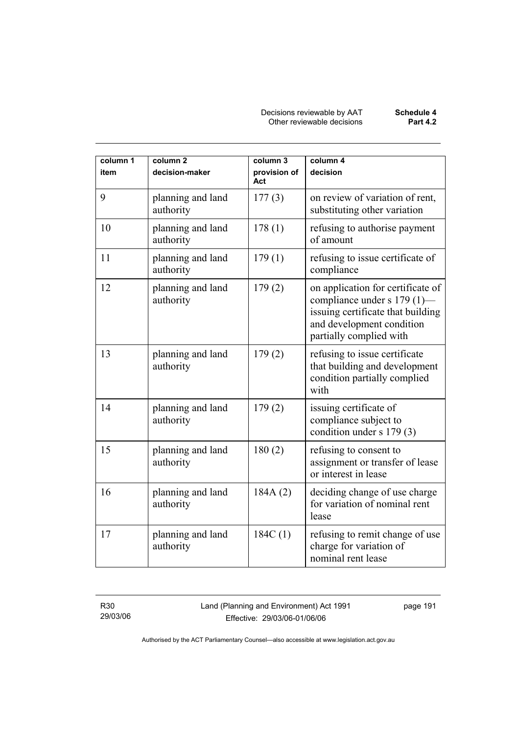| column 1<br>item | column 2<br>decision-maker | column 3<br>provision of Act | column 4<br>decision |
|---|---|---|---|
| 9 | planning and land authority | 177 (3) | on review of variation of rent, substituting other variation |
| 10 | planning and land authority | 178 (1) | refusing to authorise payment of amount |
| 11 | planning and land authority | 179 (1) | refusing to issue certificate of compliance |
| 12 | planning and land authority | 179 (2) | on application for certificate of compliance under s 179 (1)—issuing certificate that building and development condition partially complied with |
| 13 | planning and land authority | 179 (2) | refusing to issue certificate that building and development condition partially complied with |
| 14 | planning and land authority | 179 (2) | issuing certificate of compliance subject to condition under s 179 (3) |
| 15 | planning and land authority | 180 (2) | refusing to consent to assignment or transfer of lease or interest in lease |
| 16 | planning and land authority | 184A (2) | deciding change of use charge for variation of nominal rent lease |
| 17 | planning and land authority | 184C (1) | refusing to remit change of use charge for variation of nominal rent lease |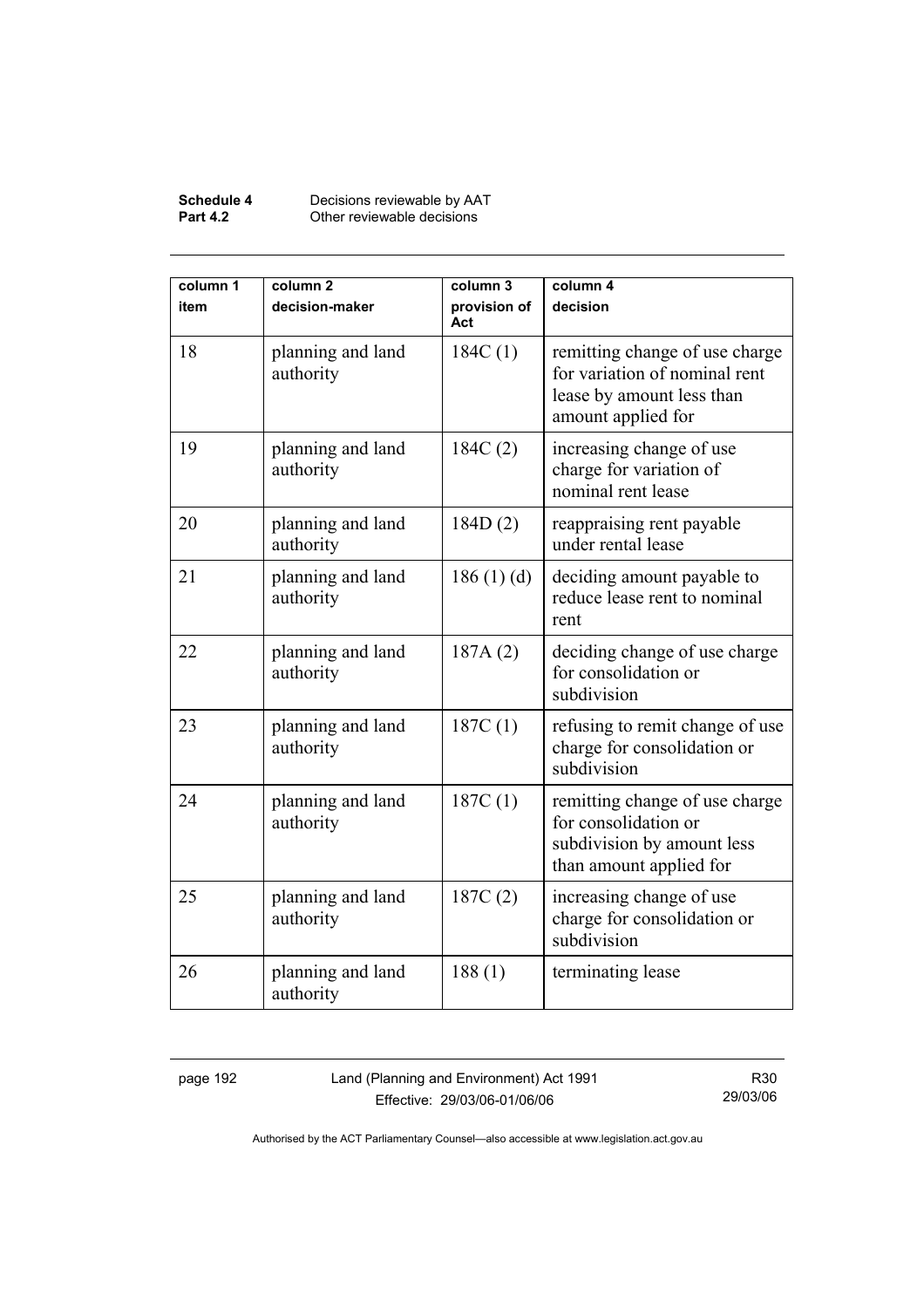| column 1<br>item | column 2<br>decision-maker | column 3<br>provision of Act | column 4<br>decision |
|---|---|---|---|
| 18 | planning and land authority | 184C (1) | remitting change of use charge for variation of nominal rent lease by amount less than amount applied for |
| 19 | planning and land authority | 184C (2) | increasing change of use charge for variation of nominal rent lease |
| 20 | planning and land authority | 184D (2) | reappraising rent payable under rental lease |
| 21 | planning and land authority | 186 (1) (d) | deciding amount payable to reduce lease rent to nominal rent |
| 22 | planning and land authority | 187A (2) | deciding change of use charge for consolidation or subdivision |
| 23 | planning and land authority | 187C (1) | refusing to remit change of use charge for consolidation or subdivision |
| 24 | planning and land authority | 187C (1) | remitting change of use charge for consolidation or subdivision by amount less than amount applied for |
| 25 | planning and land authority | 187C (2) | increasing change of use charge for consolidation or subdivision |
| 26 | planning and land authority | 188 (1) | terminating lease |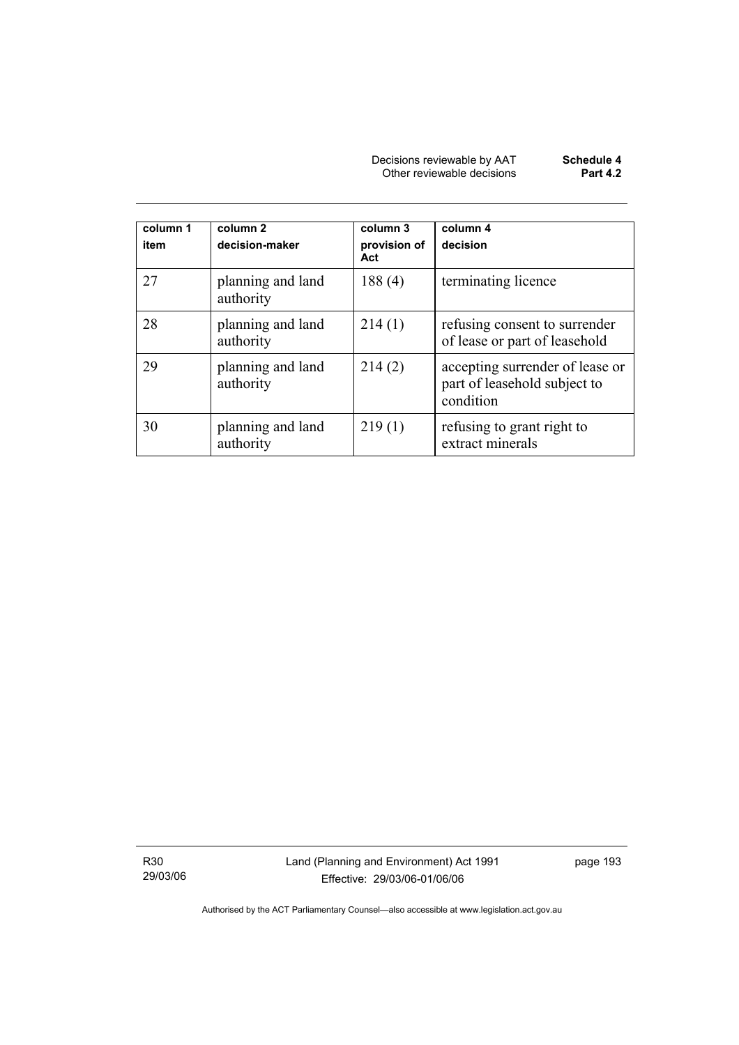| column 1 item | column 2 decision-maker | column 3 provision of Act | column 4 decision |
|---|---|---|---|
| 27 | planning and land authority | 188 (4) | terminating licence |
| 28 | planning and land authority | 214 (1) | refusing consent to surrender of lease or part of leasehold |
| 29 | planning and land authority | 214 (2) | accepting surrender of lease or part of leasehold subject to condition |
| 30 | planning and land authority | 219 (1) | refusing to grant right to extract minerals |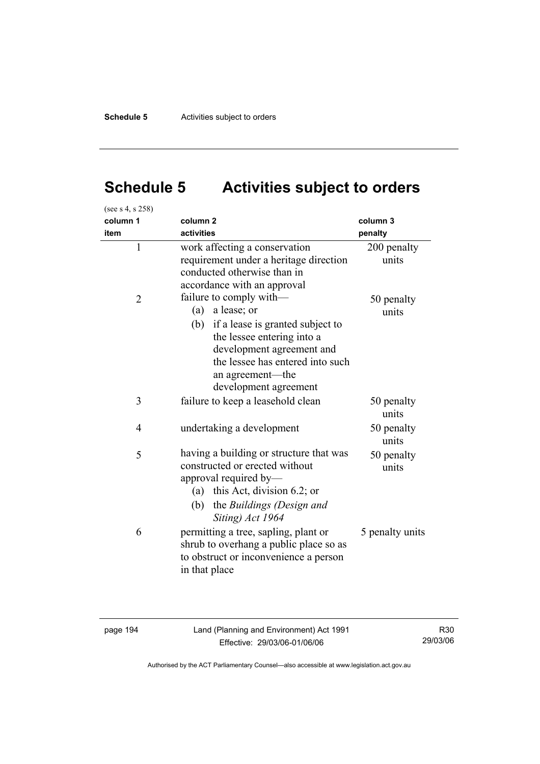# Schedule 5 Activities subject to orders

(see s 4, s 258)

| column 1<br>item | column 2<br>activities | column 3<br>penalty |
|---|---|---|
| 1 | work affecting a conservation requirement under a heritage direction conducted otherwise than in accordance with an approval | 200 penalty units |
| 2 | failure to comply with—<br>(a) a lease; or<br>(b) if a lease is granted subject to the lessee entering into a development agreement and the lessee has entered into such an agreement—the development agreement | 50 penalty units |
| 3 | failure to keep a leasehold clean | 50 penalty units |
| 4 | undertaking a development | 50 penalty units |
| 5 | having a building or structure that was constructed or erected without approval required by—<br>(a) this Act, division 6.2; or<br>(b) the *Buildings (Design and Siting) Act 1964* | 50 penalty units |
| 6 | permitting a tree, sapling, plant or shrub to overhang a public place so as to obstruct or inconvenience a person in that place | 5 penalty units |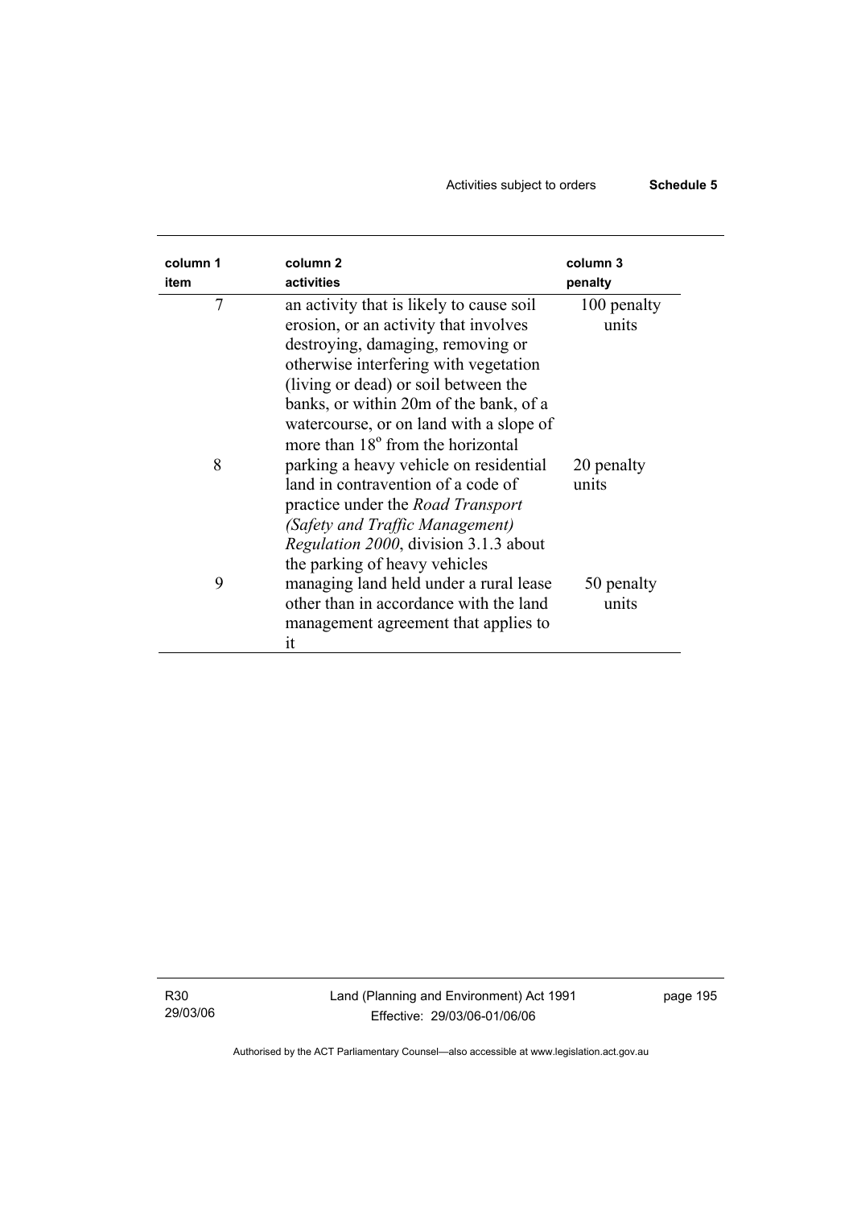| column 1 item | column 2 activities | column 3 penalty |
|---|---|---|
| 7 | an activity that is likely to cause soil erosion, or an activity that involves destroying, damaging, removing or otherwise interfering with vegetation (living or dead) or soil between the banks, or within 20m of the bank, of a watercourse, or on land with a slope of more than 18° from the horizontal | 100 penalty units |
| 8 | parking a heavy vehicle on residential land in contravention of a code of practice under the *Road Transport (Safety and Traffic Management) Regulation 2000*, division 3.1.3 about the parking of heavy vehicles | 20 penalty units |
| 9 | managing land held under a rural lease other than in accordance with the land management agreement that applies to it | 50 penalty units |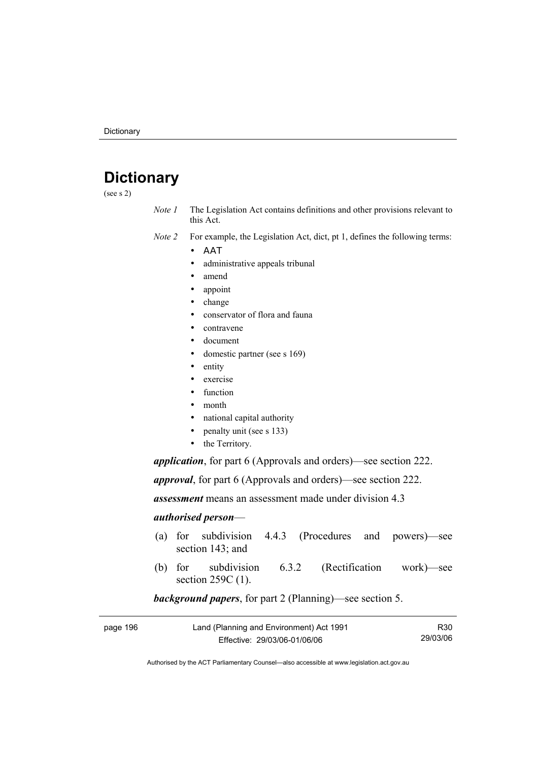# Dictionary

(see s 2)

*Note 1* The Legislation Act contains definitions and other provisions relevant to this Act.

*Note 2* For example, the Legislation Act, dict, pt 1, defines the following terms:

- AAT
- administrative appeals tribunal
- amend
- appoint
- change
- conservator of flora and fauna
- contravene
- document
- domestic partner (see s 169)
- entity
- exercise
- function
- month
- national capital authority
- penalty unit (see s 133)
- the Territory.

***application***, for part 6 (Approvals and orders)—see section 222.

***approval***, for part 6 (Approvals and orders)—see section 222.

***assessment*** means an assessment made under division 4.3

***authorised person***—

(a) for subdivision 4.4.3 (Procedures and powers)—see section 143; and

(b) for subdivision 6.3.2 (Rectification work)—see section 259C (1).

***background papers***, for part 2 (Planning)—see section 5.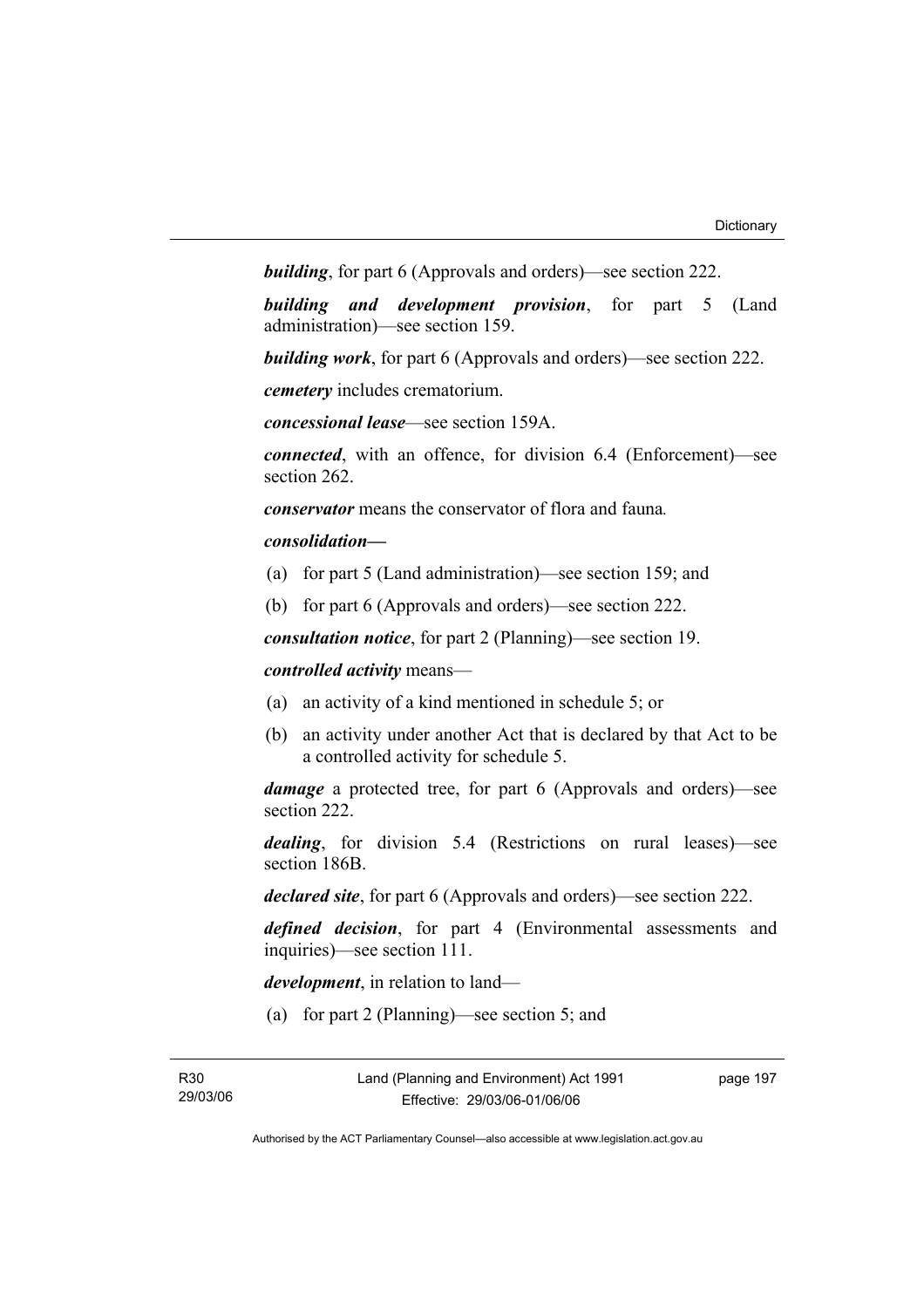***building***, for part 6 (Approvals and orders)—see section 222.

***building and development provision***, for part 5 (Land administration)—see section 159.

***building work***, for part 6 (Approvals and orders)—see section 222.

***cemetery*** includes crematorium.

***concessional lease***—see section 159A.

***connected***, with an offence, for division 6.4 (Enforcement)—see section 262.

***conservator*** means the conservator of flora and fauna*.*

***consolidation—***

(a) for part 5 (Land administration)—see section 159; and

(b) for part 6 (Approvals and orders)—see section 222.

***consultation notice***, for part 2 (Planning)—see section 19.

***controlled activity*** means—

(a) an activity of a kind mentioned in schedule 5; or

(b) an activity under another Act that is declared by that Act to be a controlled activity for schedule 5.

***damage*** a protected tree, for part 6 (Approvals and orders)—see section 222.

***dealing***, for division 5.4 (Restrictions on rural leases)—see section 186B.

***declared site***, for part 6 (Approvals and orders)—see section 222.

***defined decision***, for part 4 (Environmental assessments and inquiries)—see section 111.

***development***, in relation to land—

(a) for part 2 (Planning)—see section 5; and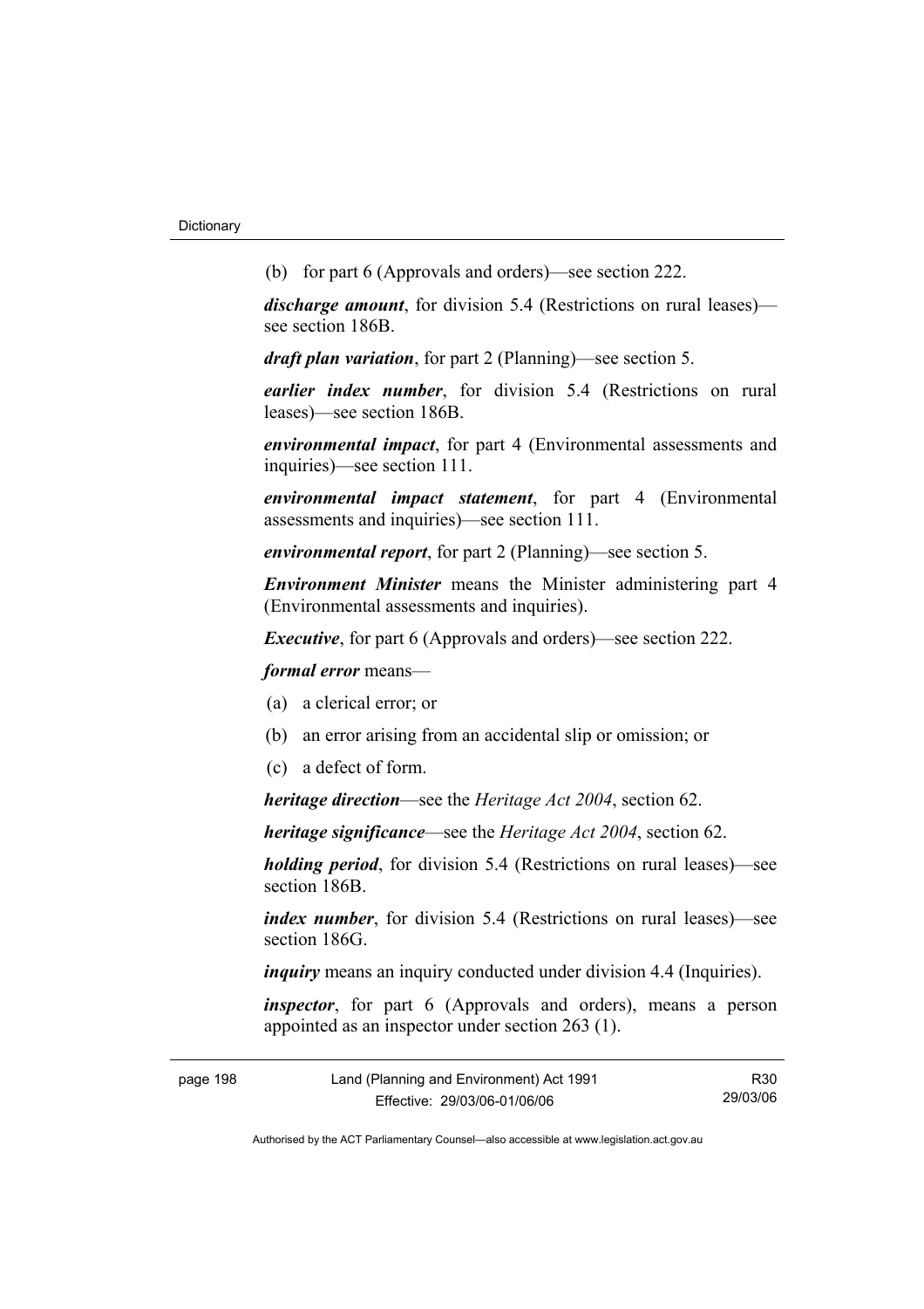(b) for part 6 (Approvals and orders)—see section 222.

***discharge amount***, for division 5.4 (Restrictions on rural leases)—see section 186B.

***draft plan variation***, for part 2 (Planning)—see section 5.

***earlier index number***, for division 5.4 (Restrictions on rural leases)—see section 186B.

***environmental impact***, for part 4 (Environmental assessments and inquiries)—see section 111.

***environmental impact statement***, for part 4 (Environmental assessments and inquiries)—see section 111.

***environmental report***, for part 2 (Planning)—see section 5.

***Environment Minister*** means the Minister administering part 4 (Environmental assessments and inquiries).

***Executive***, for part 6 (Approvals and orders)—see section 222.

***formal error*** means—

(a) a clerical error; or

(b) an error arising from an accidental slip or omission; or

(c) a defect of form.

***heritage direction***—see the *Heritage Act 2004*, section 62.

***heritage significance***—see the *Heritage Act 2004*, section 62.

***holding period***, for division 5.4 (Restrictions on rural leases)—see section 186B.

***index number***, for division 5.4 (Restrictions on rural leases)—see section 186G.

***inquiry*** means an inquiry conducted under division 4.4 (Inquiries).

***inspector***, for part 6 (Approvals and orders), means a person appointed as an inspector under section 263 (1).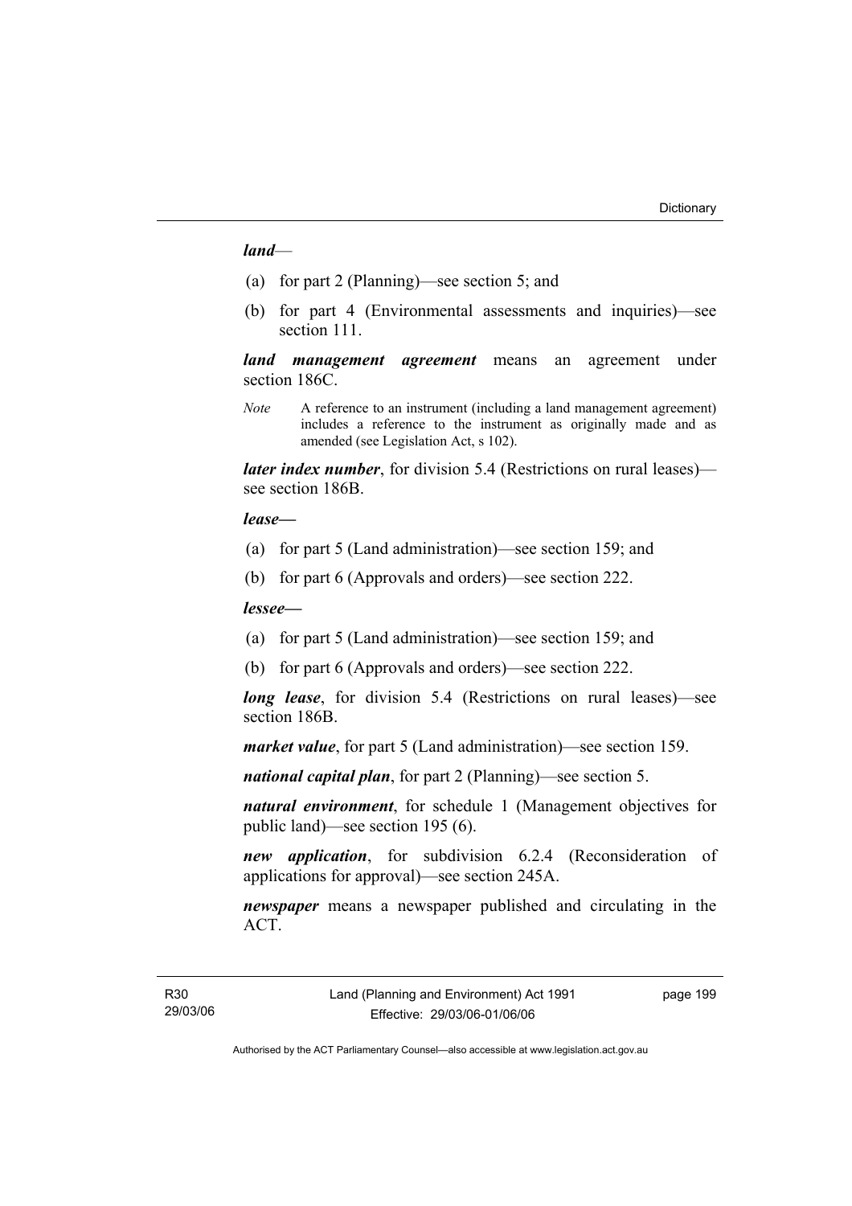***land***—

(a) for part 2 (Planning)—see section 5; and

(b) for part 4 (Environmental assessments and inquiries)—see section 111.

***land management agreement*** means an agreement under section 186C.

*Note* A reference to an instrument (including a land management agreement) includes a reference to the instrument as originally made and as amended (see Legislation Act, s 102).

***later index number***, for division 5.4 (Restrictions on rural leases)—see section 186B.

***lease—***

(a) for part 5 (Land administration)—see section 159; and

(b) for part 6 (Approvals and orders)—see section 222.

***lessee—***

(a) for part 5 (Land administration)—see section 159; and

(b) for part 6 (Approvals and orders)—see section 222.

***long lease***, for division 5.4 (Restrictions on rural leases)—see section 186B.

***market value***, for part 5 (Land administration)—see section 159.

***national capital plan***, for part 2 (Planning)—see section 5.

***natural environment***, for schedule 1 (Management objectives for public land)—see section 195 (6).

***new application***, for subdivision 6.2.4 (Reconsideration of applications for approval)—see section 245A.

***newspaper*** means a newspaper published and circulating in the ACT.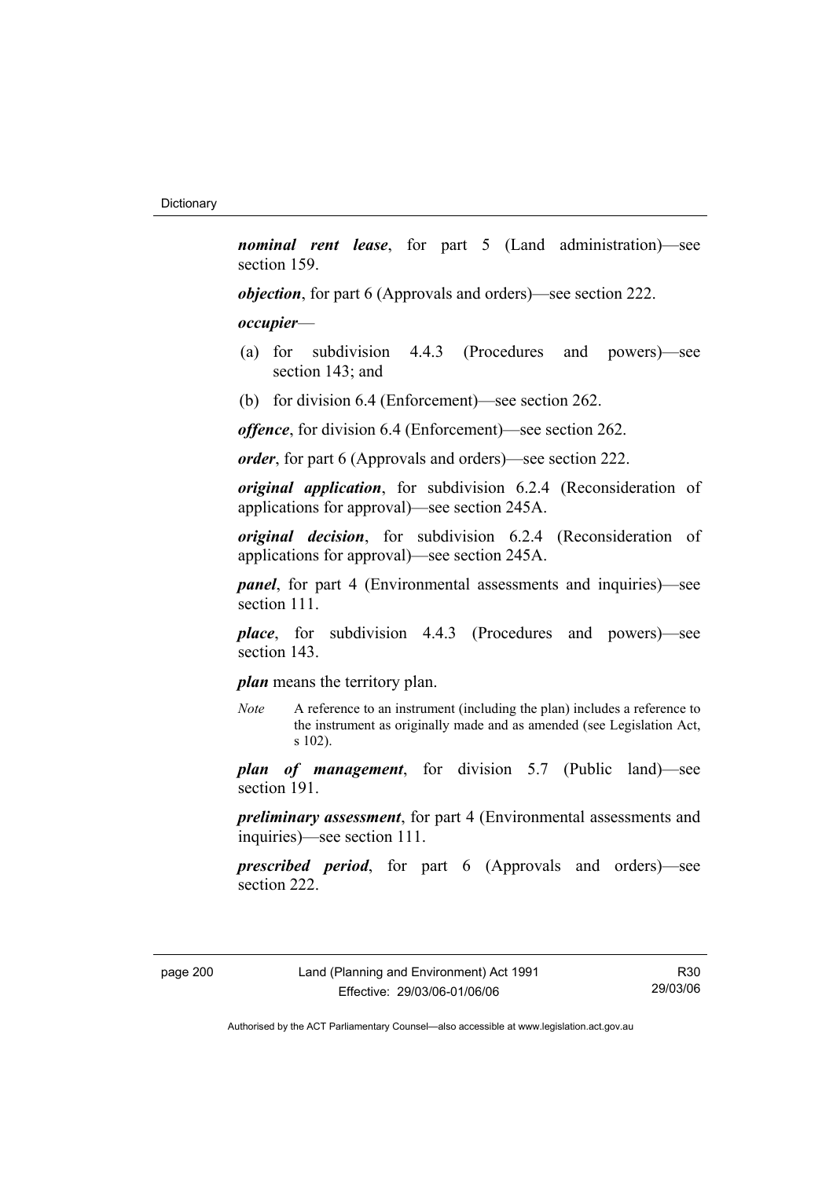***nominal rent lease***, for part 5 (Land administration)—see section 159.

***objection***, for part 6 (Approvals and orders)—see section 222.

***occupier***—

(a) for subdivision 4.4.3 (Procedures and powers)—see section 143; and

(b) for division 6.4 (Enforcement)—see section 262.

***offence***, for division 6.4 (Enforcement)—see section 262.

***order***, for part 6 (Approvals and orders)—see section 222.

***original application***, for subdivision 6.2.4 (Reconsideration of applications for approval)—see section 245A.

***original decision***, for subdivision 6.2.4 (Reconsideration of applications for approval)—see section 245A.

***panel***, for part 4 (Environmental assessments and inquiries)—see section 111.

***place***, for subdivision 4.4.3 (Procedures and powers)—see section 143.

***plan*** means the territory plan.

*Note* A reference to an instrument (including the plan) includes a reference to the instrument as originally made and as amended (see Legislation Act, s 102).

***plan of management***, for division 5.7 (Public land)—see section 191.

***preliminary assessment***, for part 4 (Environmental assessments and inquiries)—see section 111.

***prescribed period***, for part 6 (Approvals and orders)—see section 222.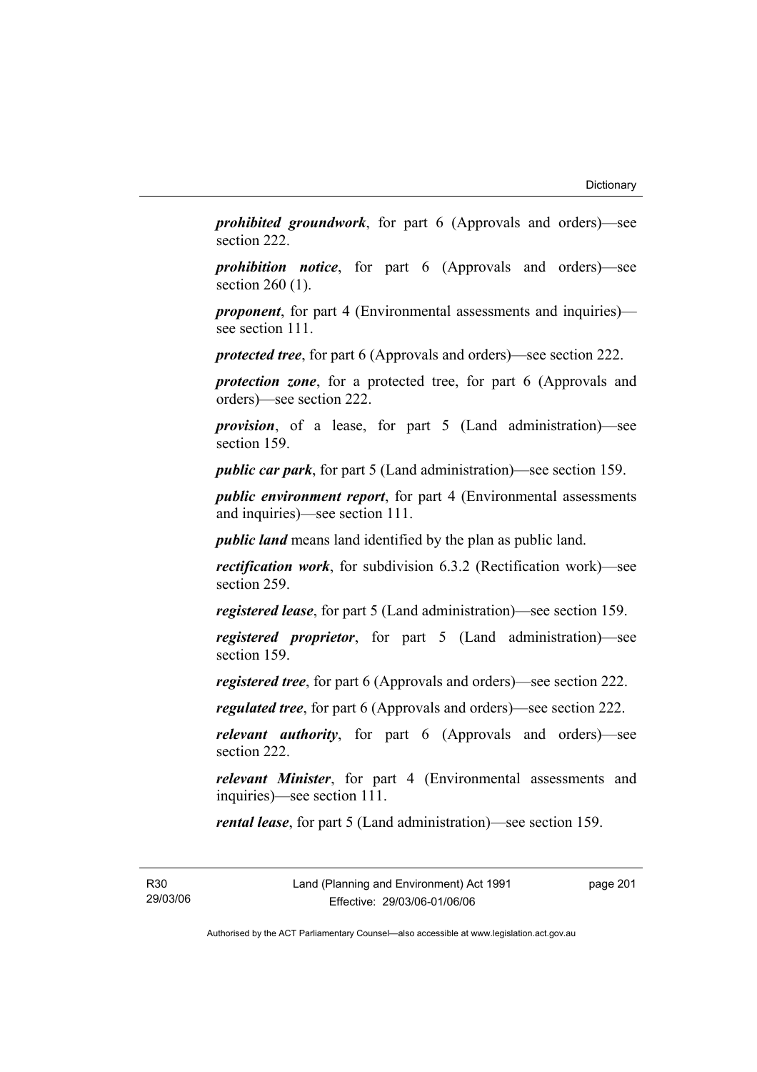***prohibited groundwork***, for part 6 (Approvals and orders)—see section 222.

***prohibition notice***, for part 6 (Approvals and orders)—see section 260 (1).

***proponent***, for part 4 (Environmental assessments and inquiries)—see section 111.

***protected tree***, for part 6 (Approvals and orders)—see section 222.

***protection zone***, for a protected tree, for part 6 (Approvals and orders)—see section 222.

***provision***, of a lease, for part 5 (Land administration)—see section 159.

***public car park***, for part 5 (Land administration)—see section 159.

***public environment report***, for part 4 (Environmental assessments and inquiries)—see section 111.

***public land*** means land identified by the plan as public land.

***rectification work***, for subdivision 6.3.2 (Rectification work)—see section 259.

***registered lease***, for part 5 (Land administration)—see section 159.

***registered proprietor***, for part 5 (Land administration)—see section 159.

***registered tree***, for part 6 (Approvals and orders)—see section 222.

***regulated tree***, for part 6 (Approvals and orders)—see section 222.

***relevant authority***, for part 6 (Approvals and orders)—see section 222.

***relevant Minister***, for part 4 (Environmental assessments and inquiries)—see section 111.

***rental lease***, for part 5 (Land administration)—see section 159.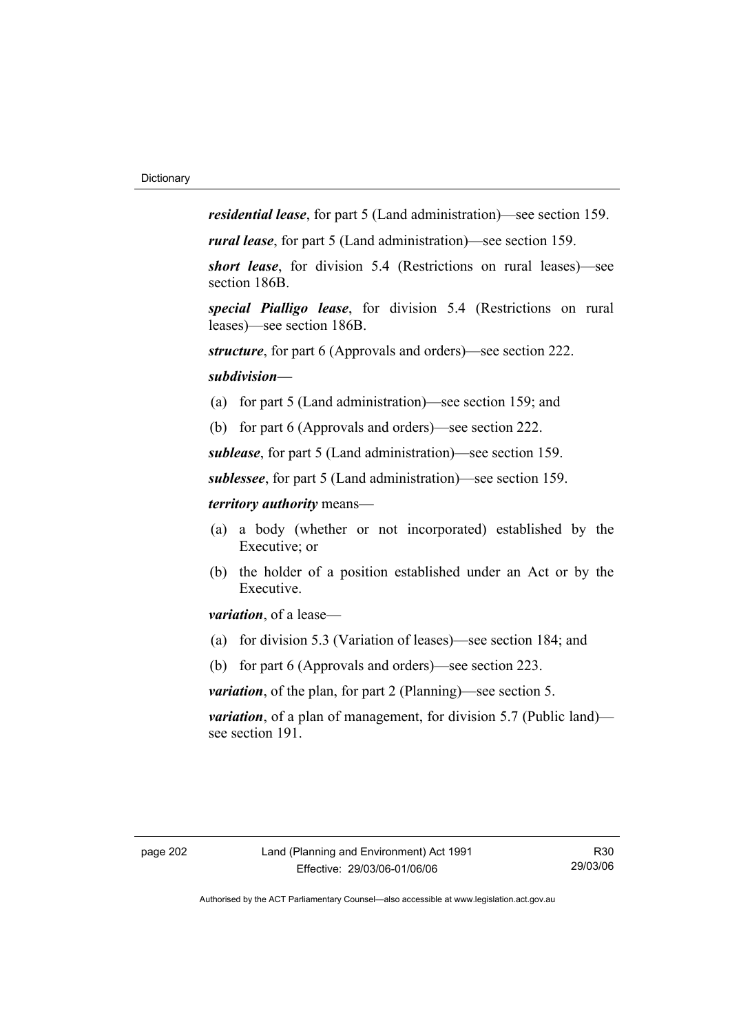***residential lease***, for part 5 (Land administration)—see section 159.

***rural lease***, for part 5 (Land administration)—see section 159.

***short lease***, for division 5.4 (Restrictions on rural leases)—see section 186B.

***special Pialligo lease***, for division 5.4 (Restrictions on rural leases)—see section 186B.

***structure***, for part 6 (Approvals and orders)—see section 222.

***subdivision*—**

(a) for part 5 (Land administration)—see section 159; and

(b) for part 6 (Approvals and orders)—see section 222.

***sublease***, for part 5 (Land administration)—see section 159.

***sublessee***, for part 5 (Land administration)—see section 159.

***territory authority*** means—

(a) a body (whether or not incorporated) established by the Executive; or

(b) the holder of a position established under an Act or by the Executive.

***variation***, of a lease—

(a) for division 5.3 (Variation of leases)—see section 184; and

(b) for part 6 (Approvals and orders)—see section 223.

***variation***, of the plan, for part 2 (Planning)—see section 5.

***variation***, of a plan of management, for division 5.7 (Public land)—see section 191.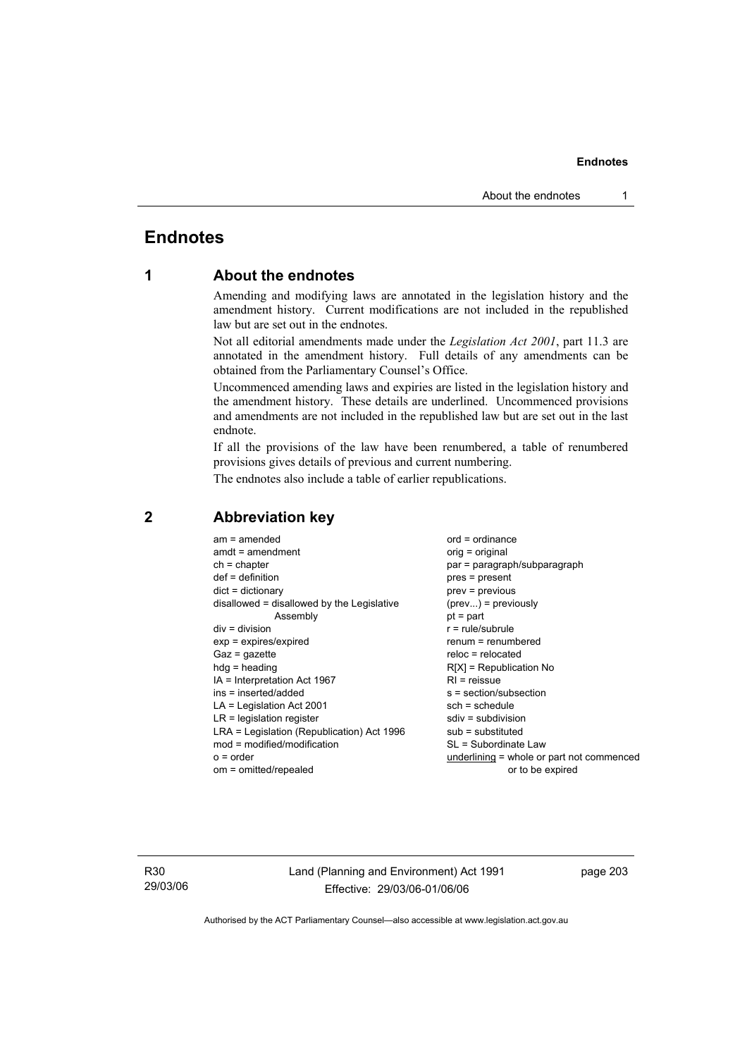# Endnotes

## 1 About the endnotes

Amending and modifying laws are annotated in the legislation history and the amendment history. Current modifications are not included in the republished law but are set out in the endnotes.

Not all editorial amendments made under the *Legislation Act 2001*, part 11.3 are annotated in the amendment history. Full details of any amendments can be obtained from the Parliamentary Counsel's Office.

Uncommenced amending laws and expiries are listed in the legislation history and the amendment history. These details are underlined. Uncommenced provisions and amendments are not included in the republished law but are set out in the last endnote.

If all the provisions of the law have been renumbered, a table of renumbered provisions gives details of previous and current numbering.

The endnotes also include a table of earlier republications.

## 2 Abbreviation key

am = amended
amdt = amendment
ch = chapter
def = definition
dict = dictionary
disallowed = disallowed by the Legislative Assembly
div = division
exp = expires/expired
Gaz = gazette
hdg = heading
IA = Interpretation Act 1967
ins = inserted/added
LA = Legislation Act 2001
LR = legislation register
LRA = Legislation (Republication) Act 1996
mod = modified/modification
o = order
om = omitted/repealed
ord = ordinance
orig = original
par = paragraph/subparagraph
pres = present
prev = previous
(prev...) = previously
pt = part
r = rule/subrule
renum = renumbered
reloc = relocated
R[X] = Republication No
RI = reissue
s = section/subsection
sch = schedule
sdiv = subdivision
sub = substituted
SL = Subordinate Law
underlining = whole or part not commenced or to be expired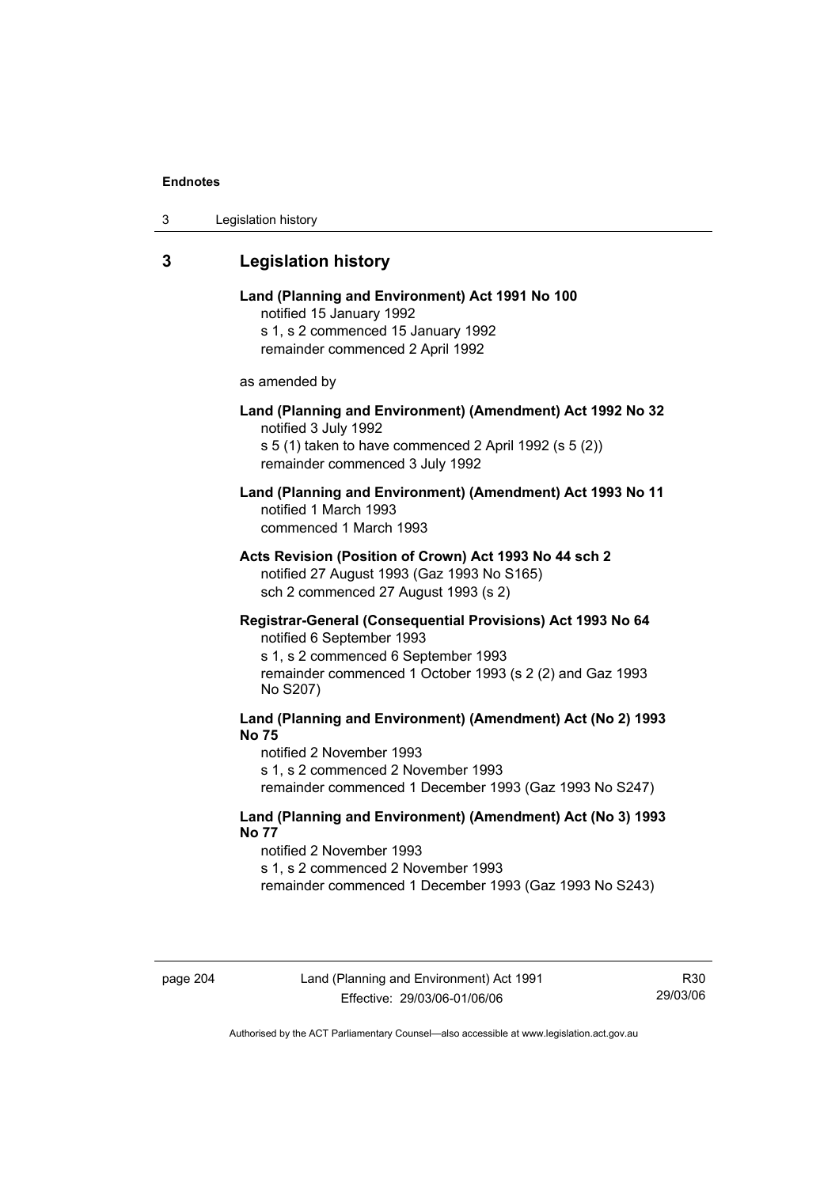## 3 Legislation history

**Land (Planning and Environment) Act 1991 No 100**
notified 15 January 1992
s 1, s 2 commenced 15 January 1992
remainder commenced 2 April 1992

as amended by

**Land (Planning and Environment) (Amendment) Act 1992 No 32**
notified 3 July 1992
s 5 (1) taken to have commenced 2 April 1992 (s 5 (2))
remainder commenced 3 July 1992

**Land (Planning and Environment) (Amendment) Act 1993 No 11**
notified 1 March 1993
commenced 1 March 1993

**Acts Revision (Position of Crown) Act 1993 No 44 sch 2**
notified 27 August 1993 (Gaz 1993 No S165)
sch 2 commenced 27 August 1993 (s 2)

**Registrar-General (Consequential Provisions) Act 1993 No 64**
notified 6 September 1993
s 1, s 2 commenced 6 September 1993
remainder commenced 1 October 1993 (s 2 (2) and Gaz 1993 No S207)

**Land (Planning and Environment) (Amendment) Act (No 2) 1993 No 75**
notified 2 November 1993
s 1, s 2 commenced 2 November 1993
remainder commenced 1 December 1993 (Gaz 1993 No S247)

**Land (Planning and Environment) (Amendment) Act (No 3) 1993 No 77**
notified 2 November 1993
s 1, s 2 commenced 2 November 1993
remainder commenced 1 December 1993 (Gaz 1993 No S243)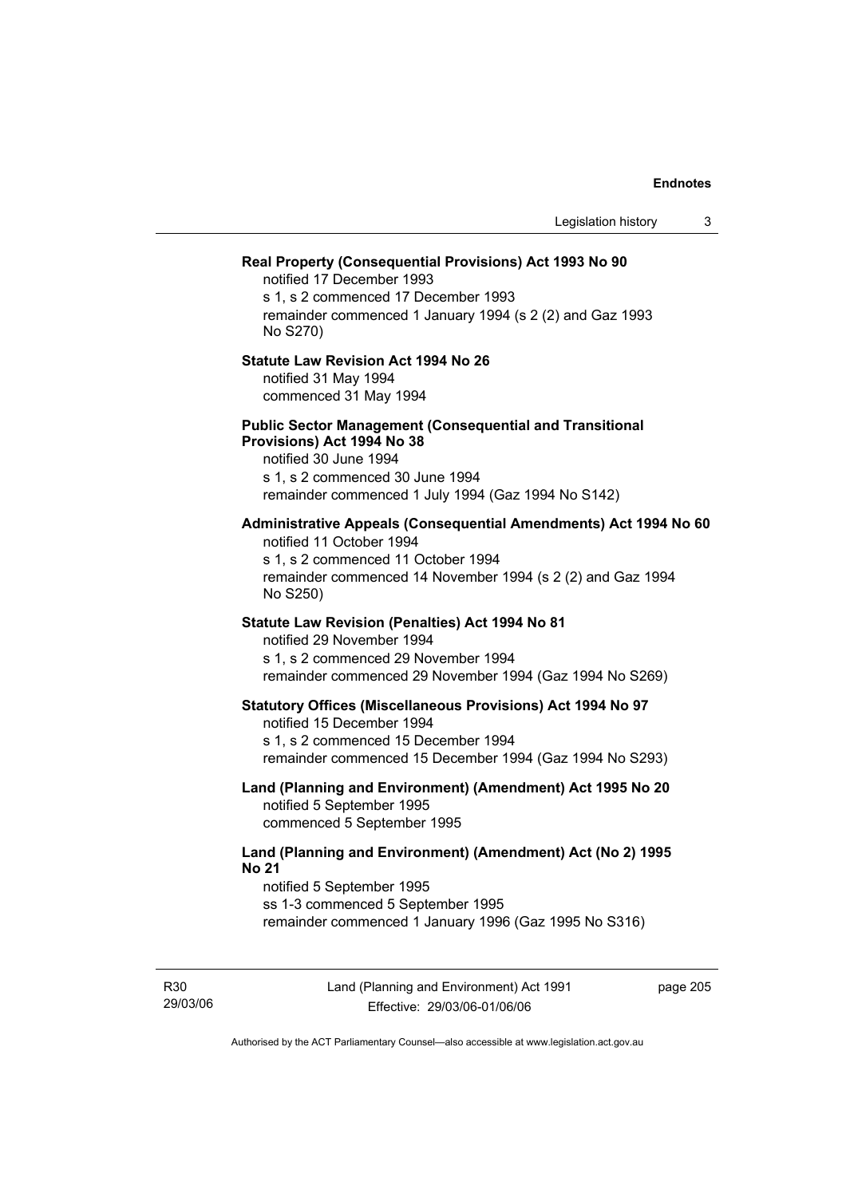**Real Property (Consequential Provisions) Act 1993 No 90**

notified 17 December 1993
s 1, s 2 commenced 17 December 1993
remainder commenced 1 January 1994 (s 2 (2) and Gaz 1993 No S270)

**Statute Law Revision Act 1994 No 26**

notified 31 May 1994
commenced 31 May 1994

**Public Sector Management (Consequential and Transitional Provisions) Act 1994 No 38**

notified 30 June 1994
s 1, s 2 commenced 30 June 1994
remainder commenced 1 July 1994 (Gaz 1994 No S142)

**Administrative Appeals (Consequential Amendments) Act 1994 No 60**

notified 11 October 1994
s 1, s 2 commenced 11 October 1994
remainder commenced 14 November 1994 (s 2 (2) and Gaz 1994 No S250)

**Statute Law Revision (Penalties) Act 1994 No 81**

notified 29 November 1994
s 1, s 2 commenced 29 November 1994
remainder commenced 29 November 1994 (Gaz 1994 No S269)

**Statutory Offices (Miscellaneous Provisions) Act 1994 No 97**

notified 15 December 1994
s 1, s 2 commenced 15 December 1994
remainder commenced 15 December 1994 (Gaz 1994 No S293)

**Land (Planning and Environment) (Amendment) Act 1995 No 20**

notified 5 September 1995
commenced 5 September 1995

**Land (Planning and Environment) (Amendment) Act (No 2) 1995 No 21**

notified 5 September 1995
ss 1-3 commenced 5 September 1995
remainder commenced 1 January 1996 (Gaz 1995 No S316)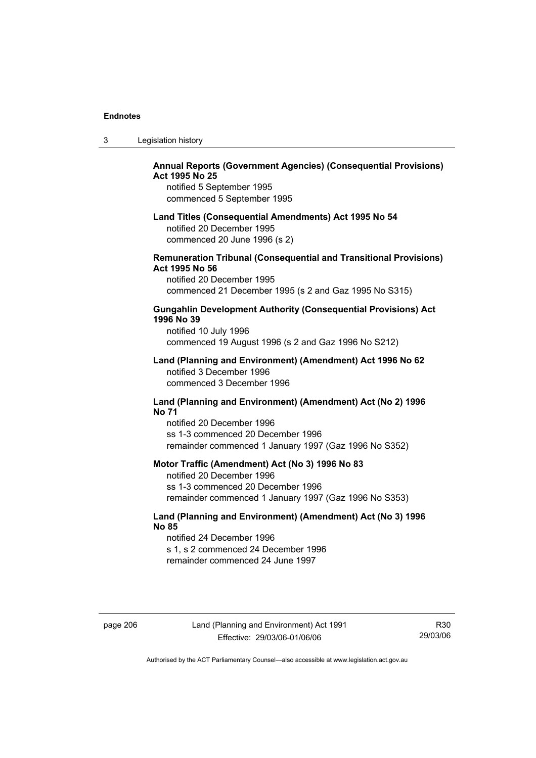**Annual Reports (Government Agencies) (Consequential Provisions) Act 1995 No 25**

notified 5 September 1995
commenced 5 September 1995

**Land Titles (Consequential Amendments) Act 1995 No 54**

notified 20 December 1995
commenced 20 June 1996 (s 2)

**Remuneration Tribunal (Consequential and Transitional Provisions) Act 1995 No 56**

notified 20 December 1995
commenced 21 December 1995 (s 2 and Gaz 1995 No S315)

**Gungahlin Development Authority (Consequential Provisions) Act 1996 No 39**

notified 10 July 1996
commenced 19 August 1996 (s 2 and Gaz 1996 No S212)

**Land (Planning and Environment) (Amendment) Act 1996 No 62**

notified 3 December 1996
commenced 3 December 1996

**Land (Planning and Environment) (Amendment) Act (No 2) 1996 No 71**

notified 20 December 1996
ss 1-3 commenced 20 December 1996
remainder commenced 1 January 1997 (Gaz 1996 No S352)

**Motor Traffic (Amendment) Act (No 3) 1996 No 83**

notified 20 December 1996
ss 1-3 commenced 20 December 1996
remainder commenced 1 January 1997 (Gaz 1996 No S353)

**Land (Planning and Environment) (Amendment) Act (No 3) 1996 No 85**

notified 24 December 1996
s 1, s 2 commenced 24 December 1996
remainder commenced 24 June 1997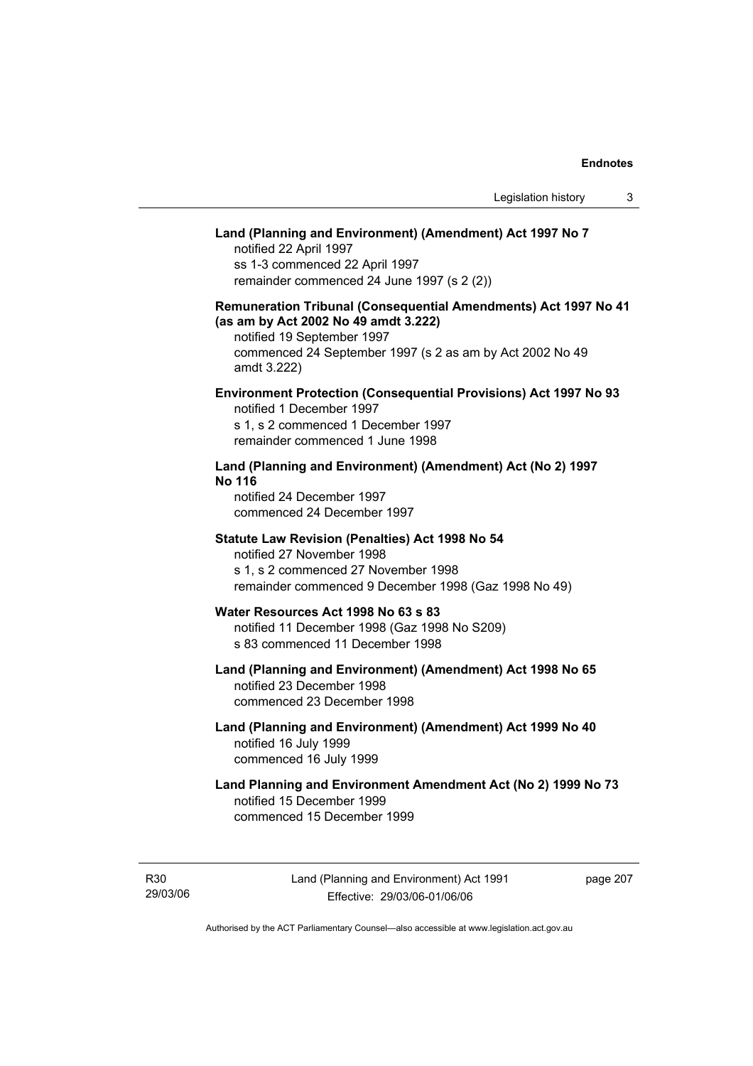**Land (Planning and Environment) (Amendment) Act 1997 No 7**

notified 22 April 1997

ss 1-3 commenced 22 April 1997

remainder commenced 24 June 1997 (s 2 (2))

**Remuneration Tribunal (Consequential Amendments) Act 1997 No 41 (as am by Act 2002 No 49 amdt 3.222)**

notified 19 September 1997

commenced 24 September 1997 (s 2 as am by Act 2002 No 49 amdt 3.222)

**Environment Protection (Consequential Provisions) Act 1997 No 93**

notified 1 December 1997

s 1, s 2 commenced 1 December 1997

remainder commenced 1 June 1998

**Land (Planning and Environment) (Amendment) Act (No 2) 1997 No 116**

notified 24 December 1997

commenced 24 December 1997

**Statute Law Revision (Penalties) Act 1998 No 54**

notified 27 November 1998

s 1, s 2 commenced 27 November 1998

remainder commenced 9 December 1998 (Gaz 1998 No 49)

**Water Resources Act 1998 No 63 s 83**

notified 11 December 1998 (Gaz 1998 No S209)

s 83 commenced 11 December 1998

**Land (Planning and Environment) (Amendment) Act 1998 No 65**

notified 23 December 1998

commenced 23 December 1998

**Land (Planning and Environment) (Amendment) Act 1999 No 40**

notified 16 July 1999

commenced 16 July 1999

**Land Planning and Environment Amendment Act (No 2) 1999 No 73**

notified 15 December 1999

commenced 15 December 1999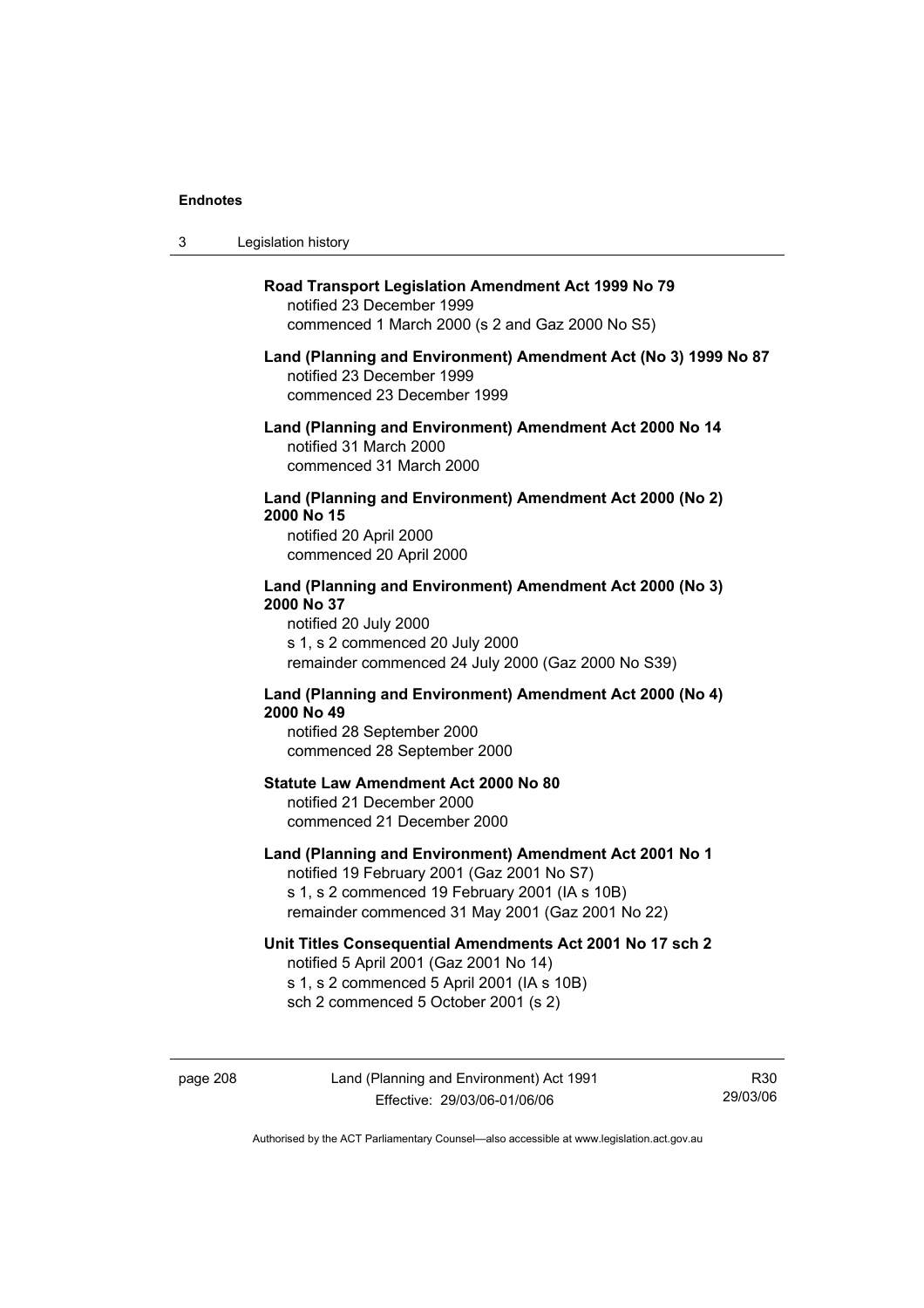**Road Transport Legislation Amendment Act 1999 No 79**
notified 23 December 1999
commenced 1 March 2000 (s 2 and Gaz 2000 No S5)

**Land (Planning and Environment) Amendment Act (No 3) 1999 No 87**
notified 23 December 1999
commenced 23 December 1999

**Land (Planning and Environment) Amendment Act 2000 No 14**
notified 31 March 2000
commenced 31 March 2000

**Land (Planning and Environment) Amendment Act 2000 (No 2) 2000 No 15**
notified 20 April 2000
commenced 20 April 2000

**Land (Planning and Environment) Amendment Act 2000 (No 3) 2000 No 37**
notified 20 July 2000
s 1, s 2 commenced 20 July 2000
remainder commenced 24 July 2000 (Gaz 2000 No S39)

**Land (Planning and Environment) Amendment Act 2000 (No 4) 2000 No 49**
notified 28 September 2000
commenced 28 September 2000

**Statute Law Amendment Act 2000 No 80**
notified 21 December 2000
commenced 21 December 2000

**Land (Planning and Environment) Amendment Act 2001 No 1**
notified 19 February 2001 (Gaz 2001 No S7)
s 1, s 2 commenced 19 February 2001 (IA s 10B)
remainder commenced 31 May 2001 (Gaz 2001 No 22)

**Unit Titles Consequential Amendments Act 2001 No 17 sch 2**
notified 5 April 2001 (Gaz 2001 No 14)
s 1, s 2 commenced 5 April 2001 (IA s 10B)
sch 2 commenced 5 October 2001 (s 2)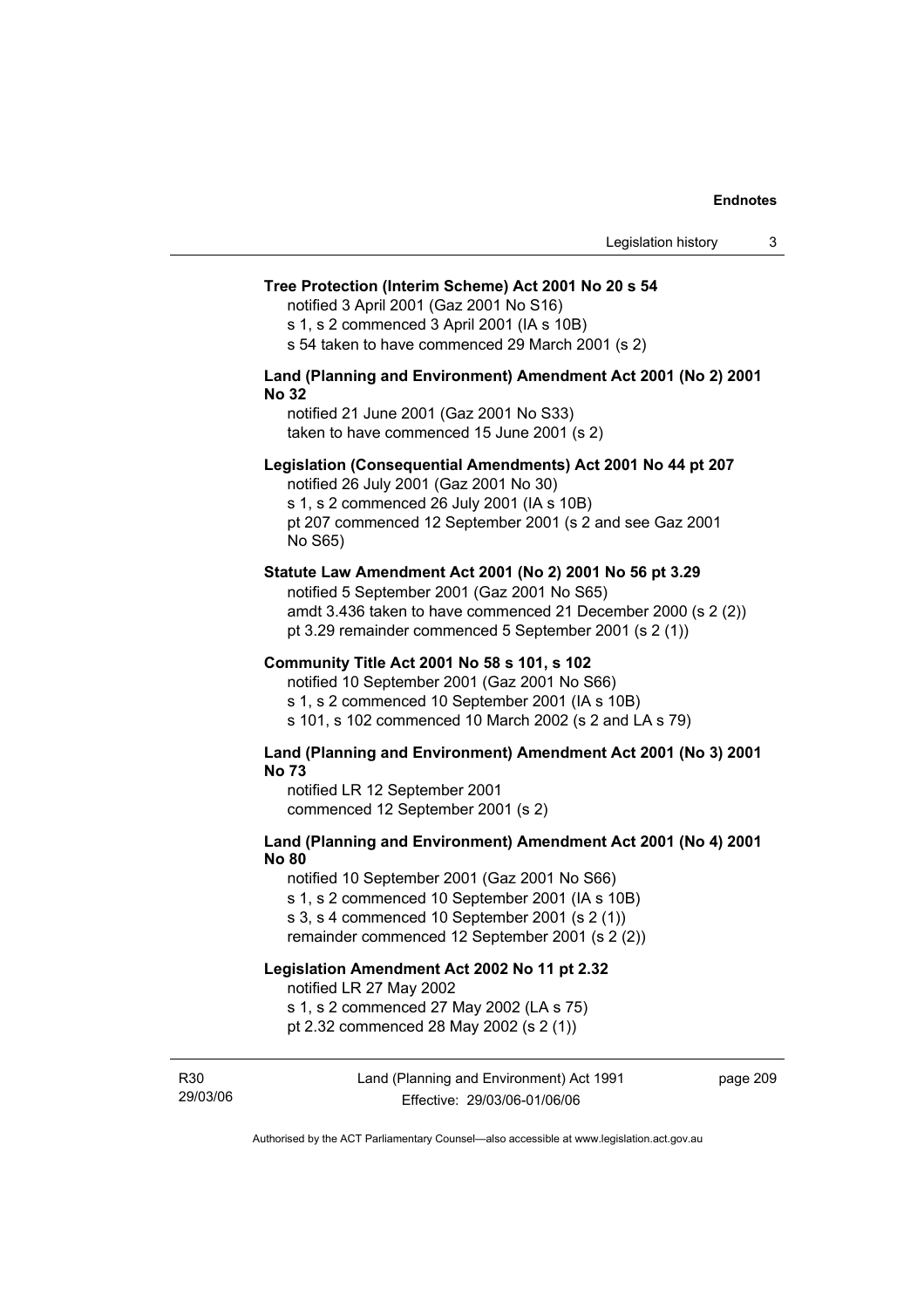**Tree Protection (Interim Scheme) Act 2001 No 20 s 54**

notified 3 April 2001 (Gaz 2001 No S16)
s 1, s 2 commenced 3 April 2001 (IA s 10B)
s 54 taken to have commenced 29 March 2001 (s 2)

**Land (Planning and Environment) Amendment Act 2001 (No 2) 2001 No 32**

notified 21 June 2001 (Gaz 2001 No S33)
taken to have commenced 15 June 2001 (s 2)

**Legislation (Consequential Amendments) Act 2001 No 44 pt 207**

notified 26 July 2001 (Gaz 2001 No 30)
s 1, s 2 commenced 26 July 2001 (IA s 10B)
pt 207 commenced 12 September 2001 (s 2 and see Gaz 2001 No S65)

**Statute Law Amendment Act 2001 (No 2) 2001 No 56 pt 3.29**

notified 5 September 2001 (Gaz 2001 No S65)
amdt 3.436 taken to have commenced 21 December 2000 (s 2 (2))
pt 3.29 remainder commenced 5 September 2001 (s 2 (1))

**Community Title Act 2001 No 58 s 101, s 102**

notified 10 September 2001 (Gaz 2001 No S66)
s 1, s 2 commenced 10 September 2001 (IA s 10B)
s 101, s 102 commenced 10 March 2002 (s 2 and LA s 79)

**Land (Planning and Environment) Amendment Act 2001 (No 3) 2001 No 73**

notified LR 12 September 2001
commenced 12 September 2001 (s 2)

**Land (Planning and Environment) Amendment Act 2001 (No 4) 2001 No 80**

notified 10 September 2001 (Gaz 2001 No S66)
s 1, s 2 commenced 10 September 2001 (IA s 10B)
s 3, s 4 commenced 10 September 2001 (s 2 (1))
remainder commenced 12 September 2001 (s 2 (2))

**Legislation Amendment Act 2002 No 11 pt 2.32**

notified LR 27 May 2002
s 1, s 2 commenced 27 May 2002 (LA s 75)
pt 2.32 commenced 28 May 2002 (s 2 (1))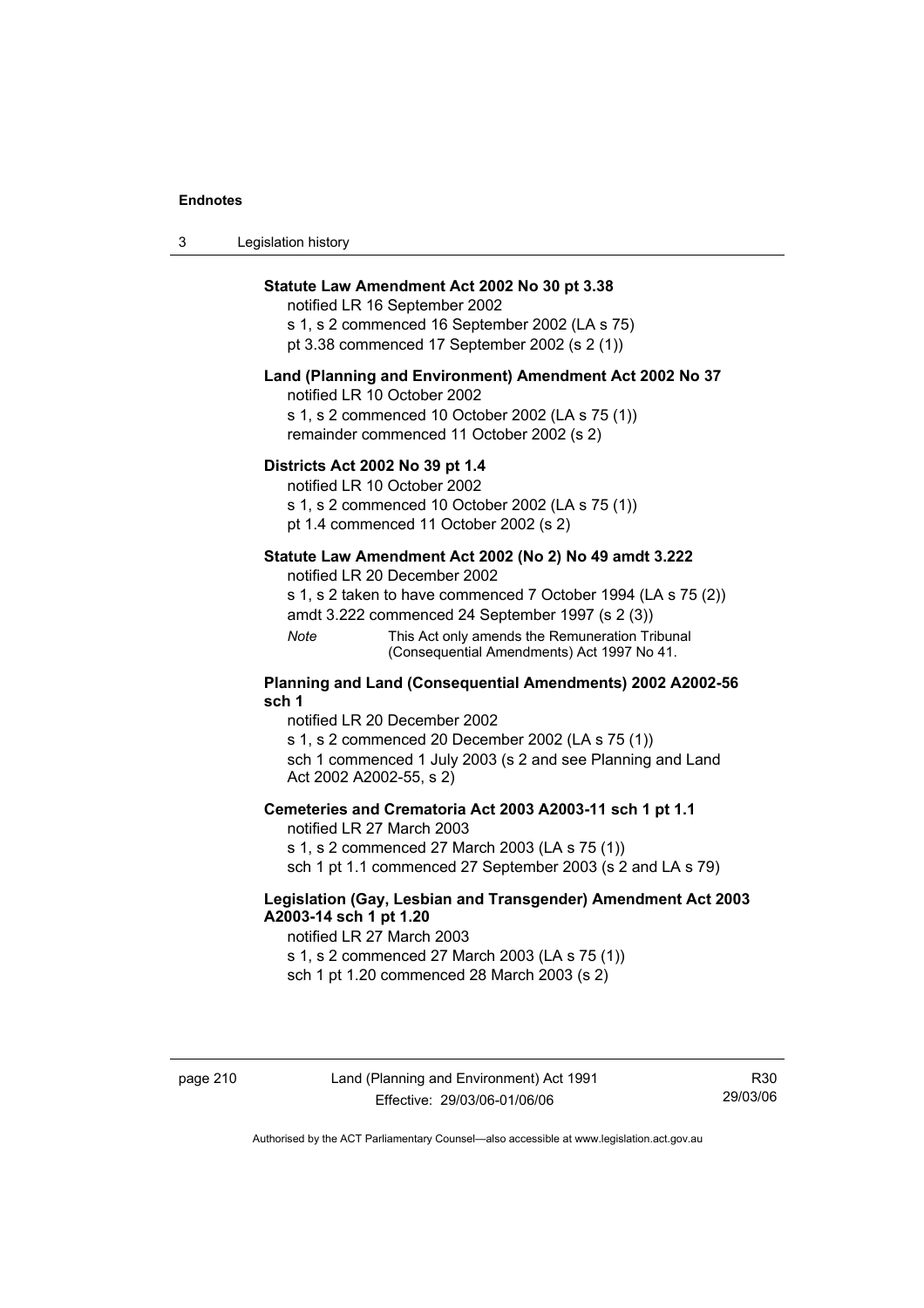**Statute Law Amendment Act 2002 No 30 pt 3.38**

notified LR 16 September 2002

s 1, s 2 commenced 16 September 2002 (LA s 75)

pt 3.38 commenced 17 September 2002 (s 2 (1))

**Land (Planning and Environment) Amendment Act 2002 No 37**

notified LR 10 October 2002

s 1, s 2 commenced 10 October 2002 (LA s 75 (1))

remainder commenced 11 October 2002 (s 2)

**Districts Act 2002 No 39 pt 1.4**

notified LR 10 October 2002

s 1, s 2 commenced 10 October 2002 (LA s 75 (1))

pt 1.4 commenced 11 October 2002 (s 2)

**Statute Law Amendment Act 2002 (No 2) No 49 amdt 3.222**

notified LR 20 December 2002

s 1, s 2 taken to have commenced 7 October 1994 (LA s 75 (2))

amdt 3.222 commenced 24 September 1997 (s 2 (3))

*Note* This Act only amends the Remuneration Tribunal (Consequential Amendments) Act 1997 No 41.

**Planning and Land (Consequential Amendments) 2002 A2002-56 sch 1**

notified LR 20 December 2002

s 1, s 2 commenced 20 December 2002 (LA s 75 (1))

sch 1 commenced 1 July 2003 (s 2 and see Planning and Land Act 2002 A2002-55, s 2)

**Cemeteries and Crematoria Act 2003 A2003-11 sch 1 pt 1.1**

notified LR 27 March 2003

s 1, s 2 commenced 27 March 2003 (LA s 75 (1))

sch 1 pt 1.1 commenced 27 September 2003 (s 2 and LA s 79)

**Legislation (Gay, Lesbian and Transgender) Amendment Act 2003 A2003-14 sch 1 pt 1.20**

notified LR 27 March 2003

s 1, s 2 commenced 27 March 2003 (LA s 75 (1))

sch 1 pt 1.20 commenced 28 March 2003 (s 2)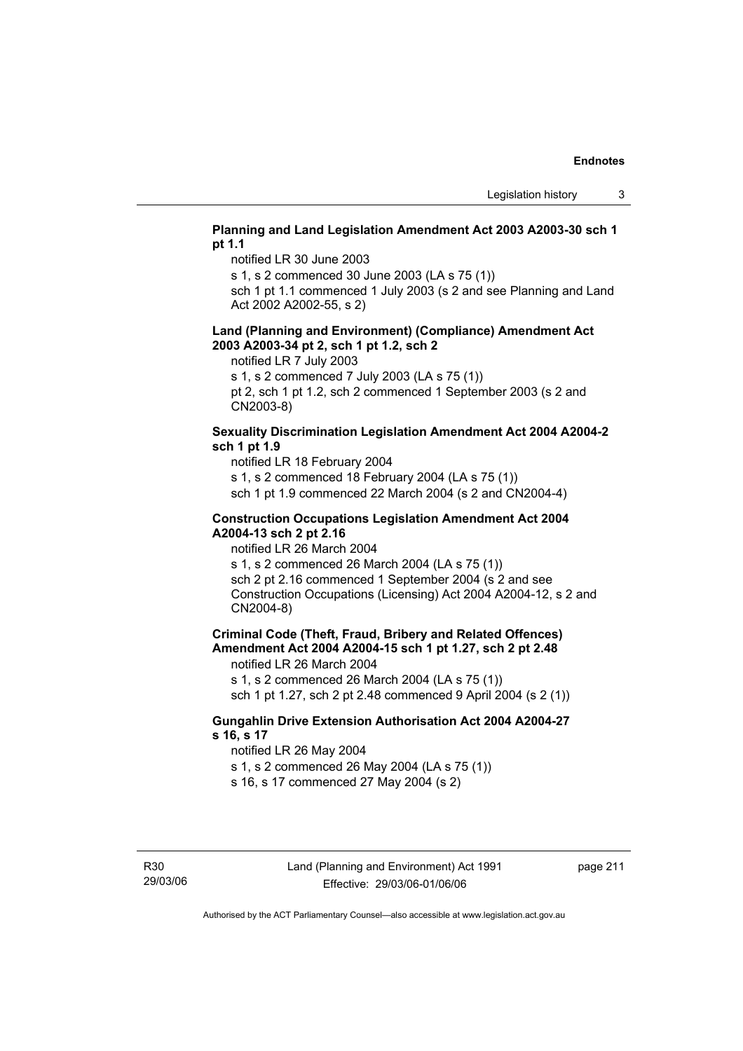**Planning and Land Legislation Amendment Act 2003 A2003-30 sch 1 pt 1.1**

notified LR 30 June 2003

s 1, s 2 commenced 30 June 2003 (LA s 75 (1))

sch 1 pt 1.1 commenced 1 July 2003 (s 2 and see Planning and Land Act 2002 A2002-55, s 2)

**Land (Planning and Environment) (Compliance) Amendment Act 2003 A2003-34 pt 2, sch 1 pt 1.2, sch 2**

notified LR 7 July 2003

s 1, s 2 commenced 7 July 2003 (LA s 75 (1))

pt 2, sch 1 pt 1.2, sch 2 commenced 1 September 2003 (s 2 and CN2003-8)

**Sexuality Discrimination Legislation Amendment Act 2004 A2004-2 sch 1 pt 1.9**

notified LR 18 February 2004

s 1, s 2 commenced 18 February 2004 (LA s 75 (1))

sch 1 pt 1.9 commenced 22 March 2004 (s 2 and CN2004-4)

**Construction Occupations Legislation Amendment Act 2004 A2004-13 sch 2 pt 2.16**

notified LR 26 March 2004

s 1, s 2 commenced 26 March 2004 (LA s 75 (1))

sch 2 pt 2.16 commenced 1 September 2004 (s 2 and see Construction Occupations (Licensing) Act 2004 A2004-12, s 2 and CN2004-8)

**Criminal Code (Theft, Fraud, Bribery and Related Offences) Amendment Act 2004 A2004-15 sch 1 pt 1.27, sch 2 pt 2.48**

notified LR 26 March 2004

s 1, s 2 commenced 26 March 2004 (LA s 75 (1))

sch 1 pt 1.27, sch 2 pt 2.48 commenced 9 April 2004 (s 2 (1))

**Gungahlin Drive Extension Authorisation Act 2004 A2004-27 s 16, s 17**

notified LR 26 May 2004

s 1, s 2 commenced 26 May 2004 (LA s 75 (1))

s 16, s 17 commenced 27 May 2004 (s 2)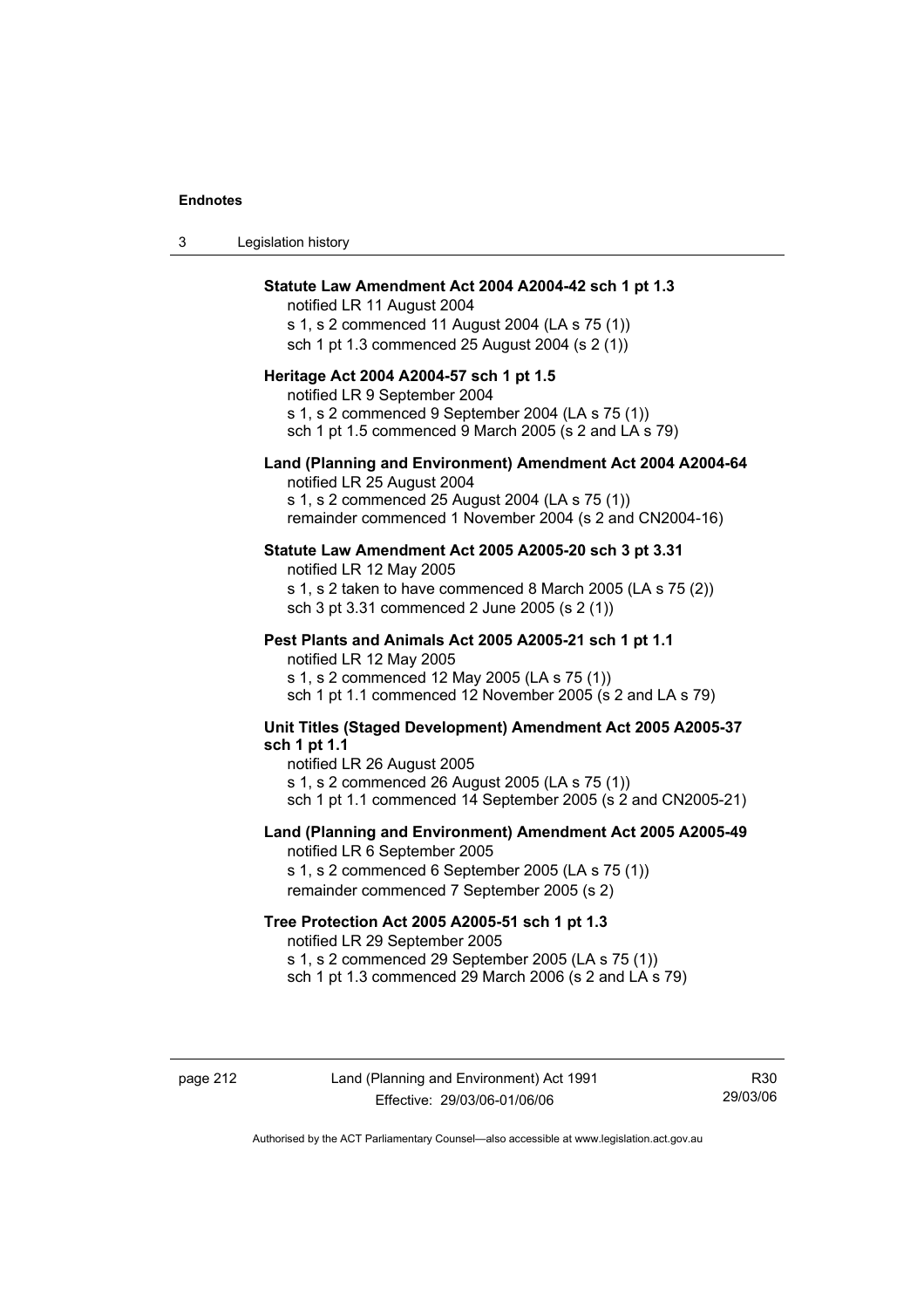**Statute Law Amendment Act 2004 A2004-42 sch 1 pt 1.3**
notified LR 11 August 2004
s 1, s 2 commenced 11 August 2004 (LA s 75 (1))
sch 1 pt 1.3 commenced 25 August 2004 (s 2 (1))

**Heritage Act 2004 A2004-57 sch 1 pt 1.5**
notified LR 9 September 2004
s 1, s 2 commenced 9 September 2004 (LA s 75 (1))
sch 1 pt 1.5 commenced 9 March 2005 (s 2 and LA s 79)

**Land (Planning and Environment) Amendment Act 2004 A2004-64**
notified LR 25 August 2004
s 1, s 2 commenced 25 August 2004 (LA s 75 (1))
remainder commenced 1 November 2004 (s 2 and CN2004-16)

**Statute Law Amendment Act 2005 A2005-20 sch 3 pt 3.31**
notified LR 12 May 2005
s 1, s 2 taken to have commenced 8 March 2005 (LA s 75 (2))
sch 3 pt 3.31 commenced 2 June 2005 (s 2 (1))

**Pest Plants and Animals Act 2005 A2005-21 sch 1 pt 1.1**
notified LR 12 May 2005
s 1, s 2 commenced 12 May 2005 (LA s 75 (1))
sch 1 pt 1.1 commenced 12 November 2005 (s 2 and LA s 79)

**Unit Titles (Staged Development) Amendment Act 2005 A2005-37 sch 1 pt 1.1**
notified LR 26 August 2005
s 1, s 2 commenced 26 August 2005 (LA s 75 (1))
sch 1 pt 1.1 commenced 14 September 2005 (s 2 and CN2005-21)

**Land (Planning and Environment) Amendment Act 2005 A2005-49**
notified LR 6 September 2005
s 1, s 2 commenced 6 September 2005 (LA s 75 (1))
remainder commenced 7 September 2005 (s 2)

**Tree Protection Act 2005 A2005-51 sch 1 pt 1.3**
notified LR 29 September 2005
s 1, s 2 commenced 29 September 2005 (LA s 75 (1))
sch 1 pt 1.3 commenced 29 March 2006 (s 2 and LA s 79)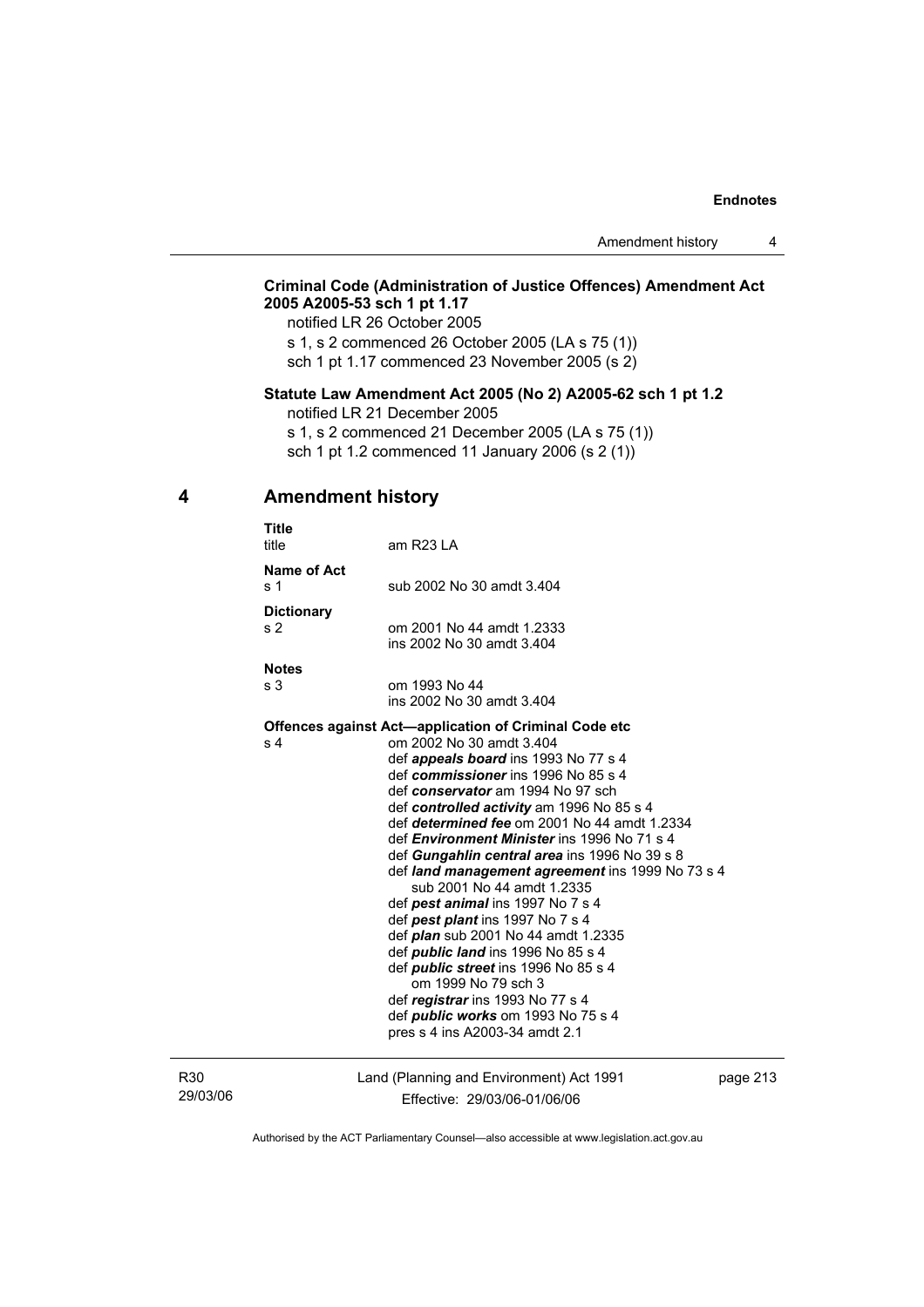**Criminal Code (Administration of Justice Offences) Amendment Act 2005 A2005-53 sch 1 pt 1.17**

notified LR 26 October 2005

s 1, s 2 commenced 26 October 2005 (LA s 75 (1))

sch 1 pt 1.17 commenced 23 November 2005 (s 2)

**Statute Law Amendment Act 2005 (No 2) A2005-62 sch 1 pt 1.2**

notified LR 21 December 2005

s 1, s 2 commenced 21 December 2005 (LA s 75 (1))

sch 1 pt 1.2 commenced 11 January 2006 (s 2 (1))

## 4 Amendment history

**Title**

title — am R23 LA

**Name of Act**

s 1 — sub 2002 No 30 amdt 3.404

**Dictionary**

s 2 — om 2001 No 44 amdt 1.2333
ins 2002 No 30 amdt 3.404

**Notes**

s 3 — om 1993 No 44
ins 2002 No 30 amdt 3.404

**Offences against Act—application of Criminal Code etc**

s 4 — om 2002 No 30 amdt 3.404
def ***appeals board*** ins 1993 No 77 s 4
def ***commissioner*** ins 1996 No 85 s 4
def ***conservator*** am 1994 No 97 sch
def ***controlled activity*** am 1996 No 85 s 4
def ***determined fee*** om 2001 No 44 amdt 1.2334
def ***Environment Minister*** ins 1996 No 71 s 4
def ***Gungahlin central area*** ins 1996 No 39 s 8
def ***land management agreement*** ins 1999 No 73 s 4
  sub 2001 No 44 amdt 1.2335
def ***pest animal*** ins 1997 No 7 s 4
def ***pest plant*** ins 1997 No 7 s 4
def ***plan*** sub 2001 No 44 amdt 1.2335
def ***public land*** ins 1996 No 85 s 4
def ***public street*** ins 1996 No 85 s 4
  om 1999 No 79 sch 3
def ***registrar*** ins 1993 No 77 s 4
def ***public works*** om 1993 No 75 s 4
pres s 4 ins A2003-34 amdt 2.1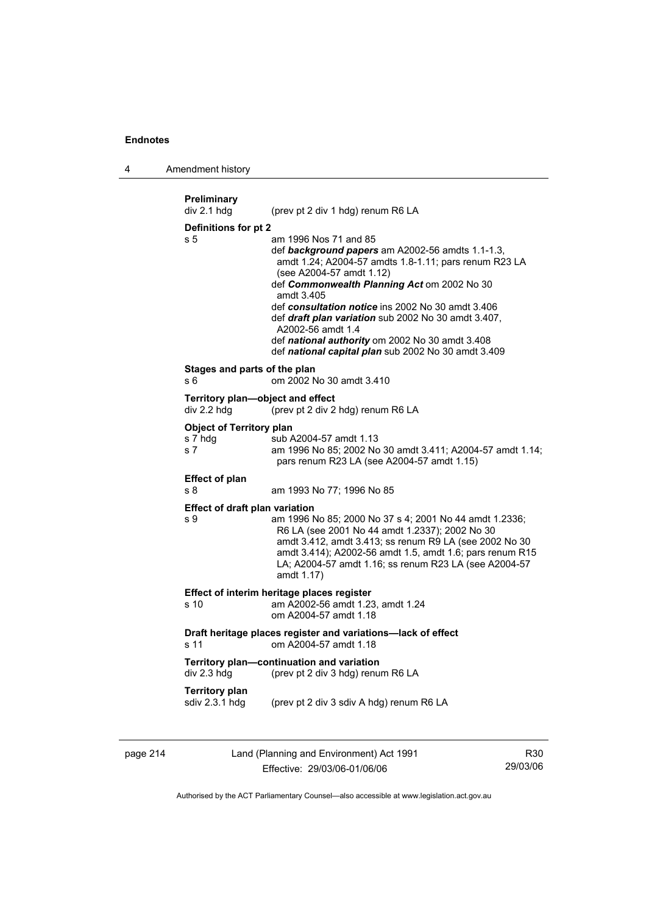**Preliminary**
div 2.1 hdg (prev pt 2 div 1 hdg) renum R6 LA

**Definitions for pt 2**
s 5 am 1996 Nos 71 and 85
def ***background papers*** am A2002-56 amdts 1.1-1.3, amdt 1.24; A2004-57 amdts 1.8-1.11; pars renum R23 LA (see A2004-57 amdt 1.12)
def ***Commonwealth Planning Act*** om 2002 No 30 amdt 3.405
def ***consultation notice*** ins 2002 No 30 amdt 3.406
def ***draft plan variation*** sub 2002 No 30 amdt 3.407, A2002-56 amdt 1.4
def ***national authority*** om 2002 No 30 amdt 3.408
def ***national capital plan*** sub 2002 No 30 amdt 3.409

**Stages and parts of the plan**
s 6 om 2002 No 30 amdt 3.410

**Territory plan—object and effect**
div 2.2 hdg (prev pt 2 div 2 hdg) renum R6 LA

**Object of Territory plan**
s 7 hdg sub A2004-57 amdt 1.13
s 7 am 1996 No 85; 2002 No 30 amdt 3.411; A2004-57 amdt 1.14; pars renum R23 LA (see A2004-57 amdt 1.15)

**Effect of plan**
s 8 am 1993 No 77; 1996 No 85

**Effect of draft plan variation**
s 9 am 1996 No 85; 2000 No 37 s 4; 2001 No 44 amdt 1.2336; R6 LA (see 2001 No 44 amdt 1.2337); 2002 No 30 amdt 3.412, amdt 3.413; ss renum R9 LA (see 2002 No 30 amdt 3.414); A2002-56 amdt 1.5, amdt 1.6; pars renum R15 LA; A2004-57 amdt 1.16; ss renum R23 LA (see A2004-57 amdt 1.17)

**Effect of interim heritage places register**
s 10 am A2002-56 amdt 1.23, amdt 1.24
om A2004-57 amdt 1.18

**Draft heritage places register and variations—lack of effect**
s 11 om A2004-57 amdt 1.18

**Territory plan—continuation and variation**
div 2.3 hdg (prev pt 2 div 3 hdg) renum R6 LA

**Territory plan**
sdiv 2.3.1 hdg (prev pt 2 div 3 sdiv A hdg) renum R6 LA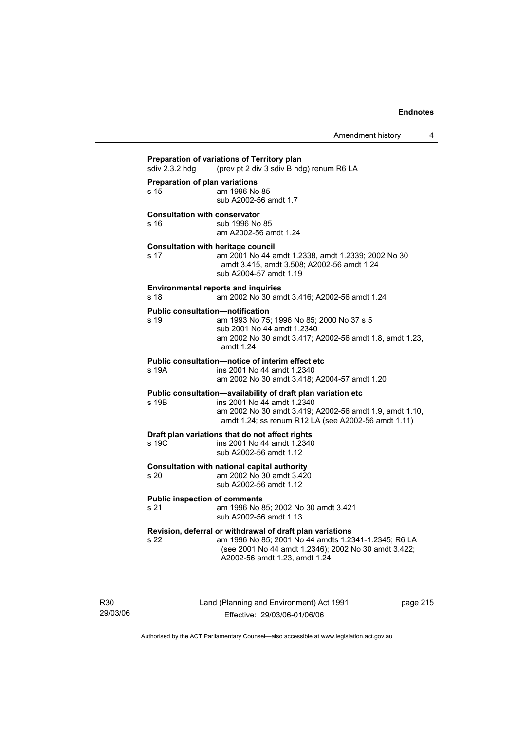**Preparation of variations of Territory plan**

sdiv 2.3.2 hdg (prev pt 2 div 3 sdiv B hdg) renum R6 LA

**Preparation of plan variations**

s 15 am 1996 No 85
sub A2002-56 amdt 1.7

**Consultation with conservator**

s 16 sub 1996 No 85
am A2002-56 amdt 1.24

**Consultation with heritage council**

s 17 am 2001 No 44 amdt 1.2338, amdt 1.2339; 2002 No 30 amdt 3.415, amdt 3.508; A2002-56 amdt 1.24
sub A2004-57 amdt 1.19

**Environmental reports and inquiries**

s 18 am 2002 No 30 amdt 3.416; A2002-56 amdt 1.24

**Public consultation—notification**

s 19 am 1993 No 75; 1996 No 85; 2000 No 37 s 5
sub 2001 No 44 amdt 1.2340
am 2002 No 30 amdt 3.417; A2002-56 amdt 1.8, amdt 1.23, amdt 1.24

**Public consultation—notice of interim effect etc**

s 19A ins 2001 No 44 amdt 1.2340
am 2002 No 30 amdt 3.418; A2004-57 amdt 1.20

**Public consultation—availability of draft plan variation etc**

s 19B ins 2001 No 44 amdt 1.2340
am 2002 No 30 amdt 3.419; A2002-56 amdt 1.9, amdt 1.10, amdt 1.24; ss renum R12 LA (see A2002-56 amdt 1.11)

**Draft plan variations that do not affect rights**

s 19C ins 2001 No 44 amdt 1.2340
sub A2002-56 amdt 1.12

**Consultation with national capital authority**

s 20 am 2002 No 30 amdt 3.420
sub A2002-56 amdt 1.12

**Public inspection of comments**

s 21 am 1996 No 85; 2002 No 30 amdt 3.421
sub A2002-56 amdt 1.13

**Revision, deferral or withdrawal of draft plan variations**

s 22 am 1996 No 85; 2001 No 44 amdts 1.2341-1.2345; R6 LA (see 2001 No 44 amdt 1.2346); 2002 No 30 amdt 3.422; A2002-56 amdt 1.23, amdt 1.24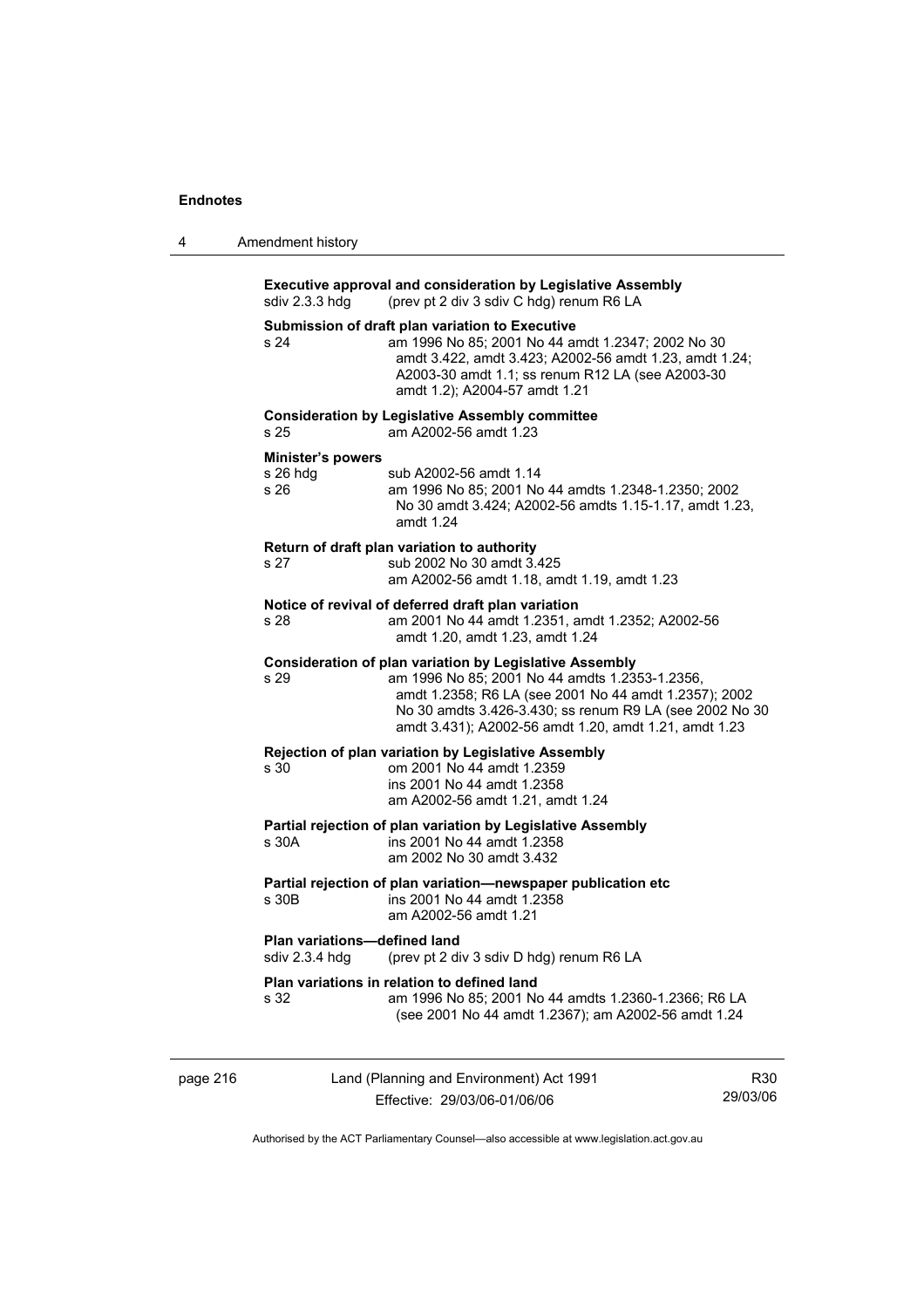**Executive approval and consideration by Legislative Assembly**

sdiv 2.3.3 hdg (prev pt 2 div 3 sdiv C hdg) renum R6 LA

**Submission of draft plan variation to Executive**

s 24 am 1996 No 85; 2001 No 44 amdt 1.2347; 2002 No 30 amdt 3.422, amdt 3.423; A2002-56 amdt 1.23, amdt 1.24; A2003-30 amdt 1.1; ss renum R12 LA (see A2003-30 amdt 1.2); A2004-57 amdt 1.21

**Consideration by Legislative Assembly committee**

s 25 am A2002-56 amdt 1.23

**Minister's powers**

s 26 hdg sub A2002-56 amdt 1.14

s 26 am 1996 No 85; 2001 No 44 amdts 1.2348-1.2350; 2002 No 30 amdt 3.424; A2002-56 amdts 1.15-1.17, amdt 1.23, amdt 1.24

**Return of draft plan variation to authority**

s 27 sub 2002 No 30 amdt 3.425
am A2002-56 amdt 1.18, amdt 1.19, amdt 1.23

**Notice of revival of deferred draft plan variation**

s 28 am 2001 No 44 amdt 1.2351, amdt 1.2352; A2002-56 amdt 1.20, amdt 1.23, amdt 1.24

**Consideration of plan variation by Legislative Assembly**

s 29 am 1996 No 85; 2001 No 44 amdts 1.2353-1.2356, amdt 1.2358; R6 LA (see 2001 No 44 amdt 1.2357); 2002 No 30 amdts 3.426-3.430; ss renum R9 LA (see 2002 No 30 amdt 3.431); A2002-56 amdt 1.20, amdt 1.21, amdt 1.23

**Rejection of plan variation by Legislative Assembly**

s 30 om 2001 No 44 amdt 1.2359
ins 2001 No 44 amdt 1.2358
am A2002-56 amdt 1.21, amdt 1.24

**Partial rejection of plan variation by Legislative Assembly**

s 30A ins 2001 No 44 amdt 1.2358
am 2002 No 30 amdt 3.432

**Partial rejection of plan variation—newspaper publication etc**

s 30B ins 2001 No 44 amdt 1.2358
am A2002-56 amdt 1.21

**Plan variations—defined land**

sdiv 2.3.4 hdg (prev pt 2 div 3 sdiv D hdg) renum R6 LA

**Plan variations in relation to defined land**

s 32 am 1996 No 85; 2001 No 44 amdts 1.2360-1.2366; R6 LA (see 2001 No 44 amdt 1.2367); am A2002-56 amdt 1.24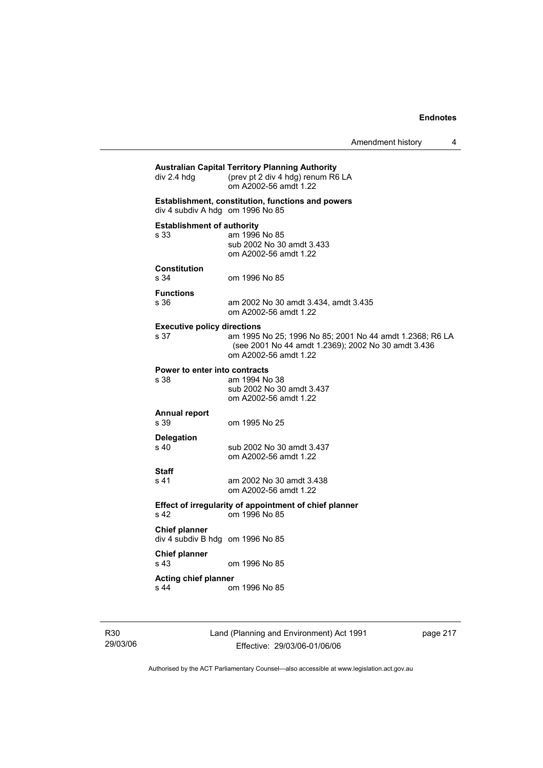**Australian Capital Territory Planning Authority**

div 2.4 hdg (prev pt 2 div 4 hdg) renum R6 LA
om A2002-56 amdt 1.22

**Establishment, constitution, functions and powers**

div 4 subdiv A hdg om 1996 No 85

**Establishment of authority**

s 33 am 1996 No 85
sub 2002 No 30 amdt 3.433
om A2002-56 amdt 1.22

**Constitution**

s 34 om 1996 No 85

**Functions**

s 36 am 2002 No 30 amdt 3.434, amdt 3.435
om A2002-56 amdt 1.22

**Executive policy directions**

s 37 am 1995 No 25; 1996 No 85; 2001 No 44 amdt 1.2368; R6 LA (see 2001 No 44 amdt 1.2369); 2002 No 30 amdt 3.436
om A2002-56 amdt 1.22

**Power to enter into contracts**

s 38 am 1994 No 38
sub 2002 No 30 amdt 3.437
om A2002-56 amdt 1.22

**Annual report**

s 39 om 1995 No 25

**Delegation**

s 40 sub 2002 No 30 amdt 3.437
om A2002-56 amdt 1.22

**Staff**

s 41 am 2002 No 30 amdt 3.438
om A2002-56 amdt 1.22

**Effect of irregularity of appointment of chief planner**

s 42 om 1996 No 85

**Chief planner**

div 4 subdiv B hdg om 1996 No 85

**Chief planner**

s 43 om 1996 No 85

**Acting chief planner**

s 44 om 1996 No 85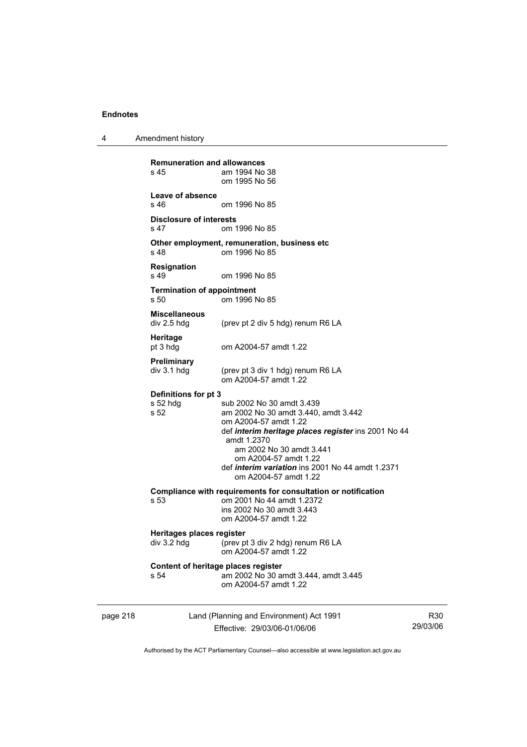**Remuneration and allowances**
s 45 am 1994 No 38
om 1995 No 56

**Leave of absence**
s 46 om 1996 No 85

**Disclosure of interests**
s 47 om 1996 No 85

**Other employment, remuneration, business etc**
s 48 om 1996 No 85

**Resignation**
s 49 om 1996 No 85

**Termination of appointment**
s 50 om 1996 No 85

**Miscellaneous**
div 2.5 hdg (prev pt 2 div 5 hdg) renum R6 LA

**Heritage**
pt 3 hdg om A2004-57 amdt 1.22

**Preliminary**
div 3.1 hdg (prev pt 3 div 1 hdg) renum R6 LA
om A2004-57 amdt 1.22

**Definitions for pt 3**
s 52 hdg sub 2002 No 30 amdt 3.439
s 52 am 2002 No 30 amdt 3.440, amdt 3.442
om A2004-57 amdt 1.22
def ***interim heritage places register*** ins 2001 No 44 amdt 1.2370
am 2002 No 30 amdt 3.441
om A2004-57 amdt 1.22
def ***interim variation*** ins 2001 No 44 amdt 1.2371
om A2004-57 amdt 1.22

**Compliance with requirements for consultation or notification**
s 53 om 2001 No 44 amdt 1.2372
ins 2002 No 30 amdt 3.443
om A2004-57 amdt 1.22

**Heritages places register**
div 3.2 hdg (prev pt 3 div 2 hdg) renum R6 LA
om A2004-57 amdt 1.22

**Content of heritage places register**
s 54 am 2002 No 30 amdt 3.444, amdt 3.445
om A2004-57 amdt 1.22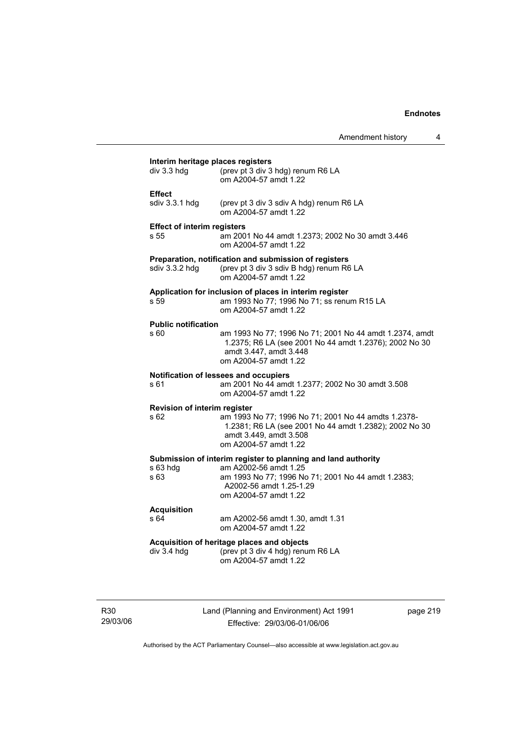**Interim heritage places registers**

div 3.3 hdg (prev pt 3 div 3 hdg) renum R6 LA
om A2004-57 amdt 1.22

**Effect**

sdiv 3.3.1 hdg (prev pt 3 div 3 sdiv A hdg) renum R6 LA
om A2004-57 amdt 1.22

**Effect of interim registers**

s 55 am 2001 No 44 amdt 1.2373; 2002 No 30 amdt 3.446
om A2004-57 amdt 1.22

**Preparation, notification and submission of registers**

sdiv 3.3.2 hdg (prev pt 3 div 3 sdiv B hdg) renum R6 LA
om A2004-57 amdt 1.22

**Application for inclusion of places in interim register**

s 59 am 1993 No 77; 1996 No 71; ss renum R15 LA
om A2004-57 amdt 1.22

**Public notification**

s 60 am 1993 No 77; 1996 No 71; 2001 No 44 amdt 1.2374, amdt 1.2375; R6 LA (see 2001 No 44 amdt 1.2376); 2002 No 30 amdt 3.447, amdt 3.448
om A2004-57 amdt 1.22

**Notification of lessees and occupiers**

s 61 am 2001 No 44 amdt 1.2377; 2002 No 30 amdt 3.508
om A2004-57 amdt 1.22

**Revision of interim register**

s 62 am 1993 No 77; 1996 No 71; 2001 No 44 amdts 1.2378-1.2381; R6 LA (see 2001 No 44 amdt 1.2382); 2002 No 30 amdt 3.449, amdt 3.508
om A2004-57 amdt 1.22

**Submission of interim register to planning and land authority**

s 63 hdg am A2002-56 amdt 1.25
s 63 am 1993 No 77; 1996 No 71; 2001 No 44 amdt 1.2383; A2002-56 amdt 1.25-1.29
om A2004-57 amdt 1.22

**Acquisition**

s 64 am A2002-56 amdt 1.30, amdt 1.31
om A2004-57 amdt 1.22

**Acquisition of heritage places and objects**

div 3.4 hdg (prev pt 3 div 4 hdg) renum R6 LA
om A2004-57 amdt 1.22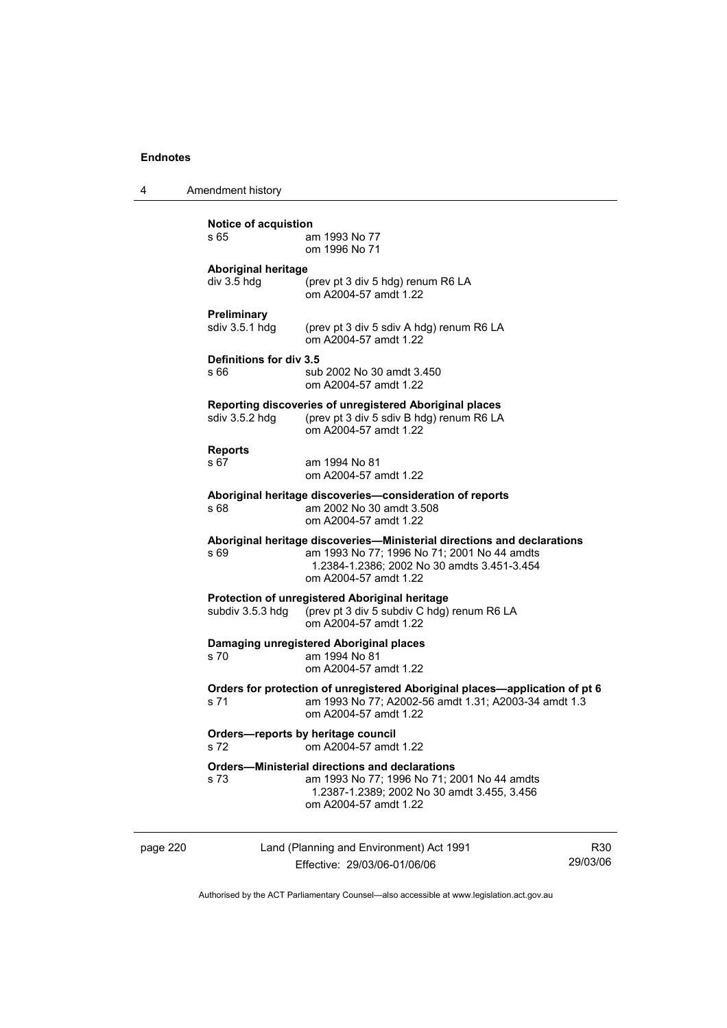**Notice of acquistion**
s 65 am 1993 No 77
om 1996 No 71

**Aboriginal heritage**
div 3.5 hdg (prev pt 3 div 5 hdg) renum R6 LA
om A2004-57 amdt 1.22

**Preliminary**
sdiv 3.5.1 hdg (prev pt 3 div 5 sdiv A hdg) renum R6 LA
om A2004-57 amdt 1.22

**Definitions for div 3.5**
s 66 sub 2002 No 30 amdt 3.450
om A2004-57 amdt 1.22

**Reporting discoveries of unregistered Aboriginal places**
sdiv 3.5.2 hdg (prev pt 3 div 5 sdiv B hdg) renum R6 LA
om A2004-57 amdt 1.22

**Reports**
s 67 am 1994 No 81
om A2004-57 amdt 1.22

**Aboriginal heritage discoveries—consideration of reports**
s 68 am 2002 No 30 amdt 3.508
om A2004-57 amdt 1.22

**Aboriginal heritage discoveries—Ministerial directions and declarations**
s 69 am 1993 No 77; 1996 No 71; 2001 No 44 amdts 1.2384-1.2386; 2002 No 30 amdts 3.451-3.454
om A2004-57 amdt 1.22

**Protection of unregistered Aboriginal heritage**
subdiv 3.5.3 hdg (prev pt 3 div 5 subdiv C hdg) renum R6 LA
om A2004-57 amdt 1.22

**Damaging unregistered Aboriginal places**
s 70 am 1994 No 81
om A2004-57 amdt 1.22

**Orders for protection of unregistered Aboriginal places—application of pt 6**
s 71 am 1993 No 77; A2002-56 amdt 1.31; A2003-34 amdt 1.3
om A2004-57 amdt 1.22

**Orders—reports by heritage council**
s 72 om A2004-57 amdt 1.22

**Orders—Ministerial directions and declarations**
s 73 am 1993 No 77; 1996 No 71; 2001 No 44 amdts 1.2387-1.2389; 2002 No 30 amdt 3.455, 3.456
om A2004-57 amdt 1.22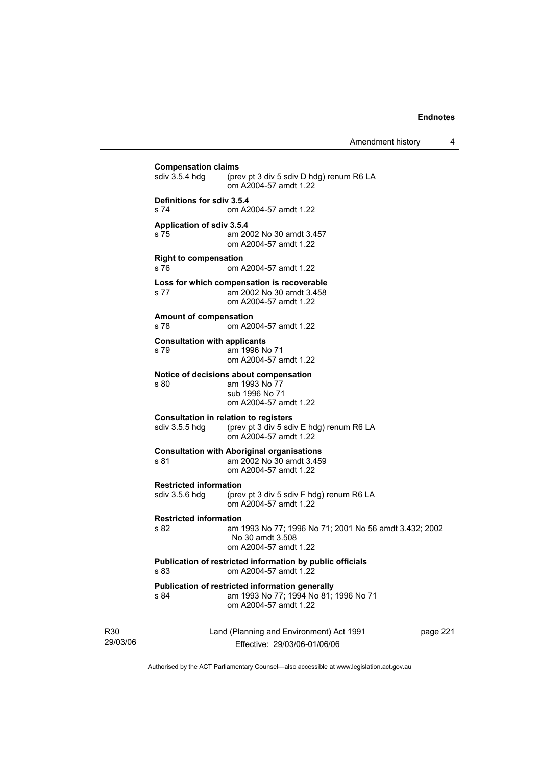**Compensation claims**
sdiv 3.5.4 hdg (prev pt 3 div 5 sdiv D hdg) renum R6 LA
om A2004-57 amdt 1.22

**Definitions for sdiv 3.5.4**
s 74 om A2004-57 amdt 1.22

**Application of sdiv 3.5.4**
s 75 am 2002 No 30 amdt 3.457
om A2004-57 amdt 1.22

**Right to compensation**
s 76 om A2004-57 amdt 1.22

**Loss for which compensation is recoverable**
s 77 am 2002 No 30 amdt 3.458
om A2004-57 amdt 1.22

**Amount of compensation**
s 78 om A2004-57 amdt 1.22

**Consultation with applicants**
s 79 am 1996 No 71
om A2004-57 amdt 1.22

**Notice of decisions about compensation**
s 80 am 1993 No 77
sub 1996 No 71
om A2004-57 amdt 1.22

**Consultation in relation to registers**
sdiv 3.5.5 hdg (prev pt 3 div 5 sdiv E hdg) renum R6 LA
om A2004-57 amdt 1.22

**Consultation with Aboriginal organisations**
s 81 am 2002 No 30 amdt 3.459
om A2004-57 amdt 1.22

**Restricted information**
sdiv 3.5.6 hdg (prev pt 3 div 5 sdiv F hdg) renum R6 LA
om A2004-57 amdt 1.22

**Restricted information**
s 82 am 1993 No 77; 1996 No 71; 2001 No 56 amdt 3.432; 2002 No 30 amdt 3.508
om A2004-57 amdt 1.22

**Publication of restricted information by public officials**
s 83 om A2004-57 amdt 1.22

**Publication of restricted information generally**
s 84 am 1993 No 77; 1994 No 81; 1996 No 71
om A2004-57 amdt 1.22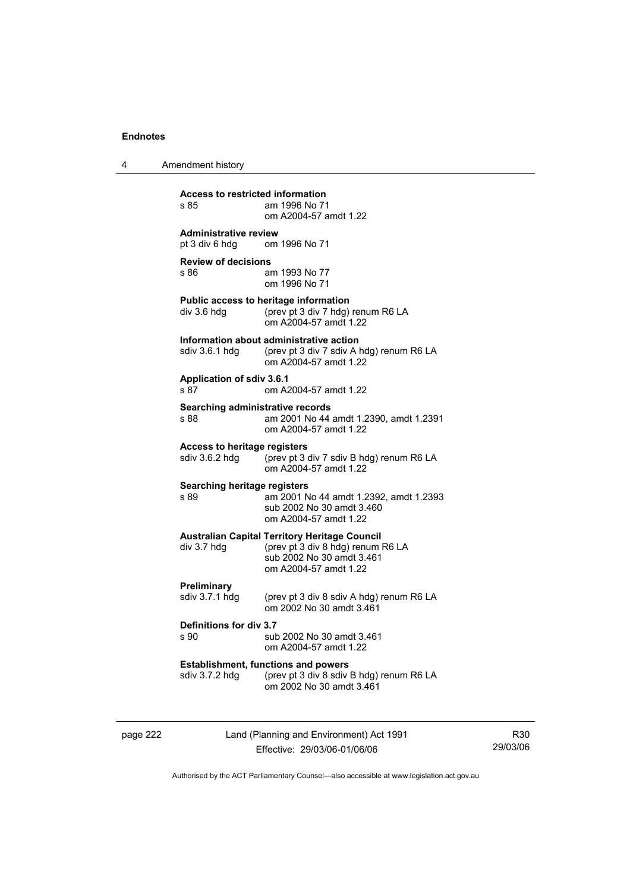**Access to restricted information**

s 85 am 1996 No 71
om A2004-57 amdt 1.22

**Administrative review**

pt 3 div 6 hdg om 1996 No 71

**Review of decisions**

s 86 am 1993 No 77
om 1996 No 71

**Public access to heritage information**

div 3.6 hdg (prev pt 3 div 7 hdg) renum R6 LA
om A2004-57 amdt 1.22

**Information about administrative action**

sdiv 3.6.1 hdg (prev pt 3 div 7 sdiv A hdg) renum R6 LA
om A2004-57 amdt 1.22

**Application of sdiv 3.6.1**

s 87 om A2004-57 amdt 1.22

**Searching administrative records**

s 88 am 2001 No 44 amdt 1.2390, amdt 1.2391
om A2004-57 amdt 1.22

**Access to heritage registers**

sdiv 3.6.2 hdg (prev pt 3 div 7 sdiv B hdg) renum R6 LA
om A2004-57 amdt 1.22

**Searching heritage registers**

s 89 am 2001 No 44 amdt 1.2392, amdt 1.2393
sub 2002 No 30 amdt 3.460
om A2004-57 amdt 1.22

**Australian Capital Territory Heritage Council**

div 3.7 hdg (prev pt 3 div 8 hdg) renum R6 LA
sub 2002 No 30 amdt 3.461
om A2004-57 amdt 1.22

**Preliminary**

sdiv 3.7.1 hdg (prev pt 3 div 8 sdiv A hdg) renum R6 LA
om 2002 No 30 amdt 3.461

**Definitions for div 3.7**

s 90 sub 2002 No 30 amdt 3.461
om A2004-57 amdt 1.22

**Establishment, functions and powers**

sdiv 3.7.2 hdg (prev pt 3 div 8 sdiv B hdg) renum R6 LA
om 2002 No 30 amdt 3.461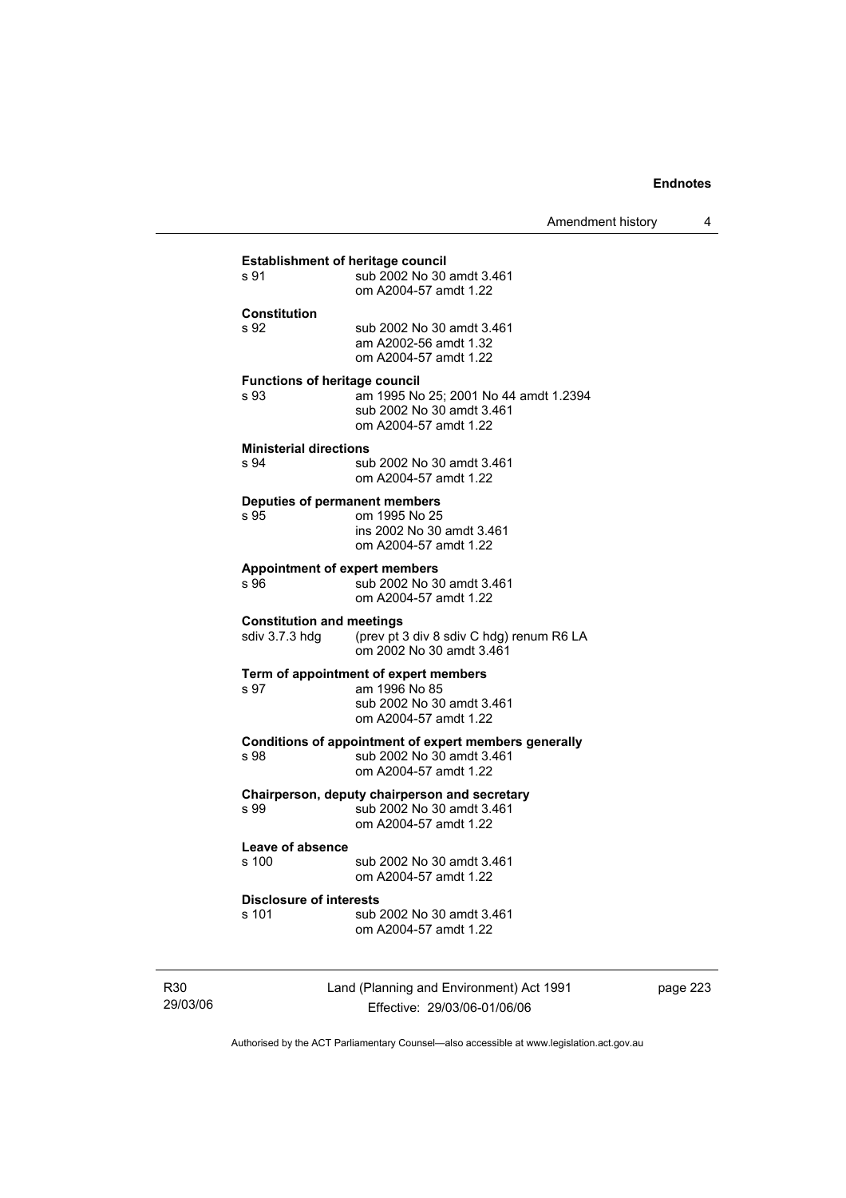**Establishment of heritage council**

s 91 sub 2002 No 30 amdt 3.461
om A2004-57 amdt 1.22

**Constitution**

s 92 sub 2002 No 30 amdt 3.461
am A2002-56 amdt 1.32
om A2004-57 amdt 1.22

**Functions of heritage council**

s 93 am 1995 No 25; 2001 No 44 amdt 1.2394
sub 2002 No 30 amdt 3.461
om A2004-57 amdt 1.22

**Ministerial directions**

s 94 sub 2002 No 30 amdt 3.461
om A2004-57 amdt 1.22

**Deputies of permanent members**

s 95 om 1995 No 25
ins 2002 No 30 amdt 3.461
om A2004-57 amdt 1.22

**Appointment of expert members**

s 96 sub 2002 No 30 amdt 3.461
om A2004-57 amdt 1.22

**Constitution and meetings**

sdiv 3.7.3 hdg (prev pt 3 div 8 sdiv C hdg) renum R6 LA
om 2002 No 30 amdt 3.461

**Term of appointment of expert members**

s 97 am 1996 No 85
sub 2002 No 30 amdt 3.461
om A2004-57 amdt 1.22

**Conditions of appointment of expert members generally**

s 98 sub 2002 No 30 amdt 3.461
om A2004-57 amdt 1.22

**Chairperson, deputy chairperson and secretary**

s 99 sub 2002 No 30 amdt 3.461
om A2004-57 amdt 1.22

**Leave of absence**

s 100 sub 2002 No 30 amdt 3.461
om A2004-57 amdt 1.22

**Disclosure of interests**

s 101 sub 2002 No 30 amdt 3.461
om A2004-57 amdt 1.22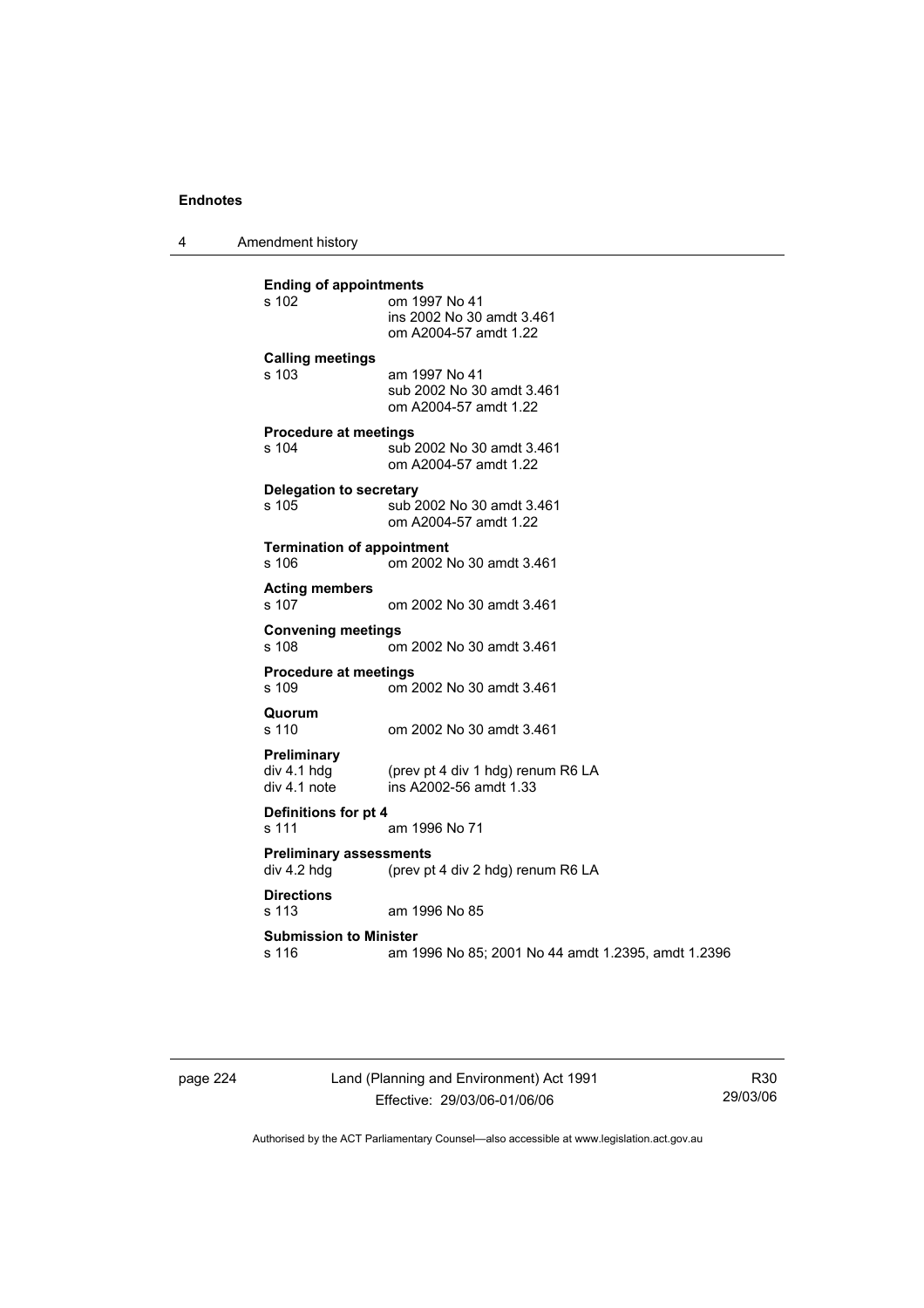**Ending of appointments**
s 102 om 1997 No 41
ins 2002 No 30 amdt 3.461
om A2004-57 amdt 1.22

**Calling meetings**
s 103 am 1997 No 41
sub 2002 No 30 amdt 3.461
om A2004-57 amdt 1.22

**Procedure at meetings**
s 104 sub 2002 No 30 amdt 3.461
om A2004-57 amdt 1.22

**Delegation to secretary**
s 105 sub 2002 No 30 amdt 3.461
om A2004-57 amdt 1.22

**Termination of appointment**
s 106 om 2002 No 30 amdt 3.461

**Acting members**
s 107 om 2002 No 30 amdt 3.461

**Convening meetings**
s 108 om 2002 No 30 amdt 3.461

**Procedure at meetings**
s 109 om 2002 No 30 amdt 3.461

**Quorum**
s 110 om 2002 No 30 amdt 3.461

**Preliminary**
div 4.1 hdg (prev pt 4 div 1 hdg) renum R6 LA
div 4.1 note ins A2002-56 amdt 1.33

**Definitions for pt 4**
s 111 am 1996 No 71

**Preliminary assessments**
div 4.2 hdg (prev pt 4 div 2 hdg) renum R6 LA

**Directions**
s 113 am 1996 No 85

**Submission to Minister**
s 116 am 1996 No 85; 2001 No 44 amdt 1.2395, amdt 1.2396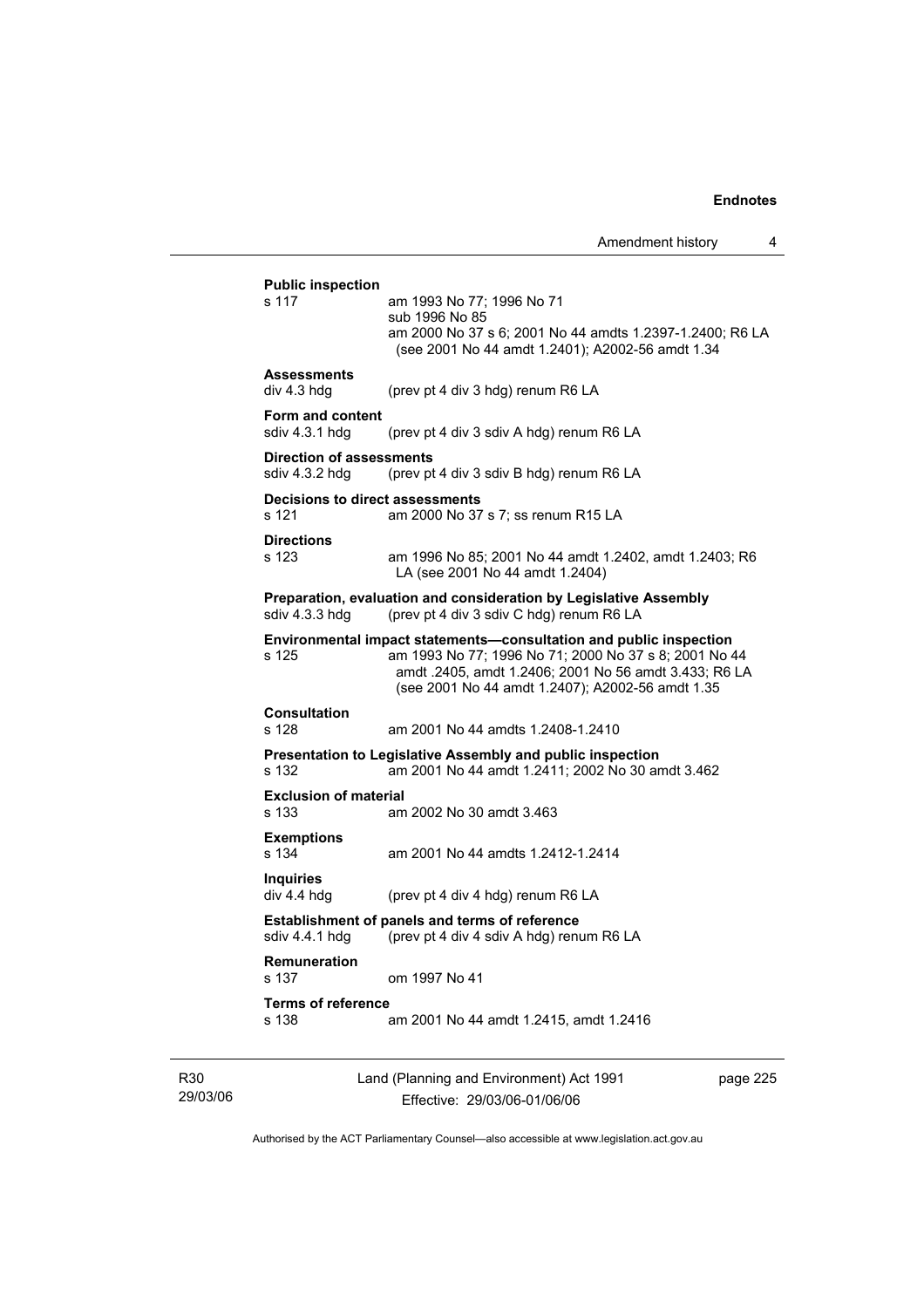**Public inspection**

s 117 — am 1993 No 77; 1996 No 71
sub 1996 No 85
am 2000 No 37 s 6; 2001 No 44 amdts 1.2397-1.2400; R6 LA (see 2001 No 44 amdt 1.2401); A2002-56 amdt 1.34

**Assessments**

div 4.3 hdg — (prev pt 4 div 3 hdg) renum R6 LA

**Form and content**

sdiv 4.3.1 hdg — (prev pt 4 div 3 sdiv A hdg) renum R6 LA

**Direction of assessments**

sdiv 4.3.2 hdg — (prev pt 4 div 3 sdiv B hdg) renum R6 LA

**Decisions to direct assessments**

s 121 — am 2000 No 37 s 7; ss renum R15 LA

**Directions**

s 123 — am 1996 No 85; 2001 No 44 amdt 1.2402, amdt 1.2403; R6 LA (see 2001 No 44 amdt 1.2404)

**Preparation, evaluation and consideration by Legislative Assembly**

sdiv 4.3.3 hdg — (prev pt 4 div 3 sdiv C hdg) renum R6 LA

**Environmental impact statements—consultation and public inspection**

s 125 — am 1993 No 77; 1996 No 71; 2000 No 37 s 8; 2001 No 44 amdt .2405, amdt 1.2406; 2001 No 56 amdt 3.433; R6 LA (see 2001 No 44 amdt 1.2407); A2002-56 amdt 1.35

**Consultation**

s 128 — am 2001 No 44 amdts 1.2408-1.2410

**Presentation to Legislative Assembly and public inspection**

s 132 — am 2001 No 44 amdt 1.2411; 2002 No 30 amdt 3.462

**Exclusion of material**

s 133 — am 2002 No 30 amdt 3.463

**Exemptions**

s 134 — am 2001 No 44 amdts 1.2412-1.2414

**Inquiries**

div 4.4 hdg — (prev pt 4 div 4 hdg) renum R6 LA

**Establishment of panels and terms of reference**

sdiv 4.4.1 hdg — (prev pt 4 div 4 sdiv A hdg) renum R6 LA

**Remuneration**

s 137 — om 1997 No 41

**Terms of reference**

s 138 — am 2001 No 44 amdt 1.2415, amdt 1.2416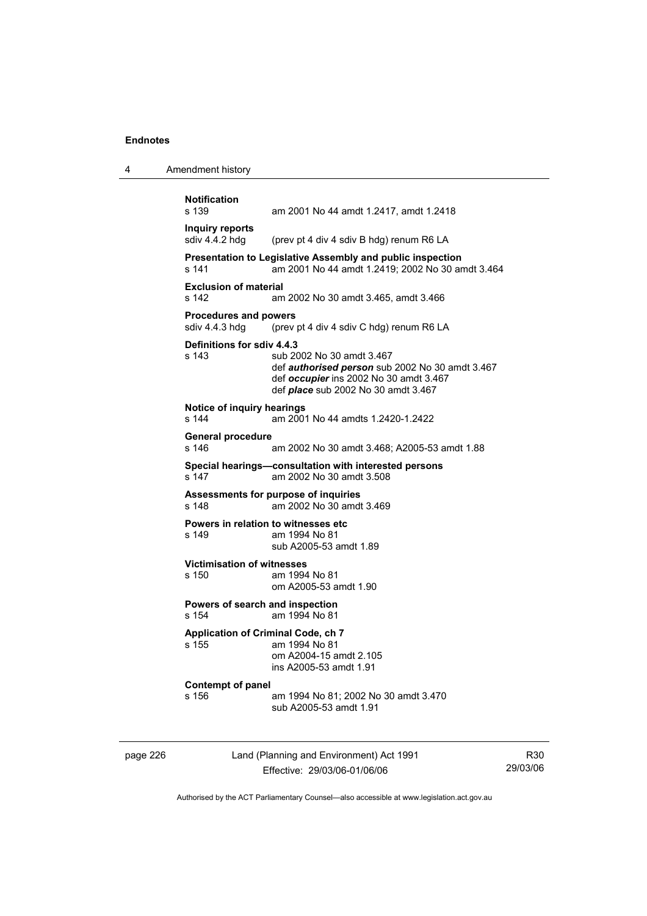**Notification**

s 139 am 2001 No 44 amdt 1.2417, amdt 1.2418

**Inquiry reports**

sdiv 4.4.2 hdg (prev pt 4 div 4 sdiv B hdg) renum R6 LA

**Presentation to Legislative Assembly and public inspection**

s 141 am 2001 No 44 amdt 1.2419; 2002 No 30 amdt 3.464

**Exclusion of material**

s 142 am 2002 No 30 amdt 3.465, amdt 3.466

**Procedures and powers**

sdiv 4.4.3 hdg (prev pt 4 div 4 sdiv C hdg) renum R6 LA

**Definitions for sdiv 4.4.3**

s 143 sub 2002 No 30 amdt 3.467
def ***authorised person*** sub 2002 No 30 amdt 3.467
def ***occupier*** ins 2002 No 30 amdt 3.467
def ***place*** sub 2002 No 30 amdt 3.467

**Notice of inquiry hearings**

s 144 am 2001 No 44 amdts 1.2420-1.2422

**General procedure**

s 146 am 2002 No 30 amdt 3.468; A2005-53 amdt 1.88

**Special hearings—consultation with interested persons**

s 147 am 2002 No 30 amdt 3.508

**Assessments for purpose of inquiries**

s 148 am 2002 No 30 amdt 3.469

**Powers in relation to witnesses etc**

s 149 am 1994 No 81
sub A2005-53 amdt 1.89

**Victimisation of witnesses**

s 150 am 1994 No 81
om A2005-53 amdt 1.90

**Powers of search and inspection**

s 154 am 1994 No 81

**Application of Criminal Code, ch 7**

s 155 am 1994 No 81
om A2004-15 amdt 2.105
ins A2005-53 amdt 1.91

**Contempt of panel**

s 156 am 1994 No 81; 2002 No 30 amdt 3.470
sub A2005-53 amdt 1.91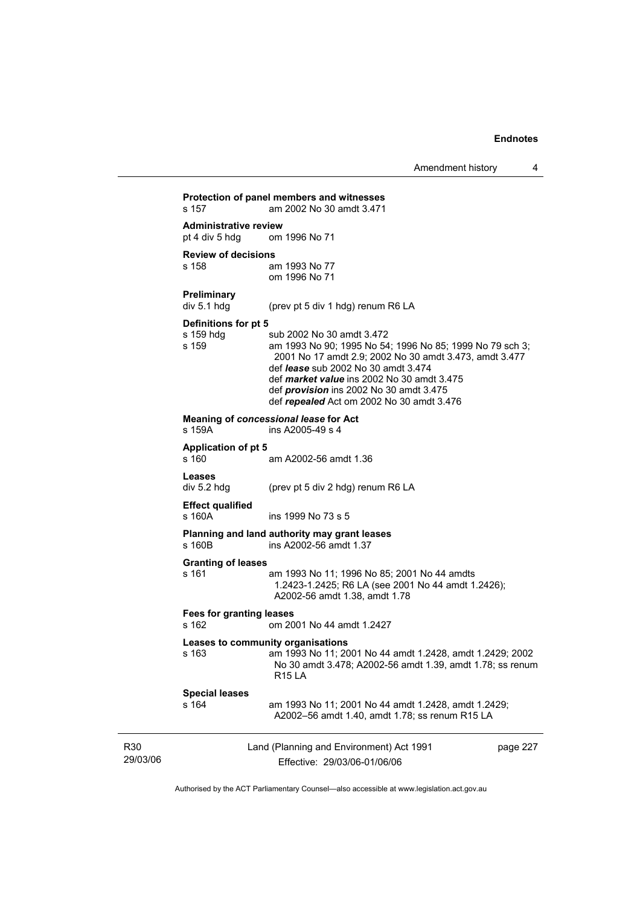**Protection of panel members and witnesses**
s 157 am 2002 No 30 amdt 3.471

**Administrative review**
pt 4 div 5 hdg om 1996 No 71

**Review of decisions**
s 158 am 1993 No 77
om 1996 No 71

**Preliminary**
div 5.1 hdg (prev pt 5 div 1 hdg) renum R6 LA

**Definitions for pt 5**
s 159 hdg sub 2002 No 30 amdt 3.472
s 159 am 1993 No 90; 1995 No 54; 1996 No 85; 1999 No 79 sch 3; 2001 No 17 amdt 2.9; 2002 No 30 amdt 3.473, amdt 3.477
def ***lease*** sub 2002 No 30 amdt 3.474
def ***market value*** ins 2002 No 30 amdt 3.475
def ***provision*** ins 2002 No 30 amdt 3.475
def ***repealed*** Act om 2002 No 30 amdt 3.476

**Meaning of *concessional lease* for Act**
s 159A ins A2005-49 s 4

**Application of pt 5**
s 160 am A2002-56 amdt 1.36

**Leases**
div 5.2 hdg (prev pt 5 div 2 hdg) renum R6 LA

**Effect qualified**
s 160A ins 1999 No 73 s 5

**Planning and land authority may grant leases**
s 160B ins A2002-56 amdt 1.37

**Granting of leases**
s 161 am 1993 No 11; 1996 No 85; 2001 No 44 amdts 1.2423-1.2425; R6 LA (see 2001 No 44 amdt 1.2426); A2002-56 amdt 1.38, amdt 1.78

**Fees for granting leases**
s 162 om 2001 No 44 amdt 1.2427

**Leases to community organisations**
s 163 am 1993 No 11; 2001 No 44 amdt 1.2428, amdt 1.2429; 2002 No 30 amdt 3.478; A2002-56 amdt 1.39, amdt 1.78; ss renum R15 LA

**Special leases**
s 164 am 1993 No 11; 2001 No 44 amdt 1.2428, amdt 1.2429; A2002–56 amdt 1.40, amdt 1.78; ss renum R15 LA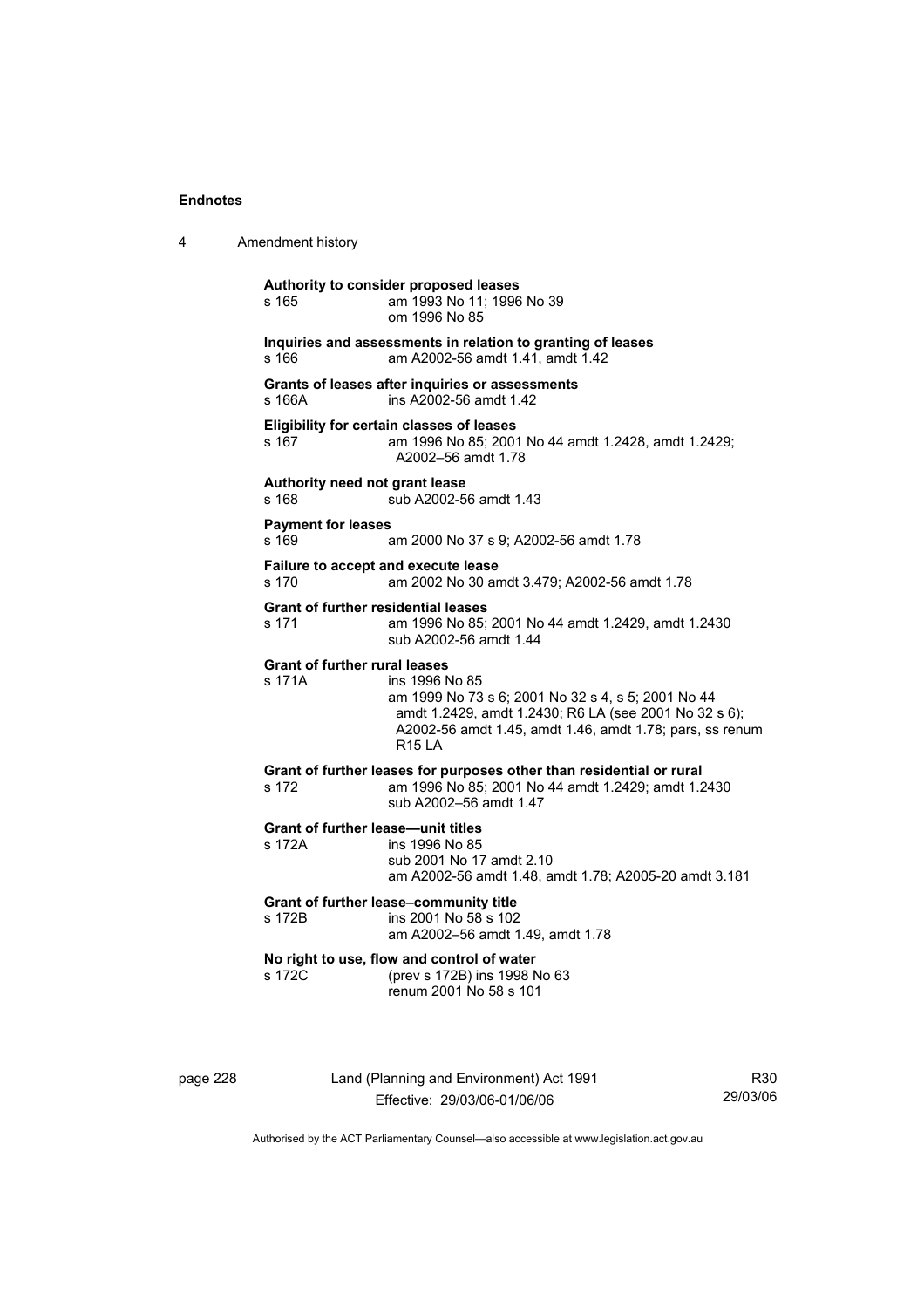**Authority to consider proposed leases**
s 165 am 1993 No 11; 1996 No 39
om 1996 No 85

**Inquiries and assessments in relation to granting of leases**
s 166 am A2002-56 amdt 1.41, amdt 1.42

**Grants of leases after inquiries or assessments**
s 166A ins A2002-56 amdt 1.42

**Eligibility for certain classes of leases**
s 167 am 1996 No 85; 2001 No 44 amdt 1.2428, amdt 1.2429; A2002–56 amdt 1.78

**Authority need not grant lease**
s 168 sub A2002-56 amdt 1.43

**Payment for leases**
s 169 am 2000 No 37 s 9; A2002-56 amdt 1.78

**Failure to accept and execute lease**
s 170 am 2002 No 30 amdt 3.479; A2002-56 amdt 1.78

**Grant of further residential leases**
s 171 am 1996 No 85; 2001 No 44 amdt 1.2429, amdt 1.2430
sub A2002-56 amdt 1.44

**Grant of further rural leases**
s 171A ins 1996 No 85
am 1999 No 73 s 6; 2001 No 32 s 4, s 5; 2001 No 44 amdt 1.2429, amdt 1.2430; R6 LA (see 2001 No 32 s 6); A2002-56 amdt 1.45, amdt 1.46, amdt 1.78; pars, ss renum R15 LA

**Grant of further leases for purposes other than residential or rural**
s 172 am 1996 No 85; 2001 No 44 amdt 1.2429; amdt 1.2430
sub A2002–56 amdt 1.47

**Grant of further lease—unit titles**
s 172A ins 1996 No 85
sub 2001 No 17 amdt 2.10
am A2002-56 amdt 1.48, amdt 1.78; A2005-20 amdt 3.181

**Grant of further lease–community title**
s 172B ins 2001 No 58 s 102
am A2002–56 amdt 1.49, amdt 1.78

**No right to use, flow and control of water**
s 172C (prev s 172B) ins 1998 No 63
renum 2001 No 58 s 101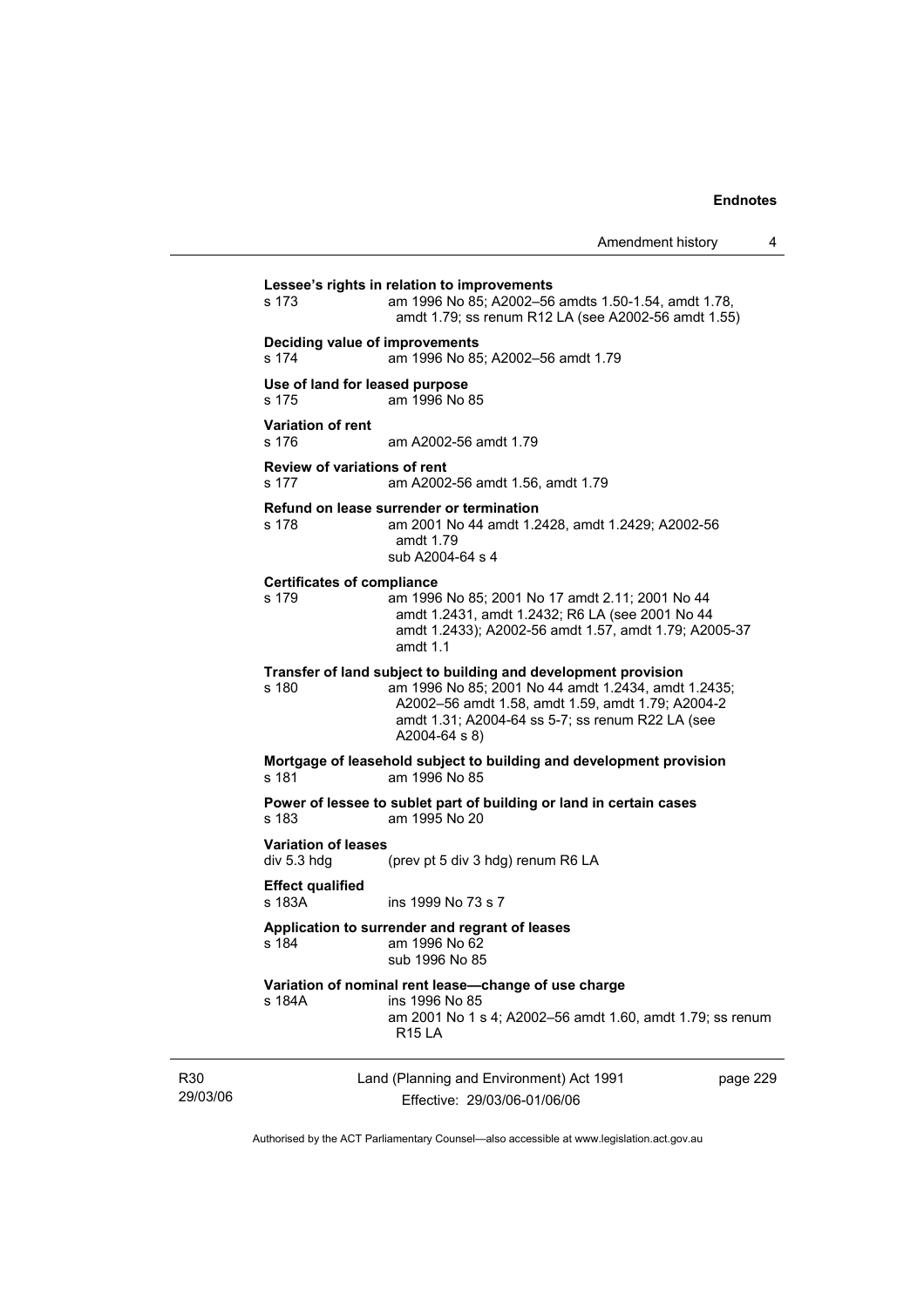**Lessee's rights in relation to improvements**
s 173 am 1996 No 85; A2002–56 amdts 1.50-1.54, amdt 1.78, amdt 1.79; ss renum R12 LA (see A2002-56 amdt 1.55)

**Deciding value of improvements**
s 174 am 1996 No 85; A2002–56 amdt 1.79

**Use of land for leased purpose**
s 175 am 1996 No 85

**Variation of rent**
s 176 am A2002-56 amdt 1.79

**Review of variations of rent**
s 177 am A2002-56 amdt 1.56, amdt 1.79

**Refund on lease surrender or termination**
s 178 am 2001 No 44 amdt 1.2428, amdt 1.2429; A2002-56 amdt 1.79
sub A2004-64 s 4

**Certificates of compliance**
s 179 am 1996 No 85; 2001 No 17 amdt 2.11; 2001 No 44 amdt 1.2431, amdt 1.2432; R6 LA (see 2001 No 44 amdt 1.2433); A2002-56 amdt 1.57, amdt 1.79; A2005-37 amdt 1.1

**Transfer of land subject to building and development provision**
s 180 am 1996 No 85; 2001 No 44 amdt 1.2434, amdt 1.2435; A2002–56 amdt 1.58, amdt 1.59, amdt 1.79; A2004-2 amdt 1.31; A2004-64 ss 5-7; ss renum R22 LA (see A2004-64 s 8)

**Mortgage of leasehold subject to building and development provision**
s 181 am 1996 No 85

**Power of lessee to sublet part of building or land in certain cases**
s 183 am 1995 No 20

**Variation of leases**
div 5.3 hdg (prev pt 5 div 3 hdg) renum R6 LA

**Effect qualified**
s 183A ins 1999 No 73 s 7

**Application to surrender and regrant of leases**
s 184 am 1996 No 62
sub 1996 No 85

**Variation of nominal rent lease—change of use charge**
s 184A ins 1996 No 85
am 2001 No 1 s 4; A2002–56 amdt 1.60, amdt 1.79; ss renum R15 LA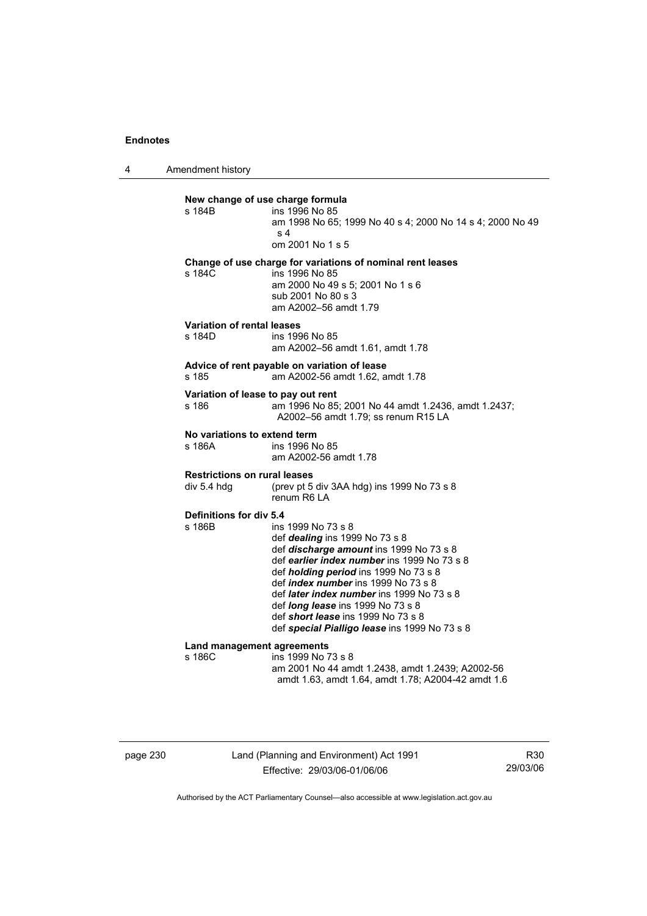**New change of use charge formula**

s 184B ins 1996 No 85
am 1998 No 65; 1999 No 40 s 4; 2000 No 14 s 4; 2000 No 49 s 4
om 2001 No 1 s 5

**Change of use charge for variations of nominal rent leases**

s 184C ins 1996 No 85
am 2000 No 49 s 5; 2001 No 1 s 6
sub 2001 No 80 s 3
am A2002–56 amdt 1.79

**Variation of rental leases**

s 184D ins 1996 No 85
am A2002–56 amdt 1.61, amdt 1.78

**Advice of rent payable on variation of lease**

s 185 am A2002-56 amdt 1.62, amdt 1.78

**Variation of lease to pay out rent**

s 186 am 1996 No 85; 2001 No 44 amdt 1.2436, amdt 1.2437; A2002–56 amdt 1.79; ss renum R15 LA

**No variations to extend term**

s 186A ins 1996 No 85
am A2002-56 amdt 1.78

**Restrictions on rural leases**

div 5.4 hdg (prev pt 5 div 3AA hdg) ins 1999 No 73 s 8
renum R6 LA

**Definitions for div 5.4**

s 186B ins 1999 No 73 s 8
def ***dealing*** ins 1999 No 73 s 8
def ***discharge amount*** ins 1999 No 73 s 8
def ***earlier index number*** ins 1999 No 73 s 8
def ***holding period*** ins 1999 No 73 s 8
def ***index number*** ins 1999 No 73 s 8
def ***later index number*** ins 1999 No 73 s 8
def ***long lease*** ins 1999 No 73 s 8
def ***short lease*** ins 1999 No 73 s 8
def ***special Pialligo lease*** ins 1999 No 73 s 8

**Land management agreements**

s 186C ins 1999 No 73 s 8
am 2001 No 44 amdt 1.2438, amdt 1.2439; A2002-56 amdt 1.63, amdt 1.64, amdt 1.78; A2004-42 amdt 1.6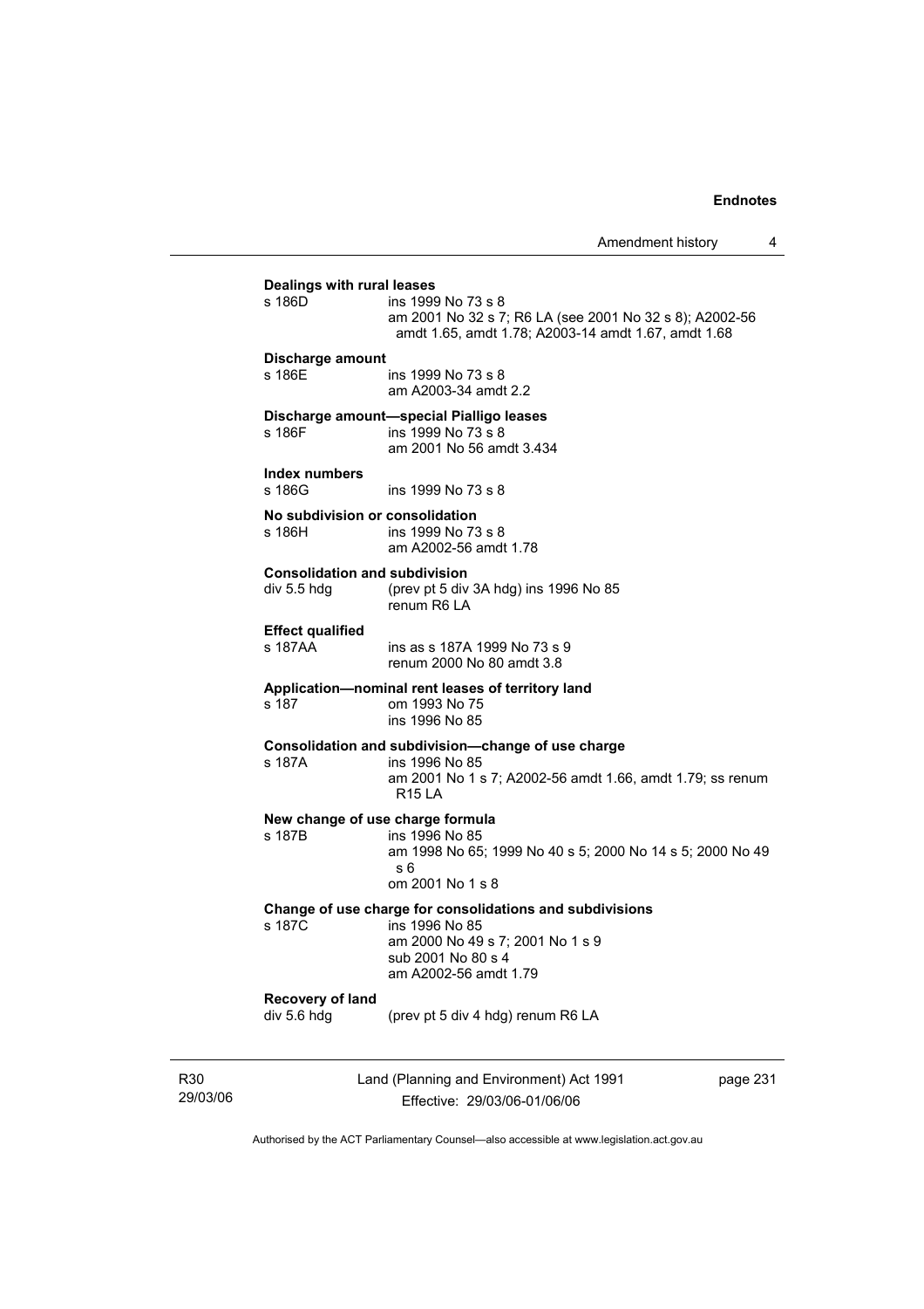**Dealings with rural leases**

s 186D ins 1999 No 73 s 8
am 2001 No 32 s 7; R6 LA (see 2001 No 32 s 8); A2002-56 amdt 1.65, amdt 1.78; A2003-14 amdt 1.67, amdt 1.68

**Discharge amount**

s 186E ins 1999 No 73 s 8
am A2003-34 amdt 2.2

**Discharge amount—special Pialligo leases**

s 186F ins 1999 No 73 s 8
am 2001 No 56 amdt 3.434

**Index numbers**

s 186G ins 1999 No 73 s 8

**No subdivision or consolidation**

s 186H ins 1999 No 73 s 8
am A2002-56 amdt 1.78

**Consolidation and subdivision**

div 5.5 hdg (prev pt 5 div 3A hdg) ins 1996 No 85
renum R6 LA

**Effect qualified**

s 187AA ins as s 187A 1999 No 73 s 9
renum 2000 No 80 amdt 3.8

**Application—nominal rent leases of territory land**

s 187 om 1993 No 75
ins 1996 No 85

**Consolidation and subdivision—change of use charge**

s 187A ins 1996 No 85
am 2001 No 1 s 7; A2002-56 amdt 1.66, amdt 1.79; ss renum R15 LA

**New change of use charge formula**

s 187B ins 1996 No 85
am 1998 No 65; 1999 No 40 s 5; 2000 No 14 s 5; 2000 No 49 s 6
om 2001 No 1 s 8

**Change of use charge for consolidations and subdivisions**

s 187C ins 1996 No 85
am 2000 No 49 s 7; 2001 No 1 s 9
sub 2001 No 80 s 4
am A2002-56 amdt 1.79

**Recovery of land**

div 5.6 hdg (prev pt 5 div 4 hdg) renum R6 LA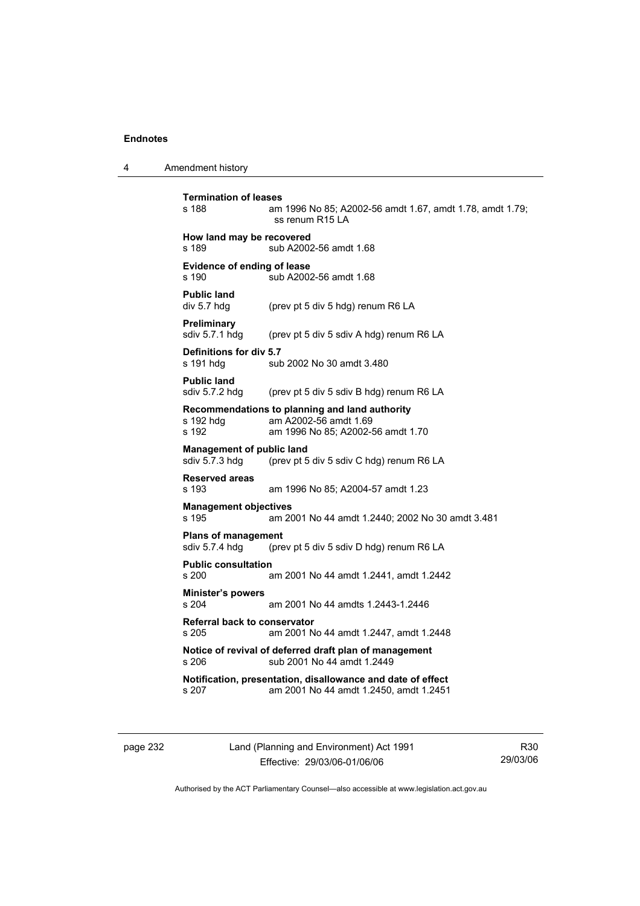**Termination of leases**
s 188 am 1996 No 85; A2002-56 amdt 1.67, amdt 1.78, amdt 1.79; ss renum R15 LA

**How land may be recovered**
s 189 sub A2002-56 amdt 1.68

**Evidence of ending of lease**
s 190 sub A2002-56 amdt 1.68

**Public land**
div 5.7 hdg (prev pt 5 div 5 hdg) renum R6 LA

**Preliminary**
sdiv 5.7.1 hdg (prev pt 5 div 5 sdiv A hdg) renum R6 LA

**Definitions for div 5.7**
s 191 hdg sub 2002 No 30 amdt 3.480

**Public land**
sdiv 5.7.2 hdg (prev pt 5 div 5 sdiv B hdg) renum R6 LA

**Recommendations to planning and land authority**
s 192 hdg am A2002-56 amdt 1.69
s 192 am 1996 No 85; A2002-56 amdt 1.70

**Management of public land**
sdiv 5.7.3 hdg (prev pt 5 div 5 sdiv C hdg) renum R6 LA

**Reserved areas**
s 193 am 1996 No 85; A2004-57 amdt 1.23

**Management objectives**
s 195 am 2001 No 44 amdt 1.2440; 2002 No 30 amdt 3.481

**Plans of management**
sdiv 5.7.4 hdg (prev pt 5 div 5 sdiv D hdg) renum R6 LA

**Public consultation**
s 200 am 2001 No 44 amdt 1.2441, amdt 1.2442

**Minister's powers**
s 204 am 2001 No 44 amdts 1.2443-1.2446

**Referral back to conservator**
s 205 am 2001 No 44 amdt 1.2447, amdt 1.2448

**Notice of revival of deferred draft plan of management**
s 206 sub 2001 No 44 amdt 1.2449

**Notification, presentation, disallowance and date of effect**
s 207 am 2001 No 44 amdt 1.2450, amdt 1.2451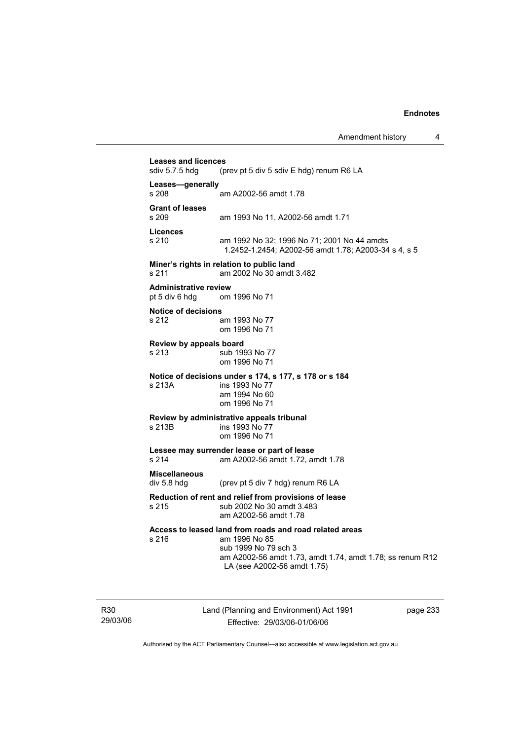**Leases and licences**

sdiv 5.7.5 hdg (prev pt 5 div 5 sdiv E hdg) renum R6 LA

**Leases—generally**

s 208 am A2002-56 amdt 1.78

**Grant of leases**

s 209 am 1993 No 11, A2002-56 amdt 1.71

**Licences**

s 210 am 1992 No 32; 1996 No 71; 2001 No 44 amdts 1.2452-1.2454; A2002-56 amdt 1.78; A2003-34 s 4, s 5

**Miner's rights in relation to public land**

s 211 am 2002 No 30 amdt 3.482

**Administrative review**

pt 5 div 6 hdg om 1996 No 71

**Notice of decisions**

s 212 am 1993 No 77
om 1996 No 71

**Review by appeals board**

s 213 sub 1993 No 77
om 1996 No 71

**Notice of decisions under s 174, s 177, s 178 or s 184**

s 213A ins 1993 No 77
am 1994 No 60
om 1996 No 71

**Review by administrative appeals tribunal**

s 213B ins 1993 No 77
om 1996 No 71

**Lessee may surrender lease or part of lease**

s 214 am A2002-56 amdt 1.72, amdt 1.78

**Miscellaneous**

div 5.8 hdg (prev pt 5 div 7 hdg) renum R6 LA

**Reduction of rent and relief from provisions of lease**

s 215 sub 2002 No 30 amdt 3.483
am A2002-56 amdt 1.78

**Access to leased land from roads and road related areas**

s 216 am 1996 No 85
sub 1999 No 79 sch 3
am A2002-56 amdt 1.73, amdt 1.74, amdt 1.78; ss renum R12 LA (see A2002-56 amdt 1.75)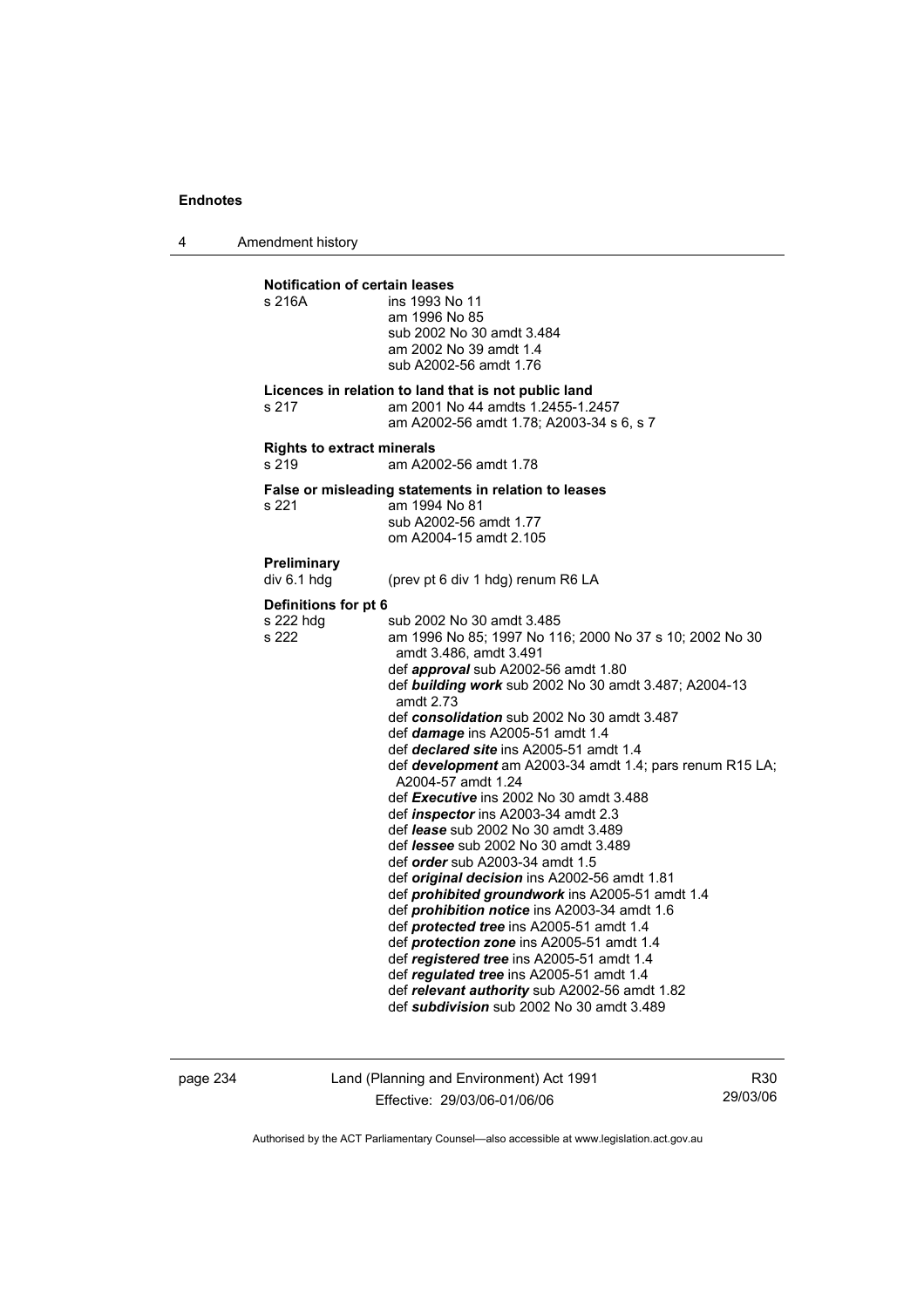**Notification of certain leases**

s 216A ins 1993 No 11
am 1996 No 85
sub 2002 No 30 amdt 3.484
am 2002 No 39 amdt 1.4
sub A2002-56 amdt 1.76

**Licences in relation to land that is not public land**

s 217 am 2001 No 44 amdts 1.2455-1.2457
am A2002-56 amdt 1.78; A2003-34 s 6, s 7

**Rights to extract minerals**

s 219 am A2002-56 amdt 1.78

**False or misleading statements in relation to leases**

s 221 am 1994 No 81
sub A2002-56 amdt 1.77
om A2004-15 amdt 2.105

**Preliminary**

div 6.1 hdg (prev pt 6 div 1 hdg) renum R6 LA

**Definitions for pt 6**

s 222 hdg sub 2002 No 30 amdt 3.485
s 222 am 1996 No 85; 1997 No 116; 2000 No 37 s 10; 2002 No 30 amdt 3.486, amdt 3.491
def ***approval*** sub A2002-56 amdt 1.80
def ***building work*** sub 2002 No 30 amdt 3.487; A2004-13 amdt 2.73
def ***consolidation*** sub 2002 No 30 amdt 3.487
def ***damage*** ins A2005-51 amdt 1.4
def ***declared site*** ins A2005-51 amdt 1.4
def ***development*** am A2003-34 amdt 1.4; pars renum R15 LA; A2004-57 amdt 1.24
def ***Executive*** ins 2002 No 30 amdt 3.488
def ***inspector*** ins A2003-34 amdt 2.3
def ***lease*** sub 2002 No 30 amdt 3.489
def ***lessee*** sub 2002 No 30 amdt 3.489
def ***order*** sub A2003-34 amdt 1.5
def ***original decision*** ins A2002-56 amdt 1.81
def ***prohibited groundwork*** ins A2005-51 amdt 1.4
def ***prohibition notice*** ins A2003-34 amdt 1.6
def ***protected tree*** ins A2005-51 amdt 1.4
def ***protection zone*** ins A2005-51 amdt 1.4
def ***registered tree*** ins A2005-51 amdt 1.4
def ***regulated tree*** ins A2005-51 amdt 1.4
def ***relevant authority*** sub A2002-56 amdt 1.82
def ***subdivision*** sub 2002 No 30 amdt 3.489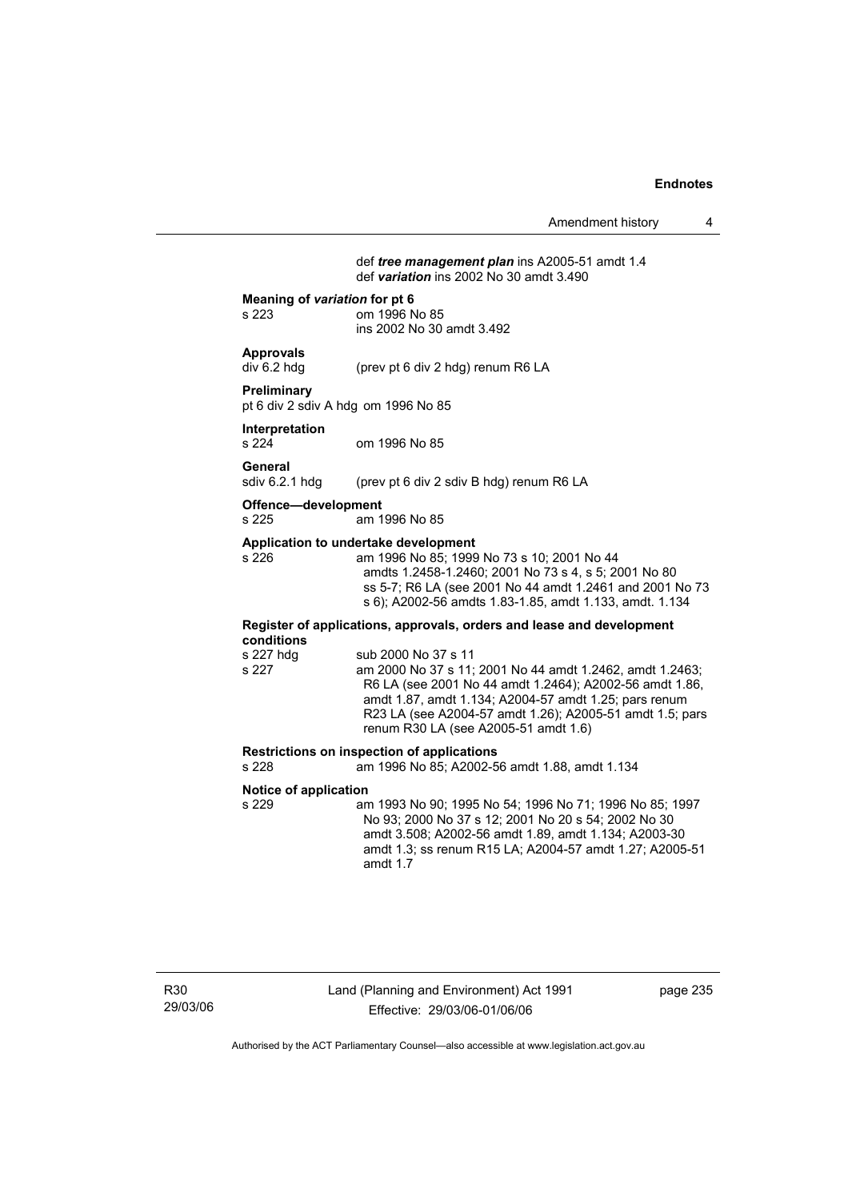def ***tree management plan*** ins A2005-51 amdt 1.4
def ***variation*** ins 2002 No 30 amdt 3.490

**Meaning of *variation* for pt 6**
s 223 om 1996 No 85
ins 2002 No 30 amdt 3.492

**Approvals**
div 6.2 hdg (prev pt 6 div 2 hdg) renum R6 LA

**Preliminary**
pt 6 div 2 sdiv A hdg om 1996 No 85

**Interpretation**
s 224 om 1996 No 85

**General**
sdiv 6.2.1 hdg (prev pt 6 div 2 sdiv B hdg) renum R6 LA

**Offence—development**
s 225 am 1996 No 85

**Application to undertake development**
s 226 am 1996 No 85; 1999 No 73 s 10; 2001 No 44 amdts 1.2458-1.2460; 2001 No 73 s 4, s 5; 2001 No 80 ss 5-7; R6 LA (see 2001 No 44 amdt 1.2461 and 2001 No 73 s 6); A2002-56 amdts 1.83-1.85, amdt 1.133, amdt. 1.134

**Register of applications, approvals, orders and lease and development conditions**
s 227 hdg sub 2000 No 37 s 11
s 227 am 2000 No 37 s 11; 2001 No 44 amdt 1.2462, amdt 1.2463; R6 LA (see 2001 No 44 amdt 1.2464); A2002-56 amdt 1.86, amdt 1.87, amdt 1.134; A2004-57 amdt 1.25; pars renum R23 LA (see A2004-57 amdt 1.26); A2005-51 amdt 1.5; pars renum R30 LA (see A2005-51 amdt 1.6)

**Restrictions on inspection of applications**
s 228 am 1996 No 85; A2002-56 amdt 1.88, amdt 1.134

**Notice of application**
s 229 am 1993 No 90; 1995 No 54; 1996 No 71; 1996 No 85; 1997 No 93; 2000 No 37 s 12; 2001 No 20 s 54; 2002 No 30 amdt 3.508; A2002-56 amdt 1.89, amdt 1.134; A2003-30 amdt 1.3; ss renum R15 LA; A2004-57 amdt 1.27; A2005-51 amdt 1.7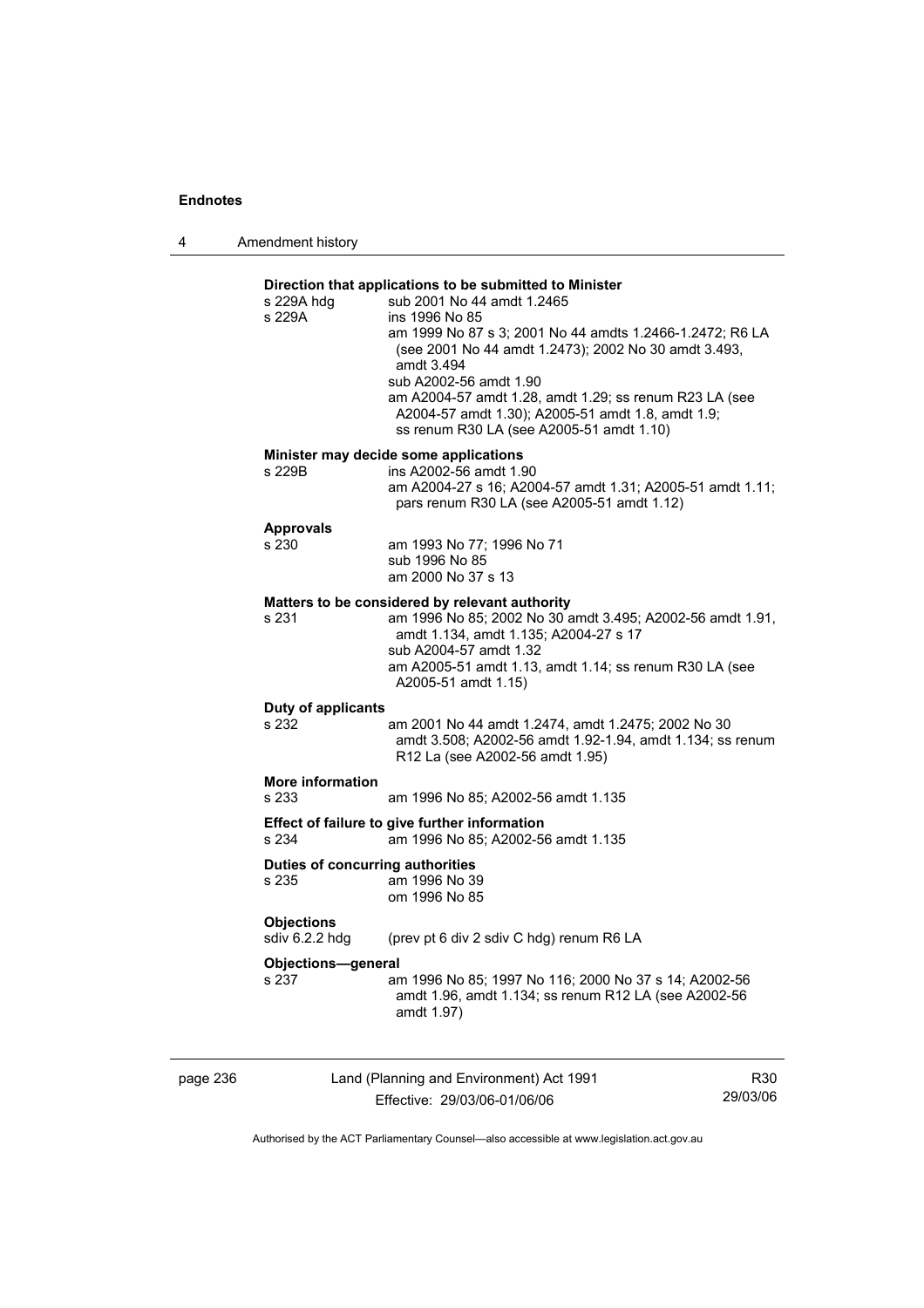**Direction that applications to be submitted to Minister**

s 229A hdg sub 2001 No 44 amdt 1.2465

s 229A ins 1996 No 85
am 1999 No 87 s 3; 2001 No 44 amdts 1.2466-1.2472; R6 LA (see 2001 No 44 amdt 1.2473); 2002 No 30 amdt 3.493, amdt 3.494
sub A2002-56 amdt 1.90
am A2004-57 amdt 1.28, amdt 1.29; ss renum R23 LA (see A2004-57 amdt 1.30); A2005-51 amdt 1.8, amdt 1.9; ss renum R30 LA (see A2005-51 amdt 1.10)

**Minister may decide some applications**

s 229B ins A2002-56 amdt 1.90
am A2004-27 s 16; A2004-57 amdt 1.31; A2005-51 amdt 1.11; pars renum R30 LA (see A2005-51 amdt 1.12)

**Approvals**

s 230 am 1993 No 77; 1996 No 71
sub 1996 No 85
am 2000 No 37 s 13

**Matters to be considered by relevant authority**

s 231 am 1996 No 85; 2002 No 30 amdt 3.495; A2002-56 amdt 1.91, amdt 1.134, amdt 1.135; A2004-27 s 17
sub A2004-57 amdt 1.32
am A2005-51 amdt 1.13, amdt 1.14; ss renum R30 LA (see A2005-51 amdt 1.15)

**Duty of applicants**

s 232 am 2001 No 44 amdt 1.2474, amdt 1.2475; 2002 No 30 amdt 3.508; A2002-56 amdt 1.92-1.94, amdt 1.134; ss renum R12 La (see A2002-56 amdt 1.95)

**More information**

s 233 am 1996 No 85; A2002-56 amdt 1.135

**Effect of failure to give further information**

s 234 am 1996 No 85; A2002-56 amdt 1.135

**Duties of concurring authorities**

s 235 am 1996 No 39
om 1996 No 85

**Objections**

sdiv 6.2.2 hdg (prev pt 6 div 2 sdiv C hdg) renum R6 LA

**Objections—general**

s 237 am 1996 No 85; 1997 No 116; 2000 No 37 s 14; A2002-56 amdt 1.96, amdt 1.134; ss renum R12 LA (see A2002-56 amdt 1.97)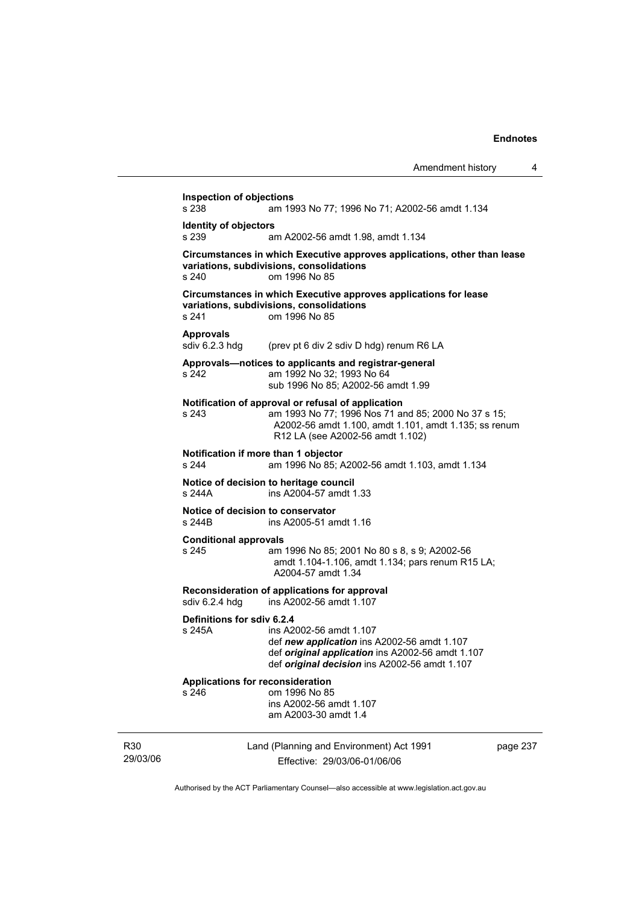**Inspection of objections**
s 238 am 1993 No 77; 1996 No 71; A2002-56 amdt 1.134

**Identity of objectors**
s 239 am A2002-56 amdt 1.98, amdt 1.134

**Circumstances in which Executive approves applications, other than lease variations, subdivisions, consolidations**
s 240 om 1996 No 85

**Circumstances in which Executive approves applications for lease variations, subdivisions, consolidations**
s 241 om 1996 No 85

**Approvals**
sdiv 6.2.3 hdg (prev pt 6 div 2 sdiv D hdg) renum R6 LA

**Approvals—notices to applicants and registrar-general**
s 242 am 1992 No 32; 1993 No 64
sub 1996 No 85; A2002-56 amdt 1.99

**Notification of approval or refusal of application**
s 243 am 1993 No 77; 1996 Nos 71 and 85; 2000 No 37 s 15; A2002-56 amdt 1.100, amdt 1.101, amdt 1.135; ss renum R12 LA (see A2002-56 amdt 1.102)

**Notification if more than 1 objector**
s 244 am 1996 No 85; A2002-56 amdt 1.103, amdt 1.134

**Notice of decision to heritage council**
s 244A ins A2004-57 amdt 1.33

**Notice of decision to conservator**
s 244B ins A2005-51 amdt 1.16

**Conditional approvals**
s 245 am 1996 No 85; 2001 No 80 s 8, s 9; A2002-56 amdt 1.104-1.106, amdt 1.134; pars renum R15 LA; A2004-57 amdt 1.34

**Reconsideration of applications for approval**
sdiv 6.2.4 hdg ins A2002-56 amdt 1.107

**Definitions for sdiv 6.2.4**
s 245A ins A2002-56 amdt 1.107
def ***new application*** ins A2002-56 amdt 1.107
def ***original application*** ins A2002-56 amdt 1.107
def ***original decision*** ins A2002-56 amdt 1.107

**Applications for reconsideration**
s 246 om 1996 No 85
ins A2002-56 amdt 1.107
am A2003-30 amdt 1.4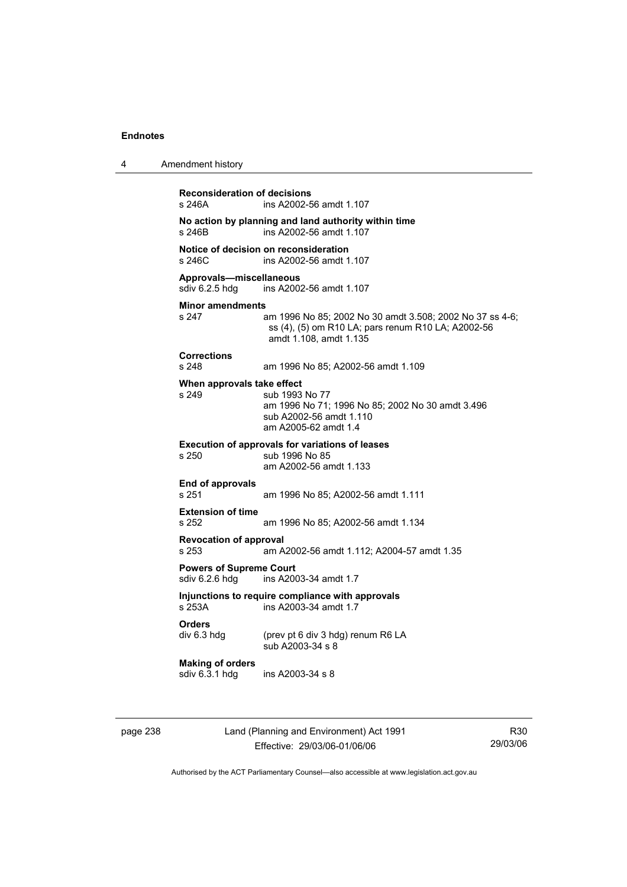**Reconsideration of decisions**
s 246A ins A2002-56 amdt 1.107

**No action by planning and land authority within time**
s 246B ins A2002-56 amdt 1.107

**Notice of decision on reconsideration**
s 246C ins A2002-56 amdt 1.107

**Approvals—miscellaneous**
sdiv 6.2.5 hdg ins A2002-56 amdt 1.107

**Minor amendments**
s 247 am 1996 No 85; 2002 No 30 amdt 3.508; 2002 No 37 ss 4-6; ss (4), (5) om R10 LA; pars renum R10 LA; A2002-56 amdt 1.108, amdt 1.135

**Corrections**
s 248 am 1996 No 85; A2002-56 amdt 1.109

**When approvals take effect**
s 249 sub 1993 No 77
am 1996 No 71; 1996 No 85; 2002 No 30 amdt 3.496
sub A2002-56 amdt 1.110
am A2005-62 amdt 1.4

**Execution of approvals for variations of leases**
s 250 sub 1996 No 85
am A2002-56 amdt 1.133

**End of approvals**
s 251 am 1996 No 85; A2002-56 amdt 1.111

**Extension of time**
s 252 am 1996 No 85; A2002-56 amdt 1.134

**Revocation of approval**
s 253 am A2002-56 amdt 1.112; A2004-57 amdt 1.35

**Powers of Supreme Court**
sdiv 6.2.6 hdg ins A2003-34 amdt 1.7

**Injunctions to require compliance with approvals**
s 253A ins A2003-34 amdt 1.7

**Orders**
div 6.3 hdg (prev pt 6 div 3 hdg) renum R6 LA
sub A2003-34 s 8

**Making of orders**
sdiv 6.3.1 hdg ins A2003-34 s 8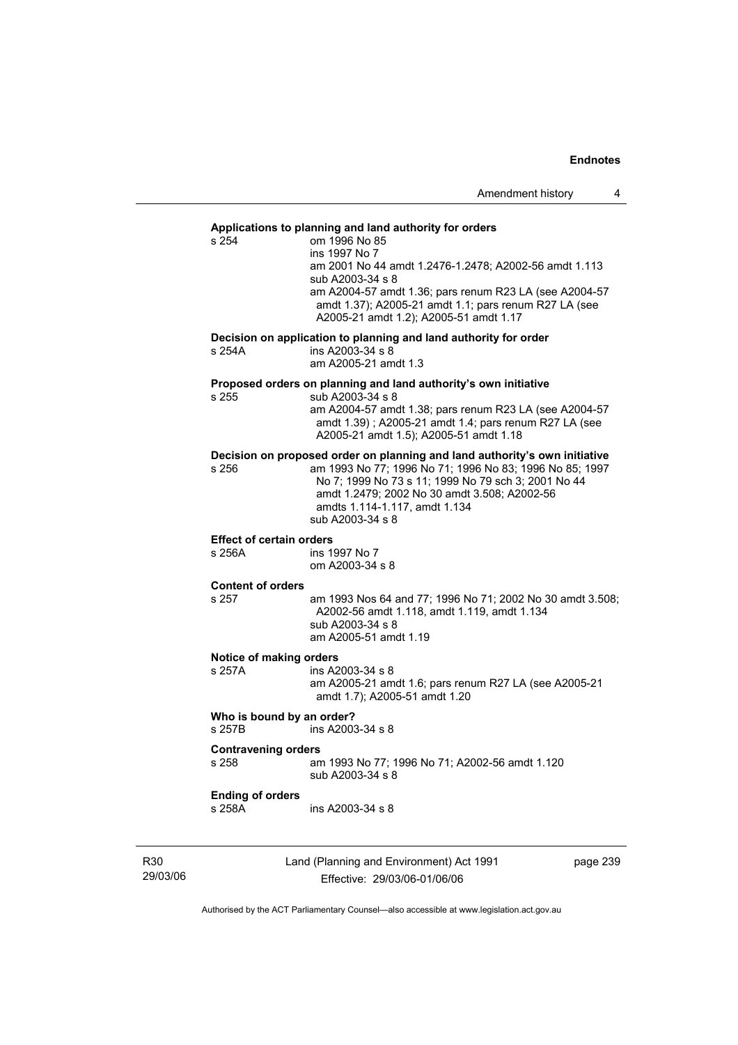**Applications to planning and land authority for orders**

s 254 om 1996 No 85
ins 1997 No 7
am 2001 No 44 amdt 1.2476-1.2478; A2002-56 amdt 1.113
sub A2003-34 s 8
am A2004-57 amdt 1.36; pars renum R23 LA (see A2004-57 amdt 1.37); A2005-21 amdt 1.1; pars renum R27 LA (see A2005-21 amdt 1.2); A2005-51 amdt 1.17

**Decision on application to planning and land authority for order**

s 254A ins A2003-34 s 8
am A2005-21 amdt 1.3

**Proposed orders on planning and land authority's own initiative**

s 255 sub A2003-34 s 8
am A2004-57 amdt 1.38; pars renum R23 LA (see A2004-57 amdt 1.39) ; A2005-21 amdt 1.4; pars renum R27 LA (see A2005-21 amdt 1.5); A2005-51 amdt 1.18

**Decision on proposed order on planning and land authority's own initiative**

s 256 am 1993 No 77; 1996 No 71; 1996 No 83; 1996 No 85; 1997 No 7; 1999 No 73 s 11; 1999 No 79 sch 3; 2001 No 44 amdt 1.2479; 2002 No 30 amdt 3.508; A2002-56 amdts 1.114-1.117, amdt 1.134
sub A2003-34 s 8

**Effect of certain orders**

s 256A ins 1997 No 7
om A2003-34 s 8

**Content of orders**

s 257 am 1993 Nos 64 and 77; 1996 No 71; 2002 No 30 amdt 3.508; A2002-56 amdt 1.118, amdt 1.119, amdt 1.134
sub A2003-34 s 8
am A2005-51 amdt 1.19

**Notice of making orders**

s 257A ins A2003-34 s 8
am A2005-21 amdt 1.6; pars renum R27 LA (see A2005-21 amdt 1.7); A2005-51 amdt 1.20

**Who is bound by an order?**

s 257B ins A2003-34 s 8

**Contravening orders**

s 258 am 1993 No 77; 1996 No 71; A2002-56 amdt 1.120
sub A2003-34 s 8

**Ending of orders**

s 258A ins A2003-34 s 8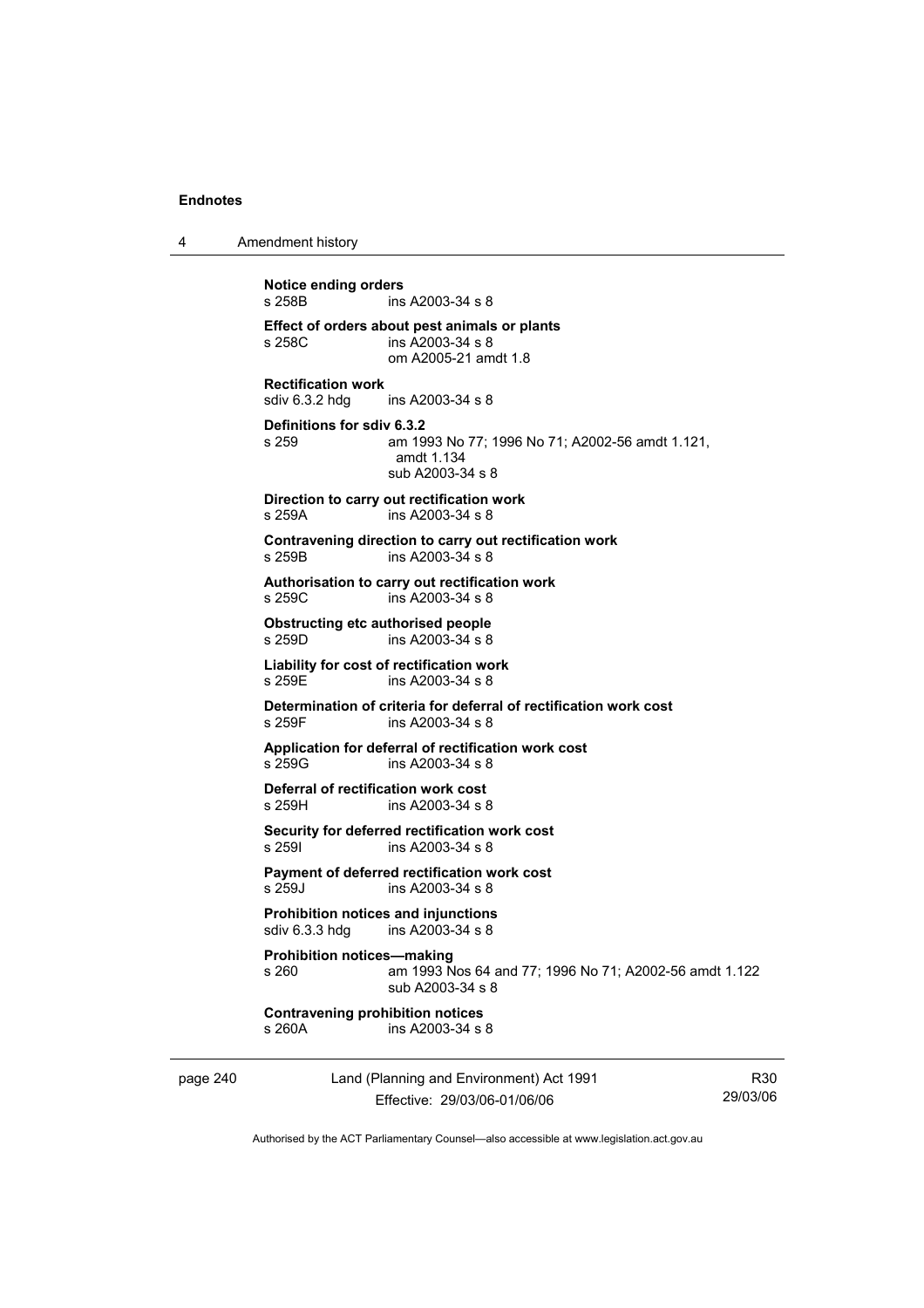**Notice ending orders**
s 258B ins A2003-34 s 8

**Effect of orders about pest animals or plants**
s 258C ins A2003-34 s 8
om A2005-21 amdt 1.8

**Rectification work**
sdiv 6.3.2 hdg ins A2003-34 s 8

**Definitions for sdiv 6.3.2**
s 259 am 1993 No 77; 1996 No 71; A2002-56 amdt 1.121, amdt 1.134
sub A2003-34 s 8

**Direction to carry out rectification work**
s 259A ins A2003-34 s 8

**Contravening direction to carry out rectification work**
s 259B ins A2003-34 s 8

**Authorisation to carry out rectification work**
s 259C ins A2003-34 s 8

**Obstructing etc authorised people**
s 259D ins A2003-34 s 8

**Liability for cost of rectification work**
s 259E ins A2003-34 s 8

**Determination of criteria for deferral of rectification work cost**
s 259F ins A2003-34 s 8

**Application for deferral of rectification work cost**
s 259G ins A2003-34 s 8

**Deferral of rectification work cost**
s 259H ins A2003-34 s 8

**Security for deferred rectification work cost**
s 259I ins A2003-34 s 8

**Payment of deferred rectification work cost**
s 259J ins A2003-34 s 8

**Prohibition notices and injunctions**
sdiv 6.3.3 hdg ins A2003-34 s 8

**Prohibition notices—making**
s 260 am 1993 Nos 64 and 77; 1996 No 71; A2002-56 amdt 1.122
sub A2003-34 s 8

**Contravening prohibition notices**
s 260A ins A2003-34 s 8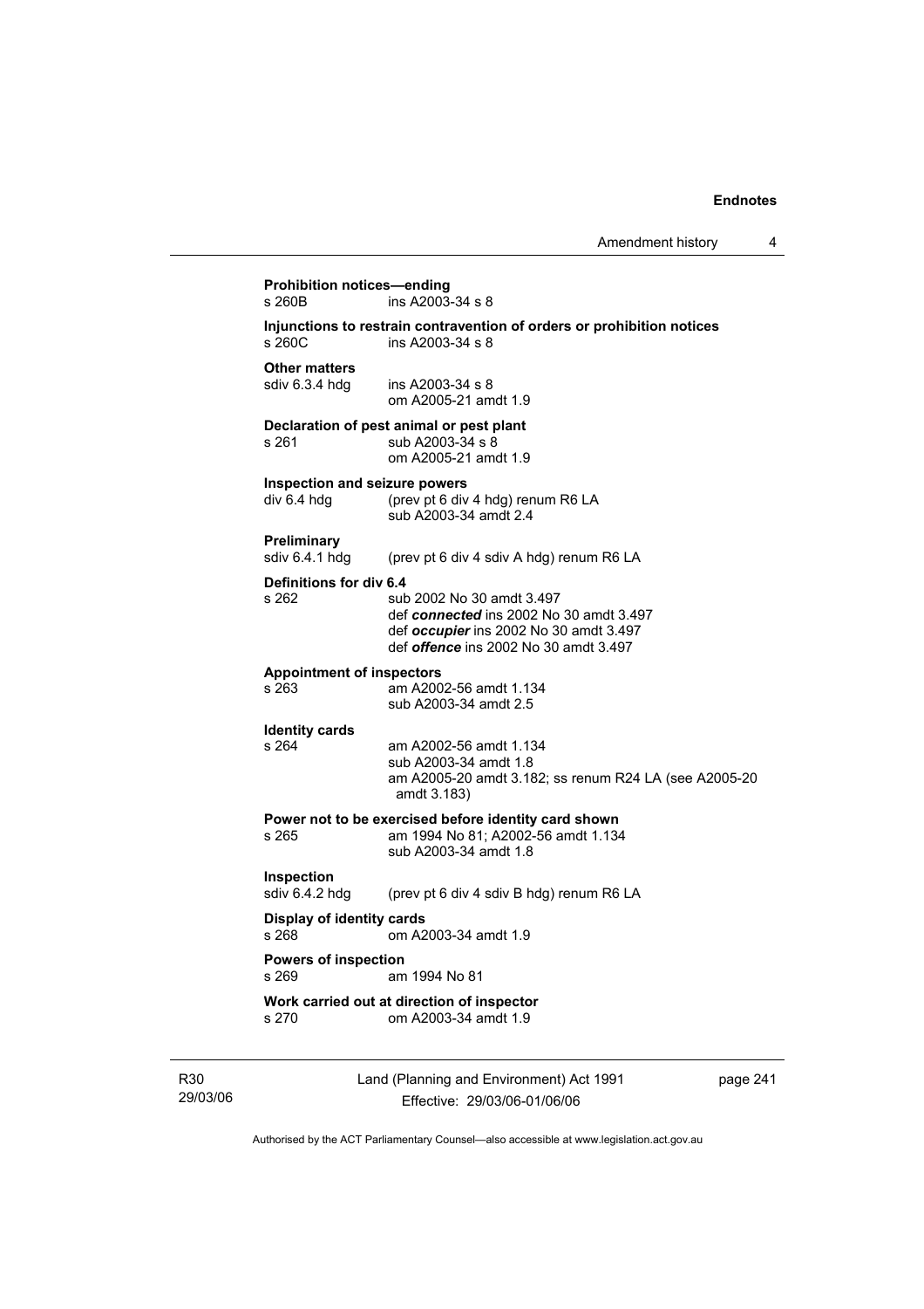**Prohibition notices—ending**
s 260B ins A2003-34 s 8

**Injunctions to restrain contravention of orders or prohibition notices**
s 260C ins A2003-34 s 8

**Other matters**
sdiv 6.3.4 hdg ins A2003-34 s 8
om A2005-21 amdt 1.9

**Declaration of pest animal or pest plant**
s 261 sub A2003-34 s 8
om A2005-21 amdt 1.9

**Inspection and seizure powers**
div 6.4 hdg (prev pt 6 div 4 hdg) renum R6 LA
sub A2003-34 amdt 2.4

**Preliminary**
sdiv 6.4.1 hdg (prev pt 6 div 4 sdiv A hdg) renum R6 LA

**Definitions for div 6.4**
s 262 sub 2002 No 30 amdt 3.497
def ***connected*** ins 2002 No 30 amdt 3.497
def ***occupier*** ins 2002 No 30 amdt 3.497
def ***offence*** ins 2002 No 30 amdt 3.497

**Appointment of inspectors**
s 263 am A2002-56 amdt 1.134
sub A2003-34 amdt 2.5

**Identity cards**
s 264 am A2002-56 amdt 1.134
sub A2003-34 amdt 1.8
am A2005-20 amdt 3.182; ss renum R24 LA (see A2005-20 amdt 3.183)

**Power not to be exercised before identity card shown**
s 265 am 1994 No 81; A2002-56 amdt 1.134
sub A2003-34 amdt 1.8

**Inspection**
sdiv 6.4.2 hdg (prev pt 6 div 4 sdiv B hdg) renum R6 LA

**Display of identity cards**
s 268 om A2003-34 amdt 1.9

**Powers of inspection**
s 269 am 1994 No 81

**Work carried out at direction of inspector**
s 270 om A2003-34 amdt 1.9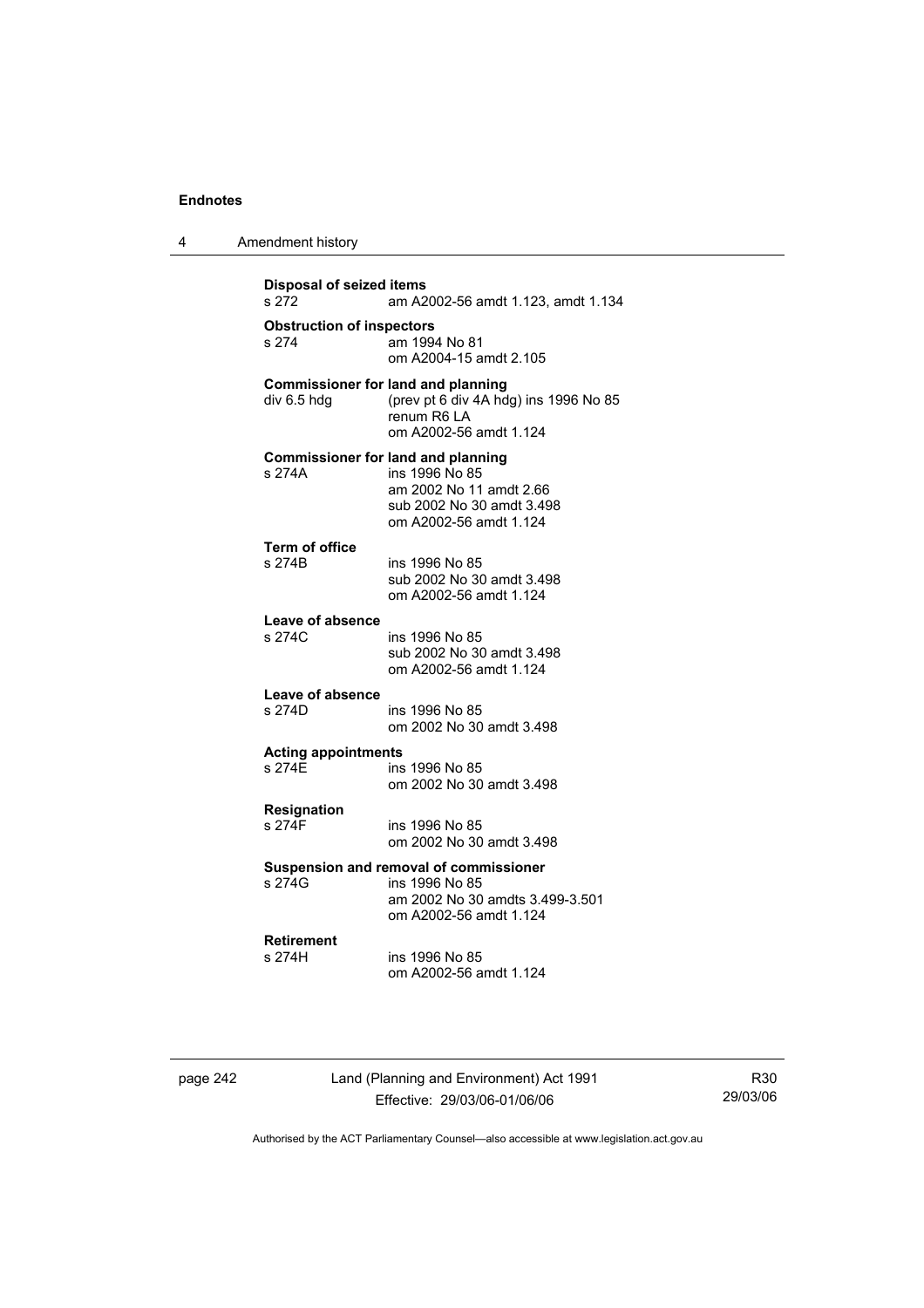**Disposal of seized items**
s 272 am A2002-56 amdt 1.123, amdt 1.134

**Obstruction of inspectors**
s 274 am 1994 No 81
om A2004-15 amdt 2.105

**Commissioner for land and planning**
div 6.5 hdg (prev pt 6 div 4A hdg) ins 1996 No 85
renum R6 LA
om A2002-56 amdt 1.124

**Commissioner for land and planning**
s 274A ins 1996 No 85
am 2002 No 11 amdt 2.66
sub 2002 No 30 amdt 3.498
om A2002-56 amdt 1.124

**Term of office**
s 274B ins 1996 No 85
sub 2002 No 30 amdt 3.498
om A2002-56 amdt 1.124

**Leave of absence**
s 274C ins 1996 No 85
sub 2002 No 30 amdt 3.498
om A2002-56 amdt 1.124

**Leave of absence**
s 274D ins 1996 No 85
om 2002 No 30 amdt 3.498

**Acting appointments**
s 274E ins 1996 No 85
om 2002 No 30 amdt 3.498

**Resignation**
s 274F ins 1996 No 85
om 2002 No 30 amdt 3.498

**Suspension and removal of commissioner**
s 274G ins 1996 No 85
am 2002 No 30 amdts 3.499-3.501
om A2002-56 amdt 1.124

**Retirement**
s 274H ins 1996 No 85
om A2002-56 amdt 1.124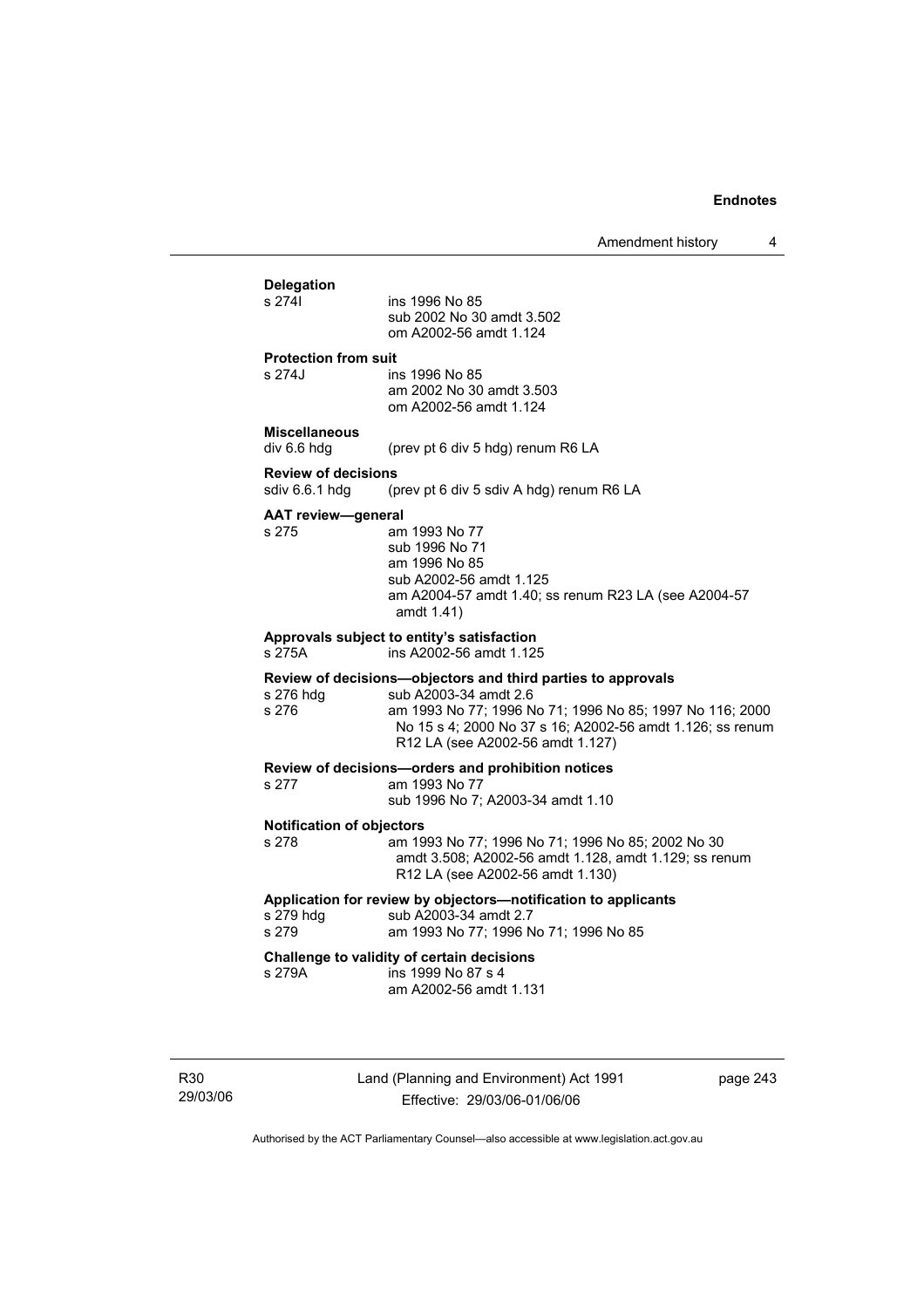**Delegation**

| | |
|---|---|
| s 274I | ins 1996 No 85<br>sub 2002 No 30 amdt 3.502<br>om A2002-56 amdt 1.124 |

**Protection from suit**

| | |
|---|---|
| s 274J | ins 1996 No 85<br>am 2002 No 30 amdt 3.503<br>om A2002-56 amdt 1.124 |

**Miscellaneous**

| | |
|---|---|
| div 6.6 hdg | (prev pt 6 div 5 hdg) renum R6 LA |

**Review of decisions**

| | |
|---|---|
| sdiv 6.6.1 hdg | (prev pt 6 div 5 sdiv A hdg) renum R6 LA |

**AAT review—general**

| | |
|---|---|
| s 275 | am 1993 No 77<br>sub 1996 No 71<br>am 1996 No 85<br>sub A2002-56 amdt 1.125<br>am A2004-57 amdt 1.40; ss renum R23 LA (see A2004-57 amdt 1.41) |

**Approvals subject to entity's satisfaction**

| | |
|---|---|
| s 275A | ins A2002-56 amdt 1.125 |

**Review of decisions—objectors and third parties to approvals**

| | |
|---|---|
| s 276 hdg | sub A2003-34 amdt 2.6 |
| s 276 | am 1993 No 77; 1996 No 71; 1996 No 85; 1997 No 116; 2000 No 15 s 4; 2000 No 37 s 16; A2002-56 amdt 1.126; ss renum R12 LA (see A2002-56 amdt 1.127) |

**Review of decisions—orders and prohibition notices**

| | |
|---|---|
| s 277 | am 1993 No 77<br>sub 1996 No 7; A2003-34 amdt 1.10 |

**Notification of objectors**

| | |
|---|---|
| s 278 | am 1993 No 77; 1996 No 71; 1996 No 85; 2002 No 30 amdt 3.508; A2002-56 amdt 1.128, amdt 1.129; ss renum R12 LA (see A2002-56 amdt 1.130) |

**Application for review by objectors—notification to applicants**

| | |
|---|---|
| s 279 hdg | sub A2003-34 amdt 2.7 |
| s 279 | am 1993 No 77; 1996 No 71; 1996 No 85 |

**Challenge to validity of certain decisions**

| | |
|---|---|
| s 279A | ins 1999 No 87 s 4<br>am A2002-56 amdt 1.131 |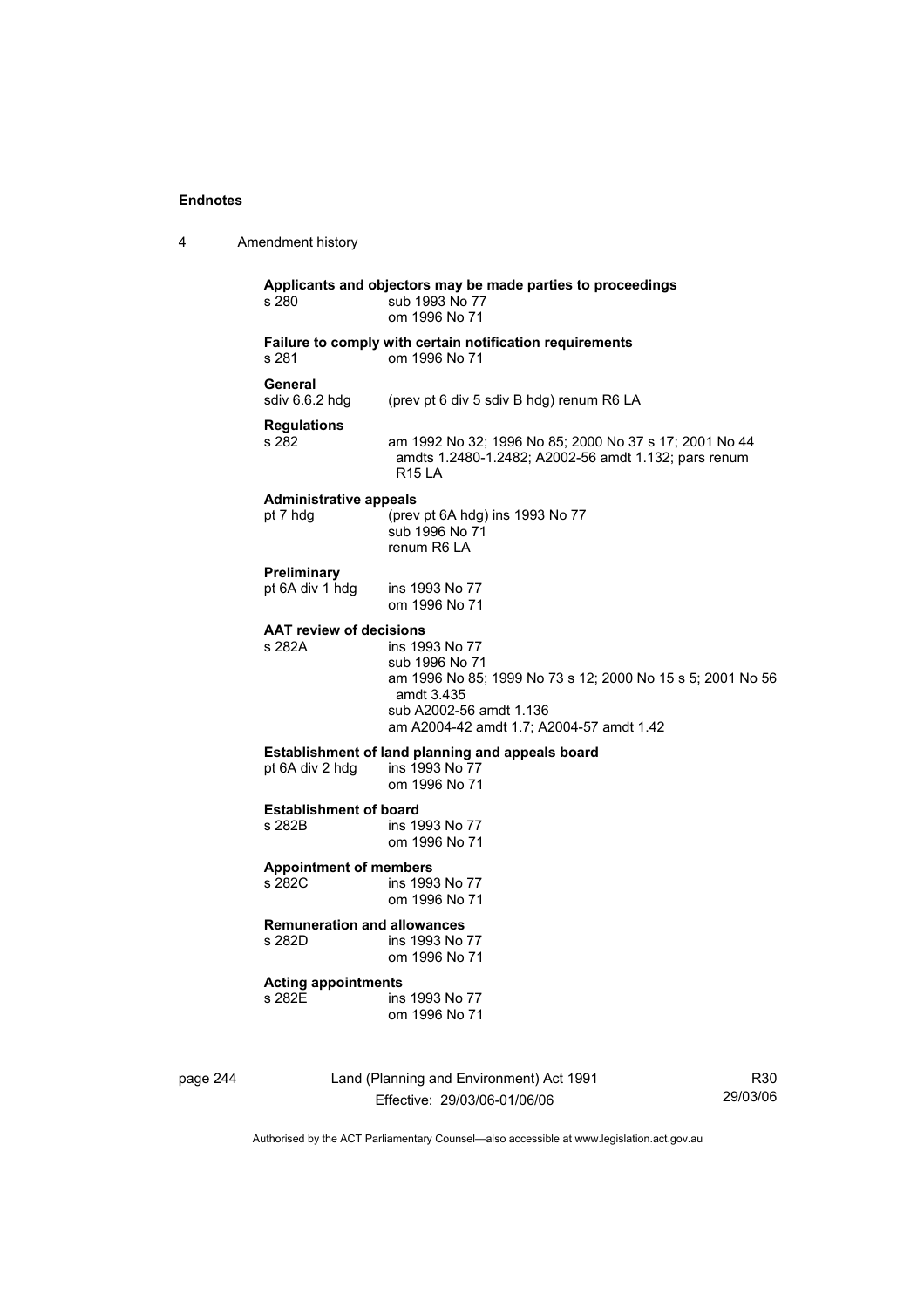**Applicants and objectors may be made parties to proceedings**

s 280 — sub 1993 No 77
om 1996 No 71

**Failure to comply with certain notification requirements**

s 281 — om 1996 No 71

**General**

sdiv 6.6.2 hdg — (prev pt 6 div 5 sdiv B hdg) renum R6 LA

**Regulations**

s 282 — am 1992 No 32; 1996 No 85; 2000 No 37 s 17; 2001 No 44 amdts 1.2480-1.2482; A2002-56 amdt 1.132; pars renum R15 LA

**Administrative appeals**

pt 7 hdg — (prev pt 6A hdg) ins 1993 No 77
sub 1996 No 71
renum R6 LA

**Preliminary**

pt 6A div 1 hdg — ins 1993 No 77
om 1996 No 71

**AAT review of decisions**

s 282A — ins 1993 No 77
sub 1996 No 71
am 1996 No 85; 1999 No 73 s 12; 2000 No 15 s 5; 2001 No 56 amdt 3.435
sub A2002-56 amdt 1.136
am A2004-42 amdt 1.7; A2004-57 amdt 1.42

**Establishment of land planning and appeals board**

pt 6A div 2 hdg — ins 1993 No 77
om 1996 No 71

**Establishment of board**

s 282B — ins 1993 No 77
om 1996 No 71

**Appointment of members**

s 282C — ins 1993 No 77
om 1996 No 71

**Remuneration and allowances**

s 282D — ins 1993 No 77
om 1996 No 71

**Acting appointments**

s 282E — ins 1993 No 77
om 1996 No 71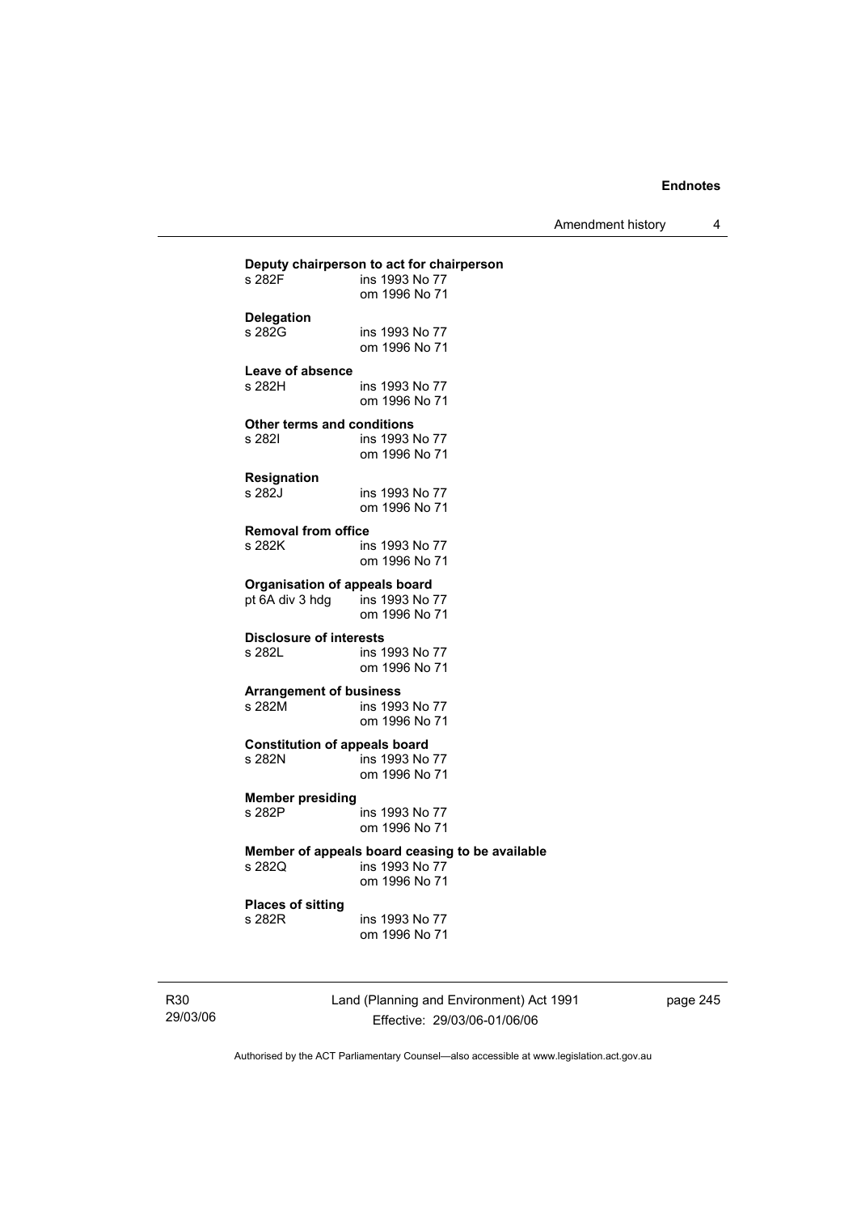**Deputy chairperson to act for chairperson**

s 282F ins 1993 No 77
om 1996 No 71

**Delegation**

s 282G ins 1993 No 77
om 1996 No 71

**Leave of absence**

s 282H ins 1993 No 77
om 1996 No 71

**Other terms and conditions**

s 282I ins 1993 No 77
om 1996 No 71

**Resignation**

s 282J ins 1993 No 77
om 1996 No 71

**Removal from office**

s 282K ins 1993 No 77
om 1996 No 71

**Organisation of appeals board**

pt 6A div 3 hdg ins 1993 No 77
om 1996 No 71

**Disclosure of interests**

s 282L ins 1993 No 77
om 1996 No 71

**Arrangement of business**

s 282M ins 1993 No 77
om 1996 No 71

**Constitution of appeals board**

s 282N ins 1993 No 77
om 1996 No 71

**Member presiding**

s 282P ins 1993 No 77
om 1996 No 71

**Member of appeals board ceasing to be available**

s 282Q ins 1993 No 77
om 1996 No 71

**Places of sitting**

s 282R ins 1993 No 77
om 1996 No 71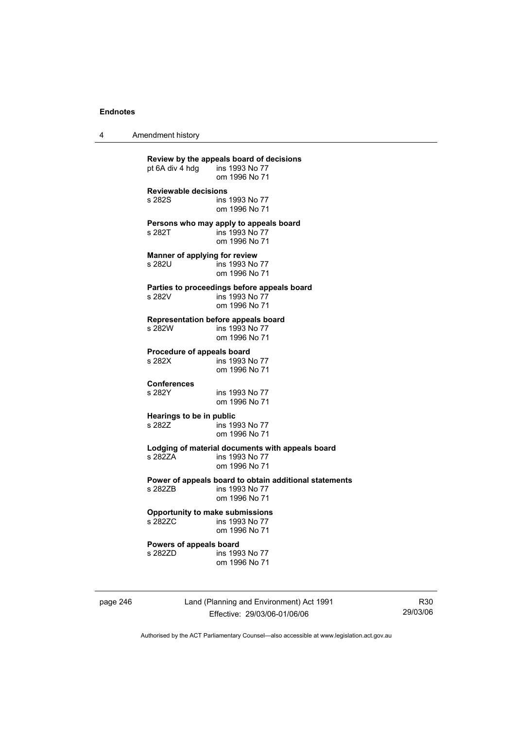**Review by the appeals board of decisions**
pt 6A div 4 hdg ins 1993 No 77
om 1996 No 71

**Reviewable decisions**
s 282S ins 1993 No 77
om 1996 No 71

**Persons who may apply to appeals board**
s 282T ins 1993 No 77
om 1996 No 71

**Manner of applying for review**
s 282U ins 1993 No 77
om 1996 No 71

**Parties to proceedings before appeals board**
s 282V ins 1993 No 77
om 1996 No 71

**Representation before appeals board**
s 282W ins 1993 No 77
om 1996 No 71

**Procedure of appeals board**
s 282X ins 1993 No 77
om 1996 No 71

**Conferences**
s 282Y ins 1993 No 77
om 1996 No 71

**Hearings to be in public**
s 282Z ins 1993 No 77
om 1996 No 71

**Lodging of material documents with appeals board**
s 282ZA ins 1993 No 77
om 1996 No 71

**Power of appeals board to obtain additional statements**
s 282ZB ins 1993 No 77
om 1996 No 71

**Opportunity to make submissions**
s 282ZC ins 1993 No 77
om 1996 No 71

**Powers of appeals board**
s 282ZD ins 1993 No 77
om 1996 No 71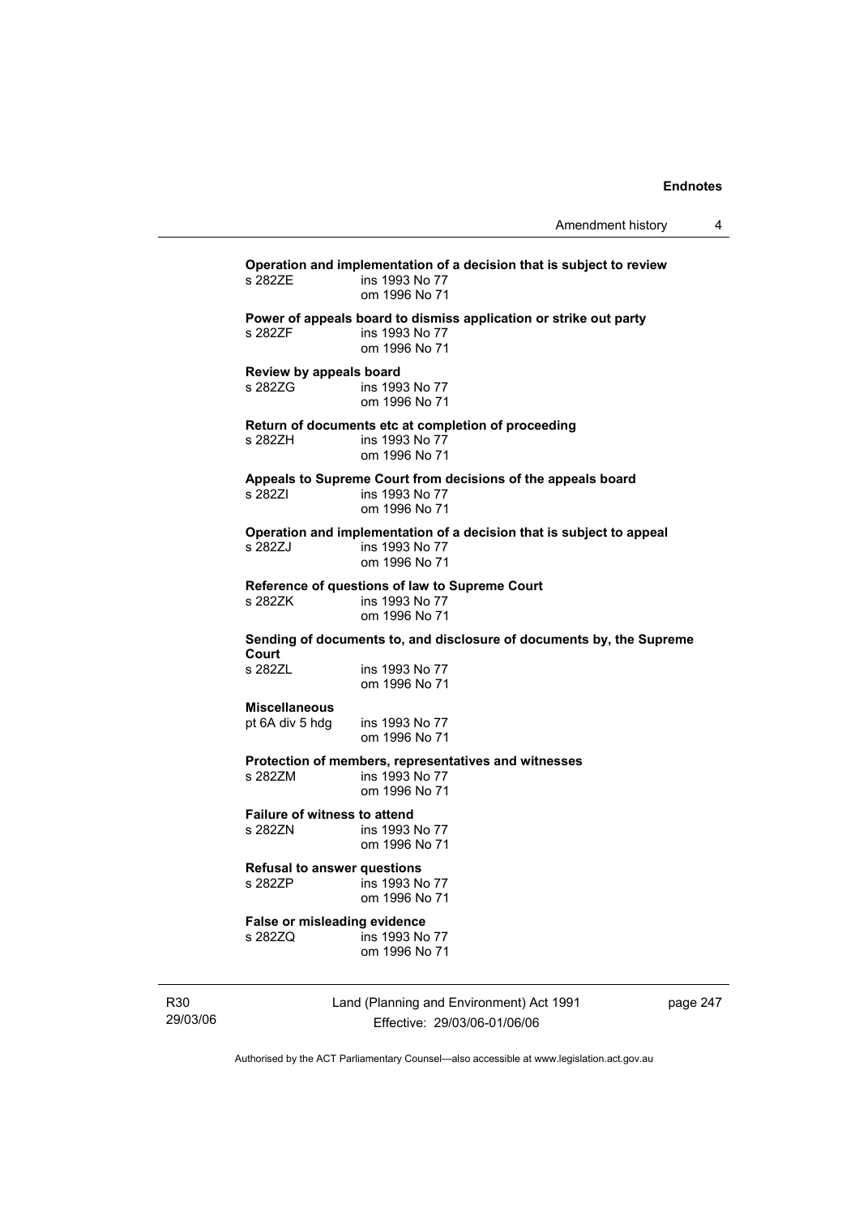**Operation and implementation of a decision that is subject to review**
s 282ZE ins 1993 No 77
om 1996 No 71

**Power of appeals board to dismiss application or strike out party**
s 282ZF ins 1993 No 77
om 1996 No 71

**Review by appeals board**
s 282ZG ins 1993 No 77
om 1996 No 71

**Return of documents etc at completion of proceeding**
s 282ZH ins 1993 No 77
om 1996 No 71

**Appeals to Supreme Court from decisions of the appeals board**
s 282ZI ins 1993 No 77
om 1996 No 71

**Operation and implementation of a decision that is subject to appeal**
s 282ZJ ins 1993 No 77
om 1996 No 71

**Reference of questions of law to Supreme Court**
s 282ZK ins 1993 No 77
om 1996 No 71

**Sending of documents to, and disclosure of documents by, the Supreme Court**
s 282ZL ins 1993 No 77
om 1996 No 71

**Miscellaneous**
pt 6A div 5 hdg ins 1993 No 77
om 1996 No 71

**Protection of members, representatives and witnesses**
s 282ZM ins 1993 No 77
om 1996 No 71

**Failure of witness to attend**
s 282ZN ins 1993 No 77
om 1996 No 71

**Refusal to answer questions**
s 282ZP ins 1993 No 77
om 1996 No 71

**False or misleading evidence**
s 282ZQ ins 1993 No 77
om 1996 No 71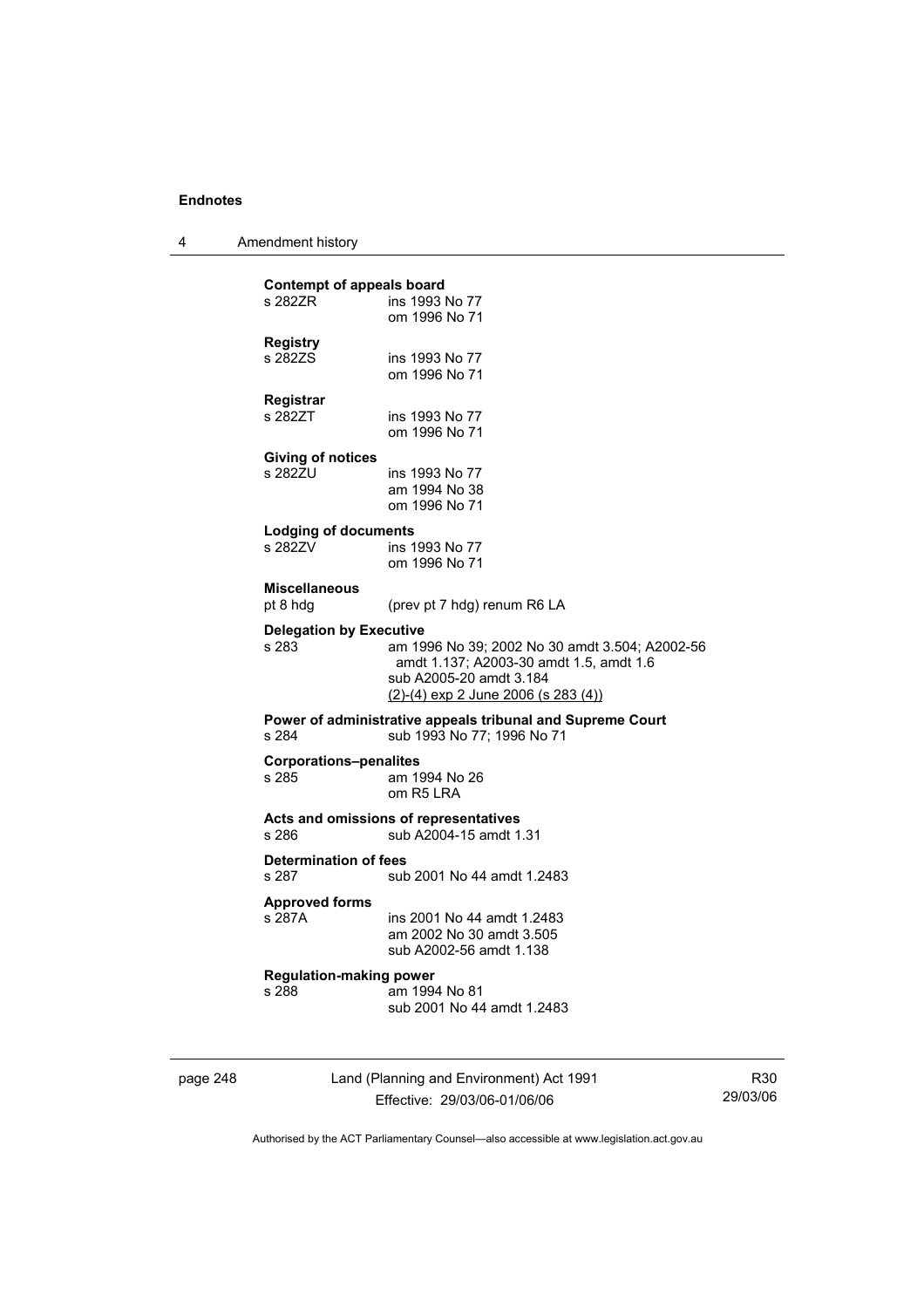**Contempt of appeals board**
s 282ZR ins 1993 No 77
om 1996 No 71

**Registry**
s 282ZS ins 1993 No 77
om 1996 No 71

**Registrar**
s 282ZT ins 1993 No 77
om 1996 No 71

**Giving of notices**
s 282ZU ins 1993 No 77
am 1994 No 38
om 1996 No 71

**Lodging of documents**
s 282ZV ins 1993 No 77
om 1996 No 71

**Miscellaneous**
pt 8 hdg (prev pt 7 hdg) renum R6 LA

**Delegation by Executive**
s 283 am 1996 No 39; 2002 No 30 amdt 3.504; A2002-56 amdt 1.137; A2003-30 amdt 1.5, amdt 1.6
sub A2005-20 amdt 3.184
(2)-(4) exp 2 June 2006 (s 283 (4))

**Power of administrative appeals tribunal and Supreme Court**
s 284 sub 1993 No 77; 1996 No 71

**Corporations–penalites**
s 285 am 1994 No 26
om R5 LRA

**Acts and omissions of representatives**
s 286 sub A2004-15 amdt 1.31

**Determination of fees**
s 287 sub 2001 No 44 amdt 1.2483

**Approved forms**
s 287A ins 2001 No 44 amdt 1.2483
am 2002 No 30 amdt 3.505
sub A2002-56 amdt 1.138

**Regulation-making power**
s 288 am 1994 No 81
sub 2001 No 44 amdt 1.2483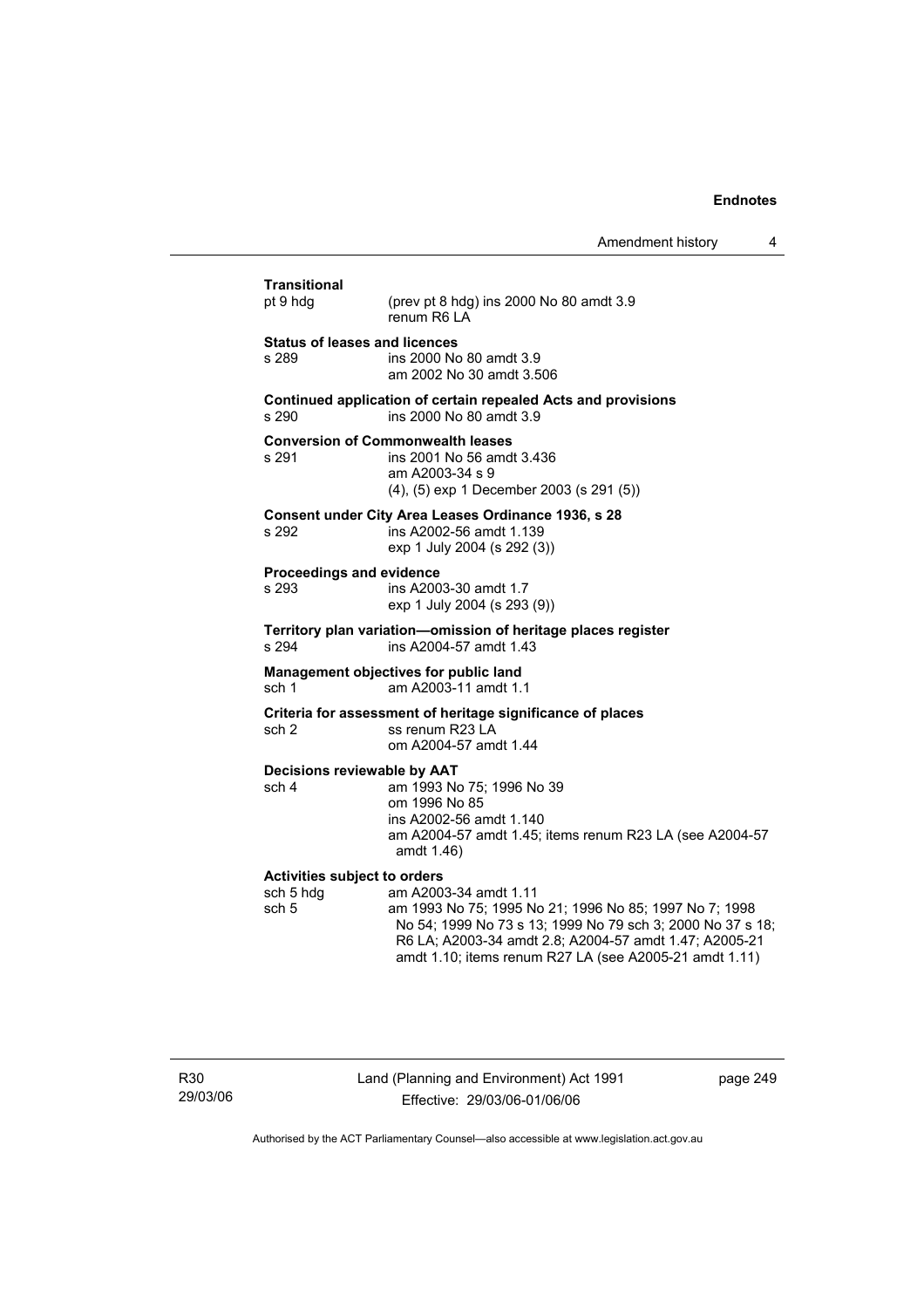**Transitional**

pt 9 hdg (prev pt 8 hdg) ins 2000 No 80 amdt 3.9
renum R6 LA

**Status of leases and licences**

s 289 ins 2000 No 80 amdt 3.9
am 2002 No 30 amdt 3.506

**Continued application of certain repealed Acts and provisions**

s 290 ins 2000 No 80 amdt 3.9

**Conversion of Commonwealth leases**

s 291 ins 2001 No 56 amdt 3.436
am A2003-34 s 9
(4), (5) exp 1 December 2003 (s 291 (5))

**Consent under City Area Leases Ordinance 1936, s 28**

s 292 ins A2002-56 amdt 1.139
exp 1 July 2004 (s 292 (3))

**Proceedings and evidence**

s 293 ins A2003-30 amdt 1.7
exp 1 July 2004 (s 293 (9))

**Territory plan variation—omission of heritage places register**

s 294 ins A2004-57 amdt 1.43

**Management objectives for public land**

sch 1 am A2003-11 amdt 1.1

**Criteria for assessment of heritage significance of places**

sch 2 ss renum R23 LA
om A2004-57 amdt 1.44

**Decisions reviewable by AAT**

sch 4 am 1993 No 75; 1996 No 39
om 1996 No 85
ins A2002-56 amdt 1.140
am A2004-57 amdt 1.45; items renum R23 LA (see A2004-57 amdt 1.46)

**Activities subject to orders**

sch 5 hdg am A2003-34 amdt 1.11

sch 5 am 1993 No 75; 1995 No 21; 1996 No 85; 1997 No 7; 1998 No 54; 1999 No 73 s 13; 1999 No 79 sch 3; 2000 No 37 s 18; R6 LA; A2003-34 amdt 2.8; A2004-57 amdt 1.47; A2005-21 amdt 1.10; items renum R27 LA (see A2005-21 amdt 1.11)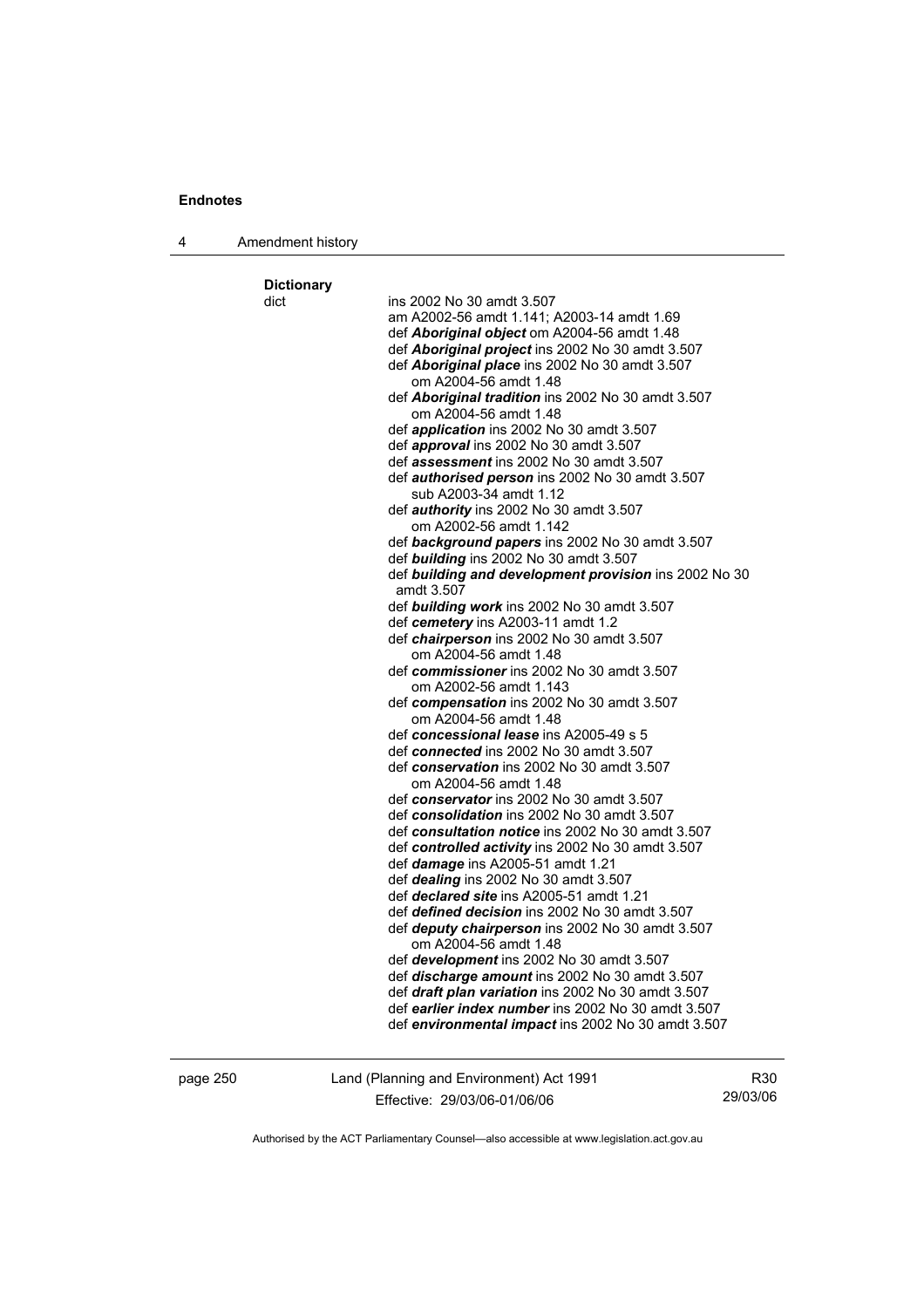**Dictionary**

dict ins 2002 No 30 amdt 3.507
am A2002-56 amdt 1.141; A2003-14 amdt 1.69
def ***Aboriginal object*** om A2004-56 amdt 1.48
def ***Aboriginal project*** ins 2002 No 30 amdt 3.507
def ***Aboriginal place*** ins 2002 No 30 amdt 3.507
om A2004-56 amdt 1.48
def ***Aboriginal tradition*** ins 2002 No 30 amdt 3.507
om A2004-56 amdt 1.48
def ***application*** ins 2002 No 30 amdt 3.507
def ***approval*** ins 2002 No 30 amdt 3.507
def ***assessment*** ins 2002 No 30 amdt 3.507
def ***authorised person*** ins 2002 No 30 amdt 3.507
sub A2003-34 amdt 1.12
def ***authority*** ins 2002 No 30 amdt 3.507
om A2002-56 amdt 1.142
def ***background papers*** ins 2002 No 30 amdt 3.507
def ***building*** ins 2002 No 30 amdt 3.507
def ***building and development provision*** ins 2002 No 30 amdt 3.507
def ***building work*** ins 2002 No 30 amdt 3.507
def ***cemetery*** ins A2003-11 amdt 1.2
def ***chairperson*** ins 2002 No 30 amdt 3.507
om A2004-56 amdt 1.48
def ***commissioner*** ins 2002 No 30 amdt 3.507
om A2002-56 amdt 1.143
def ***compensation*** ins 2002 No 30 amdt 3.507
om A2004-56 amdt 1.48
def ***concessional lease*** ins A2005-49 s 5
def ***connected*** ins 2002 No 30 amdt 3.507
def ***conservation*** ins 2002 No 30 amdt 3.507
om A2004-56 amdt 1.48
def ***conservator*** ins 2002 No 30 amdt 3.507
def ***consolidation*** ins 2002 No 30 amdt 3.507
def ***consultation notice*** ins 2002 No 30 amdt 3.507
def ***controlled activity*** ins 2002 No 30 amdt 3.507
def ***damage*** ins A2005-51 amdt 1.21
def ***dealing*** ins 2002 No 30 amdt 3.507
def ***declared site*** ins A2005-51 amdt 1.21
def ***defined decision*** ins 2002 No 30 amdt 3.507
def ***deputy chairperson*** ins 2002 No 30 amdt 3.507
om A2004-56 amdt 1.48
def ***development*** ins 2002 No 30 amdt 3.507
def ***discharge amount*** ins 2002 No 30 amdt 3.507
def ***draft plan variation*** ins 2002 No 30 amdt 3.507
def ***earlier index number*** ins 2002 No 30 amdt 3.507
def ***environmental impact*** ins 2002 No 30 amdt 3.507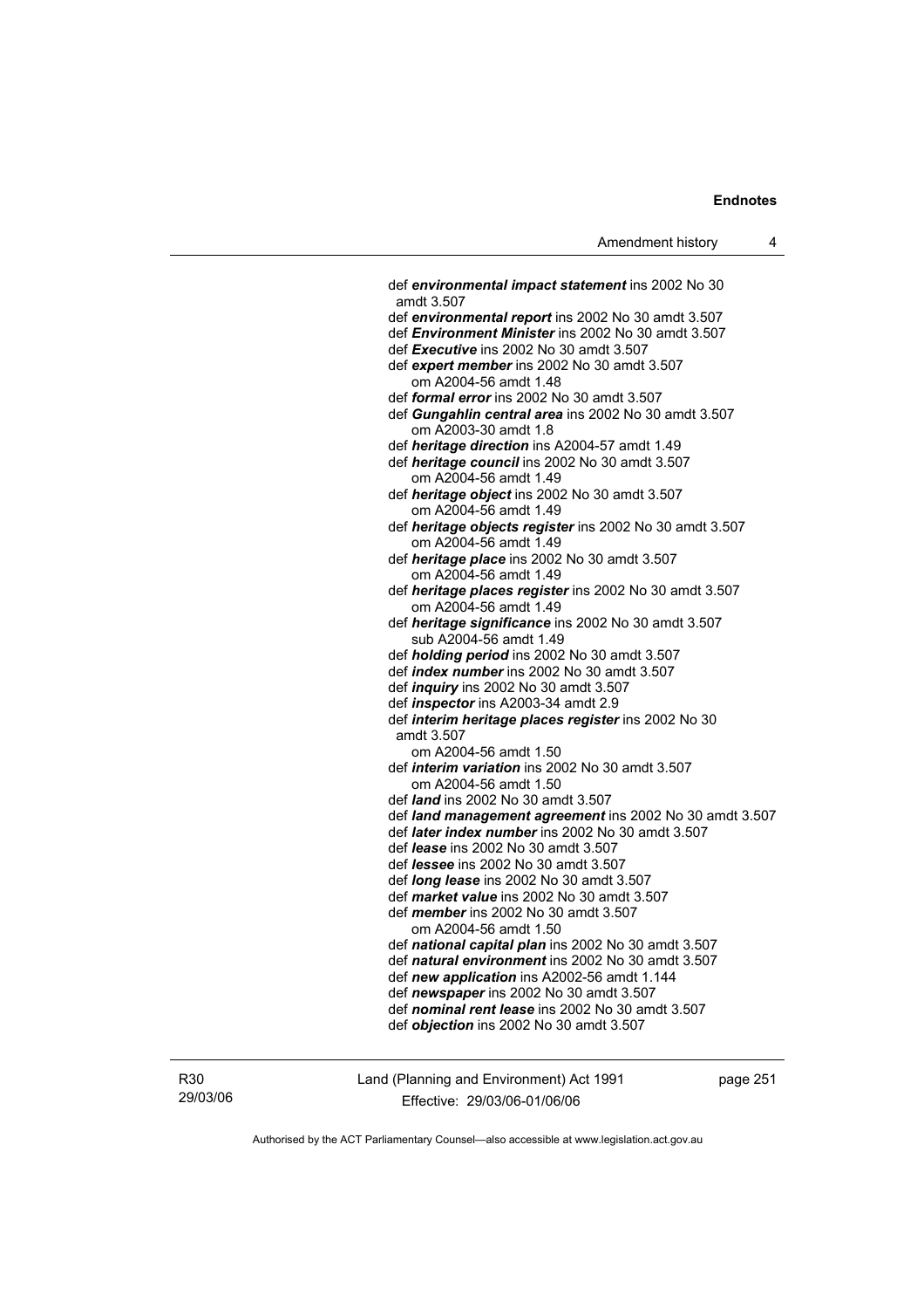def ***environmental impact statement*** ins 2002 No 30 amdt 3.507

def ***environmental report*** ins 2002 No 30 amdt 3.507

def ***Environment Minister*** ins 2002 No 30 amdt 3.507

def ***Executive*** ins 2002 No 30 amdt 3.507

def ***expert member*** ins 2002 No 30 amdt 3.507
om A2004-56 amdt 1.48

def ***formal error*** ins 2002 No 30 amdt 3.507

def ***Gungahlin central area*** ins 2002 No 30 amdt 3.507
om A2003-30 amdt 1.8

def ***heritage direction*** ins A2004-57 amdt 1.49

def ***heritage council*** ins 2002 No 30 amdt 3.507
om A2004-56 amdt 1.49

def ***heritage object*** ins 2002 No 30 amdt 3.507
om A2004-56 amdt 1.49

def ***heritage objects register*** ins 2002 No 30 amdt 3.507
om A2004-56 amdt 1.49

def ***heritage place*** ins 2002 No 30 amdt 3.507
om A2004-56 amdt 1.49

def ***heritage places register*** ins 2002 No 30 amdt 3.507
om A2004-56 amdt 1.49

def ***heritage significance*** ins 2002 No 30 amdt 3.507
sub A2004-56 amdt 1.49

def ***holding period*** ins 2002 No 30 amdt 3.507

def ***index number*** ins 2002 No 30 amdt 3.507

def ***inquiry*** ins 2002 No 30 amdt 3.507

def ***inspector*** ins A2003-34 amdt 2.9

def ***interim heritage places register*** ins 2002 No 30 amdt 3.507
om A2004-56 amdt 1.50

def ***interim variation*** ins 2002 No 30 amdt 3.507
om A2004-56 amdt 1.50

def ***land*** ins 2002 No 30 amdt 3.507

def ***land management agreement*** ins 2002 No 30 amdt 3.507

def ***later index number*** ins 2002 No 30 amdt 3.507

def ***lease*** ins 2002 No 30 amdt 3.507

def ***lessee*** ins 2002 No 30 amdt 3.507

def ***long lease*** ins 2002 No 30 amdt 3.507

def ***market value*** ins 2002 No 30 amdt 3.507

def ***member*** ins 2002 No 30 amdt 3.507
om A2004-56 amdt 1.50

def ***national capital plan*** ins 2002 No 30 amdt 3.507

def ***natural environment*** ins 2002 No 30 amdt 3.507

def ***new application*** ins A2002-56 amdt 1.144

def ***newspaper*** ins 2002 No 30 amdt 3.507

def ***nominal rent lease*** ins 2002 No 30 amdt 3.507

def ***objection*** ins 2002 No 30 amdt 3.507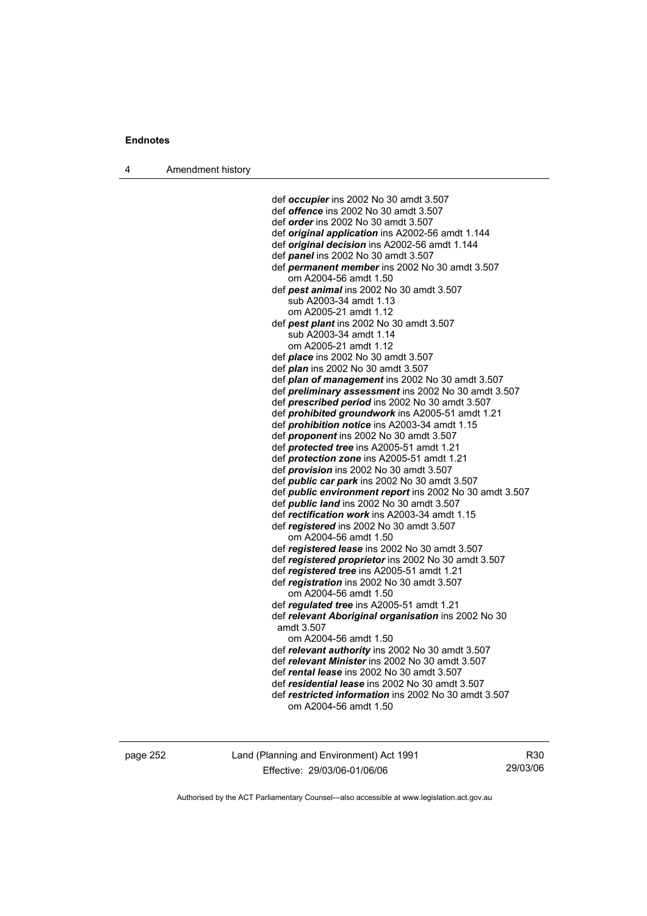def ***occupier*** ins 2002 No 30 amdt 3.507
def ***offence*** ins 2002 No 30 amdt 3.507
def ***order*** ins 2002 No 30 amdt 3.507
def ***original application*** ins A2002-56 amdt 1.144
def ***original decision*** ins A2002-56 amdt 1.144
def ***panel*** ins 2002 No 30 amdt 3.507
def ***permanent member*** ins 2002 No 30 amdt 3.507
    om A2004-56 amdt 1.50
def ***pest animal*** ins 2002 No 30 amdt 3.507
    sub A2003-34 amdt 1.13
    om A2005-21 amdt 1.12
def ***pest plant*** ins 2002 No 30 amdt 3.507
    sub A2003-34 amdt 1.14
    om A2005-21 amdt 1.12
def ***place*** ins 2002 No 30 amdt 3.507
def ***plan*** ins 2002 No 30 amdt 3.507
def ***plan of management*** ins 2002 No 30 amdt 3.507
def ***preliminary assessment*** ins 2002 No 30 amdt 3.507
def ***prescribed period*** ins 2002 No 30 amdt 3.507
def ***prohibited groundwork*** ins A2005-51 amdt 1.21
def ***prohibition notice*** ins A2003-34 amdt 1.15
def ***proponent*** ins 2002 No 30 amdt 3.507
def ***protected tree*** ins A2005-51 amdt 1.21
def ***protection zone*** ins A2005-51 amdt 1.21
def ***provision*** ins 2002 No 30 amdt 3.507
def ***public car park*** ins 2002 No 30 amdt 3.507
def ***public environment report*** ins 2002 No 30 amdt 3.507
def ***public land*** ins 2002 No 30 amdt 3.507
def ***rectification work*** ins A2003-34 amdt 1.15
def ***registered*** ins 2002 No 30 amdt 3.507
    om A2004-56 amdt 1.50
def ***registered lease*** ins 2002 No 30 amdt 3.507
def ***registered proprietor*** ins 2002 No 30 amdt 3.507
def ***registered tree*** ins A2005-51 amdt 1.21
def ***registration*** ins 2002 No 30 amdt 3.507
    om A2004-56 amdt 1.50
def ***regulated tree*** ins A2005-51 amdt 1.21
def ***relevant Aboriginal organisation*** ins 2002 No 30 amdt 3.507
    om A2004-56 amdt 1.50
def ***relevant authority*** ins 2002 No 30 amdt 3.507
def ***relevant Minister*** ins 2002 No 30 amdt 3.507
def ***rental lease*** ins 2002 No 30 amdt 3.507
def ***residential lease*** ins 2002 No 30 amdt 3.507
def ***restricted information*** ins 2002 No 30 amdt 3.507
    om A2004-56 amdt 1.50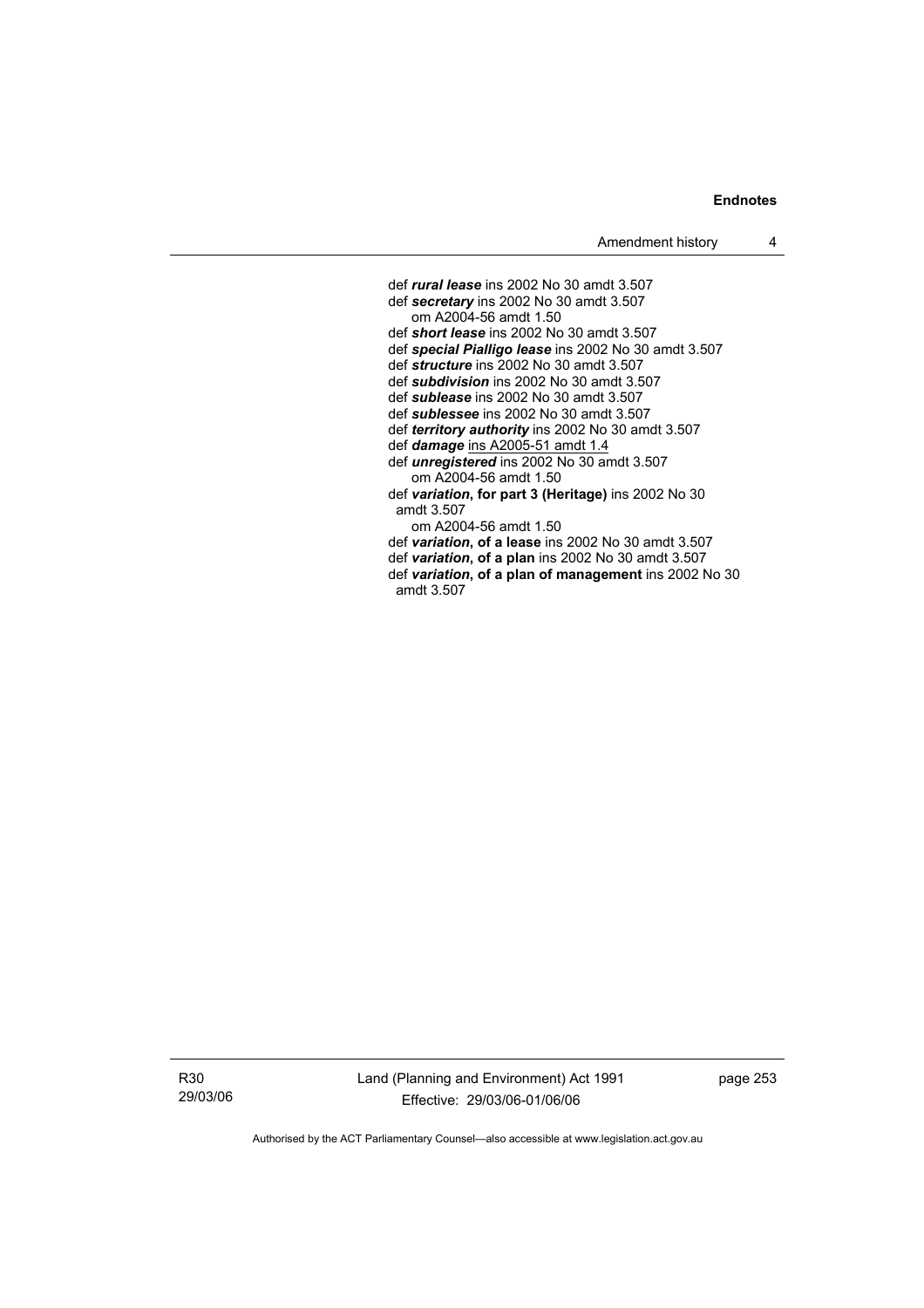def ***rural lease*** ins 2002 No 30 amdt 3.507
def ***secretary*** ins 2002 No 30 amdt 3.507
om A2004-56 amdt 1.50
def ***short lease*** ins 2002 No 30 amdt 3.507
def ***special Pialligo lease*** ins 2002 No 30 amdt 3.507
def ***structure*** ins 2002 No 30 amdt 3.507
def ***subdivision*** ins 2002 No 30 amdt 3.507
def ***sublease*** ins 2002 No 30 amdt 3.507
def ***sublessee*** ins 2002 No 30 amdt 3.507
def ***territory authority*** ins 2002 No 30 amdt 3.507
def ***damage*** ins A2005-51 amdt 1.4
def ***unregistered*** ins 2002 No 30 amdt 3.507
om A2004-56 amdt 1.50
def ***variation*, for part 3 (Heritage)** ins 2002 No 30 amdt 3.507
om A2004-56 amdt 1.50
def ***variation*, of a lease** ins 2002 No 30 amdt 3.507
def ***variation*, of a plan** ins 2002 No 30 amdt 3.507
def ***variation*, of a plan of management** ins 2002 No 30 amdt 3.507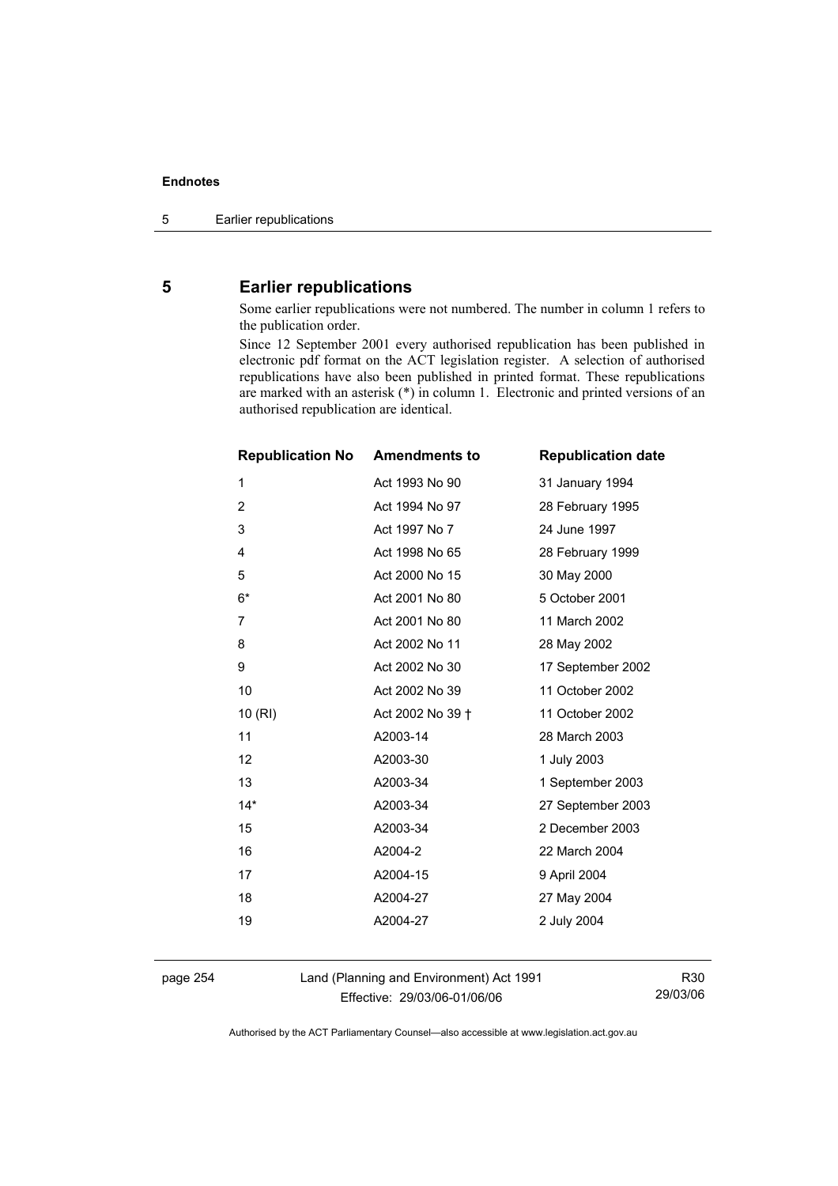## 5 Earlier republications

Some earlier republications were not numbered. The number in column 1 refers to the publication order.

Since 12 September 2001 every authorised republication has been published in electronic pdf format on the ACT legislation register. A selection of authorised republications have also been published in printed format. These republications are marked with an asterisk (*) in column 1. Electronic and printed versions of an authorised republication are identical.

| Republication No | Amendments to | Republication date |
|---|---|---|
| 1 | Act 1993 No 90 | 31 January 1994 |
| 2 | Act 1994 No 97 | 28 February 1995 |
| 3 | Act 1997 No 7 | 24 June 1997 |
| 4 | Act 1998 No 65 | 28 February 1999 |
| 5 | Act 2000 No 15 | 30 May 2000 |
| 6* | Act 2001 No 80 | 5 October 2001 |
| 7 | Act 2001 No 80 | 11 March 2002 |
| 8 | Act 2002 No 11 | 28 May 2002 |
| 9 | Act 2002 No 30 | 17 September 2002 |
| 10 | Act 2002 No 39 | 11 October 2002 |
| 10 (RI) | Act 2002 No 39 † | 11 October 2002 |
| 11 | A2003-14 | 28 March 2003 |
| 12 | A2003-30 | 1 July 2003 |
| 13 | A2003-34 | 1 September 2003 |
| 14* | A2003-34 | 27 September 2003 |
| 15 | A2003-34 | 2 December 2003 |
| 16 | A2004-2 | 22 March 2004 |
| 17 | A2004-15 | 9 April 2004 |
| 18 | A2004-27 | 27 May 2004 |
| 19 | A2004-27 | 2 July 2004 |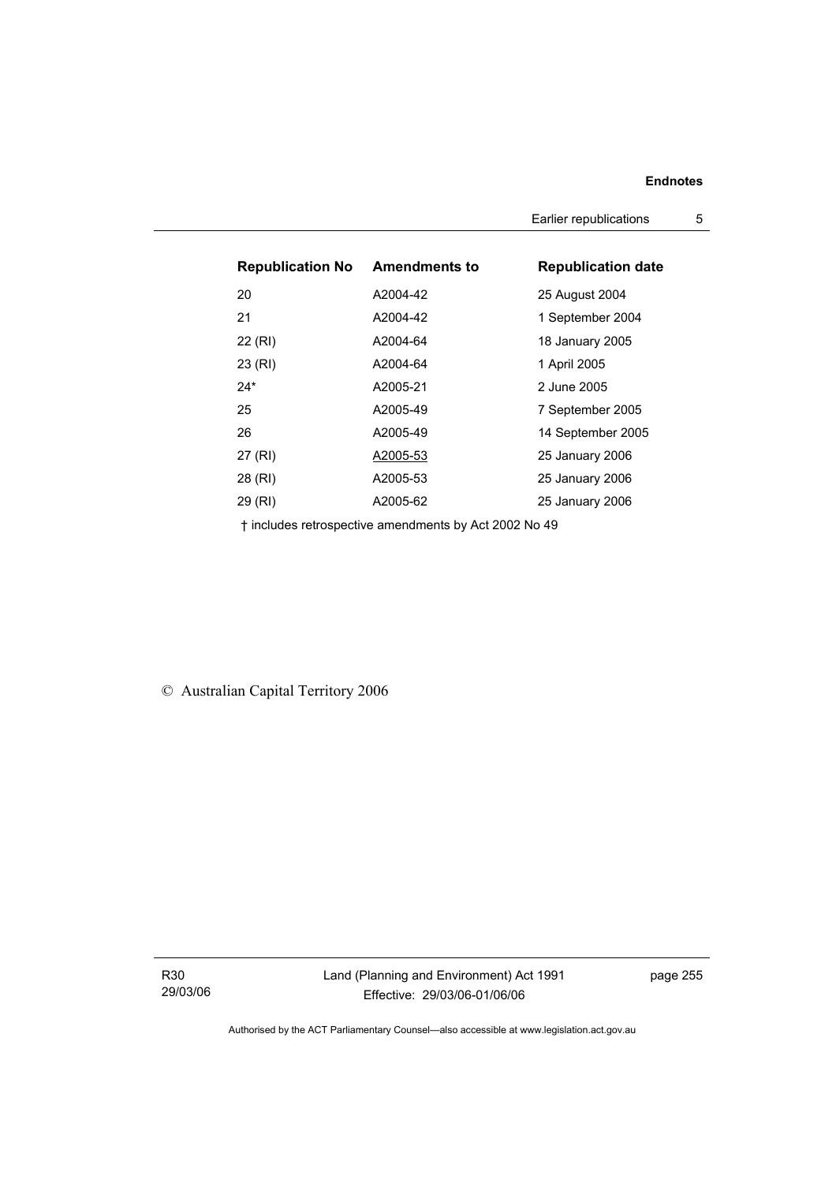| Republication No | Amendments to | Republication date |
|---|---|---|
| 20 | A2004-42 | 25 August 2004 |
| 21 | A2004-42 | 1 September 2004 |
| 22 (RI) | A2004-64 | 18 January 2005 |
| 23 (RI) | A2004-64 | 1 April 2005 |
| 24* | A2005-21 | 2 June 2005 |
| 25 | A2005-49 | 7 September 2005 |
| 26 | A2005-49 | 14 September 2005 |
| 27 (RI) | A2005-53 | 25 January 2006 |
| 28 (RI) | A2005-53 | 25 January 2006 |
| 29 (RI) | A2005-62 | 25 January 2006 |

† includes retrospective amendments by Act 2002 No 49

© Australian Capital Territory 2006